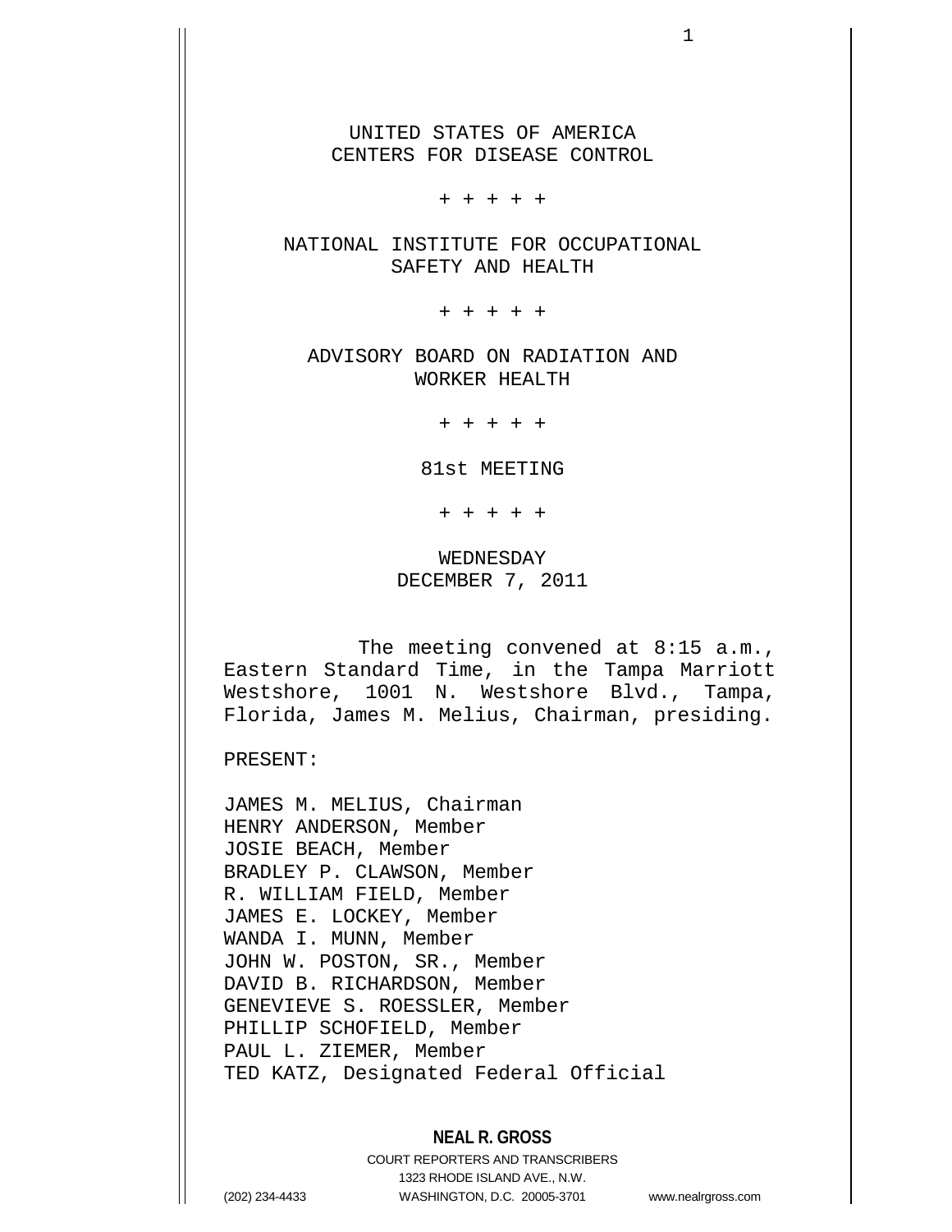UNITED STATES OF AMERICA
CENTERS FOR DISEASE CONTROL

+ + + + +

NATIONAL INSTITUTE FOR OCCUPATIONAL SAFETY AND HEALTH

+ + + + +

ADVISORY BOARD ON RADIATION AND WORKER HEALTH

+ + + + +

81st MEETING

+ + + + +

WEDNESDAY
DECEMBER 7, 2011

The meeting convened at 8:15 a.m., Eastern Standard Time, in the Tampa Marriott Westshore, 1001 N. Westshore Blvd., Tampa, Florida, James M. Melius, Chairman, presiding.

PRESENT:

JAMES M. MELIUS, Chairman
HENRY ANDERSON, Member
JOSIE BEACH, Member
BRADLEY P. CLAWSON, Member
R. WILLIAM FIELD, Member
JAMES E. LOCKEY, Member
WANDA I. MUNN, Member
JOHN W. POSTON, SR., Member
DAVID B. RICHARDSON, Member
GENEVIEVE S. ROESSLER, Member
PHILLIP SCHOFIELD, Member
PAUL L. ZIEMER, Member
TED KATZ, Designated Federal Official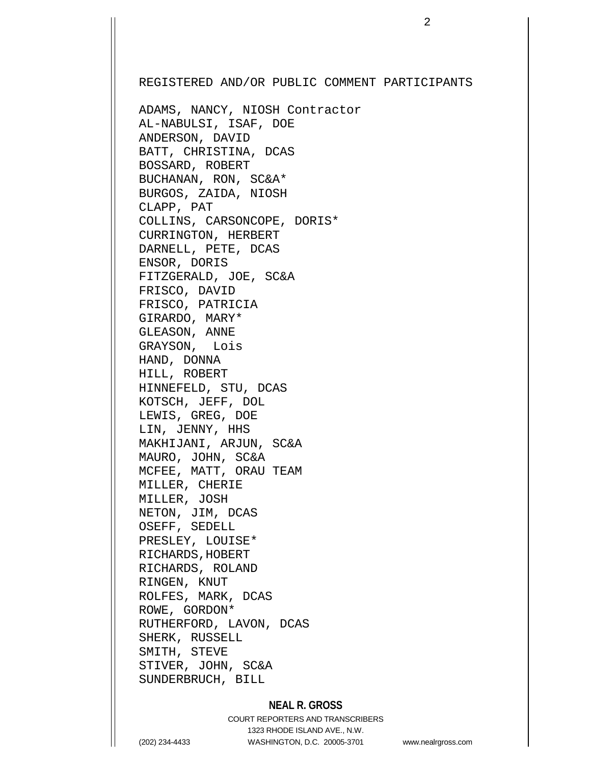REGISTERED AND/OR PUBLIC COMMENT PARTICIPANTS

ADAMS, NANCY, NIOSH Contractor
AL-NABULSI, ISAF, DOE
ANDERSON, DAVID
BATT, CHRISTINA, DCAS
BOSSARD, ROBERT
BUCHANAN, RON, SC&A*
BURGOS, ZAIDA, NIOSH
CLAPP, PAT
COLLINS, CARSONCOPE, DORIS*
CURRINGTON, HERBERT
DARNELL, PETE, DCAS
ENSOR, DORIS
FITZGERALD, JOE, SC&A
FRISCO, DAVID
FRISCO, PATRICIA
GIRARDO, MARY*
GLEASON, ANNE
GRAYSON, Lois
HAND, DONNA
HILL, ROBERT
HINNEFELD, STU, DCAS
KOTSCH, JEFF, DOL
LEWIS, GREG, DOE
LIN, JENNY, HHS
MAKHIJANI, ARJUN, SC&A
MAURO, JOHN, SC&A
MCFEE, MATT, ORAU TEAM
MILLER, CHERIE
MILLER, JOSH
NETON, JIM, DCAS
OSEFF, SEDELL
PRESLEY, LOUISE*
RICHARDS,HOBERT
RICHARDS, ROLAND
RINGEN, KNUT
ROLFES, MARK, DCAS
ROWE, GORDON*
RUTHERFORD, LAVON, DCAS
SHERK, RUSSELL
SMITH, STEVE
STIVER, JOHN, SC&A
SUNDERBRUCH, BILL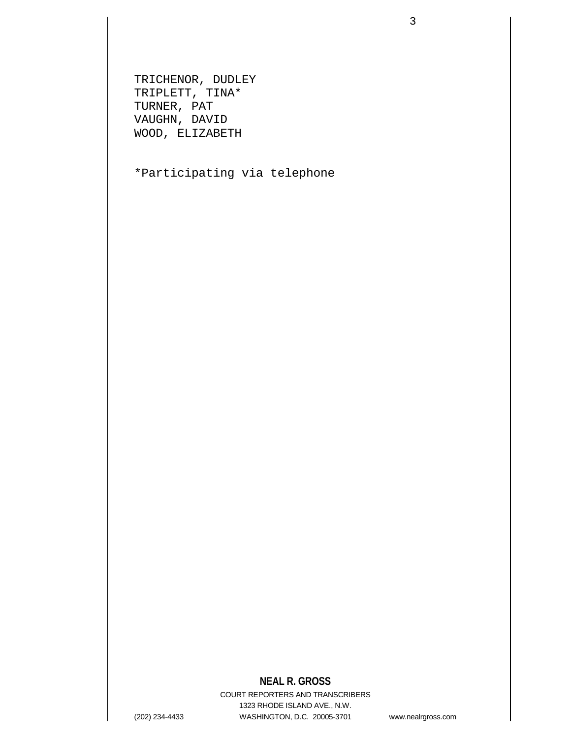TRICHENOR, DUDLEY
TRIPLETT, TINA*
TURNER, PAT
VAUGHN, DAVID
WOOD, ELIZABETH

*Participating via telephone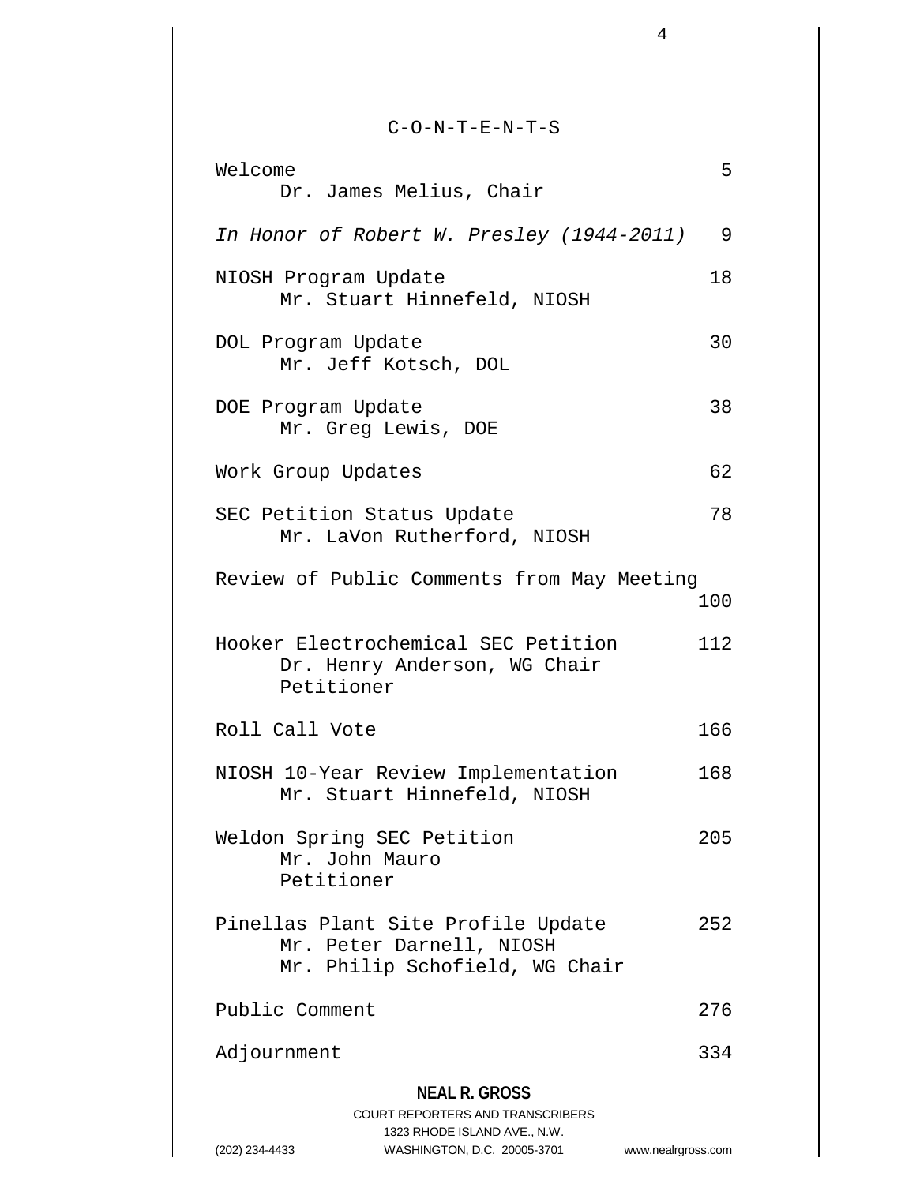# C-O-N-T-E-N-T-S

| | |
|---|---|
| Welcome<br>Dr. James Melius, Chair | 5 |
| *In Honor of Robert W. Presley (1944-2011)* | 9 |
| NIOSH Program Update<br>Mr. Stuart Hinnefeld, NIOSH | 18 |
| DOL Program Update<br>Mr. Jeff Kotsch, DOL | 30 |
| DOE Program Update<br>Mr. Greg Lewis, DOE | 38 |
| Work Group Updates | 62 |
| SEC Petition Status Update<br>Mr. LaVon Rutherford, NIOSH | 78 |
| Review of Public Comments from May Meeting | 100 |
| Hooker Electrochemical SEC Petition<br>Dr. Henry Anderson, WG Chair<br>Petitioner | 112 |
| Roll Call Vote | 166 |
| NIOSH 10-Year Review Implementation<br>Mr. Stuart Hinnefeld, NIOSH | 168 |
| Weldon Spring SEC Petition<br>Mr. John Mauro<br>Petitioner | 205 |
| Pinellas Plant Site Profile Update<br>Mr. Peter Darnell, NIOSH<br>Mr. Philip Schofield, WG Chair | 252 |
| Public Comment | 276 |
| Adjournment | 334 |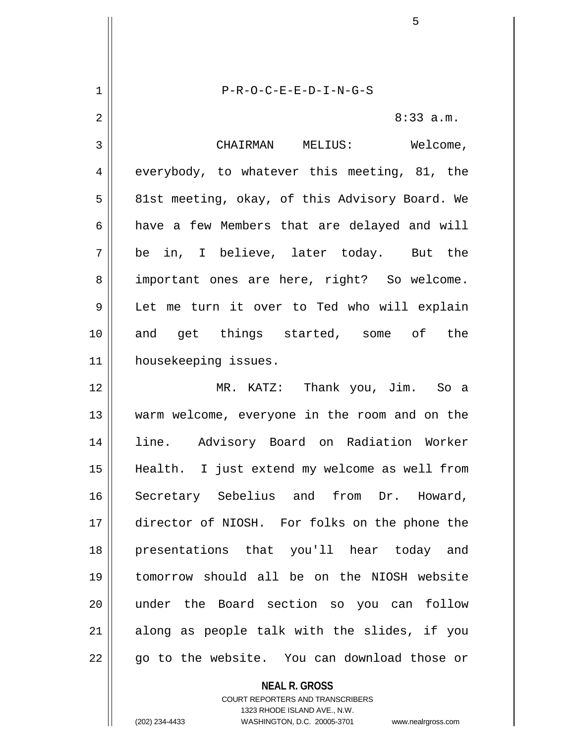P-R-O-C-E-E-D-I-N-G-S

8:33 a.m.

CHAIRMAN MELIUS: Welcome, everybody, to whatever this meeting, 81, the 81st meeting, okay, of this Advisory Board. We have a few Members that are delayed and will be in, I believe, later today. But the important ones are here, right? So welcome. Let me turn it over to Ted who will explain and get things started, some of the housekeeping issues.

MR. KATZ: Thank you, Jim. So a warm welcome, everyone in the room and on the line. Advisory Board on Radiation Worker Health. I just extend my welcome as well from Secretary Sebelius and from Dr. Howard, director of NIOSH. For folks on the phone the presentations that you'll hear today and tomorrow should all be on the NIOSH website under the Board section so you can follow along as people talk with the slides, if you go to the website. You can download those or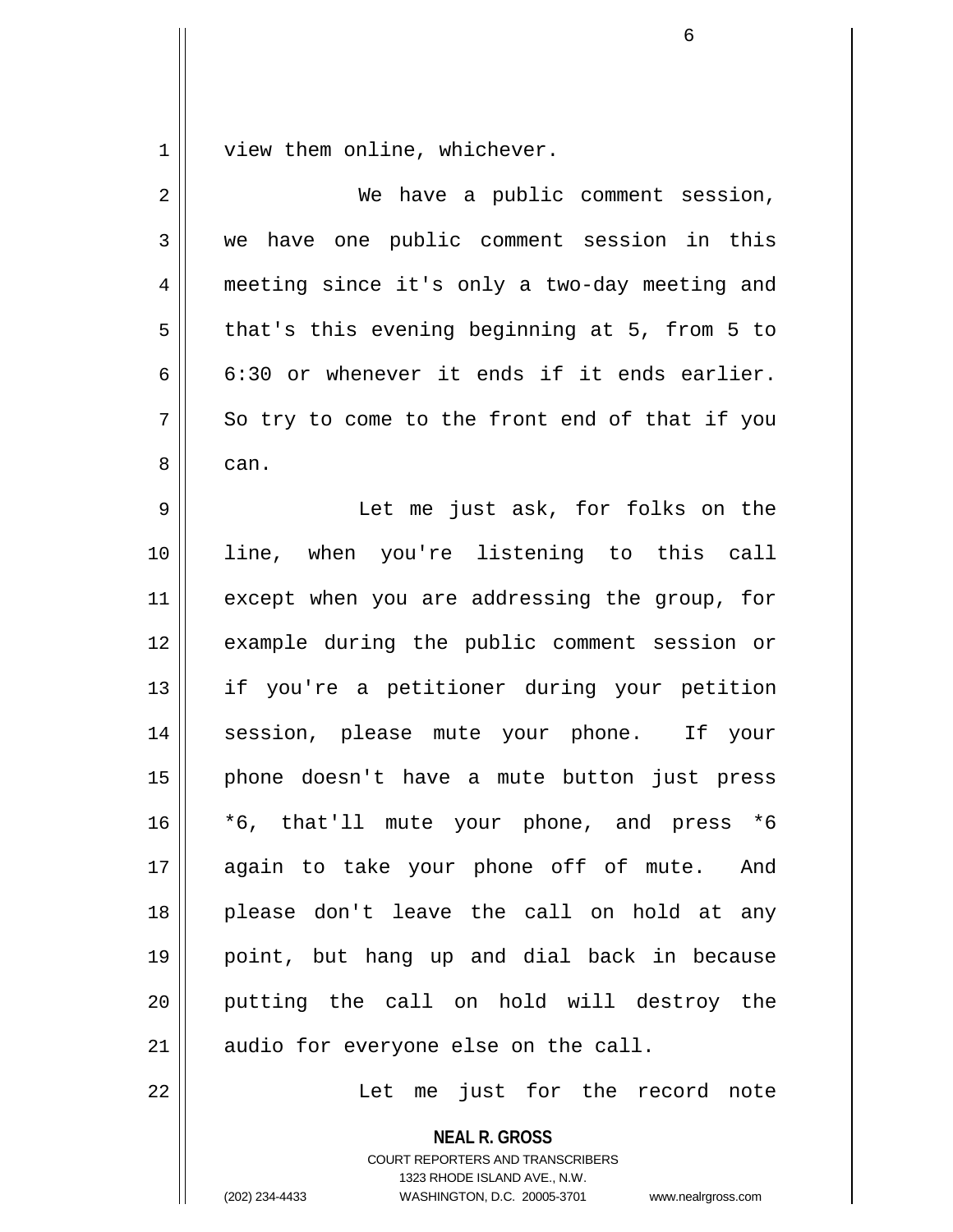view them online, whichever.

We have a public comment session, we have one public comment session in this meeting since it's only a two-day meeting and that's this evening beginning at 5, from 5 to 6:30 or whenever it ends if it ends earlier. So try to come to the front end of that if you can.

Let me just ask, for folks on the line, when you're listening to this call except when you are addressing the group, for example during the public comment session or if you're a petitioner during your petition session, please mute your phone. If your phone doesn't have a mute button just press *6, that'll mute your phone, and press *6 again to take your phone off of mute. And please don't leave the call on hold at any point, but hang up and dial back in because putting the call on hold will destroy the audio for everyone else on the call.

Let me just for the record note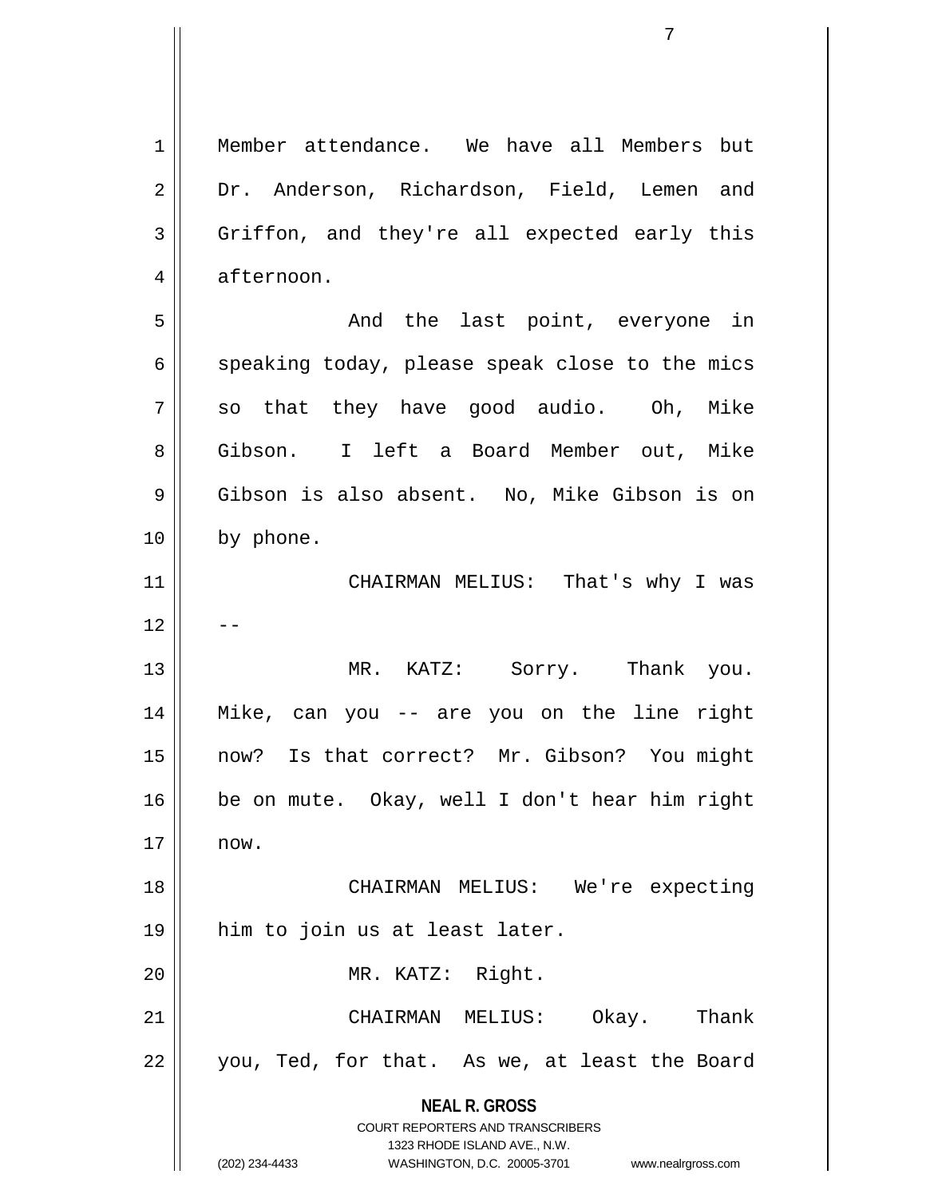Member attendance. We have all Members but Dr. Anderson, Richardson, Field, Lemen and Griffon, and they're all expected early this afternoon.

And the last point, everyone in speaking today, please speak close to the mics so that they have good audio. Oh, Mike Gibson. I left a Board Member out, Mike Gibson is also absent. No, Mike Gibson is on by phone.

CHAIRMAN MELIUS: That's why I was --

MR. KATZ: Sorry. Thank you. Mike, can you -- are you on the line right now? Is that correct? Mr. Gibson? You might be on mute. Okay, well I don't hear him right now.

CHAIRMAN MELIUS: We're expecting him to join us at least later.

MR. KATZ: Right.

CHAIRMAN MELIUS: Okay. Thank you, Ted, for that. As we, at least the Board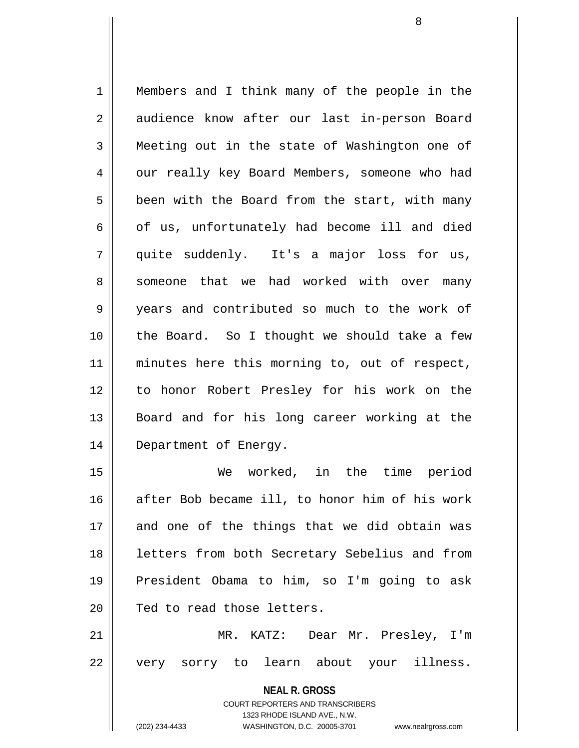Members and I think many of the people in the audience know after our last in-person Board Meeting out in the state of Washington one of our really key Board Members, someone who had been with the Board from the start, with many of us, unfortunately had become ill and died quite suddenly. It's a major loss for us, someone that we had worked with over many years and contributed so much to the work of the Board. So I thought we should take a few minutes here this morning to, out of respect, to honor Robert Presley for his work on the Board and for his long career working at the Department of Energy.

We worked, in the time period after Bob became ill, to honor him of his work and one of the things that we did obtain was letters from both Secretary Sebelius and from President Obama to him, so I'm going to ask Ted to read those letters.

MR. KATZ: Dear Mr. Presley, I'm very sorry to learn about your illness.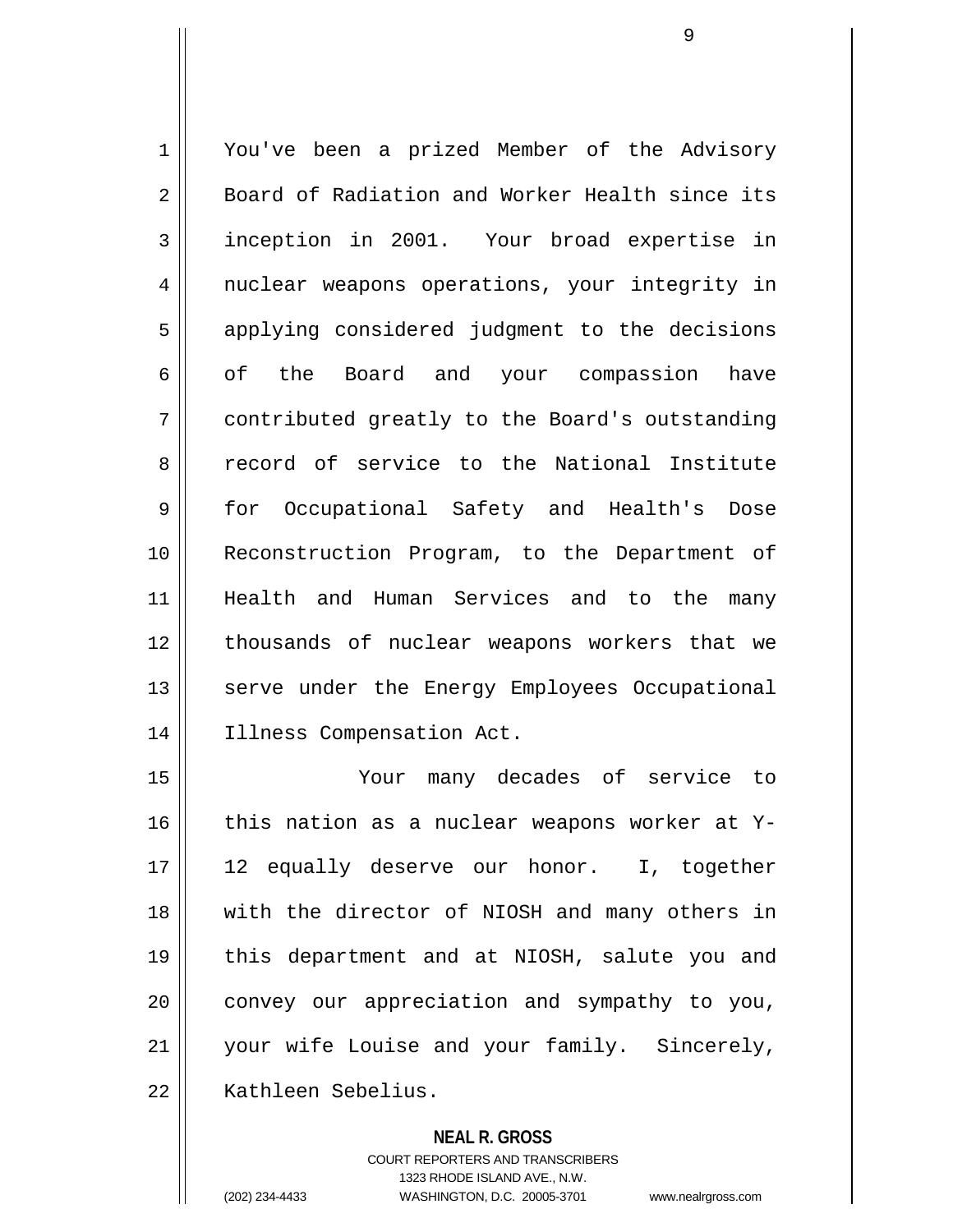You've been a prized Member of the Advisory Board of Radiation and Worker Health since its inception in 2001. Your broad expertise in nuclear weapons operations, your integrity in applying considered judgment to the decisions of the Board and your compassion have contributed greatly to the Board's outstanding record of service to the National Institute for Occupational Safety and Health's Dose Reconstruction Program, to the Department of Health and Human Services and to the many thousands of nuclear weapons workers that we serve under the Energy Employees Occupational Illness Compensation Act.

Your many decades of service to this nation as a nuclear weapons worker at Y-12 equally deserve our honor. I, together with the director of NIOSH and many others in this department and at NIOSH, salute you and convey our appreciation and sympathy to you, your wife Louise and your family. Sincerely, Kathleen Sebelius.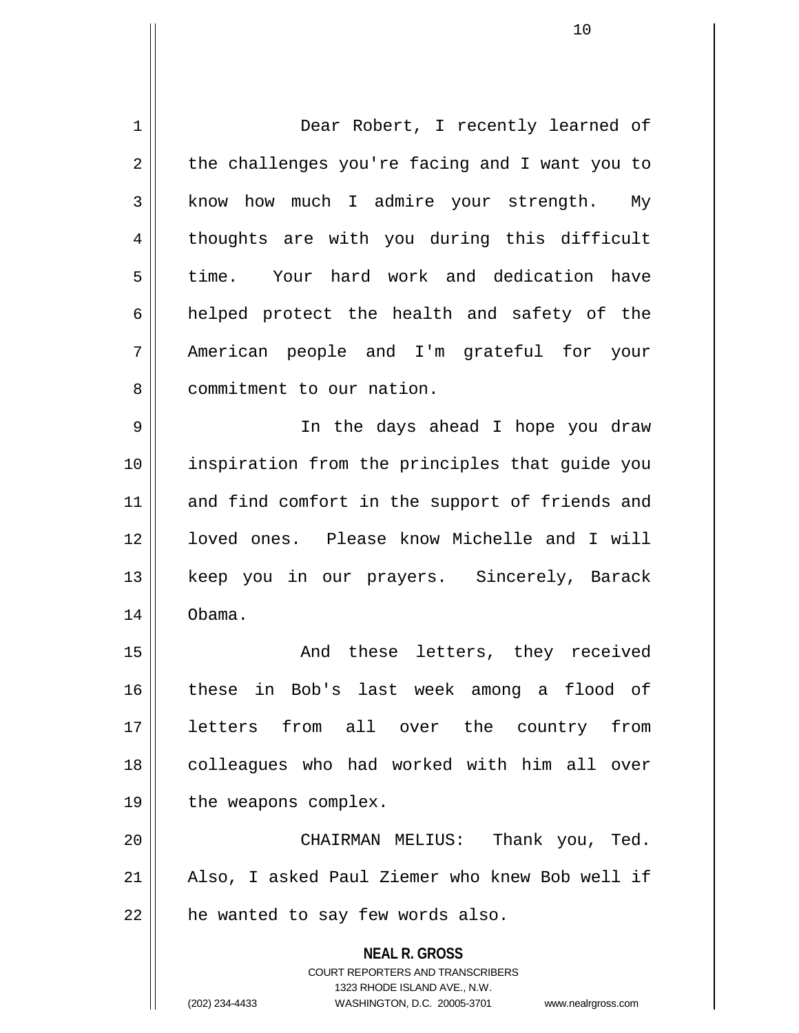Dear Robert, I recently learned of the challenges you're facing and I want you to know how much I admire your strength. My thoughts are with you during this difficult time. Your hard work and dedication have helped protect the health and safety of the American people and I'm grateful for your commitment to our nation.

In the days ahead I hope you draw inspiration from the principles that guide you and find comfort in the support of friends and loved ones. Please know Michelle and I will keep you in our prayers. Sincerely, Barack Obama.

And these letters, they received these in Bob's last week among a flood of letters from all over the country from colleagues who had worked with him all over the weapons complex.

CHAIRMAN MELIUS: Thank you, Ted. Also, I asked Paul Ziemer who knew Bob well if he wanted to say few words also.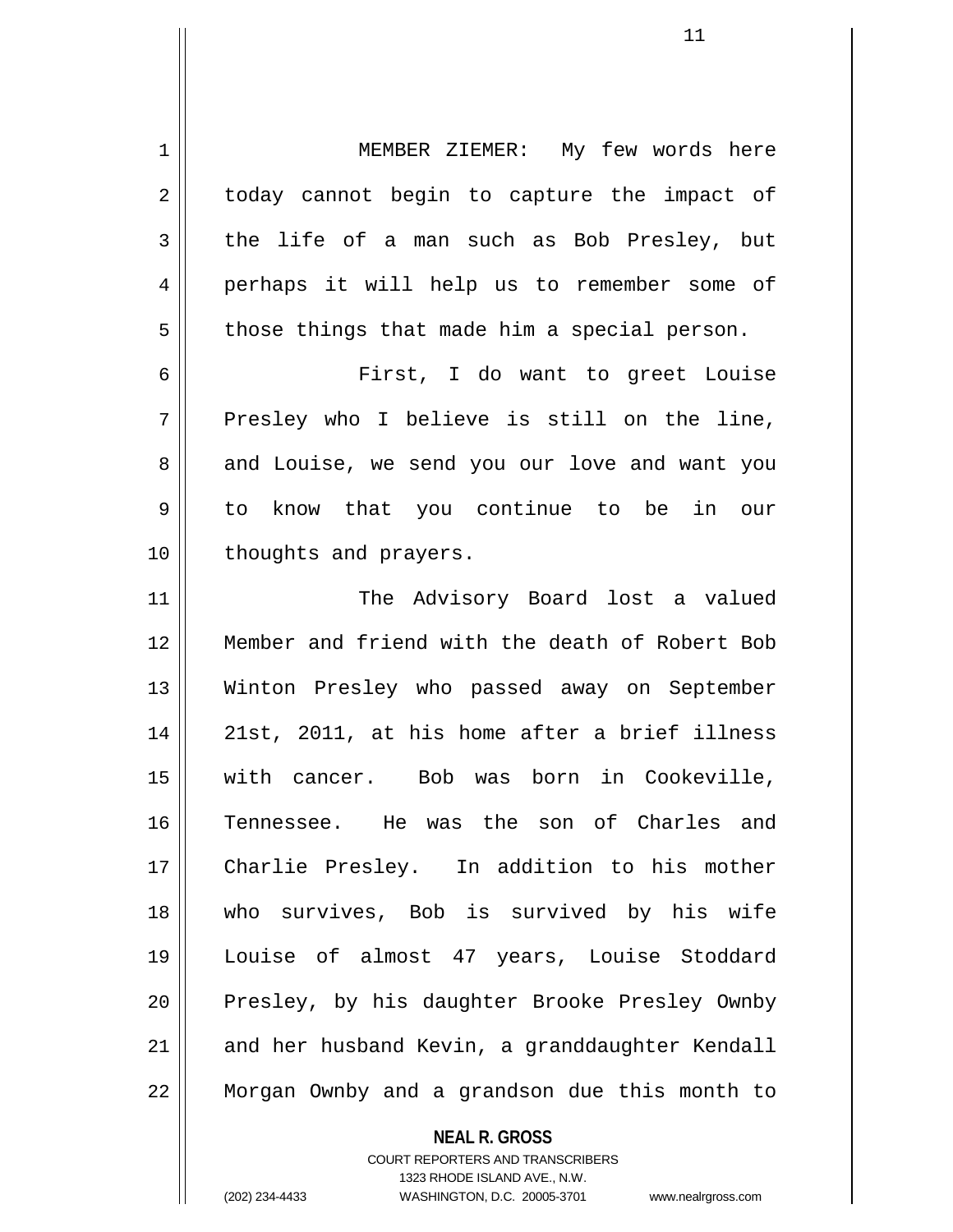MEMBER ZIEMER: My few words here today cannot begin to capture the impact of the life of a man such as Bob Presley, but perhaps it will help us to remember some of those things that made him a special person.

First, I do want to greet Louise Presley who I believe is still on the line, and Louise, we send you our love and want you to know that you continue to be in our thoughts and prayers.

The Advisory Board lost a valued Member and friend with the death of Robert Bob Winton Presley who passed away on September 21st, 2011, at his home after a brief illness with cancer. Bob was born in Cookeville, Tennessee. He was the son of Charles and Charlie Presley. In addition to his mother who survives, Bob is survived by his wife Louise of almost 47 years, Louise Stoddard Presley, by his daughter Brooke Presley Ownby and her husband Kevin, a granddaughter Kendall Morgan Ownby and a grandson due this month to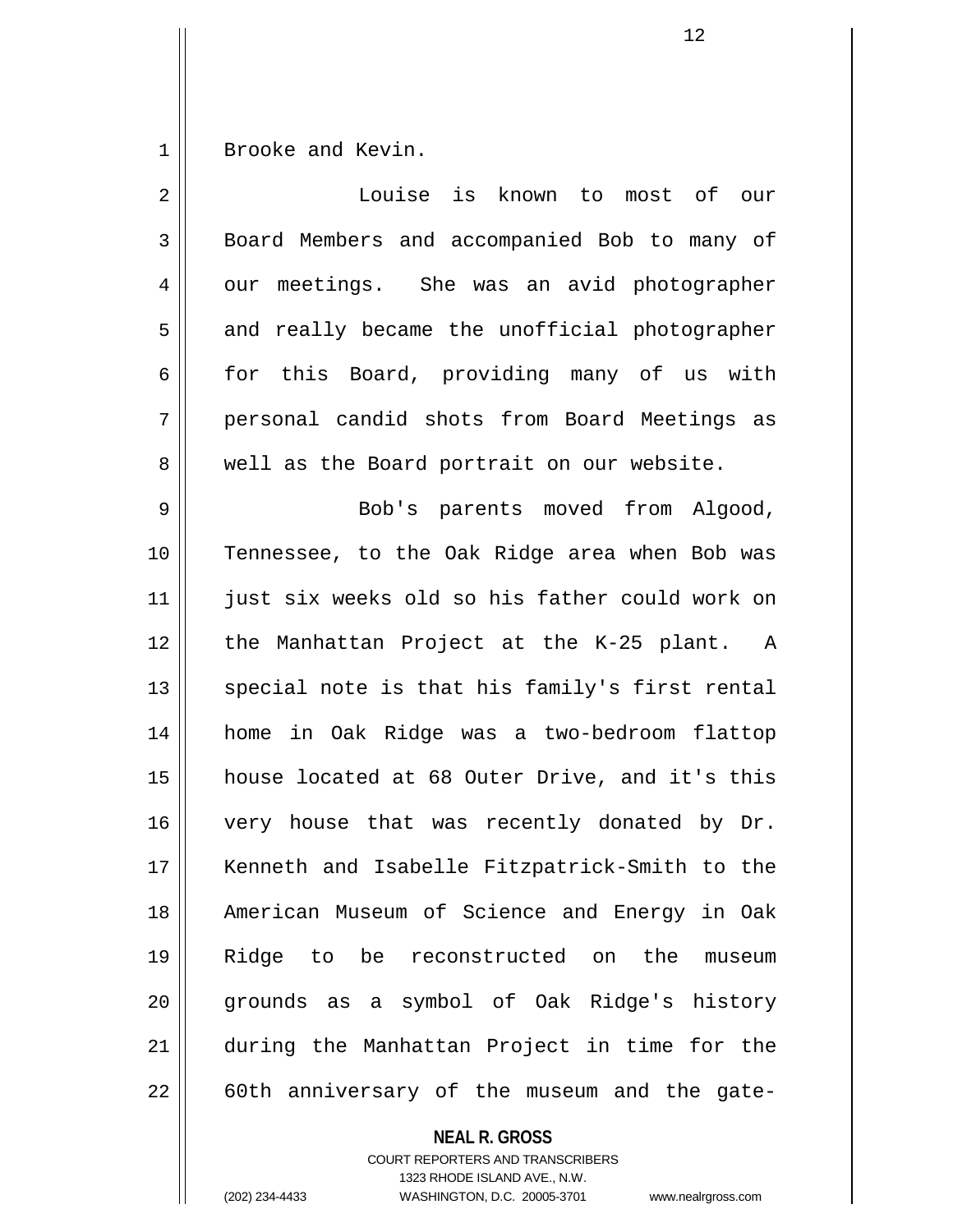Brooke and Kevin.

Louise is known to most of our Board Members and accompanied Bob to many of our meetings. She was an avid photographer and really became the unofficial photographer for this Board, providing many of us with personal candid shots from Board Meetings as well as the Board portrait on our website.

Bob's parents moved from Algood, Tennessee, to the Oak Ridge area when Bob was just six weeks old so his father could work on the Manhattan Project at the K-25 plant. A special note is that his family's first rental home in Oak Ridge was a two-bedroom flattop house located at 68 Outer Drive, and it's this very house that was recently donated by Dr. Kenneth and Isabelle Fitzpatrick-Smith to the American Museum of Science and Energy in Oak Ridge to be reconstructed on the museum grounds as a symbol of Oak Ridge's history during the Manhattan Project in time for the 60th anniversary of the museum and the gate-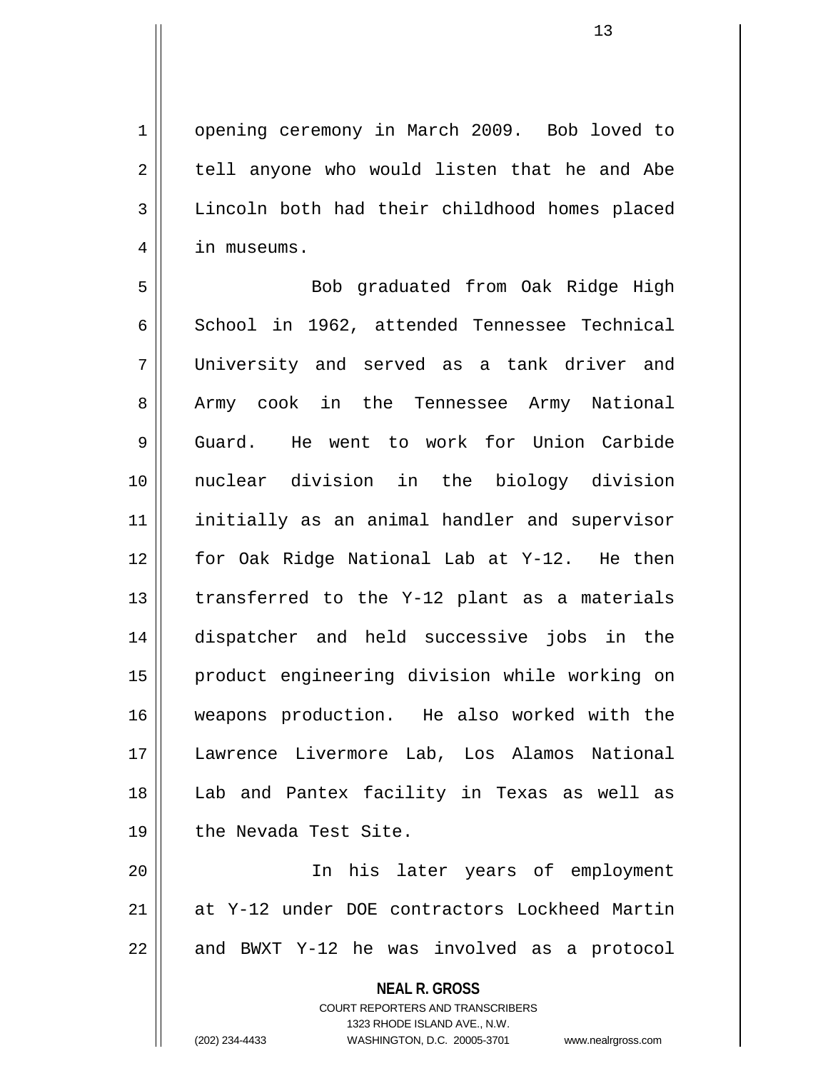opening ceremony in March 2009. Bob loved to tell anyone who would listen that he and Abe Lincoln both had their childhood homes placed in museums.

Bob graduated from Oak Ridge High School in 1962, attended Tennessee Technical University and served as a tank driver and Army cook in the Tennessee Army National Guard. He went to work for Union Carbide nuclear division in the biology division initially as an animal handler and supervisor for Oak Ridge National Lab at Y-12. He then transferred to the Y-12 plant as a materials dispatcher and held successive jobs in the product engineering division while working on weapons production. He also worked with the Lawrence Livermore Lab, Los Alamos National Lab and Pantex facility in Texas as well as the Nevada Test Site.

In his later years of employment at Y-12 under DOE contractors Lockheed Martin and BWXT Y-12 he was involved as a protocol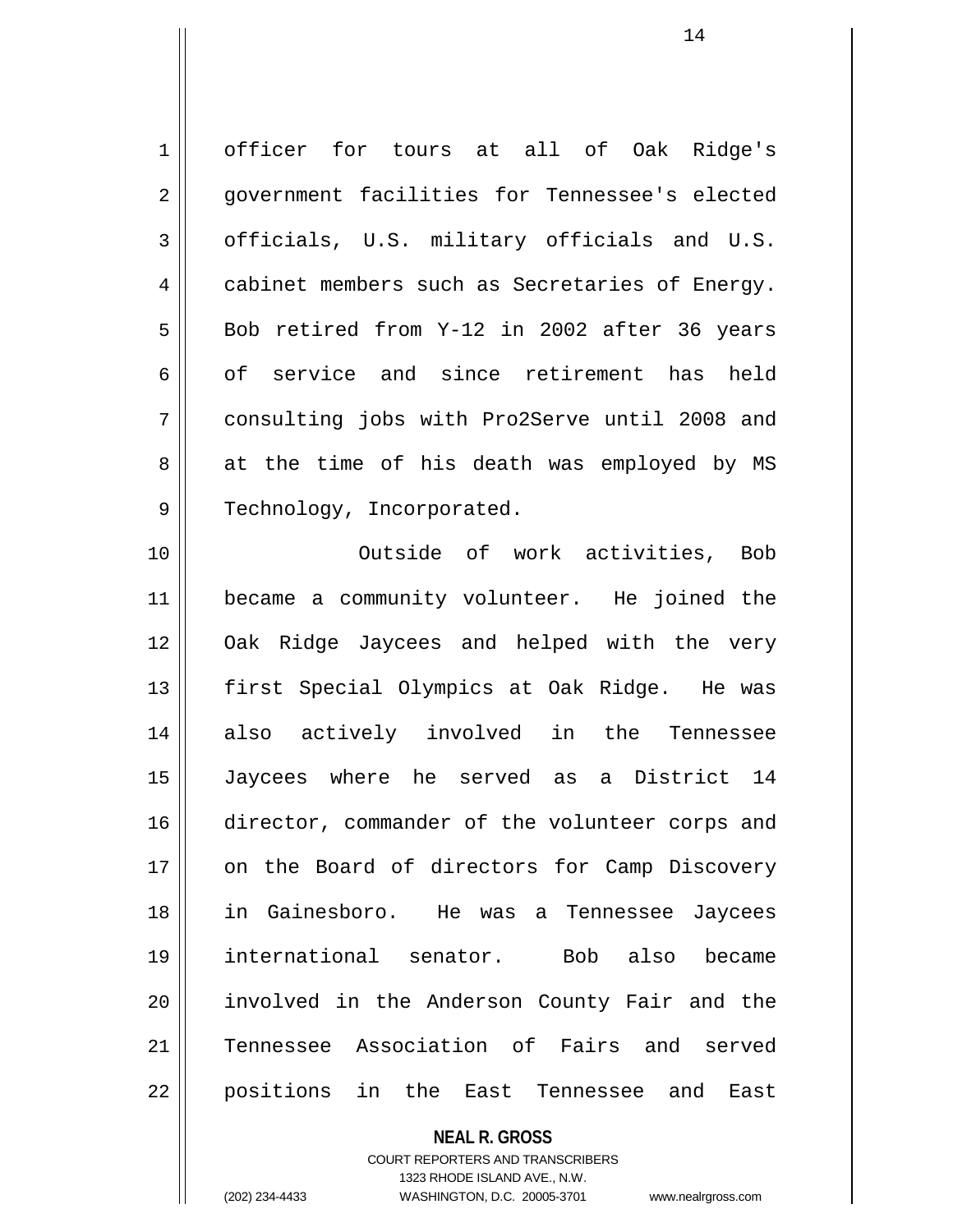officer for tours at all of Oak Ridge's government facilities for Tennessee's elected officials, U.S. military officials and U.S. cabinet members such as Secretaries of Energy. Bob retired from Y-12 in 2002 after 36 years of service and since retirement has held consulting jobs with Pro2Serve until 2008 and at the time of his death was employed by MS Technology, Incorporated.

Outside of work activities, Bob became a community volunteer. He joined the Oak Ridge Jaycees and helped with the very first Special Olympics at Oak Ridge. He was also actively involved in the Tennessee Jaycees where he served as a District 14 director, commander of the volunteer corps and on the Board of directors for Camp Discovery in Gainesboro. He was a Tennessee Jaycees international senator. Bob also became involved in the Anderson County Fair and the Tennessee Association of Fairs and served positions in the East Tennessee and East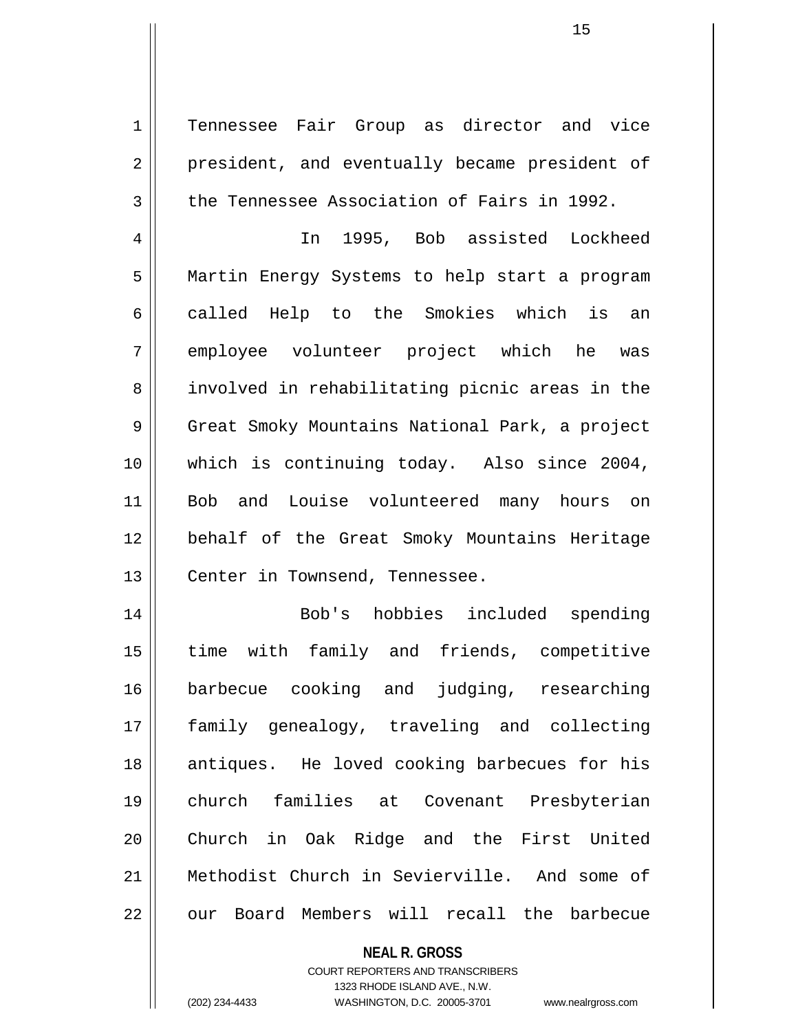Tennessee Fair Group as director and vice president, and eventually became president of the Tennessee Association of Fairs in 1992.

In 1995, Bob assisted Lockheed Martin Energy Systems to help start a program called Help to the Smokies which is an employee volunteer project which he was involved in rehabilitating picnic areas in the Great Smoky Mountains National Park, a project which is continuing today. Also since 2004, Bob and Louise volunteered many hours on behalf of the Great Smoky Mountains Heritage Center in Townsend, Tennessee.

Bob's hobbies included spending time with family and friends, competitive barbecue cooking and judging, researching family genealogy, traveling and collecting antiques. He loved cooking barbecues for his church families at Covenant Presbyterian Church in Oak Ridge and the First United Methodist Church in Sevierville. And some of our Board Members will recall the barbecue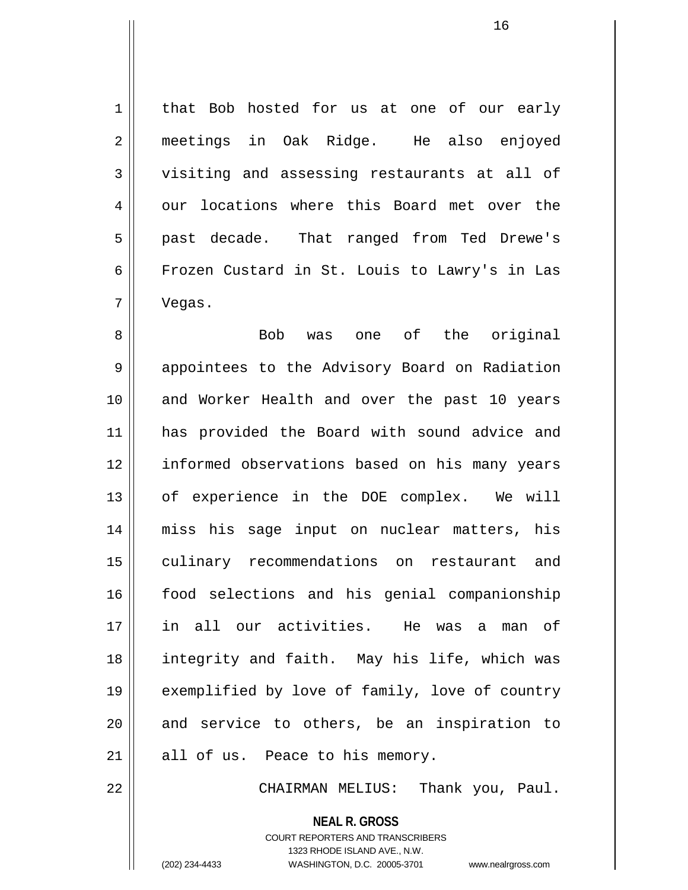that Bob hosted for us at one of our early meetings in Oak Ridge. He also enjoyed visiting and assessing restaurants at all of our locations where this Board met over the past decade. That ranged from Ted Drewe's Frozen Custard in St. Louis to Lawry's in Las Vegas.

Bob was one of the original appointees to the Advisory Board on Radiation and Worker Health and over the past 10 years has provided the Board with sound advice and informed observations based on his many years of experience in the DOE complex. We will miss his sage input on nuclear matters, his culinary recommendations on restaurant and food selections and his genial companionship in all our activities. He was a man of integrity and faith. May his life, which was exemplified by love of family, love of country and service to others, be an inspiration to all of us. Peace to his memory.

CHAIRMAN MELIUS: Thank you, Paul.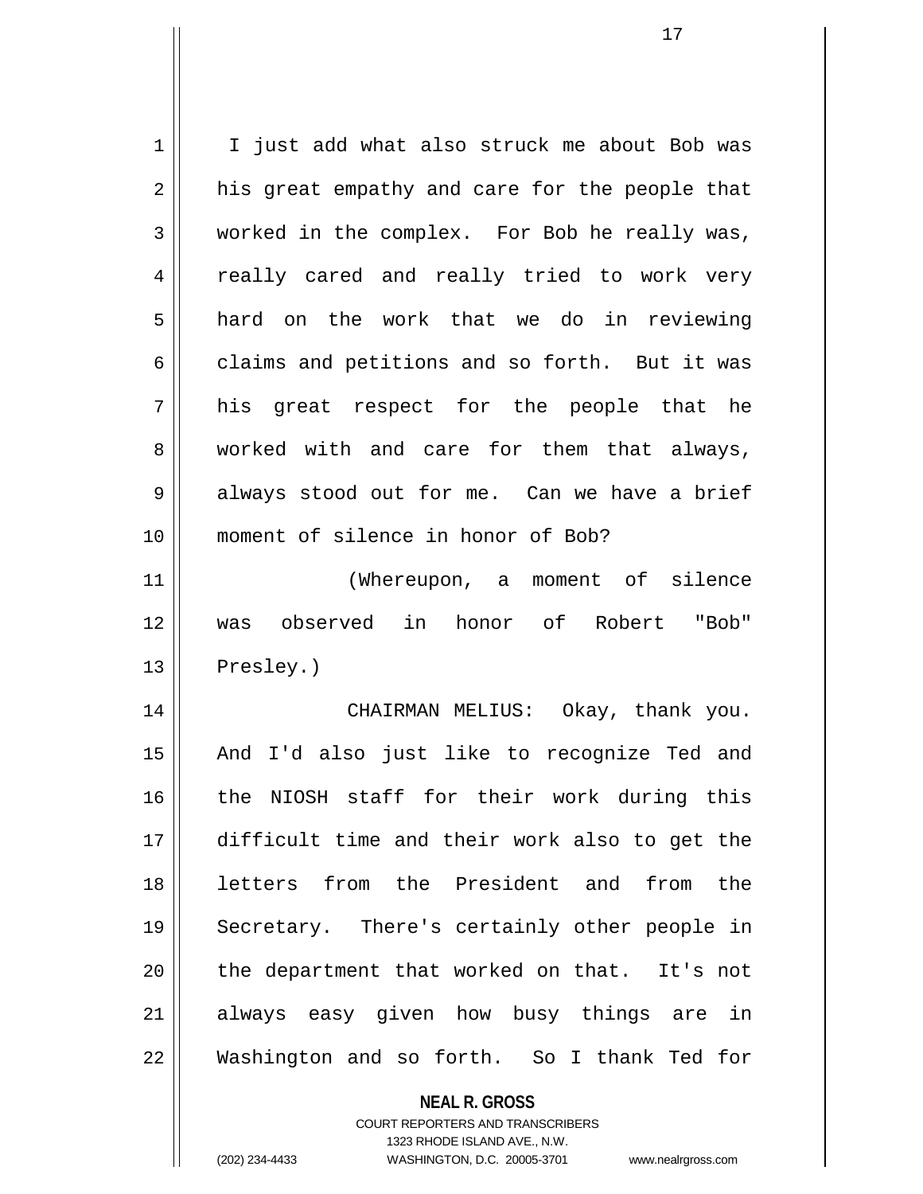I just add what also struck me about Bob was his great empathy and care for the people that worked in the complex. For Bob he really was, really cared and really tried to work very hard on the work that we do in reviewing claims and petitions and so forth. But it was his great respect for the people that he worked with and care for them that always, always stood out for me. Can we have a brief moment of silence in honor of Bob?

(Whereupon, a moment of silence was observed in honor of Robert "Bob" Presley.)

CHAIRMAN MELIUS: Okay, thank you. And I'd also just like to recognize Ted and the NIOSH staff for their work during this difficult time and their work also to get the letters from the President and from the Secretary. There's certainly other people in the department that worked on that. It's not always easy given how busy things are in Washington and so forth. So I thank Ted for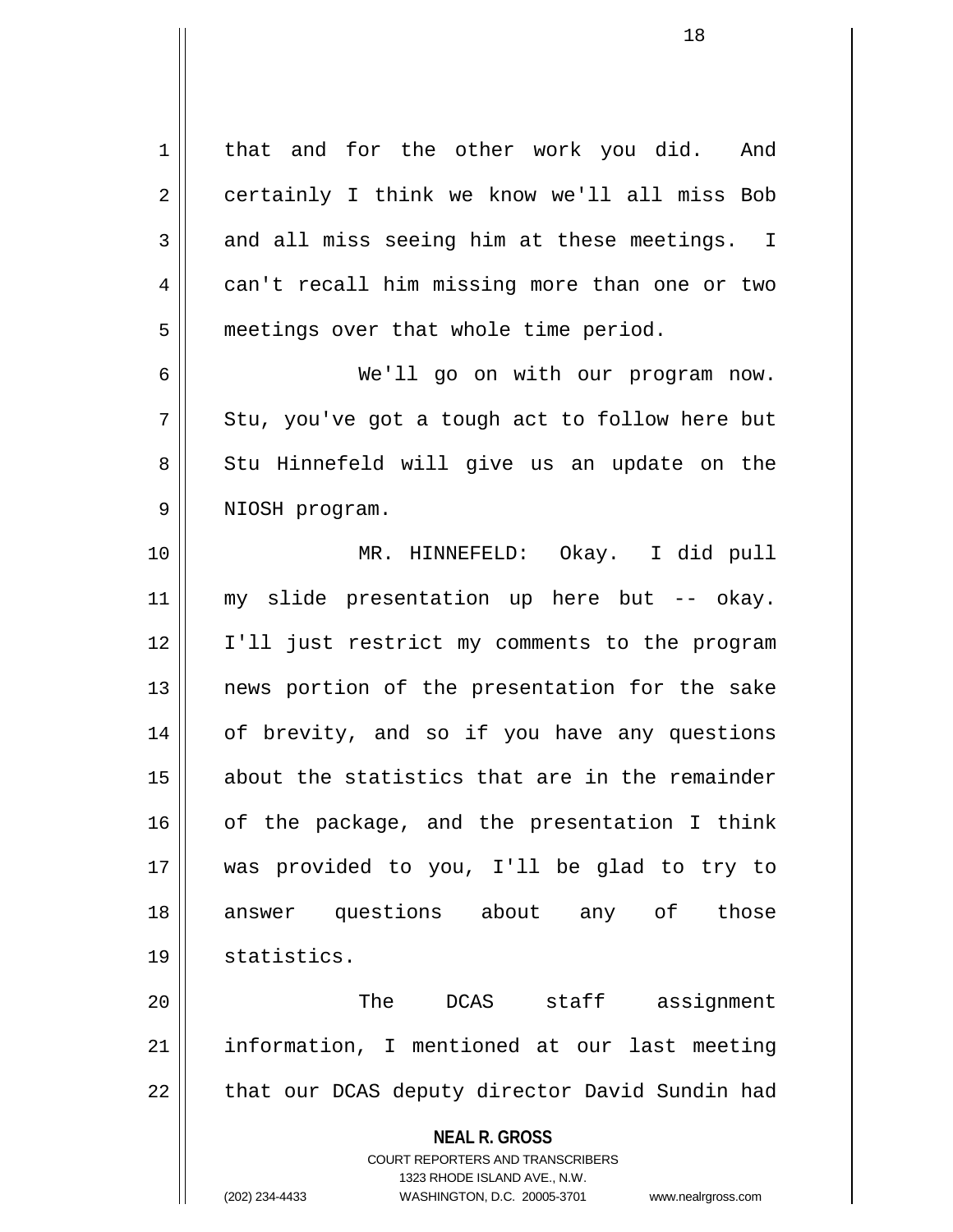that and for the other work you did. And certainly I think we know we'll all miss Bob and all miss seeing him at these meetings. I can't recall him missing more than one or two meetings over that whole time period.

We'll go on with our program now. Stu, you've got a tough act to follow here but Stu Hinnefeld will give us an update on the NIOSH program.

MR. HINNEFELD: Okay. I did pull my slide presentation up here but -- okay. I'll just restrict my comments to the program news portion of the presentation for the sake of brevity, and so if you have any questions about the statistics that are in the remainder of the package, and the presentation I think was provided to you, I'll be glad to try to answer questions about any of those statistics.

The DCAS staff assignment information, I mentioned at our last meeting that our DCAS deputy director David Sundin had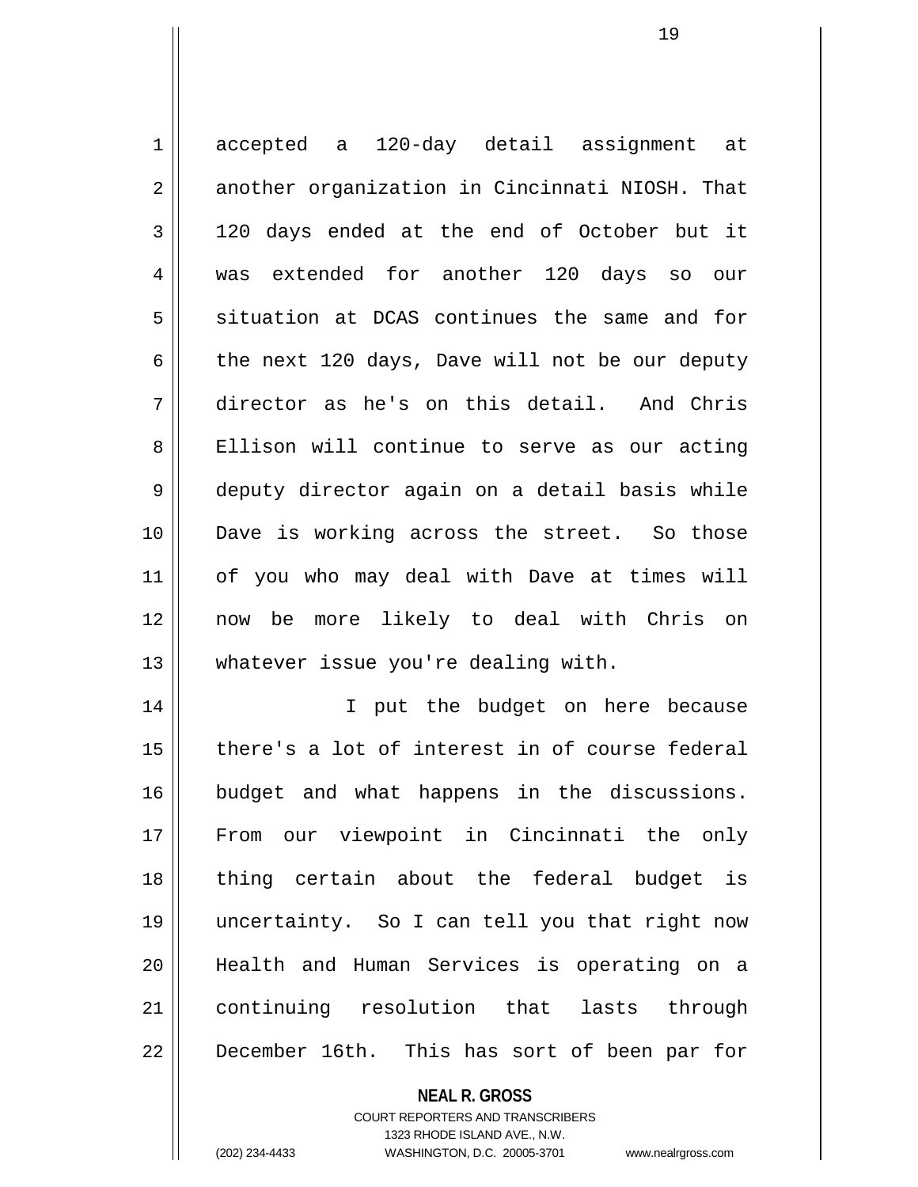accepted a 120-day detail assignment at another organization in Cincinnati NIOSH. That 120 days ended at the end of October but it was extended for another 120 days so our situation at DCAS continues the same and for the next 120 days, Dave will not be our deputy director as he's on this detail. And Chris Ellison will continue to serve as our acting deputy director again on a detail basis while Dave is working across the street. So those of you who may deal with Dave at times will now be more likely to deal with Chris on whatever issue you're dealing with.

I put the budget on here because there's a lot of interest in of course federal budget and what happens in the discussions. From our viewpoint in Cincinnati the only thing certain about the federal budget is uncertainty. So I can tell you that right now Health and Human Services is operating on a continuing resolution that lasts through December 16th. This has sort of been par for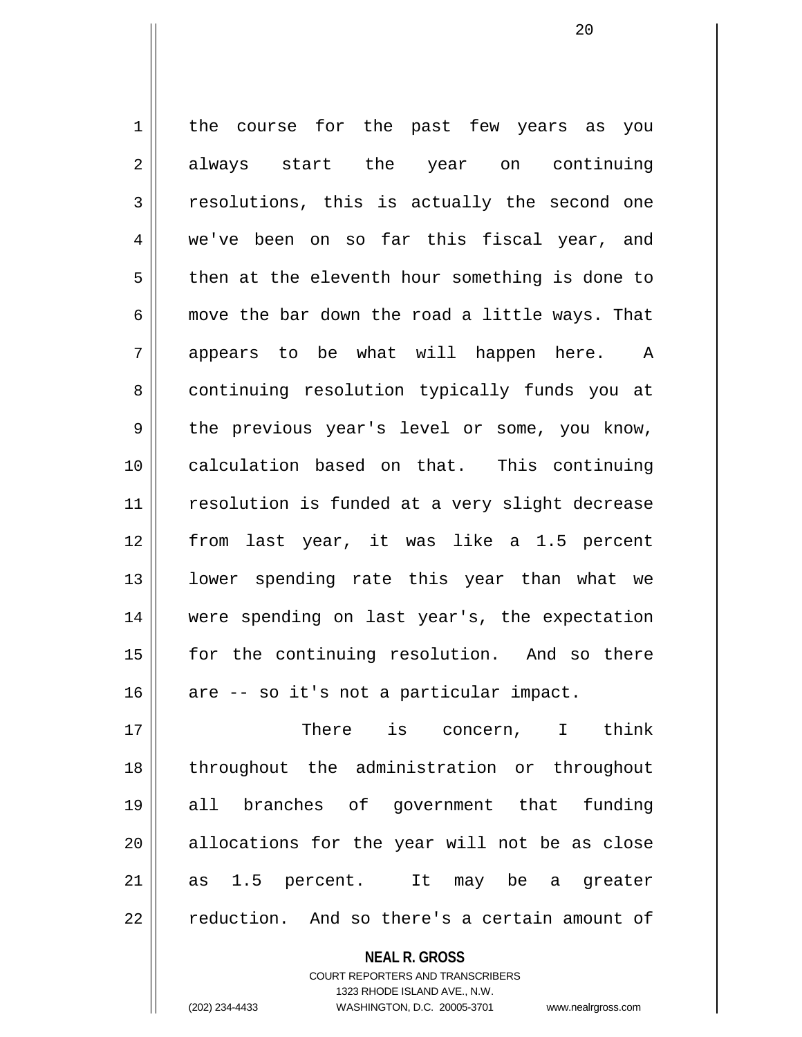the course for the past few years as you always start the year on continuing resolutions, this is actually the second one we've been on so far this fiscal year, and then at the eleventh hour something is done to move the bar down the road a little ways. That appears to be what will happen here. A continuing resolution typically funds you at the previous year's level or some, you know, calculation based on that. This continuing resolution is funded at a very slight decrease from last year, it was like a 1.5 percent lower spending rate this year than what we were spending on last year's, the expectation for the continuing resolution. And so there are -- so it's not a particular impact.

There is concern, I think throughout the administration or throughout all branches of government that funding allocations for the year will not be as close as 1.5 percent. It may be a greater reduction. And so there's a certain amount of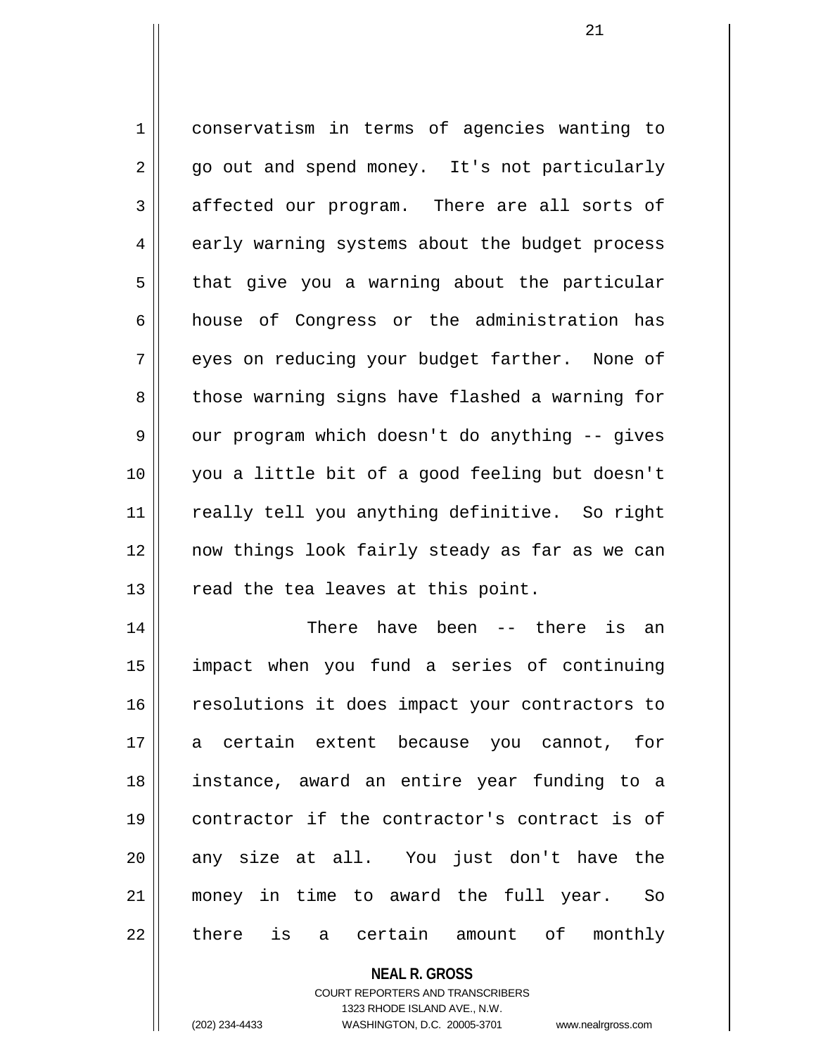conservatism in terms of agencies wanting to go out and spend money. It's not particularly affected our program. There are all sorts of early warning systems about the budget process that give you a warning about the particular house of Congress or the administration has eyes on reducing your budget farther. None of those warning signs have flashed a warning for our program which doesn't do anything -- gives you a little bit of a good feeling but doesn't really tell you anything definitive. So right now things look fairly steady as far as we can read the tea leaves at this point.

There have been -- there is an impact when you fund a series of continuing resolutions it does impact your contractors to a certain extent because you cannot, for instance, award an entire year funding to a contractor if the contractor's contract is of any size at all. You just don't have the money in time to award the full year. So there is a certain amount of monthly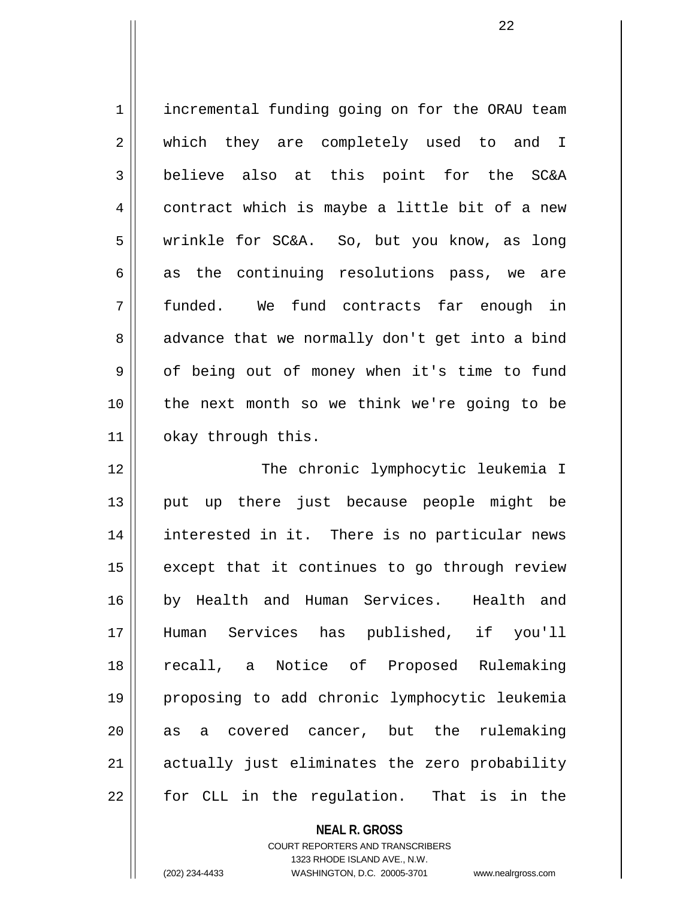incremental funding going on for the ORAU team which they are completely used to and I believe also at this point for the SC&A contract which is maybe a little bit of a new wrinkle for SC&A. So, but you know, as long as the continuing resolutions pass, we are funded. We fund contracts far enough in advance that we normally don't get into a bind of being out of money when it's time to fund the next month so we think we're going to be okay through this.

The chronic lymphocytic leukemia I put up there just because people might be interested in it. There is no particular news except that it continues to go through review by Health and Human Services. Health and Human Services has published, if you'll recall, a Notice of Proposed Rulemaking proposing to add chronic lymphocytic leukemia as a covered cancer, but the rulemaking actually just eliminates the zero probability for CLL in the regulation. That is in the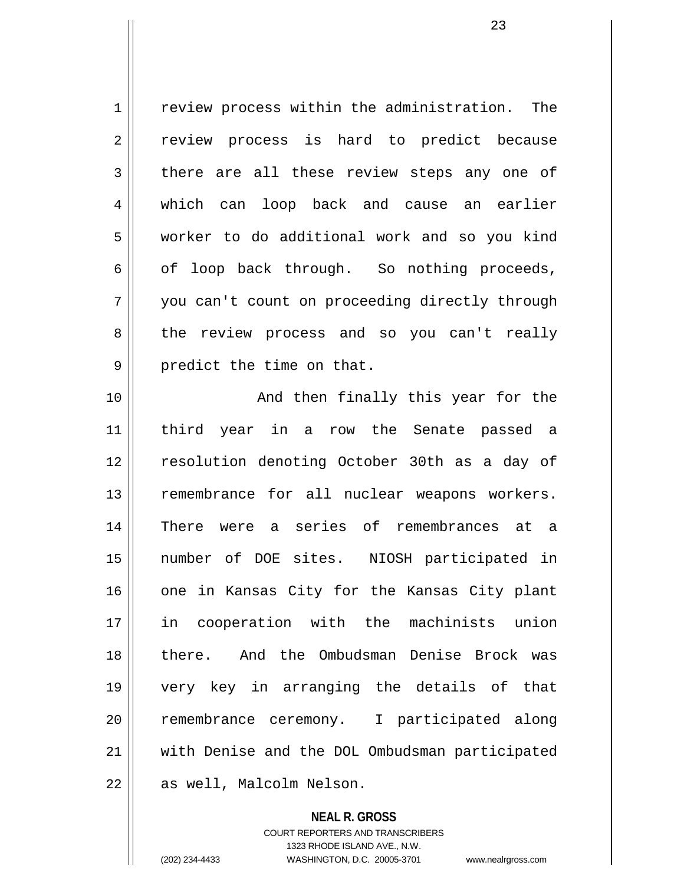review process within the administration. The review process is hard to predict because there are all these review steps any one of which can loop back and cause an earlier worker to do additional work and so you kind of loop back through. So nothing proceeds, you can't count on proceeding directly through the review process and so you can't really predict the time on that.

And then finally this year for the third year in a row the Senate passed a resolution denoting October 30th as a day of remembrance for all nuclear weapons workers. There were a series of remembrances at a number of DOE sites. NIOSH participated in one in Kansas City for the Kansas City plant in cooperation with the machinists union there. And the Ombudsman Denise Brock was very key in arranging the details of that remembrance ceremony. I participated along with Denise and the DOL Ombudsman participated as well, Malcolm Nelson.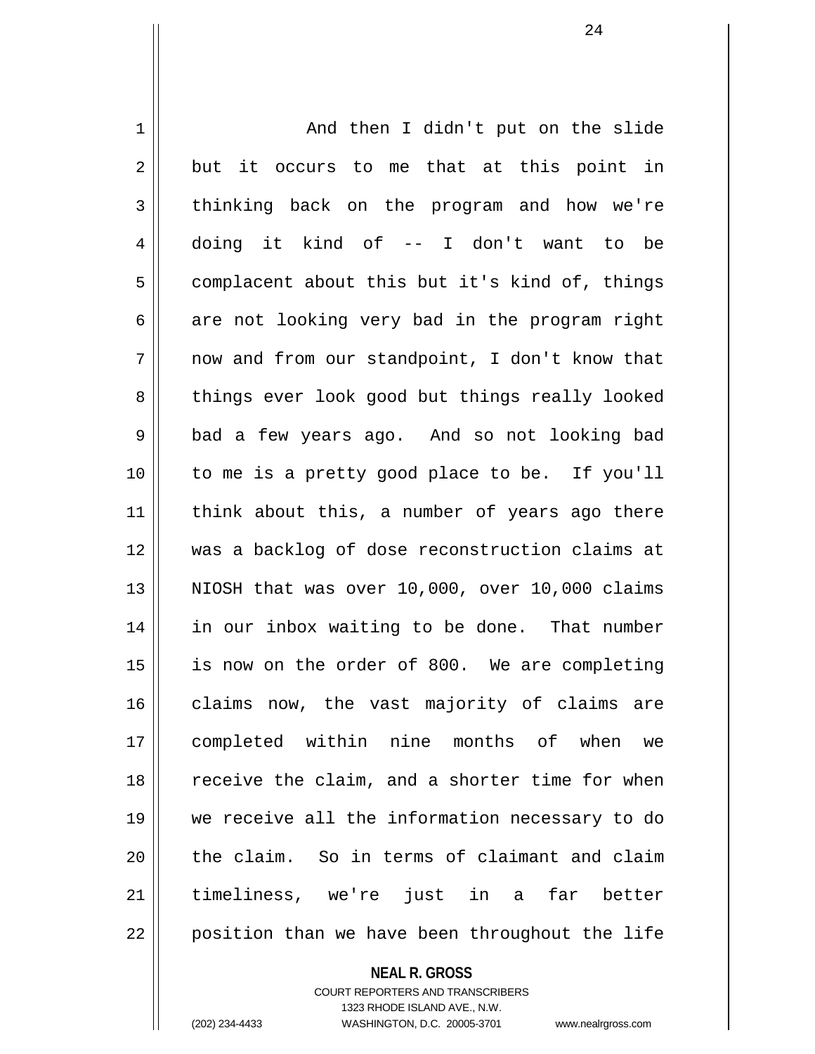And then I didn't put on the slide but it occurs to me that at this point in thinking back on the program and how we're doing it kind of -- I don't want to be complacent about this but it's kind of, things are not looking very bad in the program right now and from our standpoint, I don't know that things ever look good but things really looked bad a few years ago. And so not looking bad to me is a pretty good place to be. If you'll think about this, a number of years ago there was a backlog of dose reconstruction claims at NIOSH that was over 10,000, over 10,000 claims in our inbox waiting to be done. That number is now on the order of 800. We are completing claims now, the vast majority of claims are completed within nine months of when we receive the claim, and a shorter time for when we receive all the information necessary to do the claim. So in terms of claimant and claim timeliness, we're just in a far better position than we have been throughout the life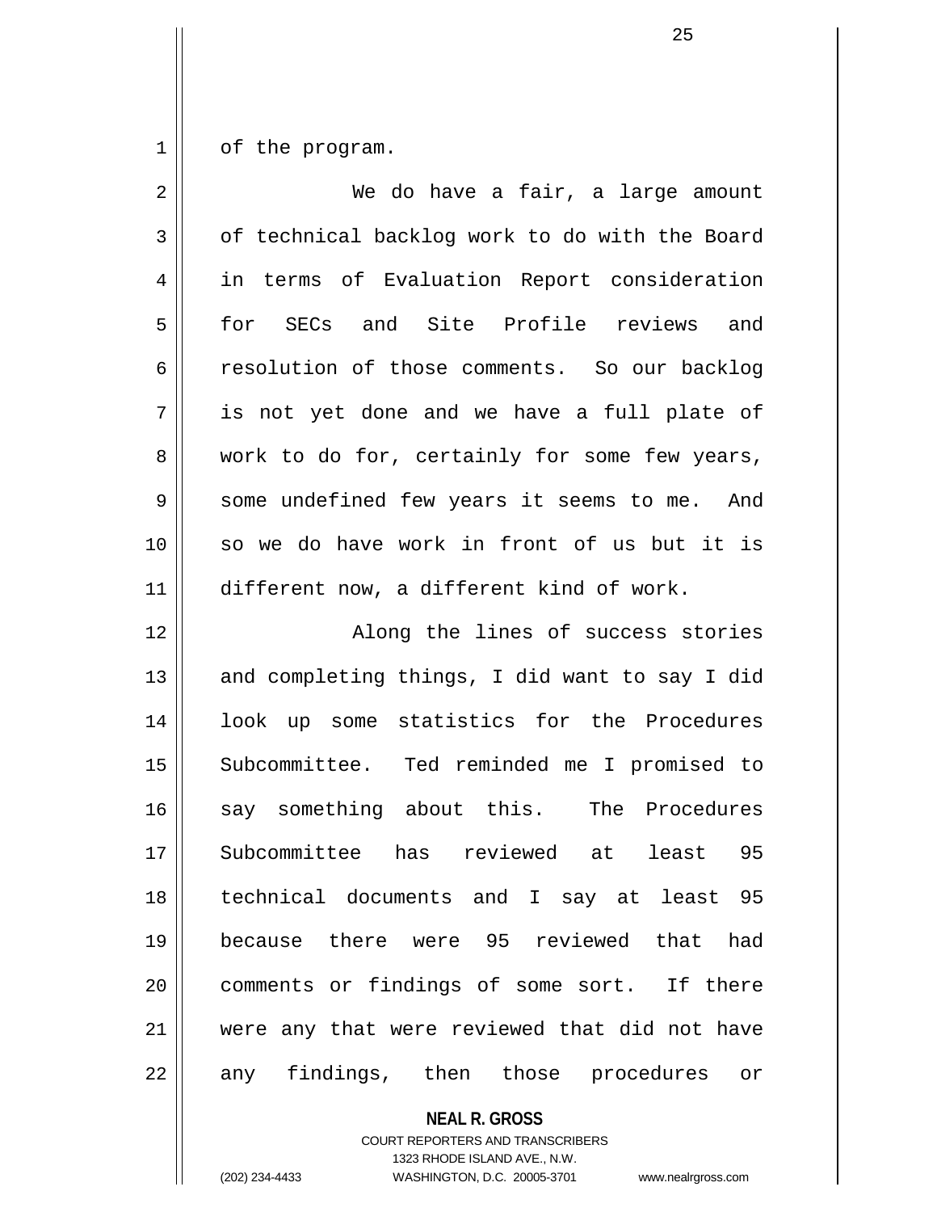of the program.

We do have a fair, a large amount of technical backlog work to do with the Board in terms of Evaluation Report consideration for SECs and Site Profile reviews and resolution of those comments. So our backlog is not yet done and we have a full plate of work to do for, certainly for some few years, some undefined few years it seems to me. And so we do have work in front of us but it is different now, a different kind of work.

Along the lines of success stories and completing things, I did want to say I did look up some statistics for the Procedures Subcommittee. Ted reminded me I promised to say something about this. The Procedures Subcommittee has reviewed at least 95 technical documents and I say at least 95 because there were 95 reviewed that had comments or findings of some sort. If there were any that were reviewed that did not have any findings, then those procedures or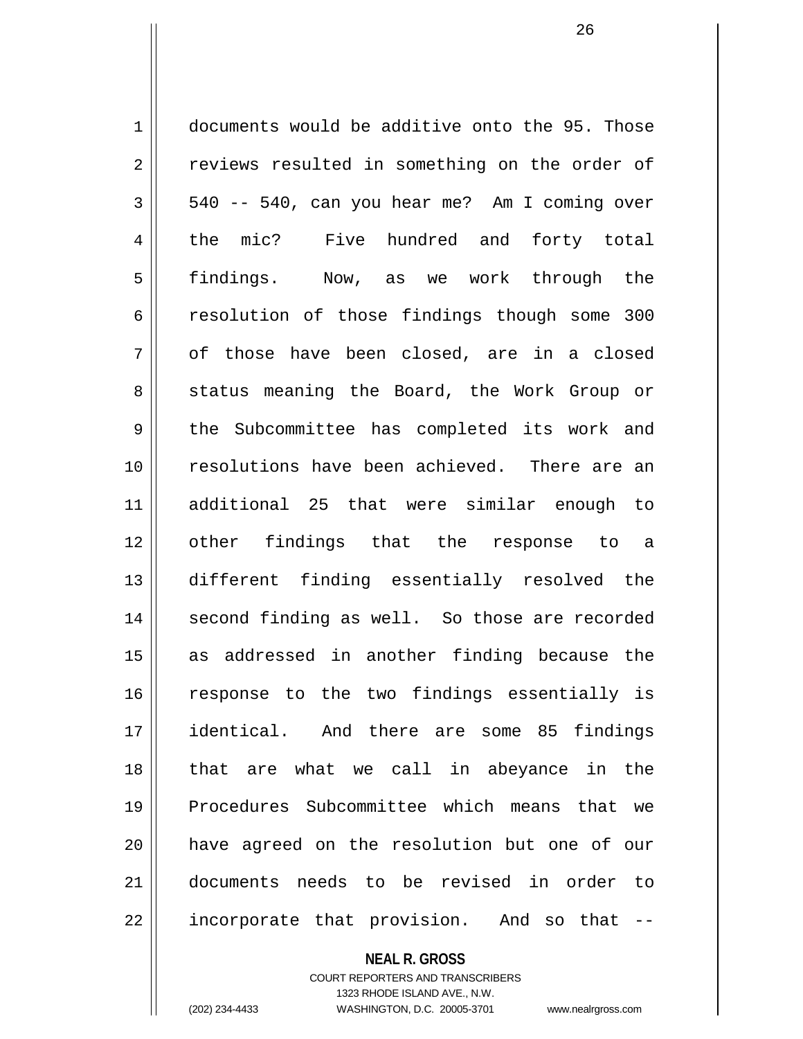documents would be additive onto the 95. Those reviews resulted in something on the order of 540 -- 540, can you hear me? Am I coming over the mic? Five hundred and forty total findings. Now, as we work through the resolution of those findings though some 300 of those have been closed, are in a closed status meaning the Board, the Work Group or the Subcommittee has completed its work and resolutions have been achieved. There are an additional 25 that were similar enough to other findings that the response to a different finding essentially resolved the second finding as well. So those are recorded as addressed in another finding because the response to the two findings essentially is identical. And there are some 85 findings that are what we call in abeyance in the Procedures Subcommittee which means that we have agreed on the resolution but one of our documents needs to be revised in order to incorporate that provision. And so that --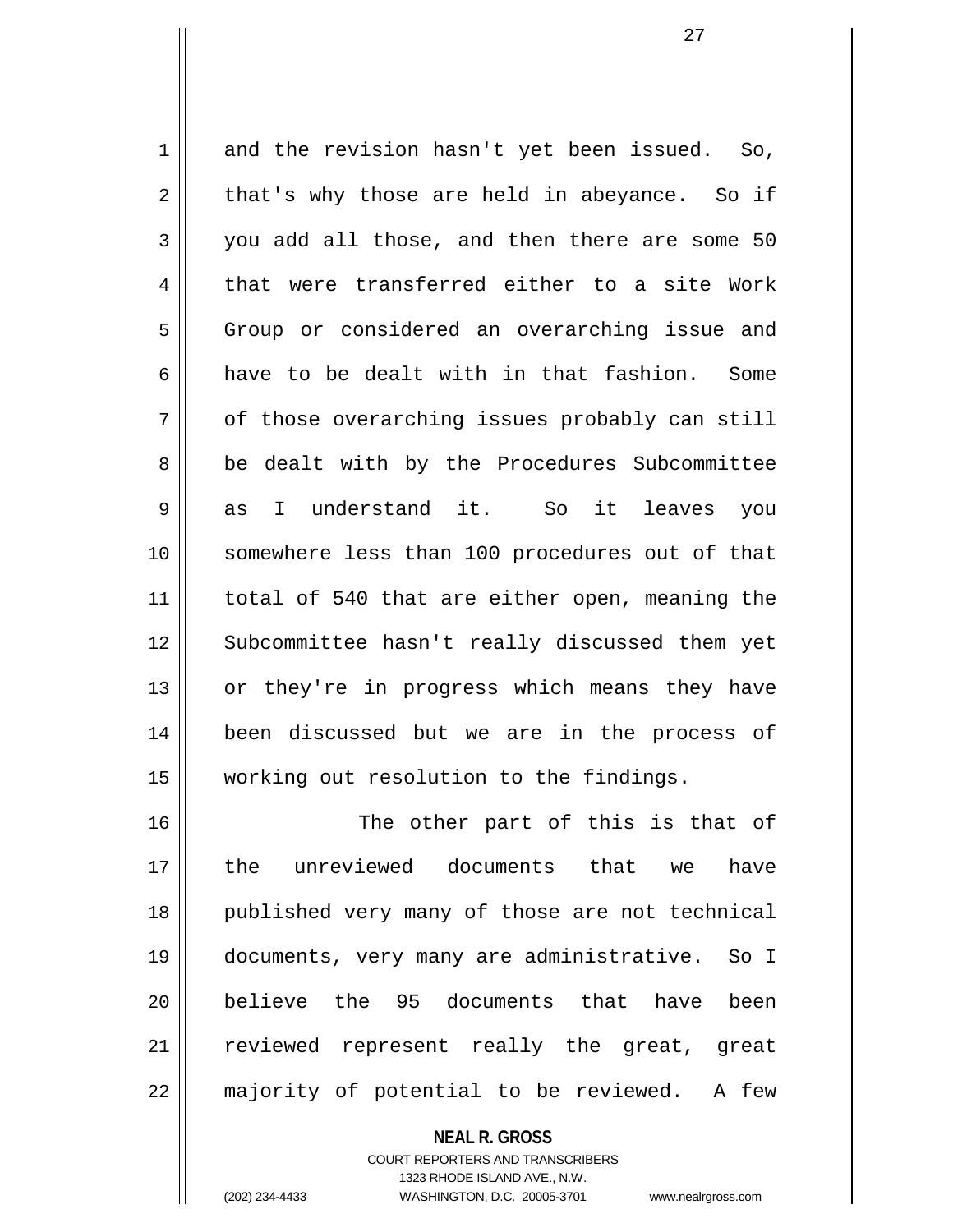and the revision hasn't yet been issued. So, that's why those are held in abeyance. So if you add all those, and then there are some 50 that were transferred either to a site Work Group or considered an overarching issue and have to be dealt with in that fashion. Some of those overarching issues probably can still be dealt with by the Procedures Subcommittee as I understand it. So it leaves you somewhere less than 100 procedures out of that total of 540 that are either open, meaning the Subcommittee hasn't really discussed them yet or they're in progress which means they have been discussed but we are in the process of working out resolution to the findings.

The other part of this is that of the unreviewed documents that we have published very many of those are not technical documents, very many are administrative. So I believe the 95 documents that have been reviewed represent really the great, great majority of potential to be reviewed. A few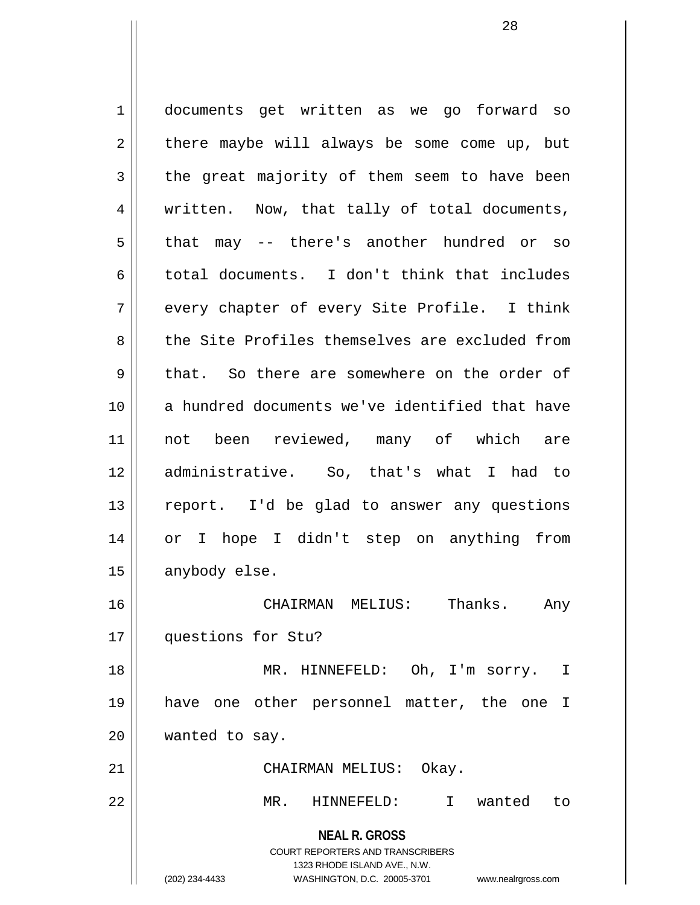documents get written as we go forward so there maybe will always be some come up, but the great majority of them seem to have been written. Now, that tally of total documents, that may -- there's another hundred or so total documents. I don't think that includes every chapter of every Site Profile. I think the Site Profiles themselves are excluded from that. So there are somewhere on the order of a hundred documents we've identified that have not been reviewed, many of which are administrative. So, that's what I had to report. I'd be glad to answer any questions or I hope I didn't step on anything from anybody else.

CHAIRMAN MELIUS: Thanks. Any questions for Stu?

MR. HINNEFELD: Oh, I'm sorry. I have one other personnel matter, the one I wanted to say.

CHAIRMAN MELIUS: Okay.

MR. HINNEFELD: I wanted to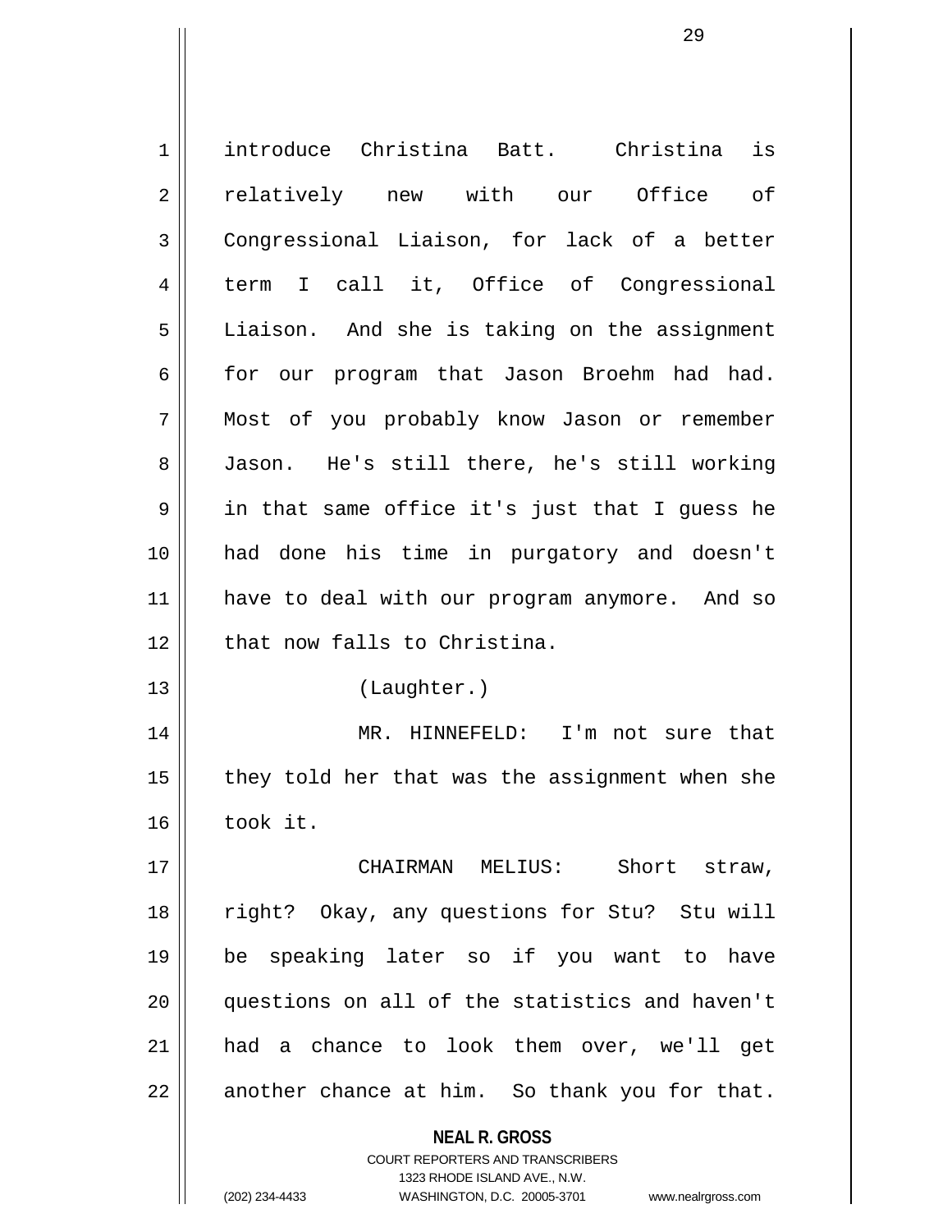introduce Christina Batt. Christina is relatively new with our Office of Congressional Liaison, for lack of a better term I call it, Office of Congressional Liaison. And she is taking on the assignment for our program that Jason Broehm had had. Most of you probably know Jason or remember Jason. He's still there, he's still working in that same office it's just that I guess he had done his time in purgatory and doesn't have to deal with our program anymore. And so that now falls to Christina.

(Laughter.)

MR. HINNEFELD: I'm not sure that they told her that was the assignment when she took it.

CHAIRMAN MELIUS: Short straw, right? Okay, any questions for Stu? Stu will be speaking later so if you want to have questions on all of the statistics and haven't had a chance to look them over, we'll get another chance at him. So thank you for that.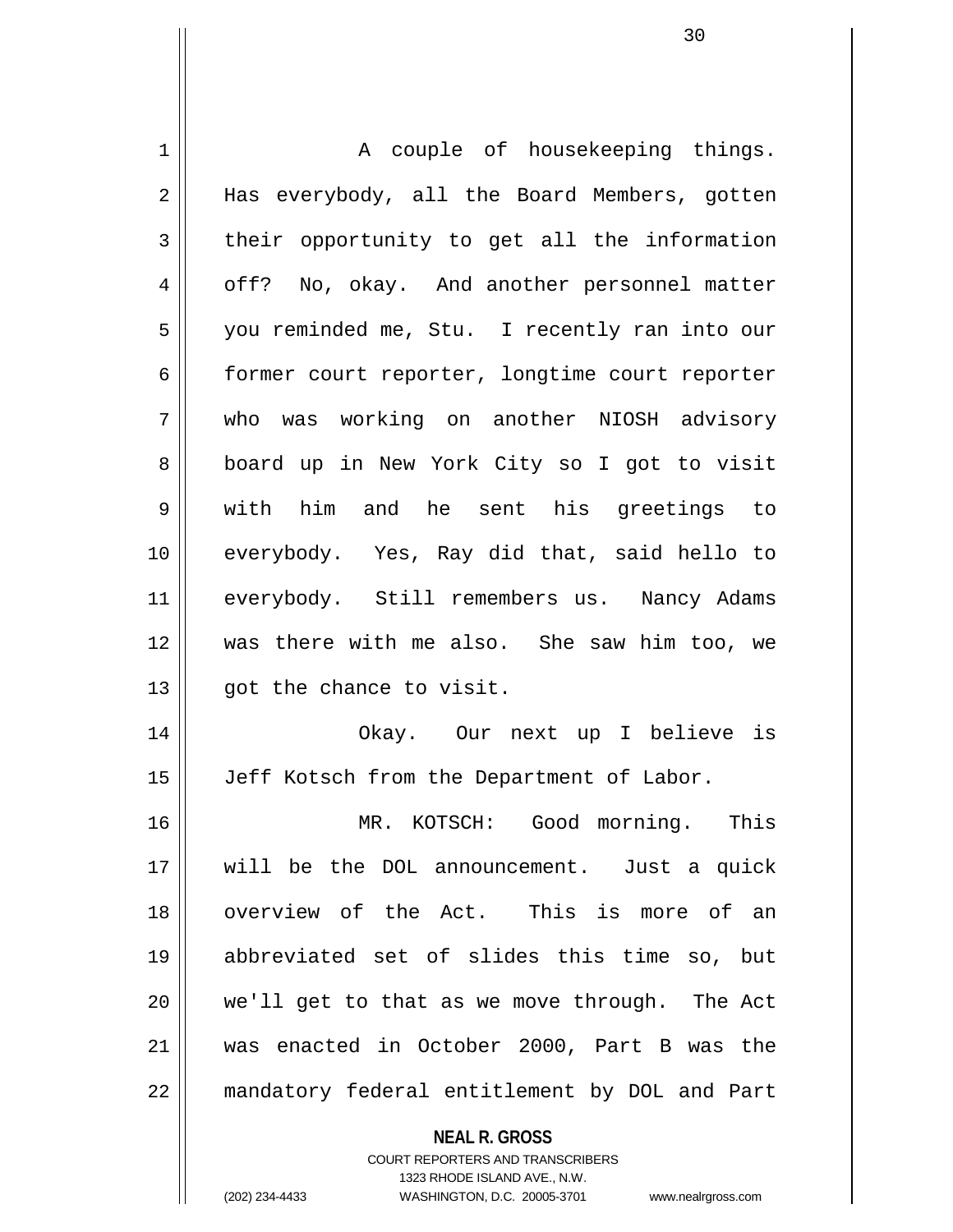A couple of housekeeping things. Has everybody, all the Board Members, gotten their opportunity to get all the information off? No, okay. And another personnel matter you reminded me, Stu. I recently ran into our former court reporter, longtime court reporter who was working on another NIOSH advisory board up in New York City so I got to visit with him and he sent his greetings to everybody. Yes, Ray did that, said hello to everybody. Still remembers us. Nancy Adams was there with me also. She saw him too, we got the chance to visit.

Okay. Our next up I believe is Jeff Kotsch from the Department of Labor.

MR. KOTSCH: Good morning. This will be the DOL announcement. Just a quick overview of the Act. This is more of an abbreviated set of slides this time so, but we'll get to that as we move through. The Act was enacted in October 2000, Part B was the mandatory federal entitlement by DOL and Part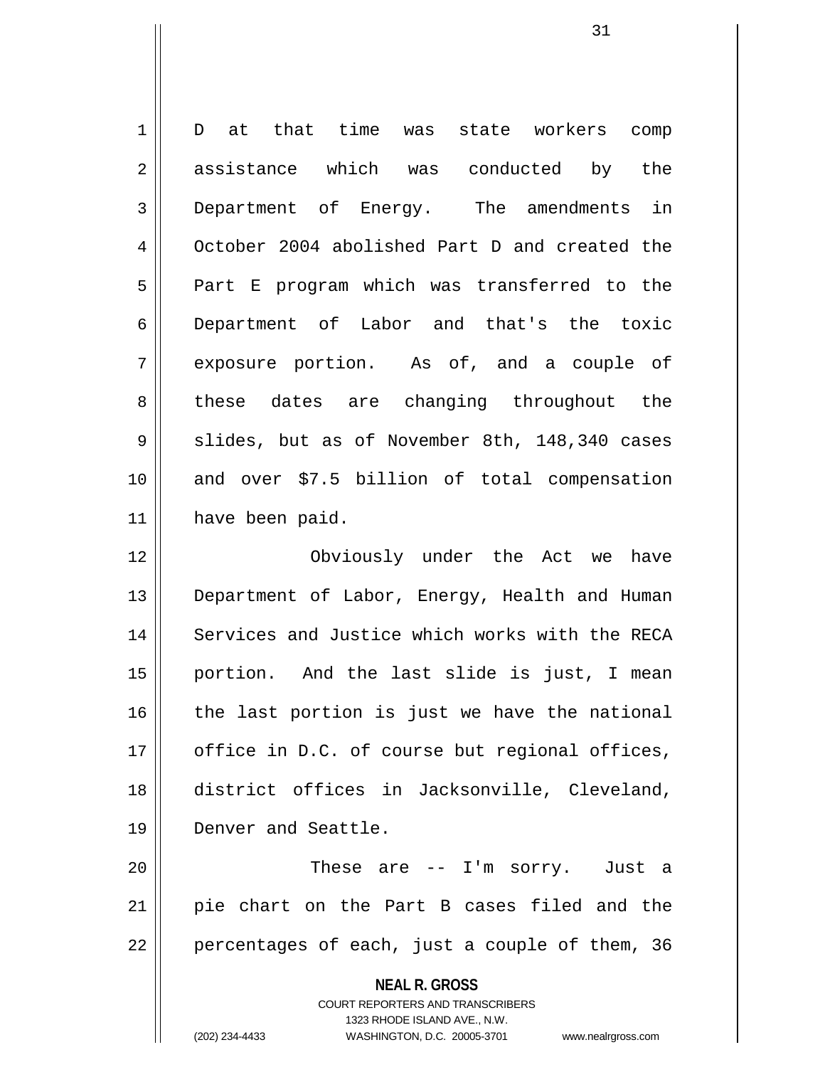D at that time was state workers comp assistance which was conducted by the Department of Energy. The amendments in October 2004 abolished Part D and created the Part E program which was transferred to the Department of Labor and that's the toxic exposure portion. As of, and a couple of these dates are changing throughout the slides, but as of November 8th, 148,340 cases and over $7.5 billion of total compensation have been paid.

Obviously under the Act we have Department of Labor, Energy, Health and Human Services and Justice which works with the RECA portion. And the last slide is just, I mean the last portion is just we have the national office in D.C. of course but regional offices, district offices in Jacksonville, Cleveland, Denver and Seattle.

These are -- I'm sorry. Just a pie chart on the Part B cases filed and the percentages of each, just a couple of them, 36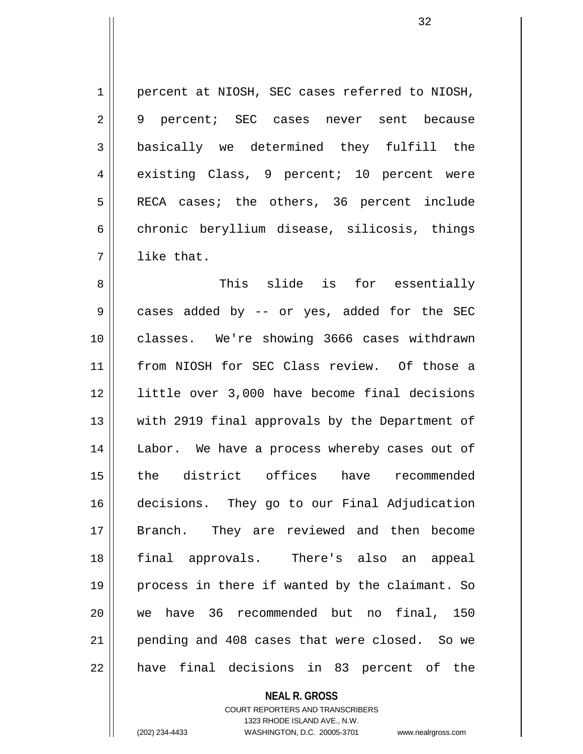percent at NIOSH, SEC cases referred to NIOSH, 9 percent; SEC cases never sent because basically we determined they fulfill the existing Class, 9 percent; 10 percent were RECA cases; the others, 36 percent include chronic beryllium disease, silicosis, things like that.

This slide is for essentially cases added by -- or yes, added for the SEC classes. We're showing 3666 cases withdrawn from NIOSH for SEC Class review. Of those a little over 3,000 have become final decisions with 2919 final approvals by the Department of Labor. We have a process whereby cases out of the district offices have recommended decisions. They go to our Final Adjudication Branch. They are reviewed and then become final approvals. There's also an appeal process in there if wanted by the claimant. So we have 36 recommended but no final, 150 pending and 408 cases that were closed. So we have final decisions in 83 percent of the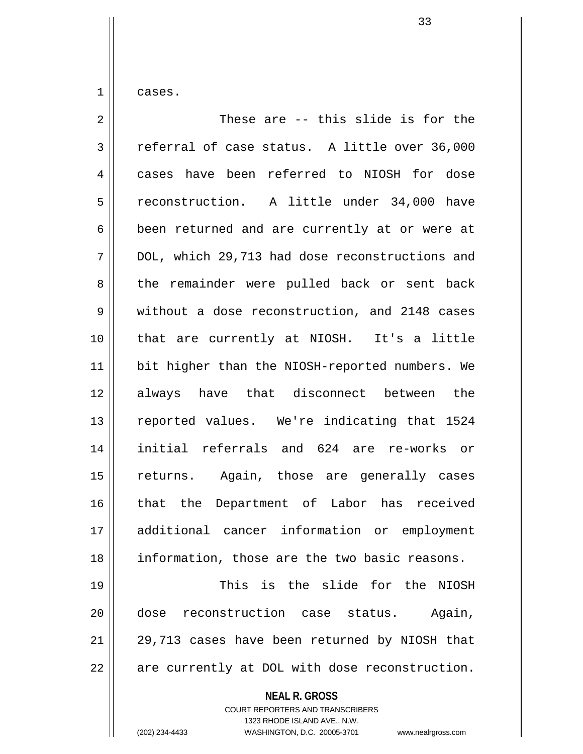cases.

These are -- this slide is for the referral of case status. A little over 36,000 cases have been referred to NIOSH for dose reconstruction. A little under 34,000 have been returned and are currently at or were at DOL, which 29,713 had dose reconstructions and the remainder were pulled back or sent back without a dose reconstruction, and 2148 cases that are currently at NIOSH. It's a little bit higher than the NIOSH-reported numbers. We always have that disconnect between the reported values. We're indicating that 1524 initial referrals and 624 are re-works or returns. Again, those are generally cases that the Department of Labor has received additional cancer information or employment information, those are the two basic reasons.

This is the slide for the NIOSH dose reconstruction case status. Again, 29,713 cases have been returned by NIOSH that are currently at DOL with dose reconstruction.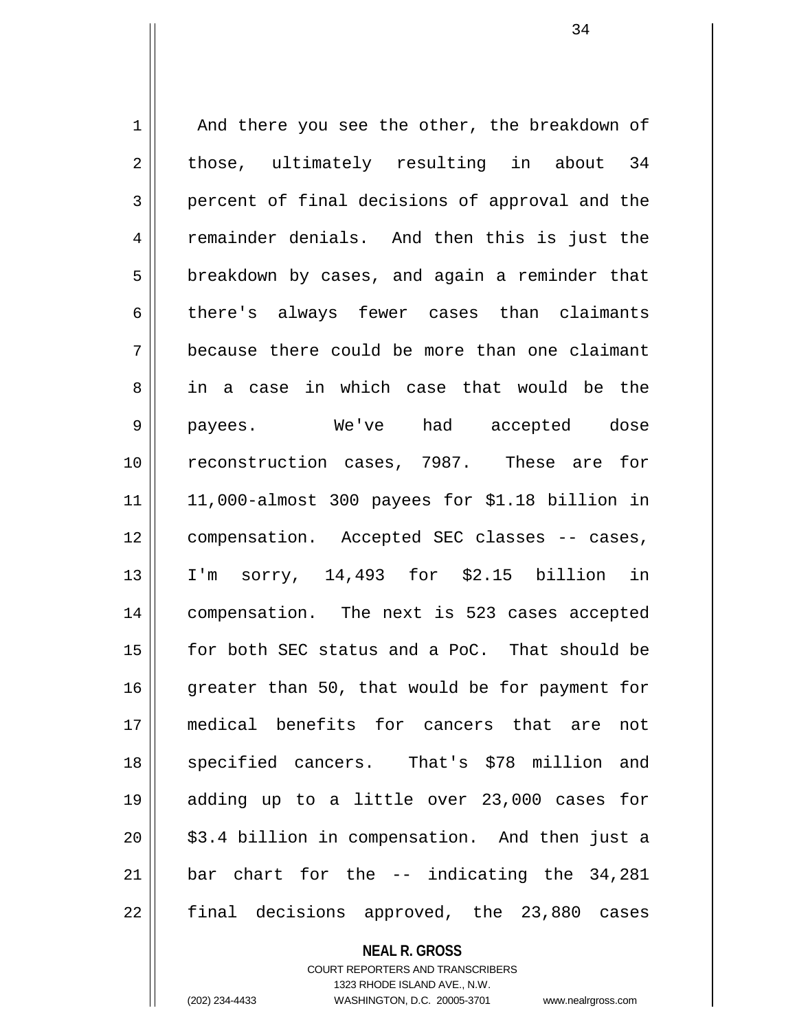And there you see the other, the breakdown of those, ultimately resulting in about 34 percent of final decisions of approval and the remainder denials. And then this is just the breakdown by cases, and again a reminder that there's always fewer cases than claimants because there could be more than one claimant in a case in which case that would be the payees. We've had accepted dose reconstruction cases, 7987. These are for 11,000-almost 300 payees for $1.18 billion in compensation. Accepted SEC classes -- cases, I'm sorry, 14,493 for $2.15 billion in compensation. The next is 523 cases accepted for both SEC status and a PoC. That should be greater than 50, that would be for payment for medical benefits for cancers that are not specified cancers. That's $78 million and adding up to a little over 23,000 cases for $3.4 billion in compensation. And then just a bar chart for the -- indicating the 34,281 final decisions approved, the 23,880 cases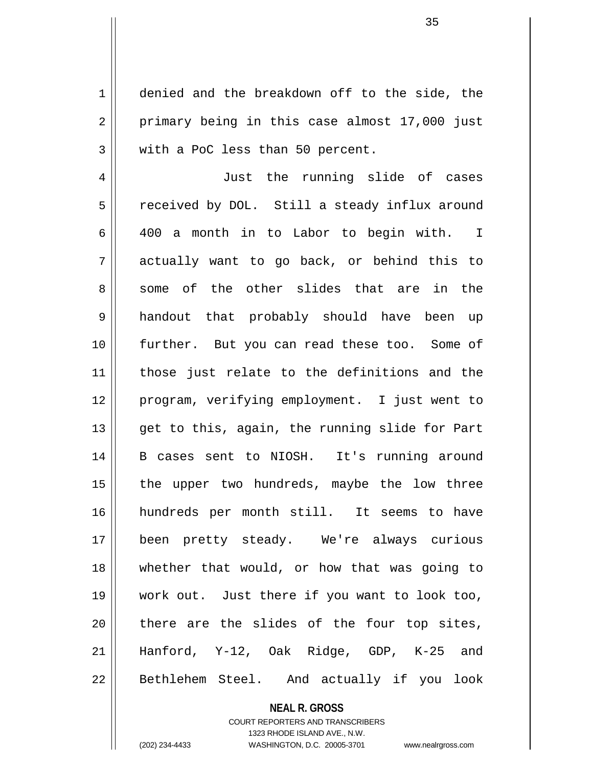denied and the breakdown off to the side, the primary being in this case almost 17,000 just with a PoC less than 50 percent.

Just the running slide of cases received by DOL. Still a steady influx around 400 a month in to Labor to begin with. I actually want to go back, or behind this to some of the other slides that are in the handout that probably should have been up further. But you can read these too. Some of those just relate to the definitions and the program, verifying employment. I just went to get to this, again, the running slide for Part B cases sent to NIOSH. It's running around the upper two hundreds, maybe the low three hundreds per month still. It seems to have been pretty steady. We're always curious whether that would, or how that was going to work out. Just there if you want to look too, there are the slides of the four top sites, Hanford, Y-12, Oak Ridge, GDP, K-25 and Bethlehem Steel. And actually if you look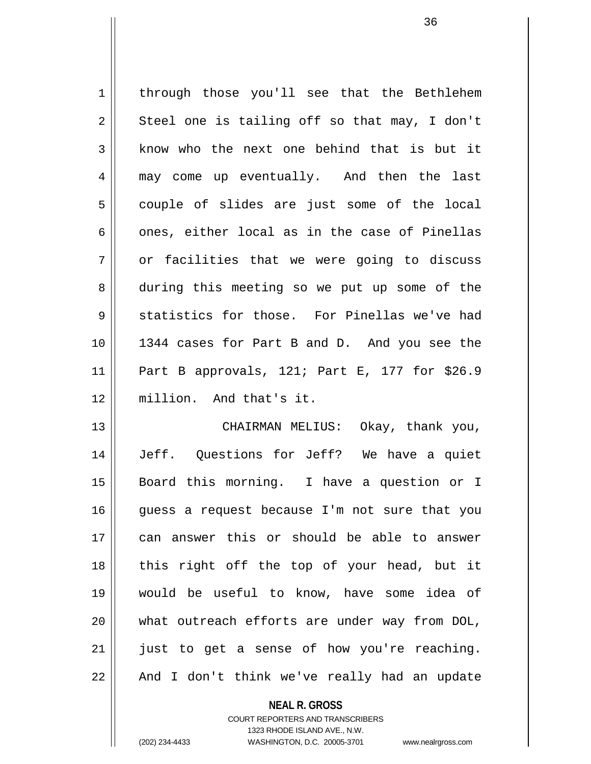through those you'll see that the Bethlehem Steel one is tailing off so that may, I don't know who the next one behind that is but it may come up eventually. And then the last couple of slides are just some of the local ones, either local as in the case of Pinellas or facilities that we were going to discuss during this meeting so we put up some of the statistics for those. For Pinellas we've had 1344 cases for Part B and D. And you see the Part B approvals, 121; Part E, 177 for $26.9 million. And that's it.

CHAIRMAN MELIUS: Okay, thank you, Jeff. Questions for Jeff? We have a quiet Board this morning. I have a question or I guess a request because I'm not sure that you can answer this or should be able to answer this right off the top of your head, but it would be useful to know, have some idea of what outreach efforts are under way from DOL, just to get a sense of how you're reaching. And I don't think we've really had an update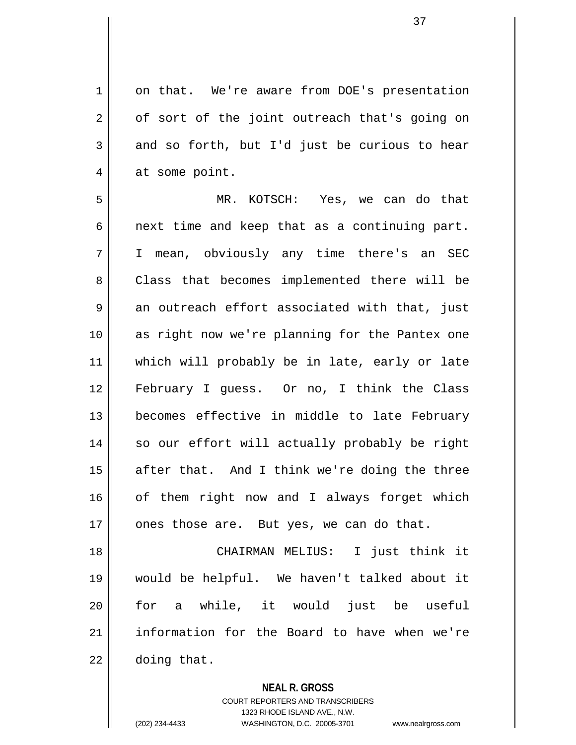on that. We're aware from DOE's presentation of sort of the joint outreach that's going on and so forth, but I'd just be curious to hear at some point.

MR. KOTSCH: Yes, we can do that next time and keep that as a continuing part. I mean, obviously any time there's an SEC Class that becomes implemented there will be an outreach effort associated with that, just as right now we're planning for the Pantex one which will probably be in late, early or late February I guess. Or no, I think the Class becomes effective in middle to late February so our effort will actually probably be right after that. And I think we're doing the three of them right now and I always forget which ones those are. But yes, we can do that.

CHAIRMAN MELIUS: I just think it would be helpful. We haven't talked about it for a while, it would just be useful information for the Board to have when we're doing that.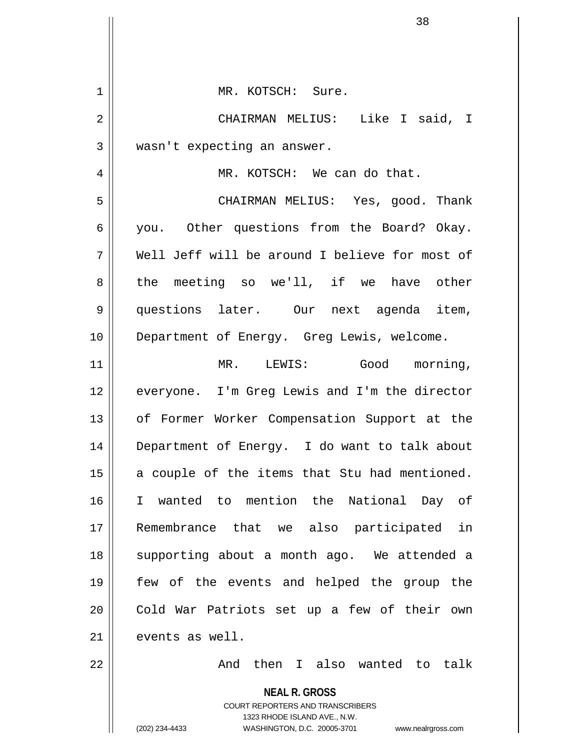MR. KOTSCH: Sure.

CHAIRMAN MELIUS: Like I said, I wasn't expecting an answer.

MR. KOTSCH: We can do that.

CHAIRMAN MELIUS: Yes, good. Thank you. Other questions from the Board? Okay. Well Jeff will be around I believe for most of the meeting so we'll, if we have other questions later. Our next agenda item, Department of Energy. Greg Lewis, welcome.

MR. LEWIS: Good morning, everyone. I'm Greg Lewis and I'm the director of Former Worker Compensation Support at the Department of Energy. I do want to talk about a couple of the items that Stu had mentioned. I wanted to mention the National Day of Remembrance that we also participated in supporting about a month ago. We attended a few of the events and helped the group the Cold War Patriots set up a few of their own events as well.

And then I also wanted to talk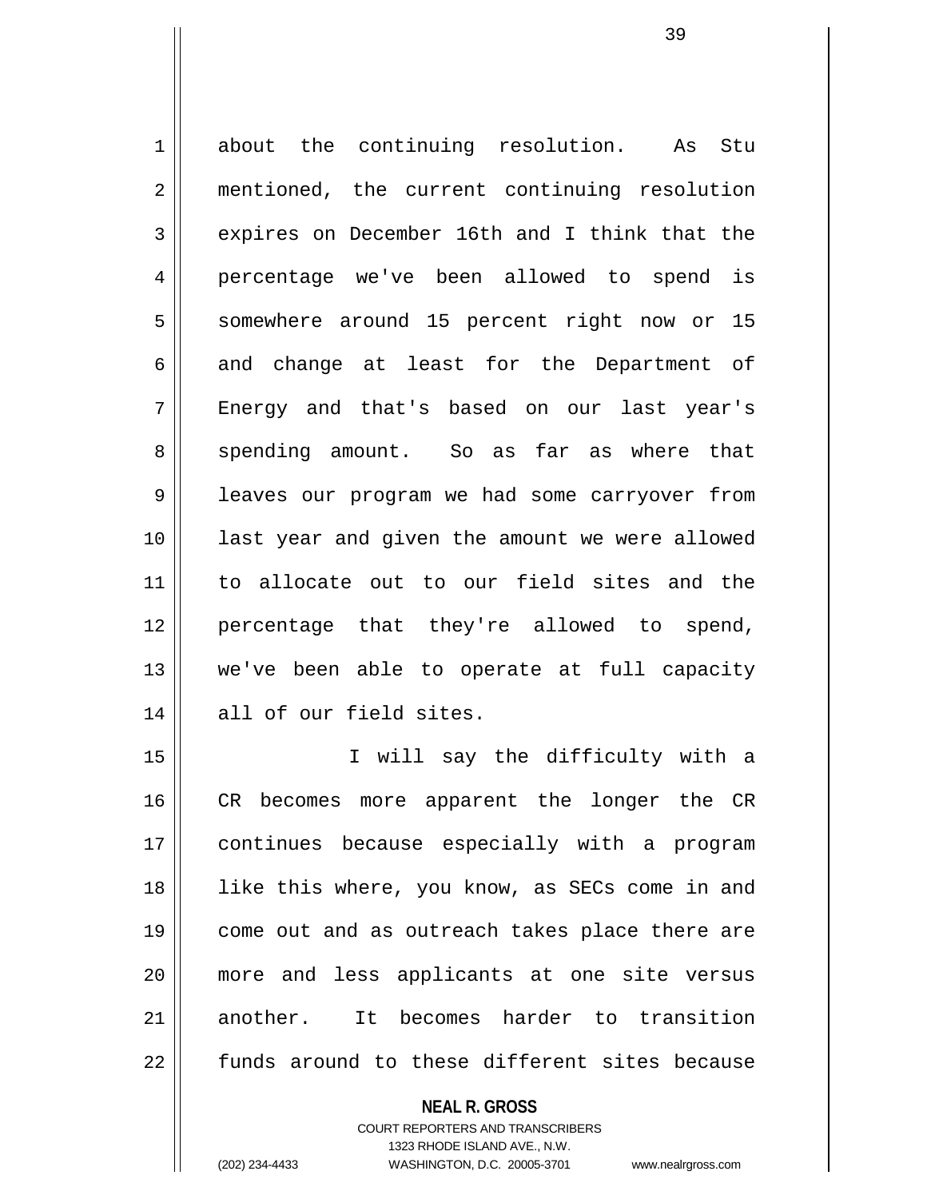about the continuing resolution. As Stu mentioned, the current continuing resolution expires on December 16th and I think that the percentage we've been allowed to spend is somewhere around 15 percent right now or 15 and change at least for the Department of Energy and that's based on our last year's spending amount. So as far as where that leaves our program we had some carryover from last year and given the amount we were allowed to allocate out to our field sites and the percentage that they're allowed to spend, we've been able to operate at full capacity all of our field sites.

I will say the difficulty with a CR becomes more apparent the longer the CR continues because especially with a program like this where, you know, as SECs come in and come out and as outreach takes place there are more and less applicants at one site versus another. It becomes harder to transition funds around to these different sites because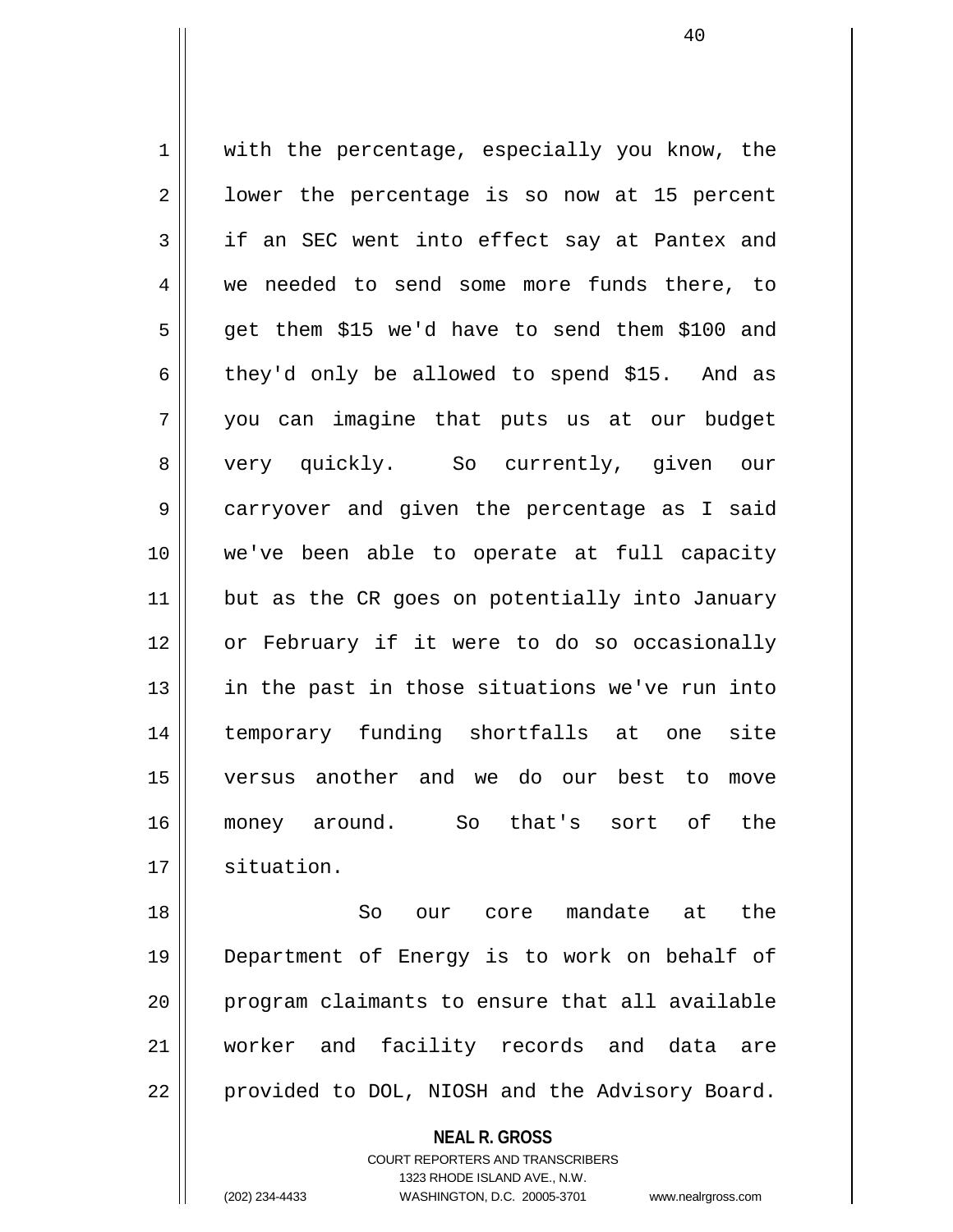with the percentage, especially you know, the lower the percentage is so now at 15 percent if an SEC went into effect say at Pantex and we needed to send some more funds there, to get them $15 we'd have to send them $100 and they'd only be allowed to spend $15. And as you can imagine that puts us at our budget very quickly. So currently, given our carryover and given the percentage as I said we've been able to operate at full capacity but as the CR goes on potentially into January or February if it were to do so occasionally in the past in those situations we've run into temporary funding shortfalls at one site versus another and we do our best to move money around. So that's sort of the situation.

So our core mandate at the Department of Energy is to work on behalf of program claimants to ensure that all available worker and facility records and data are provided to DOL, NIOSH and the Advisory Board.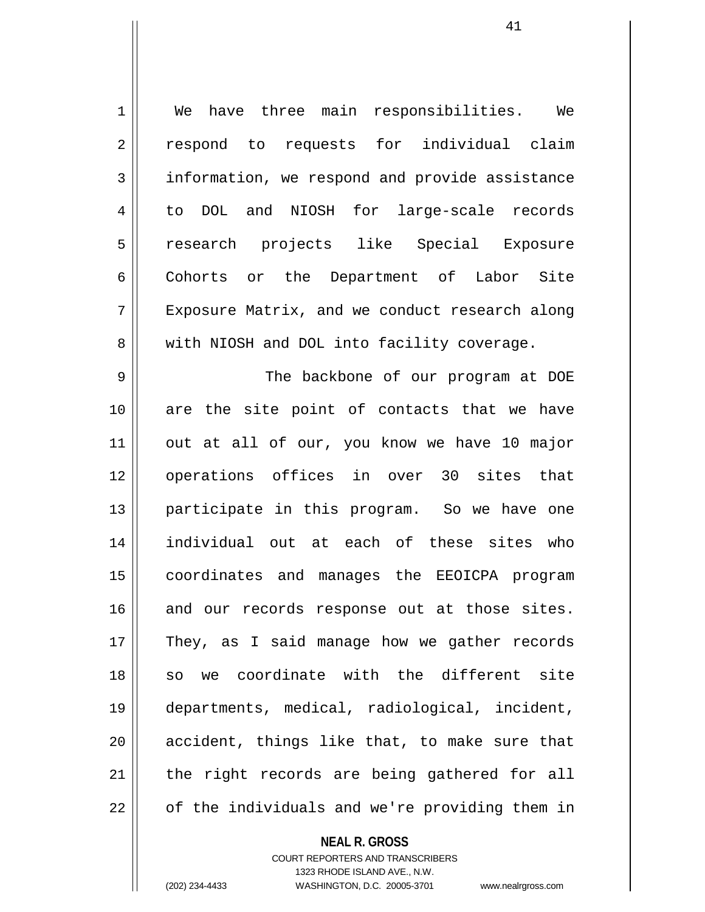We have three main responsibilities. We respond to requests for individual claim information, we respond and provide assistance to DOL and NIOSH for large-scale records research projects like Special Exposure Cohorts or the Department of Labor Site Exposure Matrix, and we conduct research along with NIOSH and DOL into facility coverage.

The backbone of our program at DOE are the site point of contacts that we have out at all of our, you know we have 10 major operations offices in over 30 sites that participate in this program. So we have one individual out at each of these sites who coordinates and manages the EEOICPA program and our records response out at those sites. They, as I said manage how we gather records so we coordinate with the different site departments, medical, radiological, incident, accident, things like that, to make sure that the right records are being gathered for all of the individuals and we're providing them in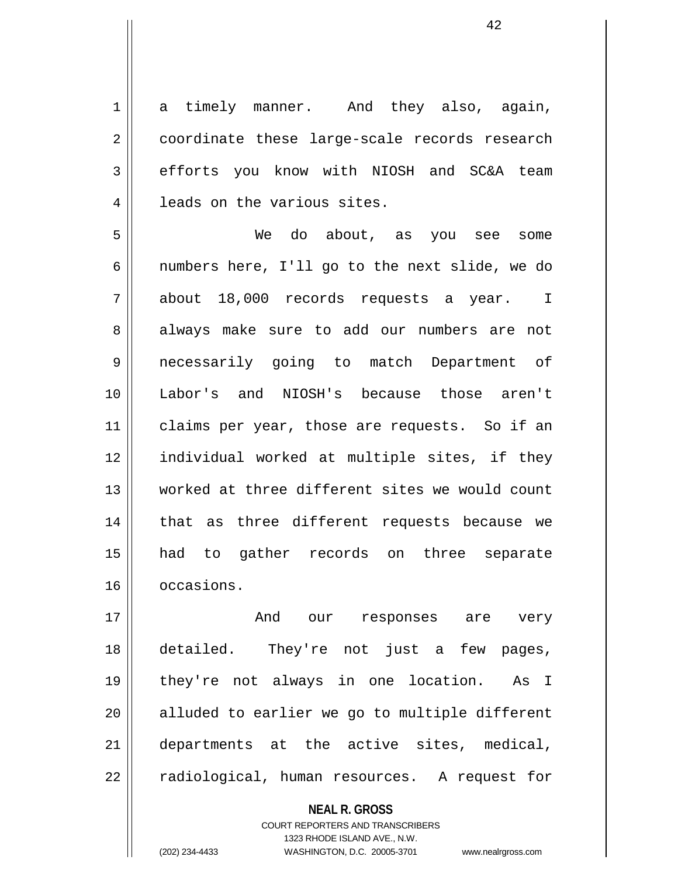a timely manner. And they also, again, coordinate these large-scale records research efforts you know with NIOSH and SC&A team leads on the various sites.

We do about, as you see some numbers here, I'll go to the next slide, we do about 18,000 records requests a year. I always make sure to add our numbers are not necessarily going to match Department of Labor's and NIOSH's because those aren't claims per year, those are requests. So if an individual worked at multiple sites, if they worked at three different sites we would count that as three different requests because we had to gather records on three separate occasions.

And our responses are very detailed. They're not just a few pages, they're not always in one location. As I alluded to earlier we go to multiple different departments at the active sites, medical, radiological, human resources. A request for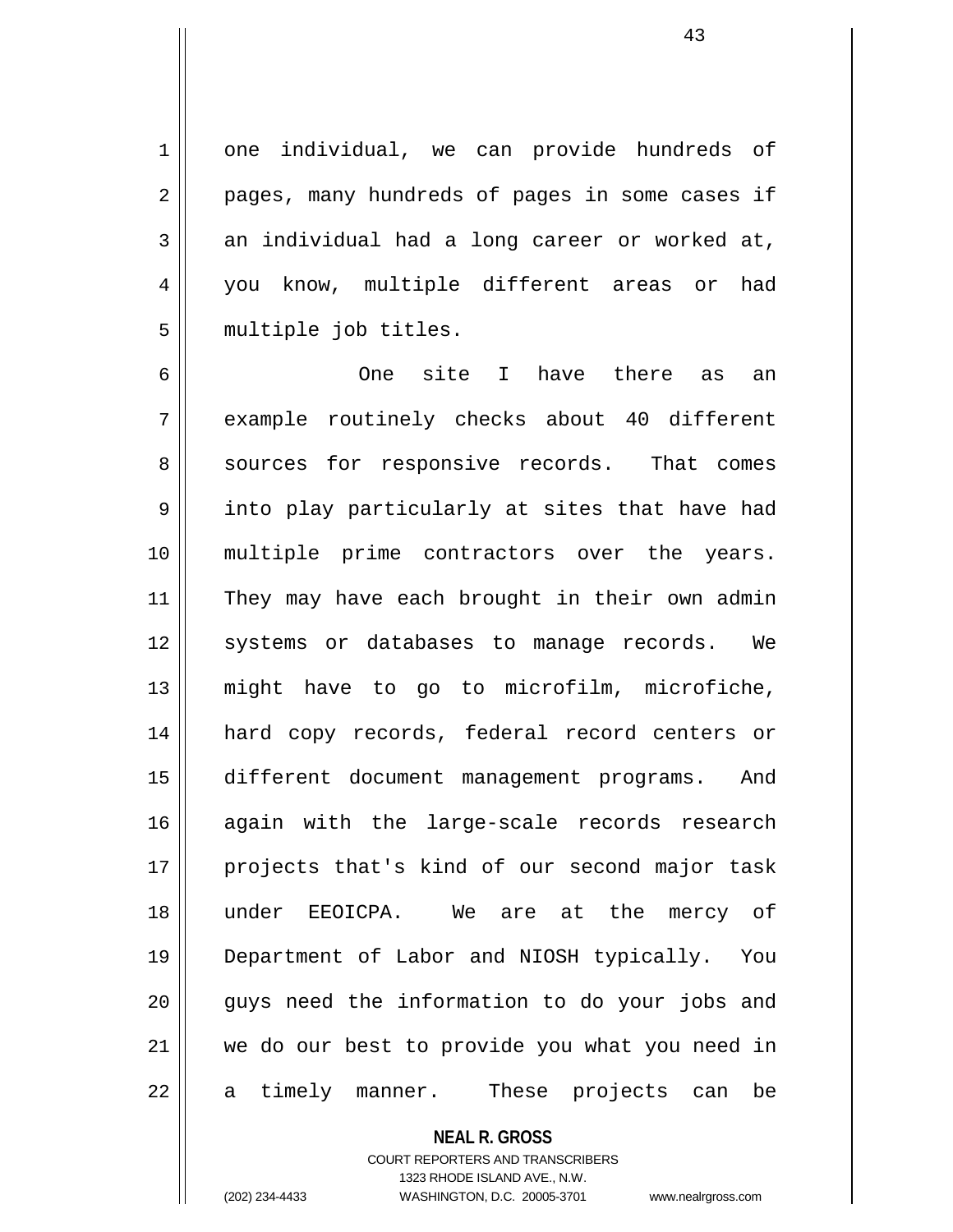one individual, we can provide hundreds of pages, many hundreds of pages in some cases if an individual had a long career or worked at, you know, multiple different areas or had multiple job titles.

One site I have there as an example routinely checks about 40 different sources for responsive records. That comes into play particularly at sites that have had multiple prime contractors over the years. They may have each brought in their own admin systems or databases to manage records. We might have to go to microfilm, microfiche, hard copy records, federal record centers or different document management programs. And again with the large-scale records research projects that's kind of our second major task under EEOICPA. We are at the mercy of Department of Labor and NIOSH typically. You guys need the information to do your jobs and we do our best to provide you what you need in a timely manner. These projects can be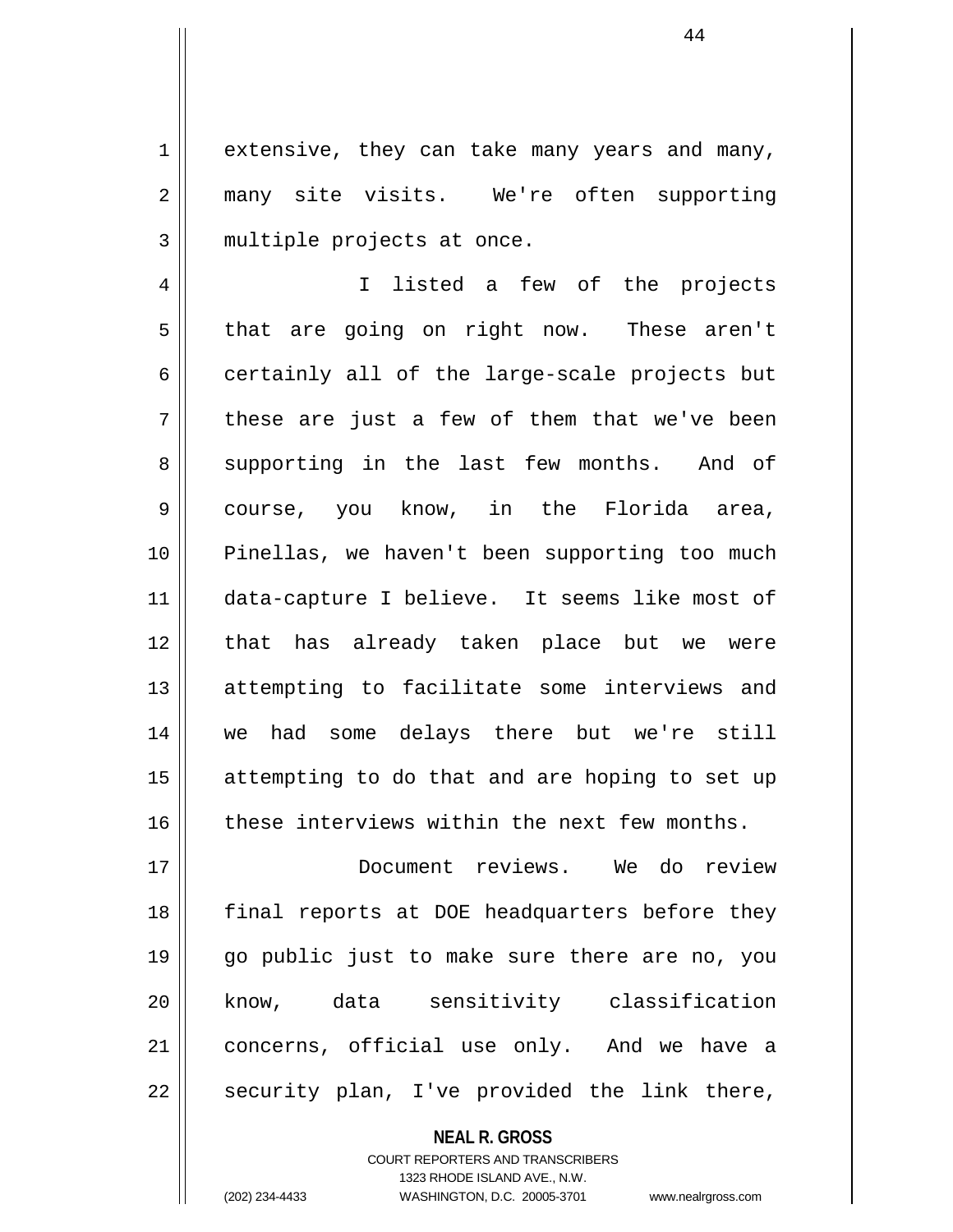extensive, they can take many years and many, many site visits. We're often supporting multiple projects at once.

I listed a few of the projects that are going on right now. These aren't certainly all of the large-scale projects but these are just a few of them that we've been supporting in the last few months. And of course, you know, in the Florida area, Pinellas, we haven't been supporting too much data-capture I believe. It seems like most of that has already taken place but we were attempting to facilitate some interviews and we had some delays there but we're still attempting to do that and are hoping to set up these interviews within the next few months.

Document reviews. We do review final reports at DOE headquarters before they go public just to make sure there are no, you know, data sensitivity classification concerns, official use only. And we have a security plan, I've provided the link there,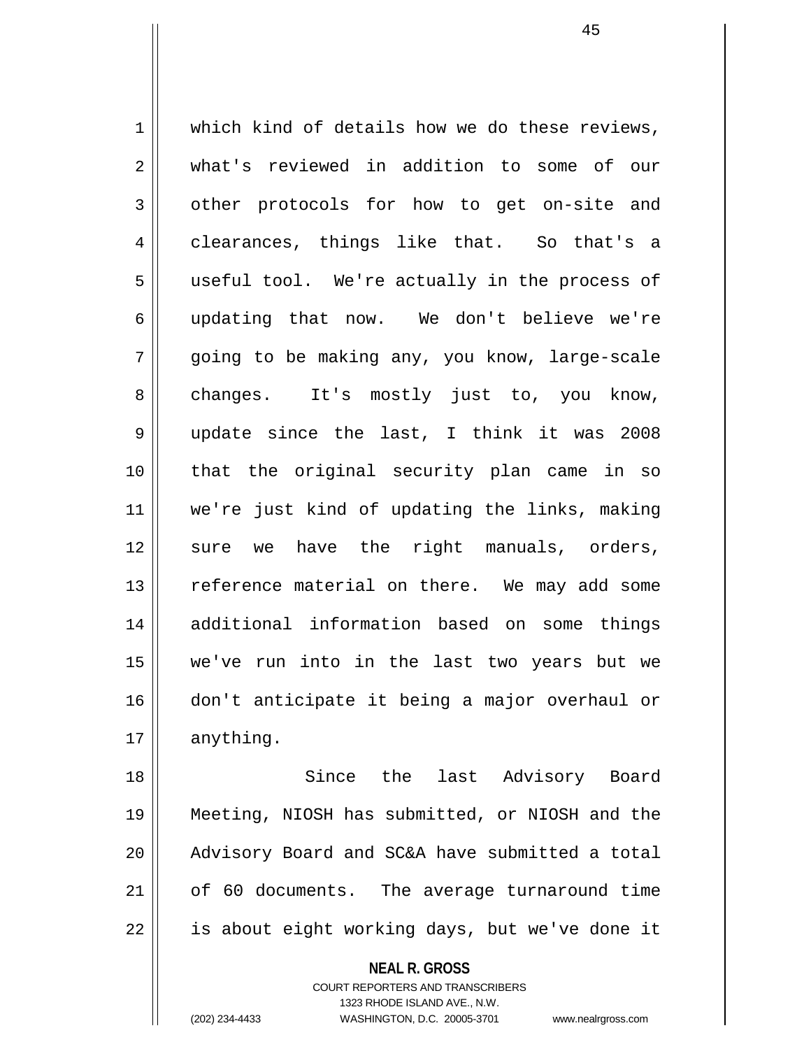which kind of details how we do these reviews, what's reviewed in addition to some of our other protocols for how to get on-site and clearances, things like that. So that's a useful tool. We're actually in the process of updating that now. We don't believe we're going to be making any, you know, large-scale changes. It's mostly just to, you know, update since the last, I think it was 2008 that the original security plan came in so we're just kind of updating the links, making sure we have the right manuals, orders, reference material on there. We may add some additional information based on some things we've run into in the last two years but we don't anticipate it being a major overhaul or anything.

Since the last Advisory Board Meeting, NIOSH has submitted, or NIOSH and the Advisory Board and SC&A have submitted a total of 60 documents. The average turnaround time is about eight working days, but we've done it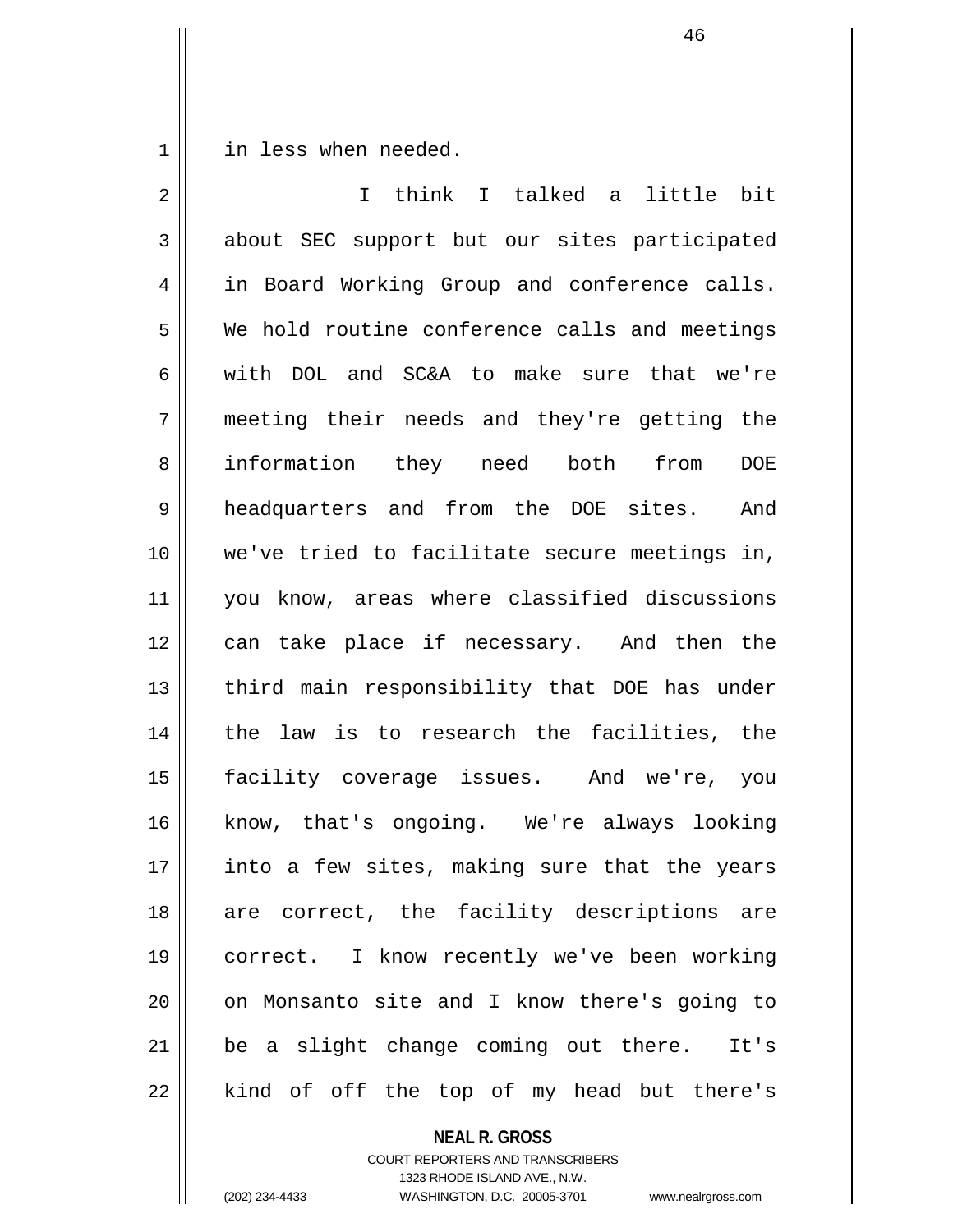in less when needed.

I think I talked a little bit about SEC support but our sites participated in Board Working Group and conference calls. We hold routine conference calls and meetings with DOL and SC&A to make sure that we're meeting their needs and they're getting the information they need both from DOE headquarters and from the DOE sites. And we've tried to facilitate secure meetings in, you know, areas where classified discussions can take place if necessary. And then the third main responsibility that DOE has under the law is to research the facilities, the facility coverage issues. And we're, you know, that's ongoing. We're always looking into a few sites, making sure that the years are correct, the facility descriptions are correct. I know recently we've been working on Monsanto site and I know there's going to be a slight change coming out there. It's kind of off the top of my head but there's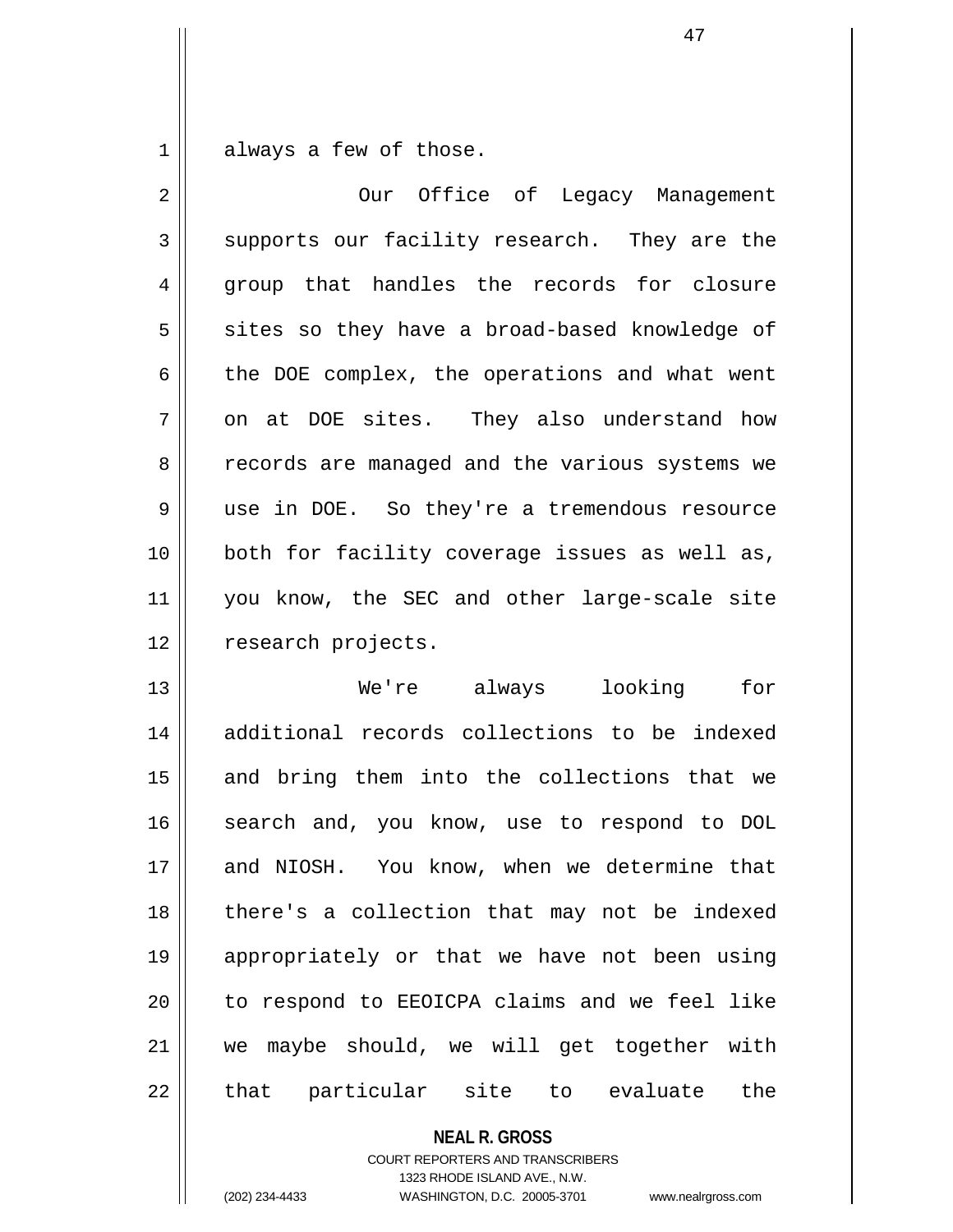always a few of those.

Our Office of Legacy Management supports our facility research. They are the group that handles the records for closure sites so they have a broad-based knowledge of the DOE complex, the operations and what went on at DOE sites. They also understand how records are managed and the various systems we use in DOE. So they're a tremendous resource both for facility coverage issues as well as, you know, the SEC and other large-scale site research projects.

We're always looking for additional records collections to be indexed and bring them into the collections that we search and, you know, use to respond to DOL and NIOSH. You know, when we determine that there's a collection that may not be indexed appropriately or that we have not been using to respond to EEOICPA claims and we feel like we maybe should, we will get together with that particular site to evaluate the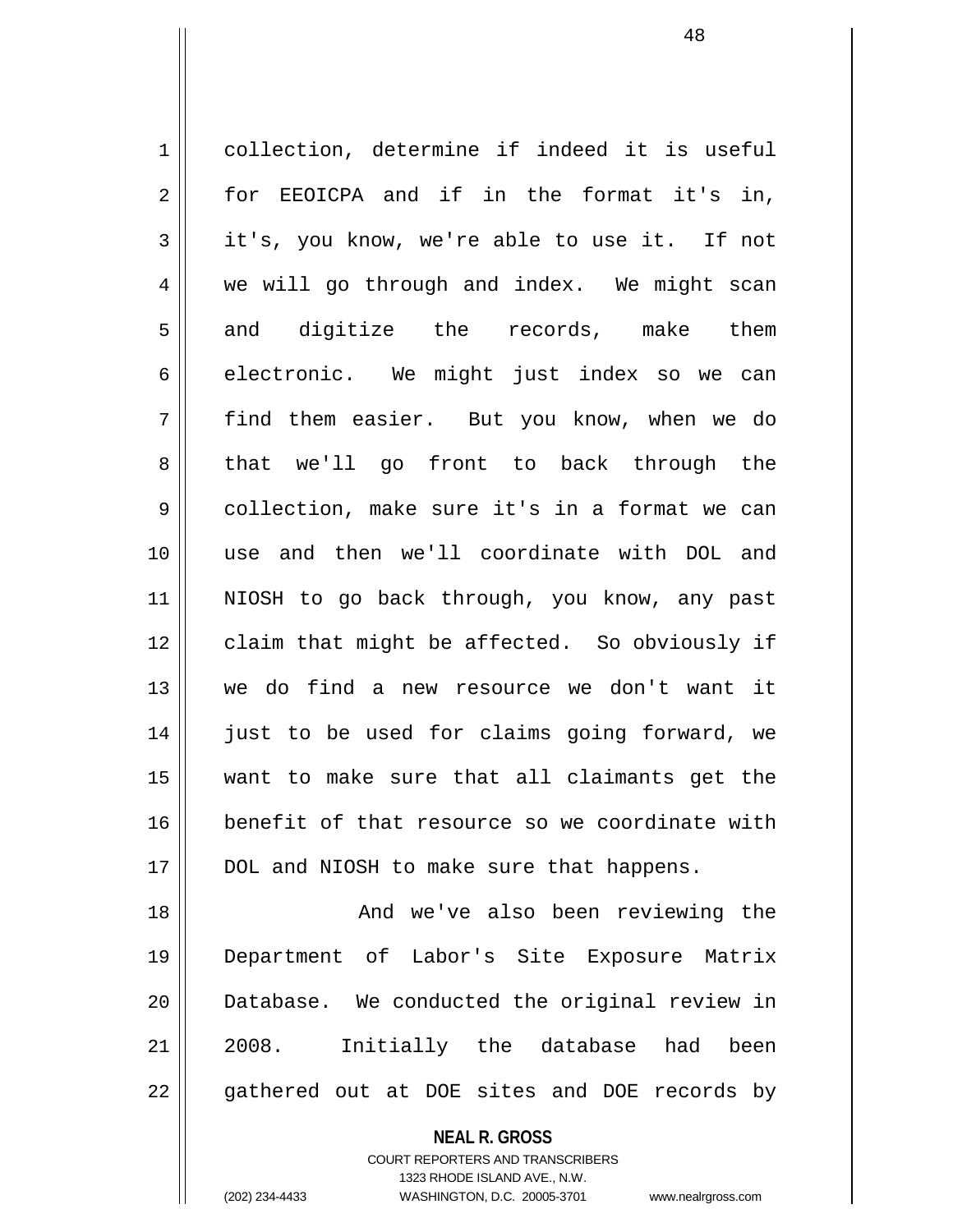collection, determine if indeed it is useful for EEOICPA and if in the format it's in, it's, you know, we're able to use it. If not we will go through and index. We might scan and digitize the records, make them electronic. We might just index so we can find them easier. But you know, when we do that we'll go front to back through the collection, make sure it's in a format we can use and then we'll coordinate with DOL and NIOSH to go back through, you know, any past claim that might be affected. So obviously if we do find a new resource we don't want it just to be used for claims going forward, we want to make sure that all claimants get the benefit of that resource so we coordinate with DOL and NIOSH to make sure that happens.

And we've also been reviewing the Department of Labor's Site Exposure Matrix Database. We conducted the original review in 2008. Initially the database had been gathered out at DOE sites and DOE records by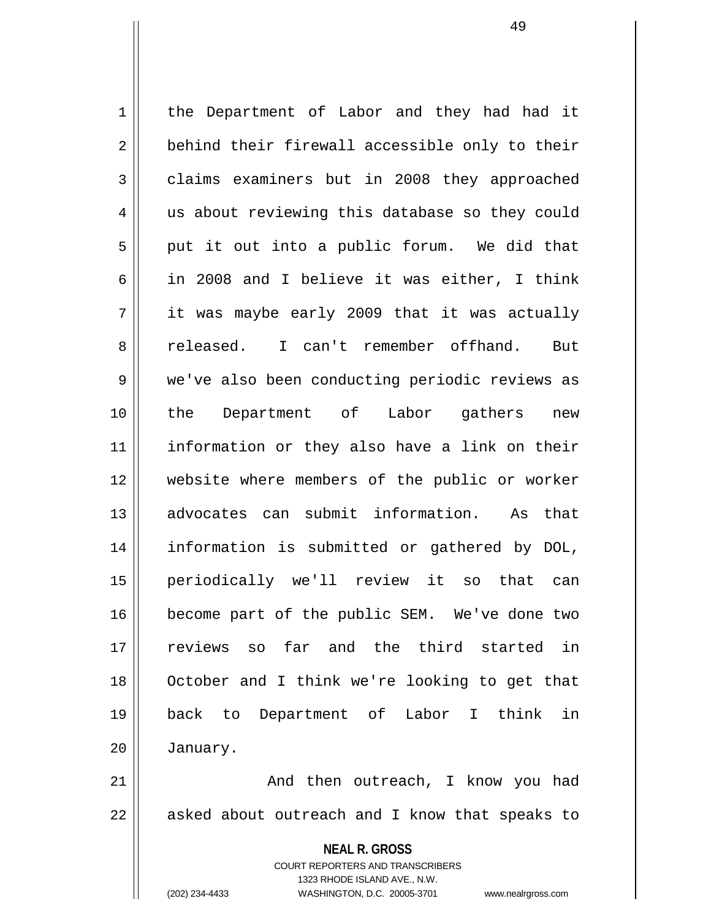the Department of Labor and they had had it behind their firewall accessible only to their claims examiners but in 2008 they approached us about reviewing this database so they could put it out into a public forum. We did that in 2008 and I believe it was either, I think it was maybe early 2009 that it was actually released. I can't remember offhand. But we've also been conducting periodic reviews as the Department of Labor gathers new information or they also have a link on their website where members of the public or worker advocates can submit information. As that information is submitted or gathered by DOL, periodically we'll review it so that can become part of the public SEM. We've done two reviews so far and the third started in October and I think we're looking to get that back to Department of Labor I think in January.

And then outreach, I know you had asked about outreach and I know that speaks to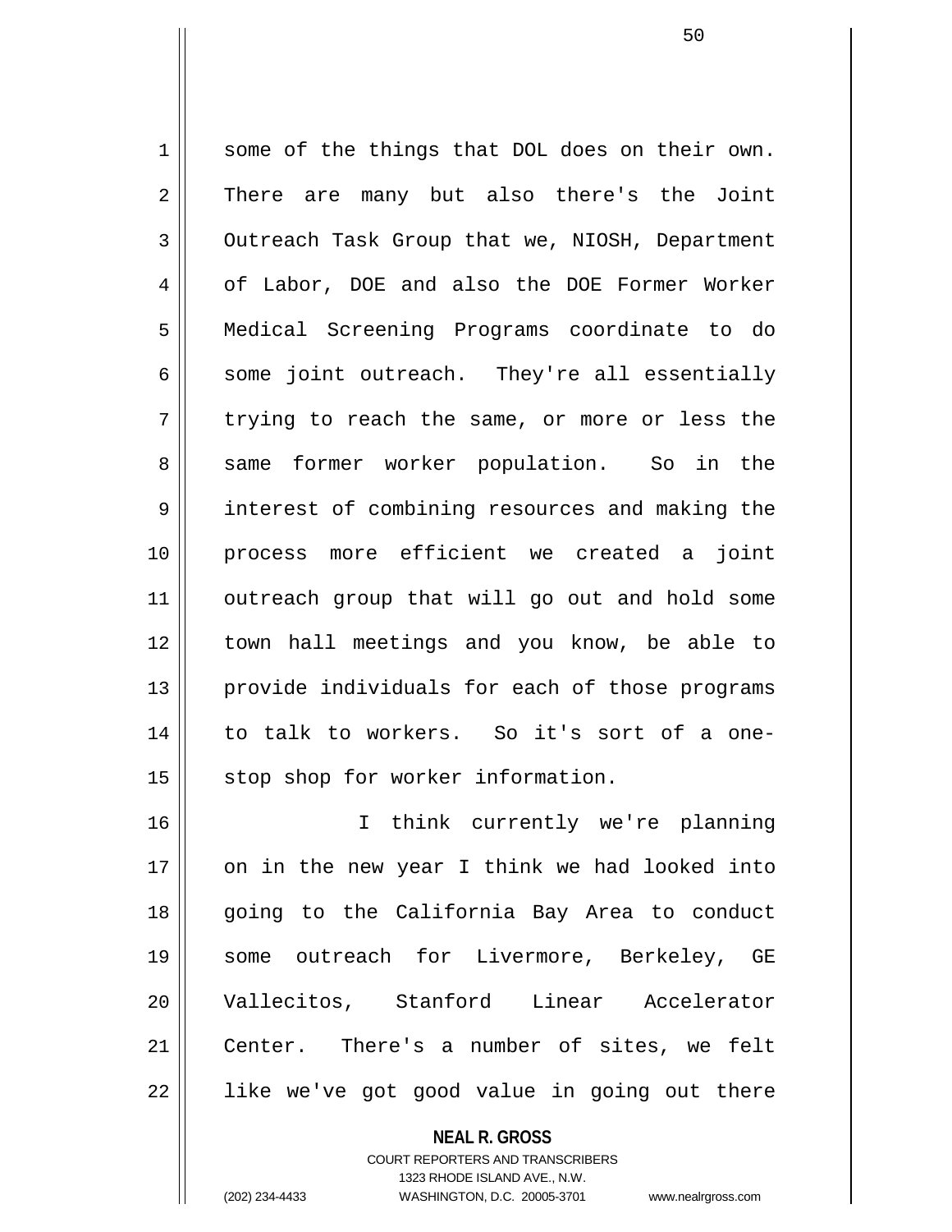some of the things that DOL does on their own. There are many but also there's the Joint Outreach Task Group that we, NIOSH, Department of Labor, DOE and also the DOE Former Worker Medical Screening Programs coordinate to do some joint outreach. They're all essentially trying to reach the same, or more or less the same former worker population. So in the interest of combining resources and making the process more efficient we created a joint outreach group that will go out and hold some town hall meetings and you know, be able to provide individuals for each of those programs to talk to workers. So it's sort of a one-stop shop for worker information.

I think currently we're planning on in the new year I think we had looked into going to the California Bay Area to conduct some outreach for Livermore, Berkeley, GE Vallecitos, Stanford Linear Accelerator Center. There's a number of sites, we felt like we've got good value in going out there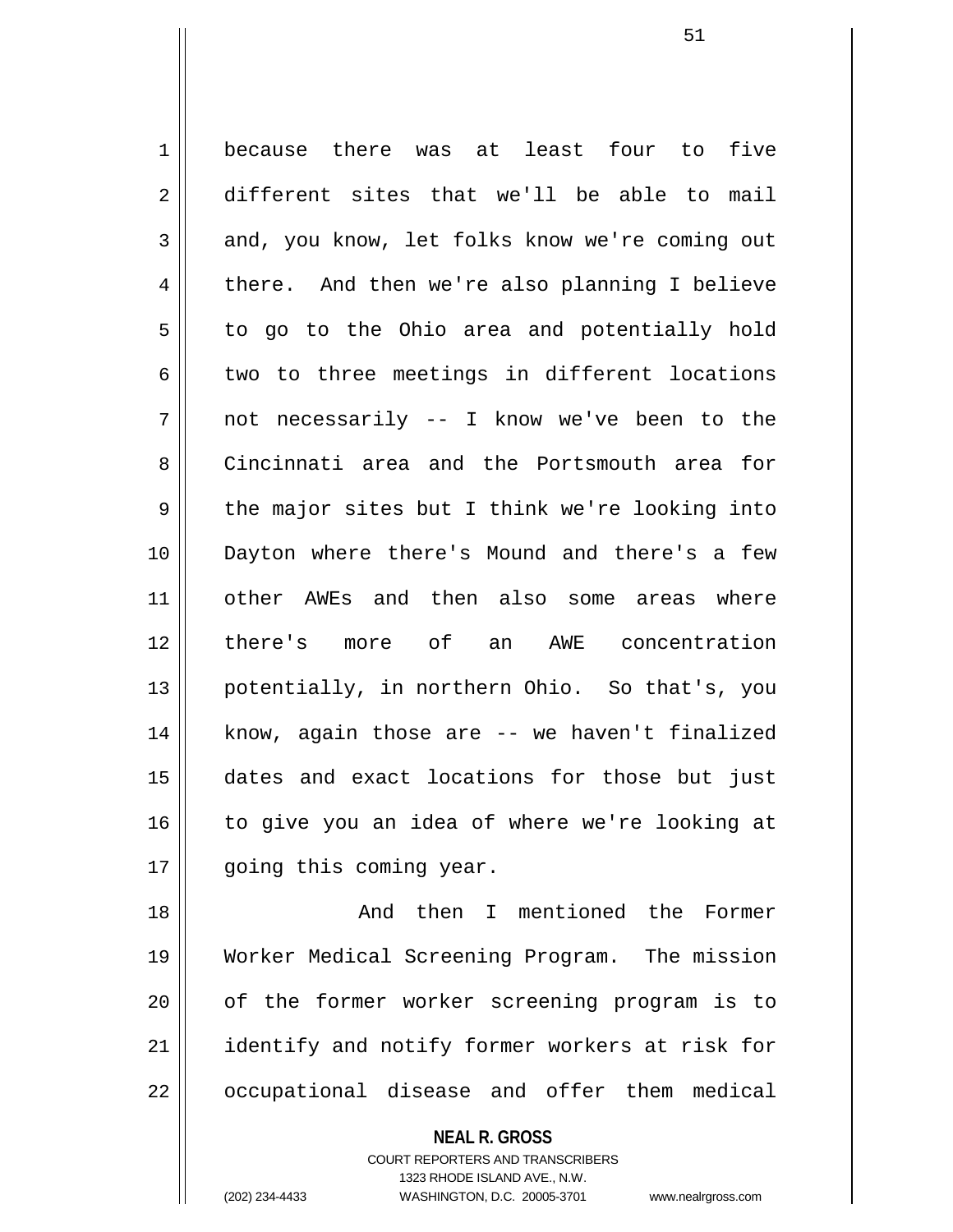because there was at least four to five different sites that we'll be able to mail and, you know, let folks know we're coming out there. And then we're also planning I believe to go to the Ohio area and potentially hold two to three meetings in different locations not necessarily -- I know we've been to the Cincinnati area and the Portsmouth area for the major sites but I think we're looking into Dayton where there's Mound and there's a few other AWEs and then also some areas where there's more of an AWE concentration potentially, in northern Ohio. So that's, you know, again those are -- we haven't finalized dates and exact locations for those but just to give you an idea of where we're looking at going this coming year.

And then I mentioned the Former Worker Medical Screening Program. The mission of the former worker screening program is to identify and notify former workers at risk for occupational disease and offer them medical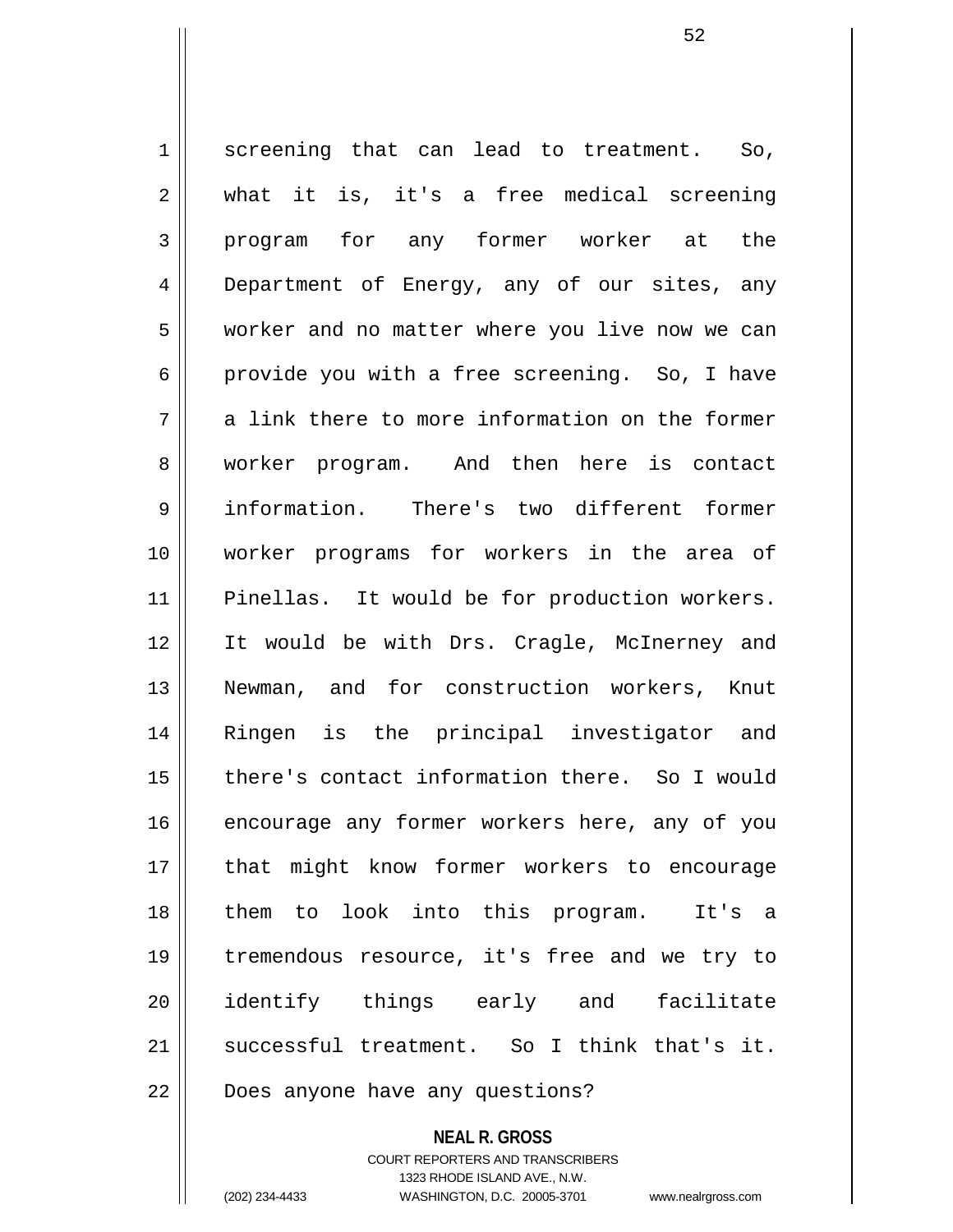screening that can lead to treatment. So, what it is, it's a free medical screening program for any former worker at the Department of Energy, any of our sites, any worker and no matter where you live now we can provide you with a free screening. So, I have a link there to more information on the former worker program. And then here is contact information. There's two different former worker programs for workers in the area of Pinellas. It would be for production workers. It would be with Drs. Cragle, McInerney and Newman, and for construction workers, Knut Ringen is the principal investigator and there's contact information there. So I would encourage any former workers here, any of you that might know former workers to encourage them to look into this program. It's a tremendous resource, it's free and we try to identify things early and facilitate successful treatment. So I think that's it. Does anyone have any questions?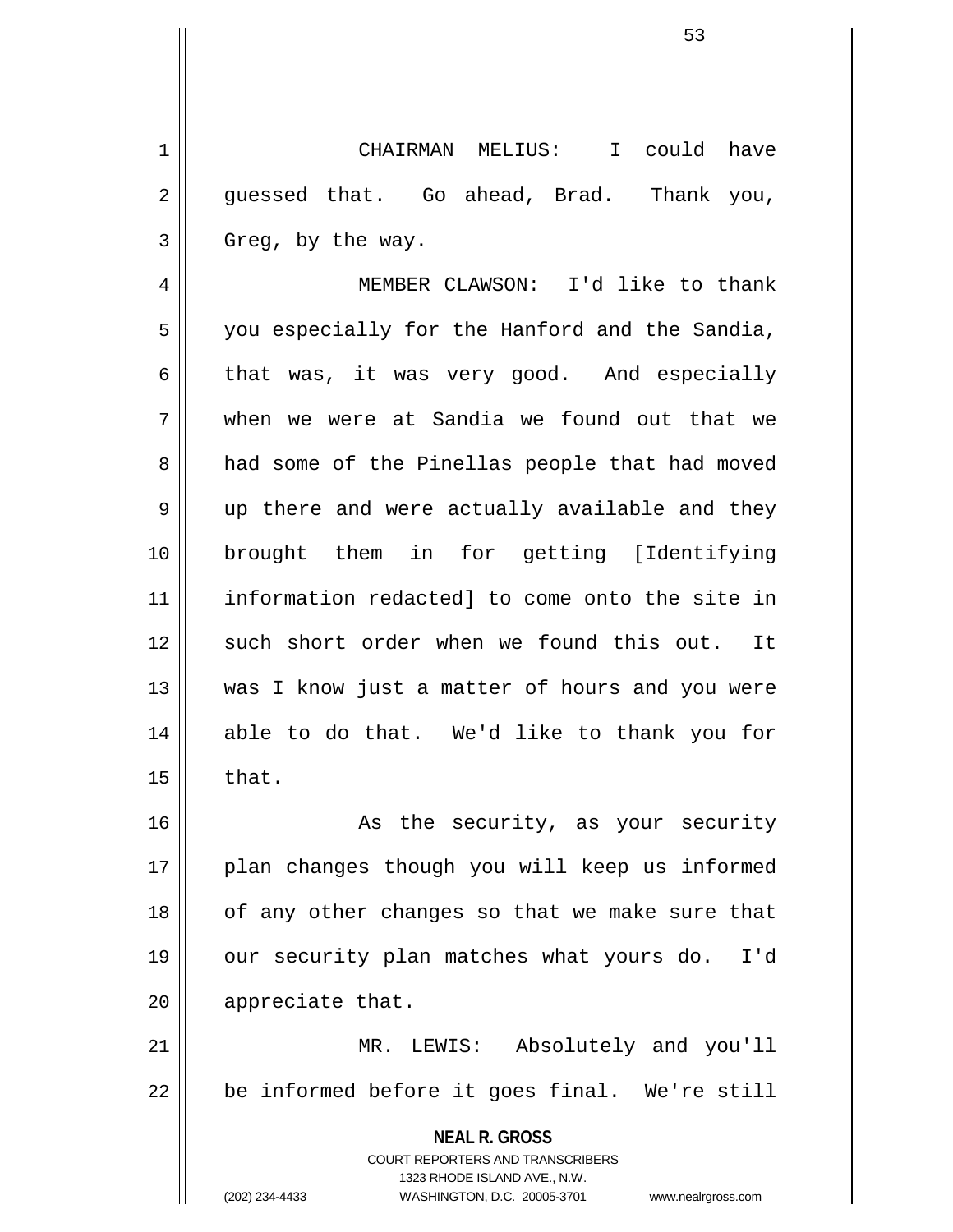CHAIRMAN MELIUS: I could have guessed that. Go ahead, Brad. Thank you, Greg, by the way.

MEMBER CLAWSON: I'd like to thank you especially for the Hanford and the Sandia, that was, it was very good. And especially when we were at Sandia we found out that we had some of the Pinellas people that had moved up there and were actually available and they brought them in for getting [Identifying information redacted] to come onto the site in such short order when we found this out. It was I know just a matter of hours and you were able to do that. We'd like to thank you for that.

As the security, as your security plan changes though you will keep us informed of any other changes so that we make sure that our security plan matches what yours do. I'd appreciate that.

MR. LEWIS: Absolutely and you'll be informed before it goes final. We're still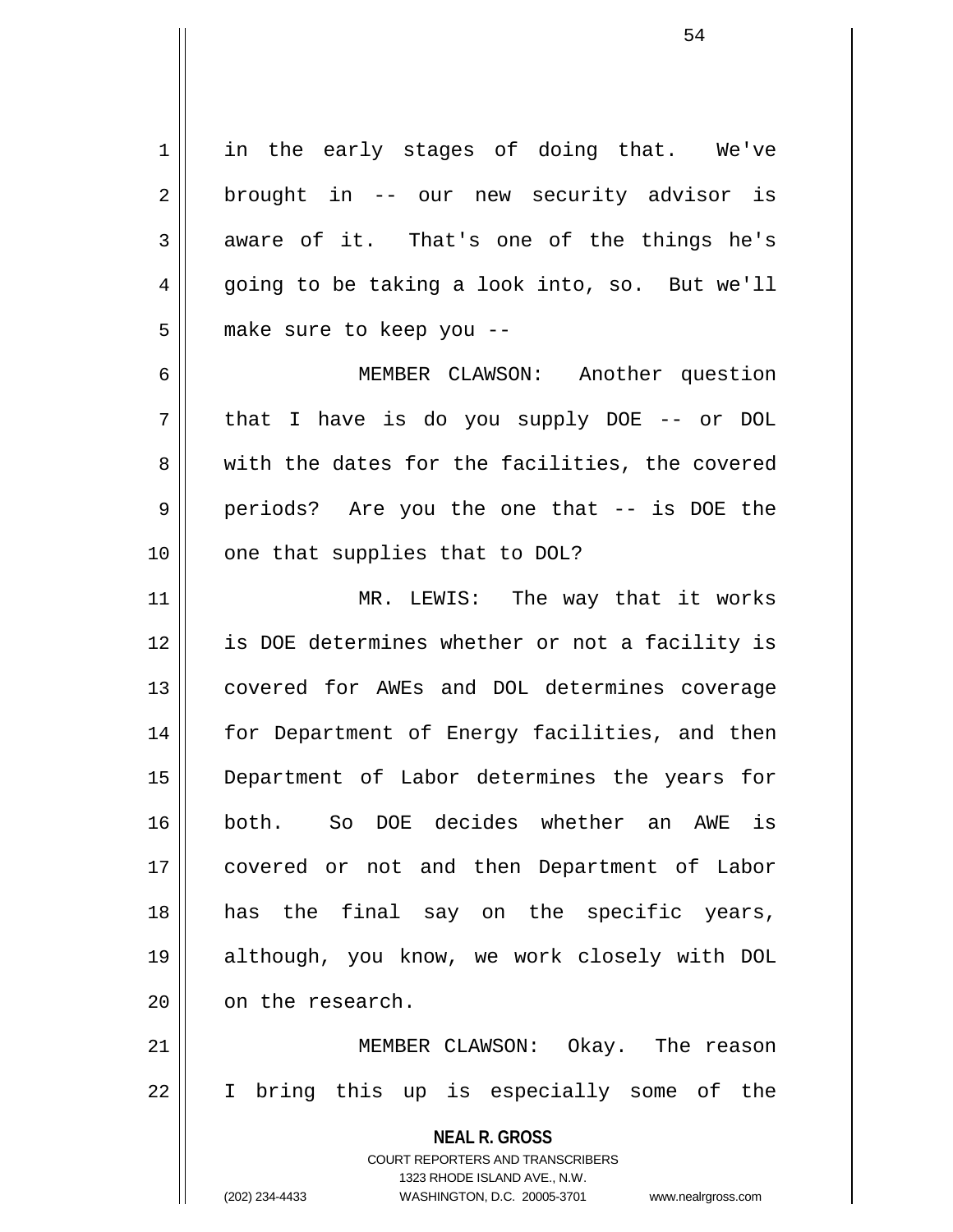in the early stages of doing that. We've brought in -- our new security advisor is aware of it. That's one of the things he's going to be taking a look into, so. But we'll make sure to keep you --

MEMBER CLAWSON: Another question that I have is do you supply DOE -- or DOL with the dates for the facilities, the covered periods? Are you the one that -- is DOE the one that supplies that to DOL?

MR. LEWIS: The way that it works is DOE determines whether or not a facility is covered for AWEs and DOL determines coverage for Department of Energy facilities, and then Department of Labor determines the years for both. So DOE decides whether an AWE is covered or not and then Department of Labor has the final say on the specific years, although, you know, we work closely with DOL on the research.

MEMBER CLAWSON: Okay. The reason I bring this up is especially some of the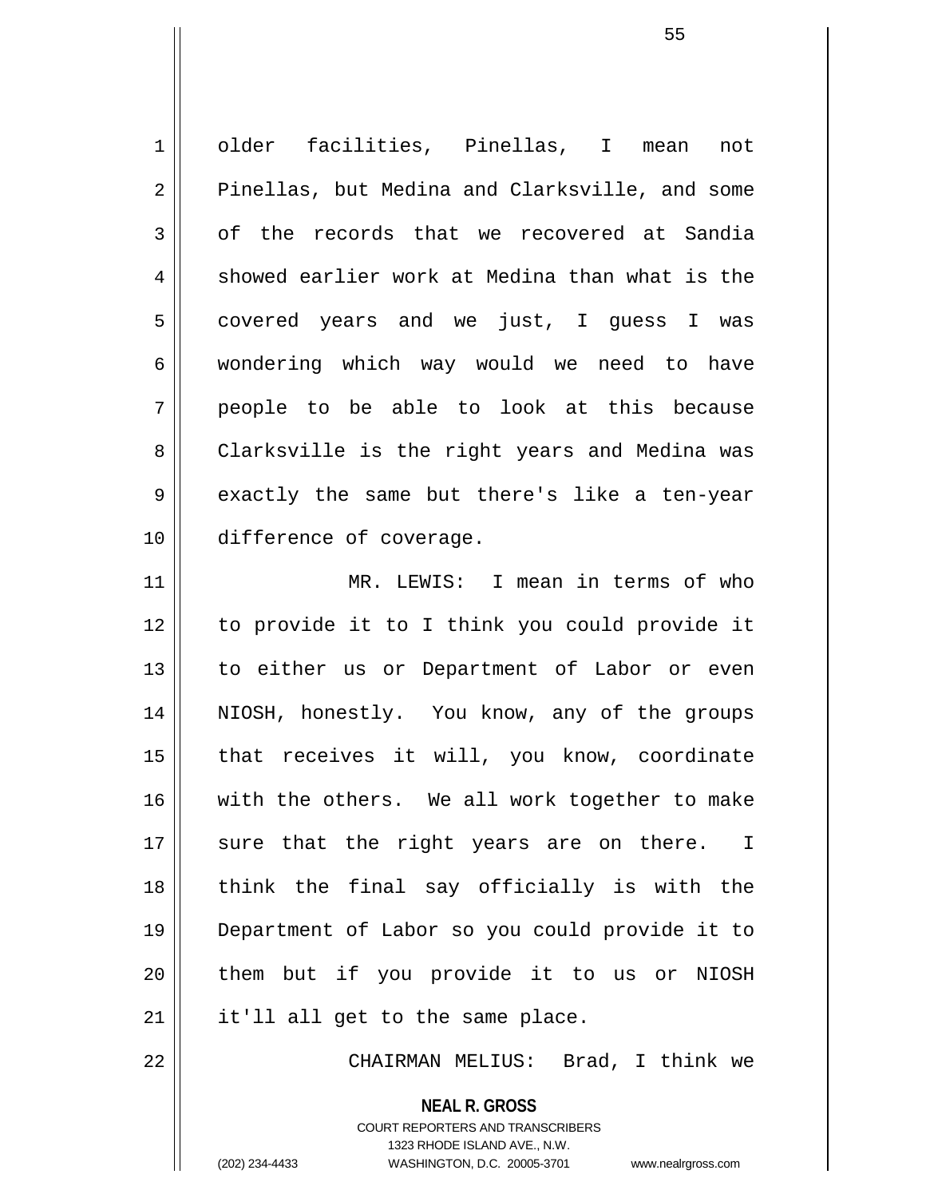older facilities, Pinellas, I mean not Pinellas, but Medina and Clarksville, and some of the records that we recovered at Sandia showed earlier work at Medina than what is the covered years and we just, I guess I was wondering which way would we need to have people to be able to look at this because Clarksville is the right years and Medina was exactly the same but there's like a ten-year difference of coverage.

MR. LEWIS: I mean in terms of who to provide it to I think you could provide it to either us or Department of Labor or even NIOSH, honestly. You know, any of the groups that receives it will, you know, coordinate with the others. We all work together to make sure that the right years are on there. I think the final say officially is with the Department of Labor so you could provide it to them but if you provide it to us or NIOSH it'll all get to the same place.

CHAIRMAN MELIUS: Brad, I think we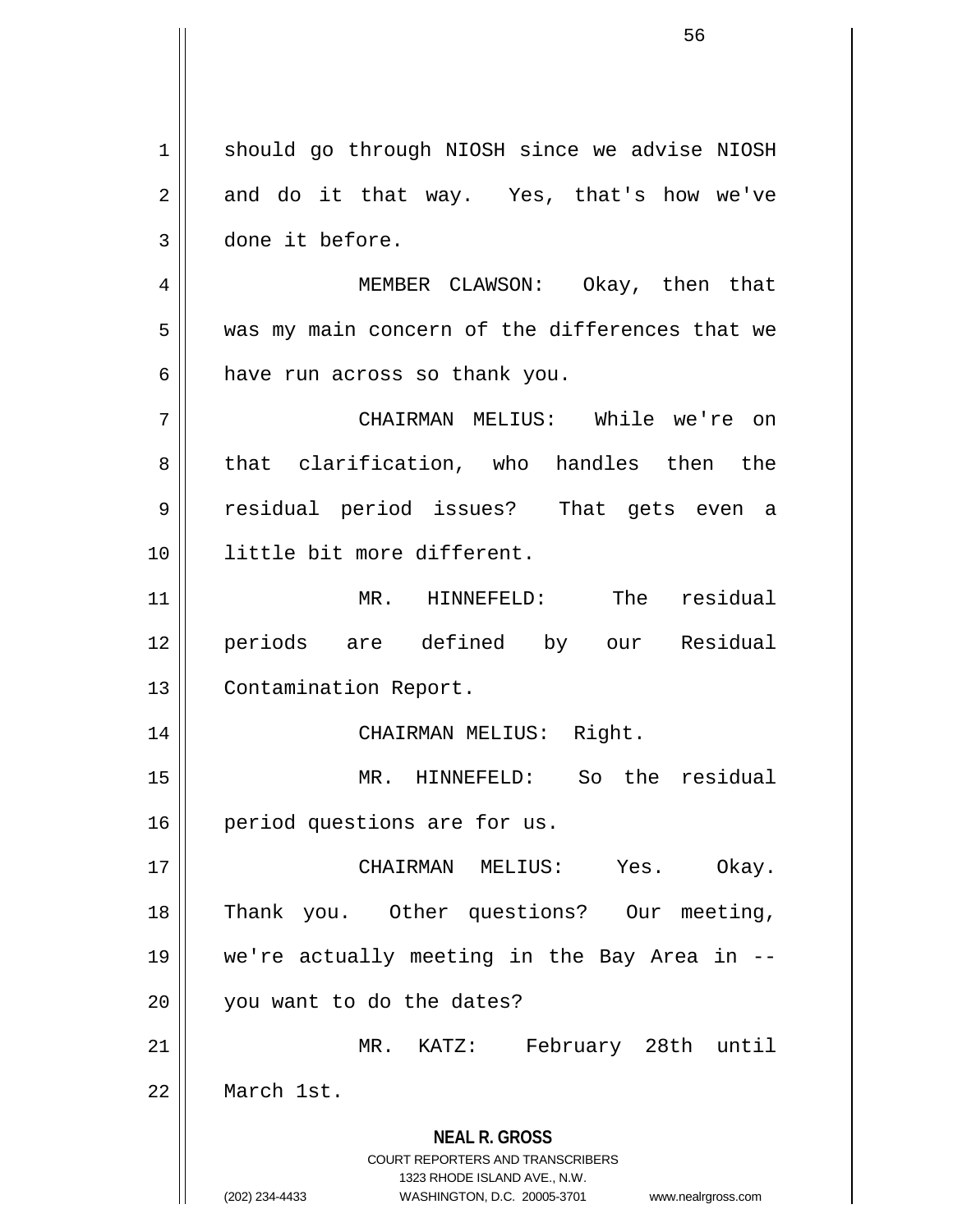should go through NIOSH since we advise NIOSH and do it that way. Yes, that's how we've done it before.

MEMBER CLAWSON: Okay, then that was my main concern of the differences that we have run across so thank you.

CHAIRMAN MELIUS: While we're on that clarification, who handles then the residual period issues? That gets even a little bit more different.

MR. HINNEFELD: The residual periods are defined by our Residual Contamination Report.

CHAIRMAN MELIUS: Right.

MR. HINNEFELD: So the residual period questions are for us.

CHAIRMAN MELIUS: Yes. Okay. Thank you. Other questions? Our meeting, we're actually meeting in the Bay Area in -- you want to do the dates?

MR. KATZ: February 28th until March 1st.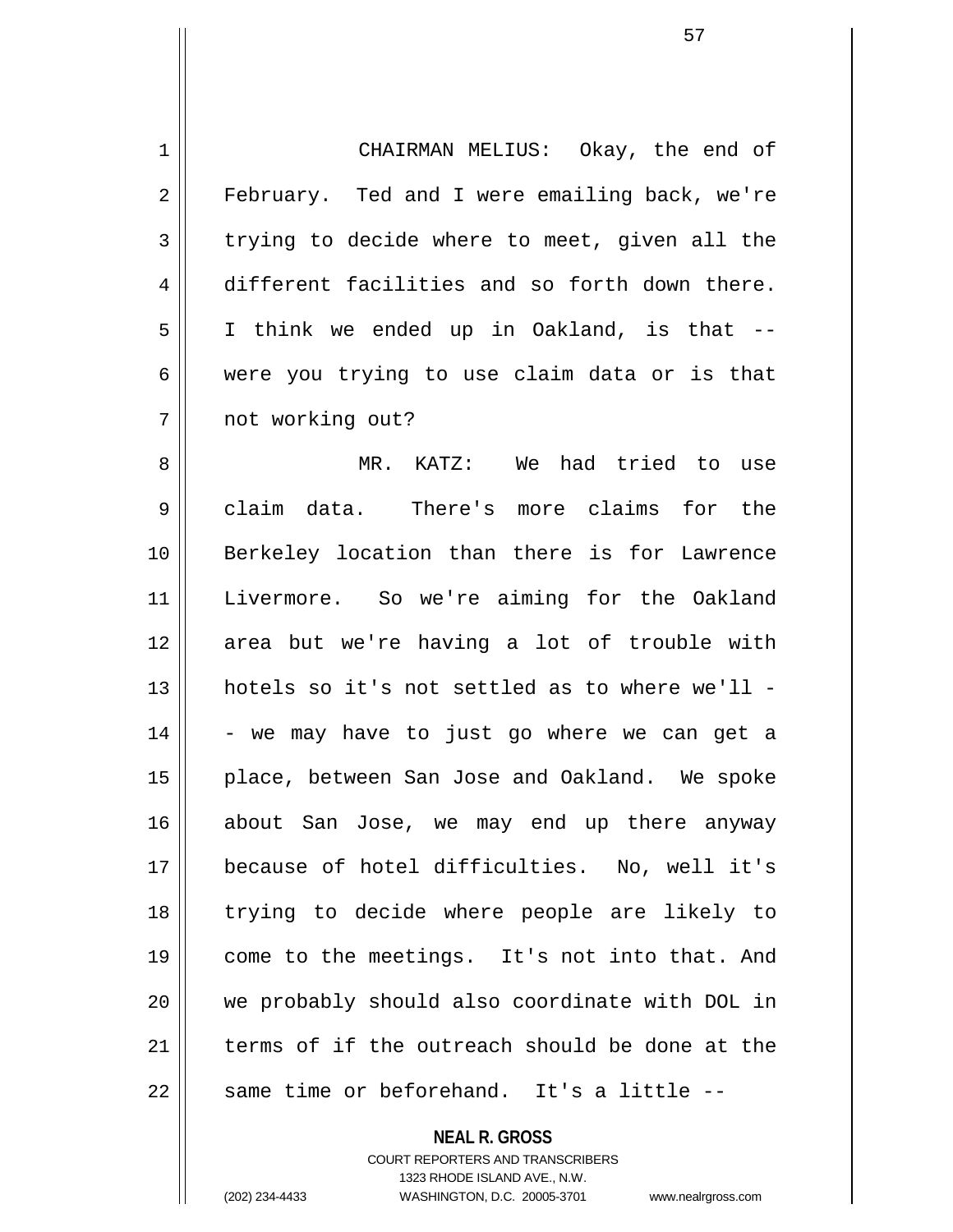CHAIRMAN MELIUS: Okay, the end of February. Ted and I were emailing back, we're trying to decide where to meet, given all the different facilities and so forth down there. I think we ended up in Oakland, is that -- were you trying to use claim data or is that not working out?

MR. KATZ: We had tried to use claim data. There's more claims for the Berkeley location than there is for Lawrence Livermore. So we're aiming for the Oakland area but we're having a lot of trouble with hotels so it's not settled as to where we'll -- we may have to just go where we can get a place, between San Jose and Oakland. We spoke about San Jose, we may end up there anyway because of hotel difficulties. No, well it's trying to decide where people are likely to come to the meetings. It's not into that. And we probably should also coordinate with DOL in terms of if the outreach should be done at the same time or beforehand. It's a little --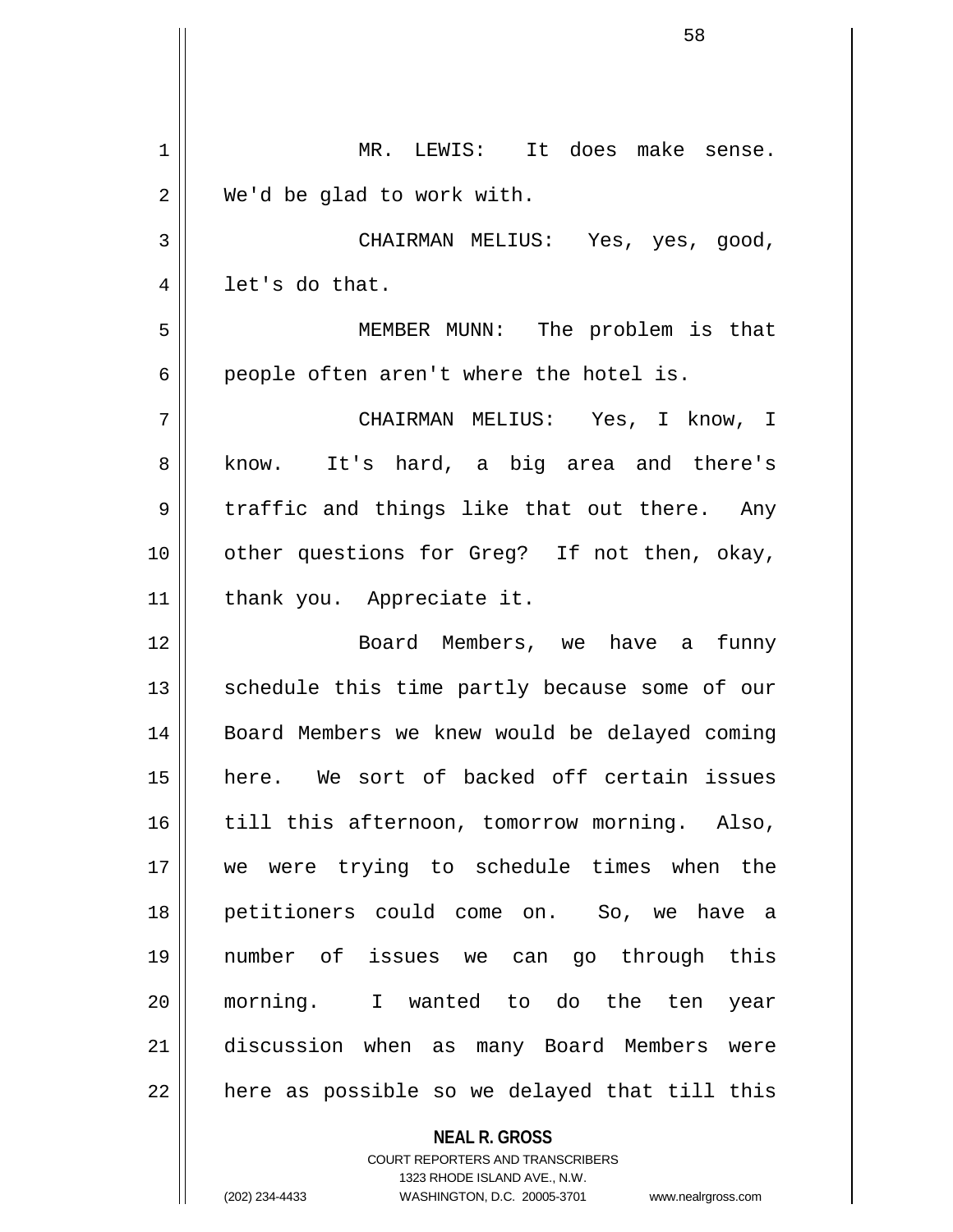MR. LEWIS: It does make sense. We'd be glad to work with.

CHAIRMAN MELIUS: Yes, yes, good, let's do that.

MEMBER MUNN: The problem is that people often aren't where the hotel is.

CHAIRMAN MELIUS: Yes, I know, I know. It's hard, a big area and there's traffic and things like that out there. Any other questions for Greg? If not then, okay, thank you. Appreciate it.

Board Members, we have a funny schedule this time partly because some of our Board Members we knew would be delayed coming here. We sort of backed off certain issues till this afternoon, tomorrow morning. Also, we were trying to schedule times when the petitioners could come on. So, we have a number of issues we can go through this morning. I wanted to do the ten year discussion when as many Board Members were here as possible so we delayed that till this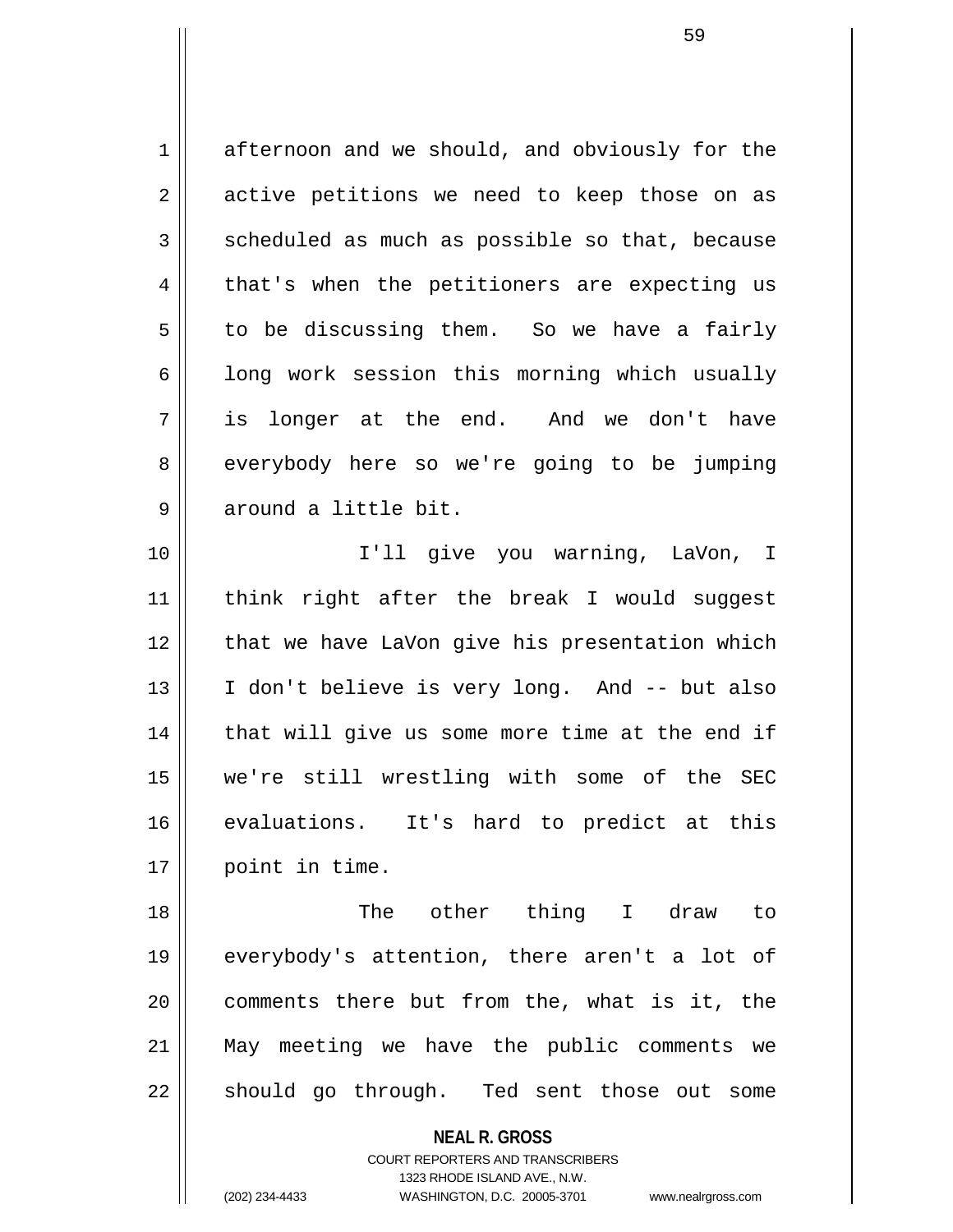afternoon and we should, and obviously for the active petitions we need to keep those on as scheduled as much as possible so that, because that's when the petitioners are expecting us to be discussing them. So we have a fairly long work session this morning which usually is longer at the end. And we don't have everybody here so we're going to be jumping around a little bit.

I'll give you warning, LaVon, I think right after the break I would suggest that we have LaVon give his presentation which I don't believe is very long. And -- but also that will give us some more time at the end if we're still wrestling with some of the SEC evaluations. It's hard to predict at this point in time.

The other thing I draw to everybody's attention, there aren't a lot of comments there but from the, what is it, the May meeting we have the public comments we should go through. Ted sent those out some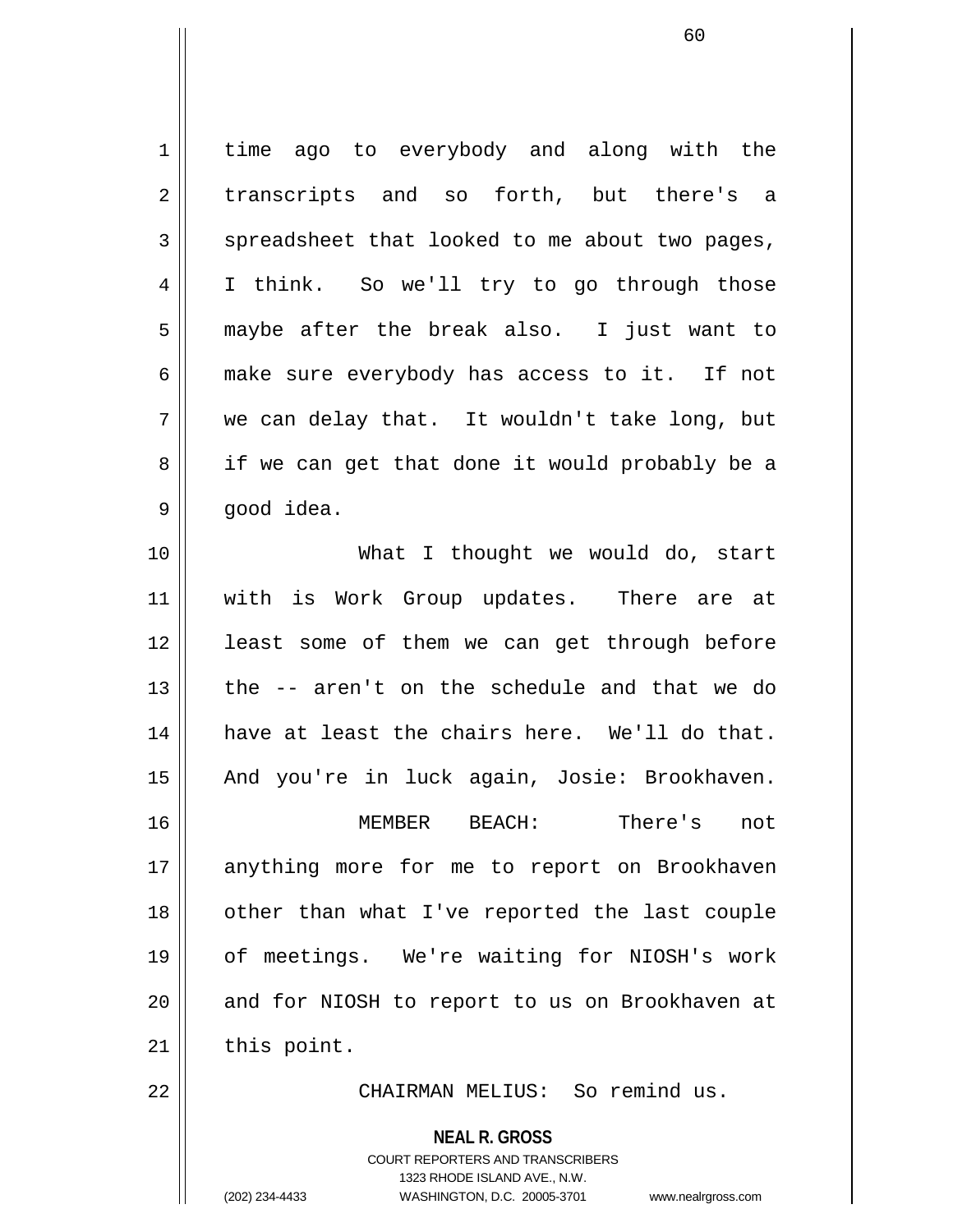time ago to everybody and along with the transcripts and so forth, but there's a spreadsheet that looked to me about two pages, I think. So we'll try to go through those maybe after the break also. I just want to make sure everybody has access to it. If not we can delay that. It wouldn't take long, but if we can get that done it would probably be a good idea.

What I thought we would do, start with is Work Group updates. There are at least some of them we can get through before the -- aren't on the schedule and that we do have at least the chairs here. We'll do that. And you're in luck again, Josie: Brookhaven.

MEMBER BEACH: There's not anything more for me to report on Brookhaven other than what I've reported the last couple of meetings. We're waiting for NIOSH's work and for NIOSH to report to us on Brookhaven at this point.

CHAIRMAN MELIUS: So remind us.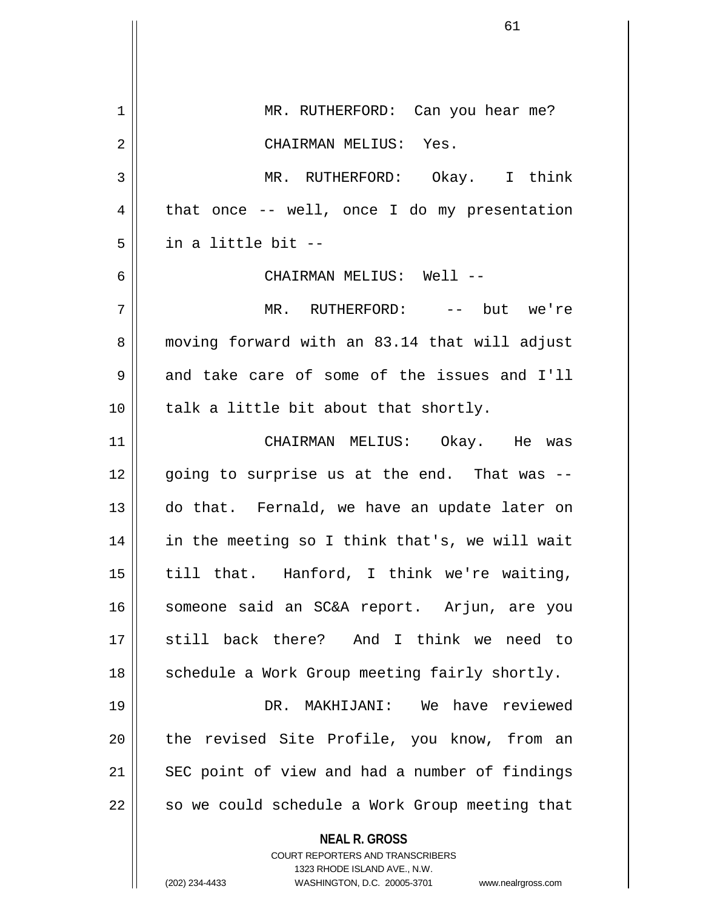MR. RUTHERFORD: Can you hear me?

CHAIRMAN MELIUS: Yes.

MR. RUTHERFORD: Okay. I think that once -- well, once I do my presentation in a little bit --

CHAIRMAN MELIUS: Well --

MR. RUTHERFORD: -- but we're moving forward with an 83.14 that will adjust and take care of some of the issues and I'll talk a little bit about that shortly.

CHAIRMAN MELIUS: Okay. He was going to surprise us at the end. That was -- do that. Fernald, we have an update later on in the meeting so I think that's, we will wait till that. Hanford, I think we're waiting, someone said an SC&A report. Arjun, are you still back there? And I think we need to schedule a Work Group meeting fairly shortly.

DR. MAKHIJANI: We have reviewed the revised Site Profile, you know, from an SEC point of view and had a number of findings so we could schedule a Work Group meeting that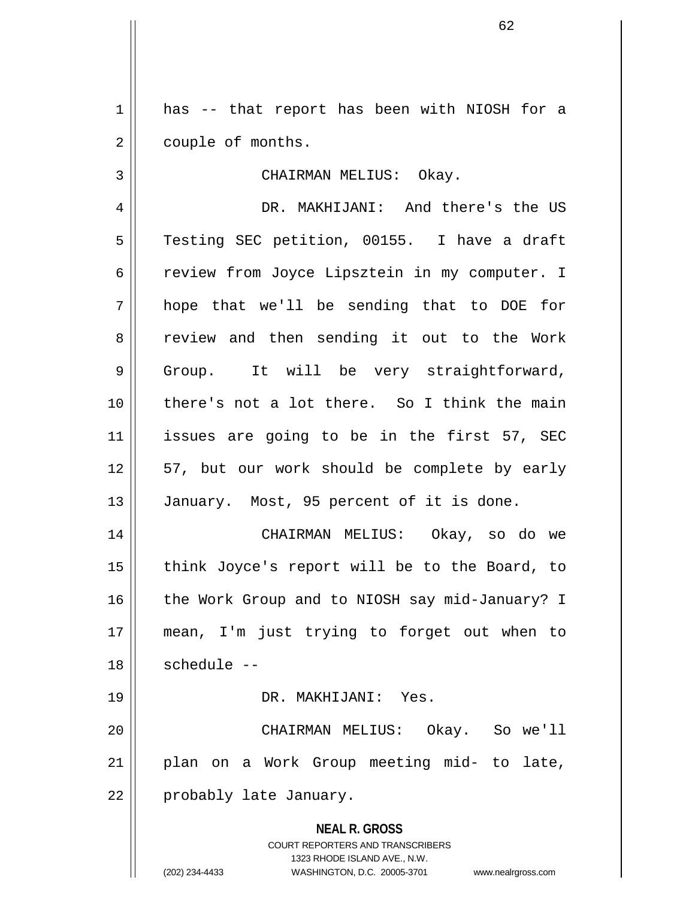has -- that report has been with NIOSH for a couple of months.

CHAIRMAN MELIUS: Okay.

DR. MAKHIJANI: And there's the US Testing SEC petition, 00155. I have a draft review from Joyce Lipsztein in my computer. I hope that we'll be sending that to DOE for review and then sending it out to the Work Group. It will be very straightforward, there's not a lot there. So I think the main issues are going to be in the first 57, SEC 57, but our work should be complete by early January. Most, 95 percent of it is done.

CHAIRMAN MELIUS: Okay, so do we think Joyce's report will be to the Board, to the Work Group and to NIOSH say mid-January? I mean, I'm just trying to forget out when to schedule --

DR. MAKHIJANI: Yes.

CHAIRMAN MELIUS: Okay. So we'll plan on a Work Group meeting mid- to late, probably late January.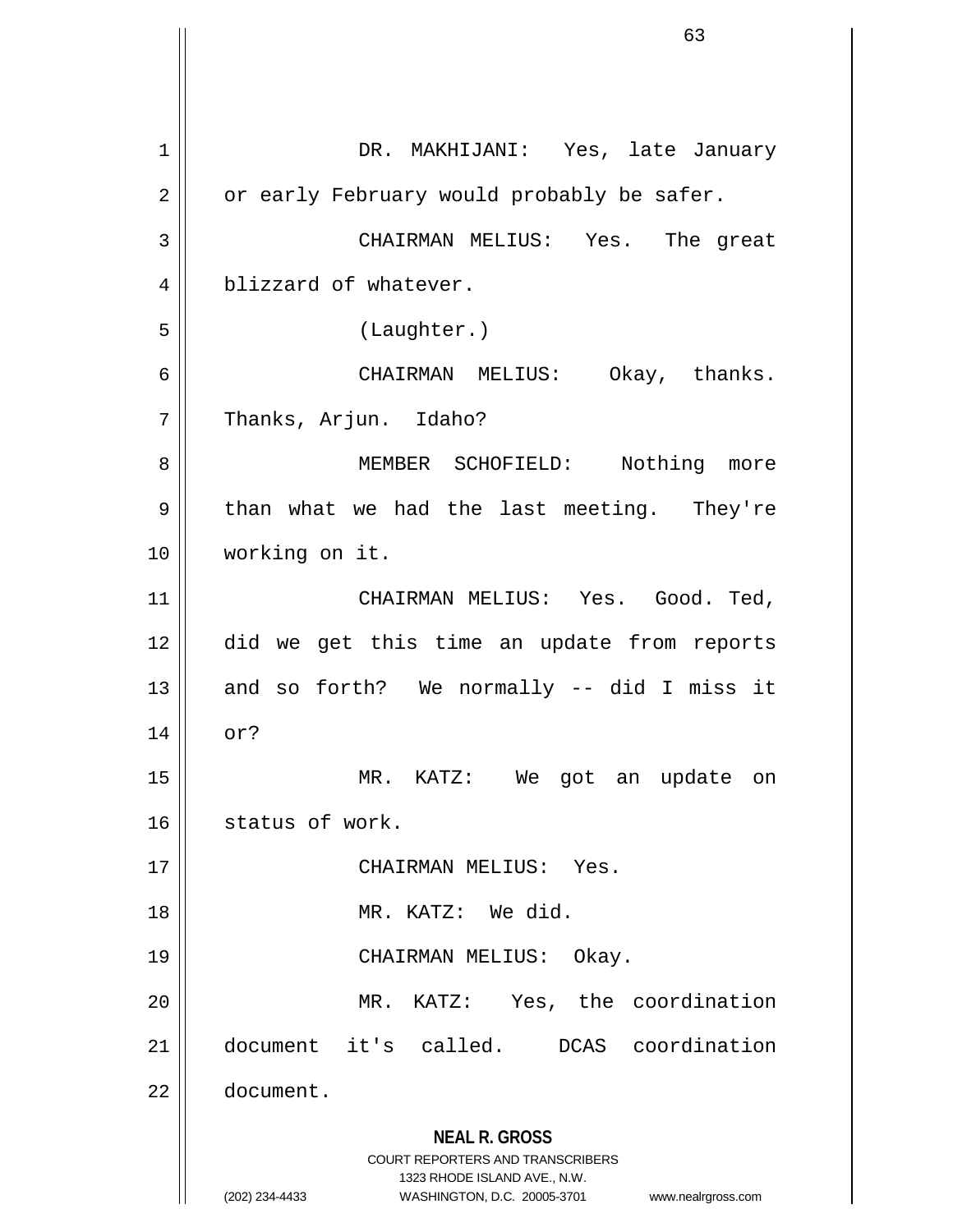DR. MAKHIJANI: Yes, late January or early February would probably be safer.

CHAIRMAN MELIUS: Yes. The great blizzard of whatever.

(Laughter.)

CHAIRMAN MELIUS: Okay, thanks. Thanks, Arjun. Idaho?

MEMBER SCHOFIELD: Nothing more than what we had the last meeting. They're working on it.

CHAIRMAN MELIUS: Yes. Good. Ted, did we get this time an update from reports and so forth? We normally -- did I miss it or?

MR. KATZ: We got an update on status of work.

CHAIRMAN MELIUS: Yes.

MR. KATZ: We did.

CHAIRMAN MELIUS: Okay.

MR. KATZ: Yes, the coordination document it's called. DCAS coordination document.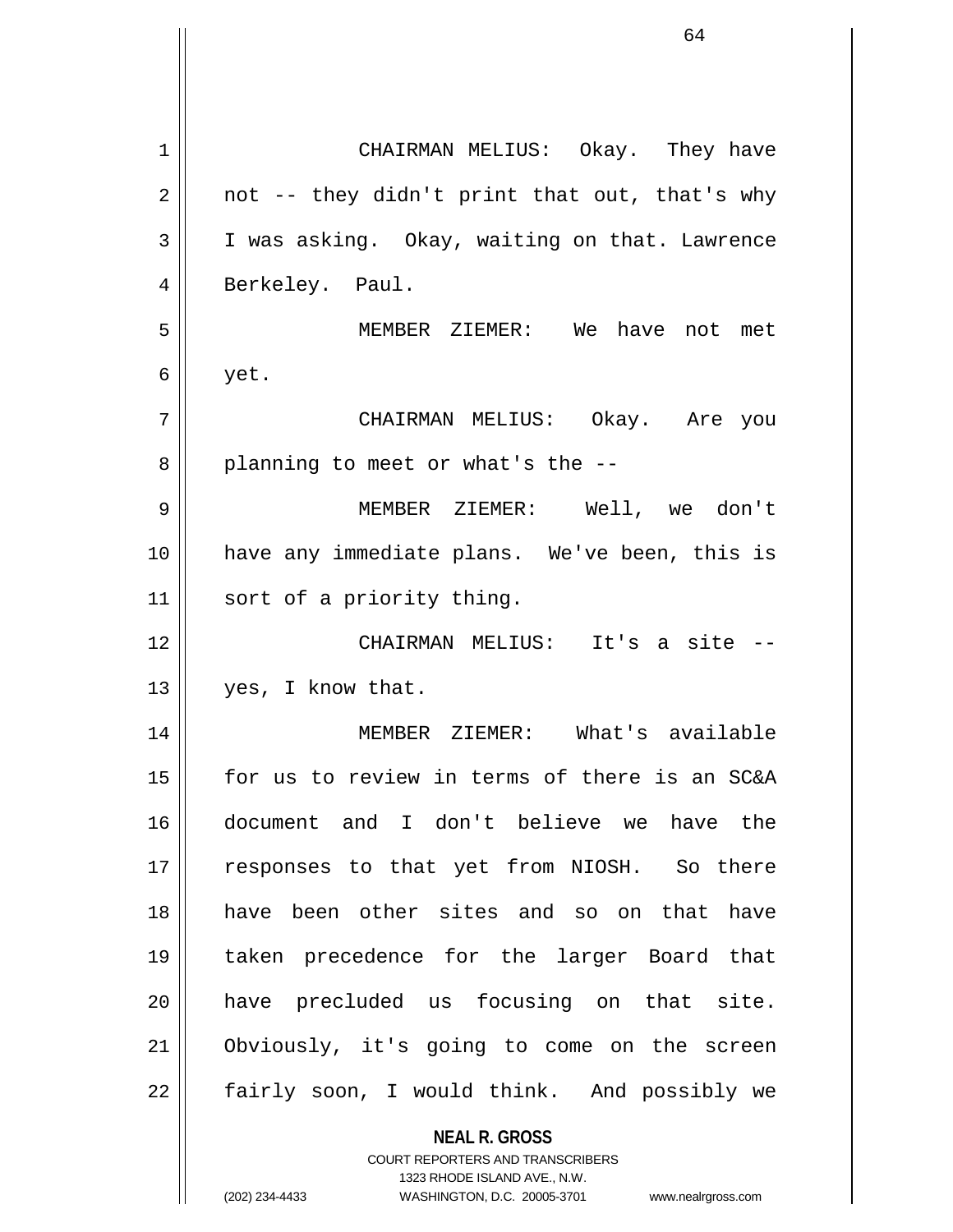CHAIRMAN MELIUS: Okay. They have not -- they didn't print that out, that's why I was asking. Okay, waiting on that. Lawrence Berkeley. Paul.

MEMBER ZIEMER: We have not met yet.

CHAIRMAN MELIUS: Okay. Are you planning to meet or what's the --

MEMBER ZIEMER: Well, we don't have any immediate plans. We've been, this is sort of a priority thing.

CHAIRMAN MELIUS: It's a site -- yes, I know that.

MEMBER ZIEMER: What's available for us to review in terms of there is an SC&A document and I don't believe we have the responses to that yet from NIOSH. So there have been other sites and so on that have taken precedence for the larger Board that have precluded us focusing on that site. Obviously, it's going to come on the screen fairly soon, I would think. And possibly we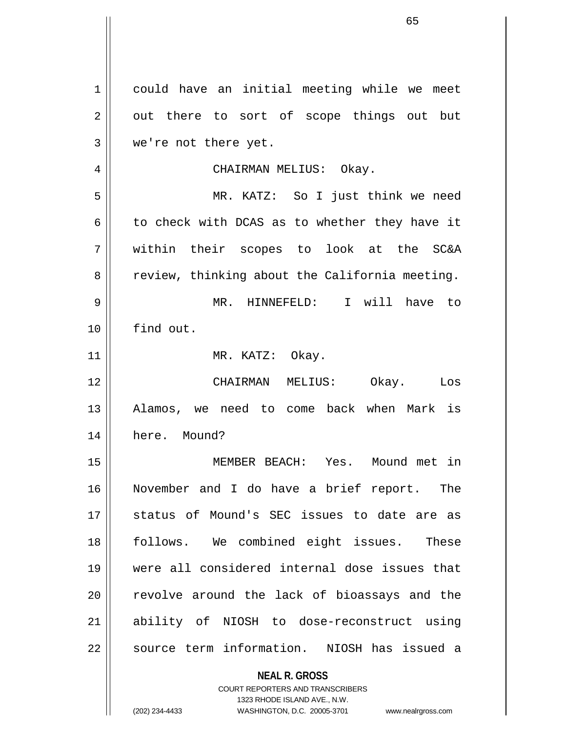could have an initial meeting while we meet out there to sort of scope things out but we're not there yet.

CHAIRMAN MELIUS: Okay.

MR. KATZ: So I just think we need to check with DCAS as to whether they have it within their scopes to look at the SC&A review, thinking about the California meeting.

MR. HINNEFELD: I will have to find out.

MR. KATZ: Okay.

CHAIRMAN MELIUS: Okay. Los Alamos, we need to come back when Mark is here. Mound?

MEMBER BEACH: Yes. Mound met in November and I do have a brief report. The status of Mound's SEC issues to date are as follows. We combined eight issues. These were all considered internal dose issues that revolve around the lack of bioassays and the ability of NIOSH to dose-reconstruct using source term information. NIOSH has issued a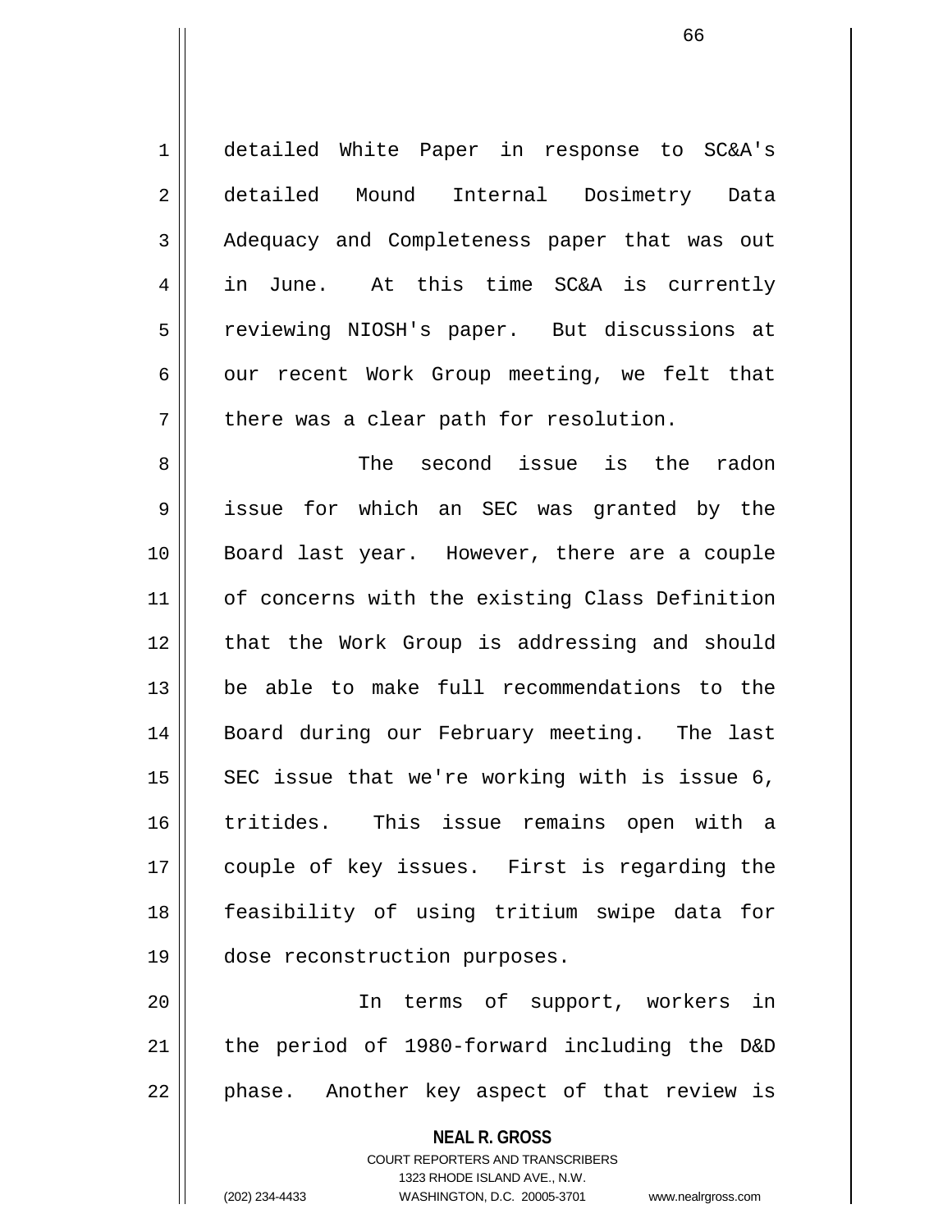detailed White Paper in response to SC&A's detailed Mound Internal Dosimetry Data Adequacy and Completeness paper that was out in June. At this time SC&A is currently reviewing NIOSH's paper. But discussions at our recent Work Group meeting, we felt that there was a clear path for resolution.

The second issue is the radon issue for which an SEC was granted by the Board last year. However, there are a couple of concerns with the existing Class Definition that the Work Group is addressing and should be able to make full recommendations to the Board during our February meeting. The last SEC issue that we're working with is issue 6, tritides. This issue remains open with a couple of key issues. First is regarding the feasibility of using tritium swipe data for dose reconstruction purposes.

In terms of support, workers in the period of 1980-forward including the D&D phase. Another key aspect of that review is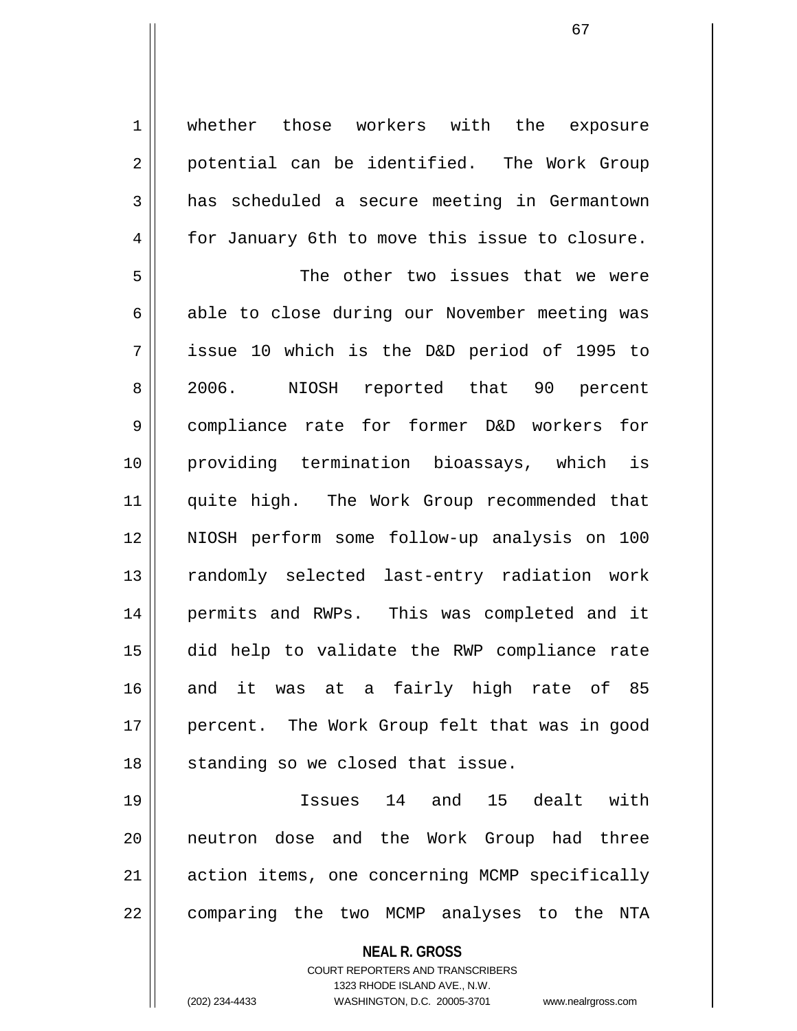whether those workers with the exposure potential can be identified. The Work Group has scheduled a secure meeting in Germantown for January 6th to move this issue to closure.

The other two issues that we were able to close during our November meeting was issue 10 which is the D&D period of 1995 to 2006. NIOSH reported that 90 percent compliance rate for former D&D workers for providing termination bioassays, which is quite high. The Work Group recommended that NIOSH perform some follow-up analysis on 100 randomly selected last-entry radiation work permits and RWPs. This was completed and it did help to validate the RWP compliance rate and it was at a fairly high rate of 85 percent. The Work Group felt that was in good standing so we closed that issue.

Issues 14 and 15 dealt with neutron dose and the Work Group had three action items, one concerning MCMP specifically comparing the two MCMP analyses to the NTA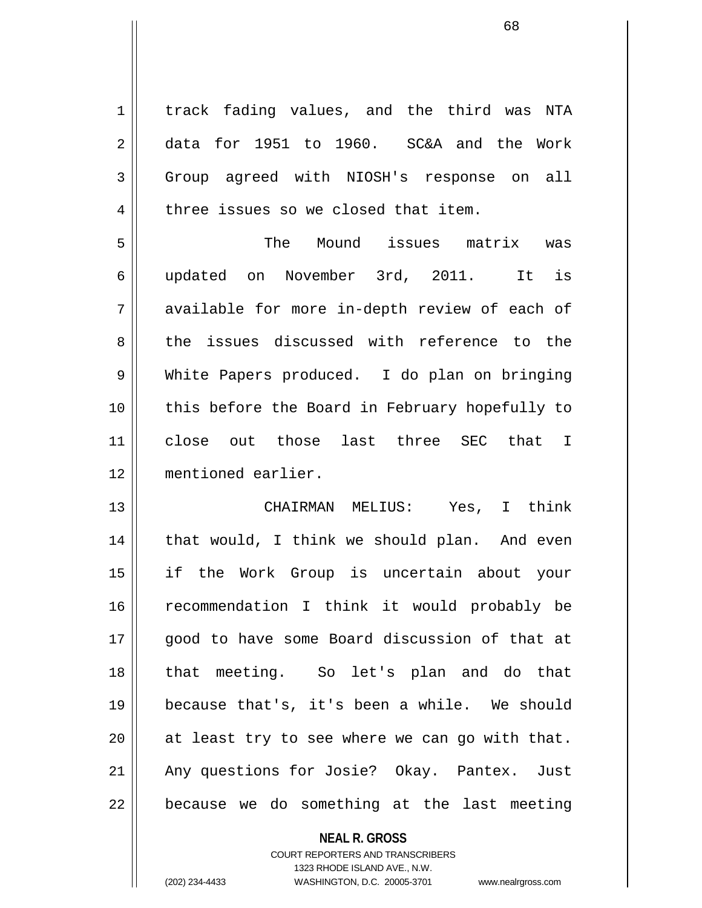track fading values, and the third was NTA data for 1951 to 1960. SC&A and the Work Group agreed with NIOSH's response on all three issues so we closed that item.

The Mound issues matrix was updated on November 3rd, 2011. It is available for more in-depth review of each of the issues discussed with reference to the White Papers produced. I do plan on bringing this before the Board in February hopefully to close out those last three SEC that I mentioned earlier.

CHAIRMAN MELIUS: Yes, I think that would, I think we should plan. And even if the Work Group is uncertain about your recommendation I think it would probably be good to have some Board discussion of that at that meeting. So let's plan and do that because that's, it's been a while. We should at least try to see where we can go with that. Any questions for Josie? Okay. Pantex. Just because we do something at the last meeting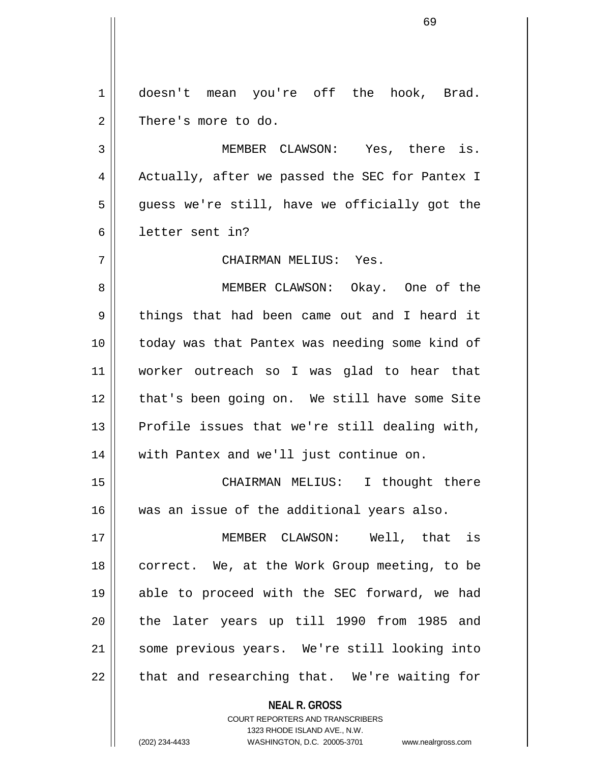doesn't mean you're off the hook, Brad. There's more to do.

MEMBER CLAWSON: Yes, there is. Actually, after we passed the SEC for Pantex I guess we're still, have we officially got the letter sent in?

CHAIRMAN MELIUS: Yes.

MEMBER CLAWSON: Okay. One of the things that had been came out and I heard it today was that Pantex was needing some kind of worker outreach so I was glad to hear that that's been going on. We still have some Site Profile issues that we're still dealing with, with Pantex and we'll just continue on.

CHAIRMAN MELIUS: I thought there was an issue of the additional years also.

MEMBER CLAWSON: Well, that is correct. We, at the Work Group meeting, to be able to proceed with the SEC forward, we had the later years up till 1990 from 1985 and some previous years. We're still looking into that and researching that. We're waiting for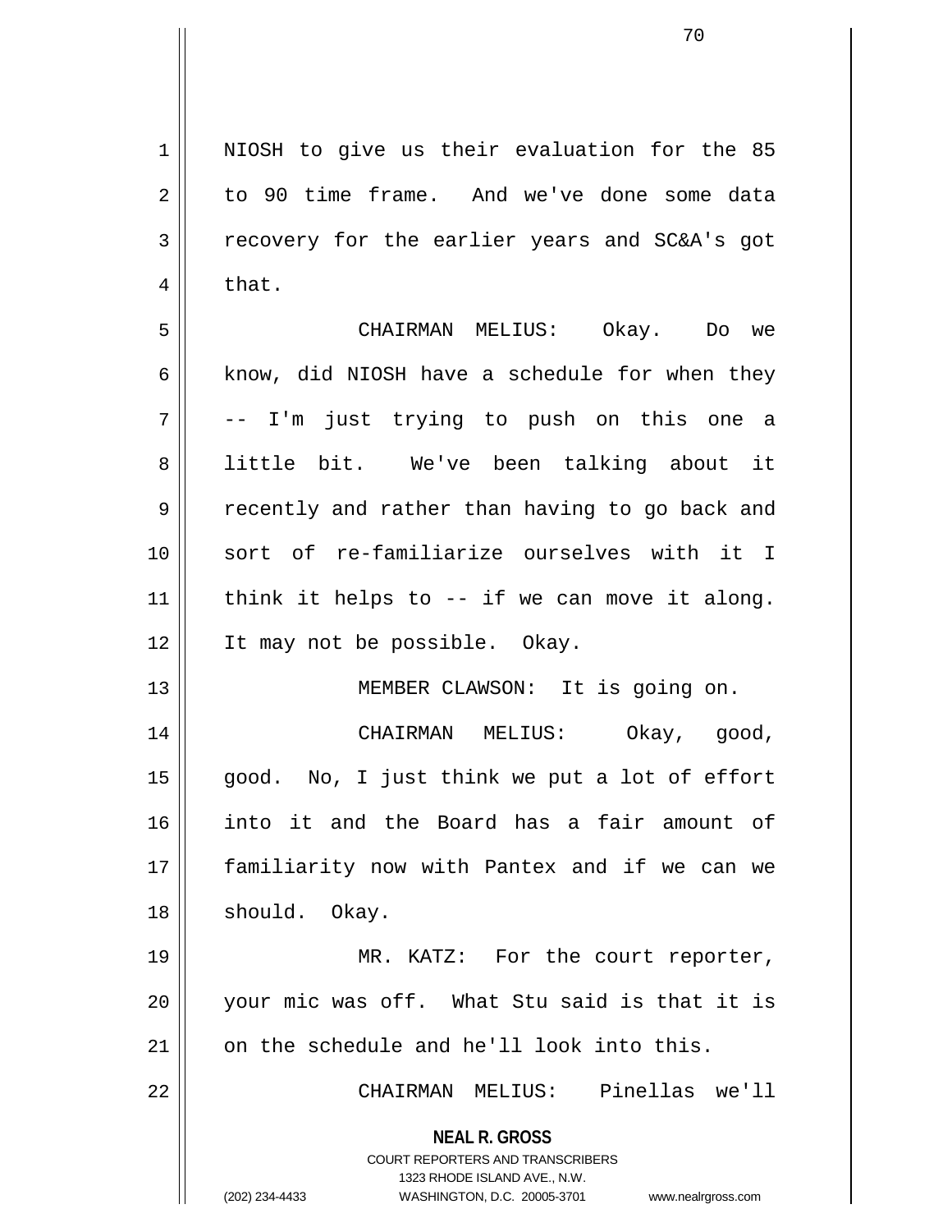NIOSH to give us their evaluation for the 85 to 90 time frame. And we've done some data recovery for the earlier years and SC&A's got that.

CHAIRMAN MELIUS: Okay. Do we know, did NIOSH have a schedule for when they -- I'm just trying to push on this one a little bit. We've been talking about it recently and rather than having to go back and sort of re-familiarize ourselves with it I think it helps to -- if we can move it along. It may not be possible. Okay.

MEMBER CLAWSON: It is going on.

CHAIRMAN MELIUS: Okay, good, good. No, I just think we put a lot of effort into it and the Board has a fair amount of familiarity now with Pantex and if we can we should. Okay.

MR. KATZ: For the court reporter, your mic was off. What Stu said is that it is on the schedule and he'll look into this.

CHAIRMAN MELIUS: Pinellas we'll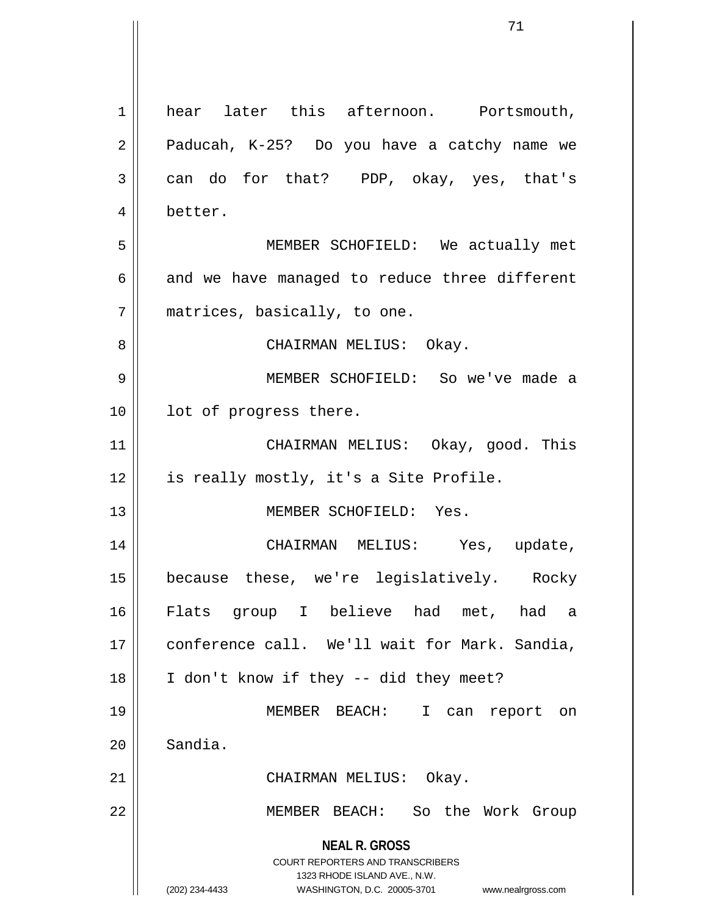hear later this afternoon. Portsmouth, Paducah, K-25? Do you have a catchy name we can do for that? PDP, okay, yes, that's better.

MEMBER SCHOFIELD: We actually met and we have managed to reduce three different matrices, basically, to one.

CHAIRMAN MELIUS: Okay.

MEMBER SCHOFIELD: So we've made a lot of progress there.

CHAIRMAN MELIUS: Okay, good. This is really mostly, it's a Site Profile.

MEMBER SCHOFIELD: Yes.

CHAIRMAN MELIUS: Yes, update, because these, we're legislatively. Rocky Flats group I believe had met, had a conference call. We'll wait for Mark. Sandia, I don't know if they -- did they meet?

MEMBER BEACH: I can report on Sandia.

CHAIRMAN MELIUS: Okay.

MEMBER BEACH: So the Work Group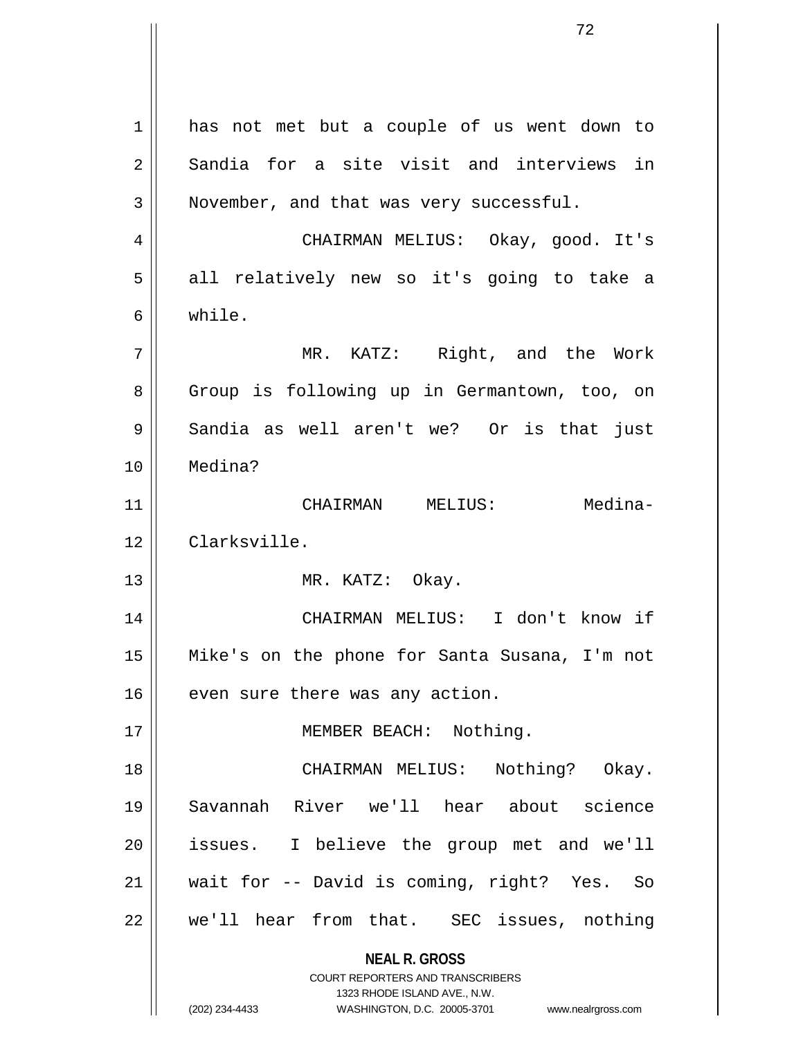has not met but a couple of us went down to Sandia for a site visit and interviews in November, and that was very successful.

CHAIRMAN MELIUS: Okay, good. It's all relatively new so it's going to take a while.

MR. KATZ: Right, and the Work Group is following up in Germantown, too, on Sandia as well aren't we? Or is that just Medina?

CHAIRMAN MELIUS: Medina-Clarksville.

MR. KATZ: Okay.

CHAIRMAN MELIUS: I don't know if Mike's on the phone for Santa Susana, I'm not even sure there was any action.

MEMBER BEACH: Nothing.

CHAIRMAN MELIUS: Nothing? Okay. Savannah River we'll hear about science issues. I believe the group met and we'll wait for -- David is coming, right? Yes. So we'll hear from that. SEC issues, nothing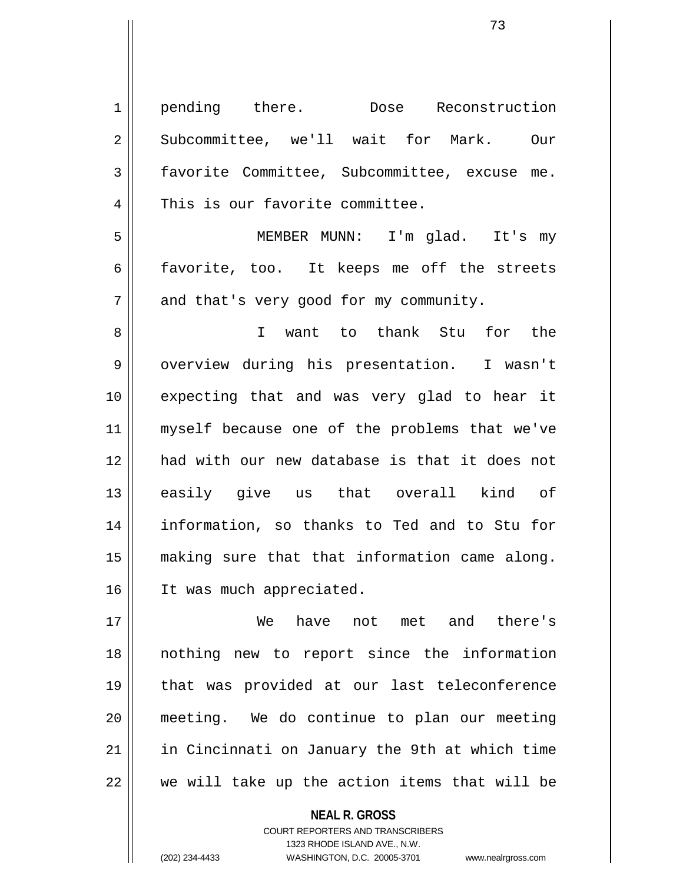pending there. Dose Reconstruction Subcommittee, we'll wait for Mark. Our favorite Committee, Subcommittee, excuse me. This is our favorite committee.

MEMBER MUNN: I'm glad. It's my favorite, too. It keeps me off the streets and that's very good for my community.

I want to thank Stu for the overview during his presentation. I wasn't expecting that and was very glad to hear it myself because one of the problems that we've had with our new database is that it does not easily give us that overall kind of information, so thanks to Ted and to Stu for making sure that that information came along. It was much appreciated.

We have not met and there's nothing new to report since the information that was provided at our last teleconference meeting. We do continue to plan our meeting in Cincinnati on January the 9th at which time we will take up the action items that will be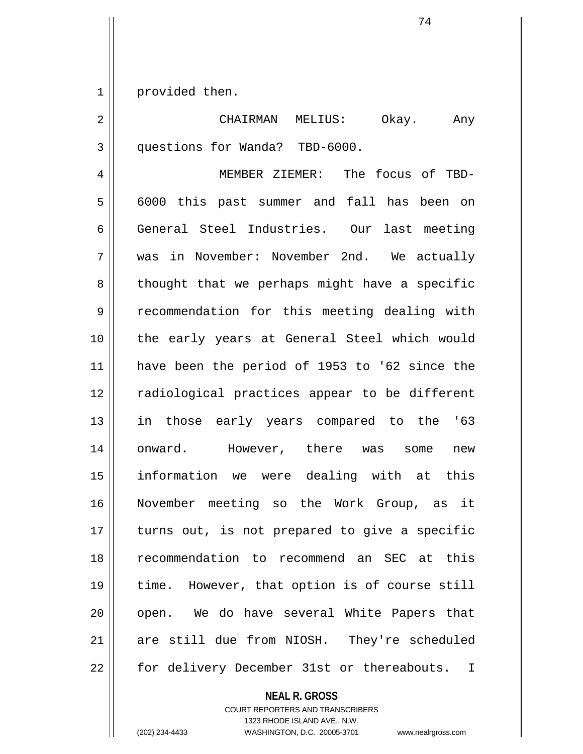provided then.

CHAIRMAN MELIUS: Okay. Any questions for Wanda? TBD-6000.

MEMBER ZIEMER: The focus of TBD-6000 this past summer and fall has been on General Steel Industries. Our last meeting was in November: November 2nd. We actually thought that we perhaps might have a specific recommendation for this meeting dealing with the early years at General Steel which would have been the period of 1953 to '62 since the radiological practices appear to be different in those early years compared to the '63 onward. However, there was some new information we were dealing with at this November meeting so the Work Group, as it turns out, is not prepared to give a specific recommendation to recommend an SEC at this time. However, that option is of course still open. We do have several White Papers that are still due from NIOSH. They're scheduled for delivery December 31st or thereabouts. I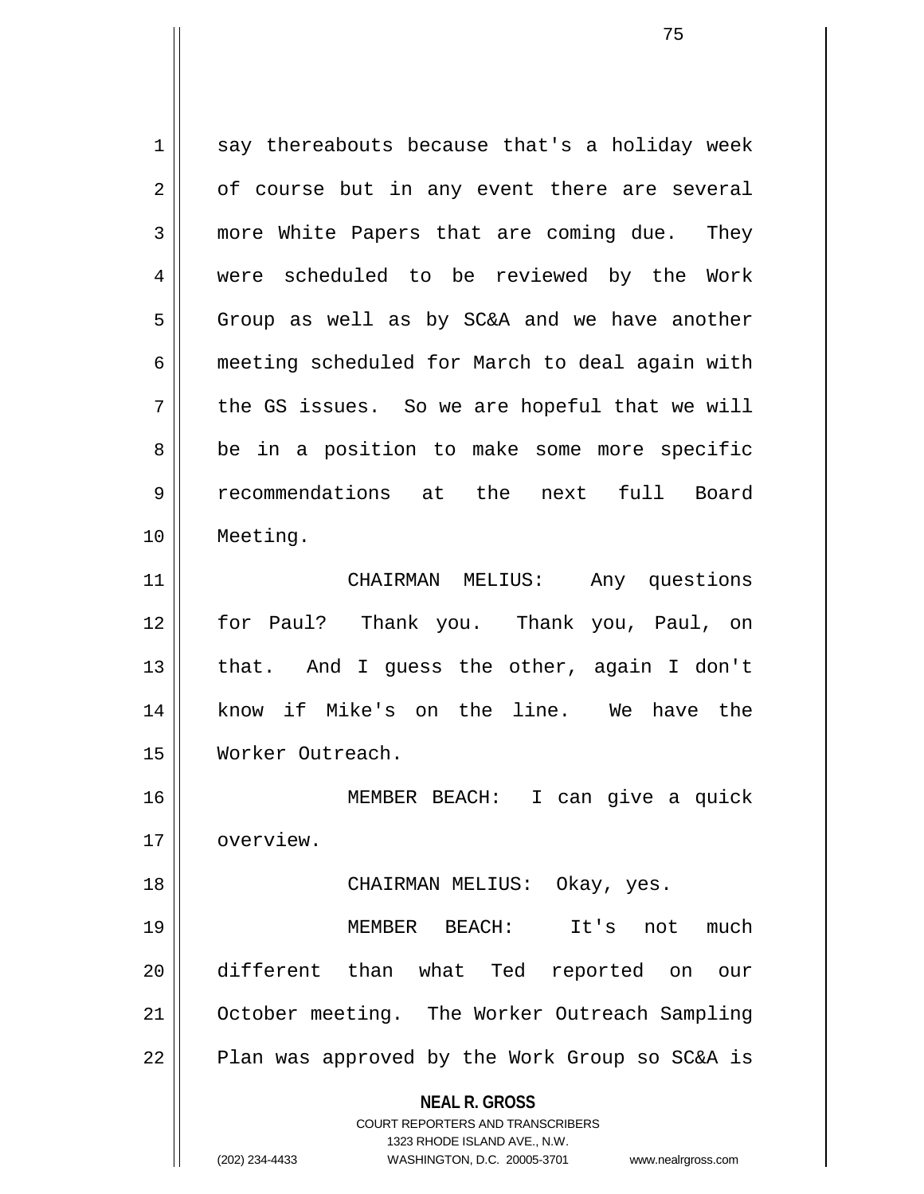say thereabouts because that's a holiday week of course but in any event there are several more White Papers that are coming due. They were scheduled to be reviewed by the Work Group as well as by SC&A and we have another meeting scheduled for March to deal again with the GS issues. So we are hopeful that we will be in a position to make some more specific recommendations at the next full Board Meeting.

CHAIRMAN MELIUS: Any questions for Paul? Thank you. Thank you, Paul, on that. And I guess the other, again I don't know if Mike's on the line. We have the Worker Outreach.

MEMBER BEACH: I can give a quick overview.

CHAIRMAN MELIUS: Okay, yes.

MEMBER BEACH: It's not much different than what Ted reported on our October meeting. The Worker Outreach Sampling Plan was approved by the Work Group so SC&A is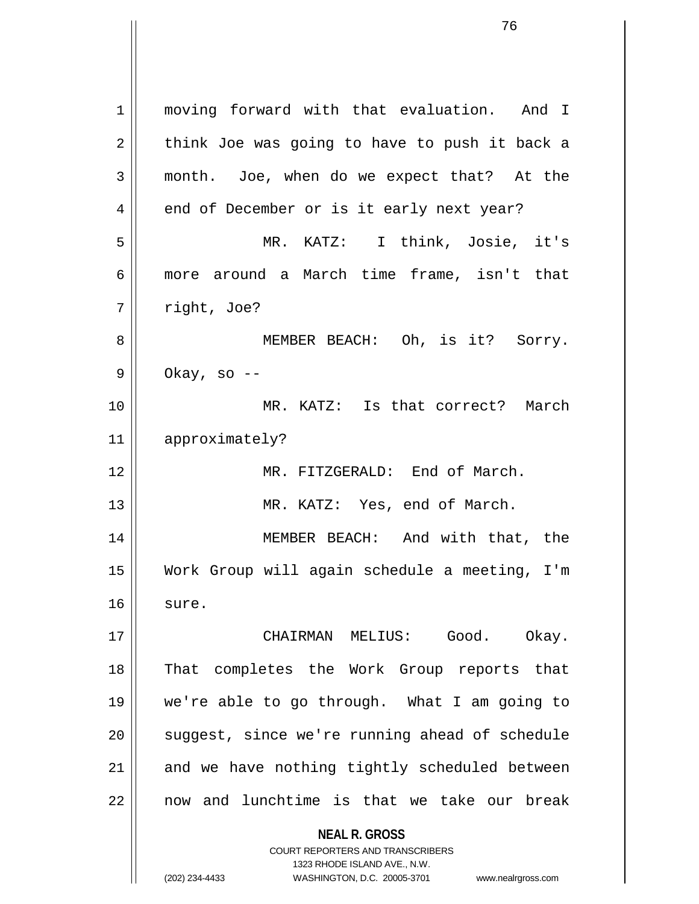moving forward with that evaluation. And I think Joe was going to have to push it back a month. Joe, when do we expect that? At the end of December or is it early next year?

MR. KATZ: I think, Josie, it's more around a March time frame, isn't that right, Joe?

MEMBER BEACH: Oh, is it? Sorry. Okay, so --

MR. KATZ: Is that correct? March approximately?

MR. FITZGERALD: End of March.

MR. KATZ: Yes, end of March.

MEMBER BEACH: And with that, the Work Group will again schedule a meeting, I'm sure.

CHAIRMAN MELIUS: Good. Okay. That completes the Work Group reports that we're able to go through. What I am going to suggest, since we're running ahead of schedule and we have nothing tightly scheduled between now and lunchtime is that we take our break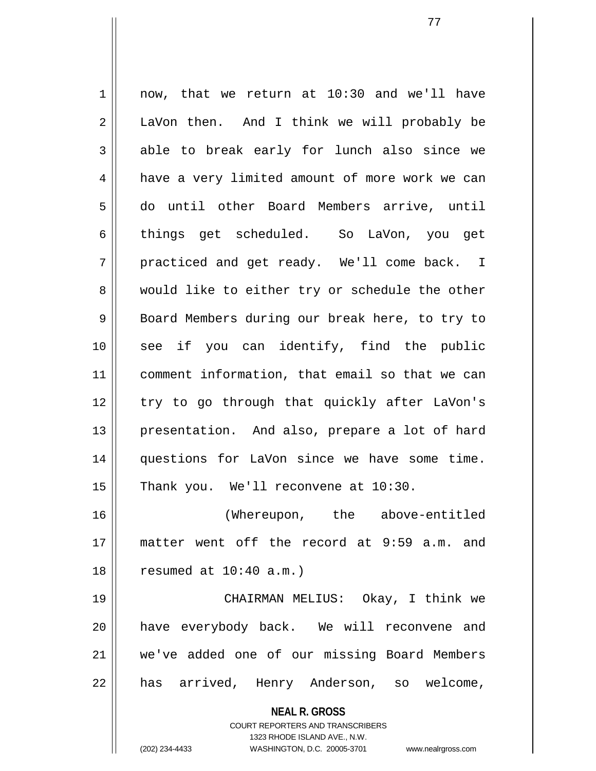now, that we return at 10:30 and we'll have LaVon then. And I think we will probably be able to break early for lunch also since we have a very limited amount of more work we can do until other Board Members arrive, until things get scheduled. So LaVon, you get practiced and get ready. We'll come back. I would like to either try or schedule the other Board Members during our break here, to try to see if you can identify, find the public comment information, that email so that we can try to go through that quickly after LaVon's presentation. And also, prepare a lot of hard questions for LaVon since we have some time. Thank you. We'll reconvene at 10:30.

(Whereupon, the above-entitled matter went off the record at 9:59 a.m. and resumed at 10:40 a.m.)

CHAIRMAN MELIUS: Okay, I think we have everybody back. We will reconvene and we've added one of our missing Board Members has arrived, Henry Anderson, so welcome,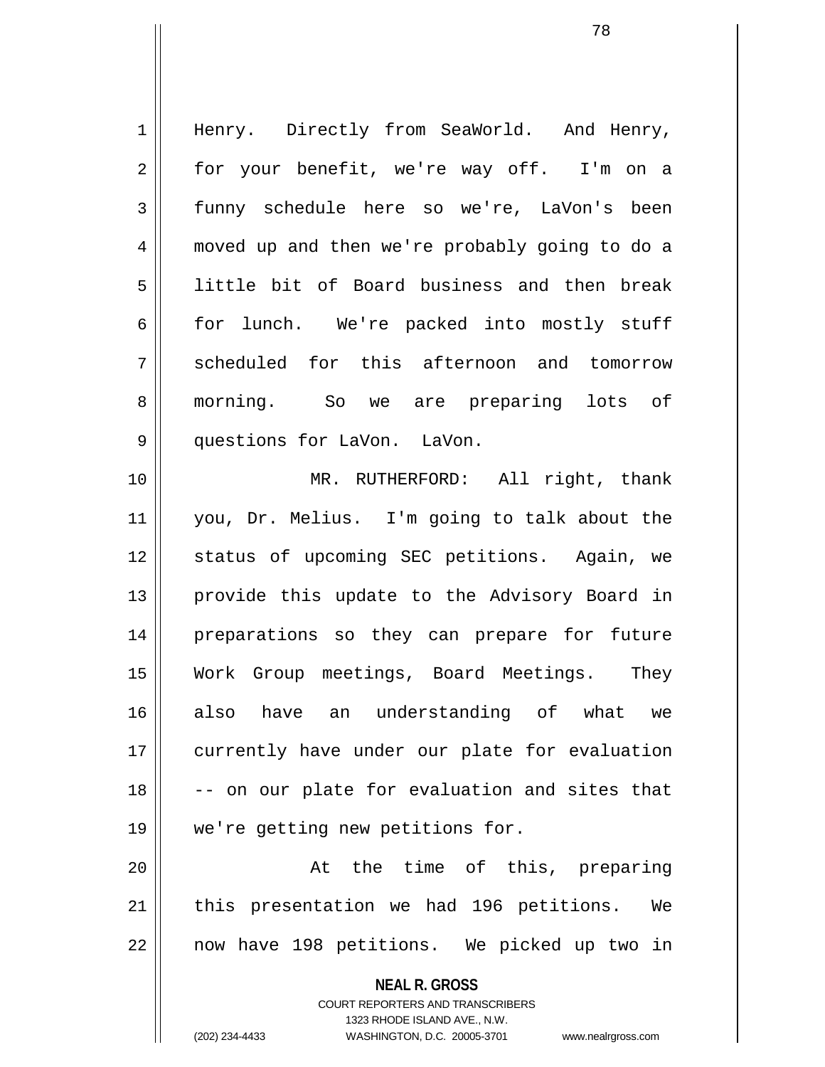Henry. Directly from SeaWorld. And Henry, for your benefit, we're way off. I'm on a funny schedule here so we're, LaVon's been moved up and then we're probably going to do a little bit of Board business and then break for lunch. We're packed into mostly stuff scheduled for this afternoon and tomorrow morning. So we are preparing lots of questions for LaVon. LaVon.

MR. RUTHERFORD: All right, thank you, Dr. Melius. I'm going to talk about the status of upcoming SEC petitions. Again, we provide this update to the Advisory Board in preparations so they can prepare for future Work Group meetings, Board Meetings. They also have an understanding of what we currently have under our plate for evaluation -- on our plate for evaluation and sites that we're getting new petitions for.

At the time of this, preparing this presentation we had 196 petitions. We now have 198 petitions. We picked up two in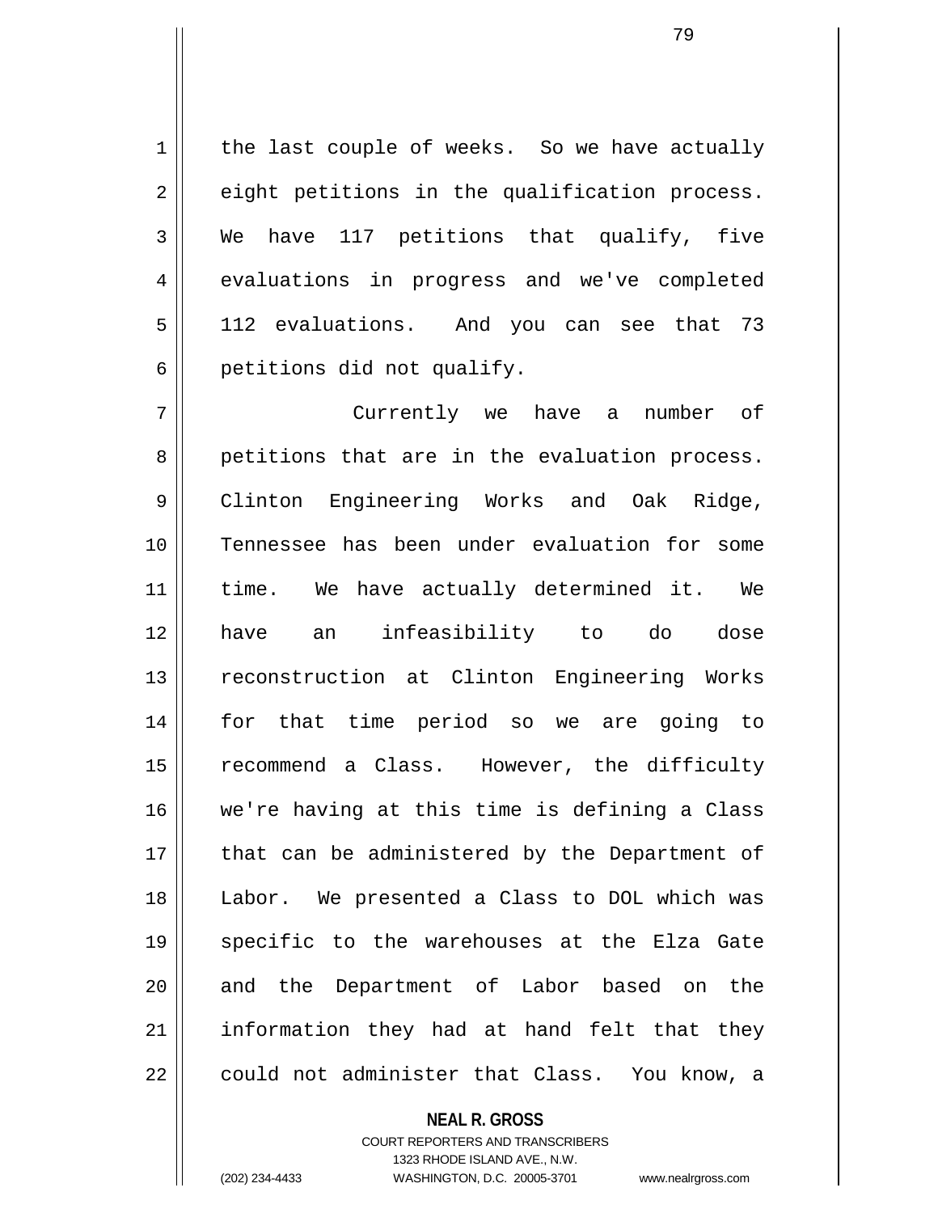the last couple of weeks. So we have actually eight petitions in the qualification process. We have 117 petitions that qualify, five evaluations in progress and we've completed 112 evaluations. And you can see that 73 petitions did not qualify.

Currently we have a number of petitions that are in the evaluation process. Clinton Engineering Works and Oak Ridge, Tennessee has been under evaluation for some time. We have actually determined it. We have an infeasibility to do dose reconstruction at Clinton Engineering Works for that time period so we are going to recommend a Class. However, the difficulty we're having at this time is defining a Class that can be administered by the Department of Labor. We presented a Class to DOL which was specific to the warehouses at the Elza Gate and the Department of Labor based on the information they had at hand felt that they could not administer that Class. You know, a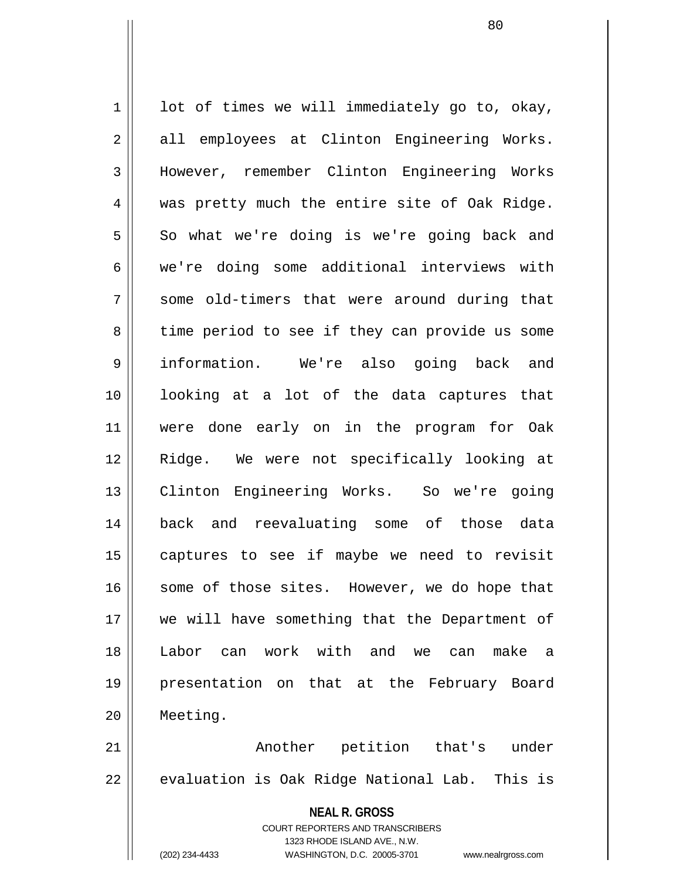lot of times we will immediately go to, okay, all employees at Clinton Engineering Works. However, remember Clinton Engineering Works was pretty much the entire site of Oak Ridge. So what we're doing is we're going back and we're doing some additional interviews with some old-timers that were around during that time period to see if they can provide us some information. We're also going back and looking at a lot of the data captures that were done early on in the program for Oak Ridge. We were not specifically looking at Clinton Engineering Works. So we're going back and reevaluating some of those data captures to see if maybe we need to revisit some of those sites. However, we do hope that we will have something that the Department of Labor can work with and we can make a presentation on that at the February Board Meeting.

Another petition that's under evaluation is Oak Ridge National Lab. This is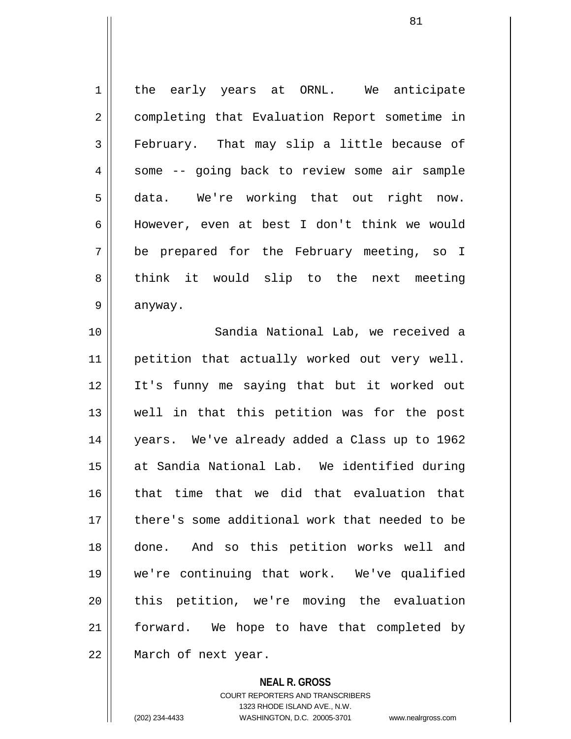the early years at ORNL. We anticipate completing that Evaluation Report sometime in February. That may slip a little because of some -- going back to review some air sample data. We're working that out right now. However, even at best I don't think we would be prepared for the February meeting, so I think it would slip to the next meeting anyway.

Sandia National Lab, we received a petition that actually worked out very well. It's funny me saying that but it worked out well in that this petition was for the post years. We've already added a Class up to 1962 at Sandia National Lab. We identified during that time that we did that evaluation that there's some additional work that needed to be done. And so this petition works well and we're continuing that work. We've qualified this petition, we're moving the evaluation forward. We hope to have that completed by March of next year.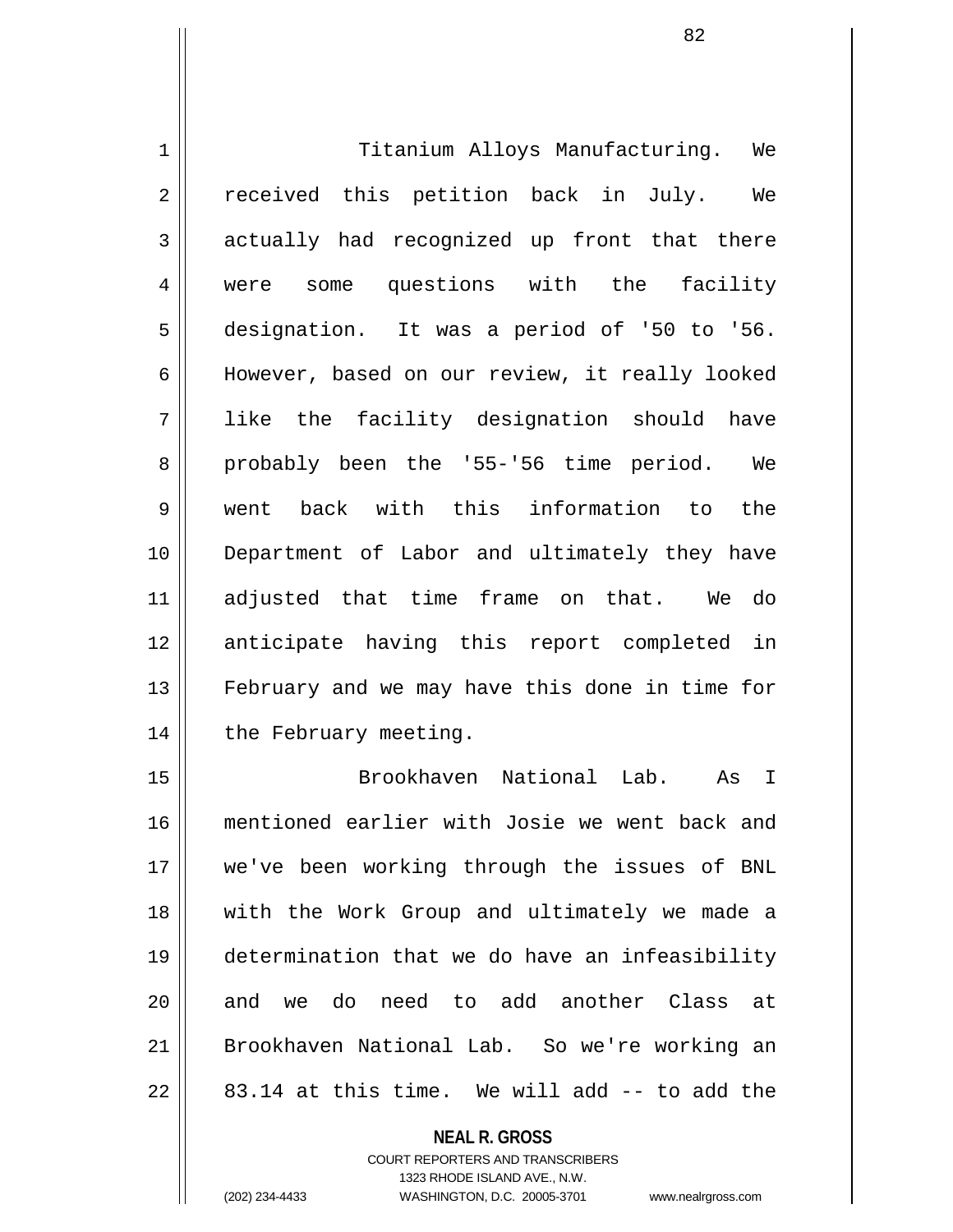Titanium Alloys Manufacturing. We received this petition back in July. We actually had recognized up front that there were some questions with the facility designation. It was a period of '50 to '56. However, based on our review, it really looked like the facility designation should have probably been the '55-'56 time period. We went back with this information to the Department of Labor and ultimately they have adjusted that time frame on that. We do anticipate having this report completed in February and we may have this done in time for the February meeting.

Brookhaven National Lab. As I mentioned earlier with Josie we went back and we've been working through the issues of BNL with the Work Group and ultimately we made a determination that we do have an infeasibility and we do need to add another Class at Brookhaven National Lab. So we're working an 83.14 at this time. We will add -- to add the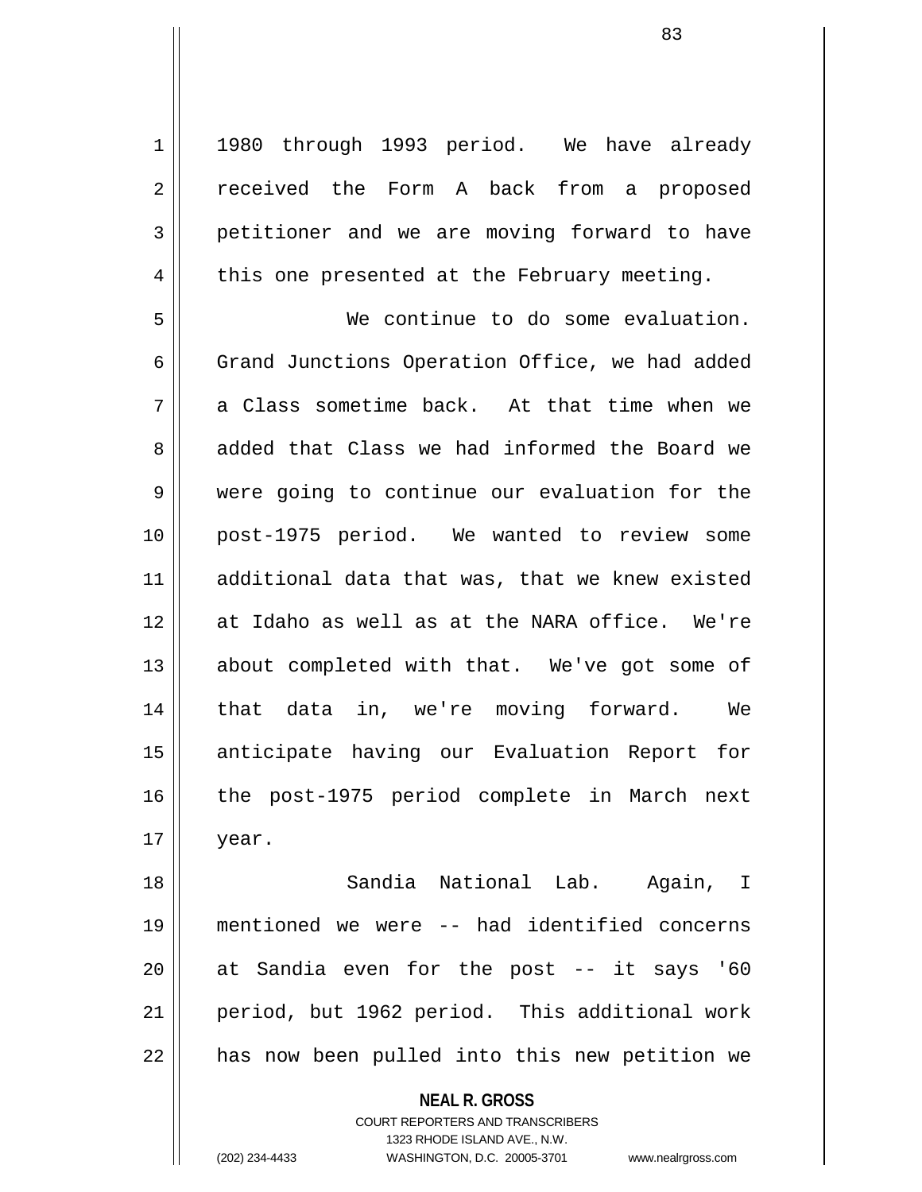1980 through 1993 period. We have already received the Form A back from a proposed petitioner and we are moving forward to have this one presented at the February meeting.

We continue to do some evaluation. Grand Junctions Operation Office, we had added a Class sometime back. At that time when we added that Class we had informed the Board we were going to continue our evaluation for the post-1975 period. We wanted to review some additional data that was, that we knew existed at Idaho as well as at the NARA office. We're about completed with that. We've got some of that data in, we're moving forward. We anticipate having our Evaluation Report for the post-1975 period complete in March next year.

Sandia National Lab. Again, I mentioned we were -- had identified concerns at Sandia even for the post -- it says '60 period, but 1962 period. This additional work has now been pulled into this new petition we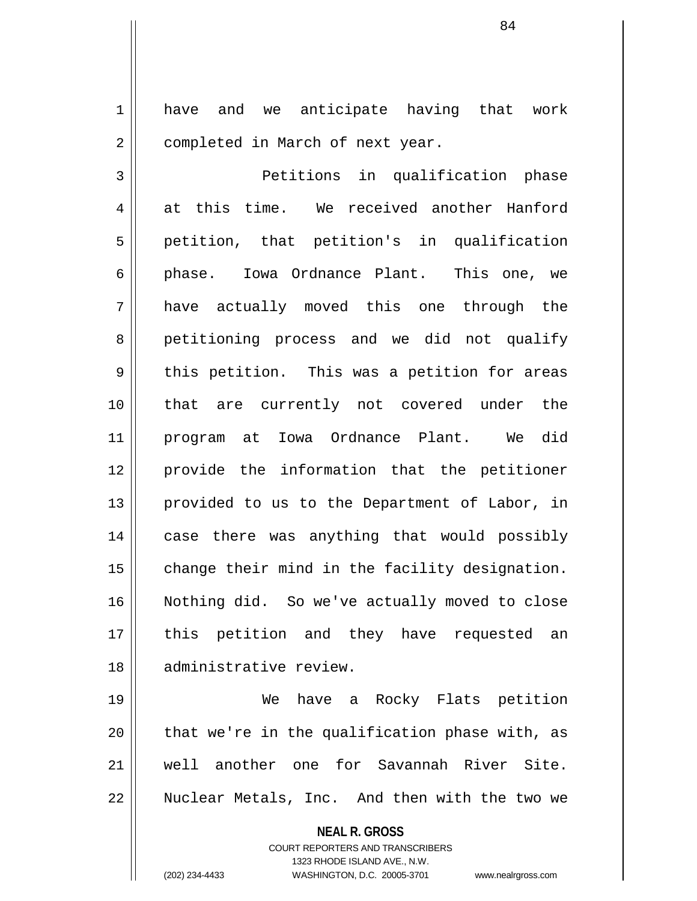have and we anticipate having that work completed in March of next year.

Petitions in qualification phase at this time. We received another Hanford petition, that petition's in qualification phase. Iowa Ordnance Plant. This one, we have actually moved this one through the petitioning process and we did not qualify this petition. This was a petition for areas that are currently not covered under the program at Iowa Ordnance Plant. We did provide the information that the petitioner provided to us to the Department of Labor, in case there was anything that would possibly change their mind in the facility designation. Nothing did. So we've actually moved to close this petition and they have requested an administrative review.

We have a Rocky Flats petition that we're in the qualification phase with, as well another one for Savannah River Site. Nuclear Metals, Inc. And then with the two we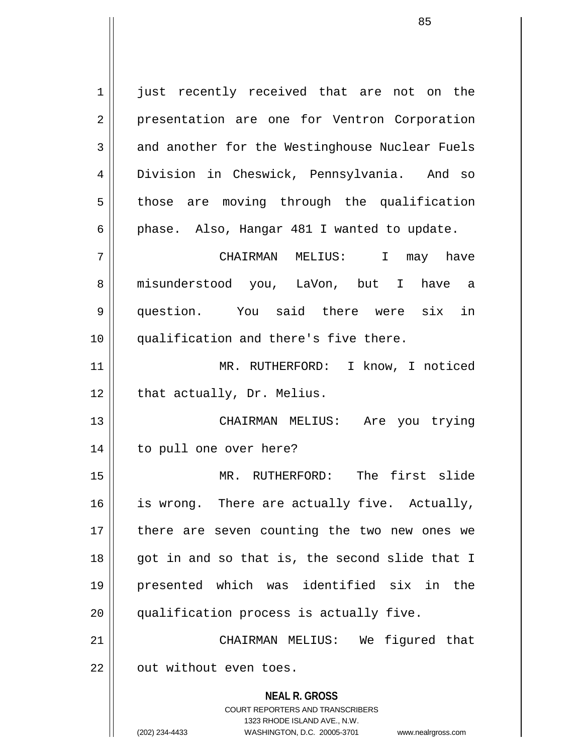just recently received that are not on the presentation are one for Ventron Corporation and another for the Westinghouse Nuclear Fuels Division in Cheswick, Pennsylvania. And so those are moving through the qualification phase. Also, Hangar 481 I wanted to update.

CHAIRMAN MELIUS: I may have misunderstood you, LaVon, but I have a question. You said there were six in qualification and there's five there.

MR. RUTHERFORD: I know, I noticed that actually, Dr. Melius.

CHAIRMAN MELIUS: Are you trying to pull one over here?

MR. RUTHERFORD: The first slide is wrong. There are actually five. Actually, there are seven counting the two new ones we got in and so that is, the second slide that I presented which was identified six in the qualification process is actually five.

CHAIRMAN MELIUS: We figured that out without even toes.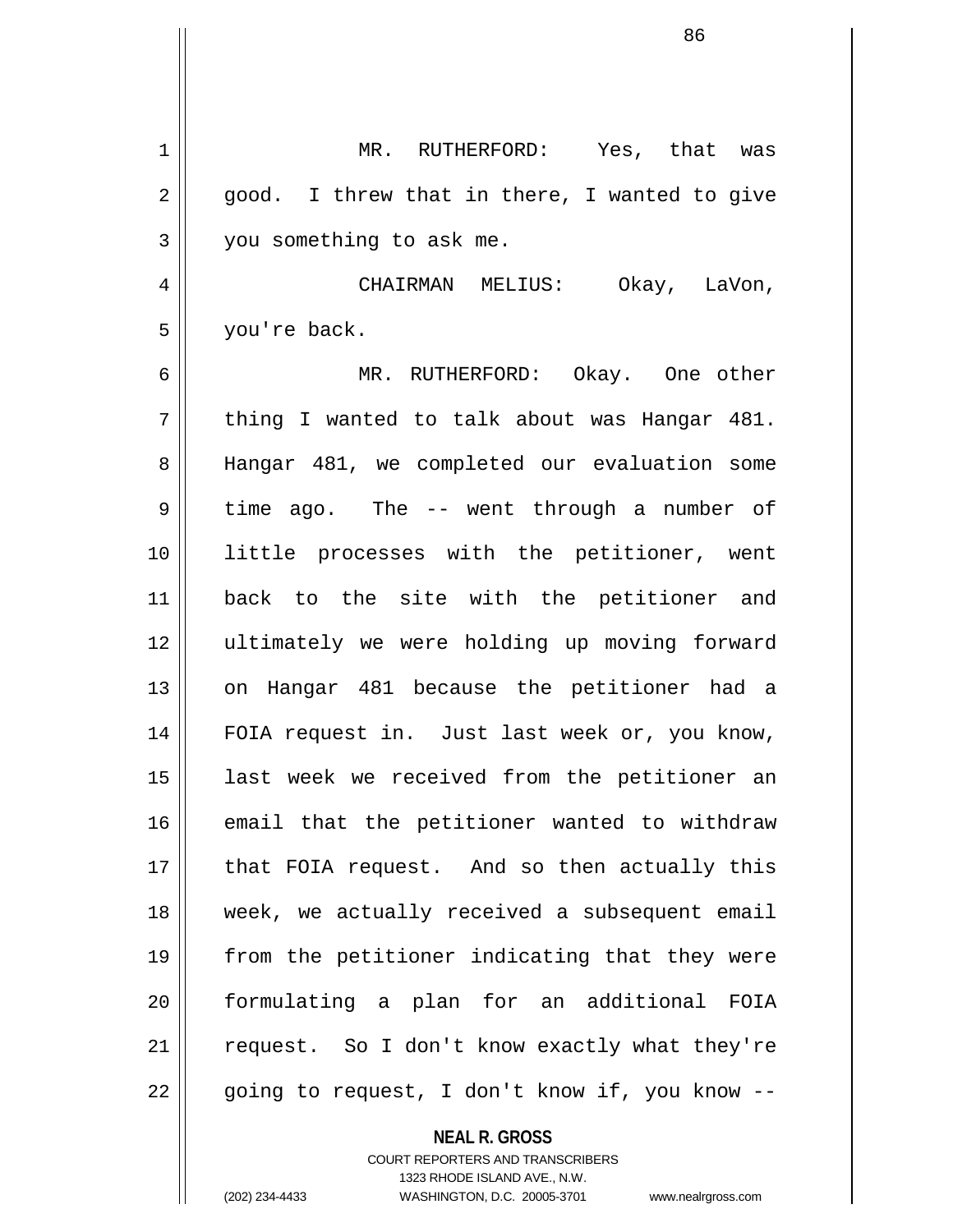MR. RUTHERFORD: Yes, that was good. I threw that in there, I wanted to give you something to ask me.

CHAIRMAN MELIUS: Okay, LaVon, you're back.

MR. RUTHERFORD: Okay. One other thing I wanted to talk about was Hangar 481. Hangar 481, we completed our evaluation some time ago. The -- went through a number of little processes with the petitioner, went back to the site with the petitioner and ultimately we were holding up moving forward on Hangar 481 because the petitioner had a FOIA request in. Just last week or, you know, last week we received from the petitioner an email that the petitioner wanted to withdraw that FOIA request. And so then actually this week, we actually received a subsequent email from the petitioner indicating that they were formulating a plan for an additional FOIA request. So I don't know exactly what they're going to request, I don't know if, you know --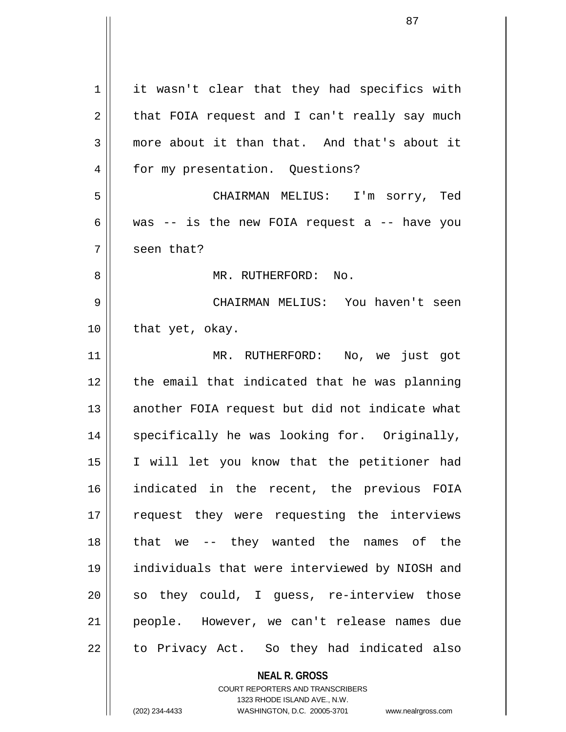it wasn't clear that they had specifics with that FOIA request and I can't really say much more about it than that. And that's about it for my presentation. Questions?

CHAIRMAN MELIUS: I'm sorry, Ted was -- is the new FOIA request a -- have you seen that?

MR. RUTHERFORD: No.

CHAIRMAN MELIUS: You haven't seen that yet, okay.

MR. RUTHERFORD: No, we just got the email that indicated that he was planning another FOIA request but did not indicate what specifically he was looking for. Originally, I will let you know that the petitioner had indicated in the recent, the previous FOIA request they were requesting the interviews that we -- they wanted the names of the individuals that were interviewed by NIOSH and so they could, I guess, re-interview those people. However, we can't release names due to Privacy Act. So they had indicated also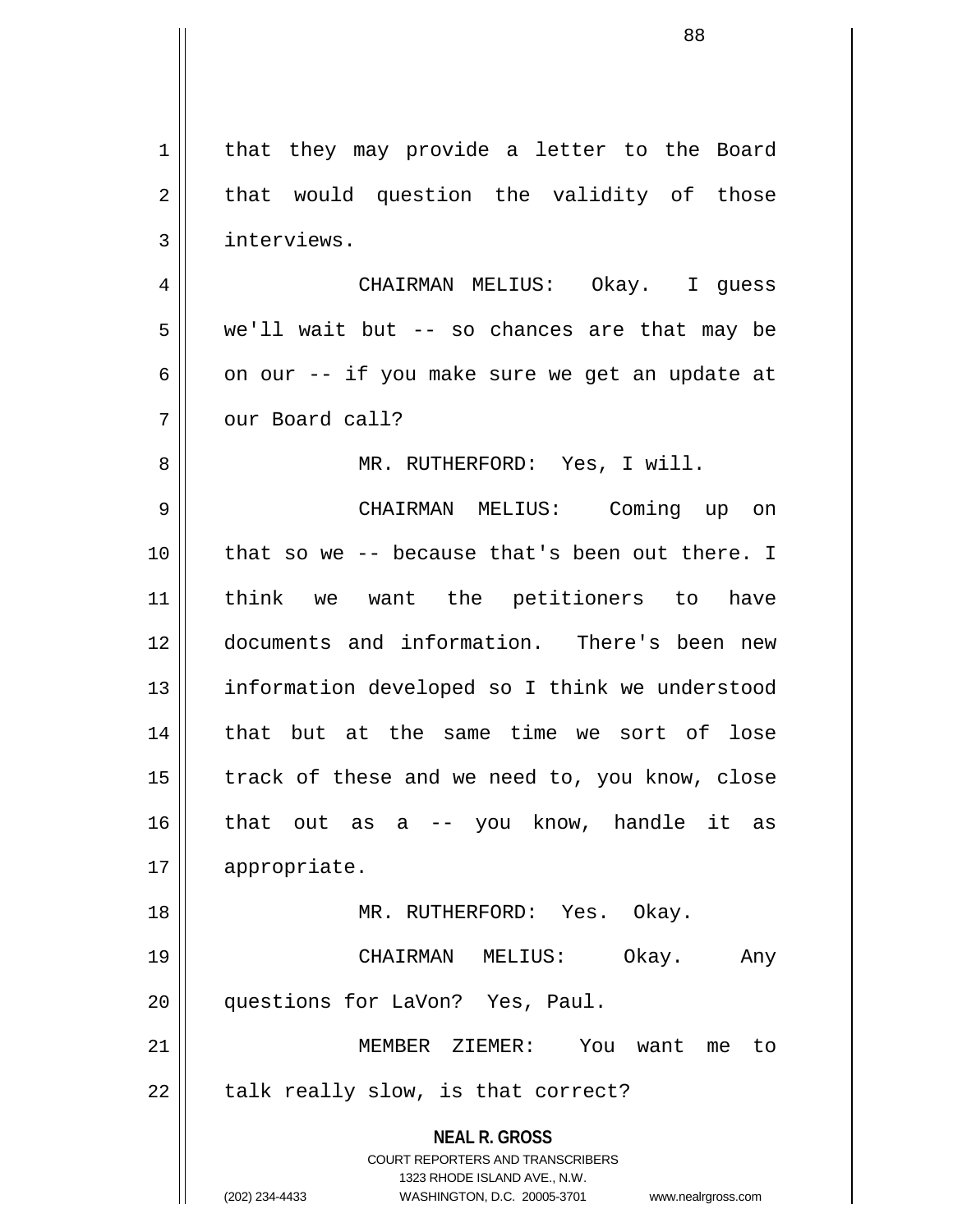that they may provide a letter to the Board that would question the validity of those interviews.

CHAIRMAN MELIUS: Okay. I guess we'll wait but -- so chances are that may be on our -- if you make sure we get an update at our Board call?

MR. RUTHERFORD: Yes, I will.

CHAIRMAN MELIUS: Coming up on that so we -- because that's been out there. I think we want the petitioners to have documents and information. There's been new information developed so I think we understood that but at the same time we sort of lose track of these and we need to, you know, close that out as a -- you know, handle it as appropriate.

MR. RUTHERFORD: Yes. Okay.

CHAIRMAN MELIUS: Okay. Any questions for LaVon? Yes, Paul.

MEMBER ZIEMER: You want me to talk really slow, is that correct?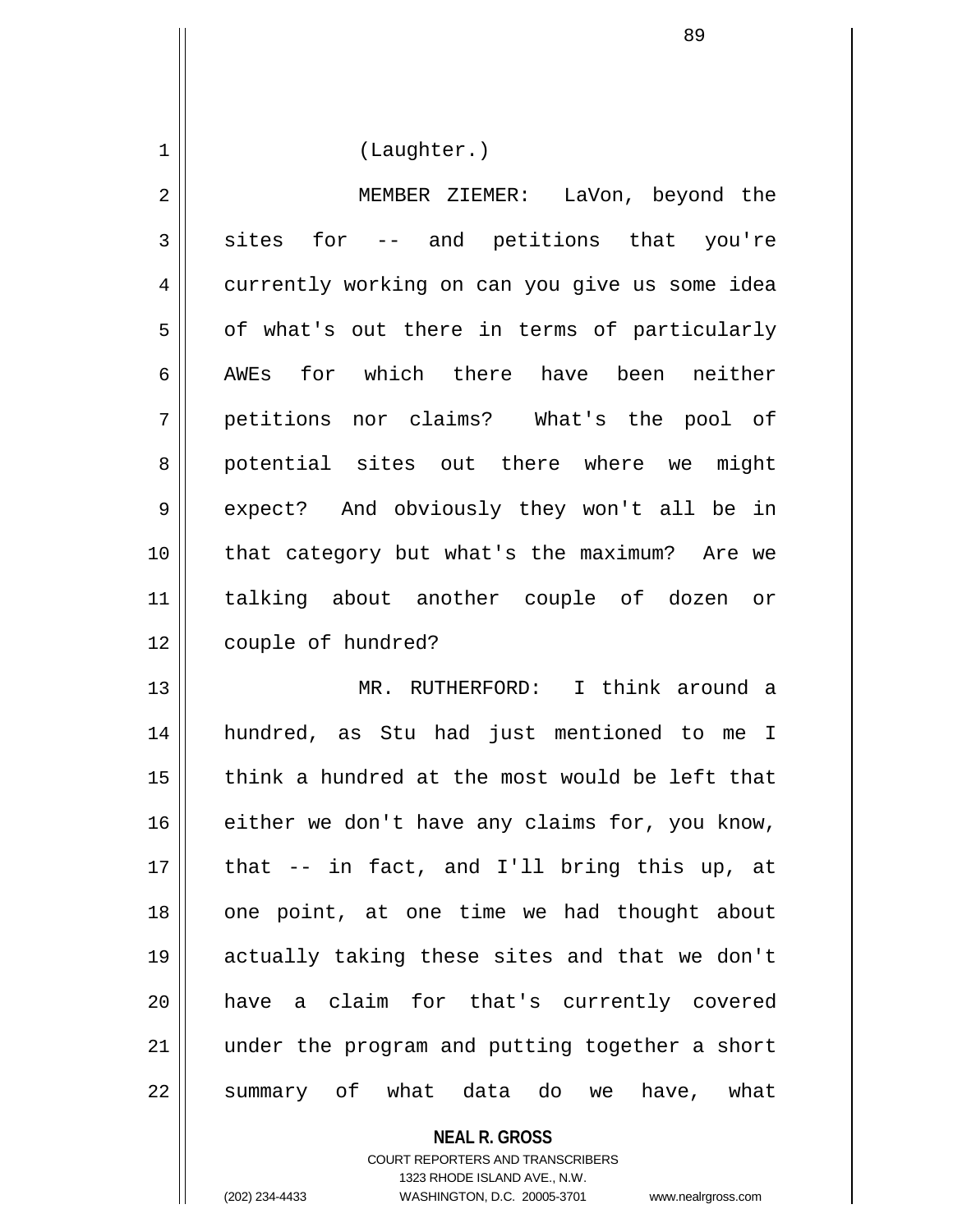(Laughter.)

MEMBER ZIEMER: LaVon, beyond the sites for -- and petitions that you're currently working on can you give us some idea of what's out there in terms of particularly AWEs for which there have been neither petitions nor claims? What's the pool of potential sites out there where we might expect? And obviously they won't all be in that category but what's the maximum? Are we talking about another couple of dozen or couple of hundred?

MR. RUTHERFORD: I think around a hundred, as Stu had just mentioned to me I think a hundred at the most would be left that either we don't have any claims for, you know, that -- in fact, and I'll bring this up, at one point, at one time we had thought about actually taking these sites and that we don't have a claim for that's currently covered under the program and putting together a short summary of what data do we have, what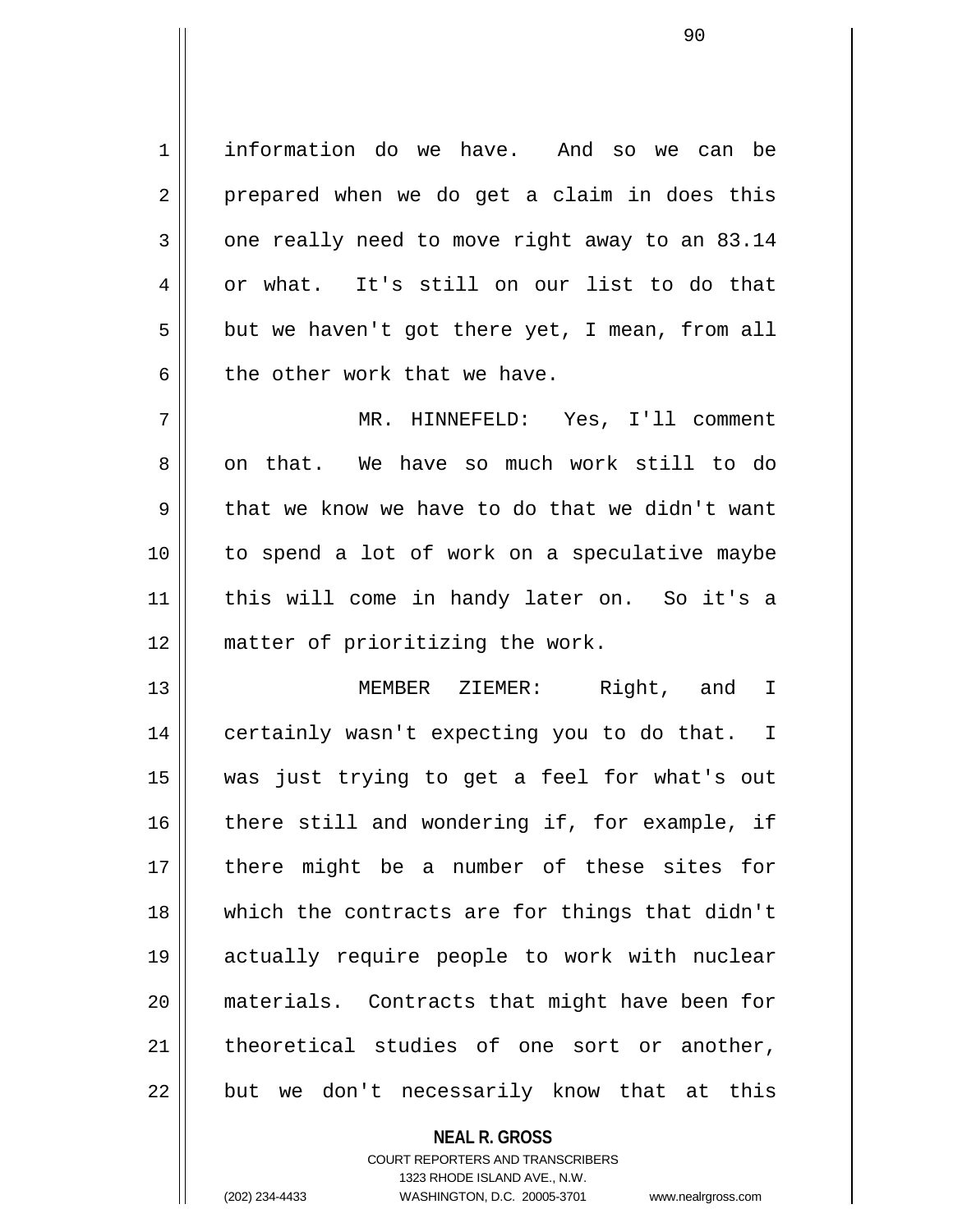information do we have. And so we can be prepared when we do get a claim in does this one really need to move right away to an 83.14 or what. It's still on our list to do that but we haven't got there yet, I mean, from all the other work that we have.

MR. HINNEFELD: Yes, I'll comment on that. We have so much work still to do that we know we have to do that we didn't want to spend a lot of work on a speculative maybe this will come in handy later on. So it's a matter of prioritizing the work.

MEMBER ZIEMER: Right, and I certainly wasn't expecting you to do that. I was just trying to get a feel for what's out there still and wondering if, for example, if there might be a number of these sites for which the contracts are for things that didn't actually require people to work with nuclear materials. Contracts that might have been for theoretical studies of one sort or another, but we don't necessarily know that at this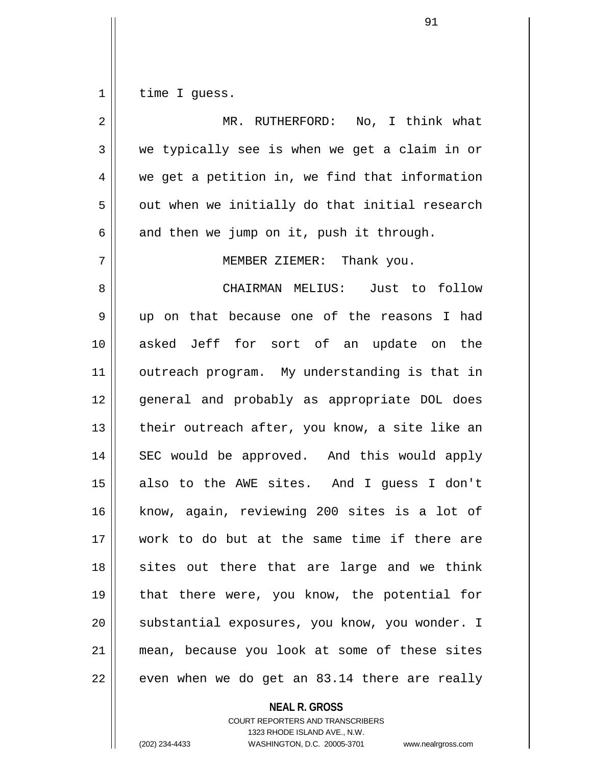time I guess.

MR. RUTHERFORD: No, I think what we typically see is when we get a claim in or we get a petition in, we find that information out when we initially do that initial research and then we jump on it, push it through.

MEMBER ZIEMER: Thank you.

CHAIRMAN MELIUS: Just to follow up on that because one of the reasons I had asked Jeff for sort of an update on the outreach program. My understanding is that in general and probably as appropriate DOL does their outreach after, you know, a site like an SEC would be approved. And this would apply also to the AWE sites. And I guess I don't know, again, reviewing 200 sites is a lot of work to do but at the same time if there are sites out there that are large and we think that there were, you know, the potential for substantial exposures, you know, you wonder. I mean, because you look at some of these sites even when we do get an 83.14 there are really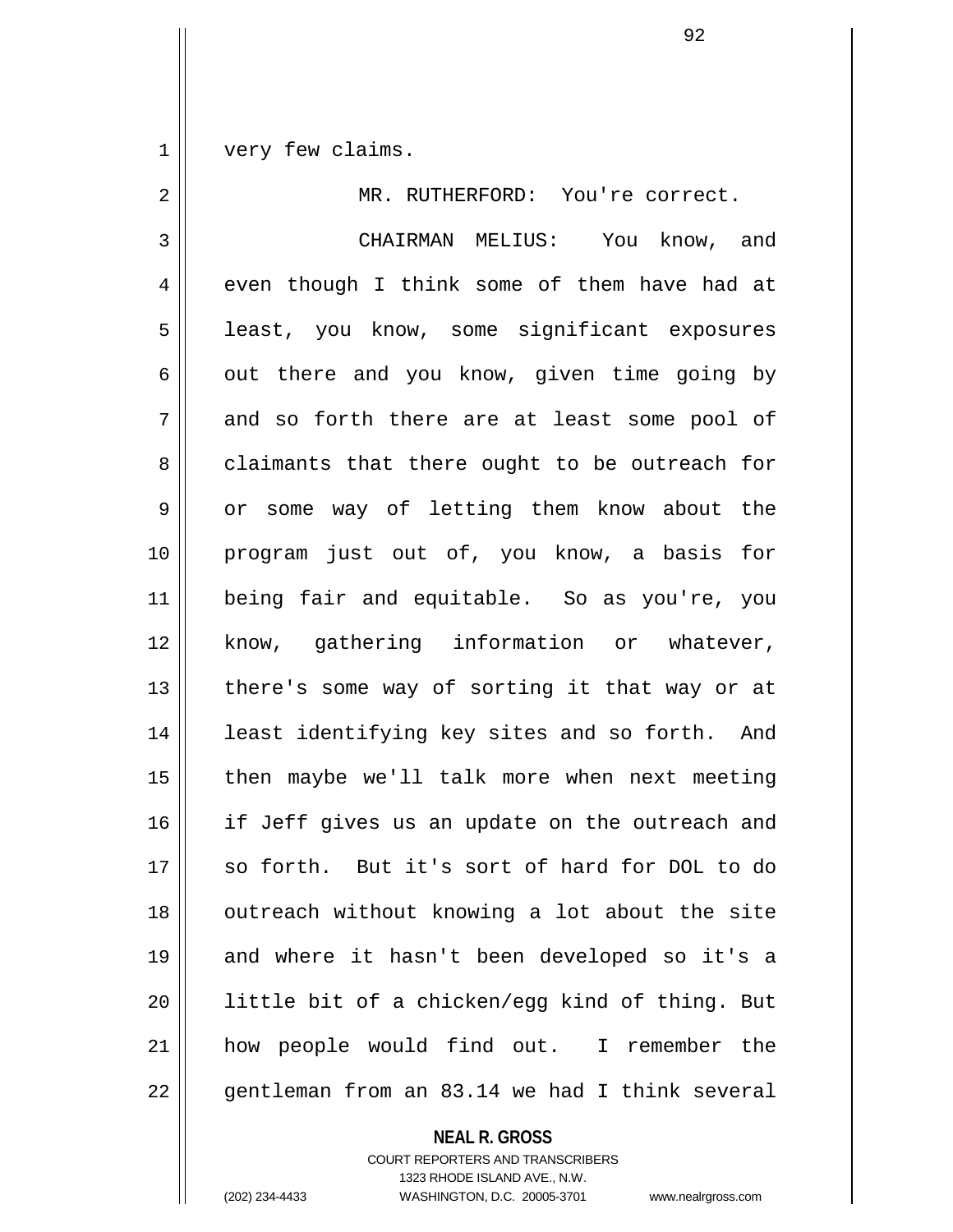very few claims.

MR. RUTHERFORD: You're correct.

CHAIRMAN MELIUS: You know, and even though I think some of them have had at least, you know, some significant exposures out there and you know, given time going by and so forth there are at least some pool of claimants that there ought to be outreach for or some way of letting them know about the program just out of, you know, a basis for being fair and equitable. So as you're, you know, gathering information or whatever, there's some way of sorting it that way or at least identifying key sites and so forth. And then maybe we'll talk more when next meeting if Jeff gives us an update on the outreach and so forth. But it's sort of hard for DOL to do outreach without knowing a lot about the site and where it hasn't been developed so it's a little bit of a chicken/egg kind of thing. But how people would find out. I remember the gentleman from an 83.14 we had I think several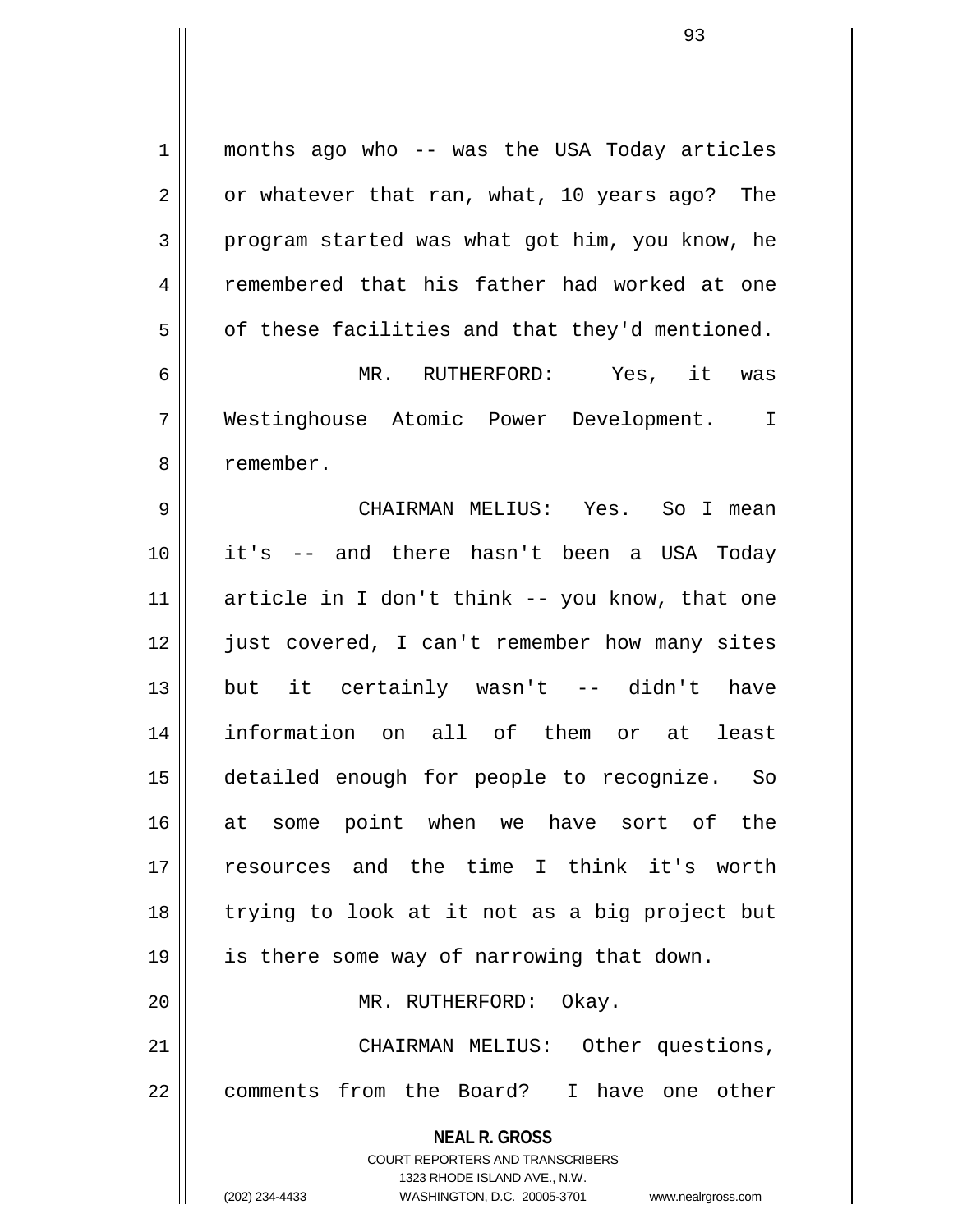months ago who -- was the USA Today articles or whatever that ran, what, 10 years ago? The program started was what got him, you know, he remembered that his father had worked at one of these facilities and that they'd mentioned.

MR. RUTHERFORD: Yes, it was Westinghouse Atomic Power Development. I remember.

CHAIRMAN MELIUS: Yes. So I mean it's -- and there hasn't been a USA Today article in I don't think -- you know, that one just covered, I can't remember how many sites but it certainly wasn't -- didn't have information on all of them or at least detailed enough for people to recognize. So at some point when we have sort of the resources and the time I think it's worth trying to look at it not as a big project but is there some way of narrowing that down.

MR. RUTHERFORD: Okay.

CHAIRMAN MELIUS: Other questions, comments from the Board? I have one other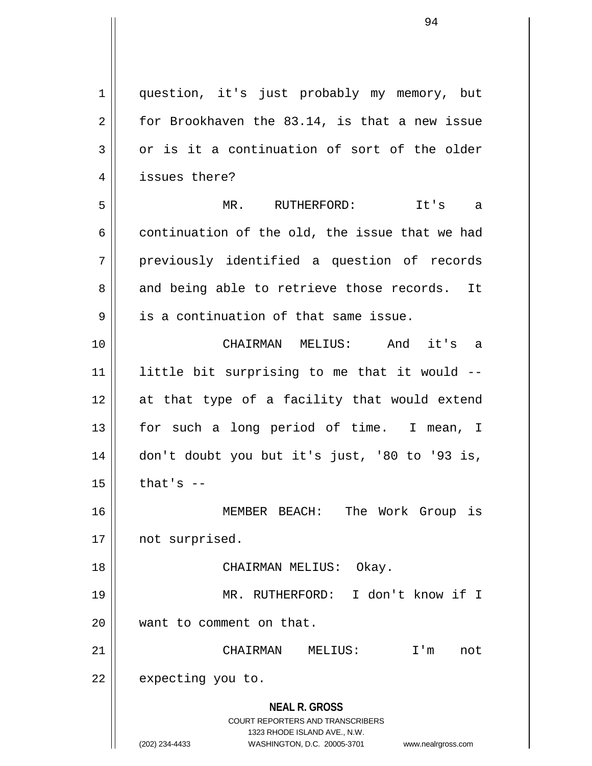question, it's just probably my memory, but for Brookhaven the 83.14, is that a new issue or is it a continuation of sort of the older issues there?

MR. RUTHERFORD: It's a continuation of the old, the issue that we had previously identified a question of records and being able to retrieve those records. It is a continuation of that same issue.

CHAIRMAN MELIUS: And it's a little bit surprising to me that it would -- at that type of a facility that would extend for such a long period of time. I mean, I don't doubt you but it's just, '80 to '93 is, that's --

MEMBER BEACH: The Work Group is not surprised.

CHAIRMAN MELIUS: Okay.

MR. RUTHERFORD: I don't know if I want to comment on that.

CHAIRMAN MELIUS: I'm not expecting you to.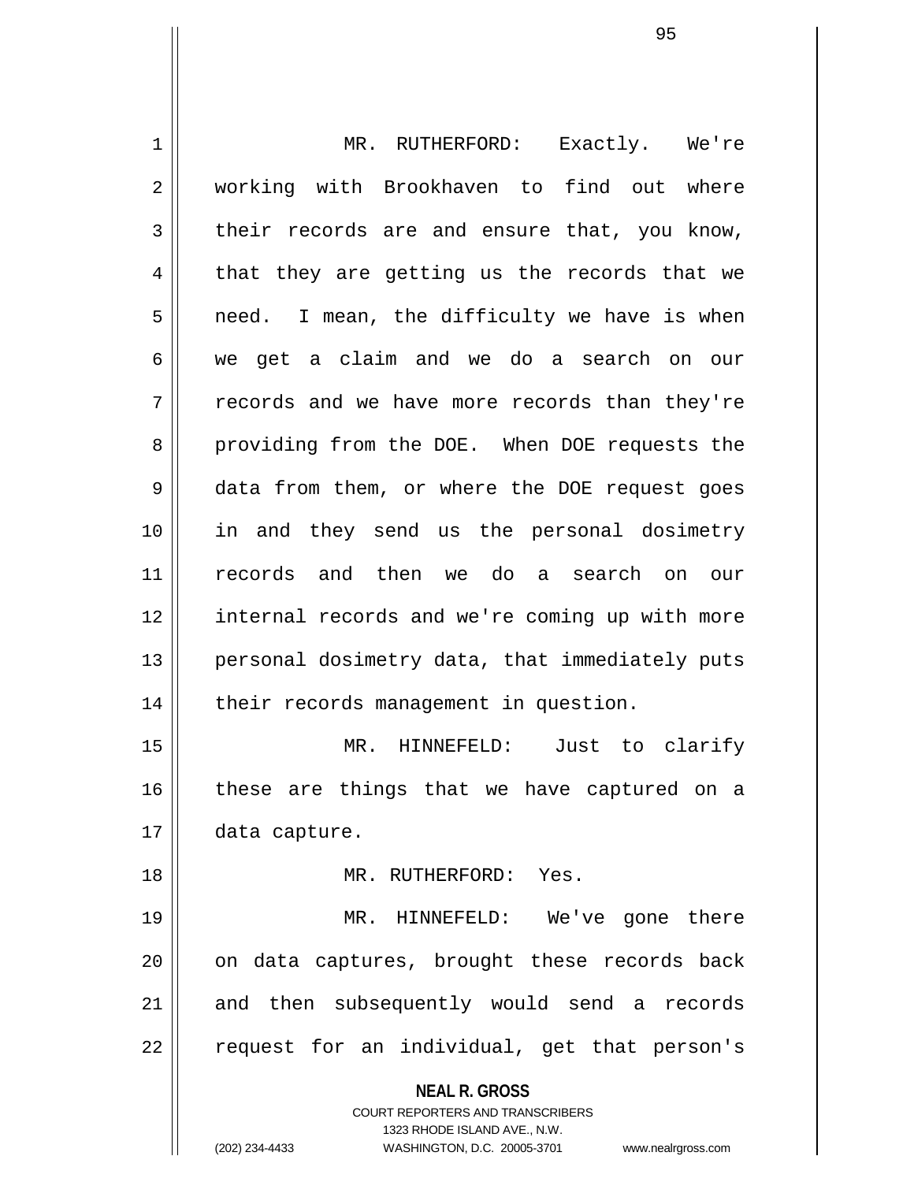MR. RUTHERFORD: Exactly. We're working with Brookhaven to find out where their records are and ensure that, you know, that they are getting us the records that we need. I mean, the difficulty we have is when we get a claim and we do a search on our records and we have more records than they're providing from the DOE. When DOE requests the data from them, or where the DOE request goes in and they send us the personal dosimetry records and then we do a search on our internal records and we're coming up with more personal dosimetry data, that immediately puts their records management in question.

MR. HINNEFELD: Just to clarify these are things that we have captured on a data capture.

MR. RUTHERFORD: Yes.

MR. HINNEFELD: We've gone there on data captures, brought these records back and then subsequently would send a records request for an individual, get that person's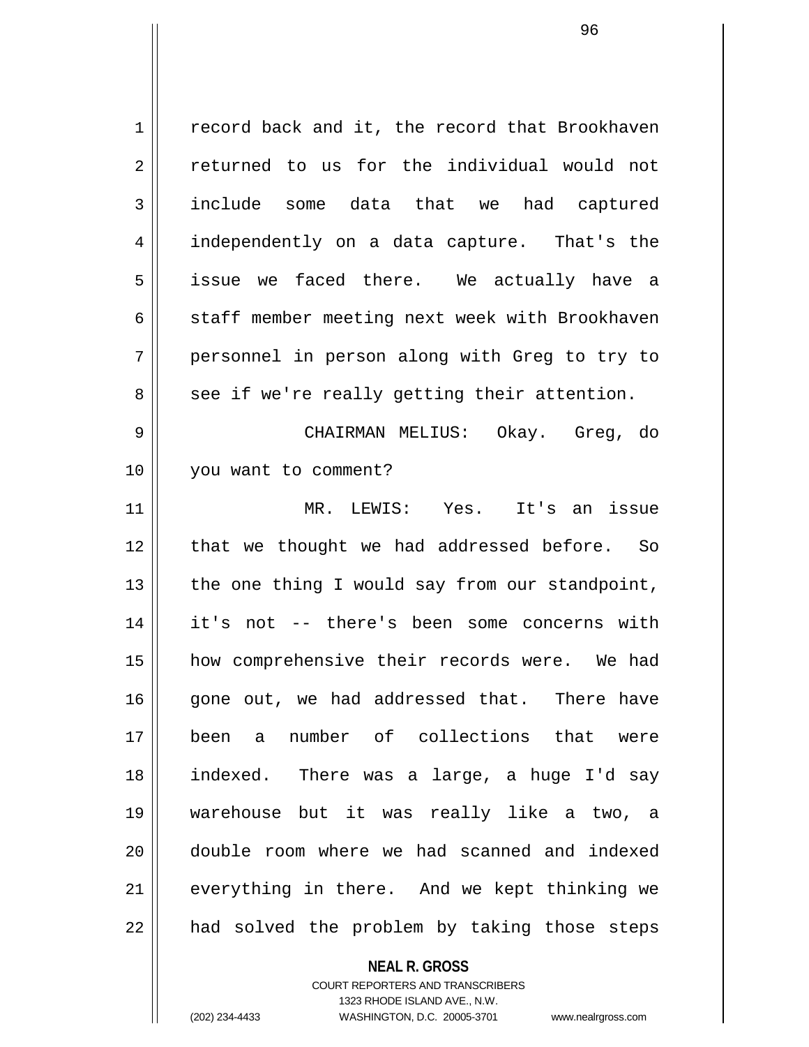record back and it, the record that Brookhaven returned to us for the individual would not include some data that we had captured independently on a data capture. That's the issue we faced there. We actually have a staff member meeting next week with Brookhaven personnel in person along with Greg to try to see if we're really getting their attention.

CHAIRMAN MELIUS: Okay. Greg, do you want to comment?

MR. LEWIS: Yes. It's an issue that we thought we had addressed before. So the one thing I would say from our standpoint, it's not -- there's been some concerns with how comprehensive their records were. We had gone out, we had addressed that. There have been a number of collections that were indexed. There was a large, a huge I'd say warehouse but it was really like a two, a double room where we had scanned and indexed everything in there. And we kept thinking we had solved the problem by taking those steps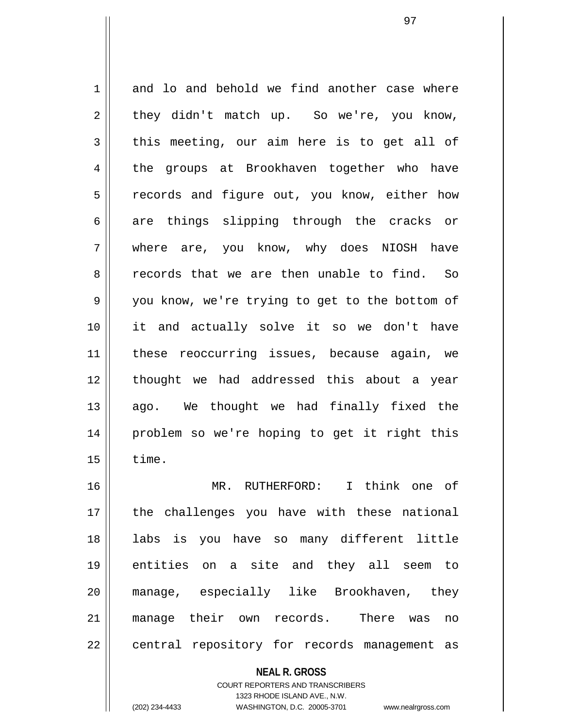and lo and behold we find another case where they didn't match up. So we're, you know, this meeting, our aim here is to get all of the groups at Brookhaven together who have records and figure out, you know, either how are things slipping through the cracks or where are, you know, why does NIOSH have records that we are then unable to find. So you know, we're trying to get to the bottom of it and actually solve it so we don't have these reoccurring issues, because again, we thought we had addressed this about a year ago. We thought we had finally fixed the problem so we're hoping to get it right this time.

MR. RUTHERFORD: I think one of the challenges you have with these national labs is you have so many different little entities on a site and they all seem to manage, especially like Brookhaven, they manage their own records. There was no central repository for records management as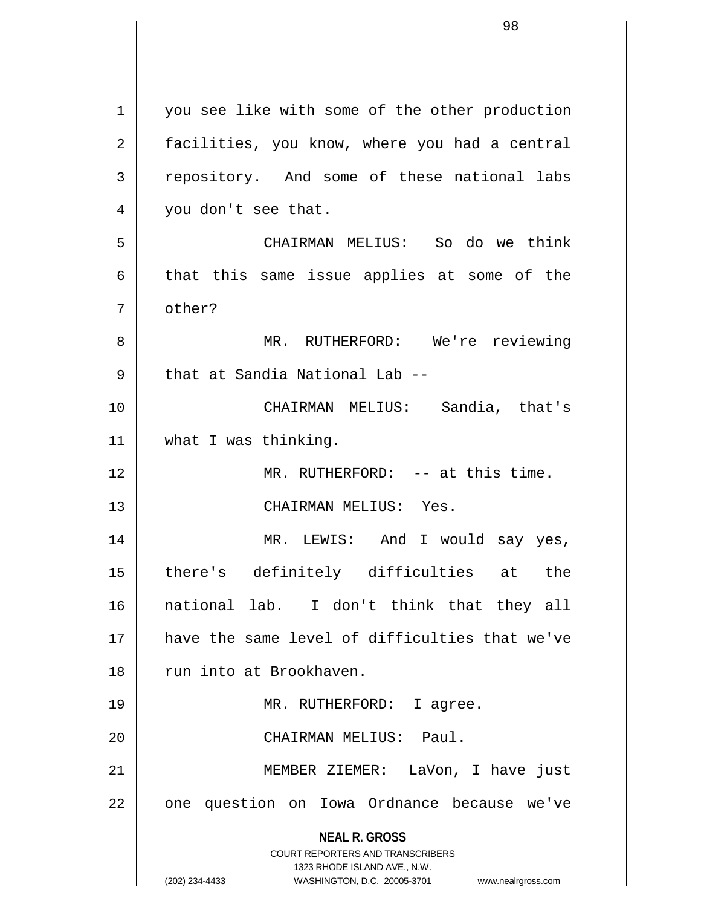you see like with some of the other production facilities, you know, where you had a central repository. And some of these national labs you don't see that.

CHAIRMAN MELIUS: So do we think that this same issue applies at some of the other?

MR. RUTHERFORD: We're reviewing that at Sandia National Lab --

CHAIRMAN MELIUS: Sandia, that's what I was thinking.

MR. RUTHERFORD: -- at this time.

CHAIRMAN MELIUS: Yes.

MR. LEWIS: And I would say yes, there's definitely difficulties at the national lab. I don't think that they all have the same level of difficulties that we've run into at Brookhaven.

MR. RUTHERFORD: I agree.

CHAIRMAN MELIUS: Paul.

MEMBER ZIEMER: LaVon, I have just one question on Iowa Ordnance because we've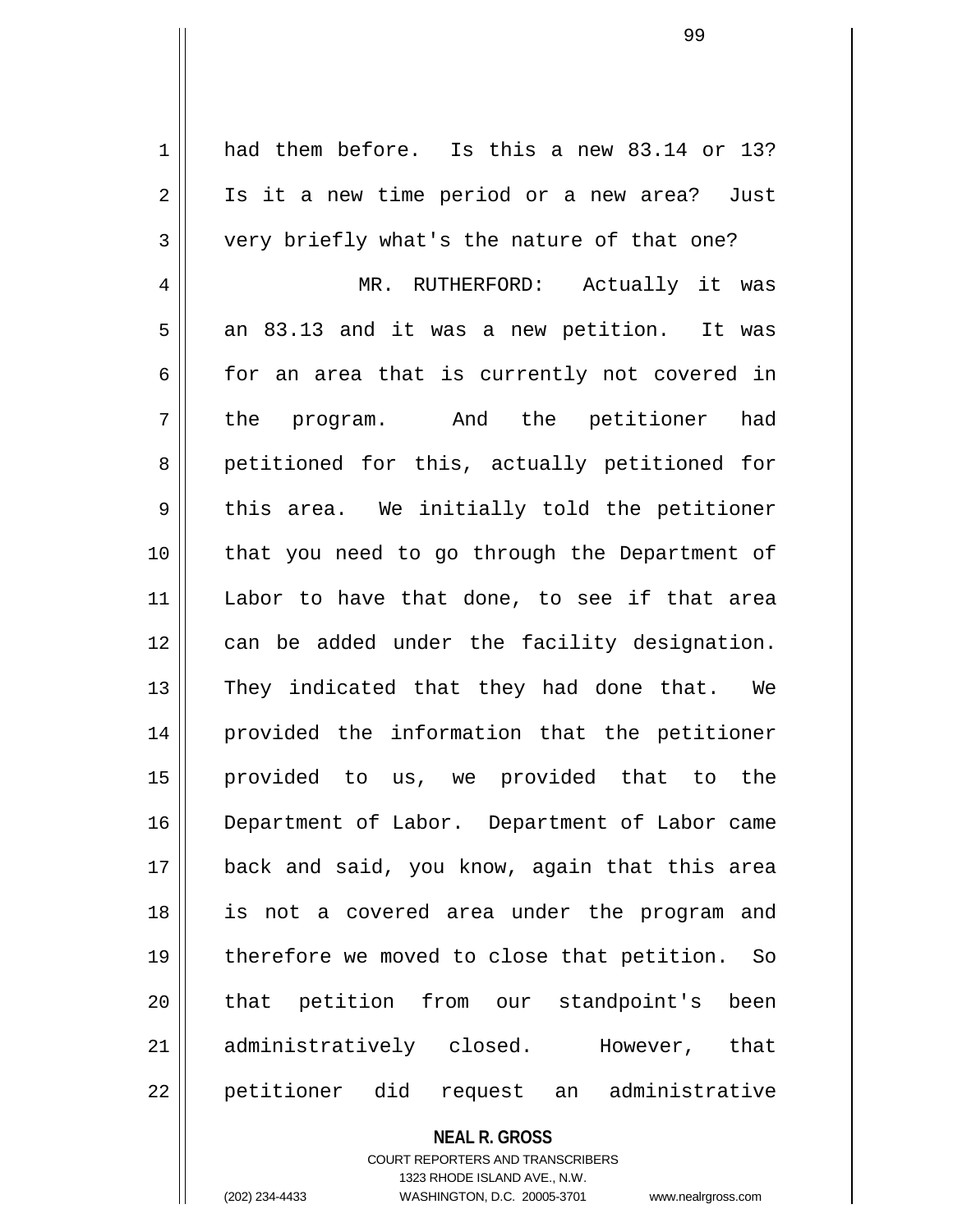had them before. Is this a new 83.14 or 13? Is it a new time period or a new area? Just very briefly what's the nature of that one?

MR. RUTHERFORD: Actually it was an 83.13 and it was a new petition. It was for an area that is currently not covered in the program. And the petitioner had petitioned for this, actually petitioned for this area. We initially told the petitioner that you need to go through the Department of Labor to have that done, to see if that area can be added under the facility designation. They indicated that they had done that. We provided the information that the petitioner provided to us, we provided that to the Department of Labor. Department of Labor came back and said, you know, again that this area is not a covered area under the program and therefore we moved to close that petition. So that petition from our standpoint's been administratively closed. However, that petitioner did request an administrative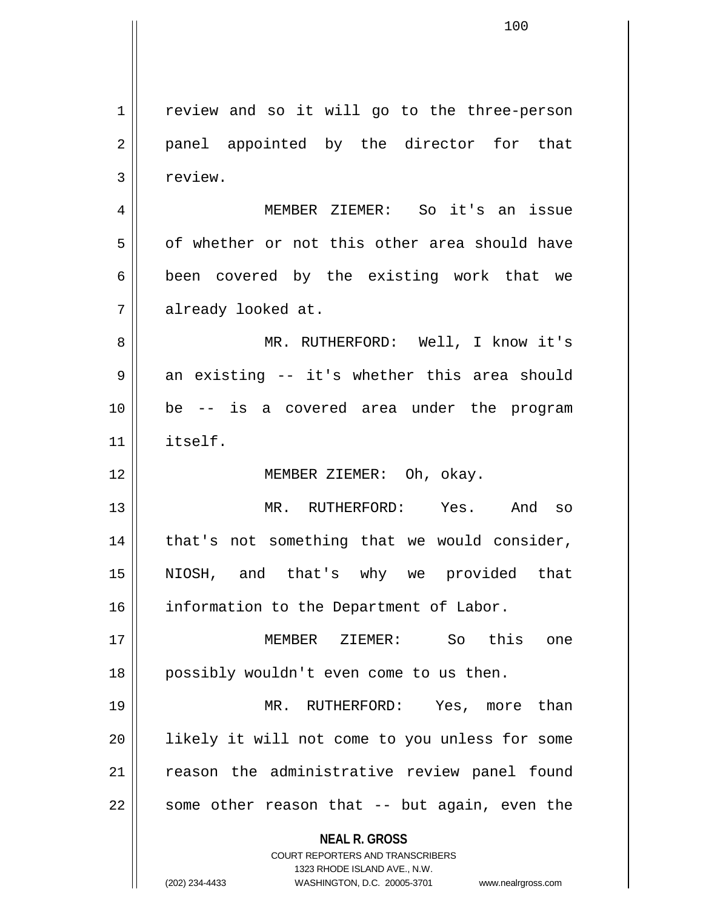review and so it will go to the three-person panel appointed by the director for that review.

MEMBER ZIEMER: So it's an issue of whether or not this other area should have been covered by the existing work that we already looked at.

MR. RUTHERFORD: Well, I know it's an existing -- it's whether this area should be -- is a covered area under the program itself.

MEMBER ZIEMER: Oh, okay.

MR. RUTHERFORD: Yes. And so that's not something that we would consider, NIOSH, and that's why we provided that information to the Department of Labor.

MEMBER ZIEMER: So this one possibly wouldn't even come to us then.

MR. RUTHERFORD: Yes, more than likely it will not come to you unless for some reason the administrative review panel found some other reason that -- but again, even the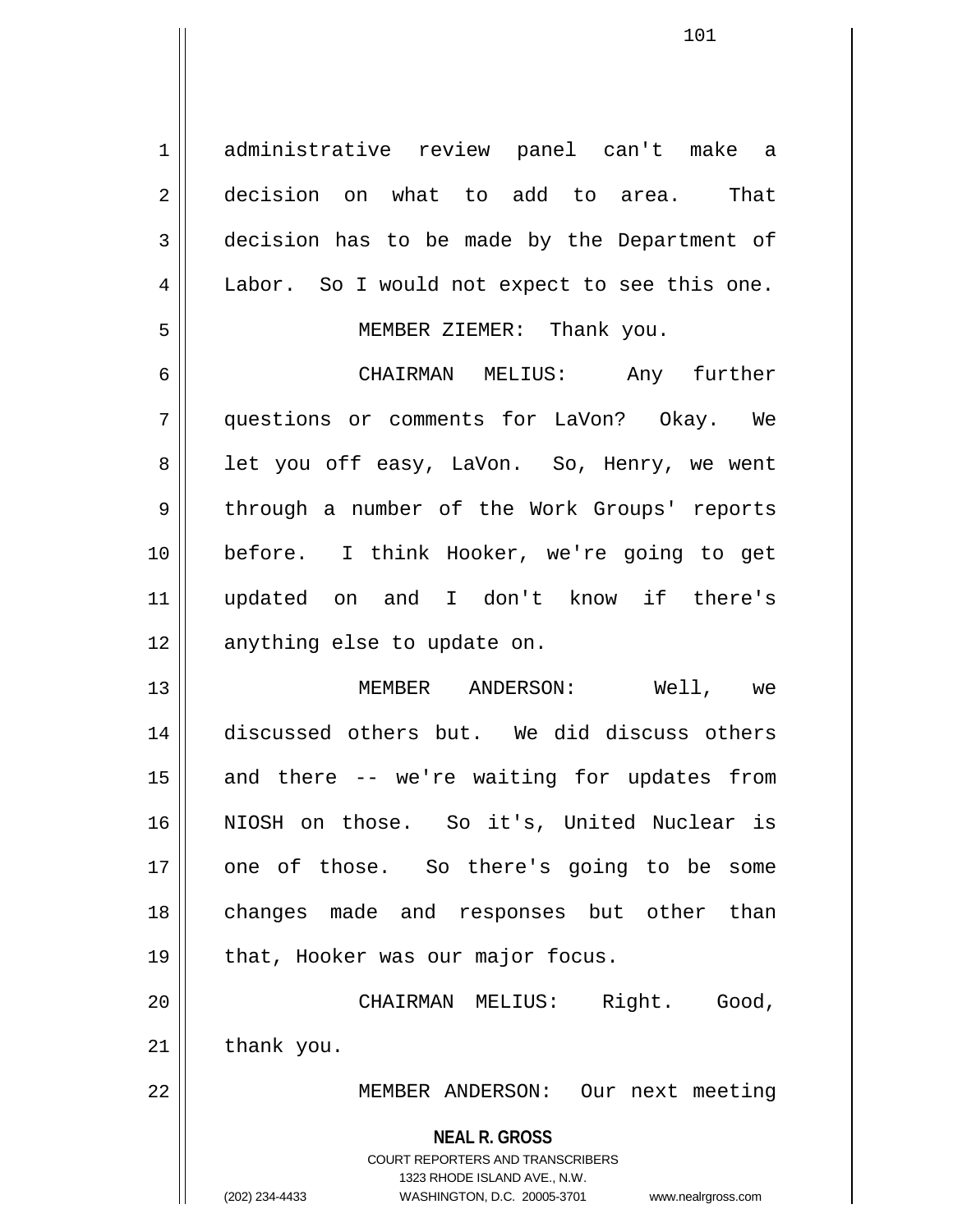administrative review panel can't make a decision on what to add to area. That decision has to be made by the Department of Labor. So I would not expect to see this one.

MEMBER ZIEMER: Thank you.

CHAIRMAN MELIUS: Any further questions or comments for LaVon? Okay. We let you off easy, LaVon. So, Henry, we went through a number of the Work Groups' reports before. I think Hooker, we're going to get updated on and I don't know if there's anything else to update on.

MEMBER ANDERSON: Well, we discussed others but. We did discuss others and there -- we're waiting for updates from NIOSH on those. So it's, United Nuclear is one of those. So there's going to be some changes made and responses but other than that, Hooker was our major focus.

CHAIRMAN MELIUS: Right. Good, thank you.

MEMBER ANDERSON: Our next meeting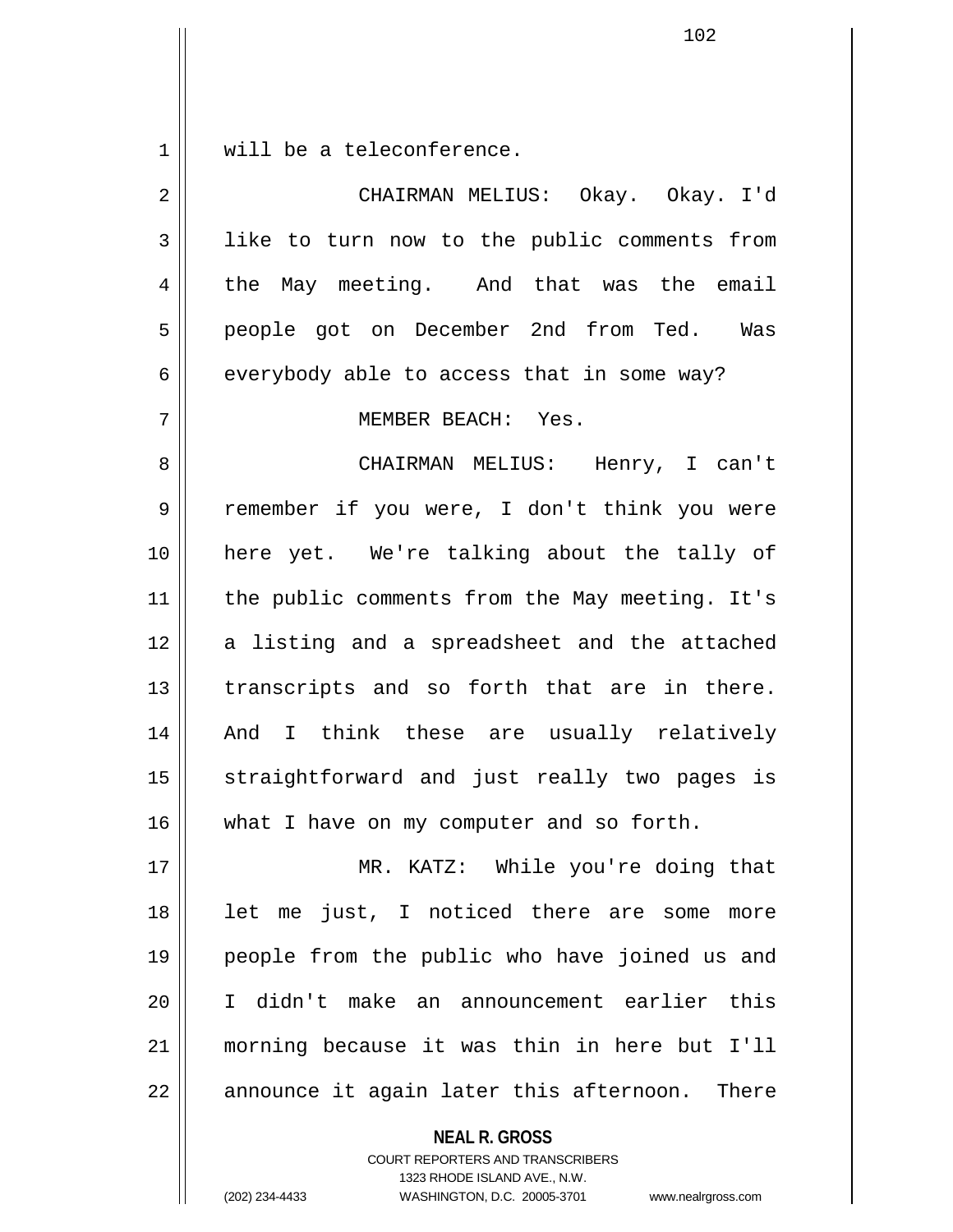will be a teleconference.

CHAIRMAN MELIUS: Okay. Okay. I'd like to turn now to the public comments from the May meeting. And that was the email people got on December 2nd from Ted. Was everybody able to access that in some way?

MEMBER BEACH: Yes.

CHAIRMAN MELIUS: Henry, I can't remember if you were, I don't think you were here yet. We're talking about the tally of the public comments from the May meeting. It's a listing and a spreadsheet and the attached transcripts and so forth that are in there. And I think these are usually relatively straightforward and just really two pages is what I have on my computer and so forth.

MR. KATZ: While you're doing that let me just, I noticed there are some more people from the public who have joined us and I didn't make an announcement earlier this morning because it was thin in here but I'll announce it again later this afternoon. There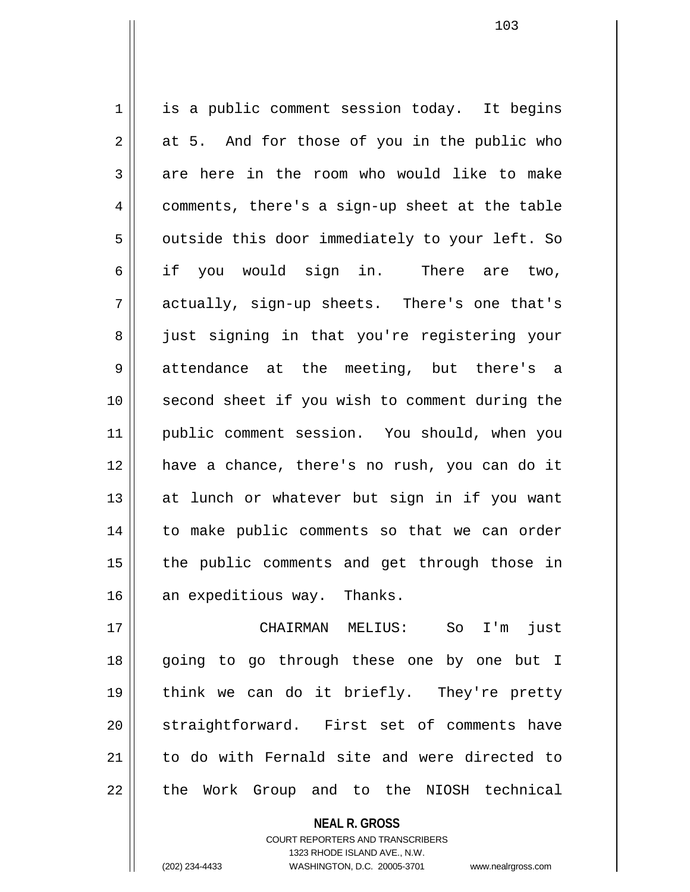is a public comment session today. It begins at 5. And for those of you in the public who are here in the room who would like to make comments, there's a sign-up sheet at the table outside this door immediately to your left. So if you would sign in. There are two, actually, sign-up sheets. There's one that's just signing in that you're registering your attendance at the meeting, but there's a second sheet if you wish to comment during the public comment session. You should, when you have a chance, there's no rush, you can do it at lunch or whatever but sign in if you want to make public comments so that we can order the public comments and get through those in an expeditious way. Thanks.

CHAIRMAN MELIUS: So I'm just going to go through these one by one but I think we can do it briefly. They're pretty straightforward. First set of comments have to do with Fernald site and were directed to the Work Group and to the NIOSH technical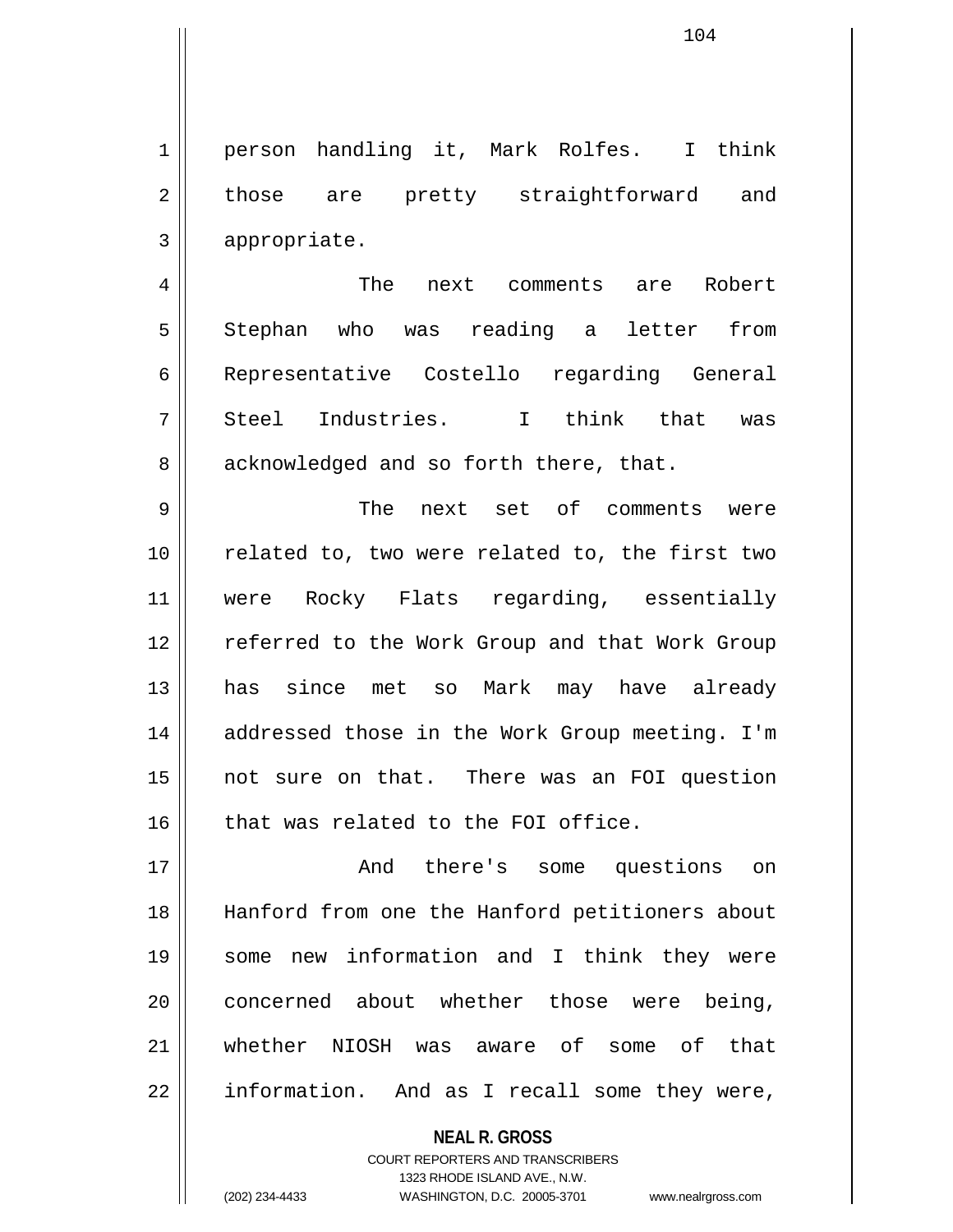person handling it, Mark Rolfes. I think those are pretty straightforward and appropriate.

The next comments are Robert Stephan who was reading a letter from Representative Costello regarding General Steel Industries. I think that was acknowledged and so forth there, that.

The next set of comments were related to, two were related to, the first two were Rocky Flats regarding, essentially referred to the Work Group and that Work Group has since met so Mark may have already addressed those in the Work Group meeting. I'm not sure on that. There was an FOI question that was related to the FOI office.

And there's some questions on Hanford from one the Hanford petitioners about some new information and I think they were concerned about whether those were being, whether NIOSH was aware of some of that information. And as I recall some they were,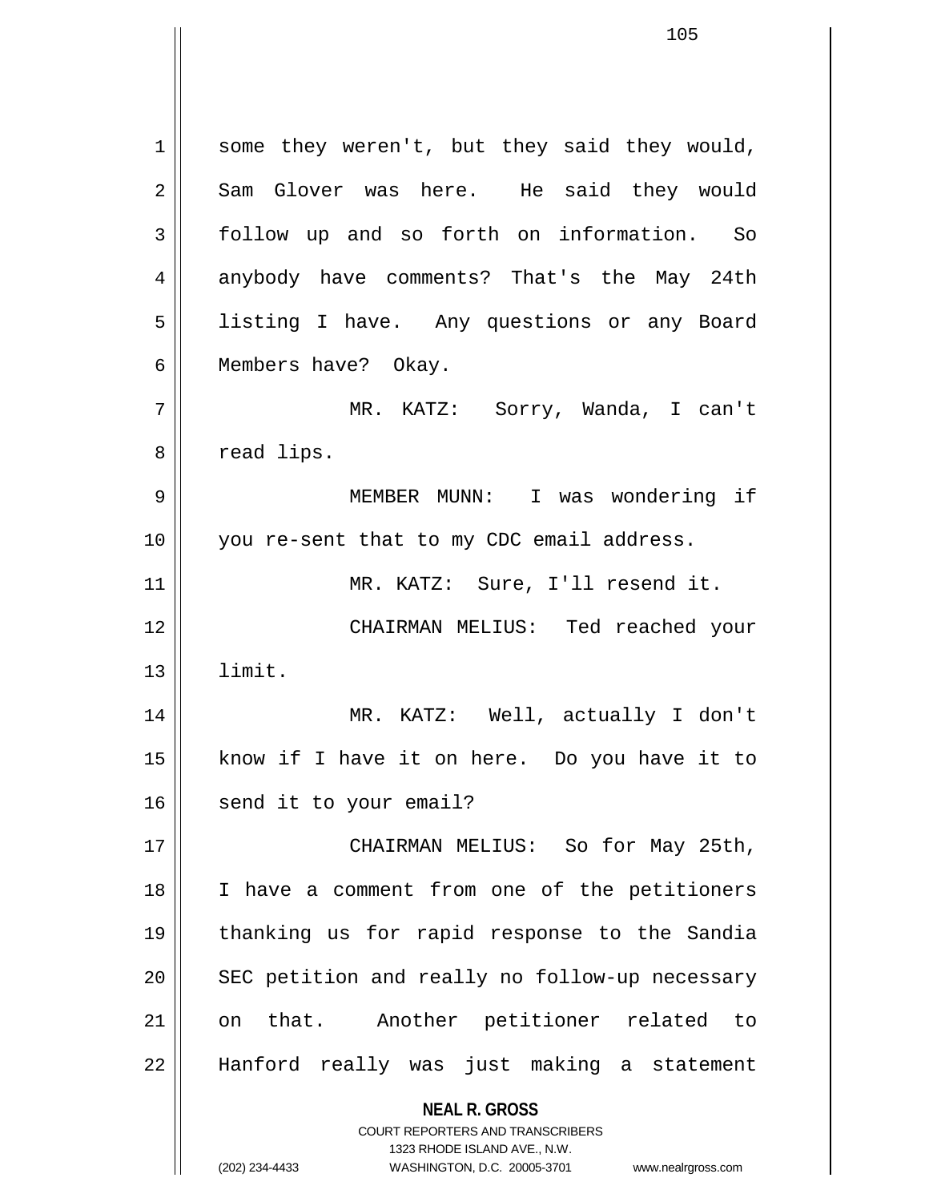some they weren't, but they said they would, Sam Glover was here. He said they would follow up and so forth on information. So anybody have comments? That's the May 24th listing I have. Any questions or any Board Members have? Okay.

MR. KATZ: Sorry, Wanda, I can't read lips.

MEMBER MUNN: I was wondering if you re-sent that to my CDC email address.

MR. KATZ: Sure, I'll resend it.

CHAIRMAN MELIUS: Ted reached your limit.

MR. KATZ: Well, actually I don't know if I have it on here. Do you have it to send it to your email?

CHAIRMAN MELIUS: So for May 25th, I have a comment from one of the petitioners thanking us for rapid response to the Sandia SEC petition and really no follow-up necessary on that. Another petitioner related to Hanford really was just making a statement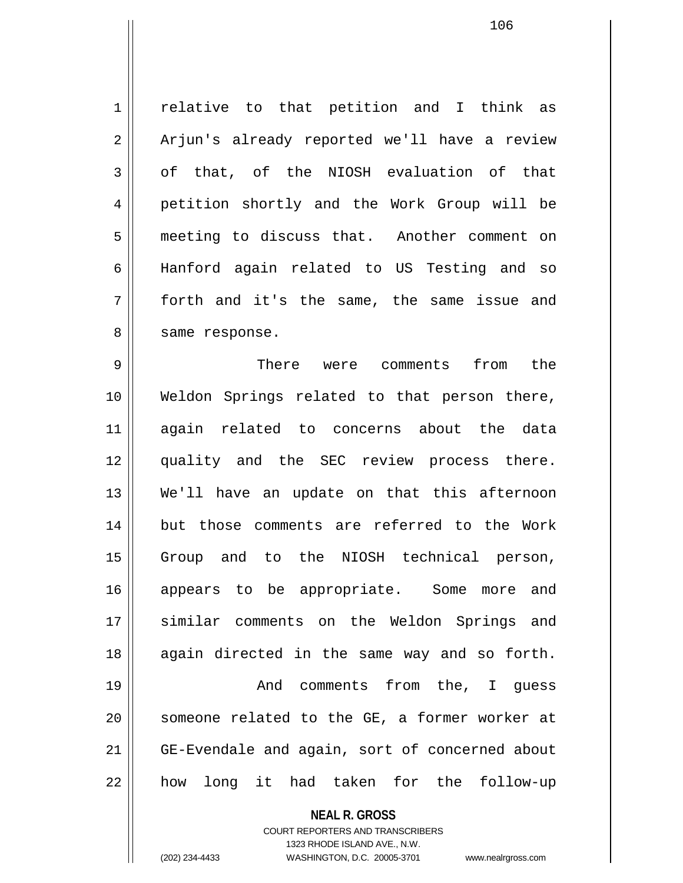relative to that petition and I think as Arjun's already reported we'll have a review of that, of the NIOSH evaluation of that petition shortly and the Work Group will be meeting to discuss that. Another comment on Hanford again related to US Testing and so forth and it's the same, the same issue and same response.

There were comments from the Weldon Springs related to that person there, again related to concerns about the data quality and the SEC review process there. We'll have an update on that this afternoon but those comments are referred to the Work Group and to the NIOSH technical person, appears to be appropriate. Some more and similar comments on the Weldon Springs and again directed in the same way and so forth.

And comments from the, I guess someone related to the GE, a former worker at GE-Evendale and again, sort of concerned about how long it had taken for the follow-up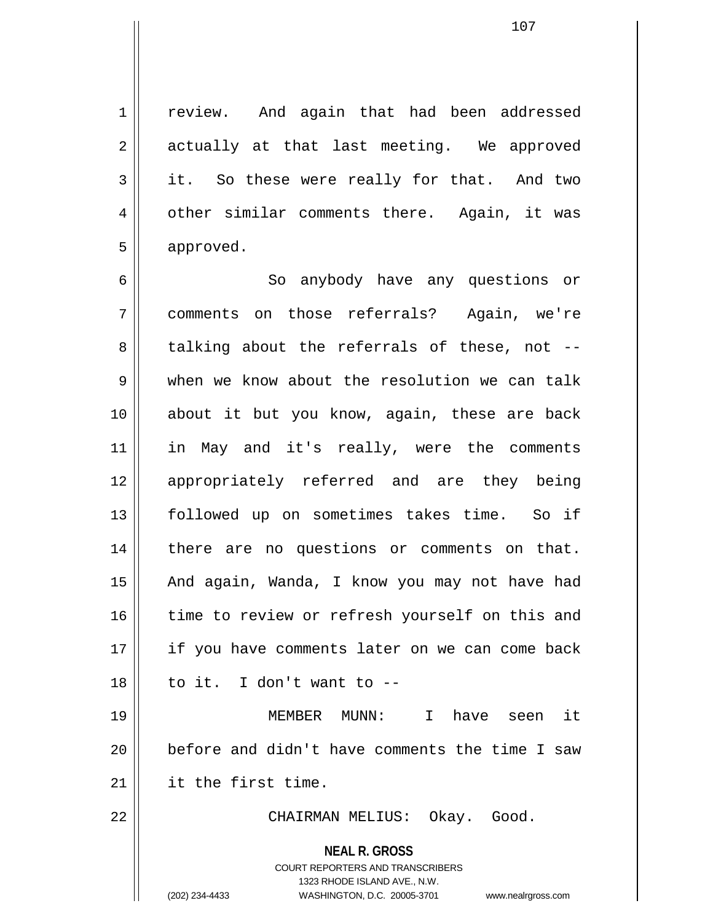review. And again that had been addressed actually at that last meeting. We approved it. So these were really for that. And two other similar comments there. Again, it was approved.

So anybody have any questions or comments on those referrals? Again, we're talking about the referrals of these, not -- when we know about the resolution we can talk about it but you know, again, these are back in May and it's really, were the comments appropriately referred and are they being followed up on sometimes takes time. So if there are no questions or comments on that. And again, Wanda, I know you may not have had time to review or refresh yourself on this and if you have comments later on we can come back to it. I don't want to --

MEMBER MUNN: I have seen it before and didn't have comments the time I saw it the first time.

CHAIRMAN MELIUS: Okay. Good.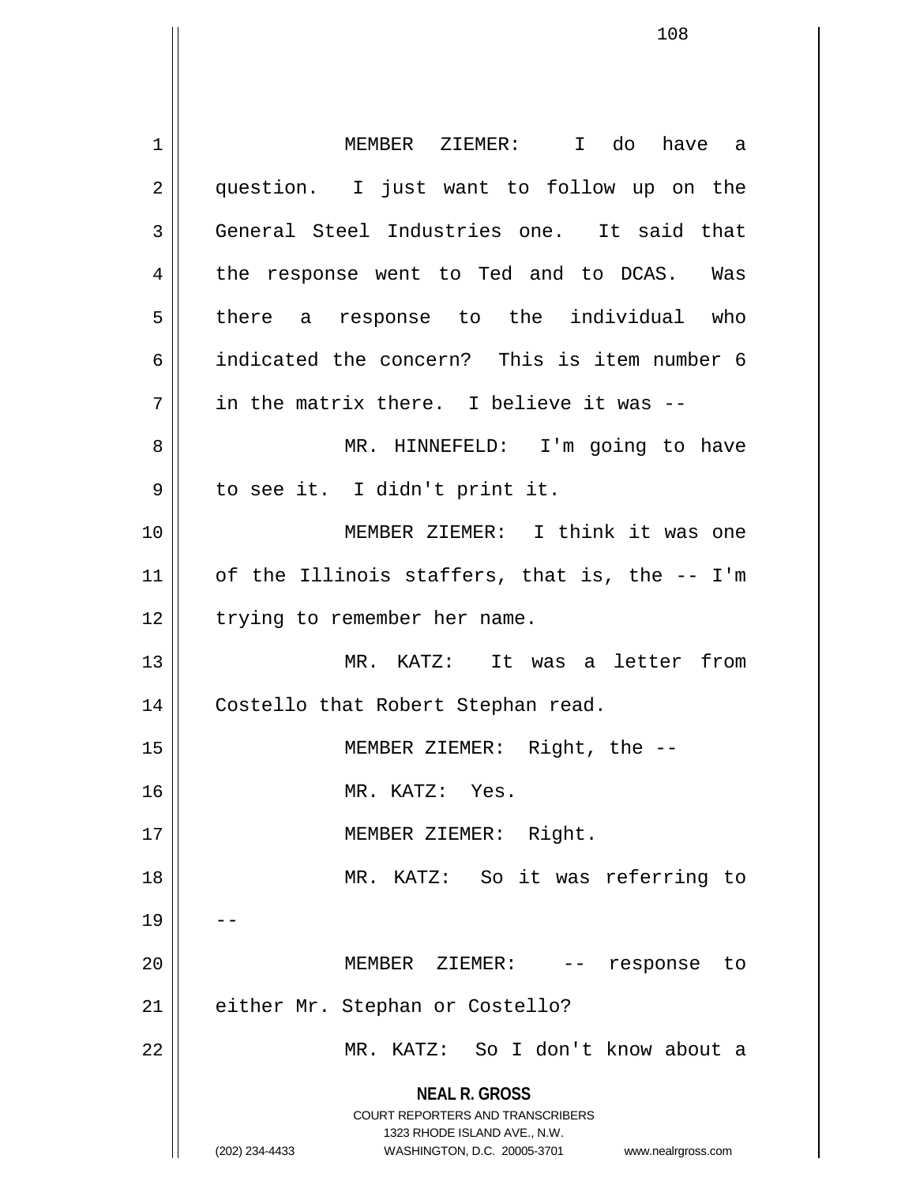MEMBER ZIEMER: I do have a question. I just want to follow up on the General Steel Industries one. It said that the response went to Ted and to DCAS. Was there a response to the individual who indicated the concern? This is item number 6 in the matrix there. I believe it was --

MR. HINNEFELD: I'm going to have to see it. I didn't print it.

MEMBER ZIEMER: I think it was one of the Illinois staffers, that is, the -- I'm trying to remember her name.

MR. KATZ: It was a letter from Costello that Robert Stephan read.

MEMBER ZIEMER: Right, the --

MR. KATZ: Yes.

MEMBER ZIEMER: Right.

MR. KATZ: So it was referring to --

MEMBER ZIEMER: -- response to either Mr. Stephan or Costello?

MR. KATZ: So I don't know about a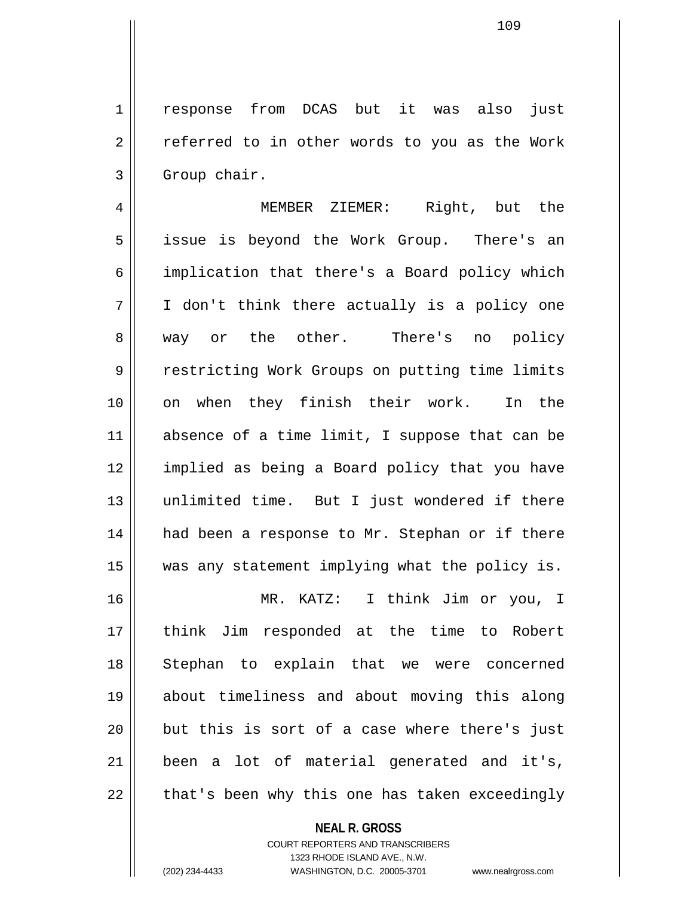response from DCAS but it was also just referred to in other words to you as the Work Group chair.

MEMBER ZIEMER: Right, but the issue is beyond the Work Group. There's an implication that there's a Board policy which I don't think there actually is a policy one way or the other. There's no policy restricting Work Groups on putting time limits on when they finish their work. In the absence of a time limit, I suppose that can be implied as being a Board policy that you have unlimited time. But I just wondered if there had been a response to Mr. Stephan or if there was any statement implying what the policy is.

MR. KATZ: I think Jim or you, I think Jim responded at the time to Robert Stephan to explain that we were concerned about timeliness and about moving this along but this is sort of a case where there's just been a lot of material generated and it's, that's been why this one has taken exceedingly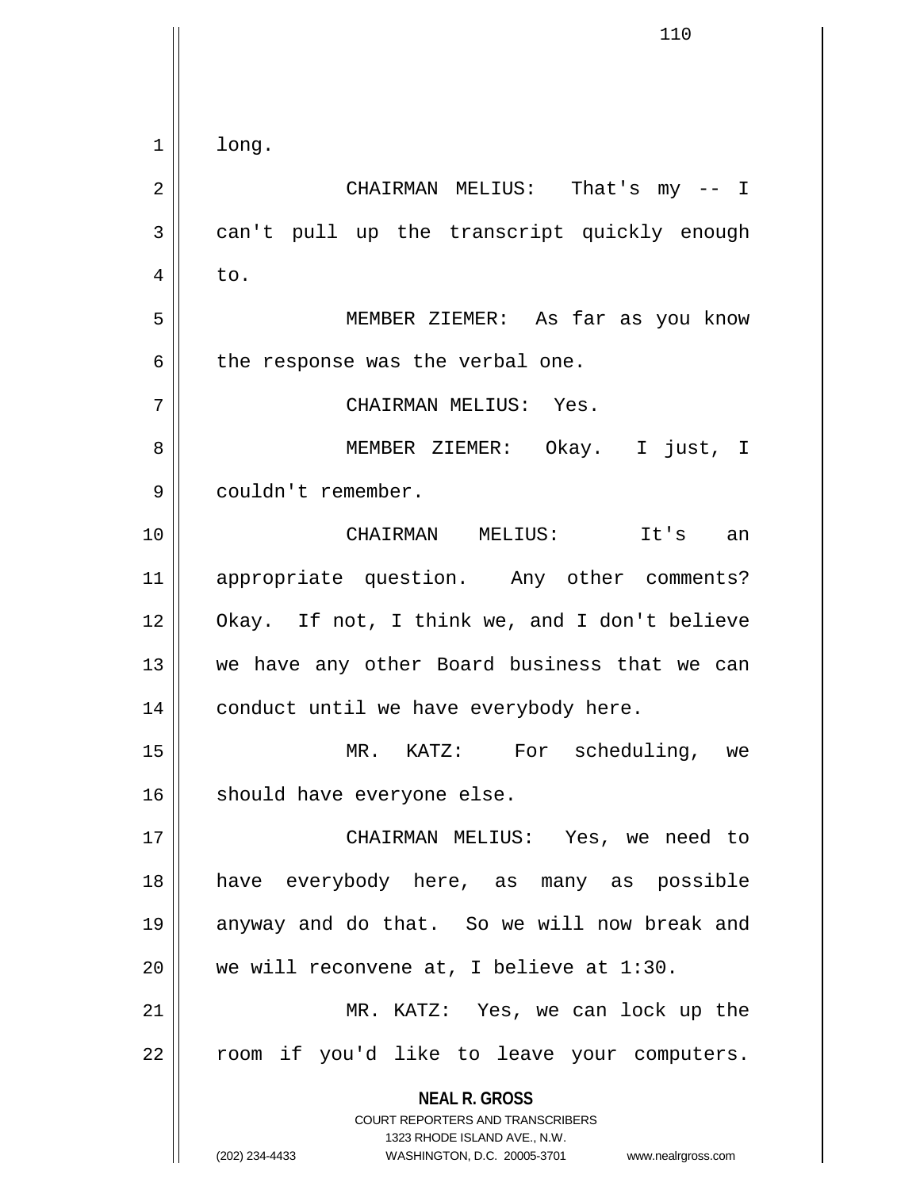long.

CHAIRMAN MELIUS: That's my -- I can't pull up the transcript quickly enough to.

MEMBER ZIEMER: As far as you know the response was the verbal one.

CHAIRMAN MELIUS: Yes.

MEMBER ZIEMER: Okay. I just, I couldn't remember.

CHAIRMAN MELIUS: It's an appropriate question. Any other comments? Okay. If not, I think we, and I don't believe we have any other Board business that we can conduct until we have everybody here.

MR. KATZ: For scheduling, we should have everyone else.

CHAIRMAN MELIUS: Yes, we need to have everybody here, as many as possible anyway and do that. So we will now break and we will reconvene at, I believe at 1:30.

MR. KATZ: Yes, we can lock up the room if you'd like to leave your computers.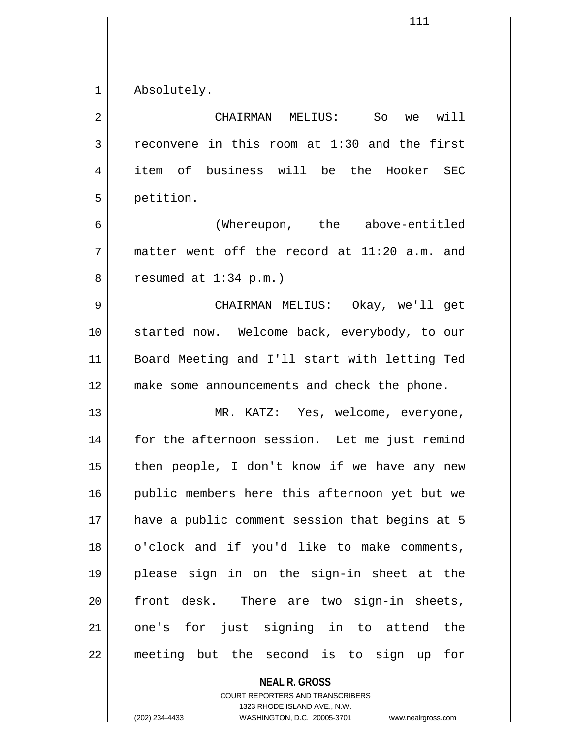Absolutely.

CHAIRMAN MELIUS: So we will reconvene in this room at 1:30 and the first item of business will be the Hooker SEC petition.

(Whereupon, the above-entitled matter went off the record at 11:20 a.m. and resumed at 1:34 p.m.)

CHAIRMAN MELIUS: Okay, we'll get started now. Welcome back, everybody, to our Board Meeting and I'll start with letting Ted make some announcements and check the phone.

MR. KATZ: Yes, welcome, everyone, for the afternoon session. Let me just remind then people, I don't know if we have any new public members here this afternoon yet but we have a public comment session that begins at 5 o'clock and if you'd like to make comments, please sign in on the sign-in sheet at the front desk. There are two sign-in sheets, one's for just signing in to attend the meeting but the second is to sign up for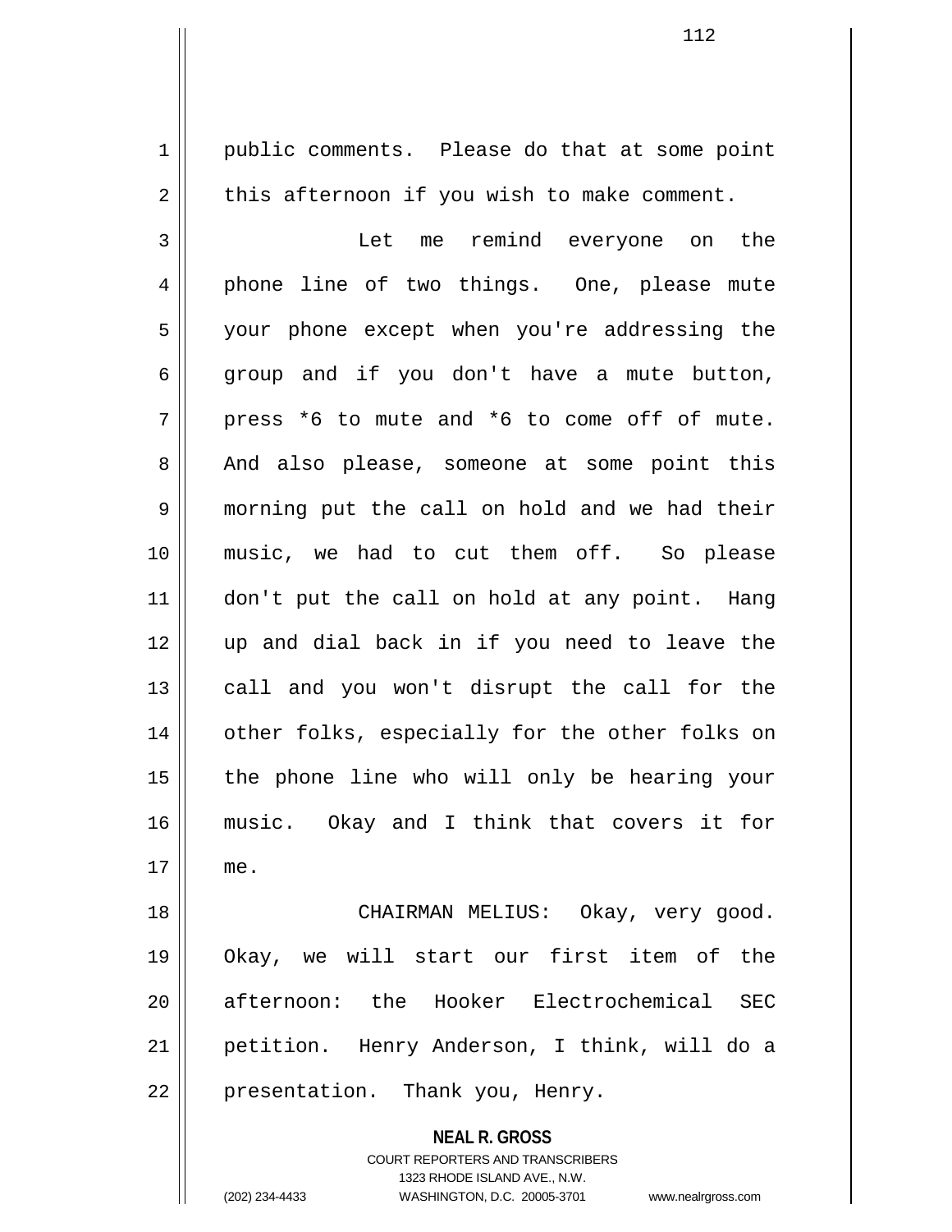public comments. Please do that at some point this afternoon if you wish to make comment.

Let me remind everyone on the phone line of two things. One, please mute your phone except when you're addressing the group and if you don't have a mute button, press *6 to mute and *6 to come off of mute. And also please, someone at some point this morning put the call on hold and we had their music, we had to cut them off. So please don't put the call on hold at any point. Hang up and dial back in if you need to leave the call and you won't disrupt the call for the other folks, especially for the other folks on the phone line who will only be hearing your music. Okay and I think that covers it for me.

CHAIRMAN MELIUS: Okay, very good. Okay, we will start our first item of the afternoon: the Hooker Electrochemical SEC petition. Henry Anderson, I think, will do a presentation. Thank you, Henry.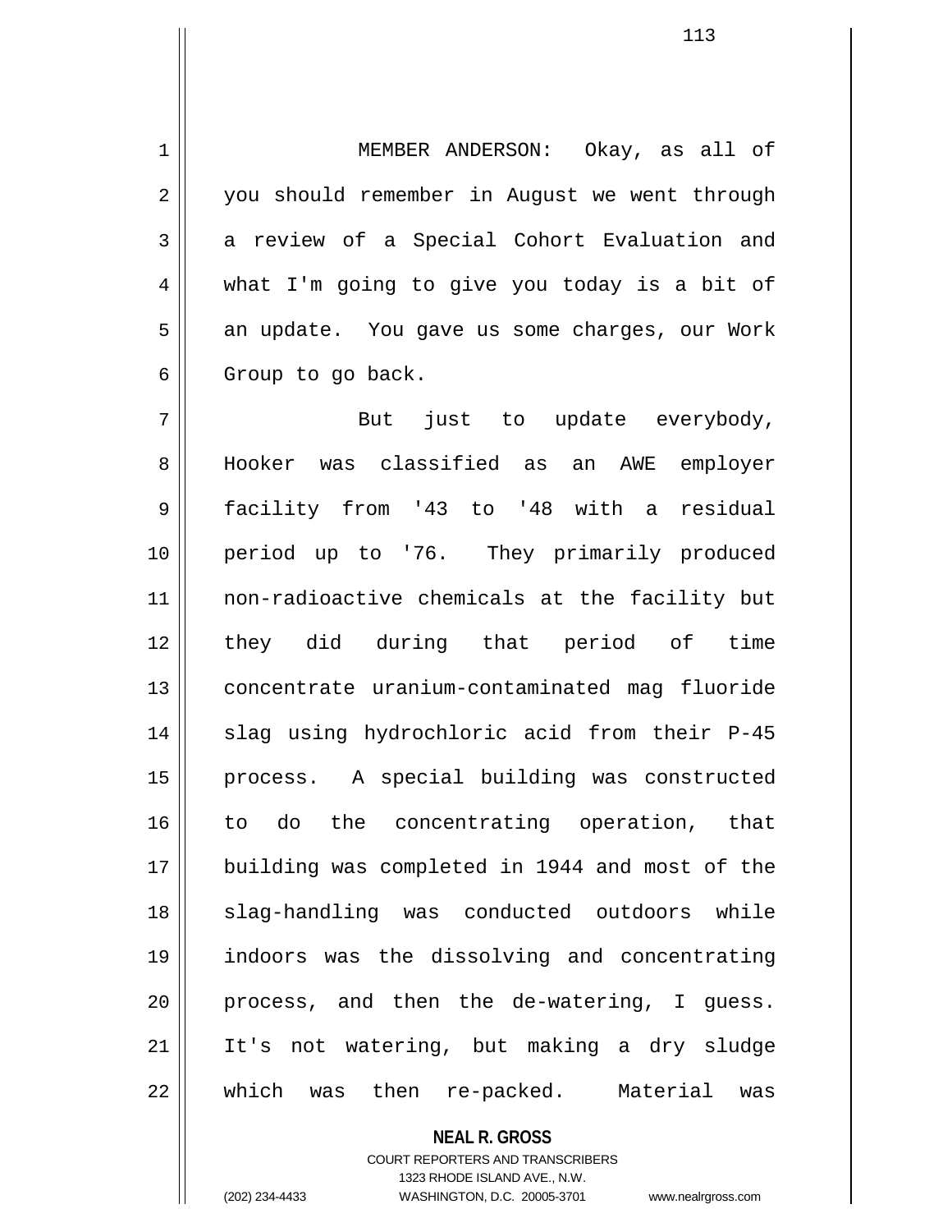MEMBER ANDERSON: Okay, as all of you should remember in August we went through a review of a Special Cohort Evaluation and what I'm going to give you today is a bit of an update. You gave us some charges, our Work Group to go back.

But just to update everybody, Hooker was classified as an AWE employer facility from '43 to '48 with a residual period up to '76. They primarily produced non-radioactive chemicals at the facility but they did during that period of time concentrate uranium-contaminated mag fluoride slag using hydrochloric acid from their P-45 process. A special building was constructed to do the concentrating operation, that building was completed in 1944 and most of the slag-handling was conducted outdoors while indoors was the dissolving and concentrating process, and then the de-watering, I guess. It's not watering, but making a dry sludge which was then re-packed. Material was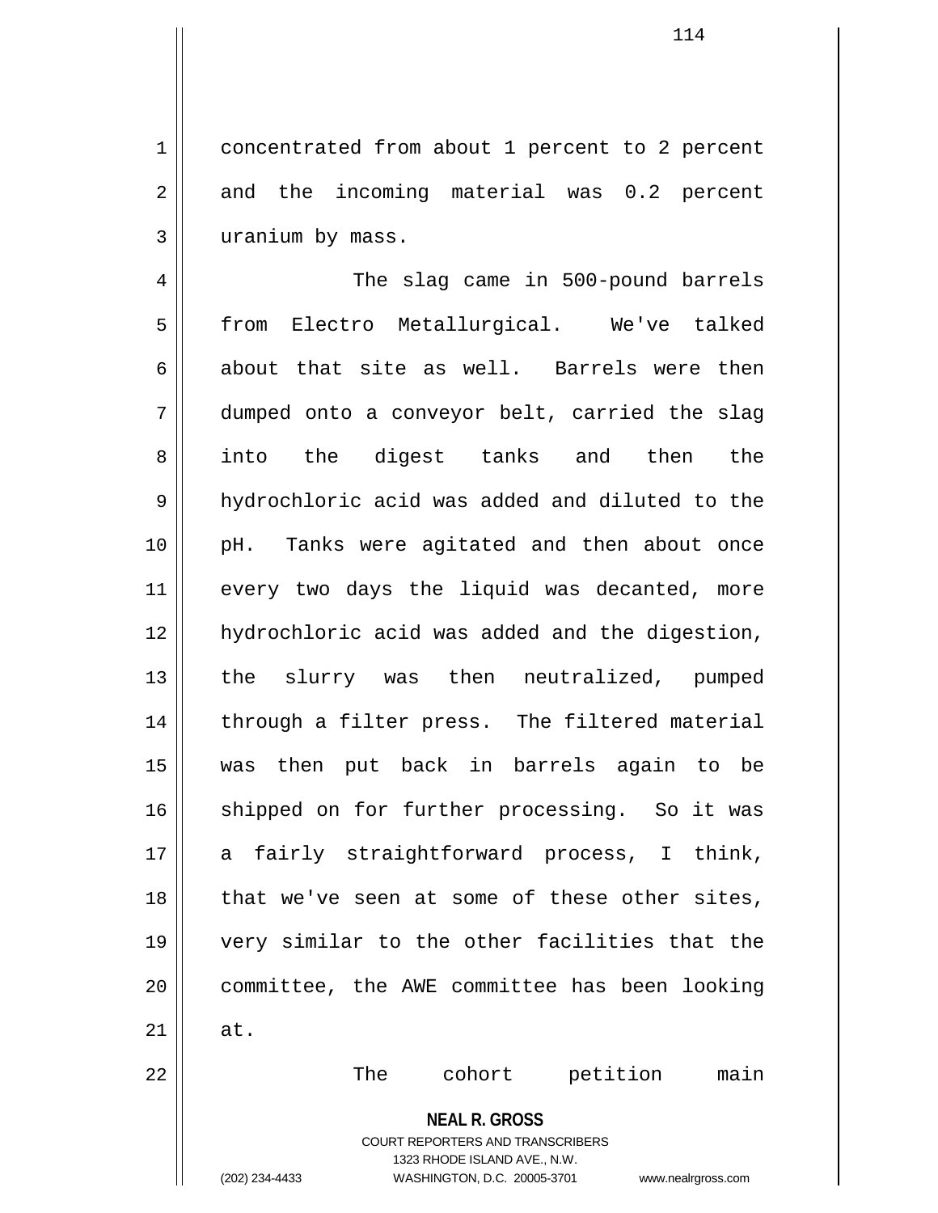concentrated from about 1 percent to 2 percent and the incoming material was 0.2 percent uranium by mass.

The slag came in 500-pound barrels from Electro Metallurgical. We've talked about that site as well. Barrels were then dumped onto a conveyor belt, carried the slag into the digest tanks and then the hydrochloric acid was added and diluted to the pH. Tanks were agitated and then about once every two days the liquid was decanted, more hydrochloric acid was added and the digestion, the slurry was then neutralized, pumped through a filter press. The filtered material was then put back in barrels again to be shipped on for further processing. So it was a fairly straightforward process, I think, that we've seen at some of these other sites, very similar to the other facilities that the committee, the AWE committee has been looking at.

The cohort petition main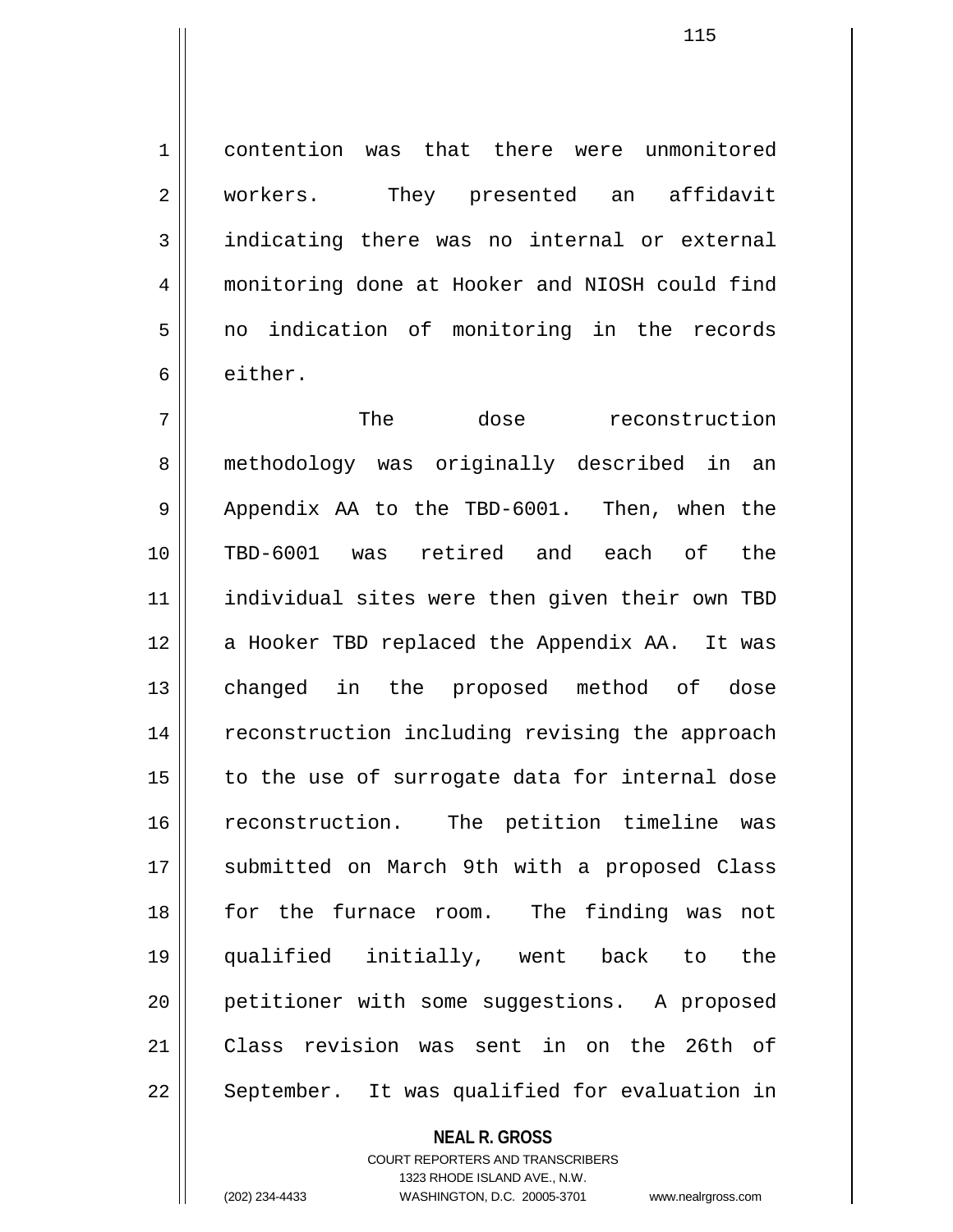contention was that there were unmonitored workers. They presented an affidavit indicating there was no internal or external monitoring done at Hooker and NIOSH could find no indication of monitoring in the records either.

The dose reconstruction methodology was originally described in an Appendix AA to the TBD-6001. Then, when the TBD-6001 was retired and each of the individual sites were then given their own TBD a Hooker TBD replaced the Appendix AA. It was changed in the proposed method of dose reconstruction including revising the approach to the use of surrogate data for internal dose reconstruction. The petition timeline was submitted on March 9th with a proposed Class for the furnace room. The finding was not qualified initially, went back to the petitioner with some suggestions. A proposed Class revision was sent in on the 26th of September. It was qualified for evaluation in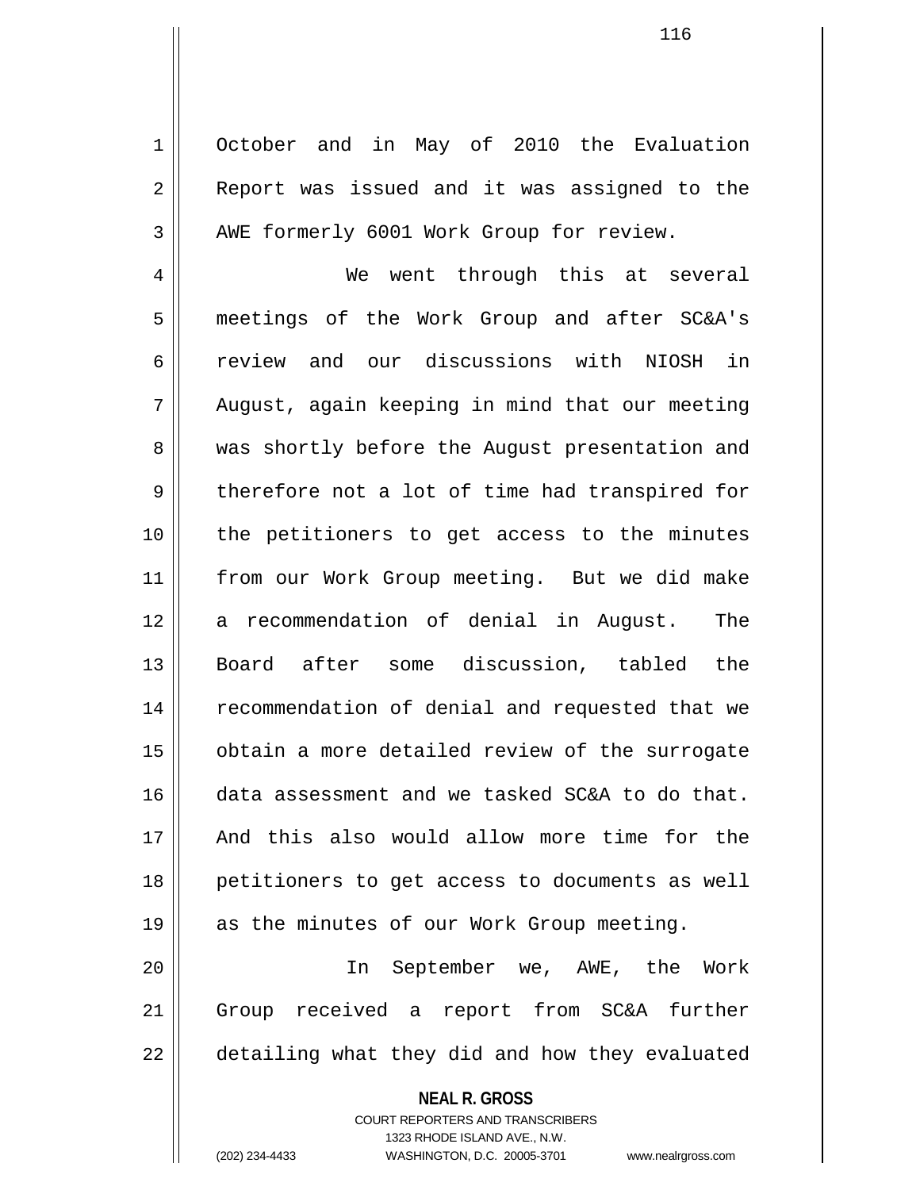October and in May of 2010 the Evaluation Report was issued and it was assigned to the AWE formerly 6001 Work Group for review.

We went through this at several meetings of the Work Group and after SC&A's review and our discussions with NIOSH in August, again keeping in mind that our meeting was shortly before the August presentation and therefore not a lot of time had transpired for the petitioners to get access to the minutes from our Work Group meeting. But we did make a recommendation of denial in August. The Board after some discussion, tabled the recommendation of denial and requested that we obtain a more detailed review of the surrogate data assessment and we tasked SC&A to do that. And this also would allow more time for the petitioners to get access to documents as well as the minutes of our Work Group meeting.

In September we, AWE, the Work Group received a report from SC&A further detailing what they did and how they evaluated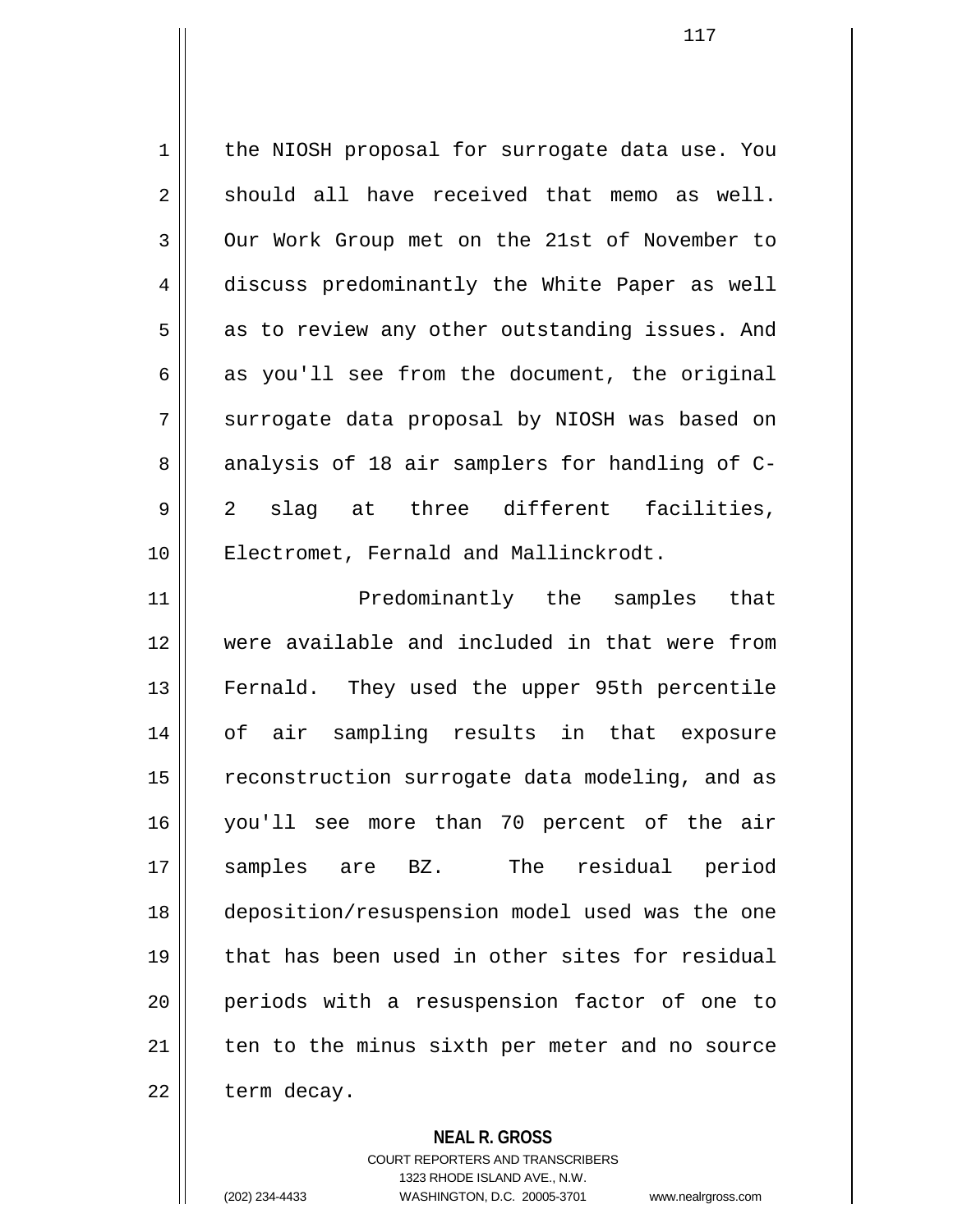the NIOSH proposal for surrogate data use. You should all have received that memo as well. Our Work Group met on the 21st of November to discuss predominantly the White Paper as well as to review any other outstanding issues. And as you'll see from the document, the original surrogate data proposal by NIOSH was based on analysis of 18 air samplers for handling of C-2 slag at three different facilities, Electromet, Fernald and Mallinckrodt.

Predominantly the samples that were available and included in that were from Fernald. They used the upper 95th percentile of air sampling results in that exposure reconstruction surrogate data modeling, and as you'll see more than 70 percent of the air samples are BZ. The residual period deposition/resuspension model used was the one that has been used in other sites for residual periods with a resuspension factor of one to ten to the minus sixth per meter and no source term decay.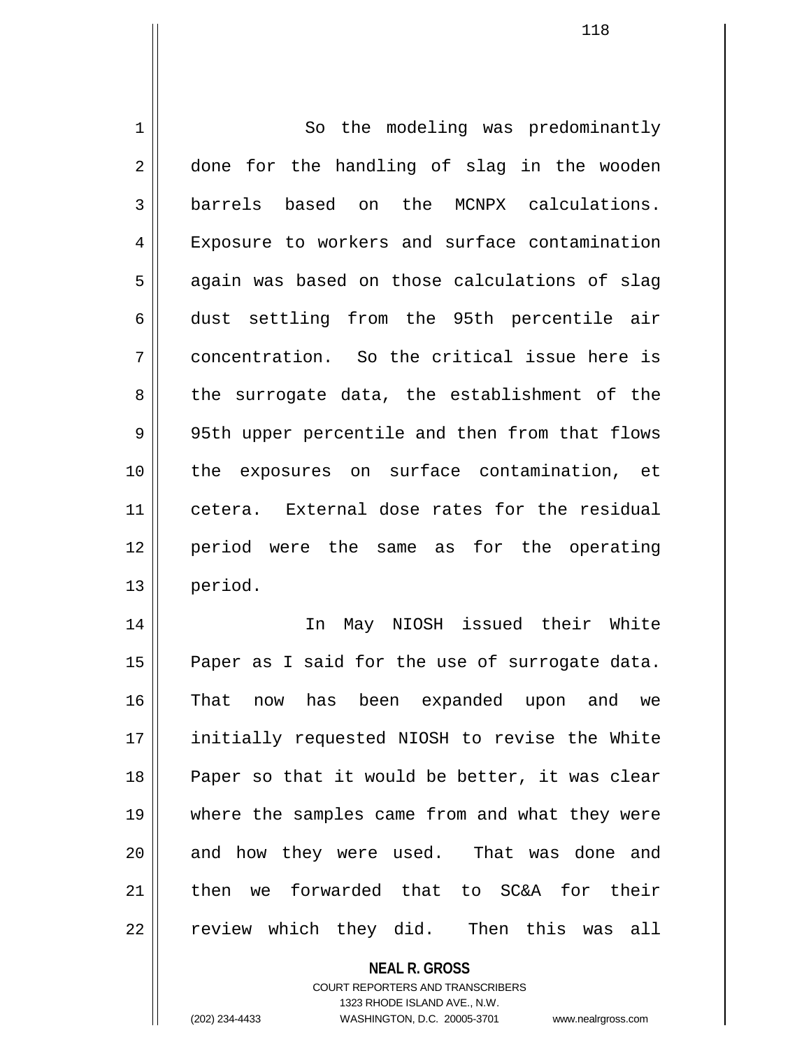So the modeling was predominantly done for the handling of slag in the wooden barrels based on the MCNPX calculations. Exposure to workers and surface contamination again was based on those calculations of slag dust settling from the 95th percentile air concentration. So the critical issue here is the surrogate data, the establishment of the 95th upper percentile and then from that flows the exposures on surface contamination, et cetera. External dose rates for the residual period were the same as for the operating period.

In May NIOSH issued their White Paper as I said for the use of surrogate data. That now has been expanded upon and we initially requested NIOSH to revise the White Paper so that it would be better, it was clear where the samples came from and what they were and how they were used. That was done and then we forwarded that to SC&A for their review which they did. Then this was all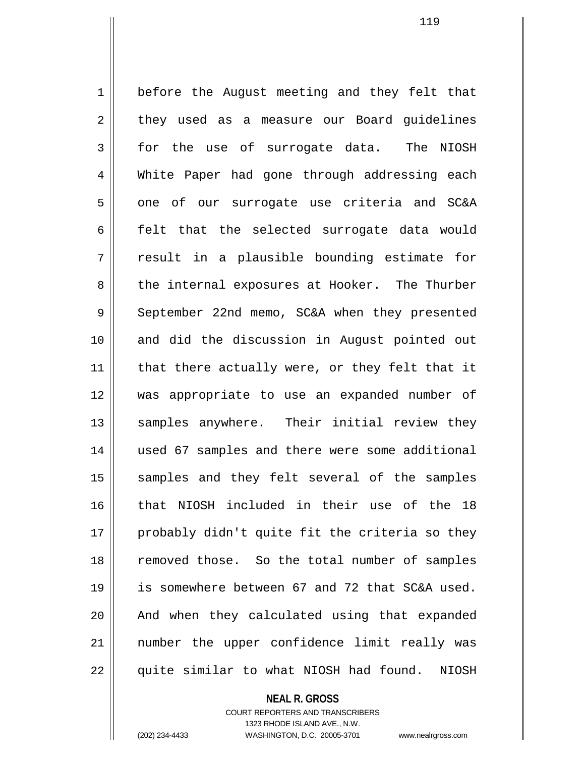before the August meeting and they felt that they used as a measure our Board guidelines for the use of surrogate data. The NIOSH White Paper had gone through addressing each one of our surrogate use criteria and SC&A felt that the selected surrogate data would result in a plausible bounding estimate for the internal exposures at Hooker. The Thurber September 22nd memo, SC&A when they presented and did the discussion in August pointed out that there actually were, or they felt that it was appropriate to use an expanded number of samples anywhere. Their initial review they used 67 samples and there were some additional samples and they felt several of the samples that NIOSH included in their use of the 18 probably didn't quite fit the criteria so they removed those. So the total number of samples is somewhere between 67 and 72 that SC&A used. And when they calculated using that expanded number the upper confidence limit really was quite similar to what NIOSH had found. NIOSH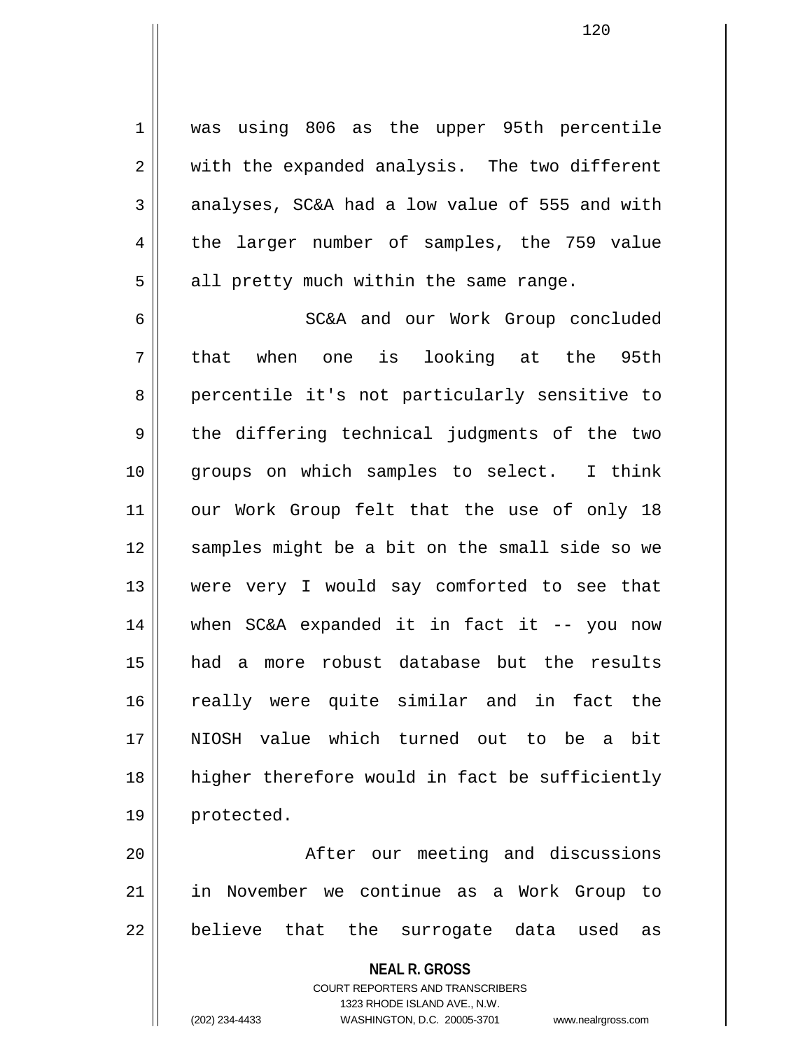was using 806 as the upper 95th percentile with the expanded analysis. The two different analyses, SC&A had a low value of 555 and with the larger number of samples, the 759 value all pretty much within the same range.

SC&A and our Work Group concluded that when one is looking at the 95th percentile it's not particularly sensitive to the differing technical judgments of the two groups on which samples to select. I think our Work Group felt that the use of only 18 samples might be a bit on the small side so we were very I would say comforted to see that when SC&A expanded it in fact it -- you now had a more robust database but the results really were quite similar and in fact the NIOSH value which turned out to be a bit higher therefore would in fact be sufficiently protected.

After our meeting and discussions in November we continue as a Work Group to believe that the surrogate data used as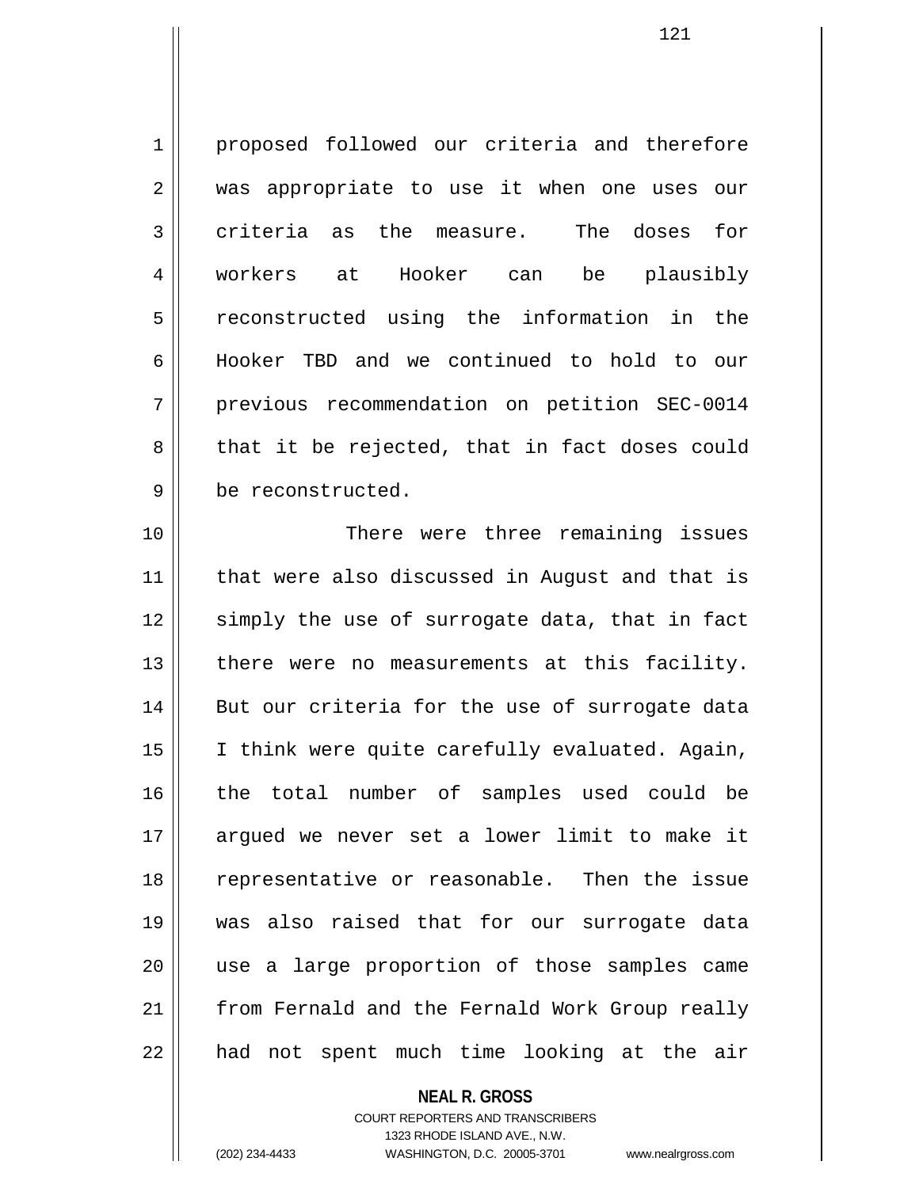proposed followed our criteria and therefore was appropriate to use it when one uses our criteria as the measure. The doses for workers at Hooker can be plausibly reconstructed using the information in the Hooker TBD and we continued to hold to our previous recommendation on petition SEC-0014 that it be rejected, that in fact doses could be reconstructed.

There were three remaining issues that were also discussed in August and that is simply the use of surrogate data, that in fact there were no measurements at this facility. But our criteria for the use of surrogate data I think were quite carefully evaluated. Again, the total number of samples used could be argued we never set a lower limit to make it representative or reasonable. Then the issue was also raised that for our surrogate data use a large proportion of those samples came from Fernald and the Fernald Work Group really had not spent much time looking at the air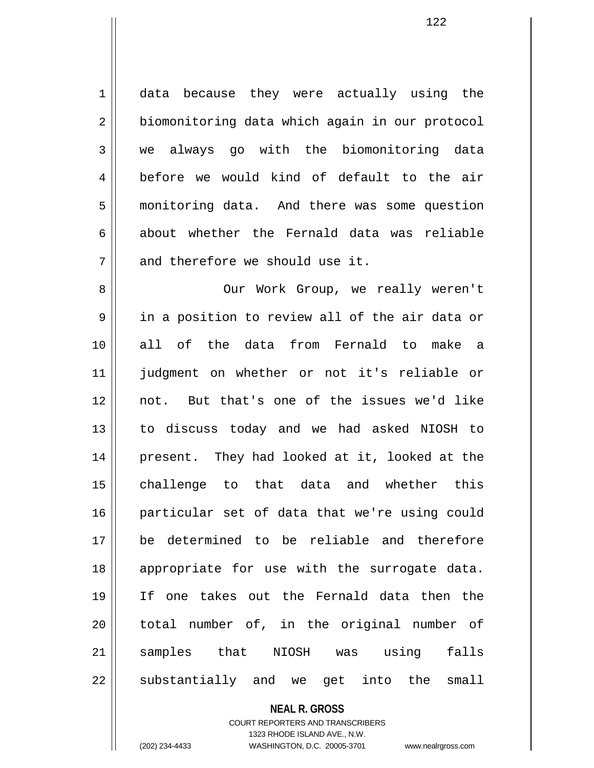data because they were actually using the biomonitoring data which again in our protocol we always go with the biomonitoring data before we would kind of default to the air monitoring data. And there was some question about whether the Fernald data was reliable and therefore we should use it.

Our Work Group, we really weren't in a position to review all of the air data or all of the data from Fernald to make a judgment on whether or not it's reliable or not. But that's one of the issues we'd like to discuss today and we had asked NIOSH to present. They had looked at it, looked at the challenge to that data and whether this particular set of data that we're using could be determined to be reliable and therefore appropriate for use with the surrogate data. If one takes out the Fernald data then the total number of, in the original number of samples that NIOSH was using falls substantially and we get into the small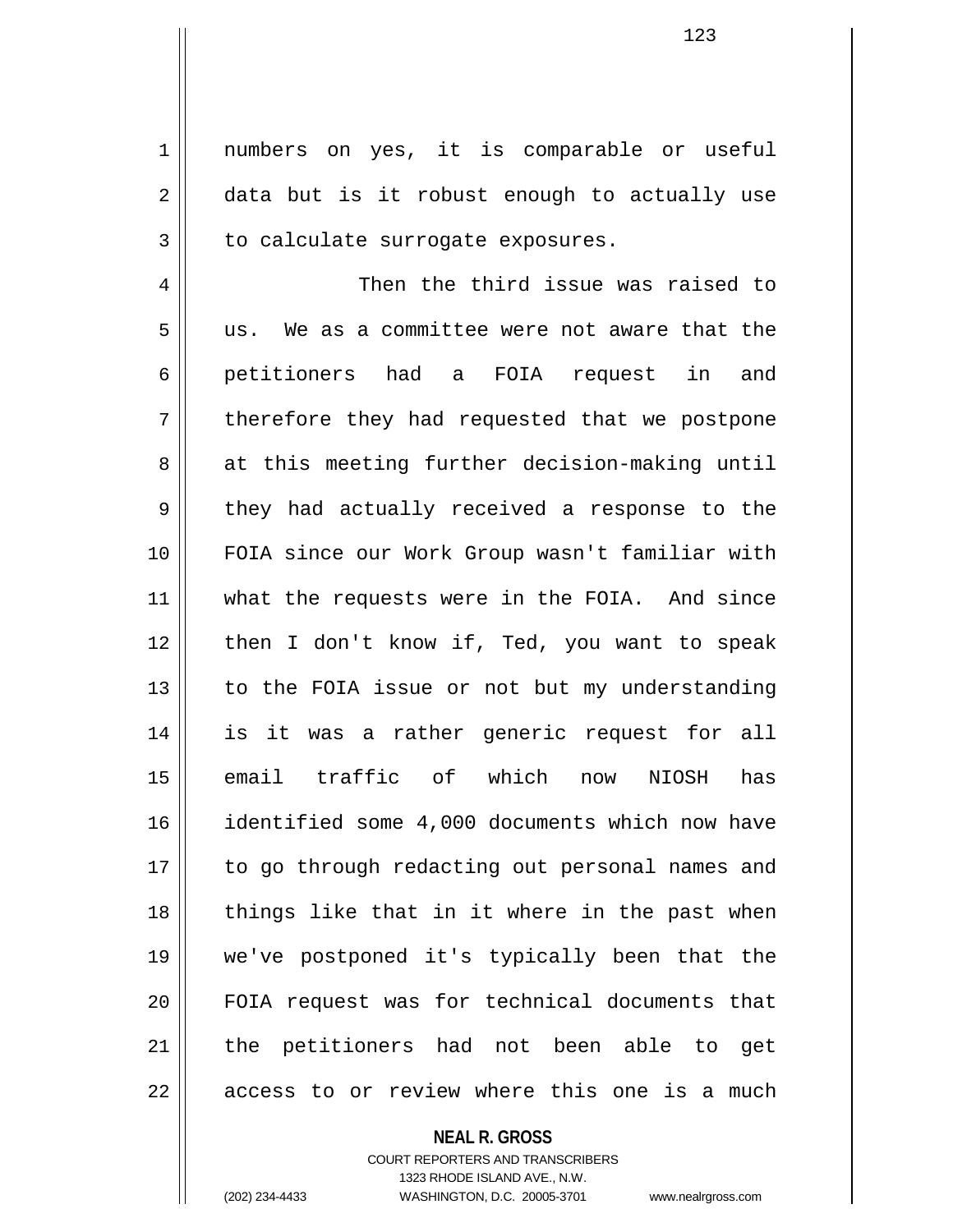numbers on yes, it is comparable or useful data but is it robust enough to actually use to calculate surrogate exposures.

Then the third issue was raised to us. We as a committee were not aware that the petitioners had a FOIA request in and therefore they had requested that we postpone at this meeting further decision-making until they had actually received a response to the FOIA since our Work Group wasn't familiar with what the requests were in the FOIA. And since then I don't know if, Ted, you want to speak to the FOIA issue or not but my understanding is it was a rather generic request for all email traffic of which now NIOSH has identified some 4,000 documents which now have to go through redacting out personal names and things like that in it where in the past when we've postponed it's typically been that the FOIA request was for technical documents that the petitioners had not been able to get access to or review where this one is a much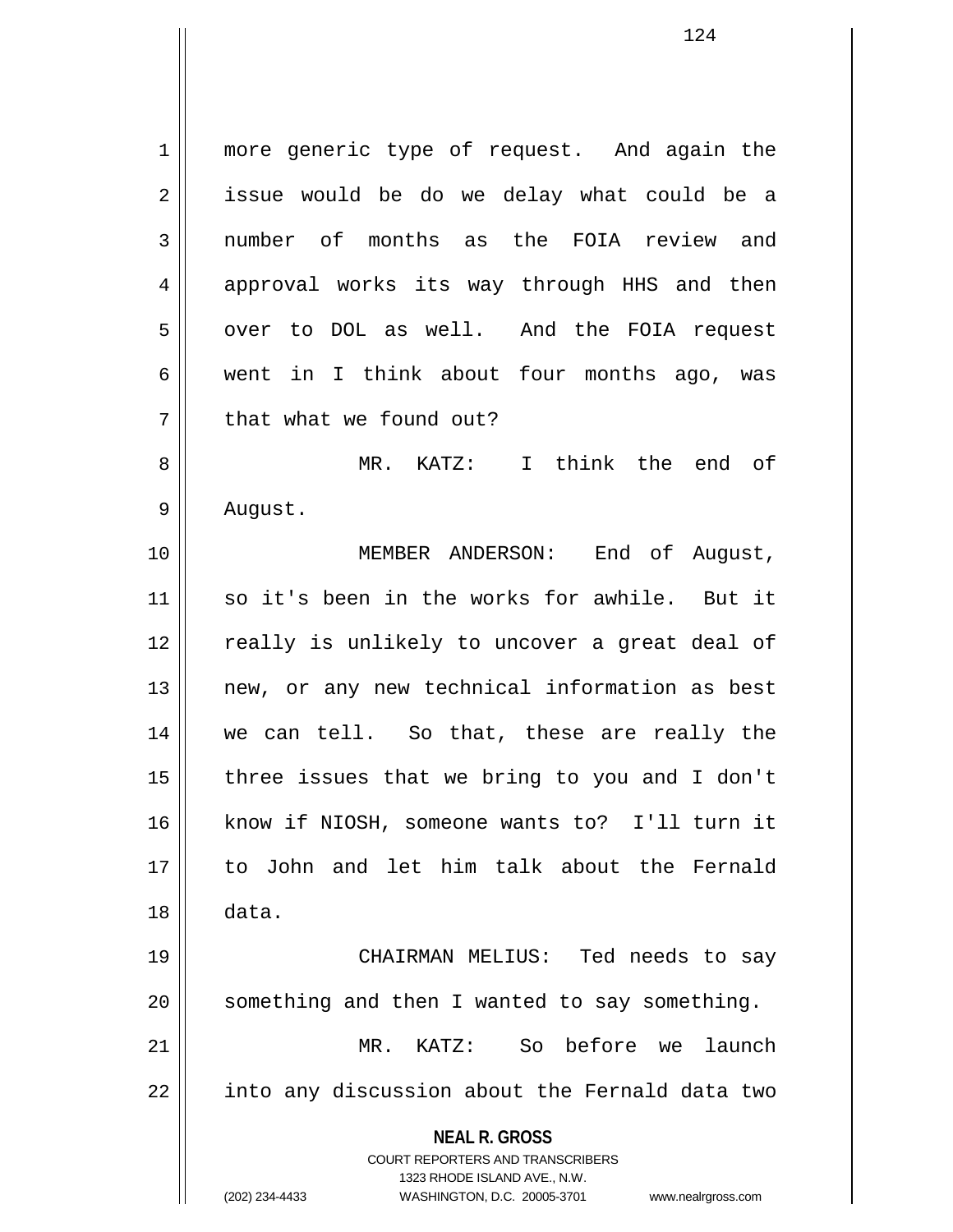more generic type of request. And again the issue would be do we delay what could be a number of months as the FOIA review and approval works its way through HHS and then over to DOL as well. And the FOIA request went in I think about four months ago, was that what we found out?

MR. KATZ: I think the end of August.

MEMBER ANDERSON: End of August, so it's been in the works for awhile. But it really is unlikely to uncover a great deal of new, or any new technical information as best we can tell. So that, these are really the three issues that we bring to you and I don't know if NIOSH, someone wants to? I'll turn it to John and let him talk about the Fernald data.

CHAIRMAN MELIUS: Ted needs to say something and then I wanted to say something.

MR. KATZ: So before we launch into any discussion about the Fernald data two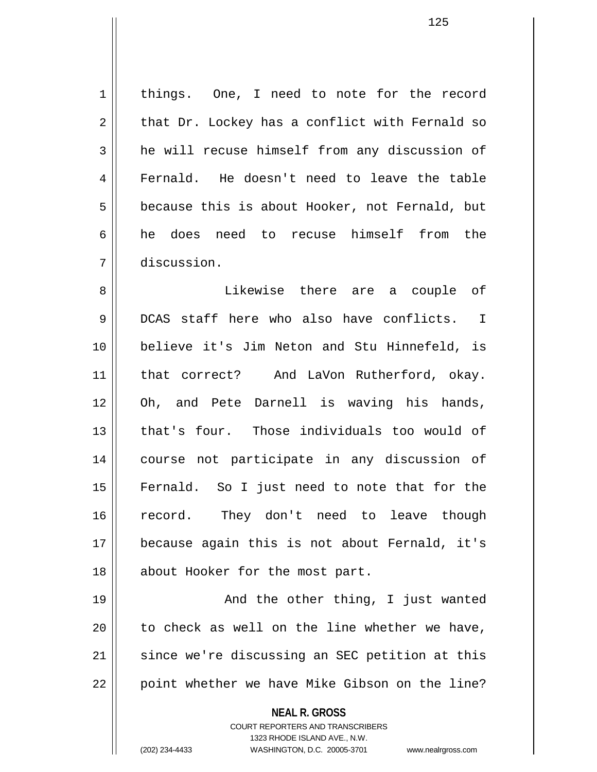things. One, I need to note for the record that Dr. Lockey has a conflict with Fernald so he will recuse himself from any discussion of Fernald. He doesn't need to leave the table because this is about Hooker, not Fernald, but he does need to recuse himself from the discussion.

Likewise there are a couple of DCAS staff here who also have conflicts. I believe it's Jim Neton and Stu Hinnefeld, is that correct? And LaVon Rutherford, okay. Oh, and Pete Darnell is waving his hands, that's four. Those individuals too would of course not participate in any discussion of Fernald. So I just need to note that for the record. They don't need to leave though because again this is not about Fernald, it's about Hooker for the most part.

And the other thing, I just wanted to check as well on the line whether we have, since we're discussing an SEC petition at this point whether we have Mike Gibson on the line?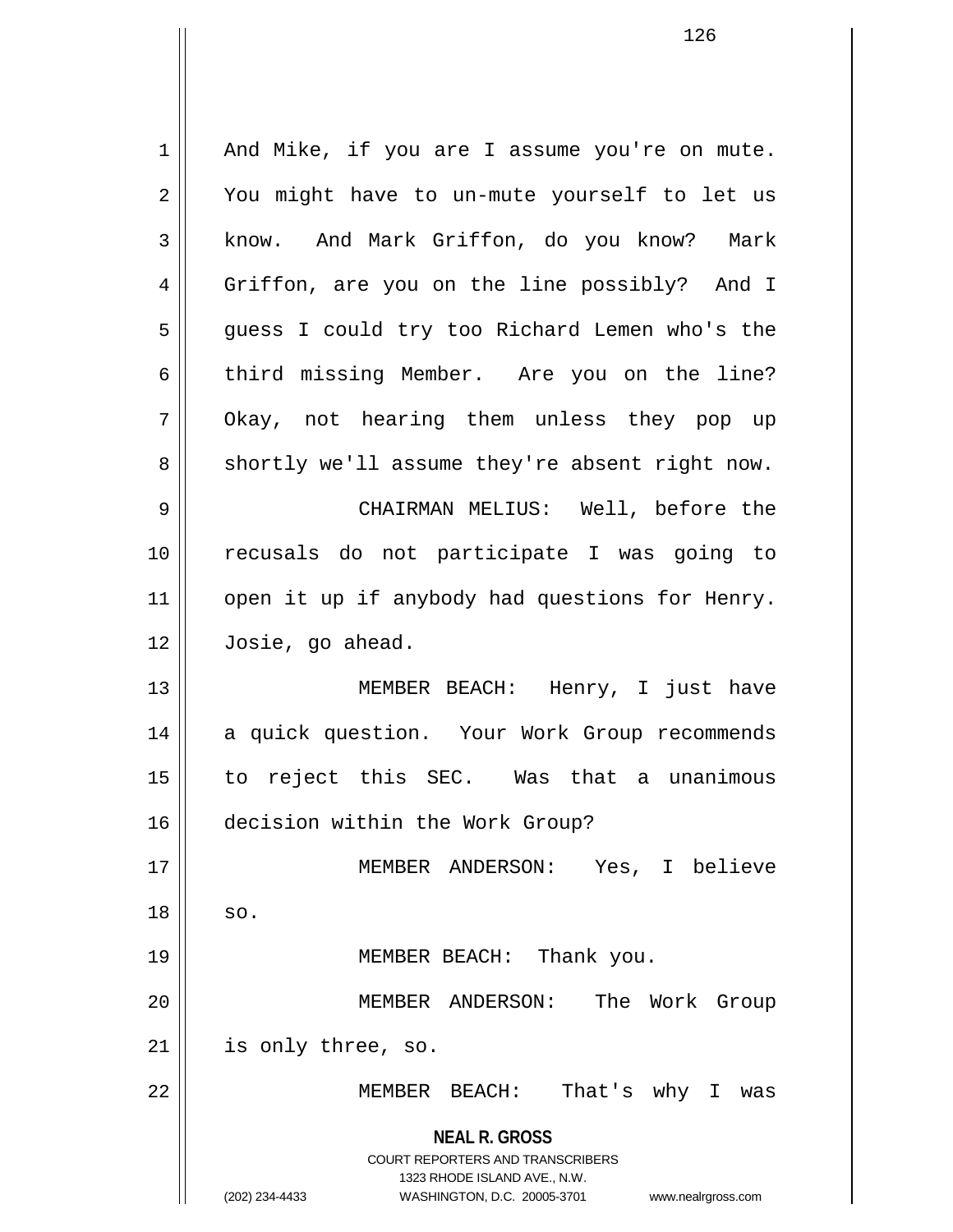And Mike, if you are I assume you're on mute. You might have to un-mute yourself to let us know. And Mark Griffon, do you know? Mark Griffon, are you on the line possibly? And I guess I could try too Richard Lemen who's the third missing Member. Are you on the line? Okay, not hearing them unless they pop up shortly we'll assume they're absent right now.

CHAIRMAN MELIUS: Well, before the recusals do not participate I was going to open it up if anybody had questions for Henry. Josie, go ahead.

MEMBER BEACH: Henry, I just have a quick question. Your Work Group recommends to reject this SEC. Was that a unanimous decision within the Work Group?

MEMBER ANDERSON: Yes, I believe so.

MEMBER BEACH: Thank you.

MEMBER ANDERSON: The Work Group is only three, so.

MEMBER BEACH: That's why I was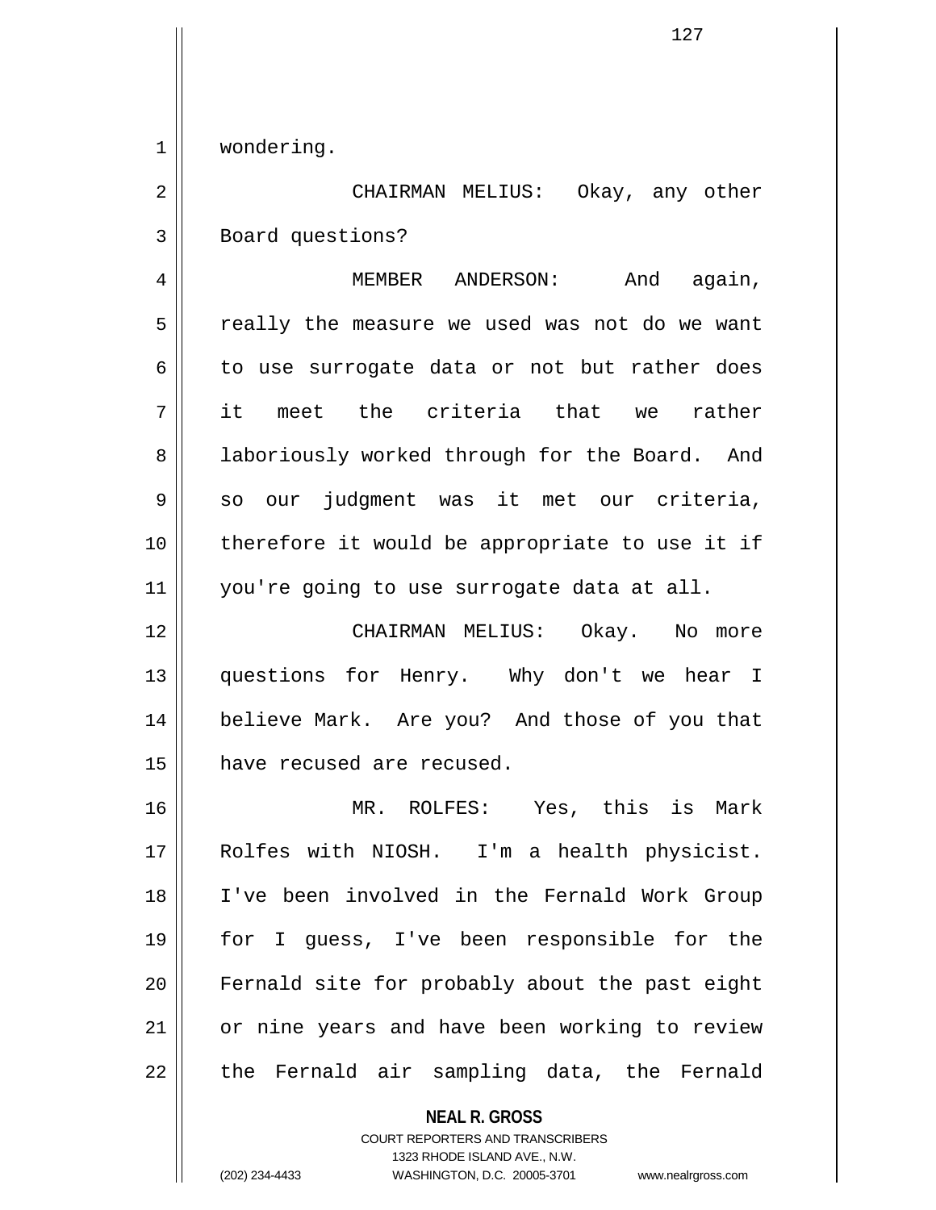wondering.

CHAIRMAN MELIUS: Okay, any other Board questions?

MEMBER ANDERSON: And again, really the measure we used was not do we want to use surrogate data or not but rather does it meet the criteria that we rather laboriously worked through for the Board. And so our judgment was it met our criteria, therefore it would be appropriate to use it if you're going to use surrogate data at all.

CHAIRMAN MELIUS: Okay. No more questions for Henry. Why don't we hear I believe Mark. Are you? And those of you that have recused are recused.

MR. ROLFES: Yes, this is Mark Rolfes with NIOSH. I'm a health physicist. I've been involved in the Fernald Work Group for I guess, I've been responsible for the Fernald site for probably about the past eight or nine years and have been working to review the Fernald air sampling data, the Fernald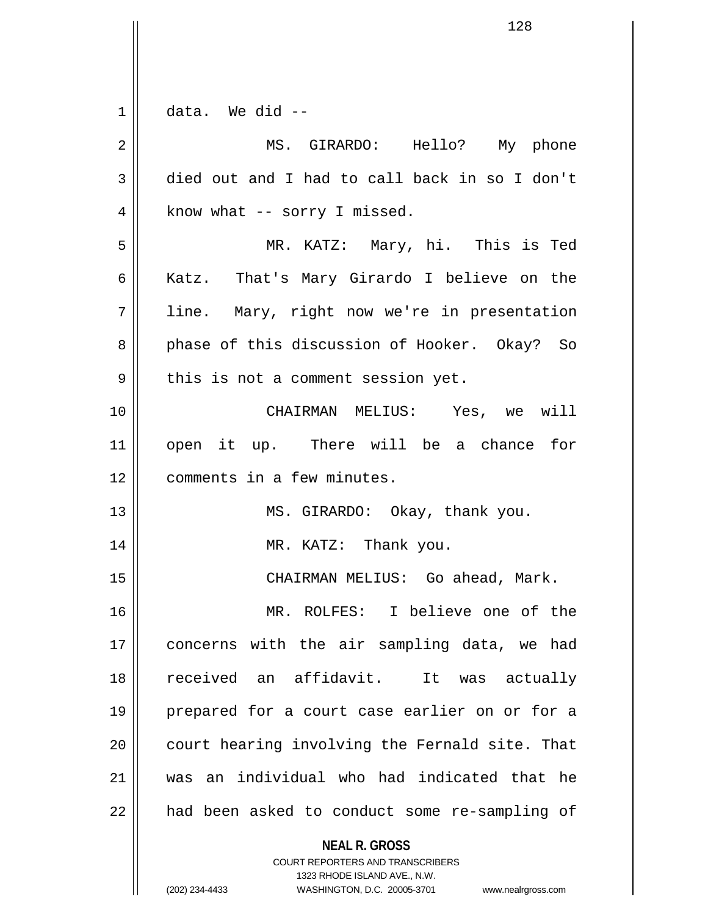data. We did --

MS. GIRARDO: Hello? My phone died out and I had to call back in so I don't know what -- sorry I missed.

MR. KATZ: Mary, hi. This is Ted Katz. That's Mary Girardo I believe on the line. Mary, right now we're in presentation phase of this discussion of Hooker. Okay? So this is not a comment session yet.

CHAIRMAN MELIUS: Yes, we will open it up. There will be a chance for comments in a few minutes.

MS. GIRARDO: Okay, thank you.

MR. KATZ: Thank you.

CHAIRMAN MELIUS: Go ahead, Mark.

MR. ROLFES: I believe one of the concerns with the air sampling data, we had received an affidavit. It was actually prepared for a court case earlier on or for a court hearing involving the Fernald site. That was an individual who had indicated that he had been asked to conduct some re-sampling of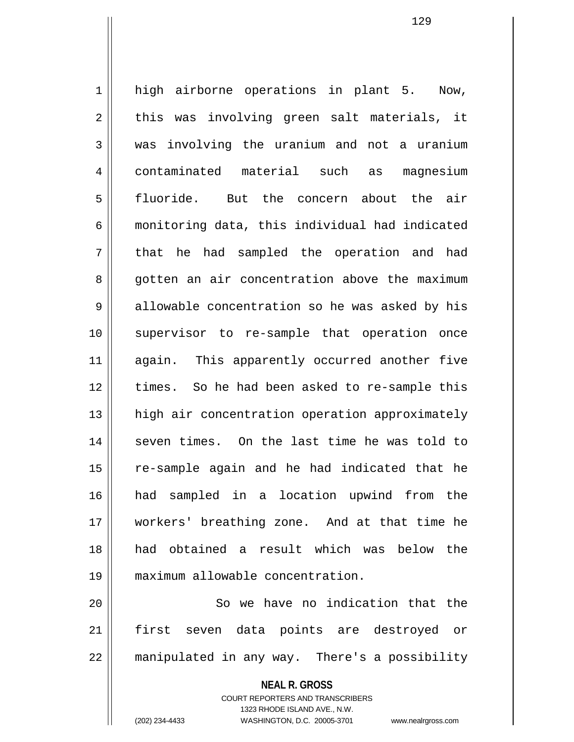high airborne operations in plant 5. Now, this was involving green salt materials, it was involving the uranium and not a uranium contaminated material such as magnesium fluoride. But the concern about the air monitoring data, this individual had indicated that he had sampled the operation and had gotten an air concentration above the maximum allowable concentration so he was asked by his supervisor to re-sample that operation once again. This apparently occurred another five times. So he had been asked to re-sample this high air concentration operation approximately seven times. On the last time he was told to re-sample again and he had indicated that he had sampled in a location upwind from the workers' breathing zone. And at that time he had obtained a result which was below the maximum allowable concentration.

So we have no indication that the first seven data points are destroyed or manipulated in any way. There's a possibility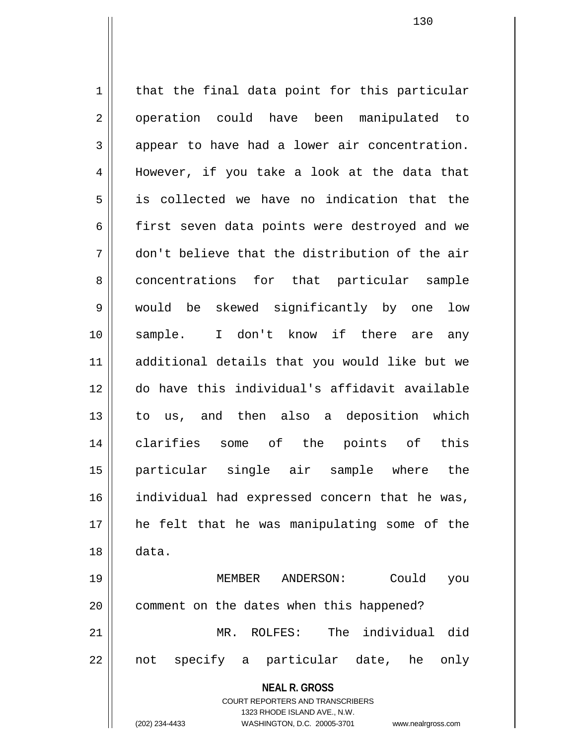that the final data point for this particular operation could have been manipulated to appear to have had a lower air concentration. However, if you take a look at the data that is collected we have no indication that the first seven data points were destroyed and we don't believe that the distribution of the air concentrations for that particular sample would be skewed significantly by one low sample. I don't know if there are any additional details that you would like but we do have this individual's affidavit available to us, and then also a deposition which clarifies some of the points of this particular single air sample where the individual had expressed concern that he was, he felt that he was manipulating some of the data.

MEMBER ANDERSON: Could you comment on the dates when this happened?

MR. ROLFES: The individual did not specify a particular date, he only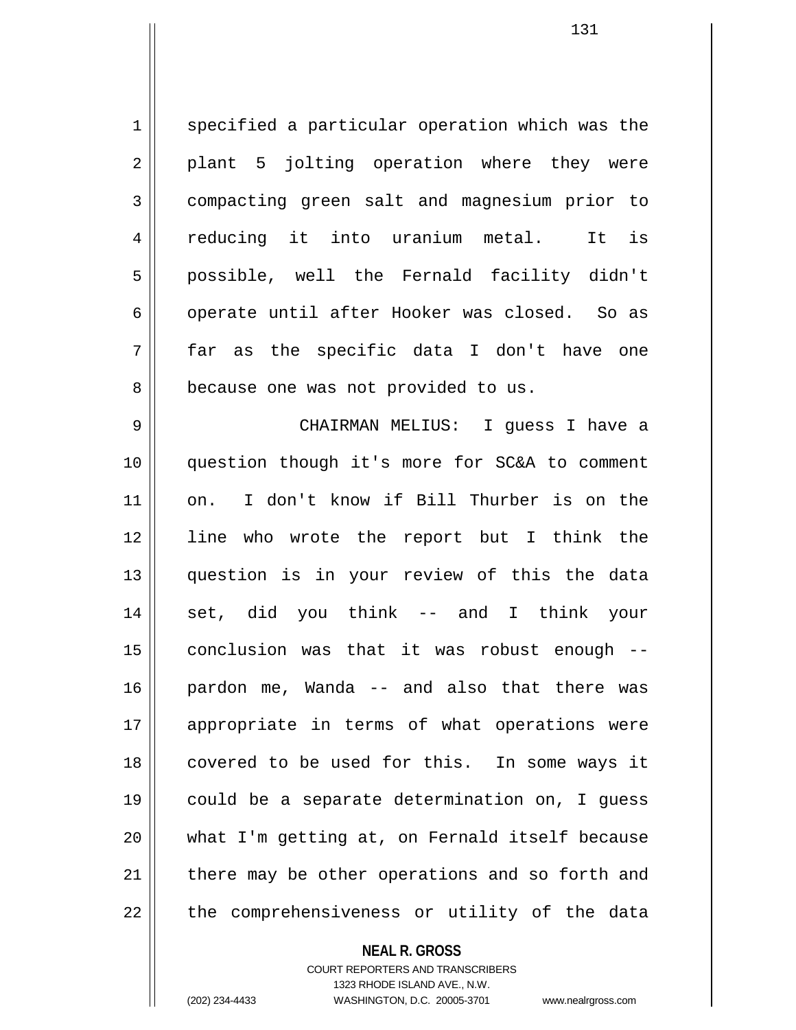specified a particular operation which was the plant 5 jolting operation where they were compacting green salt and magnesium prior to reducing it into uranium metal. It is possible, well the Fernald facility didn't operate until after Hooker was closed. So as far as the specific data I don't have one because one was not provided to us.

CHAIRMAN MELIUS: I guess I have a question though it's more for SC&A to comment on. I don't know if Bill Thurber is on the line who wrote the report but I think the question is in your review of this the data set, did you think -- and I think your conclusion was that it was robust enough -- pardon me, Wanda -- and also that there was appropriate in terms of what operations were covered to be used for this. In some ways it could be a separate determination on, I guess what I'm getting at, on Fernald itself because there may be other operations and so forth and the comprehensiveness or utility of the data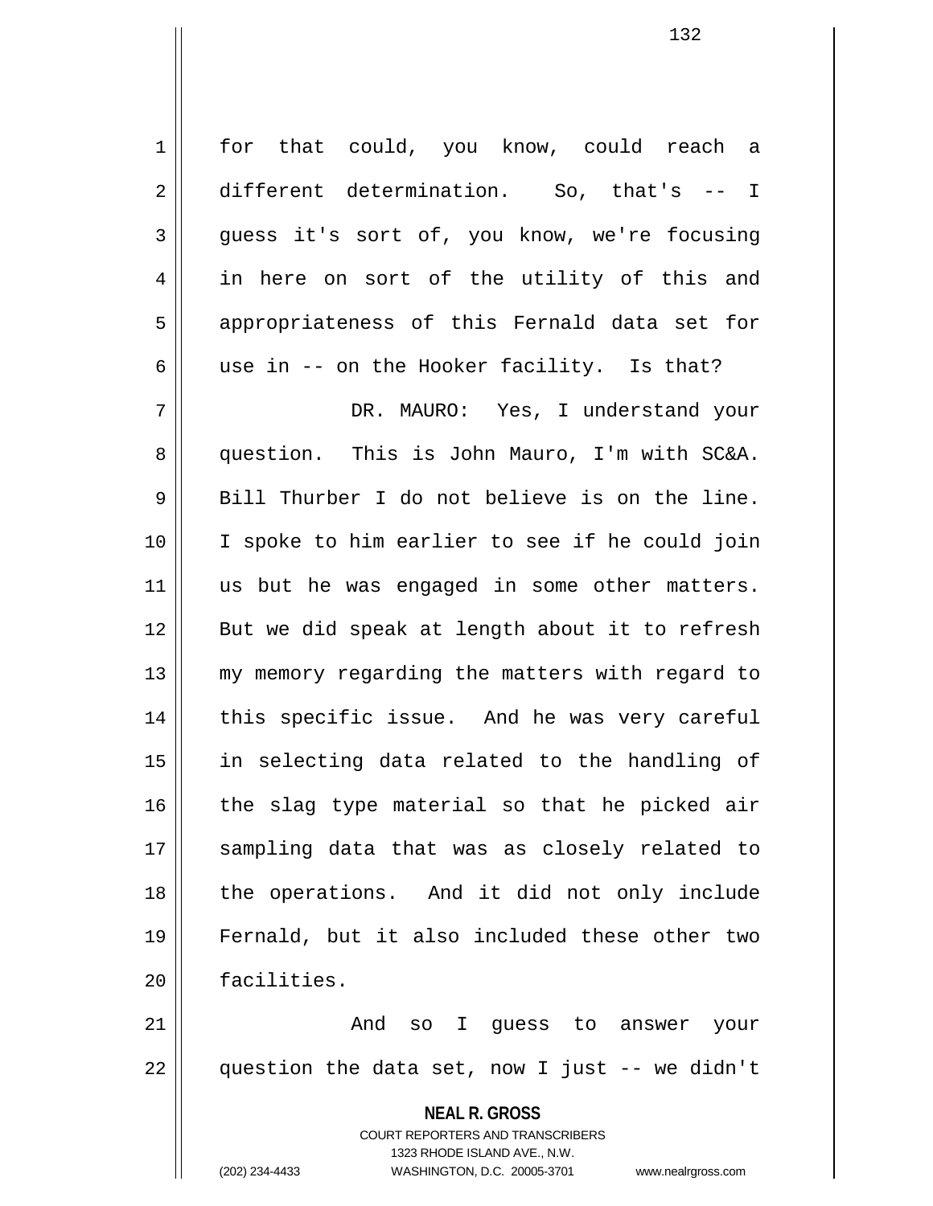for that could, you know, could reach a different determination. So, that's -- I guess it's sort of, you know, we're focusing in here on sort of the utility of this and appropriateness of this Fernald data set for use in -- on the Hooker facility. Is that?

DR. MAURO: Yes, I understand your question. This is John Mauro, I'm with SC&A. Bill Thurber I do not believe is on the line. I spoke to him earlier to see if he could join us but he was engaged in some other matters. But we did speak at length about it to refresh my memory regarding the matters with regard to this specific issue. And he was very careful in selecting data related to the handling of the slag type material so that he picked air sampling data that was as closely related to the operations. And it did not only include Fernald, but it also included these other two facilities.

And so I guess to answer your question the data set, now I just -- we didn't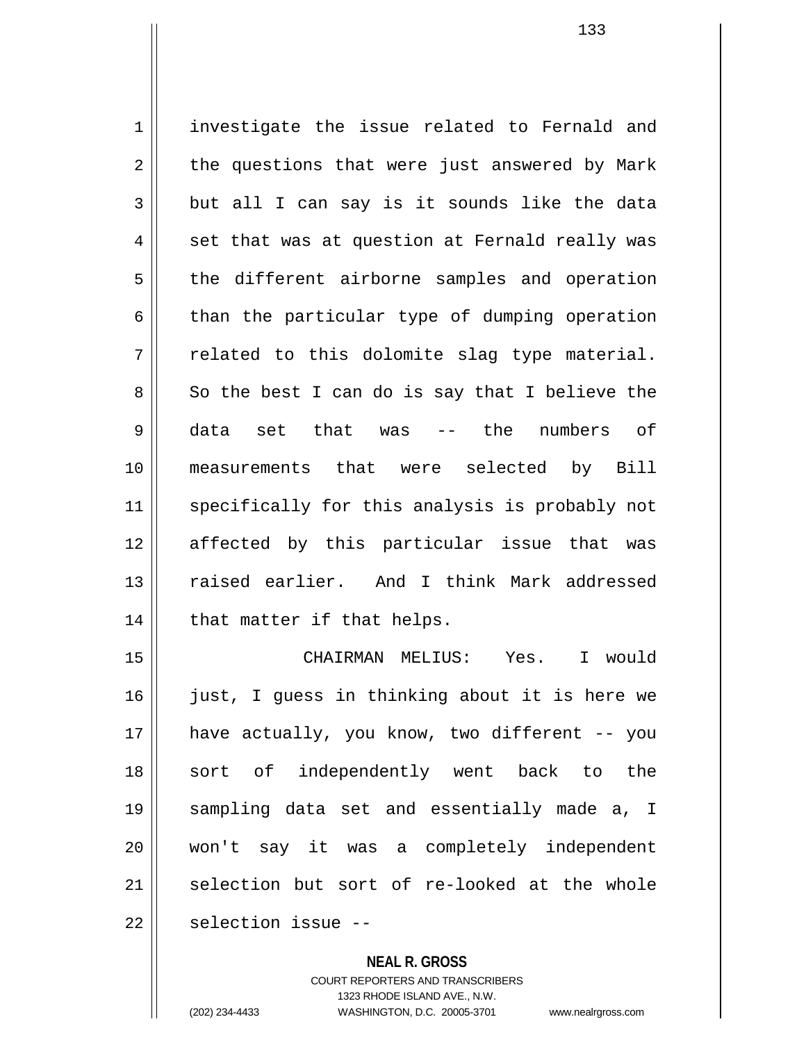investigate the issue related to Fernald and the questions that were just answered by Mark but all I can say is it sounds like the data set that was at question at Fernald really was the different airborne samples and operation than the particular type of dumping operation related to this dolomite slag type material. So the best I can do is say that I believe the data set that was -- the numbers of measurements that were selected by Bill specifically for this analysis is probably not affected by this particular issue that was raised earlier. And I think Mark addressed that matter if that helps.

CHAIRMAN MELIUS: Yes. I would just, I guess in thinking about it is here we have actually, you know, two different -- you sort of independently went back to the sampling data set and essentially made a, I won't say it was a completely independent selection but sort of re-looked at the whole selection issue --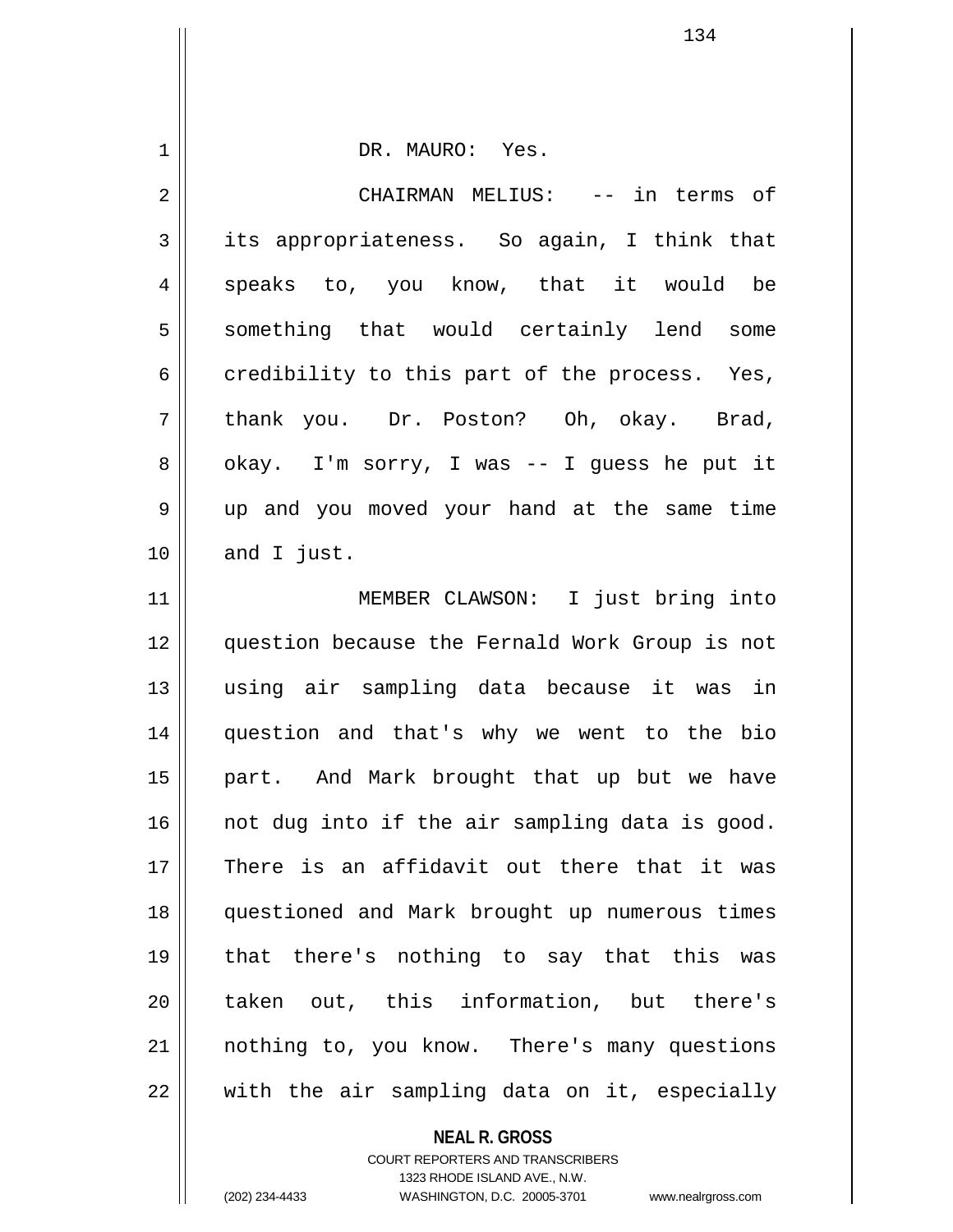DR. MAURO: Yes.

CHAIRMAN MELIUS: -- in terms of its appropriateness. So again, I think that speaks to, you know, that it would be something that would certainly lend some credibility to this part of the process. Yes, thank you. Dr. Poston? Oh, okay. Brad, okay. I'm sorry, I was -- I guess he put it up and you moved your hand at the same time and I just.

MEMBER CLAWSON: I just bring into question because the Fernald Work Group is not using air sampling data because it was in question and that's why we went to the bio part. And Mark brought that up but we have not dug into if the air sampling data is good. There is an affidavit out there that it was questioned and Mark brought up numerous times that there's nothing to say that this was taken out, this information, but there's nothing to, you know. There's many questions with the air sampling data on it, especially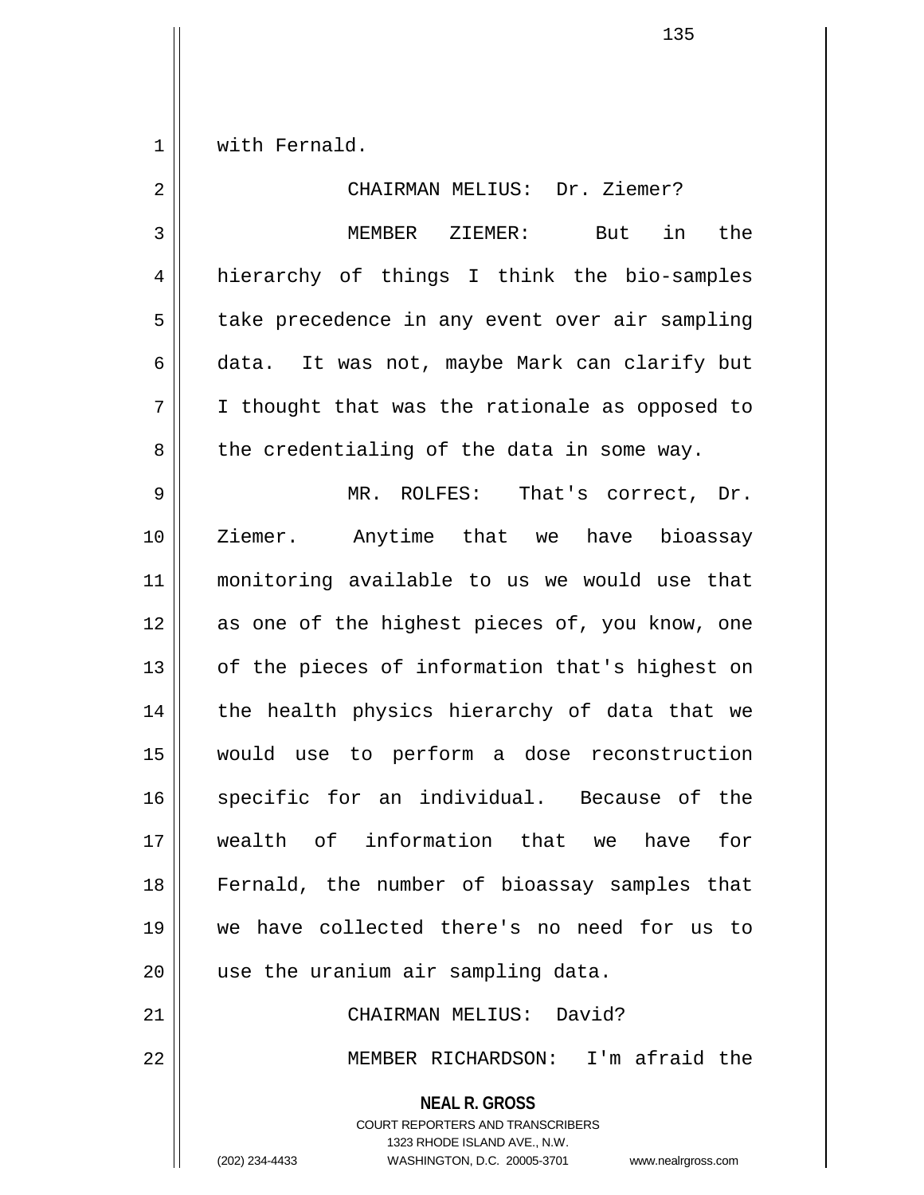with Fernald.

CHAIRMAN MELIUS: Dr. Ziemer?

MEMBER ZIEMER: But in the hierarchy of things I think the bio-samples take precedence in any event over air sampling data. It was not, maybe Mark can clarify but I thought that was the rationale as opposed to the credentialing of the data in some way.

MR. ROLFES: That's correct, Dr. Ziemer. Anytime that we have bioassay monitoring available to us we would use that as one of the highest pieces of, you know, one of the pieces of information that's highest on the health physics hierarchy of data that we would use to perform a dose reconstruction specific for an individual. Because of the wealth of information that we have for Fernald, the number of bioassay samples that we have collected there's no need for us to use the uranium air sampling data.

CHAIRMAN MELIUS: David?

MEMBER RICHARDSON: I'm afraid the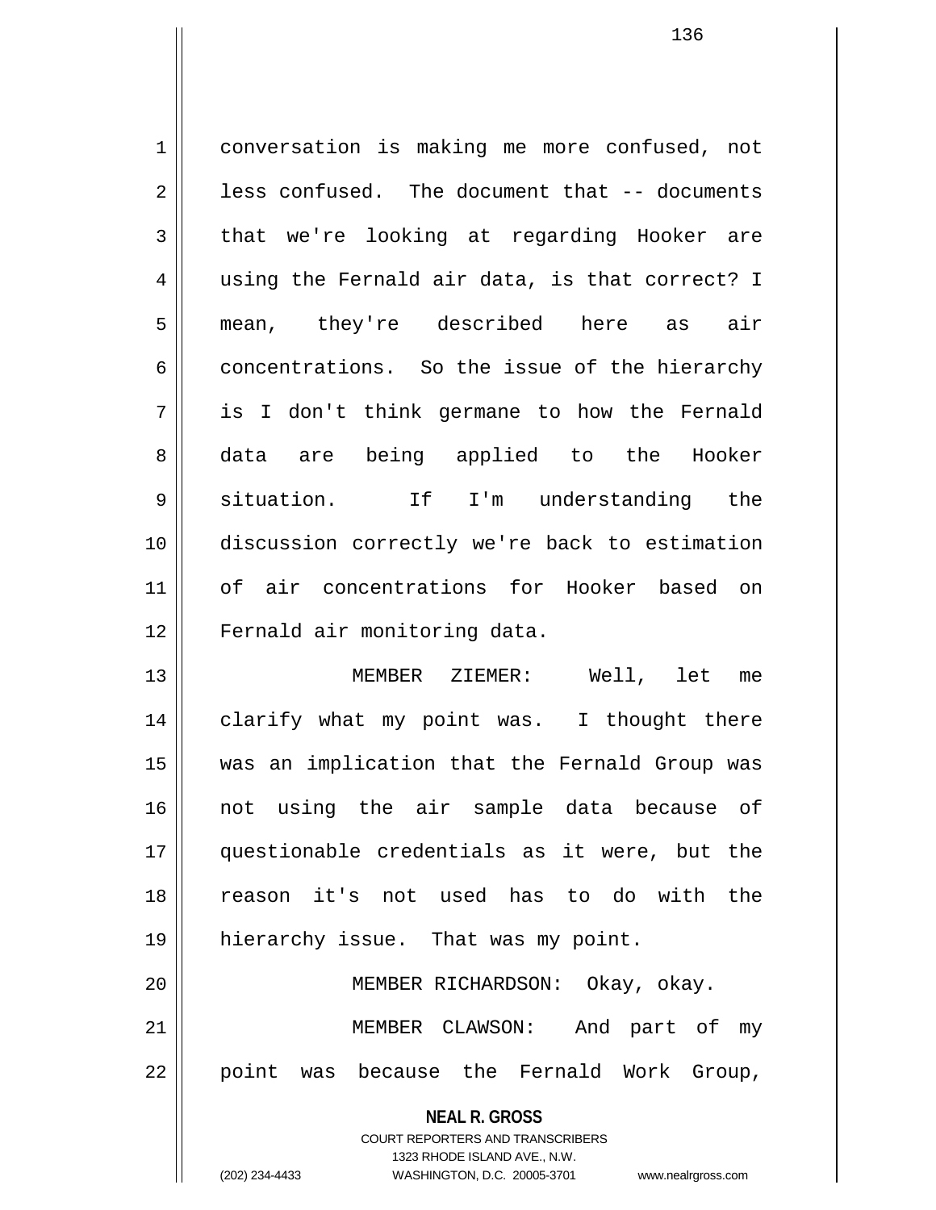conversation is making me more confused, not less confused. The document that -- documents that we're looking at regarding Hooker are using the Fernald air data, is that correct? I mean, they're described here as air concentrations. So the issue of the hierarchy is I don't think germane to how the Fernald data are being applied to the Hooker situation. If I'm understanding the discussion correctly we're back to estimation of air concentrations for Hooker based on Fernald air monitoring data.

MEMBER ZIEMER: Well, let me clarify what my point was. I thought there was an implication that the Fernald Group was not using the air sample data because of questionable credentials as it were, but the reason it's not used has to do with the hierarchy issue. That was my point.

MEMBER RICHARDSON: Okay, okay.

MEMBER CLAWSON: And part of my point was because the Fernald Work Group,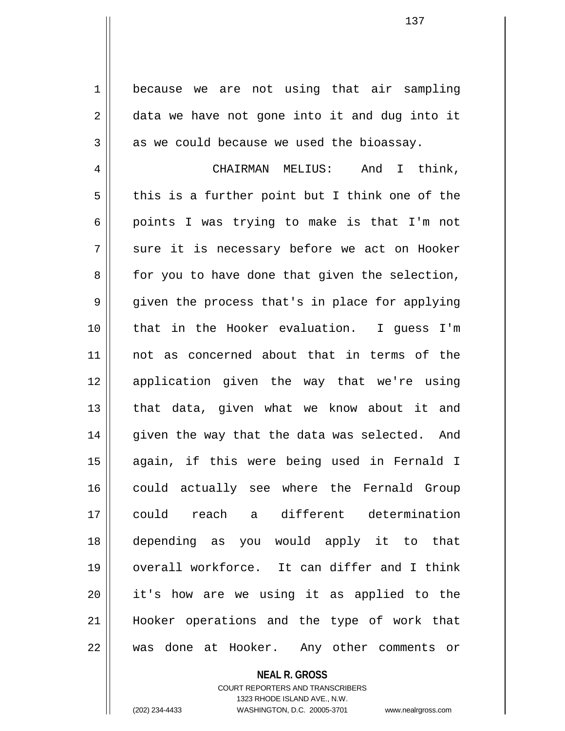because we are not using that air sampling data we have not gone into it and dug into it as we could because we used the bioassay.

CHAIRMAN MELIUS: And I think, this is a further point but I think one of the points I was trying to make is that I'm not sure it is necessary before we act on Hooker for you to have done that given the selection, given the process that's in place for applying that in the Hooker evaluation. I guess I'm not as concerned about that in terms of the application given the way that we're using that data, given what we know about it and given the way that the data was selected. And again, if this were being used in Fernald I could actually see where the Fernald Group could reach a different determination depending as you would apply it to that overall workforce. It can differ and I think it's how are we using it as applied to the Hooker operations and the type of work that was done at Hooker. Any other comments or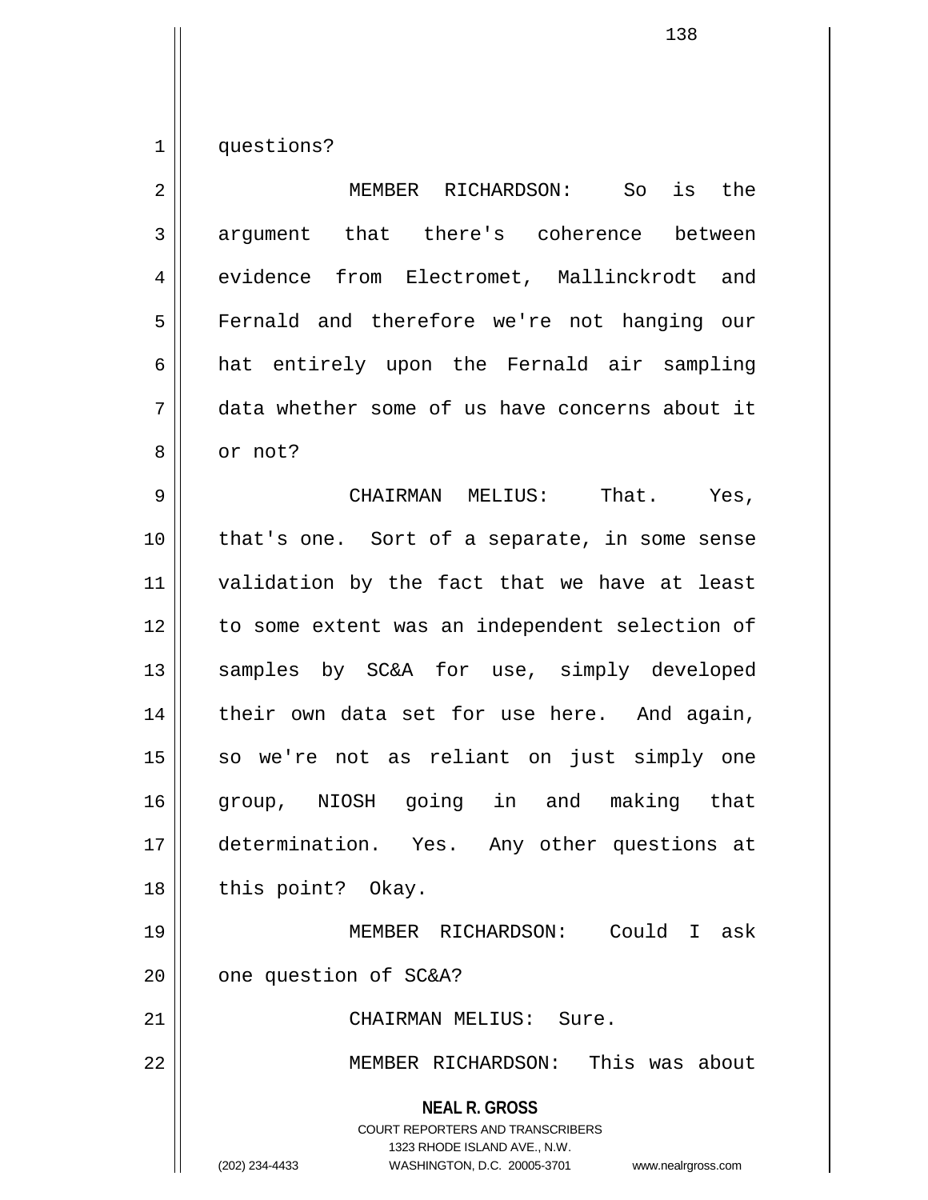questions?

MEMBER RICHARDSON: So is the argument that there's coherence between evidence from Electromet, Mallinckrodt and Fernald and therefore we're not hanging our hat entirely upon the Fernald air sampling data whether some of us have concerns about it or not?

CHAIRMAN MELIUS: That. Yes, that's one. Sort of a separate, in some sense validation by the fact that we have at least to some extent was an independent selection of samples by SC&A for use, simply developed their own data set for use here. And again, so we're not as reliant on just simply one group, NIOSH going in and making that determination. Yes. Any other questions at this point? Okay.

MEMBER RICHARDSON: Could I ask one question of SC&A?

CHAIRMAN MELIUS: Sure.

MEMBER RICHARDSON: This was about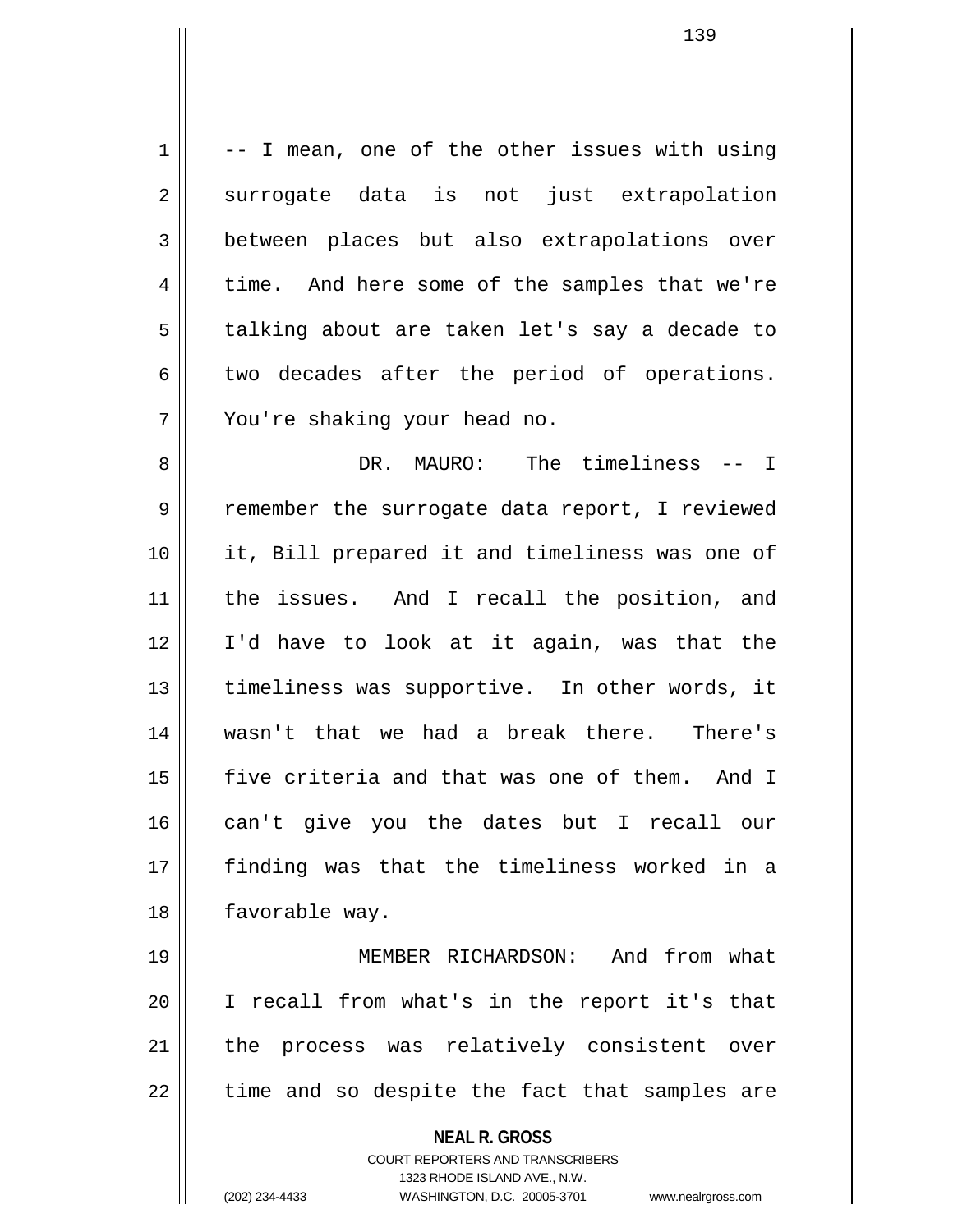-- I mean, one of the other issues with using surrogate data is not just extrapolation between places but also extrapolations over time. And here some of the samples that we're talking about are taken let's say a decade to two decades after the period of operations. You're shaking your head no.

DR. MAURO: The timeliness -- I remember the surrogate data report, I reviewed it, Bill prepared it and timeliness was one of the issues. And I recall the position, and I'd have to look at it again, was that the timeliness was supportive. In other words, it wasn't that we had a break there. There's five criteria and that was one of them. And I can't give you the dates but I recall our finding was that the timeliness worked in a favorable way.

MEMBER RICHARDSON: And from what I recall from what's in the report it's that the process was relatively consistent over time and so despite the fact that samples are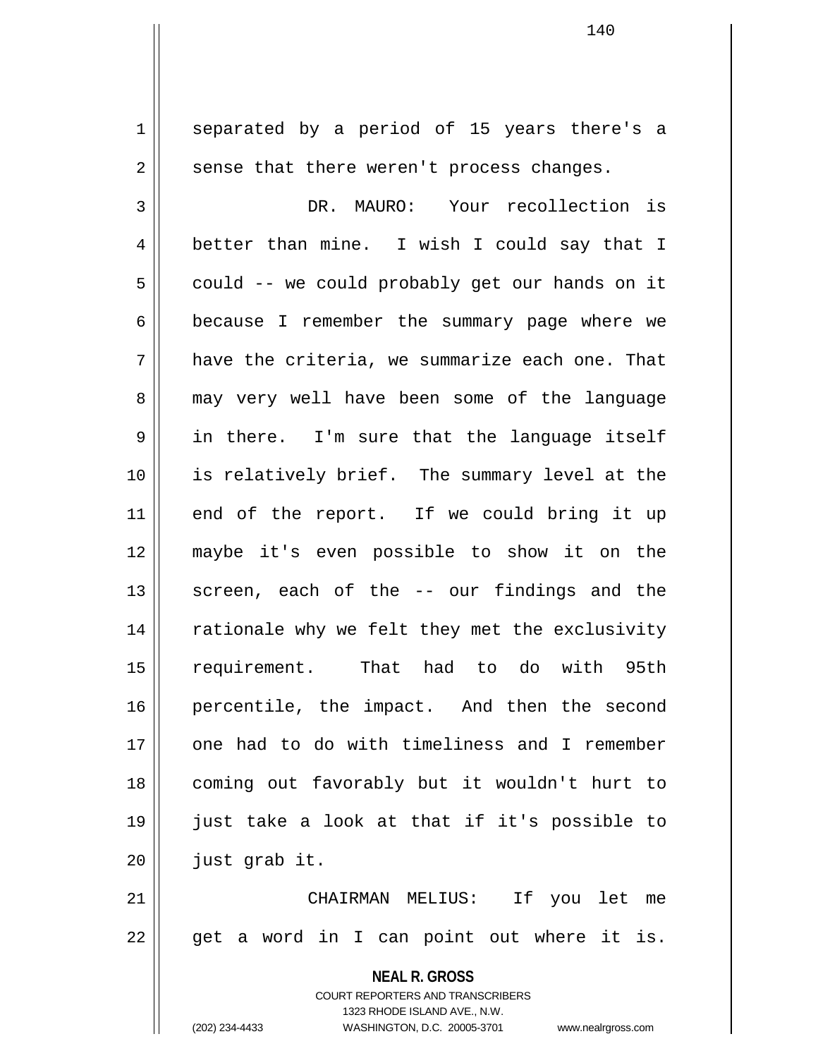separated by a period of 15 years there's a sense that there weren't process changes.

DR. MAURO: Your recollection is better than mine. I wish I could say that I could -- we could probably get our hands on it because I remember the summary page where we have the criteria, we summarize each one. That may very well have been some of the language in there. I'm sure that the language itself is relatively brief. The summary level at the end of the report. If we could bring it up maybe it's even possible to show it on the screen, each of the -- our findings and the rationale why we felt they met the exclusivity requirement. That had to do with 95th percentile, the impact. And then the second one had to do with timeliness and I remember coming out favorably but it wouldn't hurt to just take a look at that if it's possible to just grab it.

CHAIRMAN MELIUS: If you let me get a word in I can point out where it is.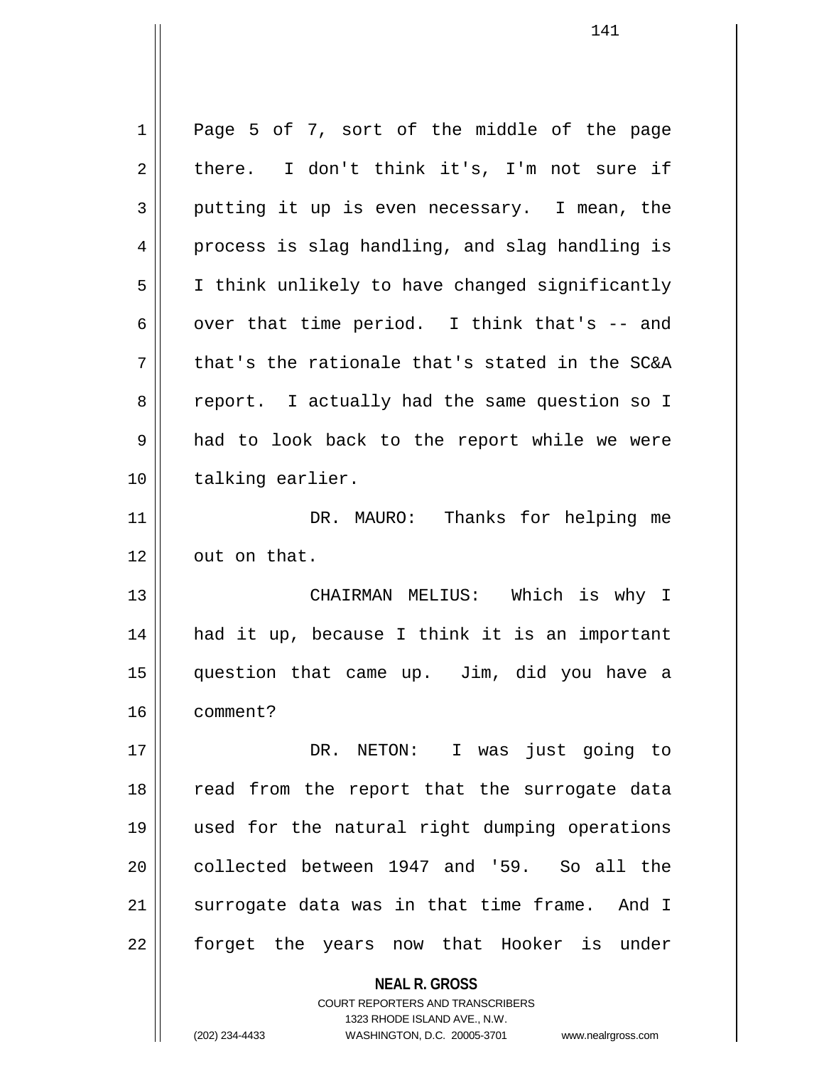Page 5 of 7, sort of the middle of the page there. I don't think it's, I'm not sure if putting it up is even necessary. I mean, the process is slag handling, and slag handling is I think unlikely to have changed significantly over that time period. I think that's -- and that's the rationale that's stated in the SC&A report. I actually had the same question so I had to look back to the report while we were talking earlier.

DR. MAURO: Thanks for helping me out on that.

CHAIRMAN MELIUS: Which is why I had it up, because I think it is an important question that came up. Jim, did you have a comment?

DR. NETON: I was just going to read from the report that the surrogate data used for the natural right dumping operations collected between 1947 and '59. So all the surrogate data was in that time frame. And I forget the years now that Hooker is under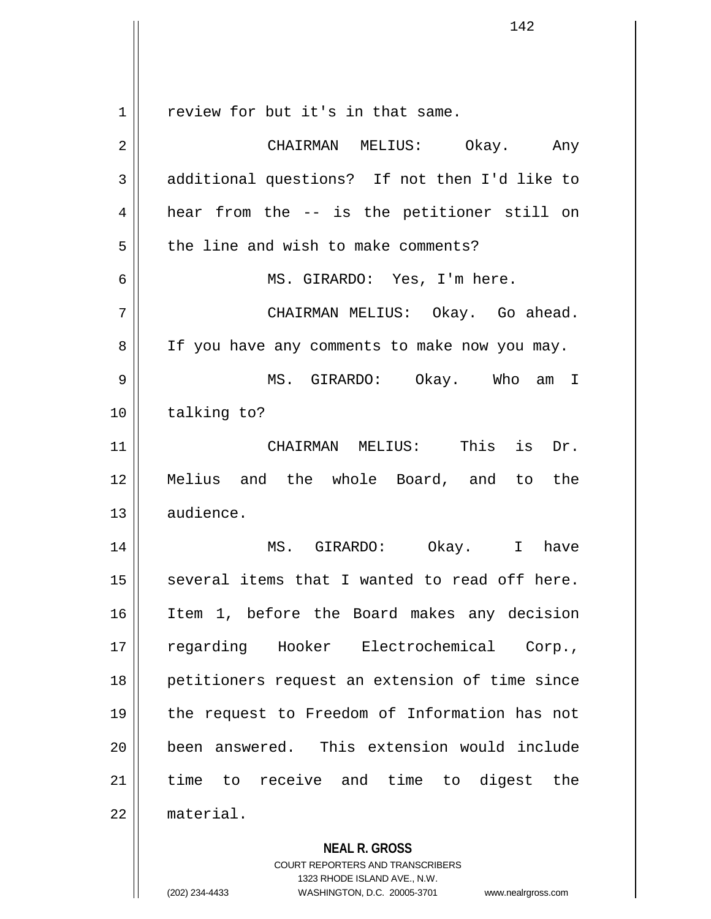review for but it's in that same.

CHAIRMAN MELIUS: Okay. Any additional questions? If not then I'd like to hear from the -- is the petitioner still on the line and wish to make comments?

MS. GIRARDO: Yes, I'm here.

CHAIRMAN MELIUS: Okay. Go ahead. If you have any comments to make now you may.

MS. GIRARDO: Okay. Who am I talking to?

CHAIRMAN MELIUS: This is Dr. Melius and the whole Board, and to the audience.

MS. GIRARDO: Okay. I have several items that I wanted to read off here. Item 1, before the Board makes any decision regarding Hooker Electrochemical Corp., petitioners request an extension of time since the request to Freedom of Information has not been answered. This extension would include time to receive and time to digest the material.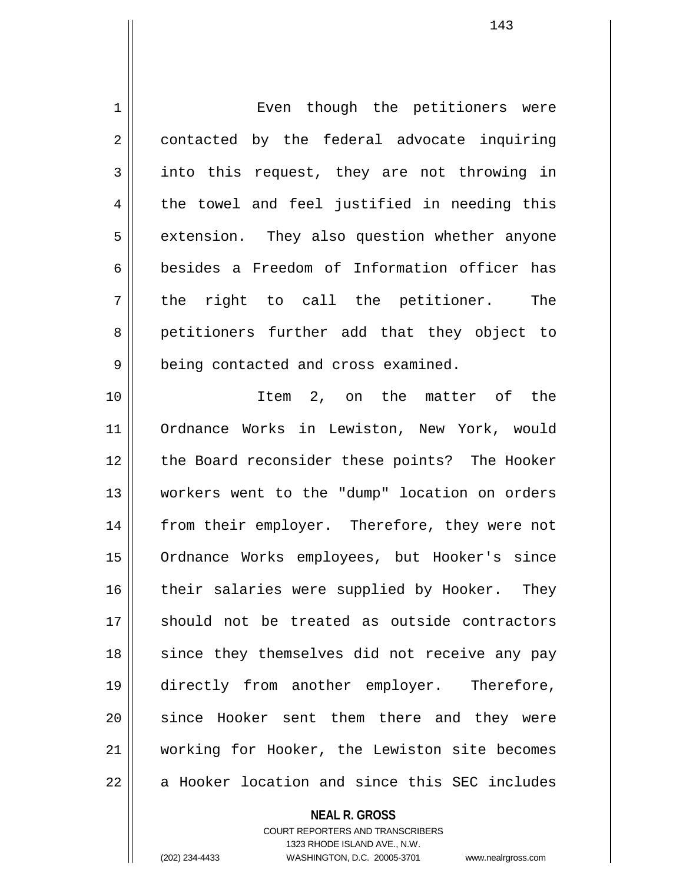Even though the petitioners were contacted by the federal advocate inquiring into this request, they are not throwing in the towel and feel justified in needing this extension. They also question whether anyone besides a Freedom of Information officer has the right to call the petitioner. The petitioners further add that they object to being contacted and cross examined.

Item 2, on the matter of the Ordnance Works in Lewiston, New York, would the Board reconsider these points? The Hooker workers went to the "dump" location on orders from their employer. Therefore, they were not Ordnance Works employees, but Hooker's since their salaries were supplied by Hooker. They should not be treated as outside contractors since they themselves did not receive any pay directly from another employer. Therefore, since Hooker sent them there and they were working for Hooker, the Lewiston site becomes a Hooker location and since this SEC includes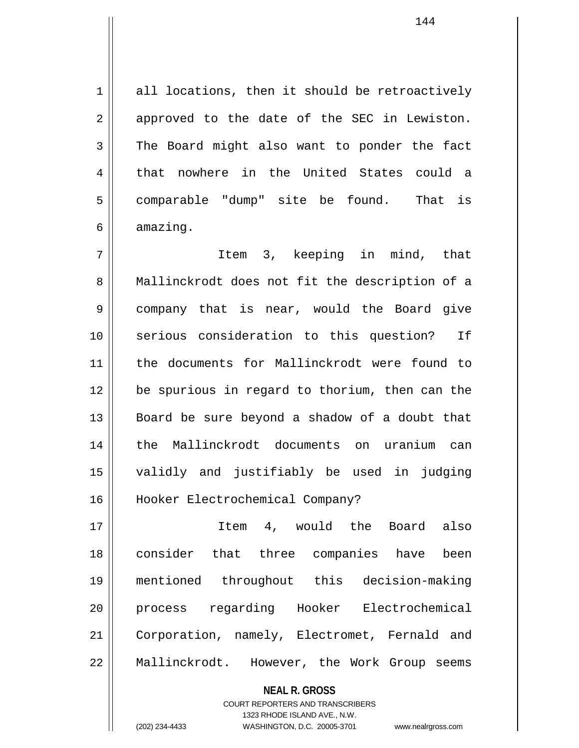all locations, then it should be retroactively approved to the date of the SEC in Lewiston. The Board might also want to ponder the fact that nowhere in the United States could a comparable "dump" site be found. That is amazing.

Item 3, keeping in mind, that Mallinckrodt does not fit the description of a company that is near, would the Board give serious consideration to this question? If the documents for Mallinckrodt were found to be spurious in regard to thorium, then can the Board be sure beyond a shadow of a doubt that the Mallinckrodt documents on uranium can validly and justifiably be used in judging Hooker Electrochemical Company?

Item 4, would the Board also consider that three companies have been mentioned throughout this decision-making process regarding Hooker Electrochemical Corporation, namely, Electromet, Fernald and Mallinckrodt. However, the Work Group seems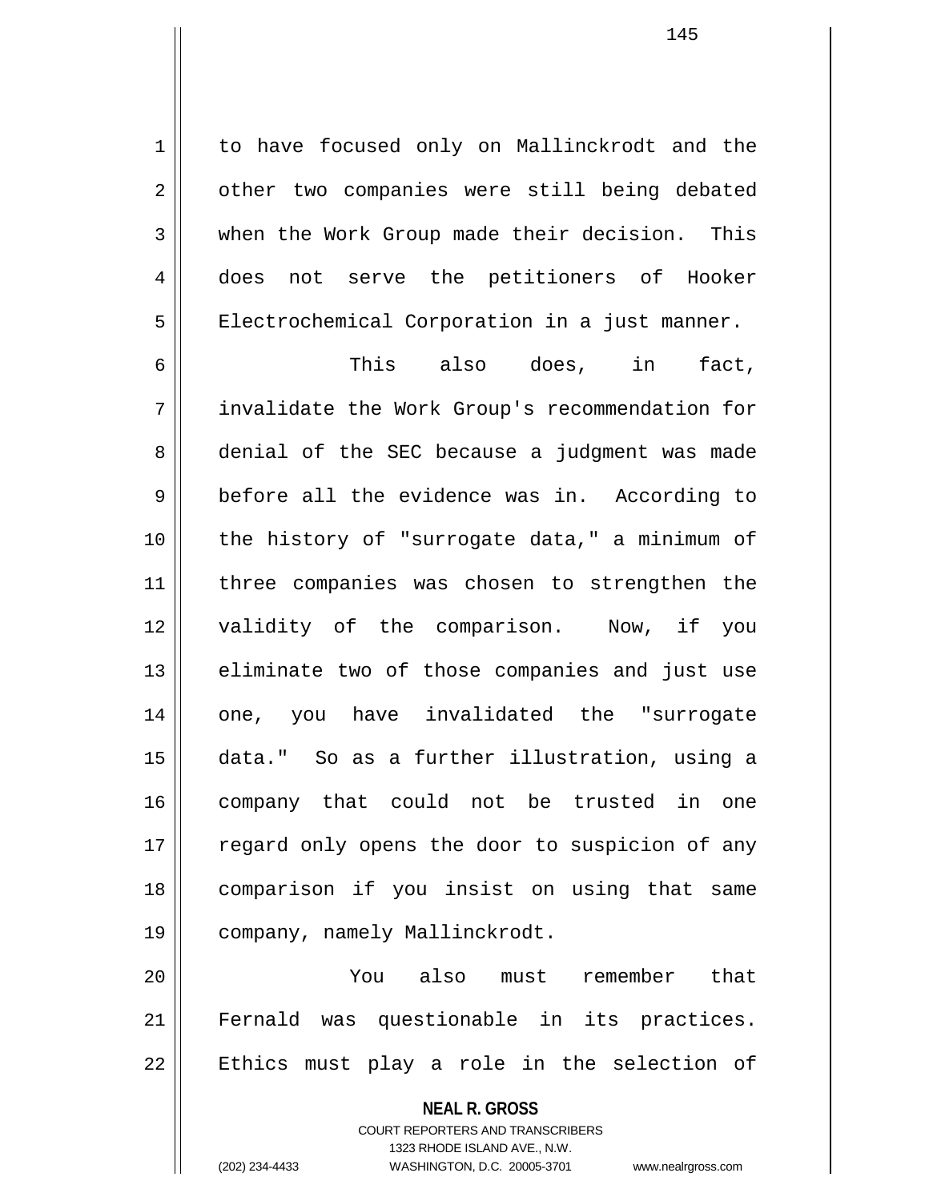to have focused only on Mallinckrodt and the other two companies were still being debated when the Work Group made their decision. This does not serve the petitioners of Hooker Electrochemical Corporation in a just manner.

This also does, in fact, invalidate the Work Group's recommendation for denial of the SEC because a judgment was made before all the evidence was in. According to the history of "surrogate data," a minimum of three companies was chosen to strengthen the validity of the comparison. Now, if you eliminate two of those companies and just use one, you have invalidated the "surrogate data." So as a further illustration, using a company that could not be trusted in one regard only opens the door to suspicion of any comparison if you insist on using that same company, namely Mallinckrodt.

You also must remember that Fernald was questionable in its practices. Ethics must play a role in the selection of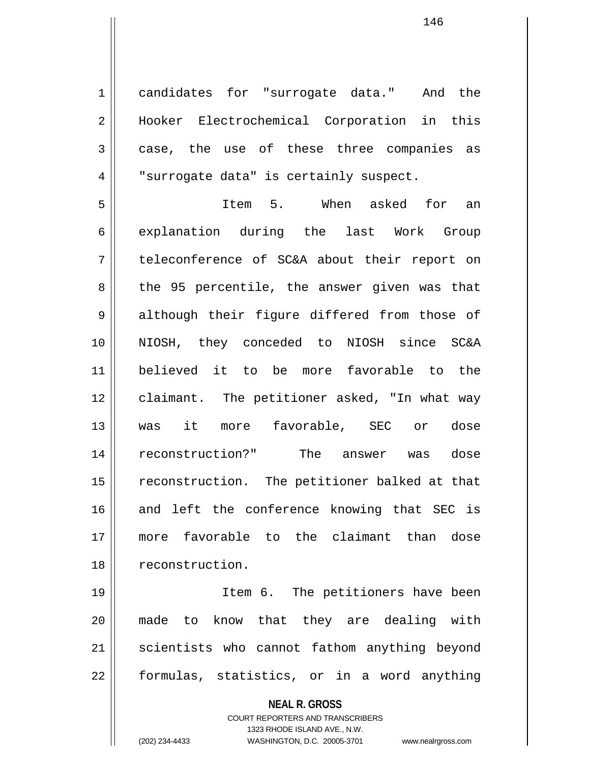candidates for "surrogate data." And the Hooker Electrochemical Corporation in this case, the use of these three companies as "surrogate data" is certainly suspect.

Item 5. When asked for an explanation during the last Work Group teleconference of SC&A about their report on the 95 percentile, the answer given was that although their figure differed from those of NIOSH, they conceded to NIOSH since SC&A believed it to be more favorable to the claimant. The petitioner asked, "In what way was it more favorable, SEC or dose reconstruction?" The answer was dose reconstruction. The petitioner balked at that and left the conference knowing that SEC is more favorable to the claimant than dose reconstruction.

Item 6. The petitioners have been made to know that they are dealing with scientists who cannot fathom anything beyond formulas, statistics, or in a word anything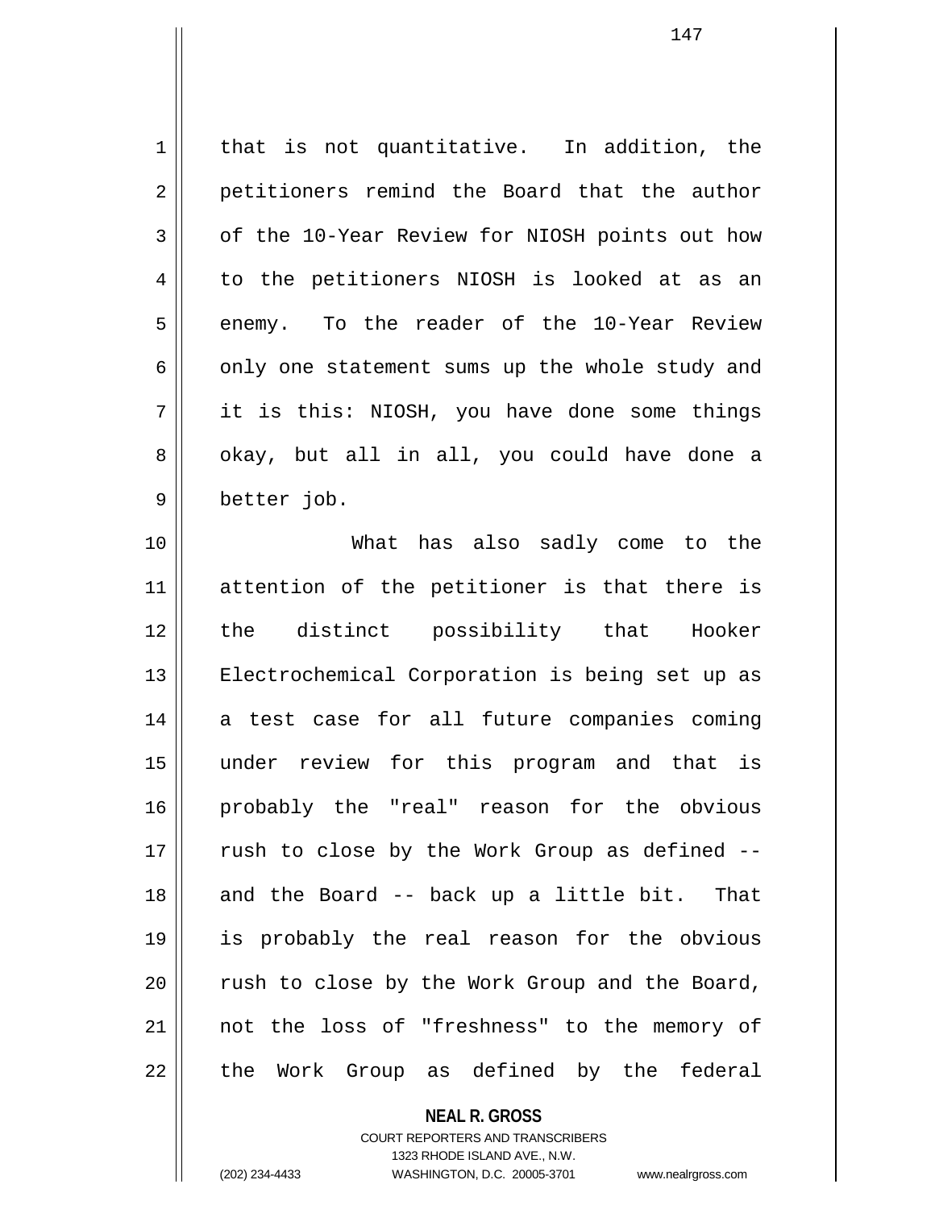that is not quantitative. In addition, the petitioners remind the Board that the author of the 10-Year Review for NIOSH points out how to the petitioners NIOSH is looked at as an enemy. To the reader of the 10-Year Review only one statement sums up the whole study and it is this: NIOSH, you have done some things okay, but all in all, you could have done a better job.

What has also sadly come to the attention of the petitioner is that there is the distinct possibility that Hooker Electrochemical Corporation is being set up as a test case for all future companies coming under review for this program and that is probably the "real" reason for the obvious rush to close by the Work Group as defined -- and the Board -- back up a little bit. That is probably the real reason for the obvious rush to close by the Work Group and the Board, not the loss of "freshness" to the memory of the Work Group as defined by the federal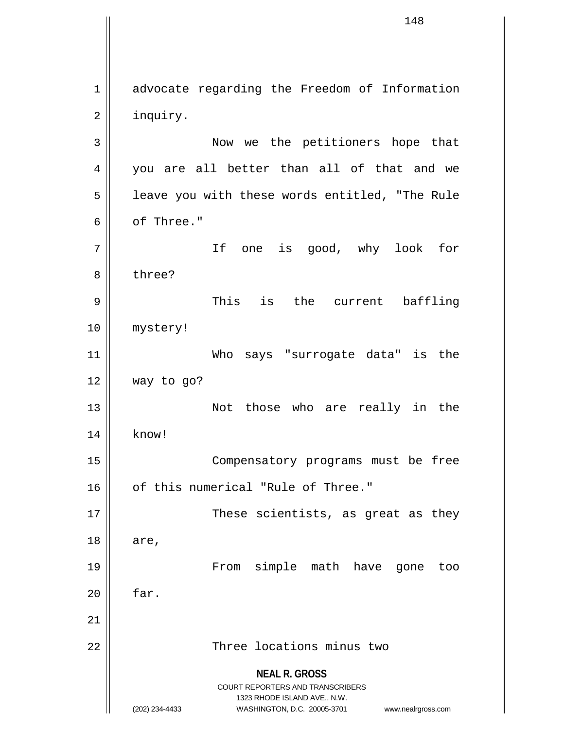advocate regarding the Freedom of Information inquiry.

Now we the petitioners hope that you are all better than all of that and we leave you with these words entitled, "The Rule of Three."

If one is good, why look for three?

This is the current baffling mystery!

Who says "surrogate data" is the way to go?

Not those who are really in the know!

Compensatory programs must be free of this numerical "Rule of Three."

These scientists, as great as they are,

From simple math have gone too far.

Three locations minus two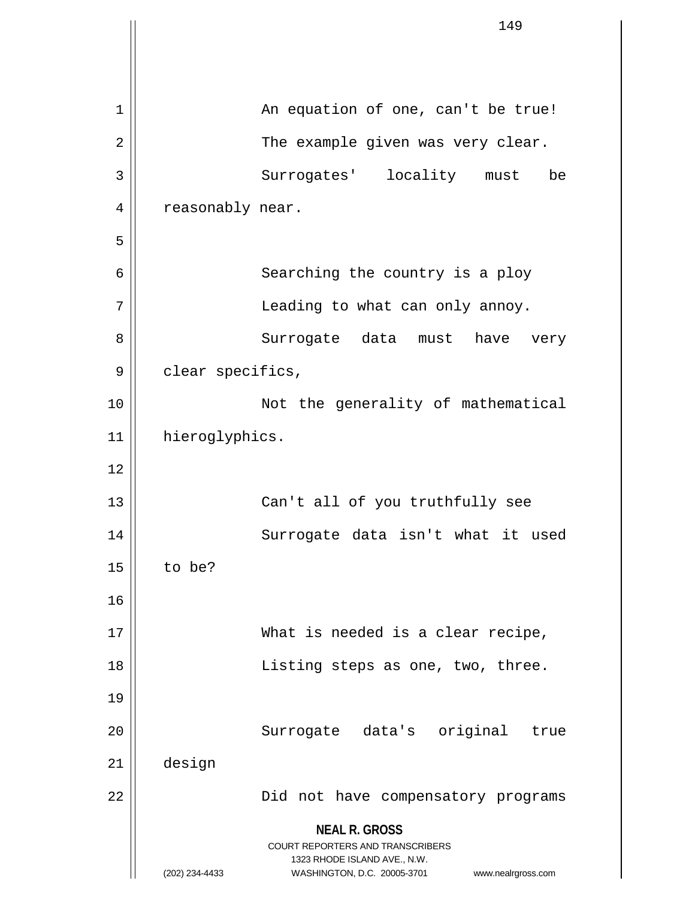An equation of one, can't be true!
The example given was very clear.
Surrogates' locality must be reasonably near.

Searching the country is a ploy
Leading to what can only annoy.
Surrogate data must have very clear specifics,
Not the generality of mathematical hieroglyphics.

Can't all of you truthfully see
Surrogate data isn't what it used to be?

What is needed is a clear recipe,
Listing steps as one, two, three.

Surrogate data's original true design
Did not have compensatory programs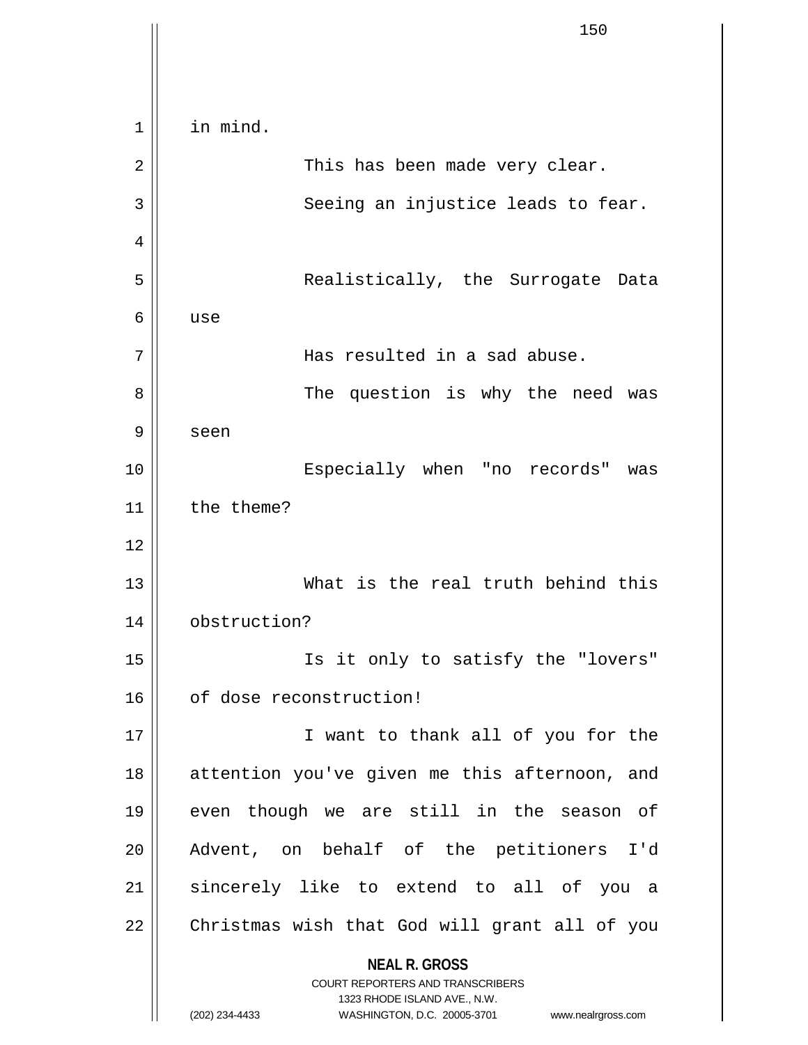in mind.

This has been made very clear.
Seeing an injustice leads to fear.

Realistically, the Surrogate Data use
Has resulted in a sad abuse.
The question is why the need was seen
Especially when "no records" was the theme?

What is the real truth behind this obstruction?
Is it only to satisfy the "lovers" of dose reconstruction!

I want to thank all of you for the attention you've given me this afternoon, and even though we are still in the season of Advent, on behalf of the petitioners I'd sincerely like to extend to all of you a Christmas wish that God will grant all of you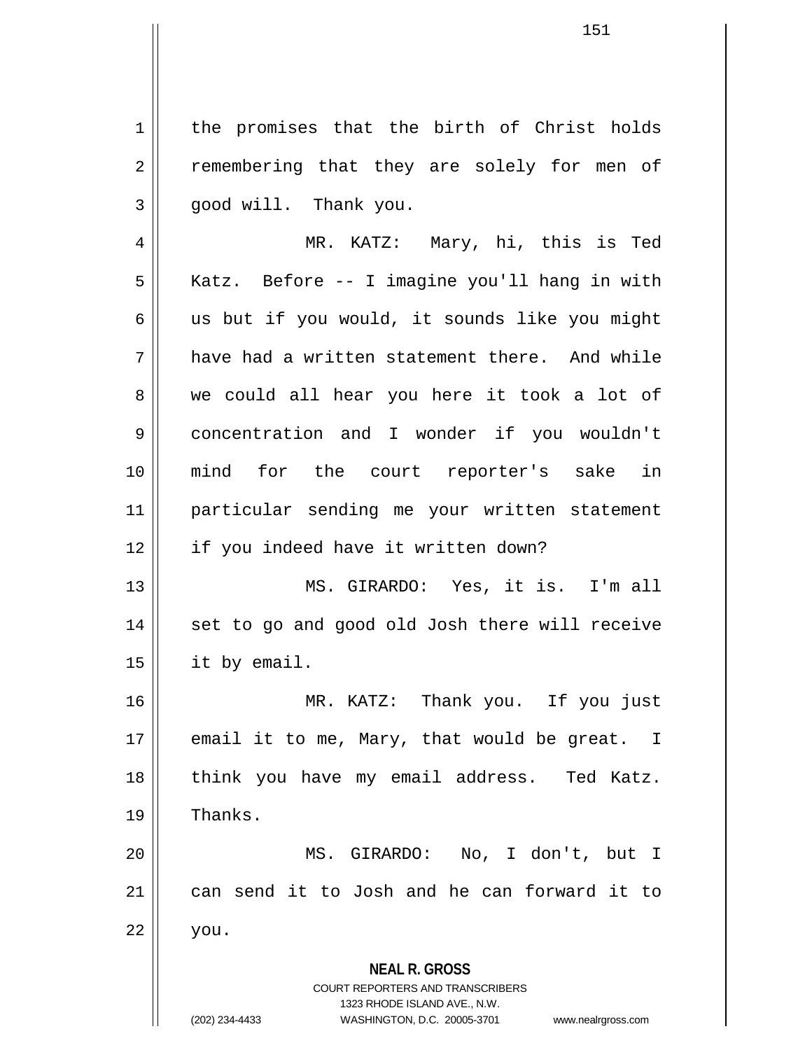the promises that the birth of Christ holds remembering that they are solely for men of good will. Thank you.

MR. KATZ: Mary, hi, this is Ted Katz. Before -- I imagine you'll hang in with us but if you would, it sounds like you might have had a written statement there. And while we could all hear you here it took a lot of concentration and I wonder if you wouldn't mind for the court reporter's sake in particular sending me your written statement if you indeed have it written down?

MS. GIRARDO: Yes, it is. I'm all set to go and good old Josh there will receive it by email.

MR. KATZ: Thank you. If you just email it to me, Mary, that would be great. I think you have my email address. Ted Katz. Thanks.

MS. GIRARDO: No, I don't, but I can send it to Josh and he can forward it to you.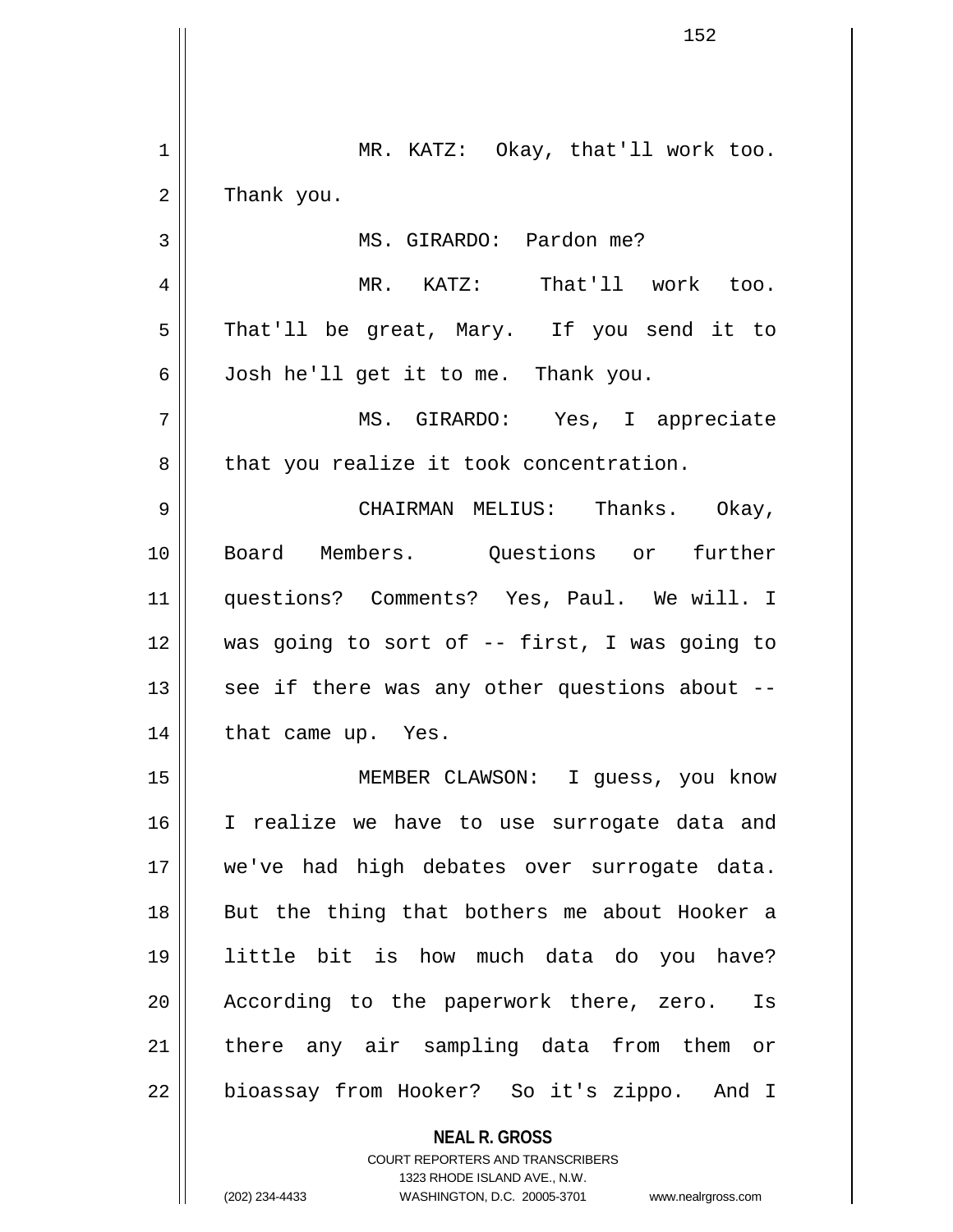MR. KATZ: Okay, that'll work too. Thank you.

MS. GIRARDO: Pardon me?

MR. KATZ: That'll work too. That'll be great, Mary. If you send it to Josh he'll get it to me. Thank you.

MS. GIRARDO: Yes, I appreciate that you realize it took concentration.

CHAIRMAN MELIUS: Thanks. Okay, Board Members. Questions or further questions? Comments? Yes, Paul. We will. I was going to sort of -- first, I was going to see if there was any other questions about -- that came up. Yes.

MEMBER CLAWSON: I guess, you know I realize we have to use surrogate data and we've had high debates over surrogate data. But the thing that bothers me about Hooker a little bit is how much data do you have? According to the paperwork there, zero. Is there any air sampling data from them or bioassay from Hooker? So it's zippo. And I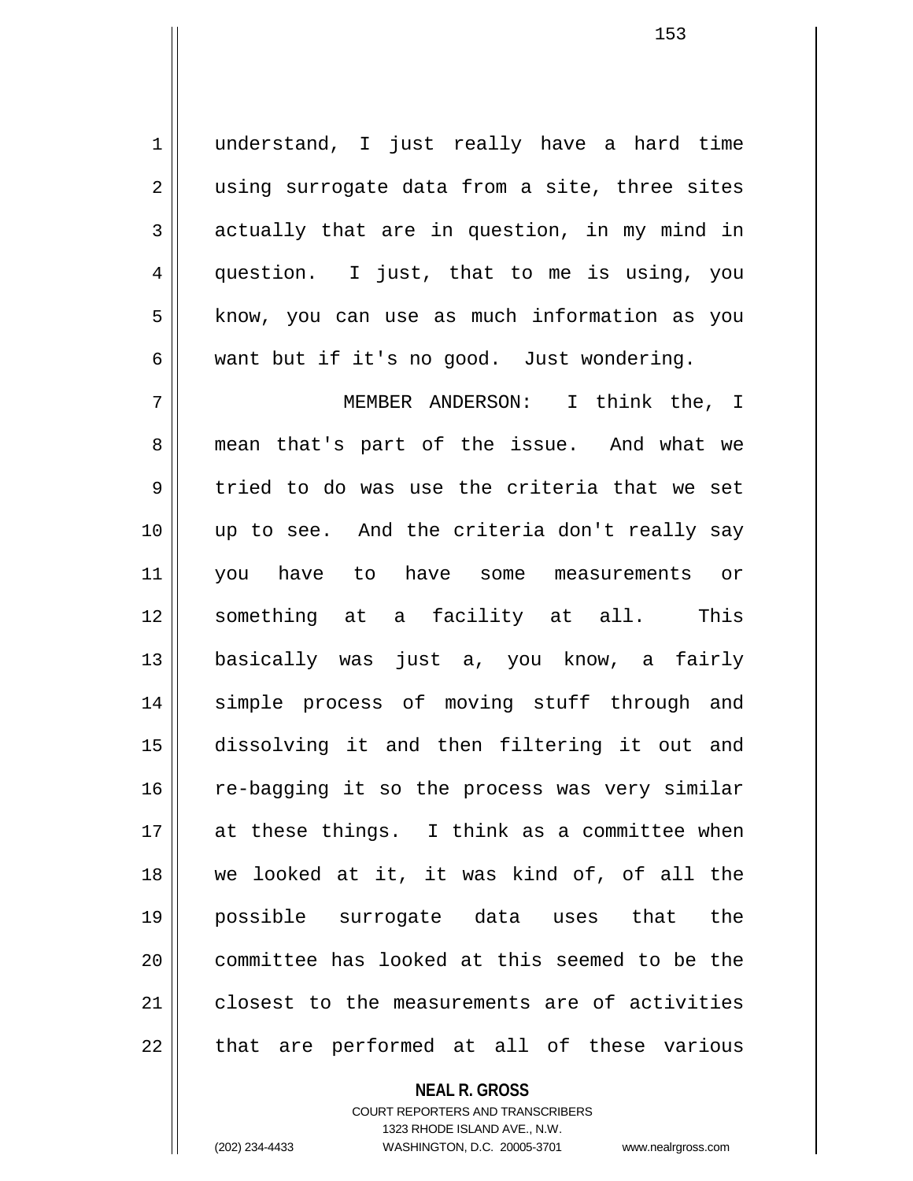understand, I just really have a hard time using surrogate data from a site, three sites actually that are in question, in my mind in question. I just, that to me is using, you know, you can use as much information as you want but if it's no good. Just wondering.

MEMBER ANDERSON: I think the, I mean that's part of the issue. And what we tried to do was use the criteria that we set up to see. And the criteria don't really say you have to have some measurements or something at a facility at all. This basically was just a, you know, a fairly simple process of moving stuff through and dissolving it and then filtering it out and re-bagging it so the process was very similar at these things. I think as a committee when we looked at it, it was kind of, of all the possible surrogate data uses that the committee has looked at this seemed to be the closest to the measurements are of activities that are performed at all of these various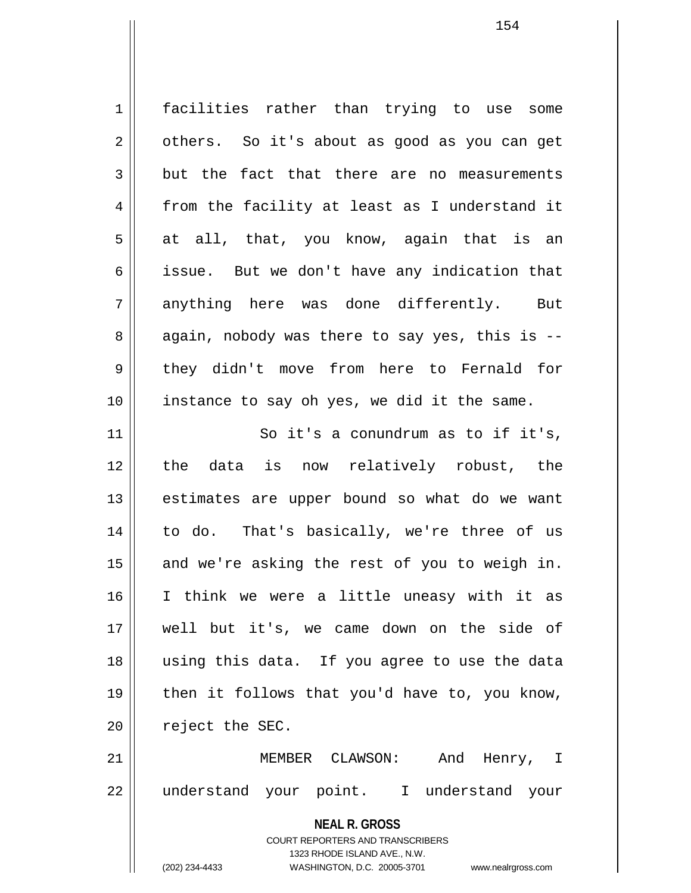facilities rather than trying to use some others. So it's about as good as you can get but the fact that there are no measurements from the facility at least as I understand it at all, that, you know, again that is an issue. But we don't have any indication that anything here was done differently. But again, nobody was there to say yes, this is -- they didn't move from here to Fernald for instance to say oh yes, we did it the same.

So it's a conundrum as to if it's, the data is now relatively robust, the estimates are upper bound so what do we want to do. That's basically, we're three of us and we're asking the rest of you to weigh in. I think we were a little uneasy with it as well but it's, we came down on the side of using this data. If you agree to use the data then it follows that you'd have to, you know, reject the SEC.

MEMBER CLAWSON: And Henry, I understand your point. I understand your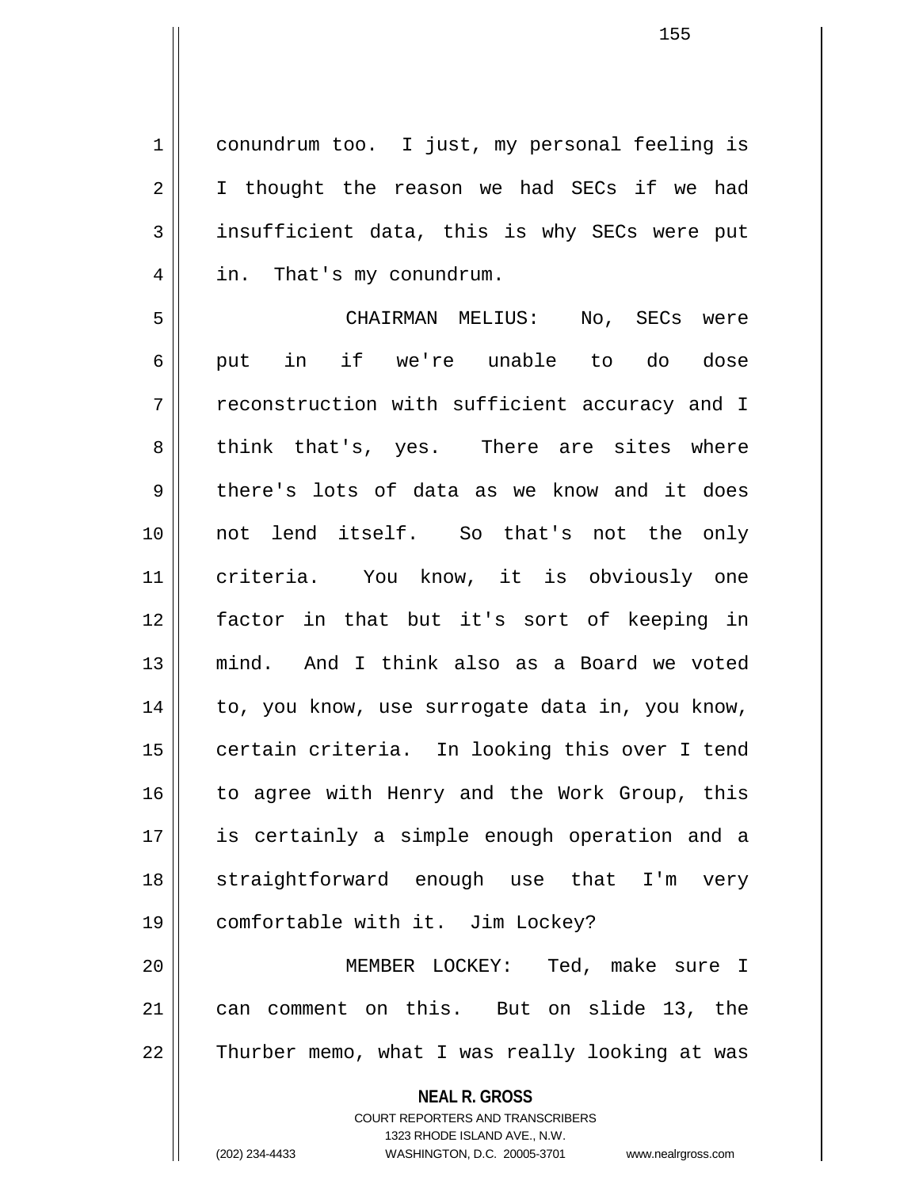conundrum too. I just, my personal feeling is I thought the reason we had SECs if we had insufficient data, this is why SECs were put in. That's my conundrum.

CHAIRMAN MELIUS: No, SECs were put in if we're unable to do dose reconstruction with sufficient accuracy and I think that's, yes. There are sites where there's lots of data as we know and it does not lend itself. So that's not the only criteria. You know, it is obviously one factor in that but it's sort of keeping in mind. And I think also as a Board we voted to, you know, use surrogate data in, you know, certain criteria. In looking this over I tend to agree with Henry and the Work Group, this is certainly a simple enough operation and a straightforward enough use that I'm very comfortable with it. Jim Lockey?

MEMBER LOCKEY: Ted, make sure I can comment on this. But on slide 13, the Thurber memo, what I was really looking at was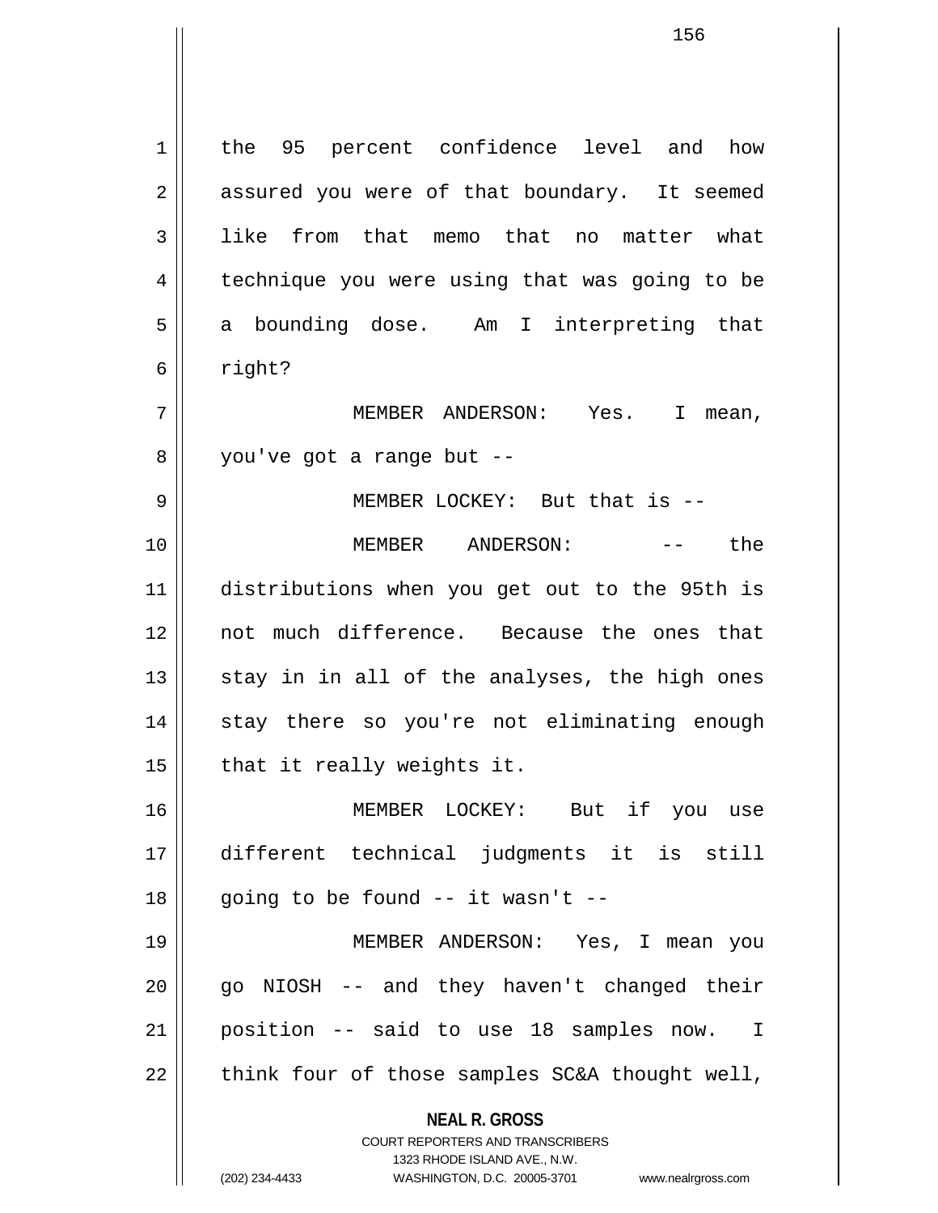the 95 percent confidence level and how assured you were of that boundary. It seemed like from that memo that no matter what technique you were using that was going to be a bounding dose. Am I interpreting that right?

MEMBER ANDERSON: Yes. I mean, you've got a range but --

MEMBER LOCKEY: But that is --

MEMBER ANDERSON: -- the distributions when you get out to the 95th is not much difference. Because the ones that stay in in all of the analyses, the high ones stay there so you're not eliminating enough that it really weights it.

MEMBER LOCKEY: But if you use different technical judgments it is still going to be found -- it wasn't --

MEMBER ANDERSON: Yes, I mean you go NIOSH -- and they haven't changed their position -- said to use 18 samples now. I think four of those samples SC&A thought well,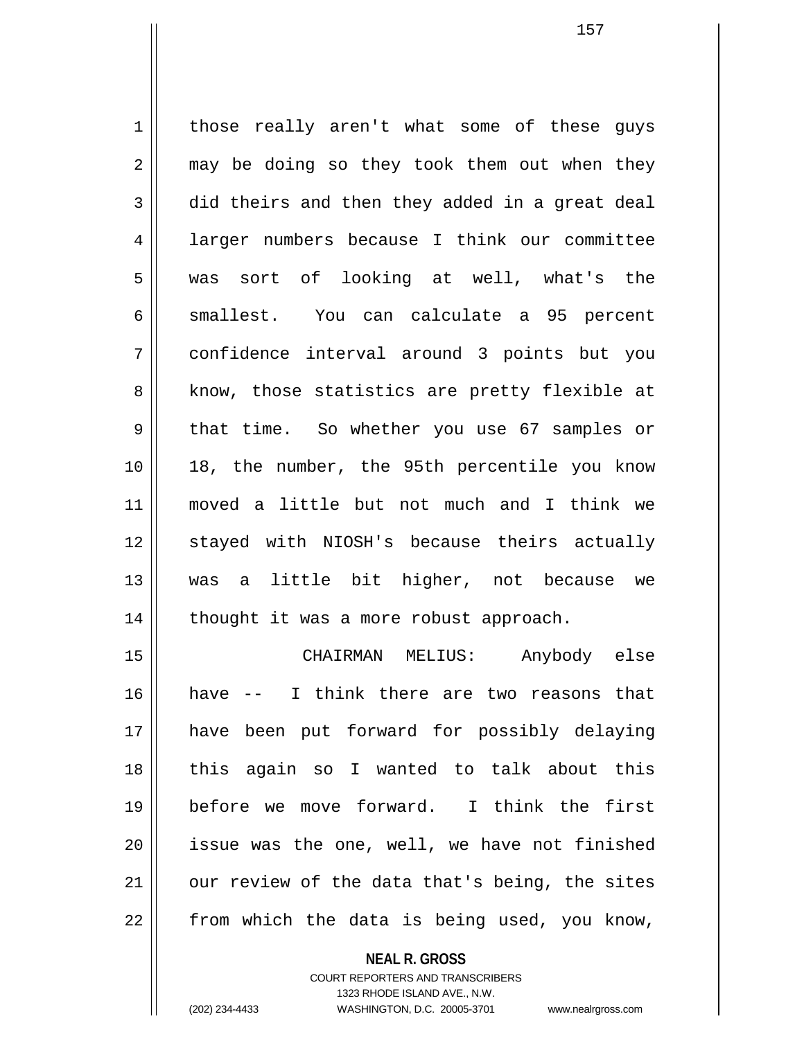those really aren't what some of these guys may be doing so they took them out when they did theirs and then they added in a great deal larger numbers because I think our committee was sort of looking at well, what's the smallest. You can calculate a 95 percent confidence interval around 3 points but you know, those statistics are pretty flexible at that time. So whether you use 67 samples or 18, the number, the 95th percentile you know moved a little but not much and I think we stayed with NIOSH's because theirs actually was a little bit higher, not because we thought it was a more robust approach.

CHAIRMAN MELIUS: Anybody else have -- I think there are two reasons that have been put forward for possibly delaying this again so I wanted to talk about this before we move forward. I think the first issue was the one, well, we have not finished our review of the data that's being, the sites from which the data is being used, you know,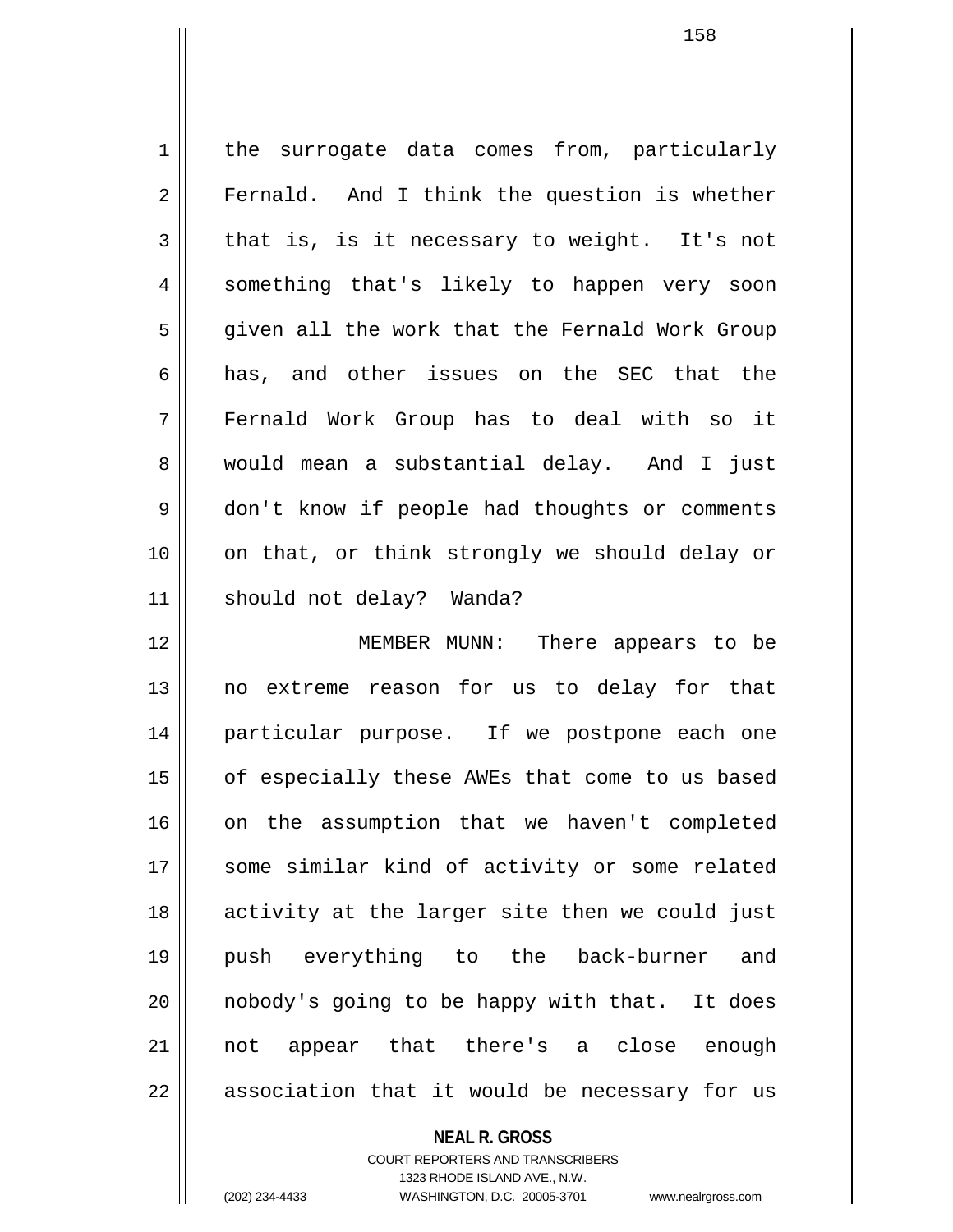the surrogate data comes from, particularly Fernald. And I think the question is whether that is, is it necessary to weight. It's not something that's likely to happen very soon given all the work that the Fernald Work Group has, and other issues on the SEC that the Fernald Work Group has to deal with so it would mean a substantial delay. And I just don't know if people had thoughts or comments on that, or think strongly we should delay or should not delay? Wanda?

MEMBER MUNN: There appears to be no extreme reason for us to delay for that particular purpose. If we postpone each one of especially these AWEs that come to us based on the assumption that we haven't completed some similar kind of activity or some related activity at the larger site then we could just push everything to the back-burner and nobody's going to be happy with that. It does not appear that there's a close enough association that it would be necessary for us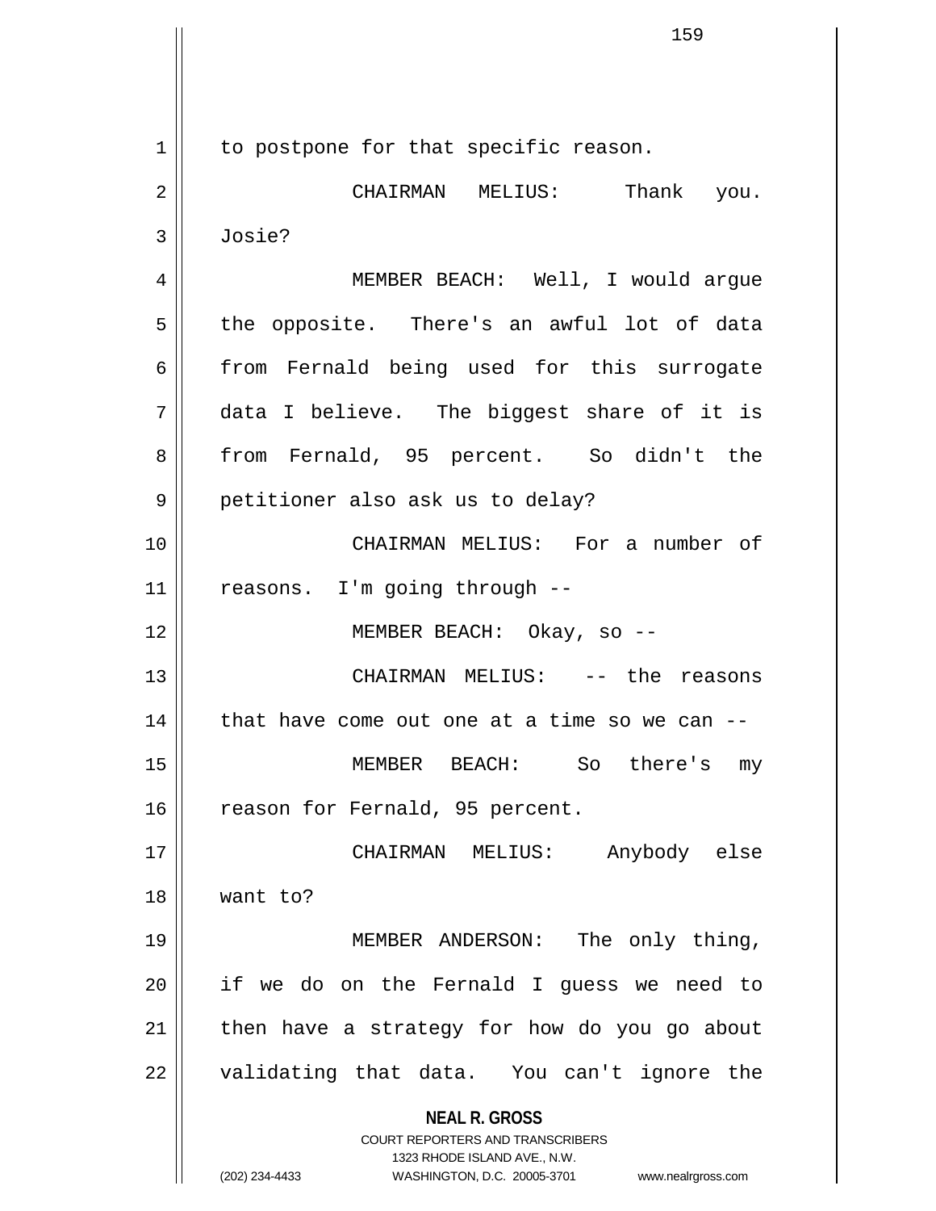to postpone for that specific reason.

CHAIRMAN MELIUS: Thank you. Josie?

MEMBER BEACH: Well, I would argue the opposite. There's an awful lot of data from Fernald being used for this surrogate data I believe. The biggest share of it is from Fernald, 95 percent. So didn't the petitioner also ask us to delay?

CHAIRMAN MELIUS: For a number of reasons. I'm going through --

MEMBER BEACH: Okay, so --

CHAIRMAN MELIUS: -- the reasons that have come out one at a time so we can --

MEMBER BEACH: So there's my reason for Fernald, 95 percent.

CHAIRMAN MELIUS: Anybody else want to?

MEMBER ANDERSON: The only thing, if we do on the Fernald I guess we need to then have a strategy for how do you go about validating that data. You can't ignore the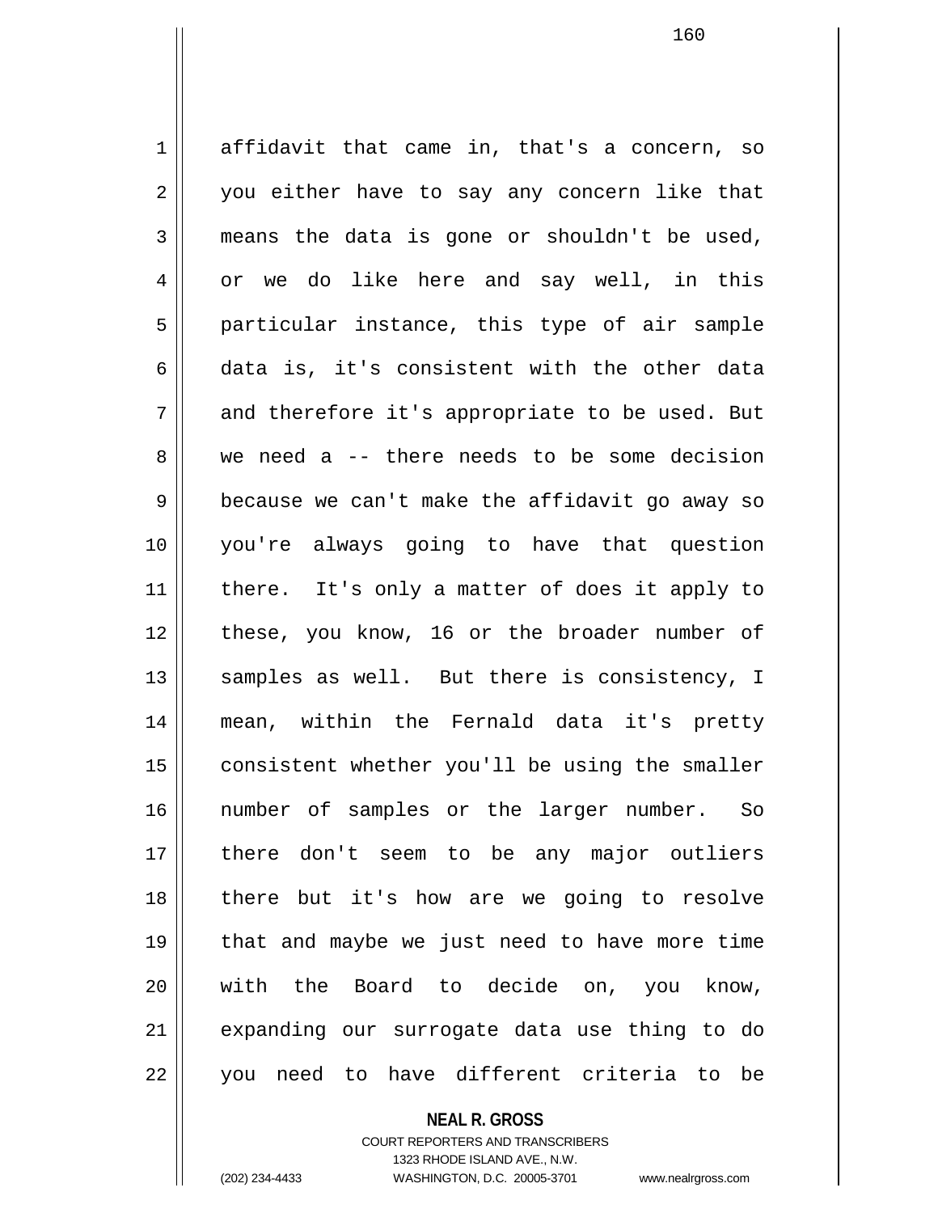affidavit that came in, that's a concern, so you either have to say any concern like that means the data is gone or shouldn't be used, or we do like here and say well, in this particular instance, this type of air sample data is, it's consistent with the other data and therefore it's appropriate to be used. But we need a -- there needs to be some decision because we can't make the affidavit go away so you're always going to have that question there. It's only a matter of does it apply to these, you know, 16 or the broader number of samples as well. But there is consistency, I mean, within the Fernald data it's pretty consistent whether you'll be using the smaller number of samples or the larger number. So there don't seem to be any major outliers there but it's how are we going to resolve that and maybe we just need to have more time with the Board to decide on, you know, expanding our surrogate data use thing to do you need to have different criteria to be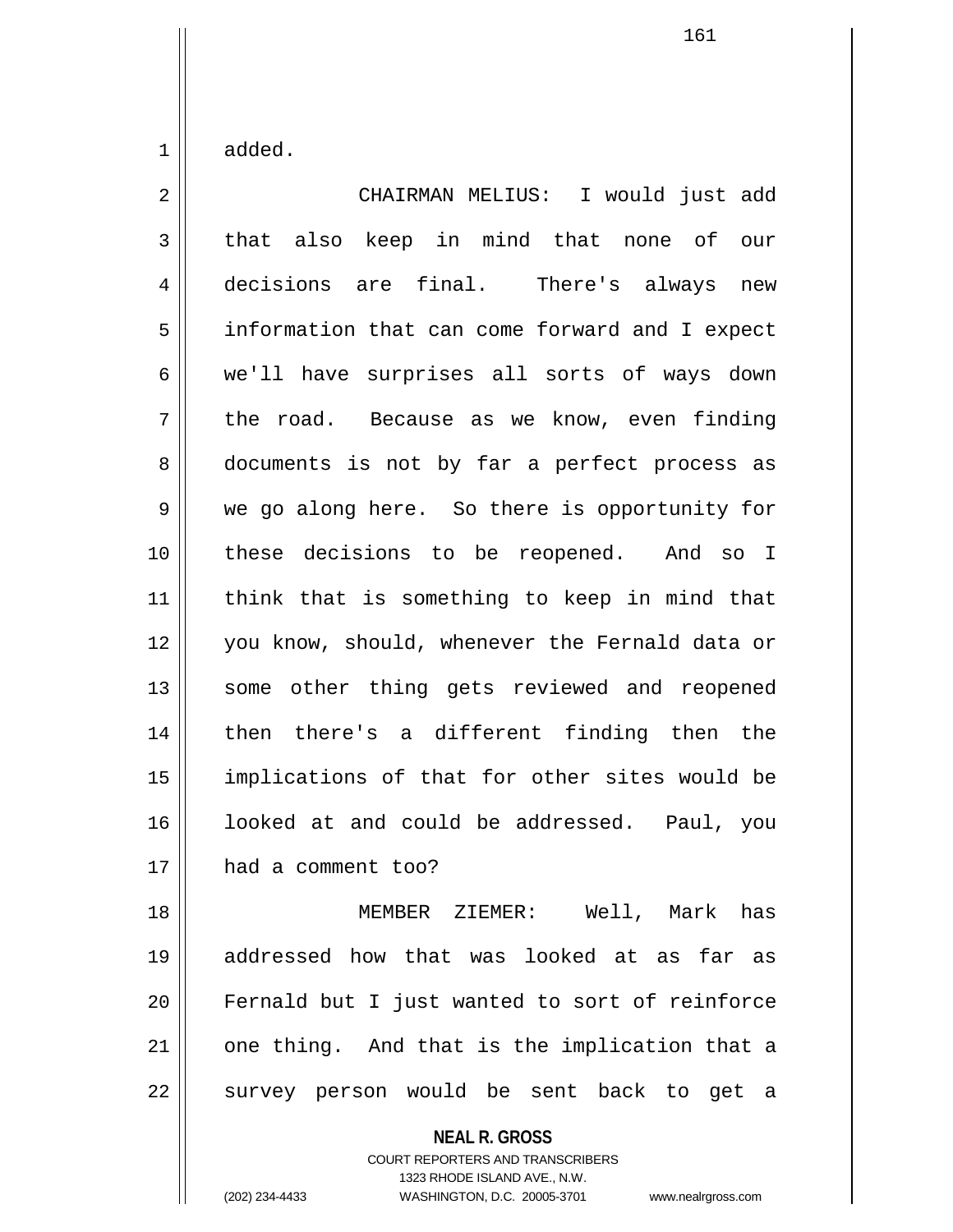added.

CHAIRMAN MELIUS: I would just add that also keep in mind that none of our decisions are final. There's always new information that can come forward and I expect we'll have surprises all sorts of ways down the road. Because as we know, even finding documents is not by far a perfect process as we go along here. So there is opportunity for these decisions to be reopened. And so I think that is something to keep in mind that you know, should, whenever the Fernald data or some other thing gets reviewed and reopened then there's a different finding then the implications of that for other sites would be looked at and could be addressed. Paul, you had a comment too?

MEMBER ZIEMER: Well, Mark has addressed how that was looked at as far as Fernald but I just wanted to sort of reinforce one thing. And that is the implication that a survey person would be sent back to get a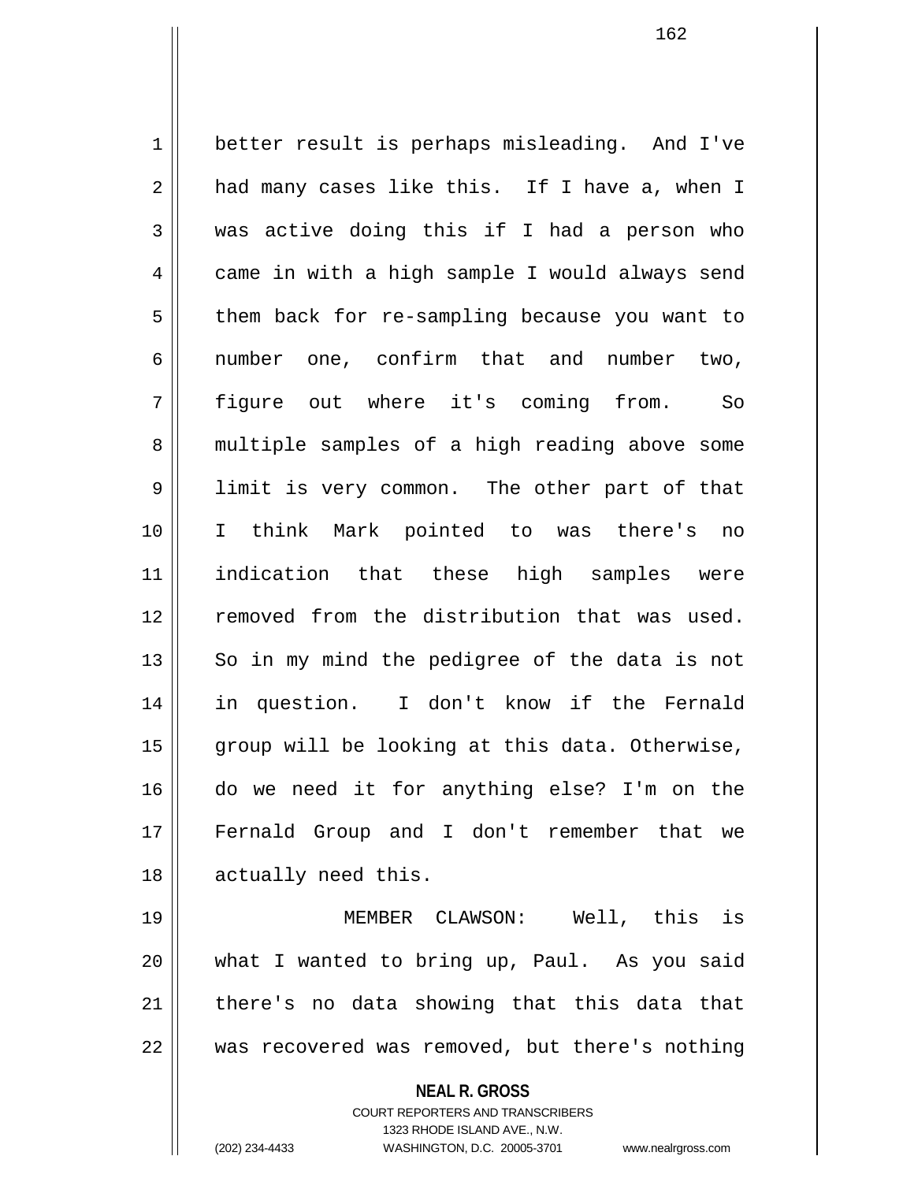better result is perhaps misleading. And I've had many cases like this. If I have a, when I was active doing this if I had a person who came in with a high sample I would always send them back for re-sampling because you want to number one, confirm that and number two, figure out where it's coming from. So multiple samples of a high reading above some limit is very common. The other part of that I think Mark pointed to was there's no indication that these high samples were removed from the distribution that was used. So in my mind the pedigree of the data is not in question. I don't know if the Fernald group will be looking at this data. Otherwise, do we need it for anything else? I'm on the Fernald Group and I don't remember that we actually need this.

MEMBER CLAWSON: Well, this is what I wanted to bring up, Paul. As you said there's no data showing that this data that was recovered was removed, but there's nothing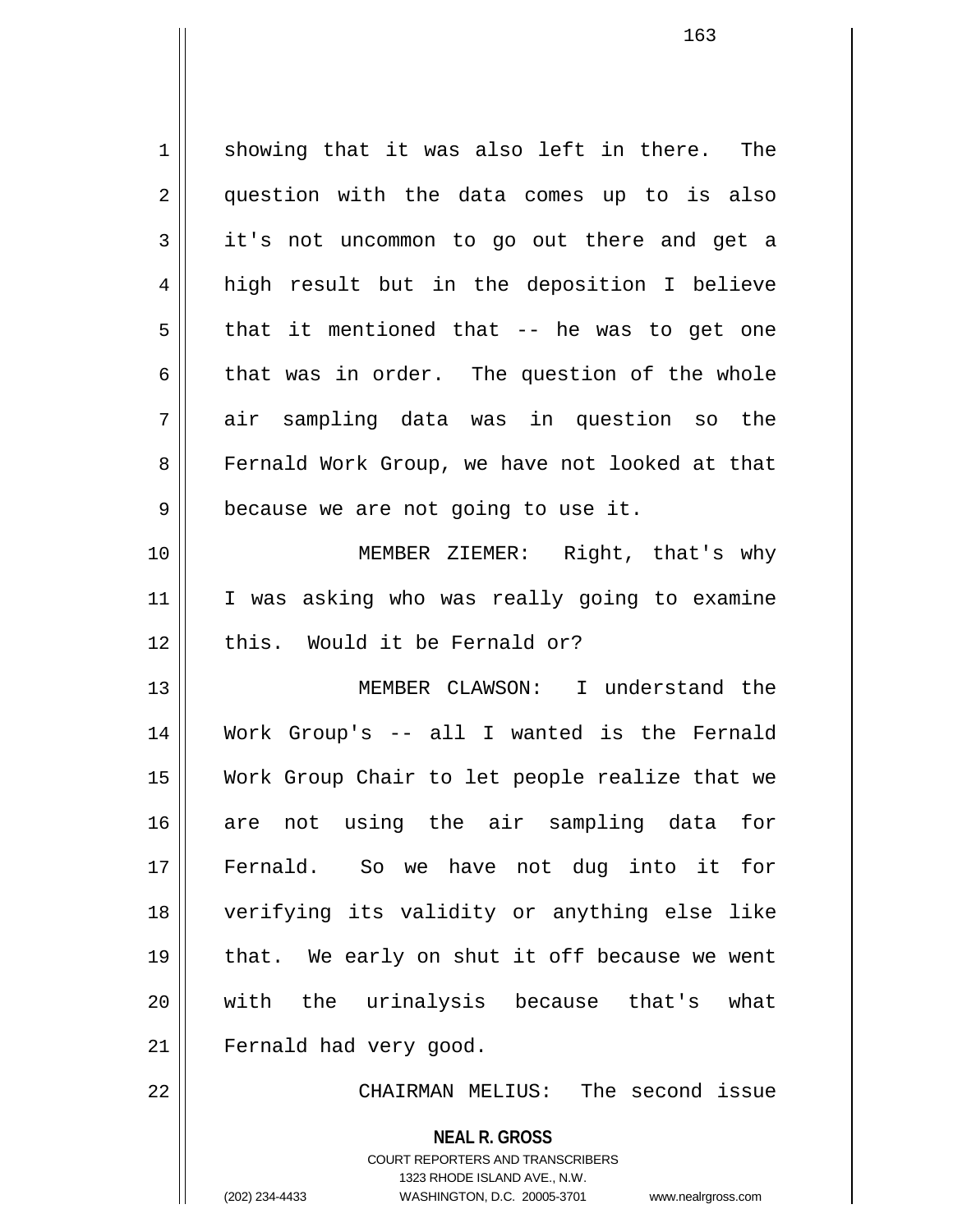showing that it was also left in there. The question with the data comes up to is also it's not uncommon to go out there and get a high result but in the deposition I believe that it mentioned that -- he was to get one that was in order. The question of the whole air sampling data was in question so the Fernald Work Group, we have not looked at that because we are not going to use it.

MEMBER ZIEMER: Right, that's why I was asking who was really going to examine this. Would it be Fernald or?

MEMBER CLAWSON: I understand the Work Group's -- all I wanted is the Fernald Work Group Chair to let people realize that we are not using the air sampling data for Fernald. So we have not dug into it for verifying its validity or anything else like that. We early on shut it off because we went with the urinalysis because that's what Fernald had very good.

CHAIRMAN MELIUS: The second issue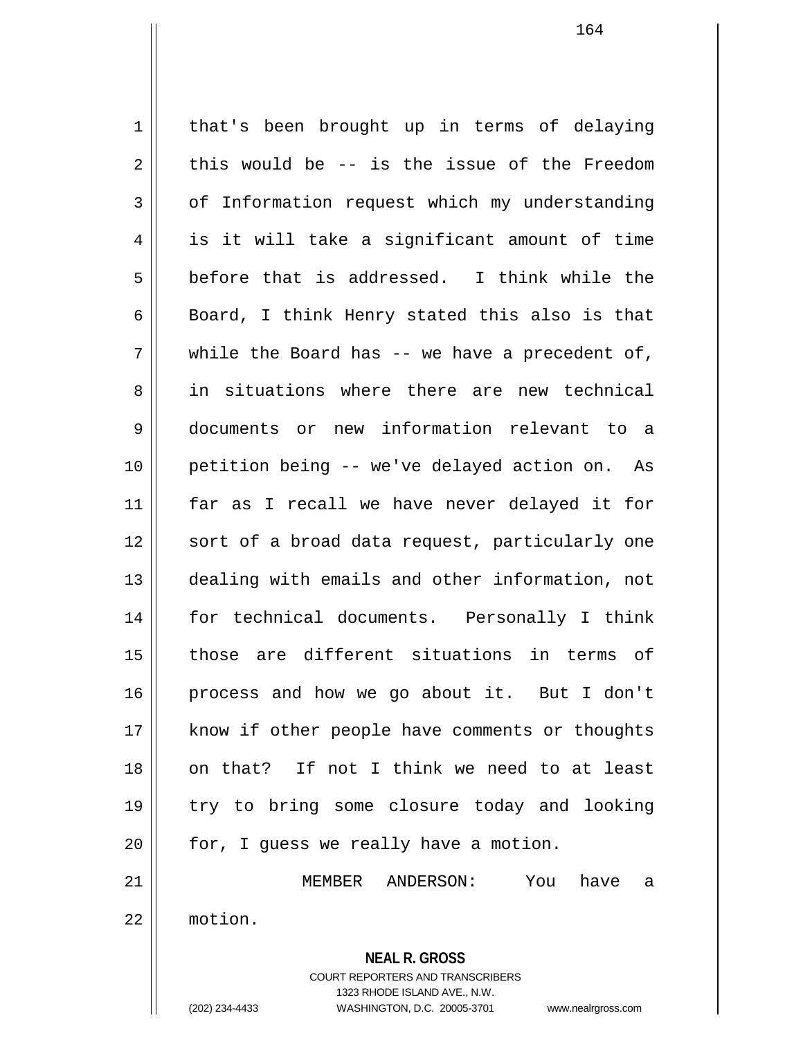that's been brought up in terms of delaying this would be -- is the issue of the Freedom of Information request which my understanding is it will take a significant amount of time before that is addressed. I think while the Board, I think Henry stated this also is that while the Board has -- we have a precedent of, in situations where there are new technical documents or new information relevant to a petition being -- we've delayed action on. As far as I recall we have never delayed it for sort of a broad data request, particularly one dealing with emails and other information, not for technical documents. Personally I think those are different situations in terms of process and how we go about it. But I don't know if other people have comments or thoughts on that? If not I think we need to at least try to bring some closure today and looking for, I guess we really have a motion.

MEMBER ANDERSON: You have a motion.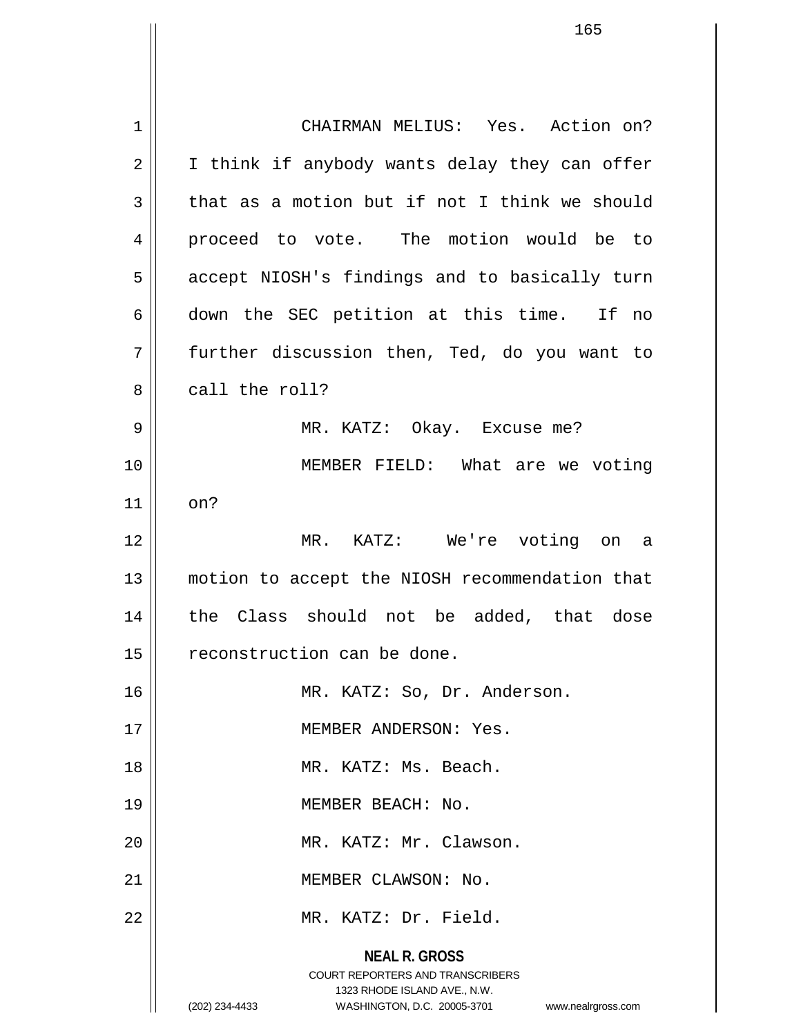CHAIRMAN MELIUS: Yes. Action on? I think if anybody wants delay they can offer that as a motion but if not I think we should proceed to vote. The motion would be to accept NIOSH's findings and to basically turn down the SEC petition at this time. If no further discussion then, Ted, do you want to call the roll?

MR. KATZ: Okay. Excuse me?

MEMBER FIELD: What are we voting on?

MR. KATZ: We're voting on a motion to accept the NIOSH recommendation that the Class should not be added, that dose reconstruction can be done.

MR. KATZ: So, Dr. Anderson.

MEMBER ANDERSON: Yes.

MR. KATZ: Ms. Beach.

MEMBER BEACH: No.

MR. KATZ: Mr. Clawson.

MEMBER CLAWSON: No.

MR. KATZ: Dr. Field.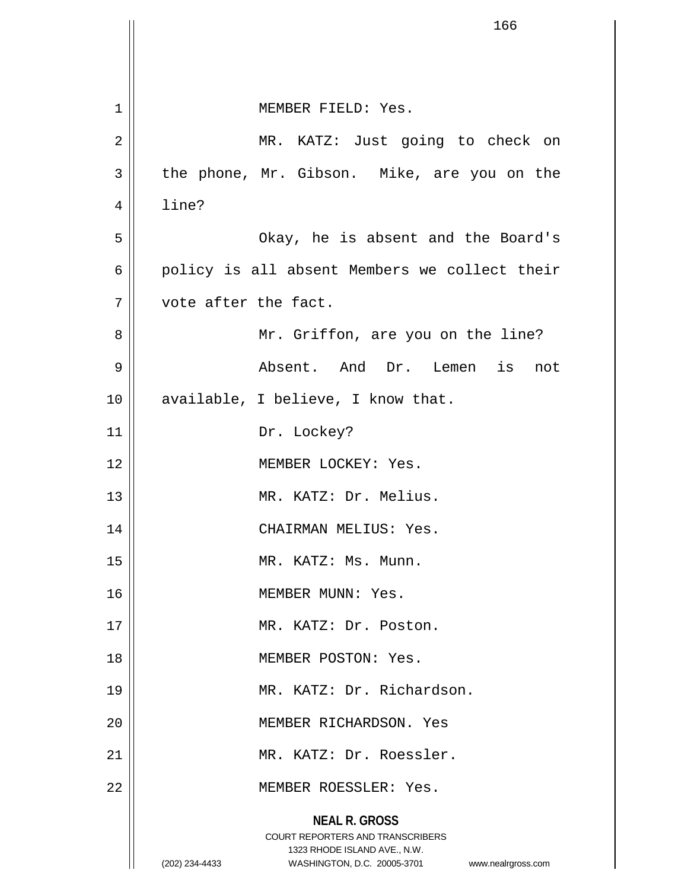MEMBER FIELD: Yes.

MR. KATZ: Just going to check on the phone, Mr. Gibson. Mike, are you on the line?

Okay, he is absent and the Board's policy is all absent Members we collect their vote after the fact.

Mr. Griffon, are you on the line?

Absent. And Dr. Lemen is not available, I believe, I know that.

Dr. Lockey?

MEMBER LOCKEY: Yes.

MR. KATZ: Dr. Melius.

CHAIRMAN MELIUS: Yes.

MR. KATZ: Ms. Munn.

MEMBER MUNN: Yes.

MR. KATZ: Dr. Poston.

MEMBER POSTON: Yes.

MR. KATZ: Dr. Richardson.

MEMBER RICHARDSON. Yes

MR. KATZ: Dr. Roessler.

MEMBER ROESSLER: Yes.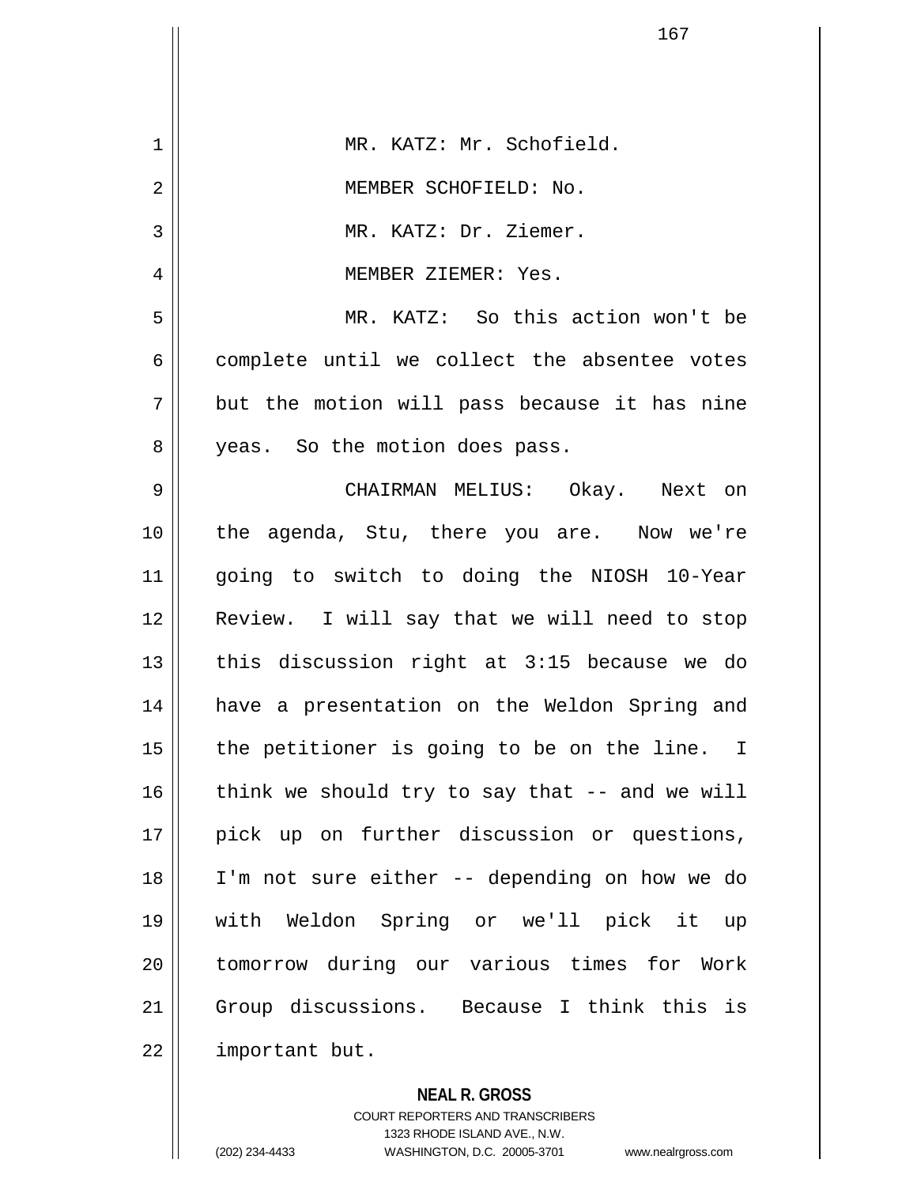MR. KATZ: Mr. Schofield.

MEMBER SCHOFIELD: No.

MR. KATZ: Dr. Ziemer.

MEMBER ZIEMER: Yes.

MR. KATZ: So this action won't be complete until we collect the absentee votes but the motion will pass because it has nine yeas. So the motion does pass.

CHAIRMAN MELIUS: Okay. Next on the agenda, Stu, there you are. Now we're going to switch to doing the NIOSH 10-Year Review. I will say that we will need to stop this discussion right at 3:15 because we do have a presentation on the Weldon Spring and the petitioner is going to be on the line. I think we should try to say that -- and we will pick up on further discussion or questions, I'm not sure either -- depending on how we do with Weldon Spring or we'll pick it up tomorrow during our various times for Work Group discussions. Because I think this is important but.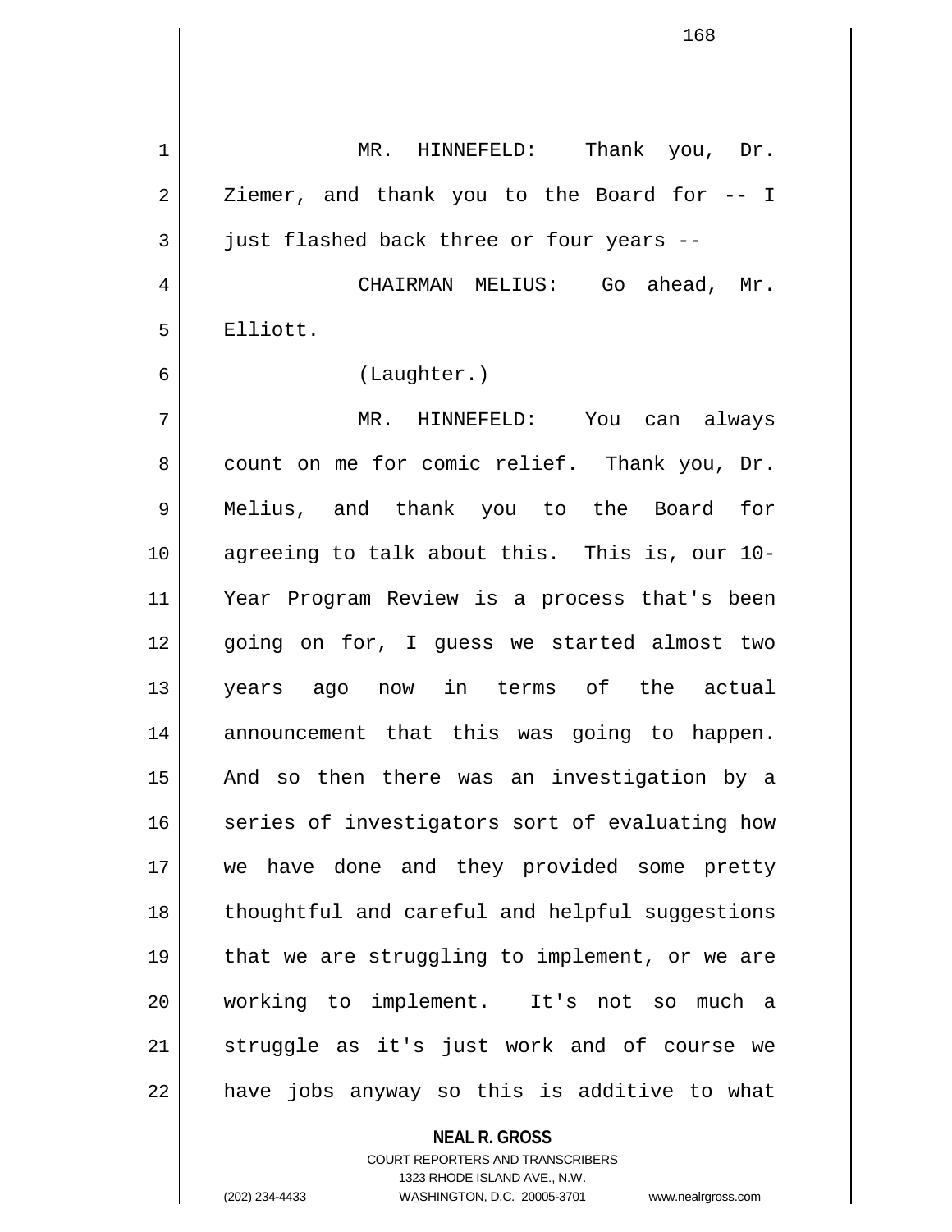MR. HINNEFELD: Thank you, Dr. Ziemer, and thank you to the Board for -- I just flashed back three or four years --

CHAIRMAN MELIUS: Go ahead, Mr. Elliott.

(Laughter.)

MR. HINNEFELD: You can always count on me for comic relief. Thank you, Dr. Melius, and thank you to the Board for agreeing to talk about this. This is, our 10-Year Program Review is a process that's been going on for, I guess we started almost two years ago now in terms of the actual announcement that this was going to happen. And so then there was an investigation by a series of investigators sort of evaluating how we have done and they provided some pretty thoughtful and careful and helpful suggestions that we are struggling to implement, or we are working to implement. It's not so much a struggle as it's just work and of course we have jobs anyway so this is additive to what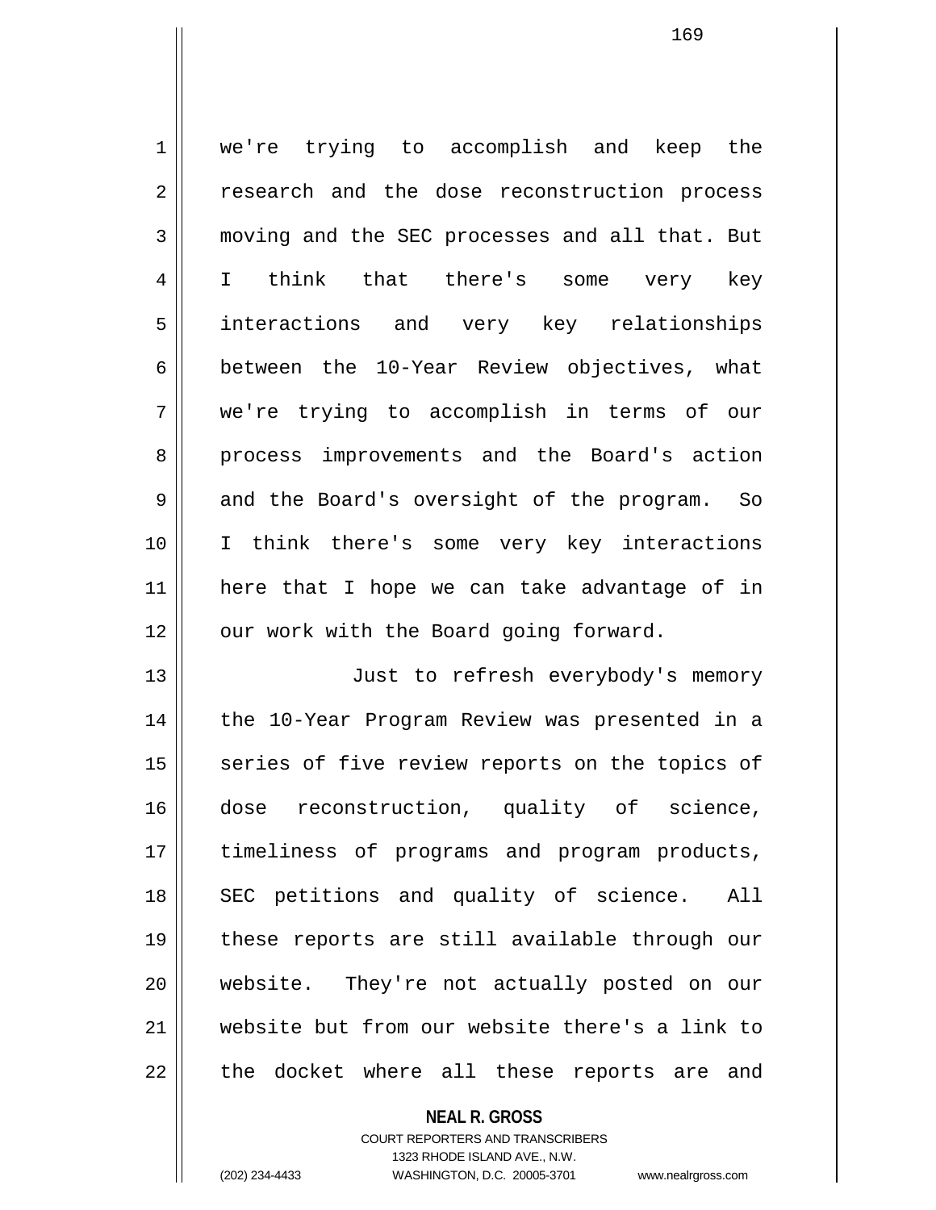we're trying to accomplish and keep the research and the dose reconstruction process moving and the SEC processes and all that. But I think that there's some very key interactions and very key relationships between the 10-Year Review objectives, what we're trying to accomplish in terms of our process improvements and the Board's action and the Board's oversight of the program. So I think there's some very key interactions here that I hope we can take advantage of in our work with the Board going forward.

Just to refresh everybody's memory the 10-Year Program Review was presented in a series of five review reports on the topics of dose reconstruction, quality of science, timeliness of programs and program products, SEC petitions and quality of science. All these reports are still available through our website. They're not actually posted on our website but from our website there's a link to the docket where all these reports are and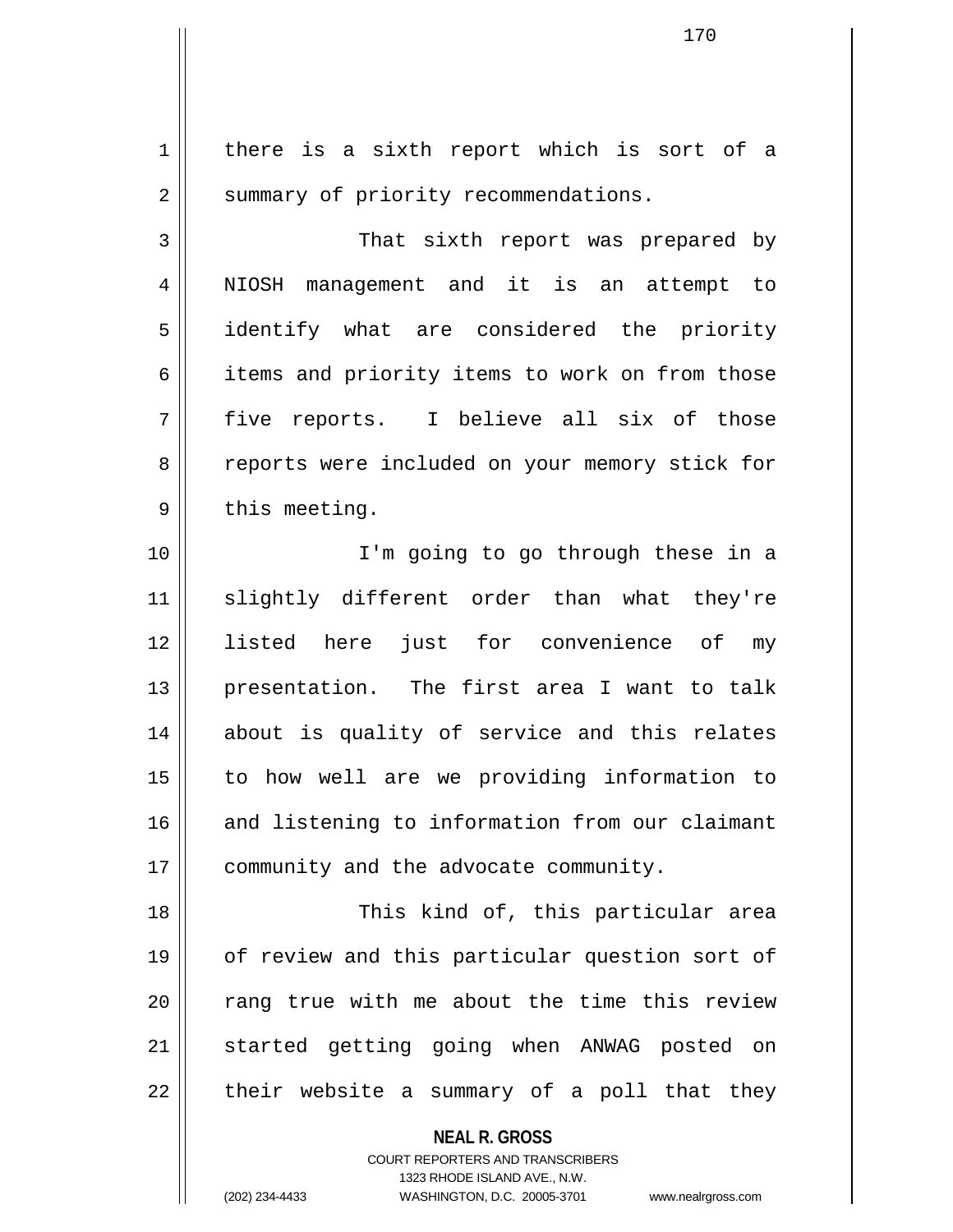there is a sixth report which is sort of a summary of priority recommendations.

That sixth report was prepared by NIOSH management and it is an attempt to identify what are considered the priority items and priority items to work on from those five reports. I believe all six of those reports were included on your memory stick for this meeting.

I'm going to go through these in a slightly different order than what they're listed here just for convenience of my presentation. The first area I want to talk about is quality of service and this relates to how well are we providing information to and listening to information from our claimant community and the advocate community.

This kind of, this particular area of review and this particular question sort of rang true with me about the time this review started getting going when ANWAG posted on their website a summary of a poll that they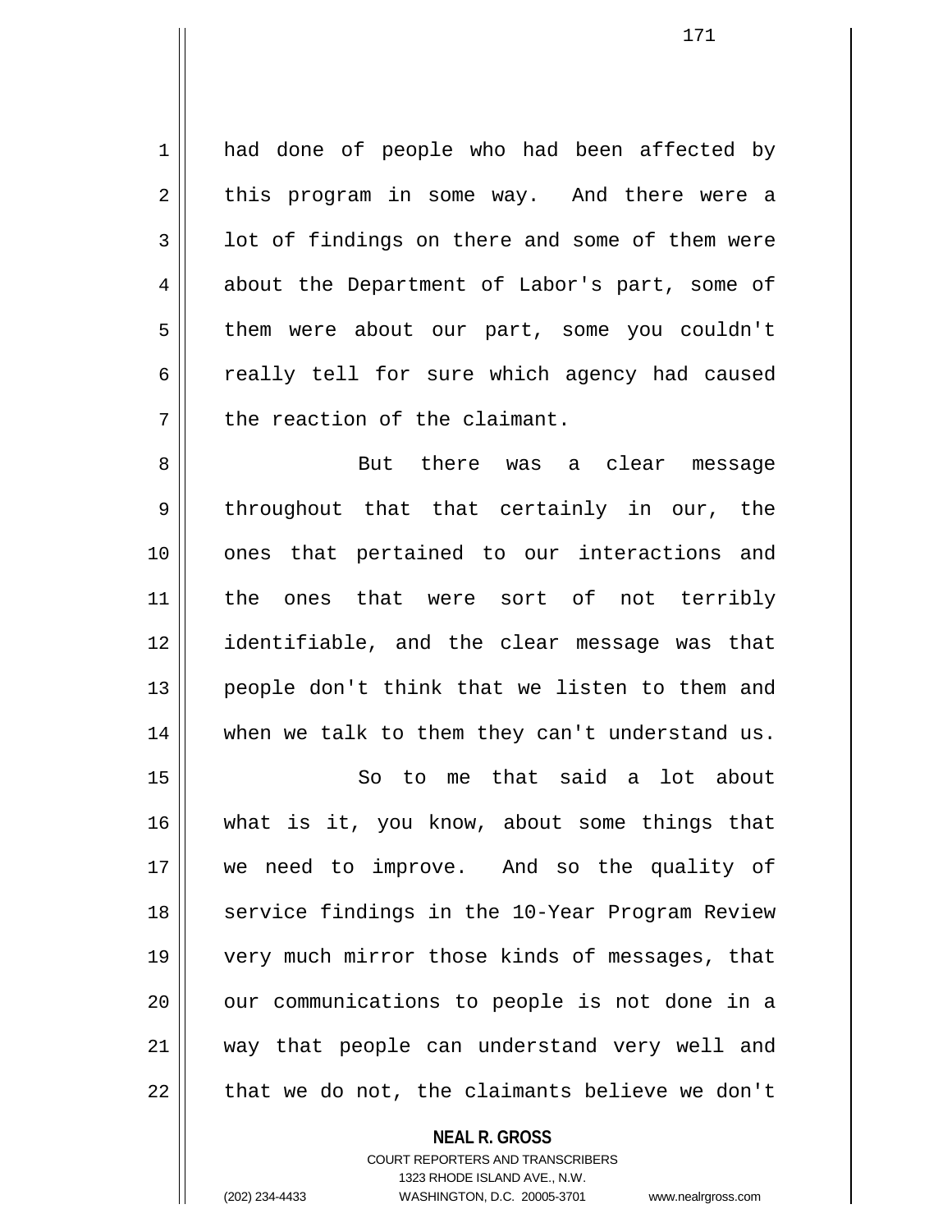had done of people who had been affected by this program in some way. And there were a lot of findings on there and some of them were about the Department of Labor's part, some of them were about our part, some you couldn't really tell for sure which agency had caused the reaction of the claimant.

But there was a clear message throughout that that certainly in our, the ones that pertained to our interactions and the ones that were sort of not terribly identifiable, and the clear message was that people don't think that we listen to them and when we talk to them they can't understand us.

So to me that said a lot about what is it, you know, about some things that we need to improve. And so the quality of service findings in the 10-Year Program Review very much mirror those kinds of messages, that our communications to people is not done in a way that people can understand very well and that we do not, the claimants believe we don't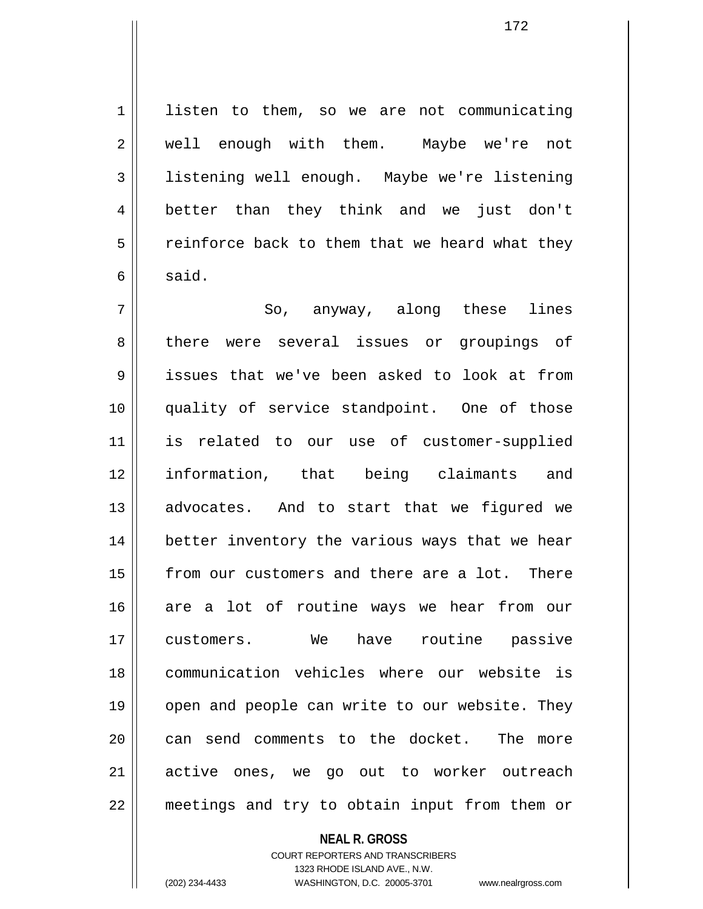listen to them, so we are not communicating well enough with them. Maybe we're not listening well enough. Maybe we're listening better than they think and we just don't reinforce back to them that we heard what they said.

So, anyway, along these lines there were several issues or groupings of issues that we've been asked to look at from quality of service standpoint. One of those is related to our use of customer-supplied information, that being claimants and advocates. And to start that we figured we better inventory the various ways that we hear from our customers and there are a lot. There are a lot of routine ways we hear from our customers. We have routine passive communication vehicles where our website is open and people can write to our website. They can send comments to the docket. The more active ones, we go out to worker outreach meetings and try to obtain input from them or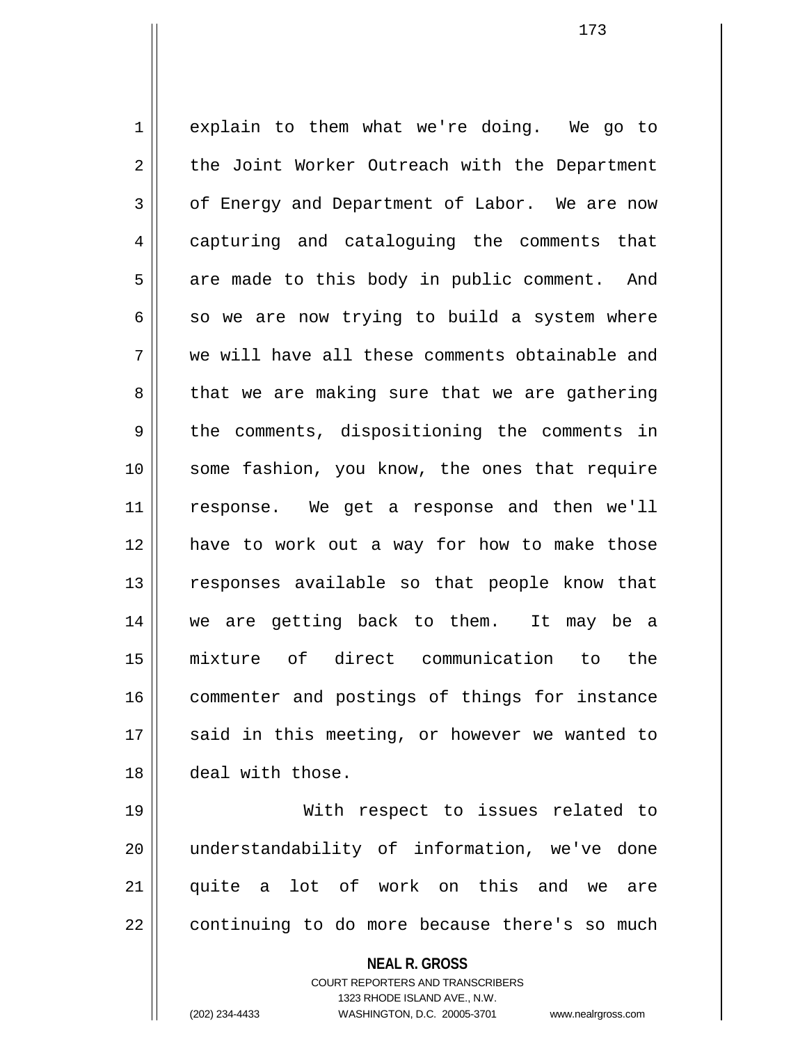explain to them what we're doing. We go to the Joint Worker Outreach with the Department of Energy and Department of Labor. We are now capturing and cataloguing the comments that are made to this body in public comment. And so we are now trying to build a system where we will have all these comments obtainable and that we are making sure that we are gathering the comments, dispositioning the comments in some fashion, you know, the ones that require response. We get a response and then we'll have to work out a way for how to make those responses available so that people know that we are getting back to them. It may be a mixture of direct communication to the commenter and postings of things for instance said in this meeting, or however we wanted to deal with those.

With respect to issues related to understandability of information, we've done quite a lot of work on this and we are continuing to do more because there's so much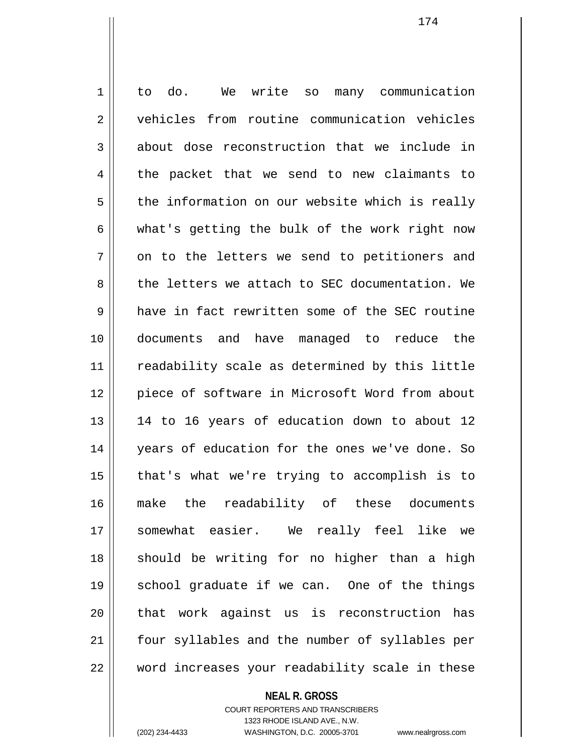to do. We write so many communication vehicles from routine communication vehicles about dose reconstruction that we include in the packet that we send to new claimants to the information on our website which is really what's getting the bulk of the work right now on to the letters we send to petitioners and the letters we attach to SEC documentation. We have in fact rewritten some of the SEC routine documents and have managed to reduce the readability scale as determined by this little piece of software in Microsoft Word from about 14 to 16 years of education down to about 12 years of education for the ones we've done. So that's what we're trying to accomplish is to make the readability of these documents somewhat easier. We really feel like we should be writing for no higher than a high school graduate if we can. One of the things that work against us is reconstruction has four syllables and the number of syllables per word increases your readability scale in these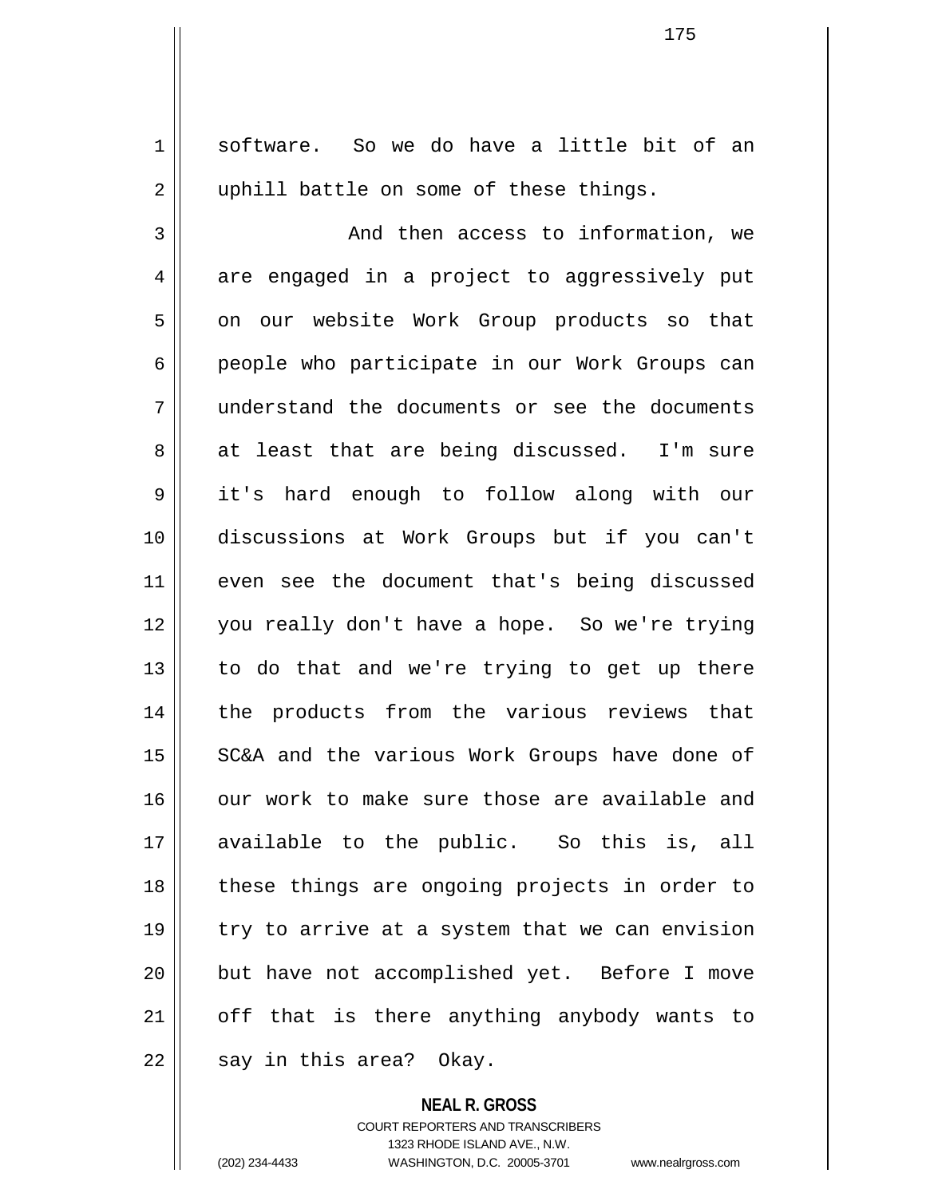software. So we do have a little bit of an uphill battle on some of these things.

And then access to information, we are engaged in a project to aggressively put on our website Work Group products so that people who participate in our Work Groups can understand the documents or see the documents at least that are being discussed. I'm sure it's hard enough to follow along with our discussions at Work Groups but if you can't even see the document that's being discussed you really don't have a hope. So we're trying to do that and we're trying to get up there the products from the various reviews that SC&A and the various Work Groups have done of our work to make sure those are available and available to the public. So this is, all these things are ongoing projects in order to try to arrive at a system that we can envision but have not accomplished yet. Before I move off that is there anything anybody wants to say in this area? Okay.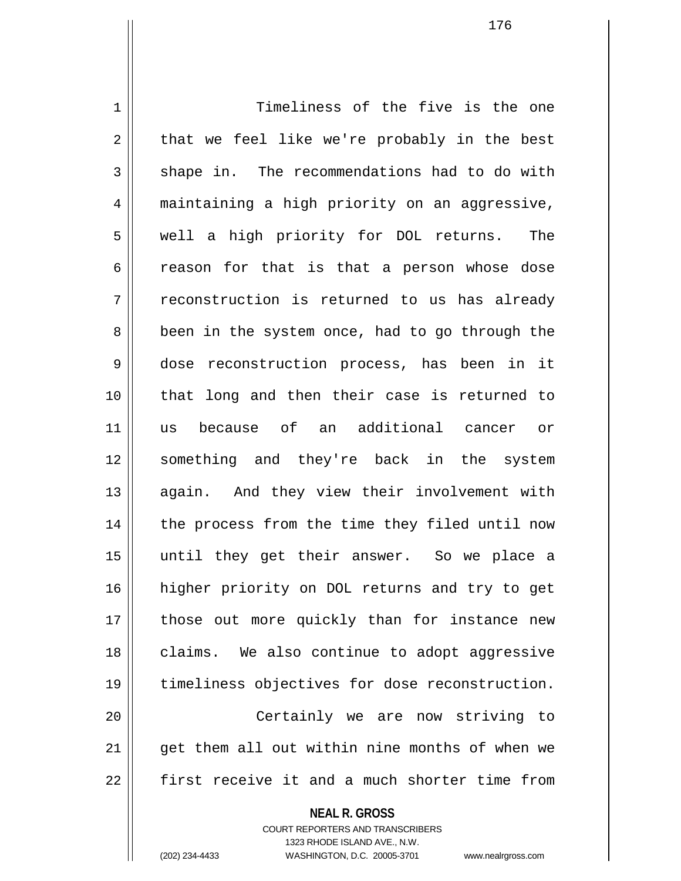Timeliness of the five is the one that we feel like we're probably in the best shape in. The recommendations had to do with maintaining a high priority on an aggressive, well a high priority for DOL returns. The reason for that is that a person whose dose reconstruction is returned to us has already been in the system once, had to go through the dose reconstruction process, has been in it that long and then their case is returned to us because of an additional cancer or something and they're back in the system again. And they view their involvement with the process from the time they filed until now until they get their answer. So we place a higher priority on DOL returns and try to get those out more quickly than for instance new claims. We also continue to adopt aggressive timeliness objectives for dose reconstruction.

Certainly we are now striving to get them all out within nine months of when we first receive it and a much shorter time from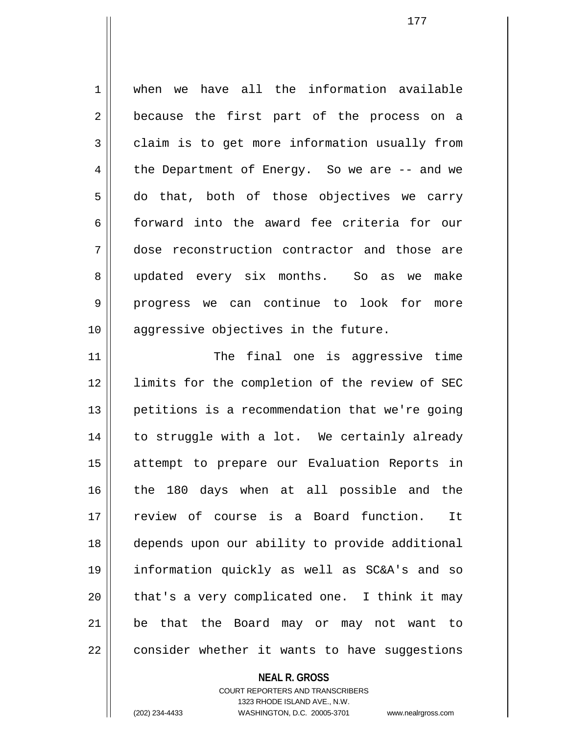when we have all the information available because the first part of the process on a claim is to get more information usually from the Department of Energy. So we are -- and we do that, both of those objectives we carry forward into the award fee criteria for our dose reconstruction contractor and those are updated every six months. So as we make progress we can continue to look for more aggressive objectives in the future.

The final one is aggressive time limits for the completion of the review of SEC petitions is a recommendation that we're going to struggle with a lot. We certainly already attempt to prepare our Evaluation Reports in the 180 days when at all possible and the review of course is a Board function. It depends upon our ability to provide additional information quickly as well as SC&A's and so that's a very complicated one. I think it may be that the Board may or may not want to consider whether it wants to have suggestions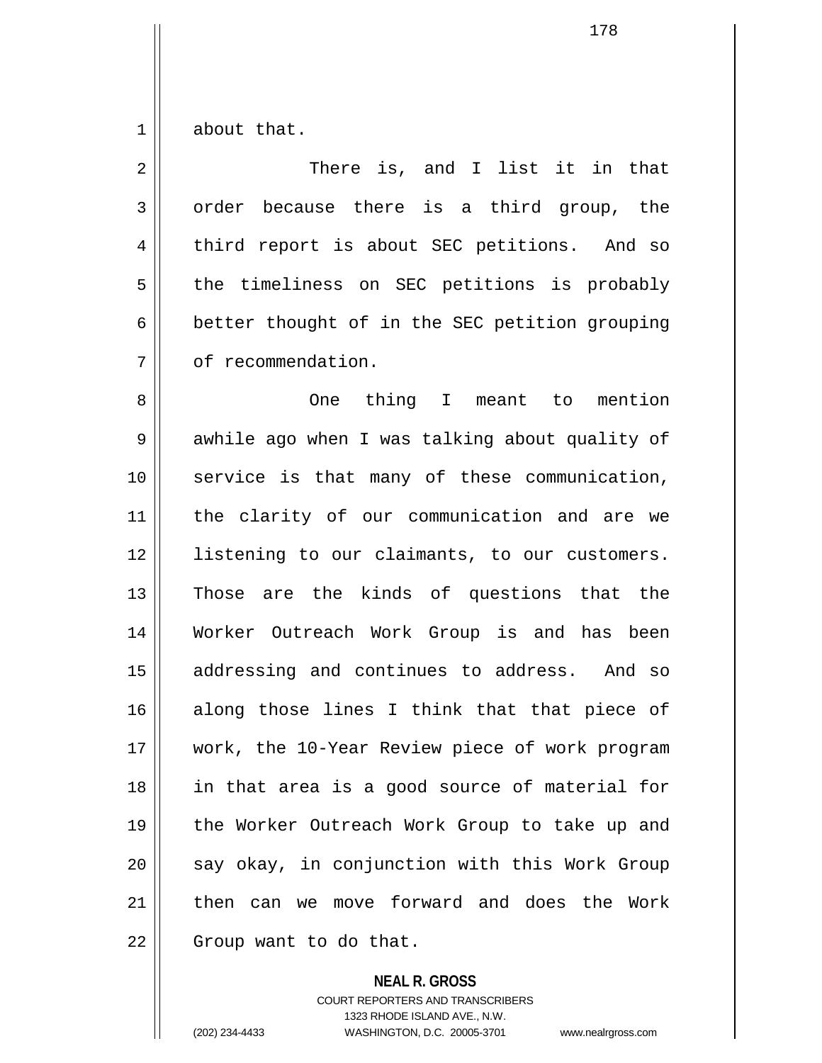about that.

There is, and I list it in that order because there is a third group, the third report is about SEC petitions. And so the timeliness on SEC petitions is probably better thought of in the SEC petition grouping of recommendation.

One thing I meant to mention awhile ago when I was talking about quality of service is that many of these communication, the clarity of our communication and are we listening to our claimants, to our customers. Those are the kinds of questions that the Worker Outreach Work Group is and has been addressing and continues to address. And so along those lines I think that that piece of work, the 10-Year Review piece of work program in that area is a good source of material for the Worker Outreach Work Group to take up and say okay, in conjunction with this Work Group then can we move forward and does the Work Group want to do that.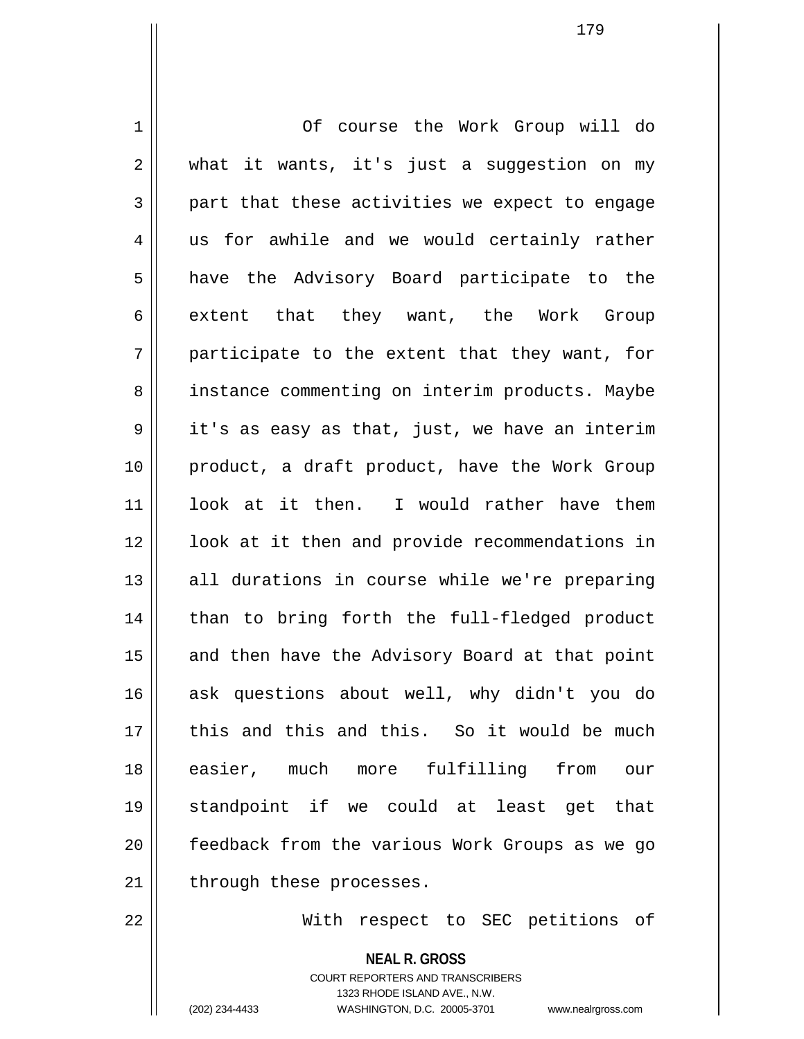Of course the Work Group will do what it wants, it's just a suggestion on my part that these activities we expect to engage us for awhile and we would certainly rather have the Advisory Board participate to the extent that they want, the Work Group participate to the extent that they want, for instance commenting on interim products. Maybe it's as easy as that, just, we have an interim product, a draft product, have the Work Group look at it then. I would rather have them look at it then and provide recommendations in all durations in course while we're preparing than to bring forth the full-fledged product and then have the Advisory Board at that point ask questions about well, why didn't you do this and this and this. So it would be much easier, much more fulfilling from our standpoint if we could at least get that feedback from the various Work Groups as we go through these processes.

With respect to SEC petitions of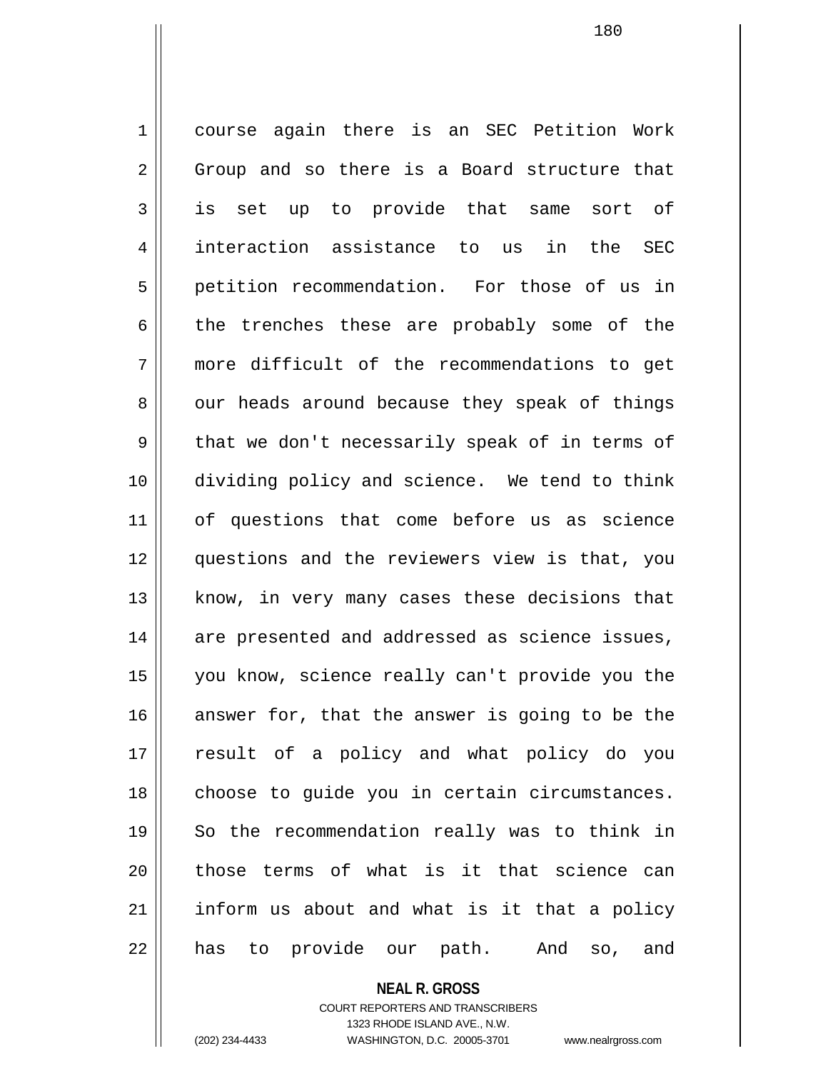course again there is an SEC Petition Work Group and so there is a Board structure that is set up to provide that same sort of interaction assistance to us in the SEC petition recommendation. For those of us in the trenches these are probably some of the more difficult of the recommendations to get our heads around because they speak of things that we don't necessarily speak of in terms of dividing policy and science. We tend to think of questions that come before us as science questions and the reviewers view is that, you know, in very many cases these decisions that are presented and addressed as science issues, you know, science really can't provide you the answer for, that the answer is going to be the result of a policy and what policy do you choose to guide you in certain circumstances. So the recommendation really was to think in those terms of what is it that science can inform us about and what is it that a policy has to provide our path. And so, and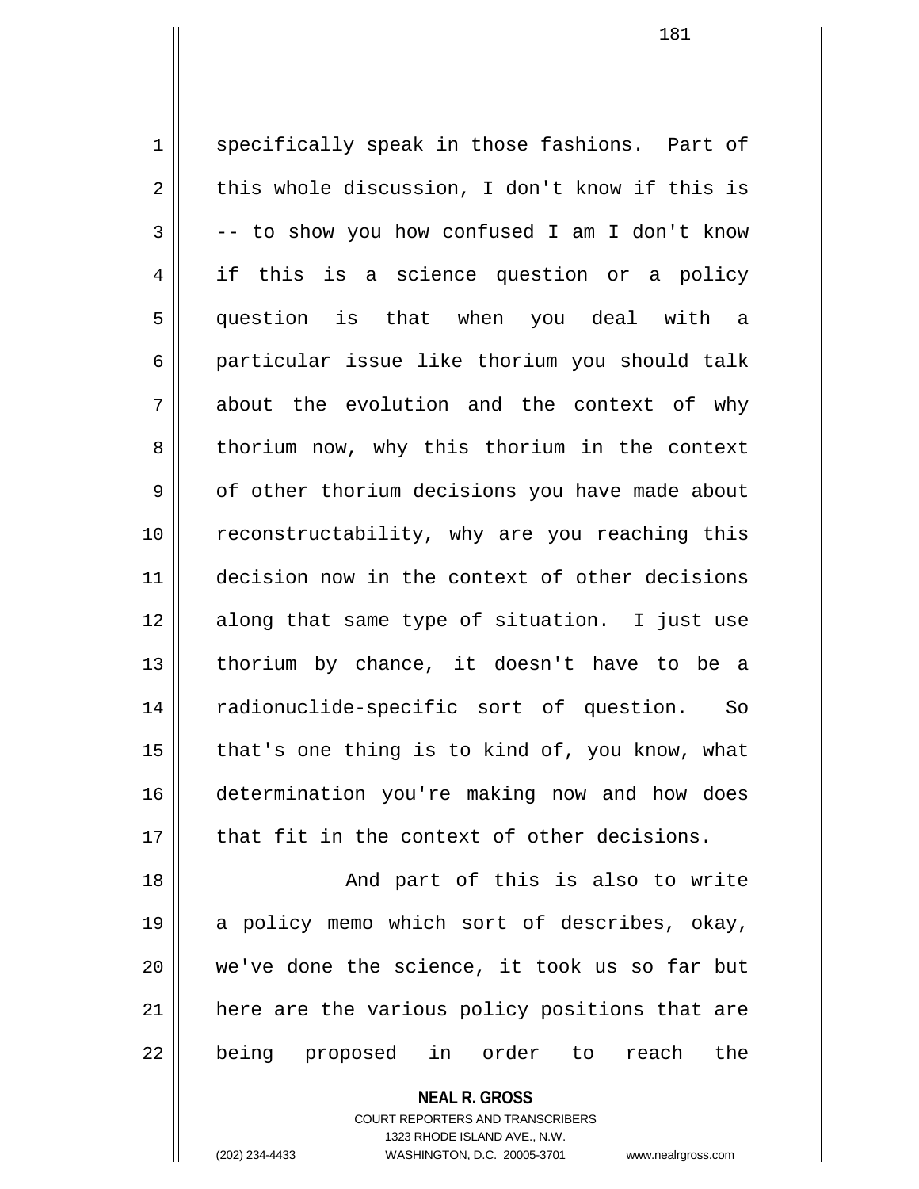specifically speak in those fashions. Part of this whole discussion, I don't know if this is -- to show you how confused I am I don't know if this is a science question or a policy question is that when you deal with a particular issue like thorium you should talk about the evolution and the context of why thorium now, why this thorium in the context of other thorium decisions you have made about reconstructability, why are you reaching this decision now in the context of other decisions along that same type of situation. I just use thorium by chance, it doesn't have to be a radionuclide-specific sort of question. So that's one thing is to kind of, you know, what determination you're making now and how does that fit in the context of other decisions.

And part of this is also to write a policy memo which sort of describes, okay, we've done the science, it took us so far but here are the various policy positions that are being proposed in order to reach the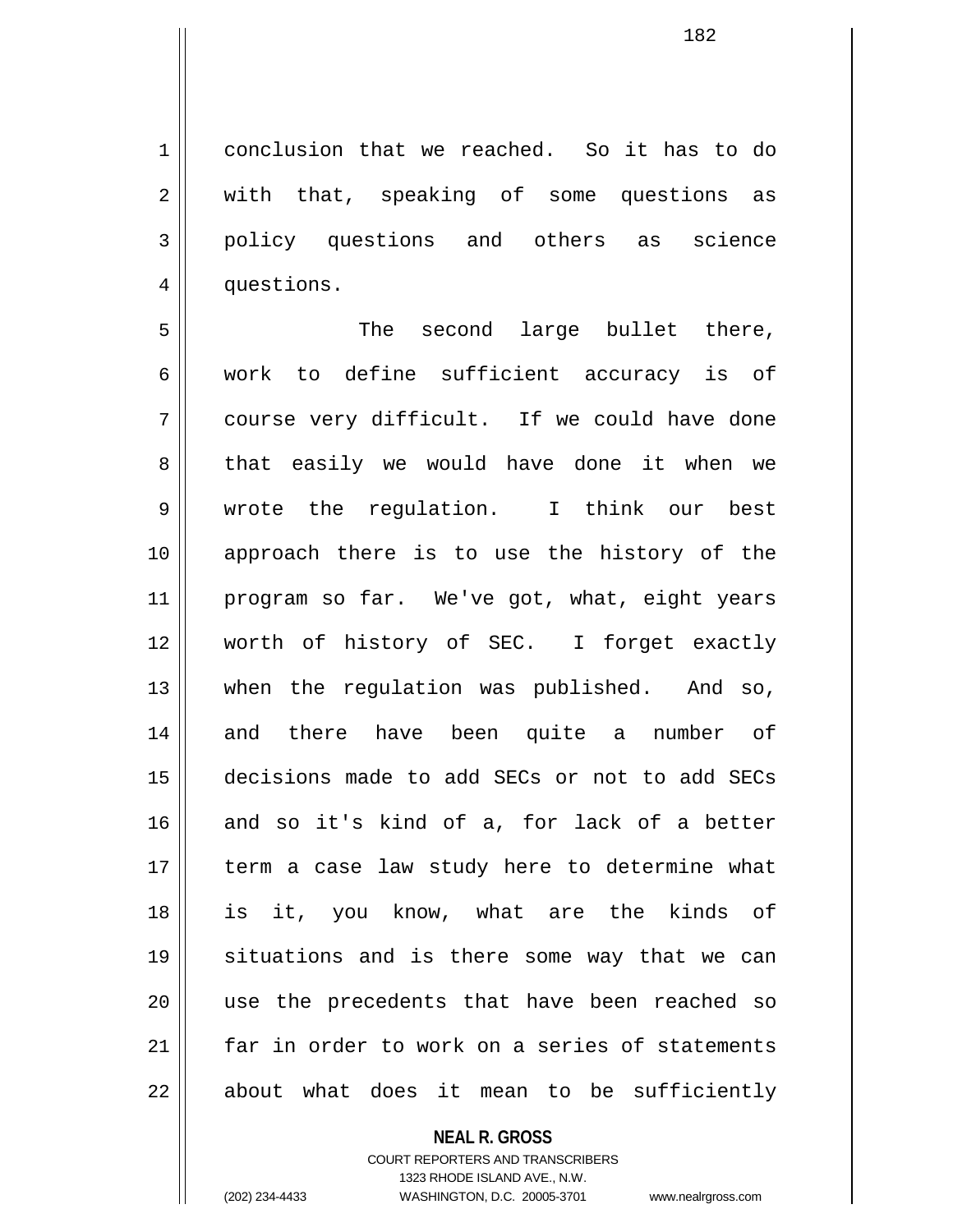conclusion that we reached. So it has to do with that, speaking of some questions as policy questions and others as science questions.

The second large bullet there, work to define sufficient accuracy is of course very difficult. If we could have done that easily we would have done it when we wrote the regulation. I think our best approach there is to use the history of the program so far. We've got, what, eight years worth of history of SEC. I forget exactly when the regulation was published. And so, and there have been quite a number of decisions made to add SECs or not to add SECs and so it's kind of a, for lack of a better term a case law study here to determine what is it, you know, what are the kinds of situations and is there some way that we can use the precedents that have been reached so far in order to work on a series of statements about what does it mean to be sufficiently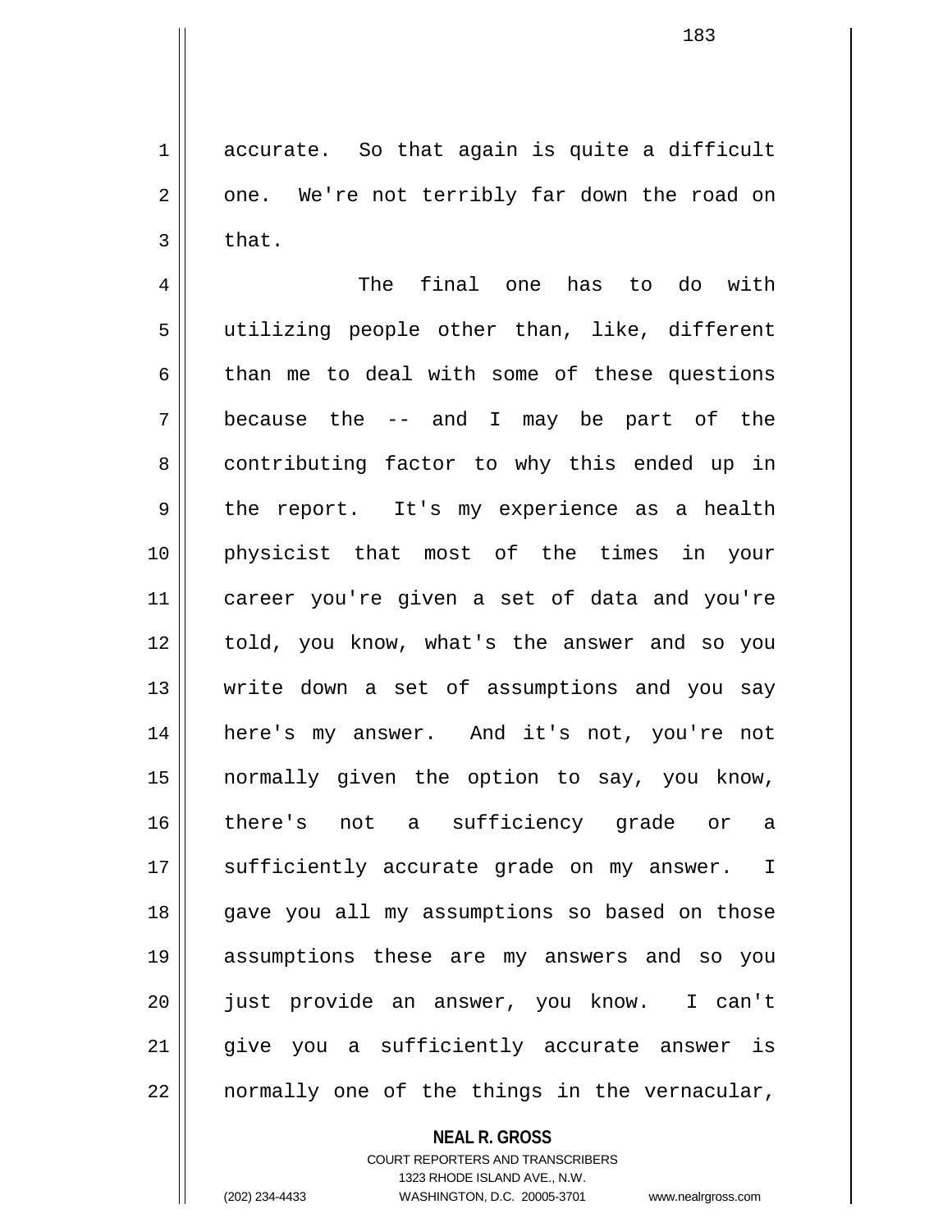accurate. So that again is quite a difficult one. We're not terribly far down the road on that.

The final one has to do with utilizing people other than, like, different than me to deal with some of these questions because the -- and I may be part of the contributing factor to why this ended up in the report. It's my experience as a health physicist that most of the times in your career you're given a set of data and you're told, you know, what's the answer and so you write down a set of assumptions and you say here's my answer. And it's not, you're not normally given the option to say, you know, there's not a sufficiency grade or a sufficiently accurate grade on my answer. I gave you all my assumptions so based on those assumptions these are my answers and so you just provide an answer, you know. I can't give you a sufficiently accurate answer is normally one of the things in the vernacular,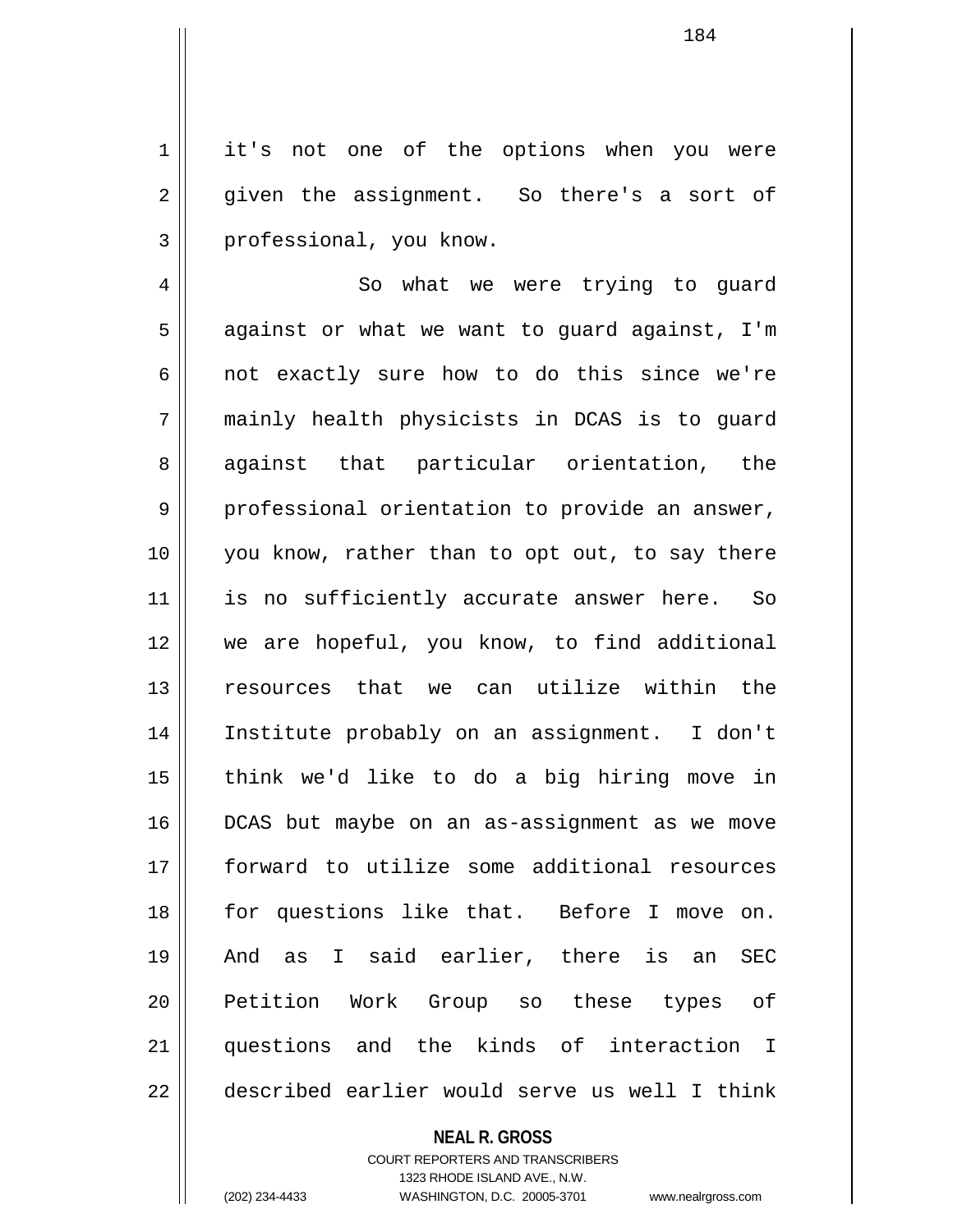it's not one of the options when you were given the assignment. So there's a sort of professional, you know.

So what we were trying to guard against or what we want to guard against, I'm not exactly sure how to do this since we're mainly health physicists in DCAS is to guard against that particular orientation, the professional orientation to provide an answer, you know, rather than to opt out, to say there is no sufficiently accurate answer here. So we are hopeful, you know, to find additional resources that we can utilize within the Institute probably on an assignment. I don't think we'd like to do a big hiring move in DCAS but maybe on an as-assignment as we move forward to utilize some additional resources for questions like that. Before I move on. And as I said earlier, there is an SEC Petition Work Group so these types of questions and the kinds of interaction I described earlier would serve us well I think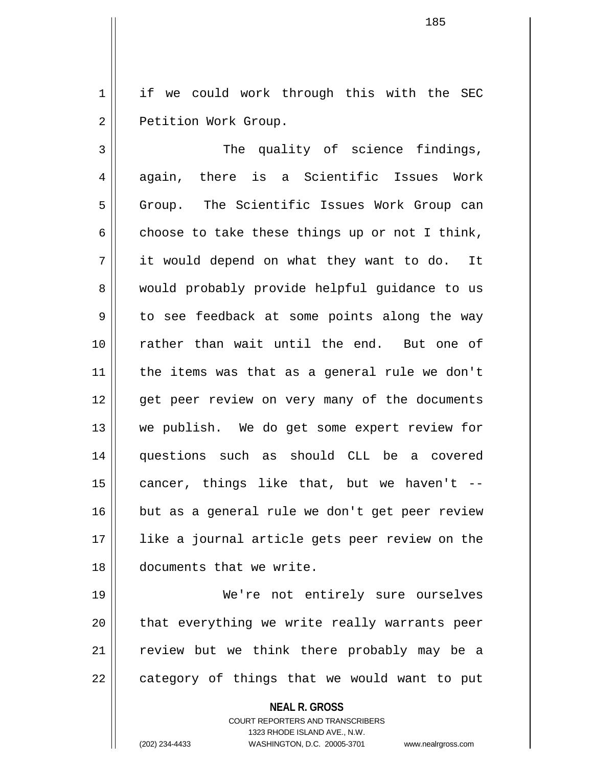if we could work through this with the SEC Petition Work Group.

The quality of science findings, again, there is a Scientific Issues Work Group. The Scientific Issues Work Group can choose to take these things up or not I think, it would depend on what they want to do. It would probably provide helpful guidance to us to see feedback at some points along the way rather than wait until the end. But one of the items was that as a general rule we don't get peer review on very many of the documents we publish. We do get some expert review for questions such as should CLL be a covered cancer, things like that, but we haven't -- but as a general rule we don't get peer review like a journal article gets peer review on the documents that we write.

We're not entirely sure ourselves that everything we write really warrants peer review but we think there probably may be a category of things that we would want to put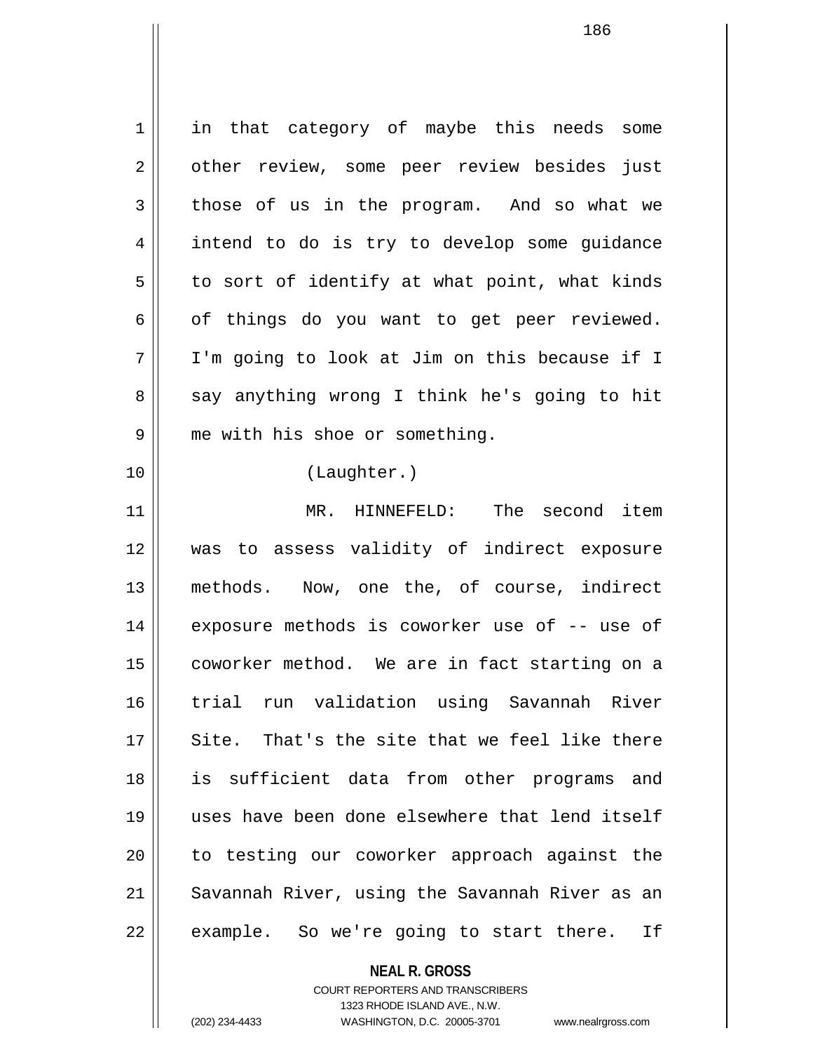in that category of maybe this needs some other review, some peer review besides just those of us in the program. And so what we intend to do is try to develop some guidance to sort of identify at what point, what kinds of things do you want to get peer reviewed. I'm going to look at Jim on this because if I say anything wrong I think he's going to hit me with his shoe or something.

(Laughter.)

MR. HINNEFELD: The second item was to assess validity of indirect exposure methods. Now, one the, of course, indirect exposure methods is coworker use of -- use of coworker method. We are in fact starting on a trial run validation using Savannah River Site. That's the site that we feel like there is sufficient data from other programs and uses have been done elsewhere that lend itself to testing our coworker approach against the Savannah River, using the Savannah River as an example. So we're going to start there. If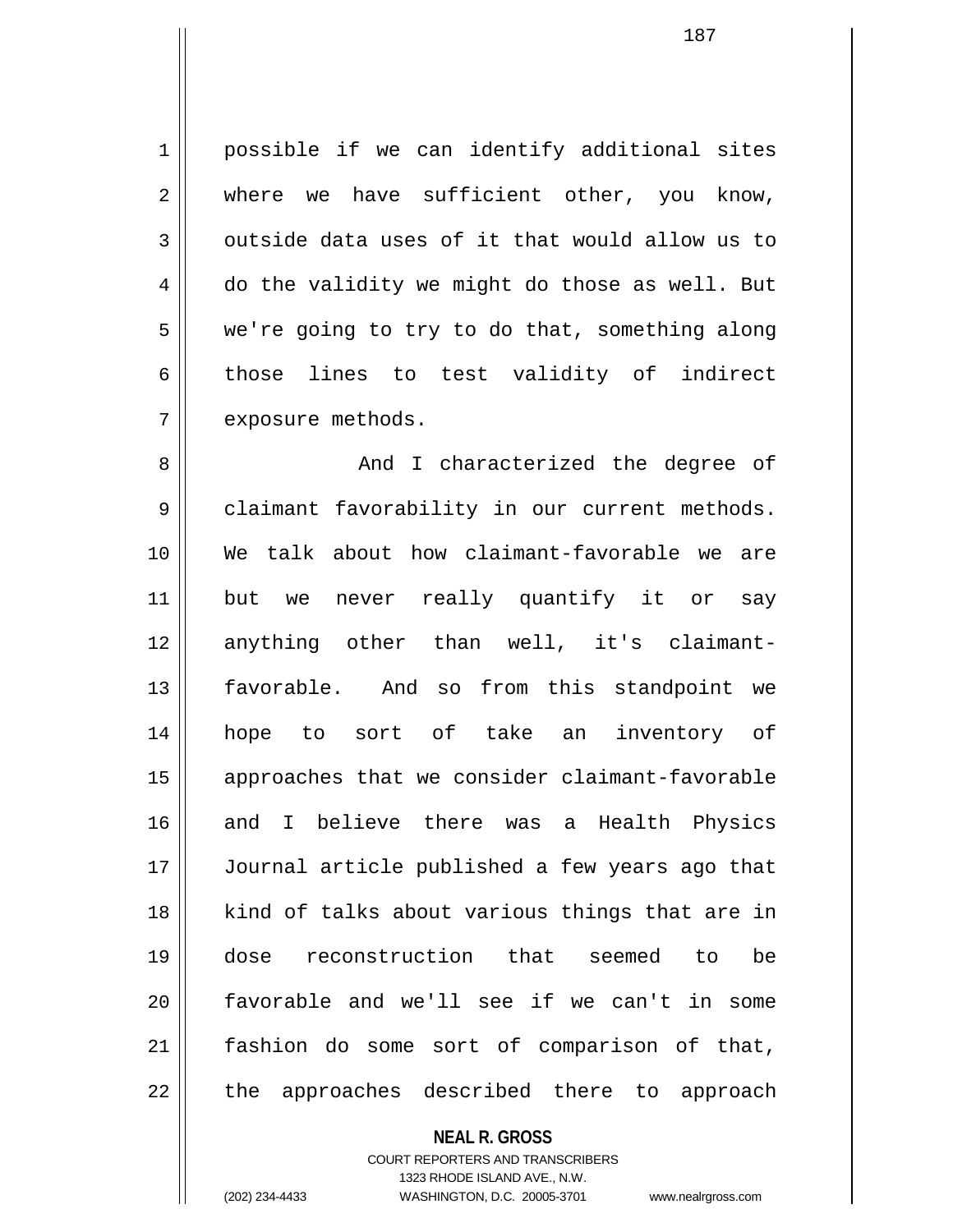possible if we can identify additional sites where we have sufficient other, you know, outside data uses of it that would allow us to do the validity we might do those as well. But we're going to try to do that, something along those lines to test validity of indirect exposure methods.

And I characterized the degree of claimant favorability in our current methods. We talk about how claimant-favorable we are but we never really quantify it or say anything other than well, it's claimant-favorable. And so from this standpoint we hope to sort of take an inventory of approaches that we consider claimant-favorable and I believe there was a Health Physics Journal article published a few years ago that kind of talks about various things that are in dose reconstruction that seemed to be favorable and we'll see if we can't in some fashion do some sort of comparison of that, the approaches described there to approach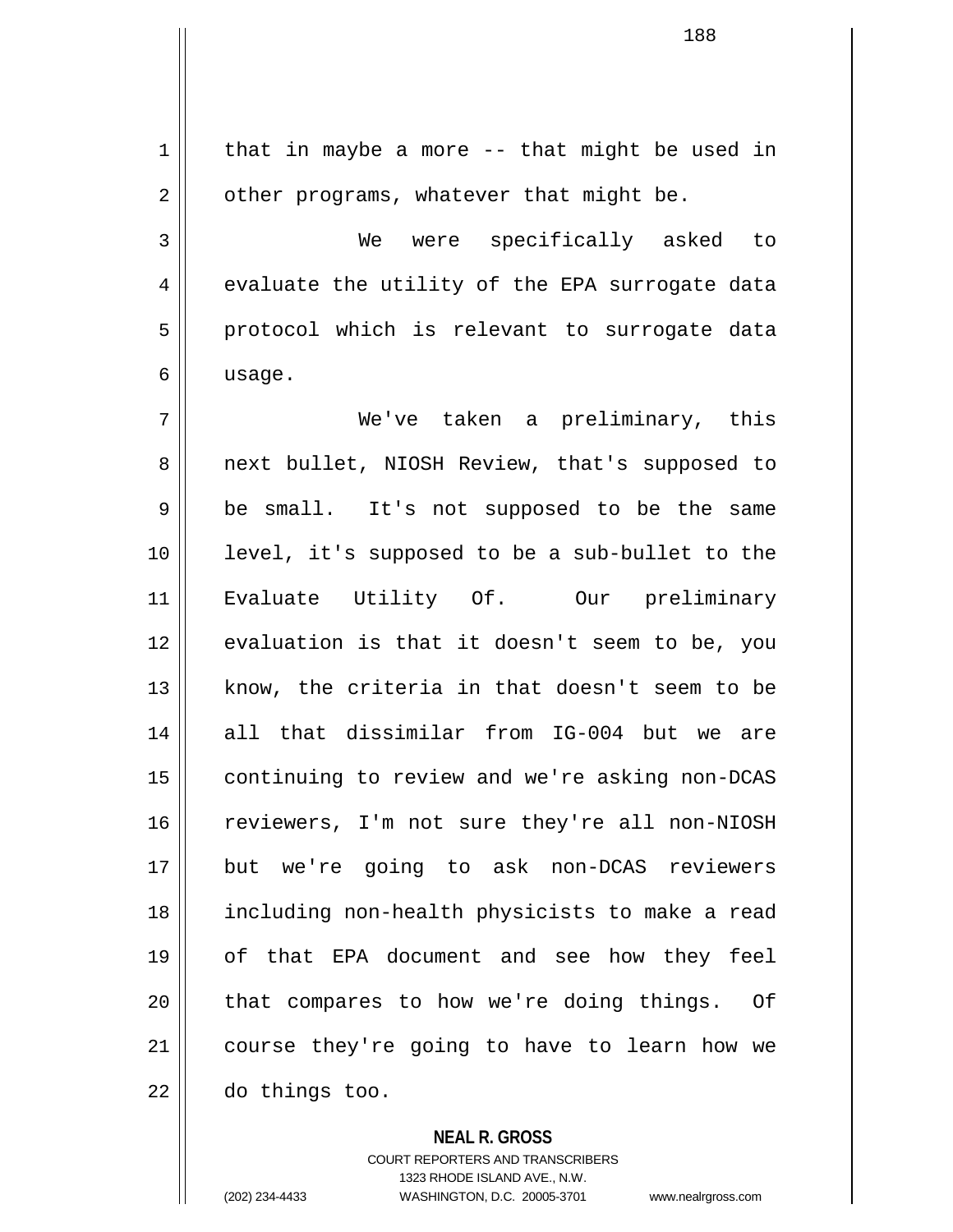that in maybe a more -- that might be used in other programs, whatever that might be.

We were specifically asked to evaluate the utility of the EPA surrogate data protocol which is relevant to surrogate data usage.

We've taken a preliminary, this next bullet, NIOSH Review, that's supposed to be small. It's not supposed to be the same level, it's supposed to be a sub-bullet to the Evaluate Utility Of. Our preliminary evaluation is that it doesn't seem to be, you know, the criteria in that doesn't seem to be all that dissimilar from IG-004 but we are continuing to review and we're asking non-DCAS reviewers, I'm not sure they're all non-NIOSH but we're going to ask non-DCAS reviewers including non-health physicists to make a read of that EPA document and see how they feel that compares to how we're doing things. Of course they're going to have to learn how we do things too.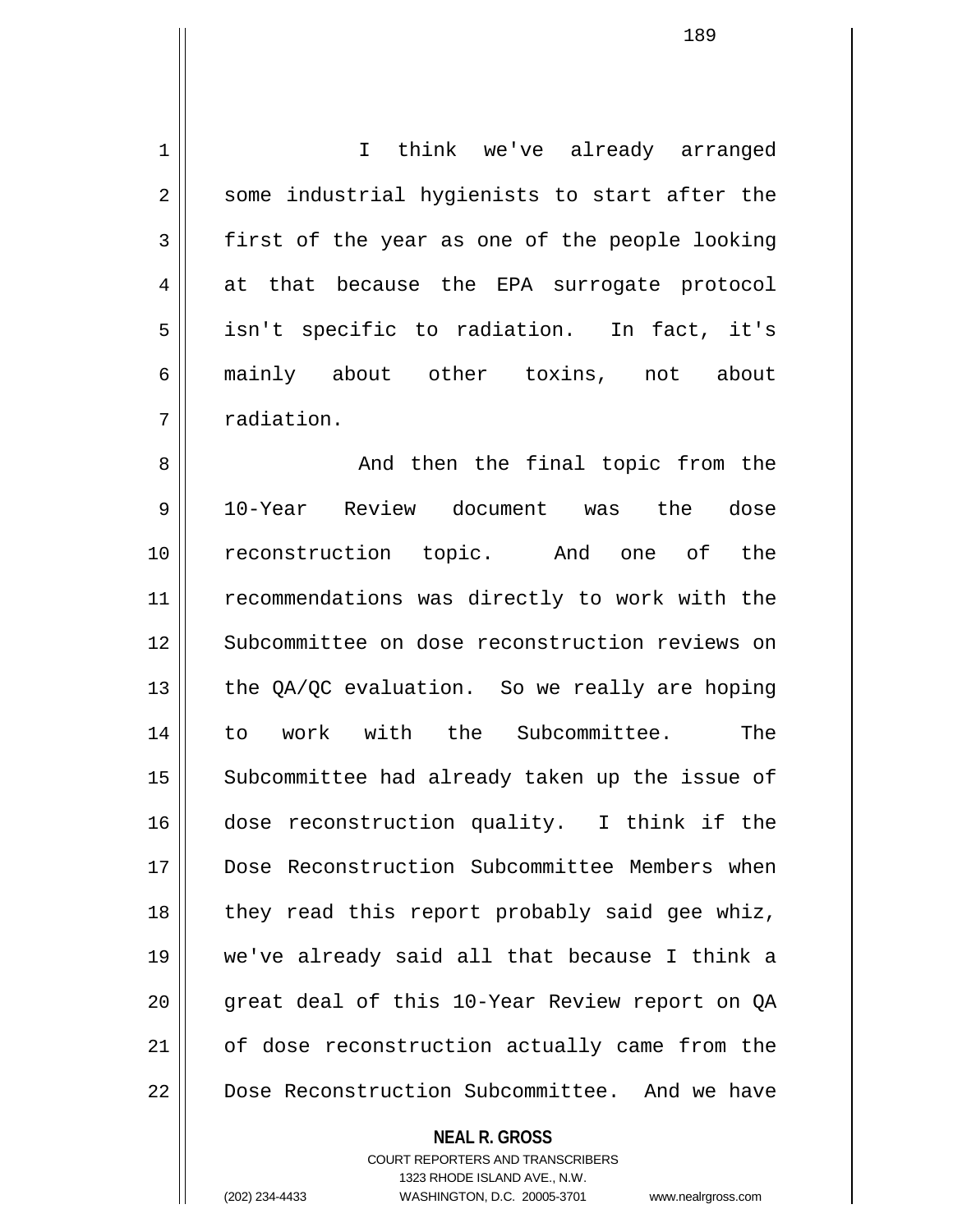I think we've already arranged some industrial hygienists to start after the first of the year as one of the people looking at that because the EPA surrogate protocol isn't specific to radiation. In fact, it's mainly about other toxins, not about radiation.

And then the final topic from the 10-Year Review document was the dose reconstruction topic. And one of the recommendations was directly to work with the Subcommittee on dose reconstruction reviews on the QA/QC evaluation. So we really are hoping to work with the Subcommittee. The Subcommittee had already taken up the issue of dose reconstruction quality. I think if the Dose Reconstruction Subcommittee Members when they read this report probably said gee whiz, we've already said all that because I think a great deal of this 10-Year Review report on QA of dose reconstruction actually came from the Dose Reconstruction Subcommittee. And we have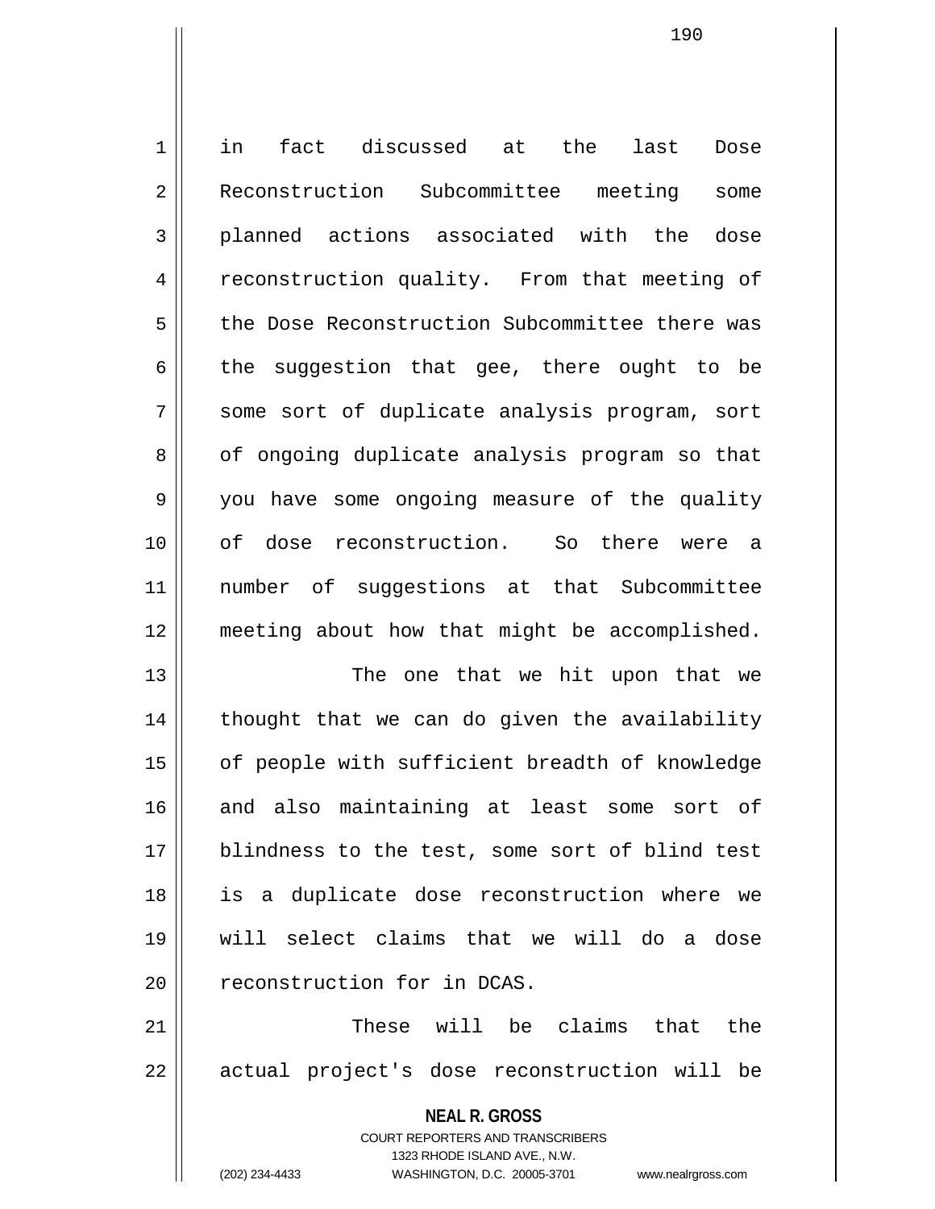in fact discussed at the last Dose Reconstruction Subcommittee meeting some planned actions associated with the dose reconstruction quality. From that meeting of the Dose Reconstruction Subcommittee there was the suggestion that gee, there ought to be some sort of duplicate analysis program, sort of ongoing duplicate analysis program so that you have some ongoing measure of the quality of dose reconstruction. So there were a number of suggestions at that Subcommittee meeting about how that might be accomplished.

The one that we hit upon that we thought that we can do given the availability of people with sufficient breadth of knowledge and also maintaining at least some sort of blindness to the test, some sort of blind test is a duplicate dose reconstruction where we will select claims that we will do a dose reconstruction for in DCAS.

These will be claims that the actual project's dose reconstruction will be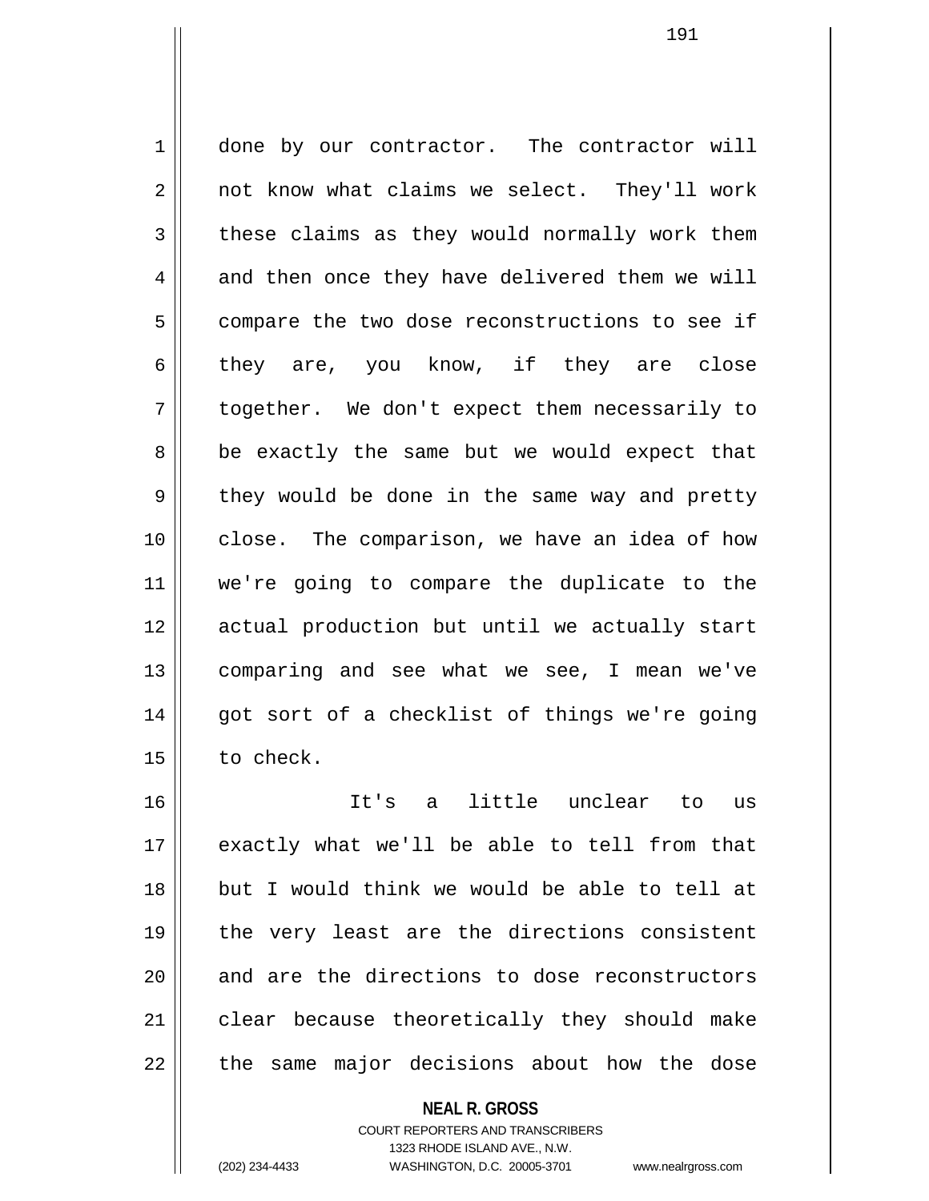done by our contractor. The contractor will not know what claims we select. They'll work these claims as they would normally work them and then once they have delivered them we will compare the two dose reconstructions to see if they are, you know, if they are close together. We don't expect them necessarily to be exactly the same but we would expect that they would be done in the same way and pretty close. The comparison, we have an idea of how we're going to compare the duplicate to the actual production but until we actually start comparing and see what we see, I mean we've got sort of a checklist of things we're going to check.

It's a little unclear to us exactly what we'll be able to tell from that but I would think we would be able to tell at the very least are the directions consistent and are the directions to dose reconstructors clear because theoretically they should make the same major decisions about how the dose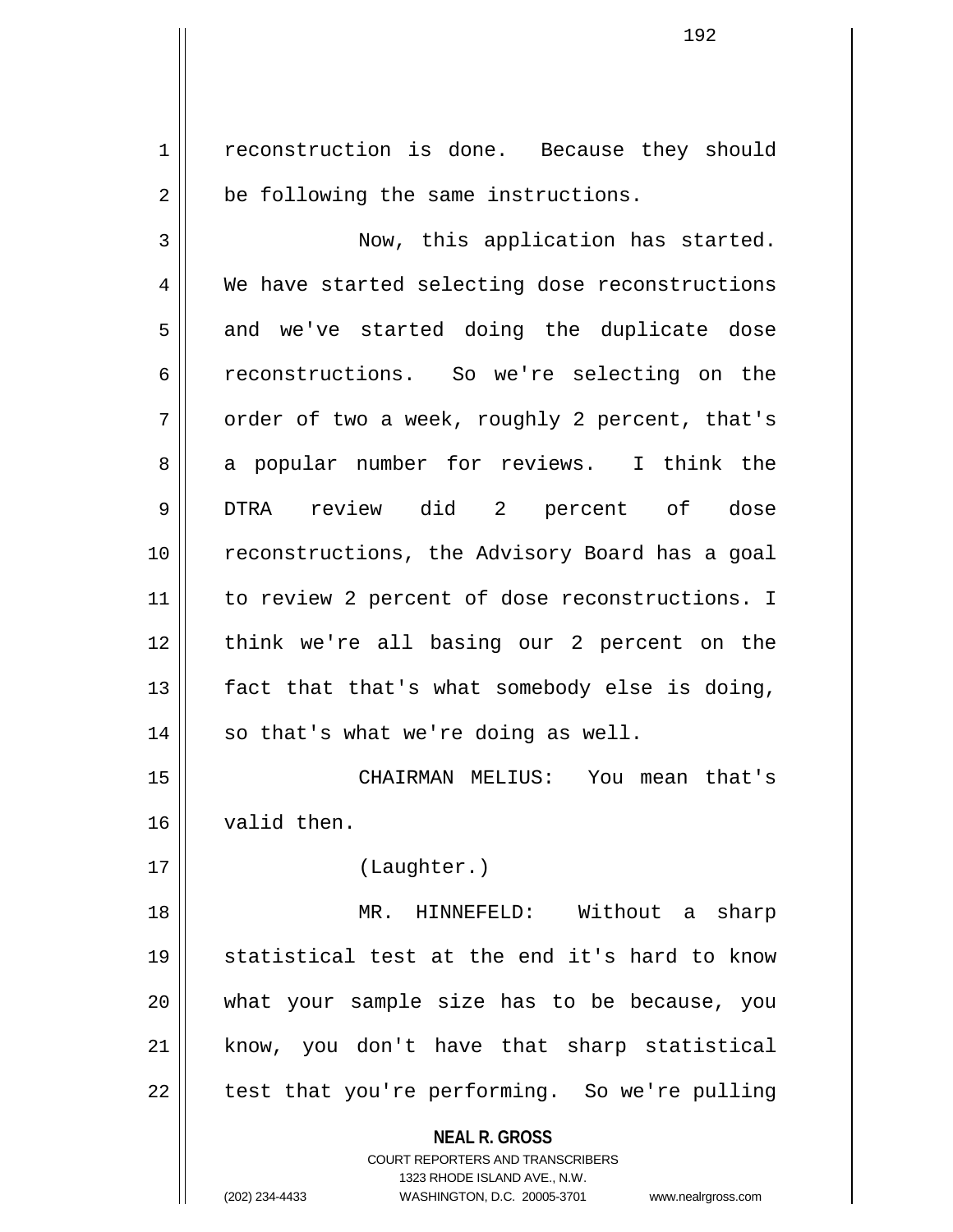reconstruction is done. Because they should be following the same instructions.

Now, this application has started. We have started selecting dose reconstructions and we've started doing the duplicate dose reconstructions. So we're selecting on the order of two a week, roughly 2 percent, that's a popular number for reviews. I think the DTRA review did 2 percent of dose reconstructions, the Advisory Board has a goal to review 2 percent of dose reconstructions. I think we're all basing our 2 percent on the fact that that's what somebody else is doing, so that's what we're doing as well.

CHAIRMAN MELIUS: You mean that's valid then.

(Laughter.)

MR. HINNEFELD: Without a sharp statistical test at the end it's hard to know what your sample size has to be because, you know, you don't have that sharp statistical test that you're performing. So we're pulling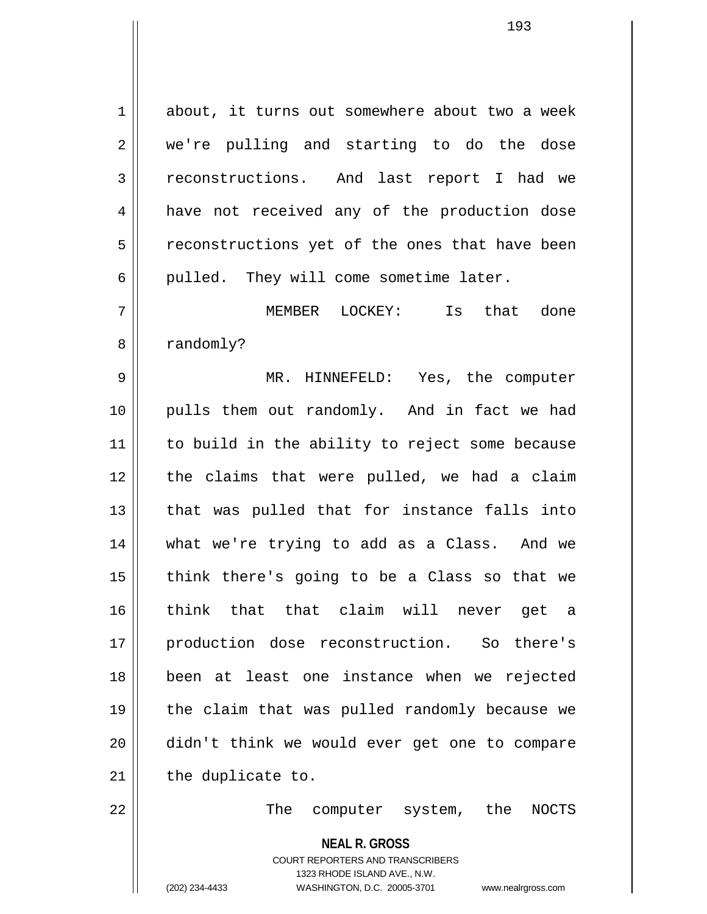about, it turns out somewhere about two a week we're pulling and starting to do the dose reconstructions. And last report I had we have not received any of the production dose reconstructions yet of the ones that have been pulled. They will come sometime later.

MEMBER LOCKEY: Is that done randomly?

MR. HINNEFELD: Yes, the computer pulls them out randomly. And in fact we had to build in the ability to reject some because the claims that were pulled, we had a claim that was pulled that for instance falls into what we're trying to add as a Class. And we think there's going to be a Class so that we think that that claim will never get a production dose reconstruction. So there's been at least one instance when we rejected the claim that was pulled randomly because we didn't think we would ever get one to compare the duplicate to.

The computer system, the NOCTS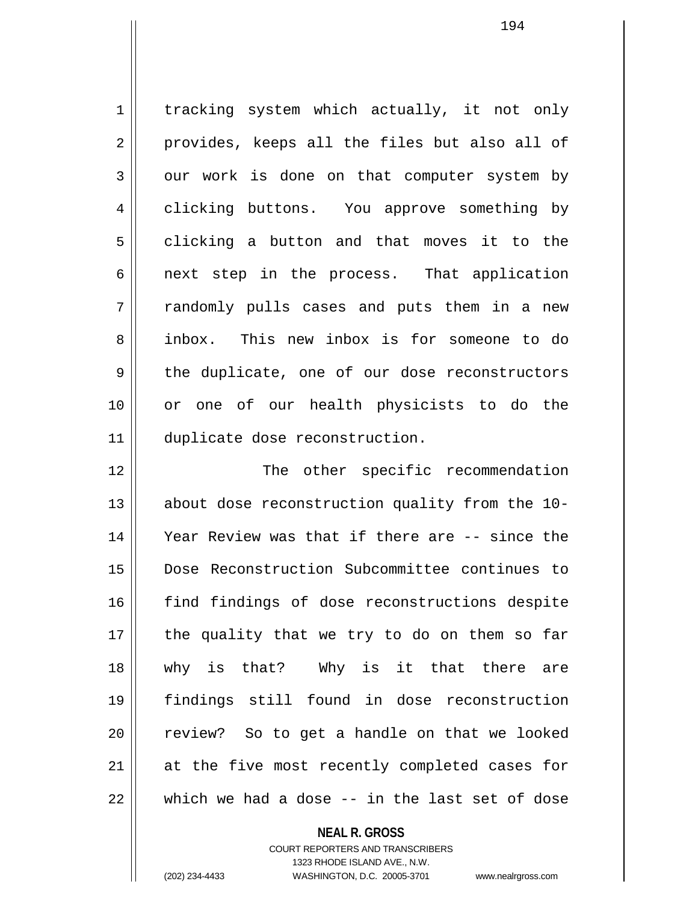tracking system which actually, it not only provides, keeps all the files but also all of our work is done on that computer system by clicking buttons. You approve something by clicking a button and that moves it to the next step in the process. That application randomly pulls cases and puts them in a new inbox. This new inbox is for someone to do the duplicate, one of our dose reconstructors or one of our health physicists to do the duplicate dose reconstruction.

The other specific recommendation about dose reconstruction quality from the 10-Year Review was that if there are -- since the Dose Reconstruction Subcommittee continues to find findings of dose reconstructions despite the quality that we try to do on them so far why is that? Why is it that there are findings still found in dose reconstruction review? So to get a handle on that we looked at the five most recently completed cases for which we had a dose -- in the last set of dose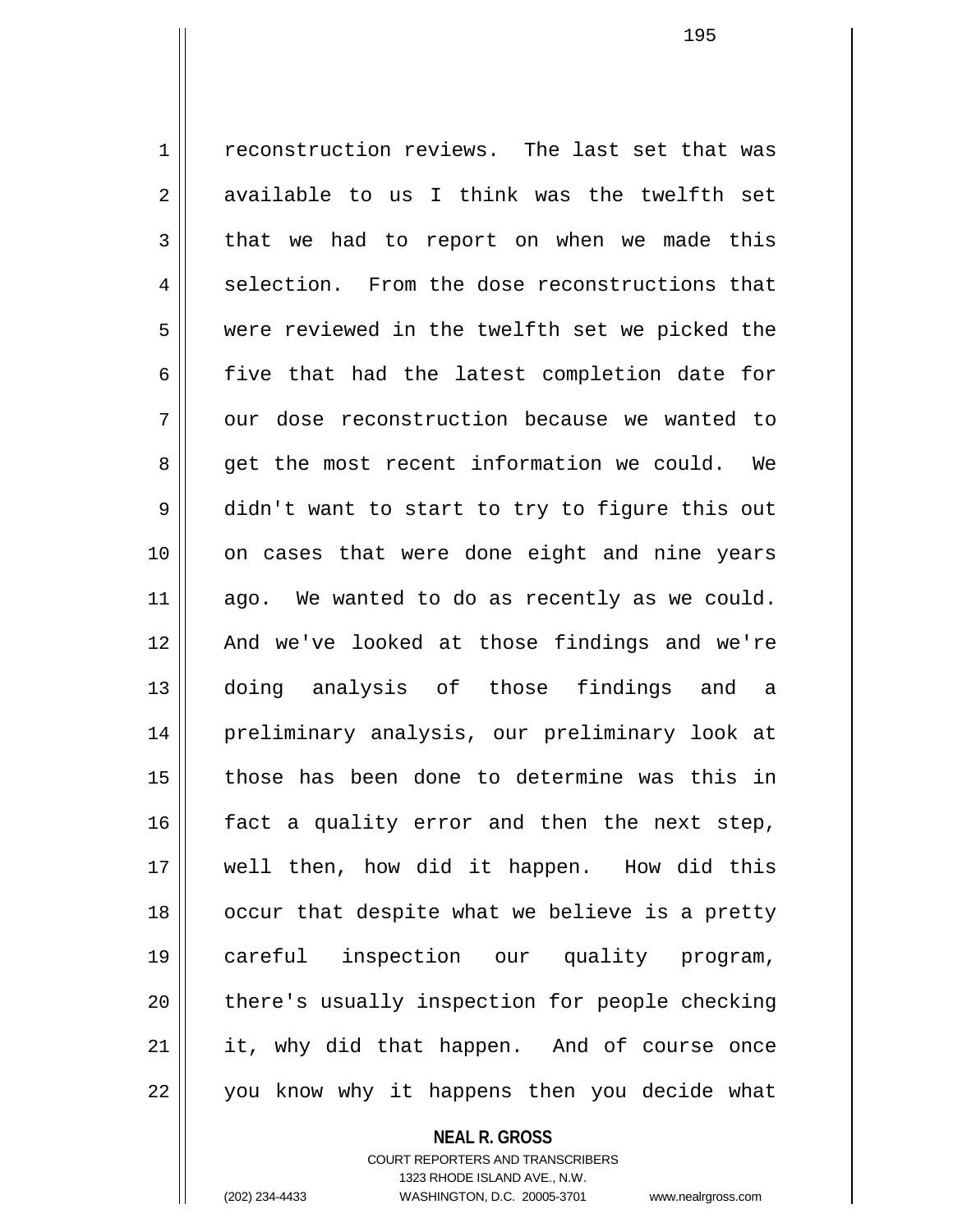reconstruction reviews. The last set that was available to us I think was the twelfth set that we had to report on when we made this selection. From the dose reconstructions that were reviewed in the twelfth set we picked the five that had the latest completion date for our dose reconstruction because we wanted to get the most recent information we could. We didn't want to start to try to figure this out on cases that were done eight and nine years ago. We wanted to do as recently as we could. And we've looked at those findings and we're doing analysis of those findings and a preliminary analysis, our preliminary look at those has been done to determine was this in fact a quality error and then the next step, well then, how did it happen. How did this occur that despite what we believe is a pretty careful inspection our quality program, there's usually inspection for people checking it, why did that happen. And of course once you know why it happens then you decide what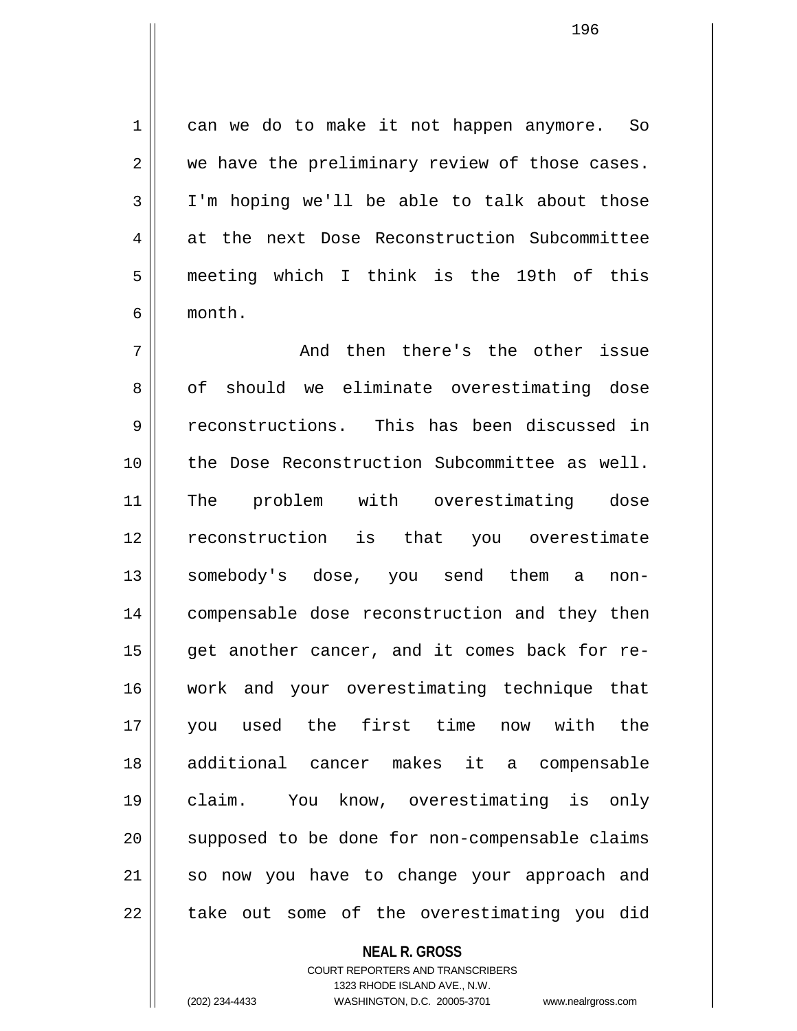can we do to make it not happen anymore. So we have the preliminary review of those cases. I'm hoping we'll be able to talk about those at the next Dose Reconstruction Subcommittee meeting which I think is the 19th of this month.

And then there's the other issue of should we eliminate overestimating dose reconstructions. This has been discussed in the Dose Reconstruction Subcommittee as well. The problem with overestimating dose reconstruction is that you overestimate somebody's dose, you send them a non-compensable dose reconstruction and they then get another cancer, and it comes back for re-work and your overestimating technique that you used the first time now with the additional cancer makes it a compensable claim. You know, overestimating is only supposed to be done for non-compensable claims so now you have to change your approach and take out some of the overestimating you did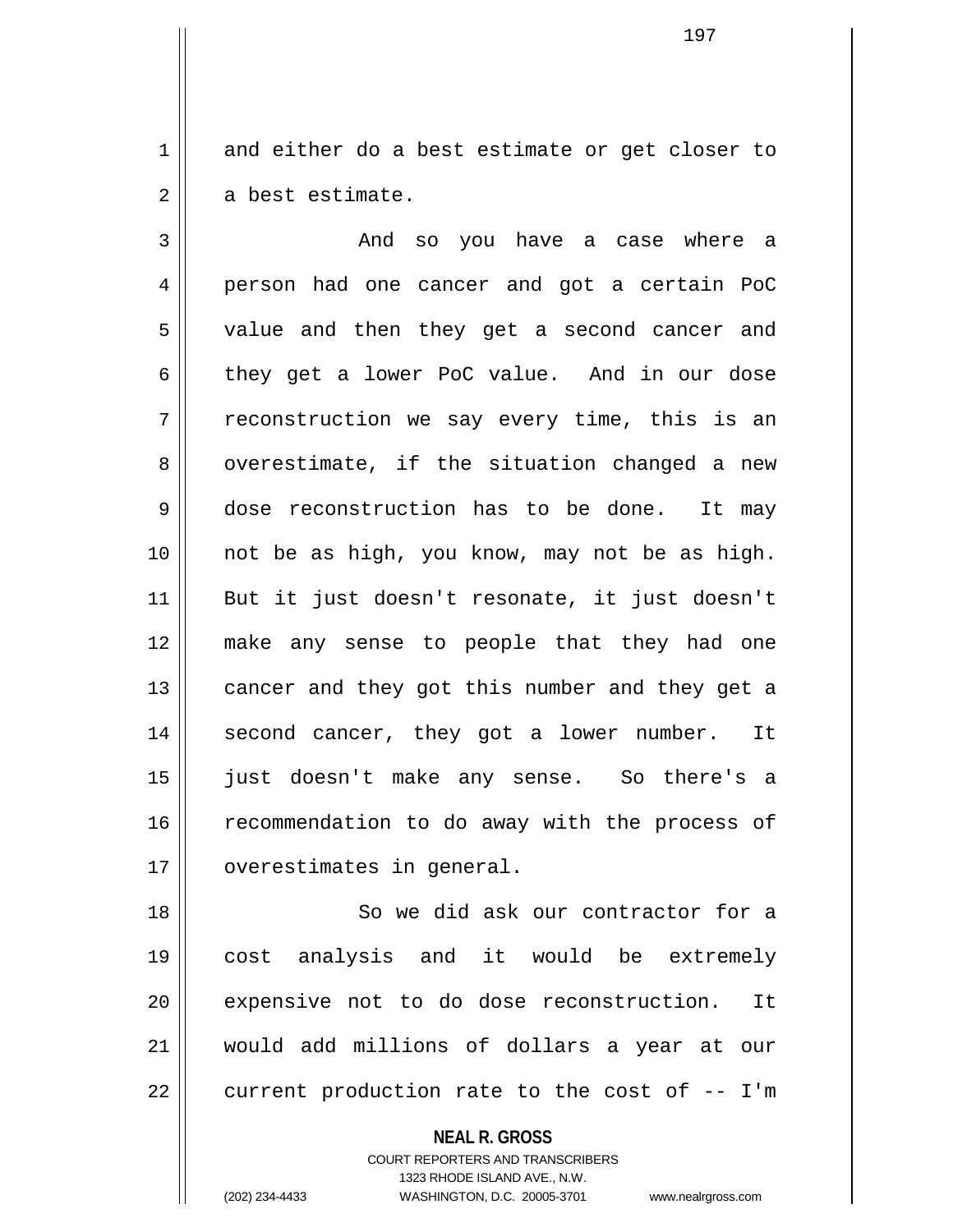and either do a best estimate or get closer to a best estimate.

And so you have a case where a person had one cancer and got a certain PoC value and then they get a second cancer and they get a lower PoC value. And in our dose reconstruction we say every time, this is an overestimate, if the situation changed a new dose reconstruction has to be done. It may not be as high, you know, may not be as high. But it just doesn't resonate, it just doesn't make any sense to people that they had one cancer and they got this number and they get a second cancer, they got a lower number. It just doesn't make any sense. So there's a recommendation to do away with the process of overestimates in general.

So we did ask our contractor for a cost analysis and it would be extremely expensive not to do dose reconstruction. It would add millions of dollars a year at our current production rate to the cost of -- I'm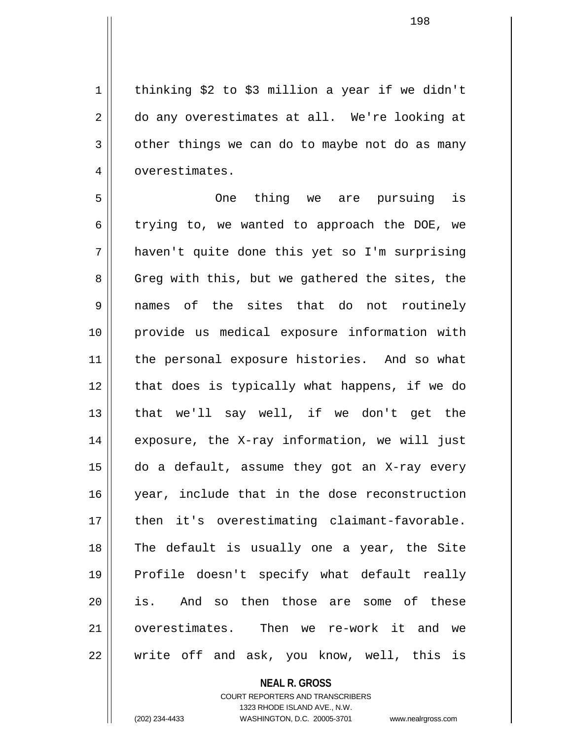thinking $2 to $3 million a year if we didn't do any overestimates at all. We're looking at other things we can do to maybe not do as many overestimates.

One thing we are pursuing is trying to, we wanted to approach the DOE, we haven't quite done this yet so I'm surprising Greg with this, but we gathered the sites, the names of the sites that do not routinely provide us medical exposure information with the personal exposure histories. And so what that does is typically what happens, if we do that we'll say well, if we don't get the exposure, the X-ray information, we will just do a default, assume they got an X-ray every year, include that in the dose reconstruction then it's overestimating claimant-favorable. The default is usually one a year, the Site Profile doesn't specify what default really is. And so then those are some of these overestimates. Then we re-work it and we write off and ask, you know, well, this is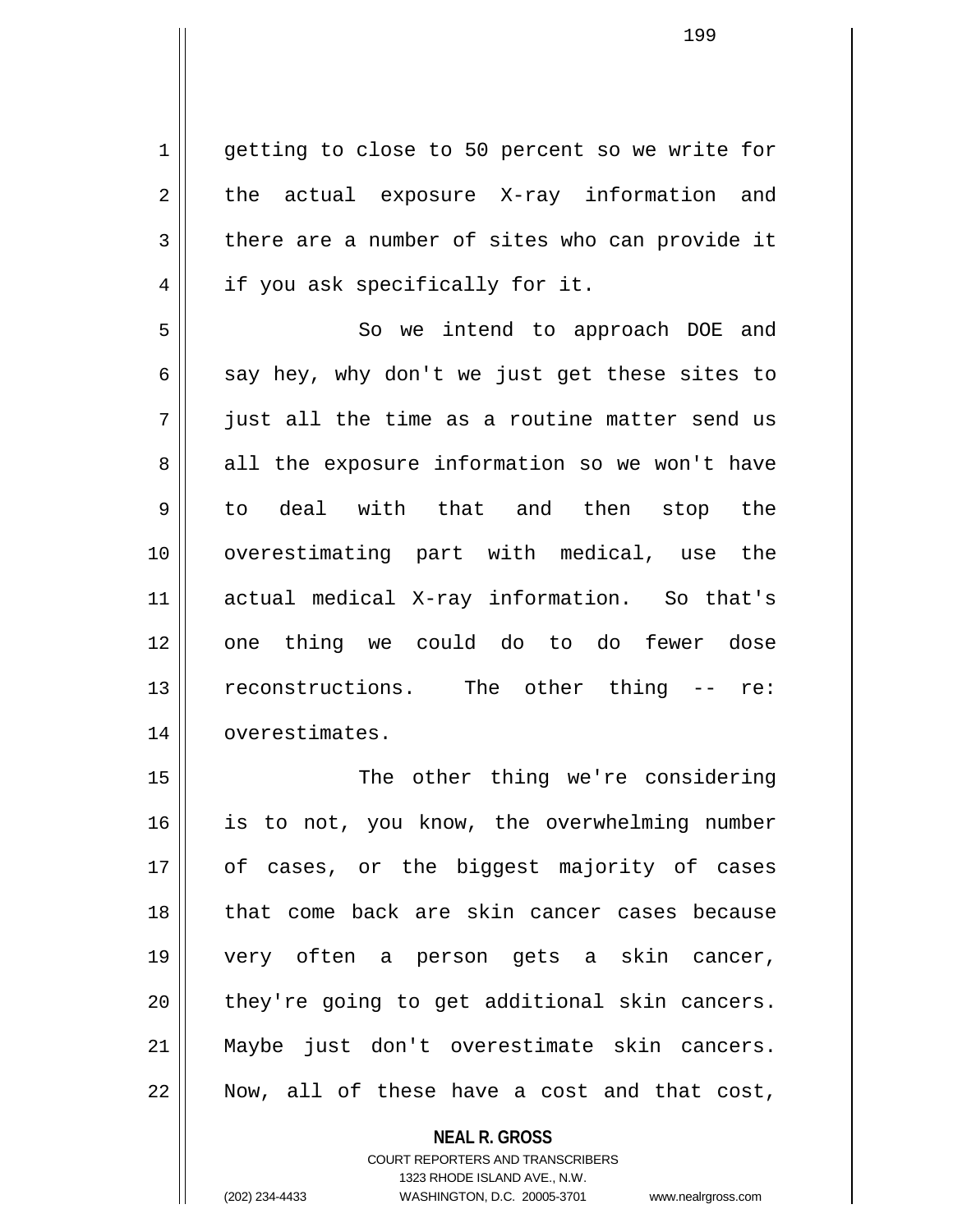getting to close to 50 percent so we write for the actual exposure X-ray information and there are a number of sites who can provide it if you ask specifically for it.

So we intend to approach DOE and say hey, why don't we just get these sites to just all the time as a routine matter send us all the exposure information so we won't have to deal with that and then stop the overestimating part with medical, use the actual medical X-ray information. So that's one thing we could do to do fewer dose reconstructions. The other thing -- re: overestimates.

The other thing we're considering is to not, you know, the overwhelming number of cases, or the biggest majority of cases that come back are skin cancer cases because very often a person gets a skin cancer, they're going to get additional skin cancers. Maybe just don't overestimate skin cancers. Now, all of these have a cost and that cost,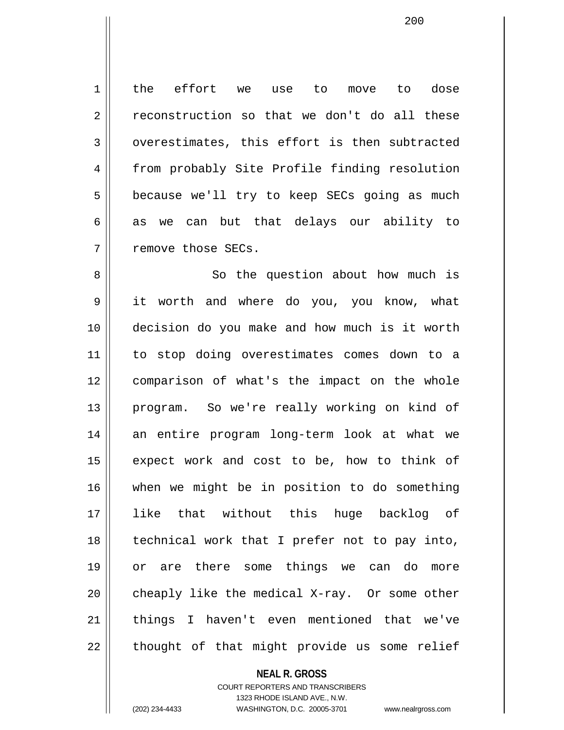the effort we use to move to dose reconstruction so that we don't do all these overestimates, this effort is then subtracted from probably Site Profile finding resolution because we'll try to keep SECs going as much as we can but that delays our ability to remove those SECs.

So the question about how much is it worth and where do you, you know, what decision do you make and how much is it worth to stop doing overestimates comes down to a comparison of what's the impact on the whole program. So we're really working on kind of an entire program long-term look at what we expect work and cost to be, how to think of when we might be in position to do something like that without this huge backlog of technical work that I prefer not to pay into, or are there some things we can do more cheaply like the medical X-ray. Or some other things I haven't even mentioned that we've thought of that might provide us some relief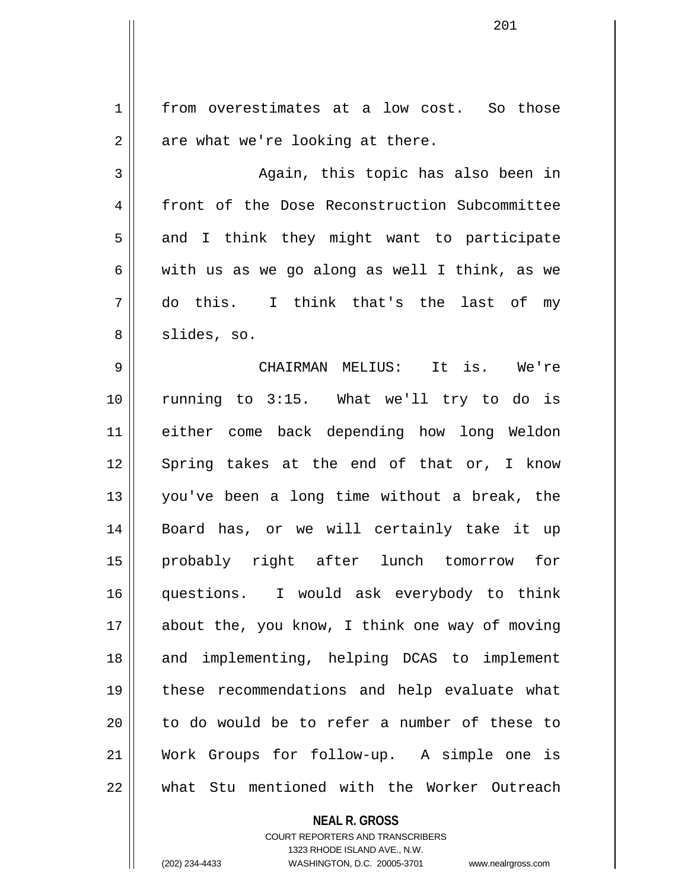from overestimates at a low cost. So those are what we're looking at there.

Again, this topic has also been in front of the Dose Reconstruction Subcommittee and I think they might want to participate with us as we go along as well I think, as we do this. I think that's the last of my slides, so.

CHAIRMAN MELIUS: It is. We're running to 3:15. What we'll try to do is either come back depending how long Weldon Spring takes at the end of that or, I know you've been a long time without a break, the Board has, or we will certainly take it up probably right after lunch tomorrow for questions. I would ask everybody to think about the, you know, I think one way of moving and implementing, helping DCAS to implement these recommendations and help evaluate what to do would be to refer a number of these to Work Groups for follow-up. A simple one is what Stu mentioned with the Worker Outreach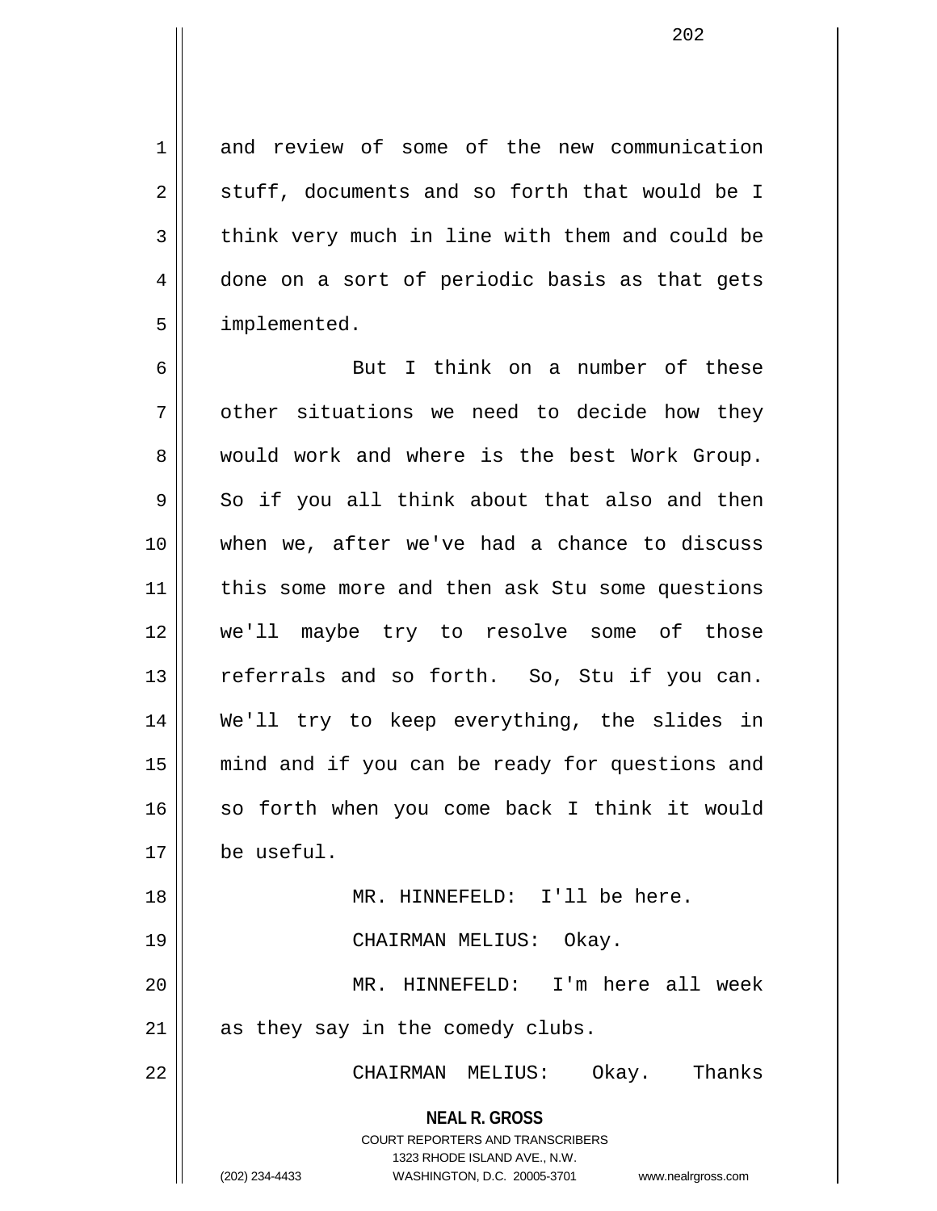and review of some of the new communication stuff, documents and so forth that would be I think very much in line with them and could be done on a sort of periodic basis as that gets implemented.

But I think on a number of these other situations we need to decide how they would work and where is the best Work Group. So if you all think about that also and then when we, after we've had a chance to discuss this some more and then ask Stu some questions we'll maybe try to resolve some of those referrals and so forth. So, Stu if you can. We'll try to keep everything, the slides in mind and if you can be ready for questions and so forth when you come back I think it would be useful.

MR. HINNEFELD: I'll be here.

CHAIRMAN MELIUS: Okay.

MR. HINNEFELD: I'm here all week as they say in the comedy clubs.

CHAIRMAN MELIUS: Okay. Thanks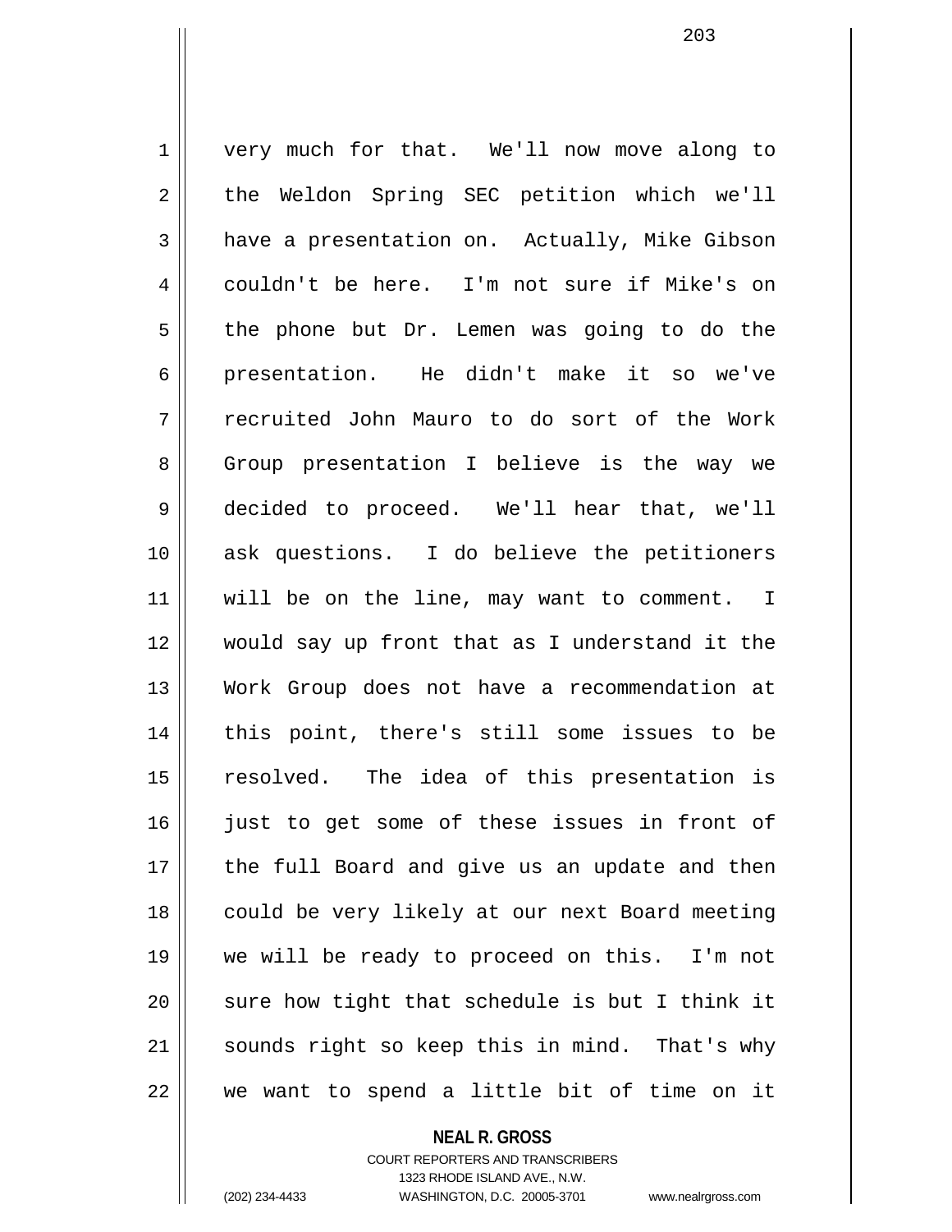very much for that. We'll now move along to the Weldon Spring SEC petition which we'll have a presentation on. Actually, Mike Gibson couldn't be here. I'm not sure if Mike's on the phone but Dr. Lemen was going to do the presentation. He didn't make it so we've recruited John Mauro to do sort of the Work Group presentation I believe is the way we decided to proceed. We'll hear that, we'll ask questions. I do believe the petitioners will be on the line, may want to comment. I would say up front that as I understand it the Work Group does not have a recommendation at this point, there's still some issues to be resolved. The idea of this presentation is just to get some of these issues in front of the full Board and give us an update and then could be very likely at our next Board meeting we will be ready to proceed on this. I'm not sure how tight that schedule is but I think it sounds right so keep this in mind. That's why we want to spend a little bit of time on it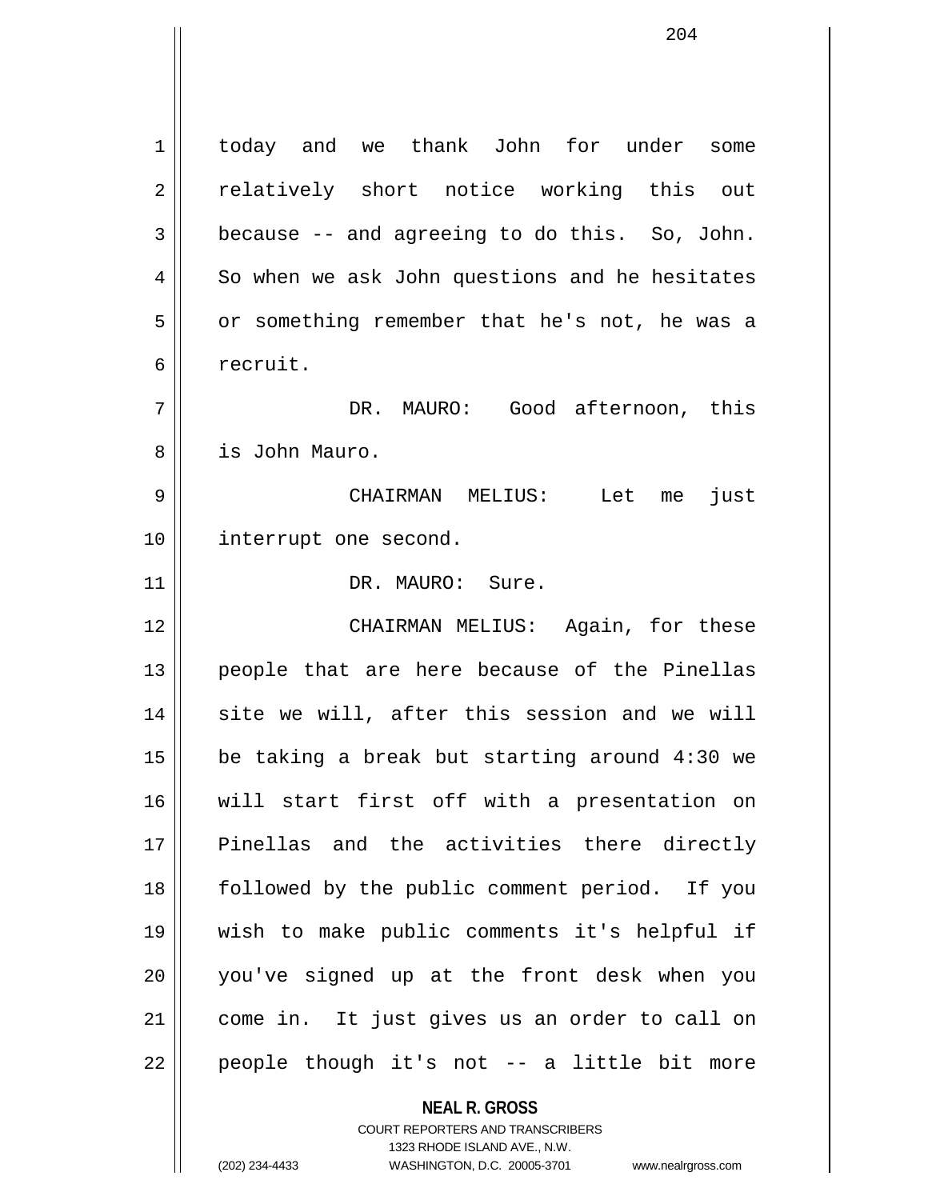today and we thank John for under some relatively short notice working this out because -- and agreeing to do this. So, John. So when we ask John questions and he hesitates or something remember that he's not, he was a recruit.

DR. MAURO: Good afternoon, this is John Mauro.

CHAIRMAN MELIUS: Let me just interrupt one second.

DR. MAURO: Sure.

CHAIRMAN MELIUS: Again, for these people that are here because of the Pinellas site we will, after this session and we will be taking a break but starting around 4:30 we will start first off with a presentation on Pinellas and the activities there directly followed by the public comment period. If you wish to make public comments it's helpful if you've signed up at the front desk when you come in. It just gives us an order to call on people though it's not -- a little bit more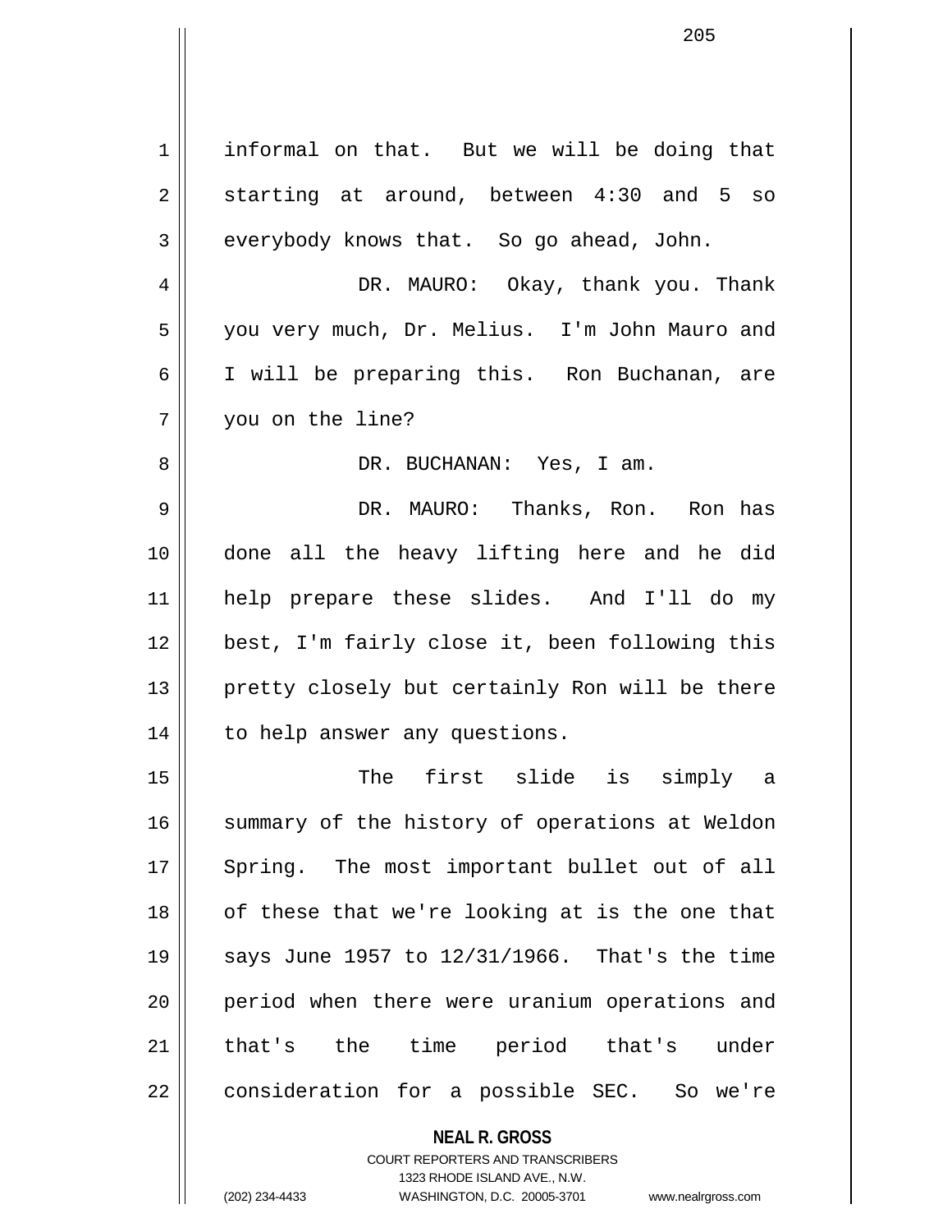informal on that. But we will be doing that starting at around, between 4:30 and 5 so everybody knows that. So go ahead, John.

DR. MAURO: Okay, thank you. Thank you very much, Dr. Melius. I'm John Mauro and I will be preparing this. Ron Buchanan, are you on the line?

DR. BUCHANAN: Yes, I am.

DR. MAURO: Thanks, Ron. Ron has done all the heavy lifting here and he did help prepare these slides. And I'll do my best, I'm fairly close it, been following this pretty closely but certainly Ron will be there to help answer any questions.

The first slide is simply a summary of the history of operations at Weldon Spring. The most important bullet out of all of these that we're looking at is the one that says June 1957 to 12/31/1966. That's the time period when there were uranium operations and that's the time period that's under consideration for a possible SEC. So we're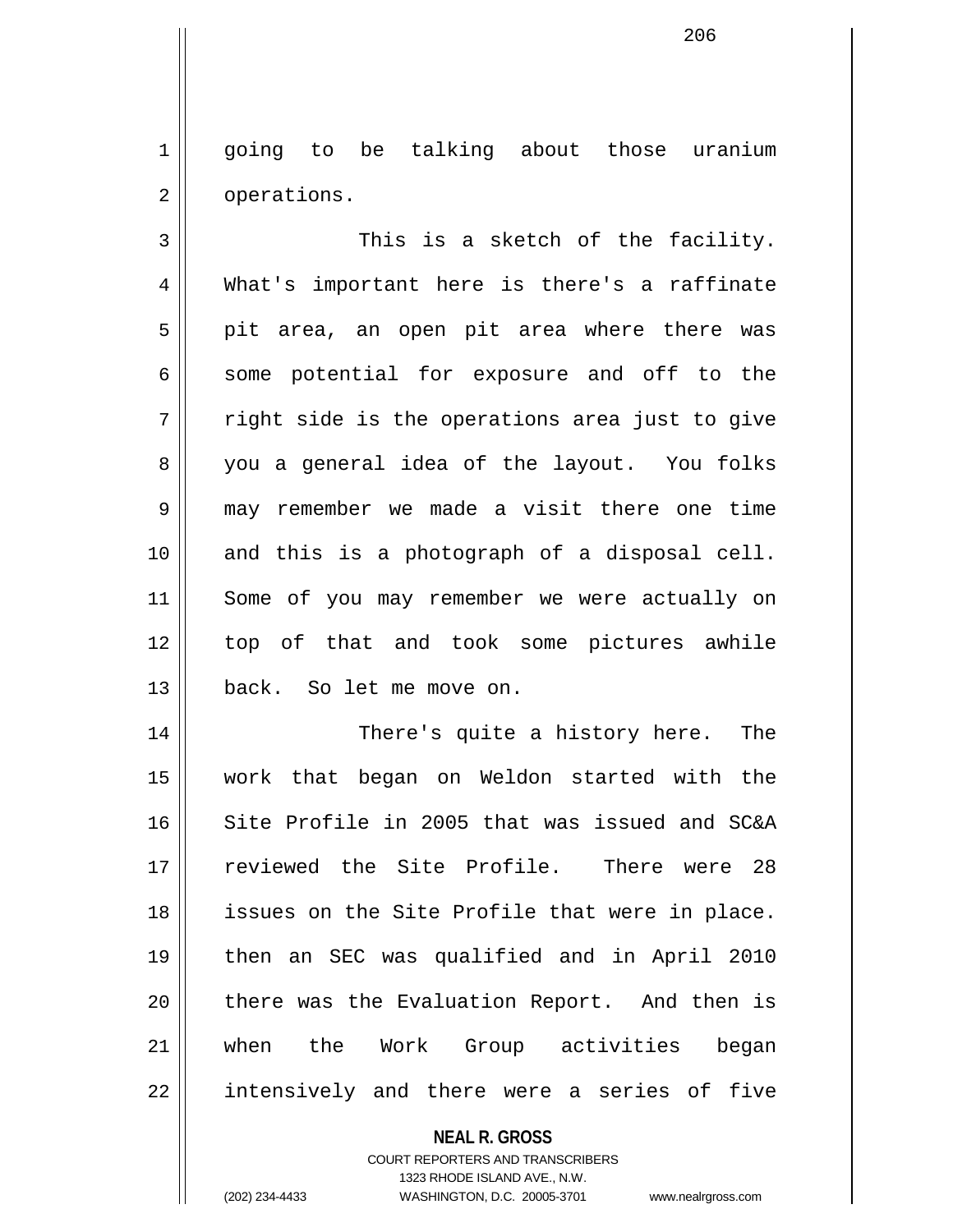going to be talking about those uranium operations.

This is a sketch of the facility. What's important here is there's a raffinate pit area, an open pit area where there was some potential for exposure and off to the right side is the operations area just to give you a general idea of the layout. You folks may remember we made a visit there one time and this is a photograph of a disposal cell. Some of you may remember we were actually on top of that and took some pictures awhile back. So let me move on.

There's quite a history here. The work that began on Weldon started with the Site Profile in 2005 that was issued and SC&A reviewed the Site Profile. There were 28 issues on the Site Profile that were in place. then an SEC was qualified and in April 2010 there was the Evaluation Report. And then is when the Work Group activities began intensively and there were a series of five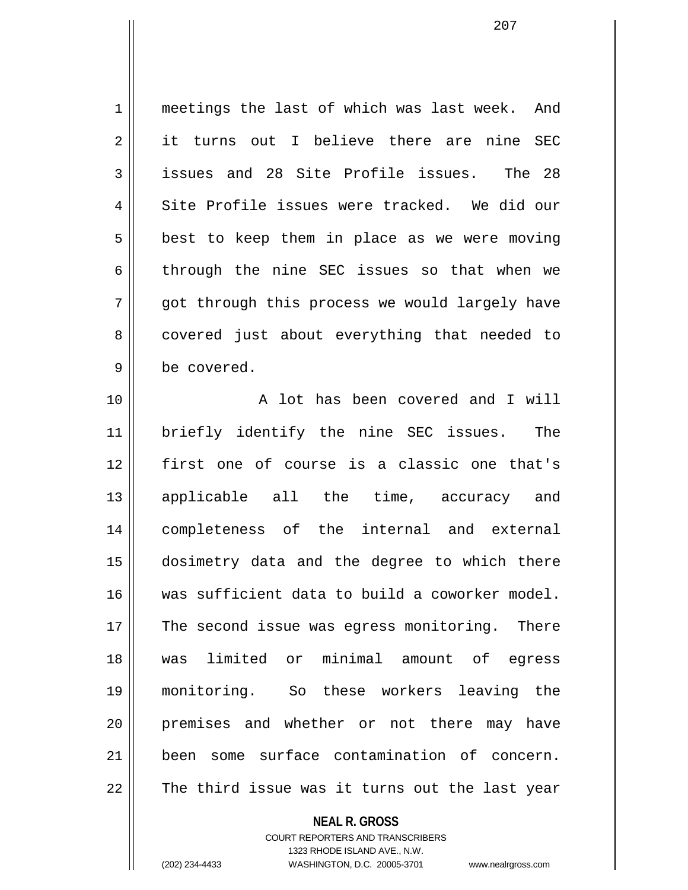meetings the last of which was last week. And it turns out I believe there are nine SEC issues and 28 Site Profile issues. The 28 Site Profile issues were tracked. We did our best to keep them in place as we were moving through the nine SEC issues so that when we got through this process we would largely have covered just about everything that needed to be covered.

A lot has been covered and I will briefly identify the nine SEC issues. The first one of course is a classic one that's applicable all the time, accuracy and completeness of the internal and external dosimetry data and the degree to which there was sufficient data to build a coworker model. The second issue was egress monitoring. There was limited or minimal amount of egress monitoring. So these workers leaving the premises and whether or not there may have been some surface contamination of concern. The third issue was it turns out the last year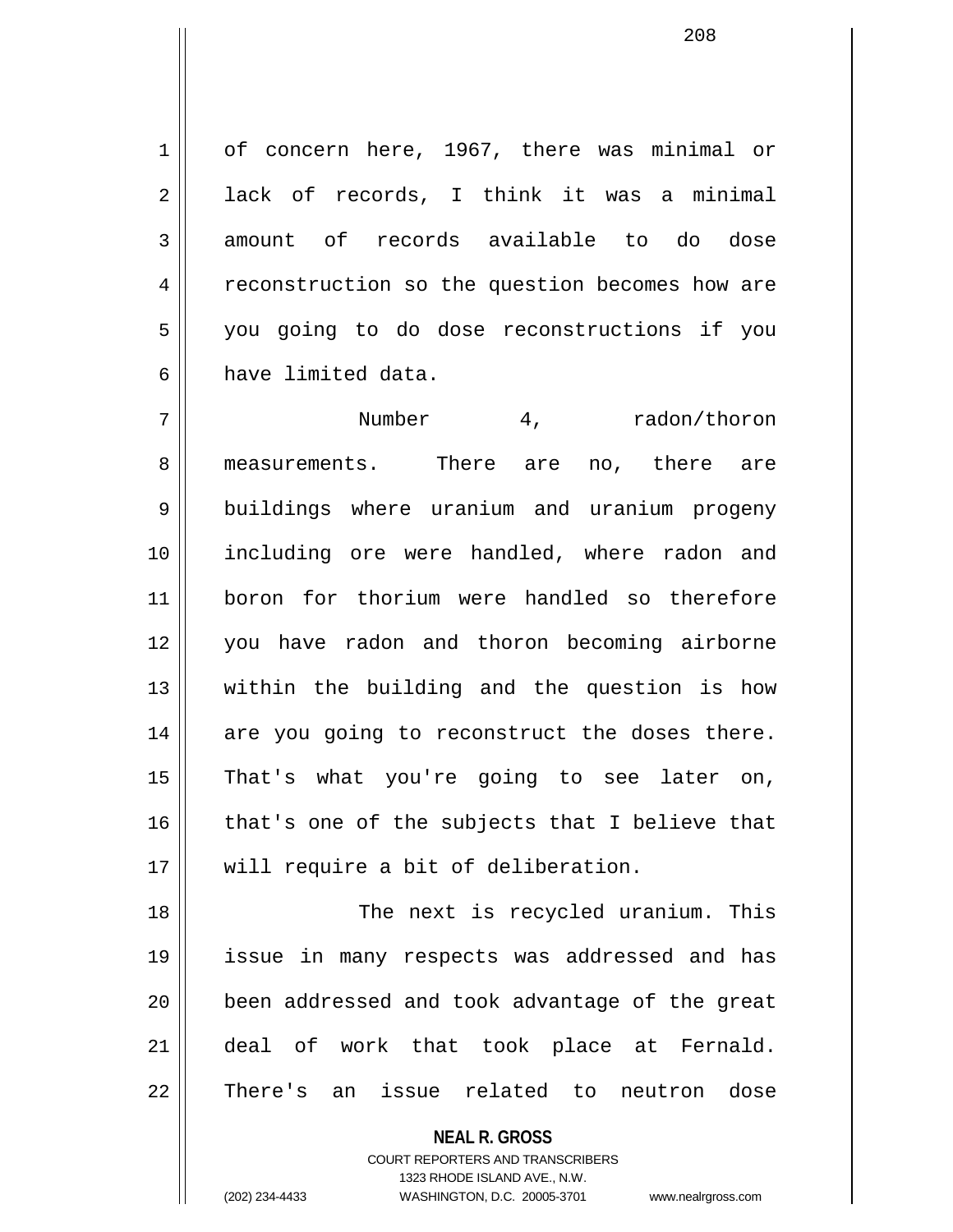of concern here, 1967, there was minimal or lack of records, I think it was a minimal amount of records available to do dose reconstruction so the question becomes how are you going to do dose reconstructions if you have limited data.

Number 4, radon/thoron measurements. There are no, there are buildings where uranium and uranium progeny including ore were handled, where radon and boron for thorium were handled so therefore you have radon and thoron becoming airborne within the building and the question is how are you going to reconstruct the doses there. That's what you're going to see later on, that's one of the subjects that I believe that will require a bit of deliberation.

The next is recycled uranium. This issue in many respects was addressed and has been addressed and took advantage of the great deal of work that took place at Fernald. There's an issue related to neutron dose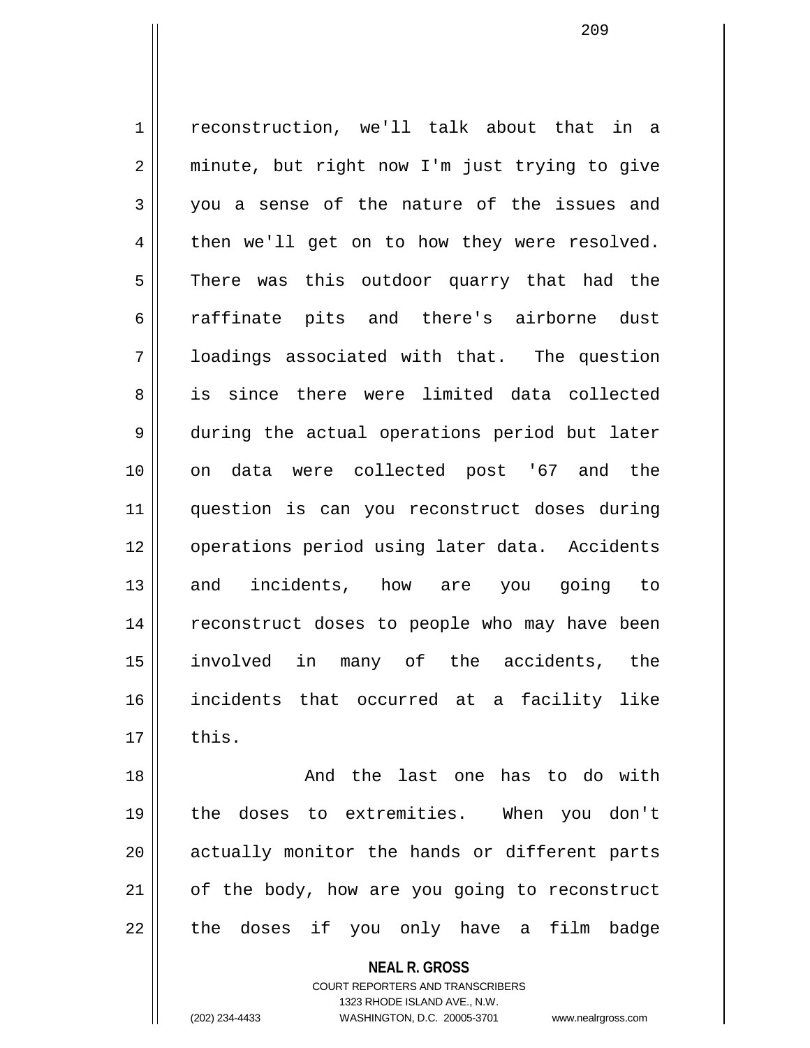reconstruction, we'll talk about that in a minute, but right now I'm just trying to give you a sense of the nature of the issues and then we'll get on to how they were resolved. There was this outdoor quarry that had the raffinate pits and there's airborne dust loadings associated with that. The question is since there were limited data collected during the actual operations period but later on data were collected post '67 and the question is can you reconstruct doses during operations period using later data. Accidents and incidents, how are you going to reconstruct doses to people who may have been involved in many of the accidents, the incidents that occurred at a facility like this.

And the last one has to do with the doses to extremities. When you don't actually monitor the hands or different parts of the body, how are you going to reconstruct the doses if you only have a film badge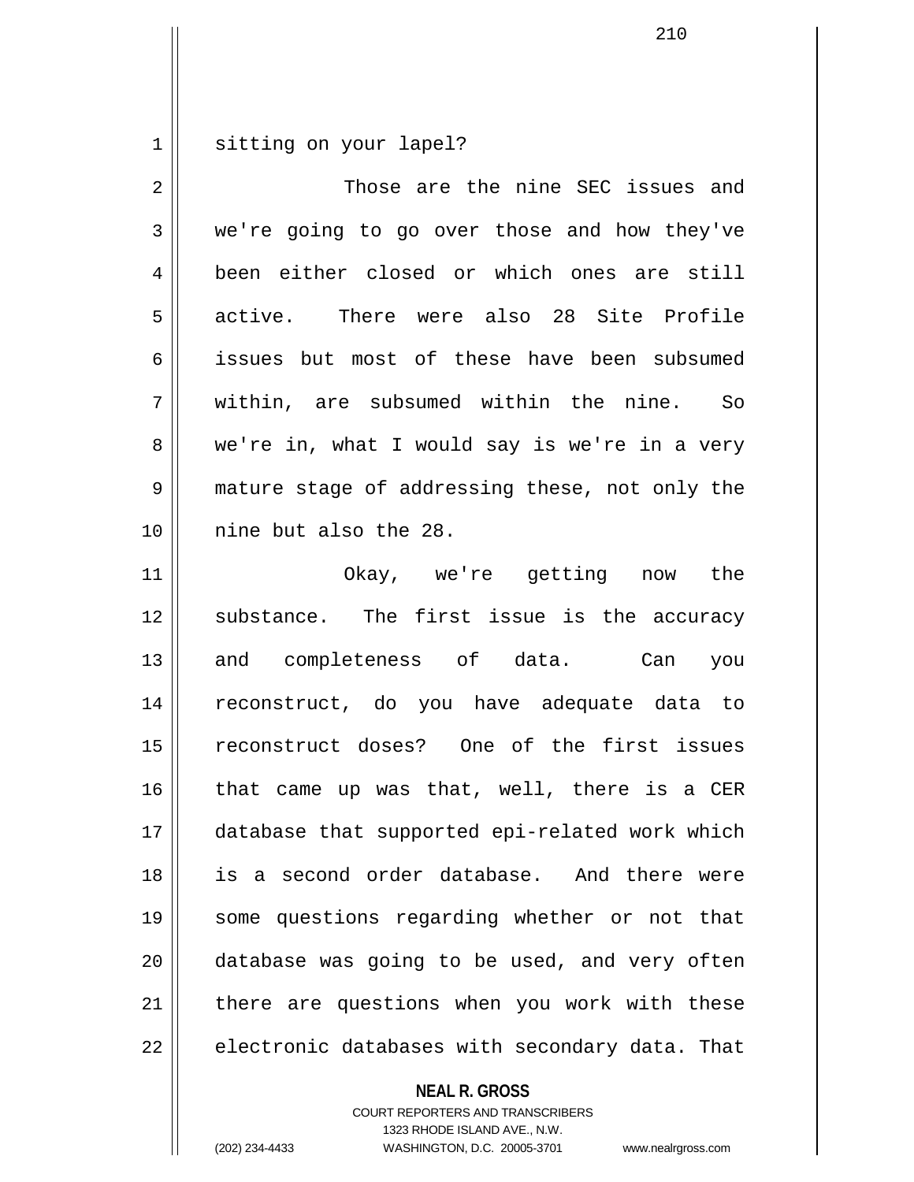sitting on your lapel?

Those are the nine SEC issues and we're going to go over those and how they've been either closed or which ones are still active. There were also 28 Site Profile issues but most of these have been subsumed within, are subsumed within the nine. So we're in, what I would say is we're in a very mature stage of addressing these, not only the nine but also the 28.

Okay, we're getting now the substance. The first issue is the accuracy and completeness of data. Can you reconstruct, do you have adequate data to reconstruct doses? One of the first issues that came up was that, well, there is a CER database that supported epi-related work which is a second order database. And there were some questions regarding whether or not that database was going to be used, and very often there are questions when you work with these electronic databases with secondary data. That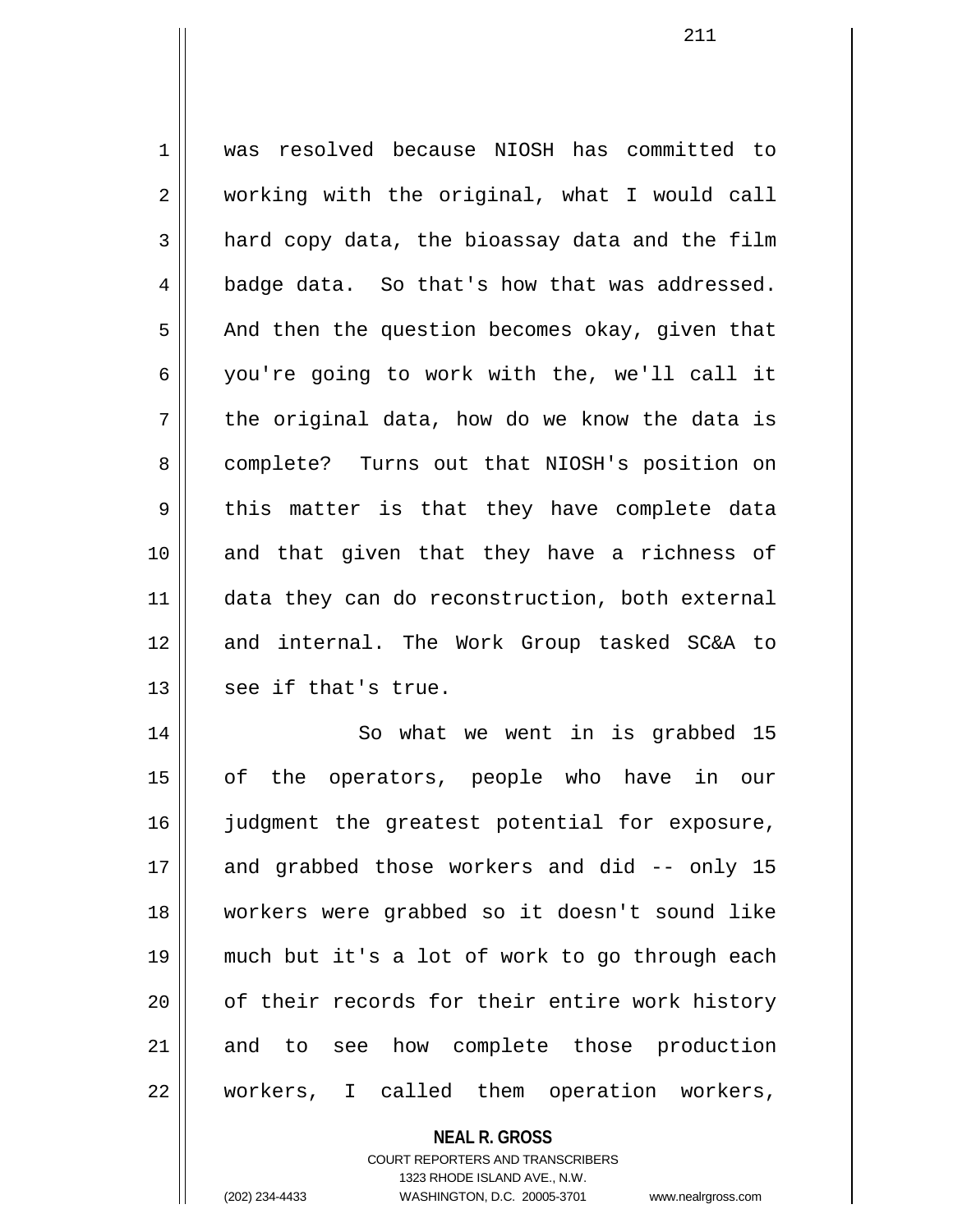was resolved because NIOSH has committed to working with the original, what I would call hard copy data, the bioassay data and the film badge data. So that's how that was addressed. And then the question becomes okay, given that you're going to work with the, we'll call it the original data, how do we know the data is complete? Turns out that NIOSH's position on this matter is that they have complete data and that given that they have a richness of data they can do reconstruction, both external and internal. The Work Group tasked SC&A to see if that's true.

So what we went in is grabbed 15 of the operators, people who have in our judgment the greatest potential for exposure, and grabbed those workers and did -- only 15 workers were grabbed so it doesn't sound like much but it's a lot of work to go through each of their records for their entire work history and to see how complete those production workers, I called them operation workers,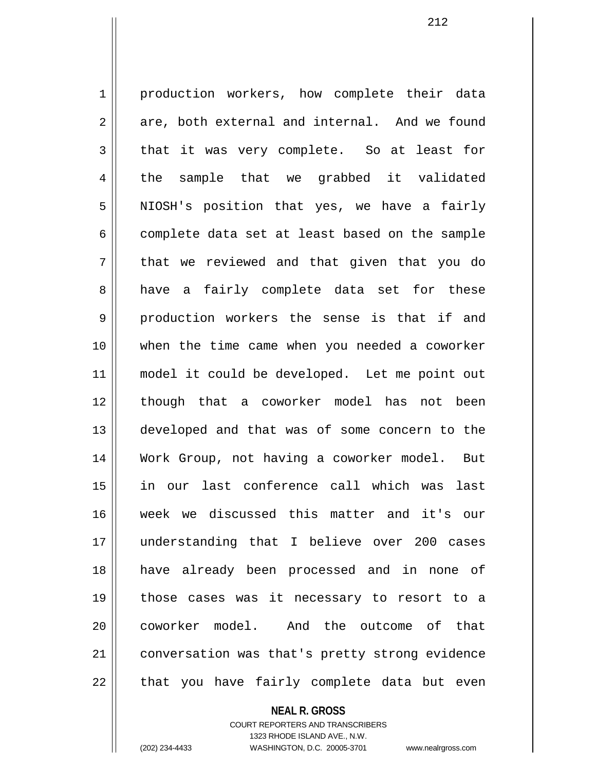production workers, how complete their data are, both external and internal. And we found that it was very complete. So at least for the sample that we grabbed it validated NIOSH's position that yes, we have a fairly complete data set at least based on the sample that we reviewed and that given that you do have a fairly complete data set for these production workers the sense is that if and when the time came when you needed a coworker model it could be developed. Let me point out though that a coworker model has not been developed and that was of some concern to the Work Group, not having a coworker model. But in our last conference call which was last week we discussed this matter and it's our understanding that I believe over 200 cases have already been processed and in none of those cases was it necessary to resort to a coworker model. And the outcome of that conversation was that's pretty strong evidence that you have fairly complete data but even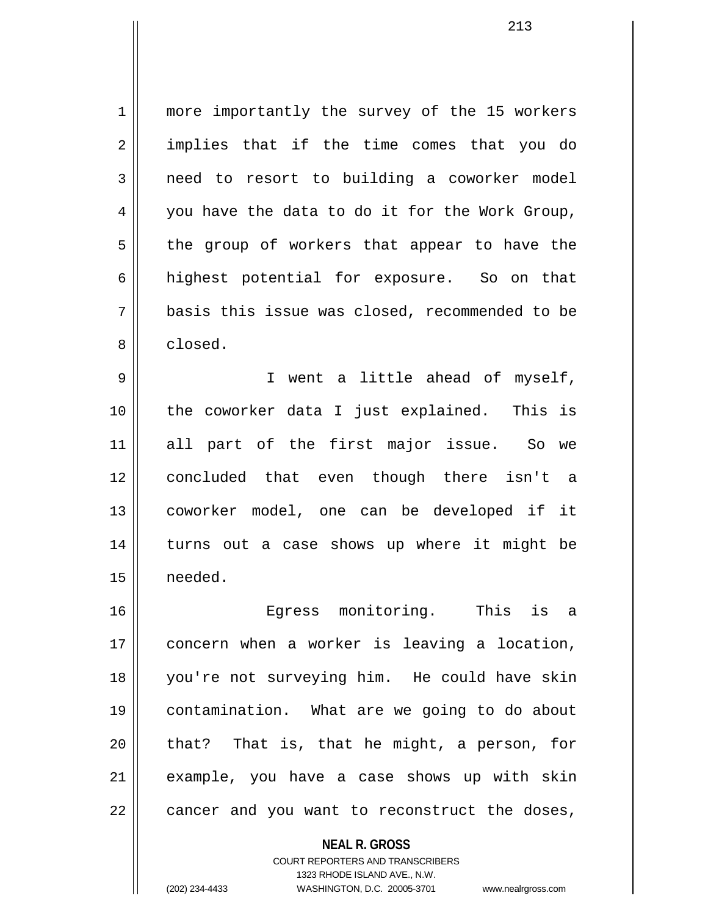more importantly the survey of the 15 workers implies that if the time comes that you do need to resort to building a coworker model you have the data to do it for the Work Group, the group of workers that appear to have the highest potential for exposure. So on that basis this issue was closed, recommended to be closed.

I went a little ahead of myself, the coworker data I just explained. This is all part of the first major issue. So we concluded that even though there isn't a coworker model, one can be developed if it turns out a case shows up where it might be needed.

Egress monitoring. This is a concern when a worker is leaving a location, you're not surveying him. He could have skin contamination. What are we going to do about that? That is, that he might, a person, for example, you have a case shows up with skin cancer and you want to reconstruct the doses,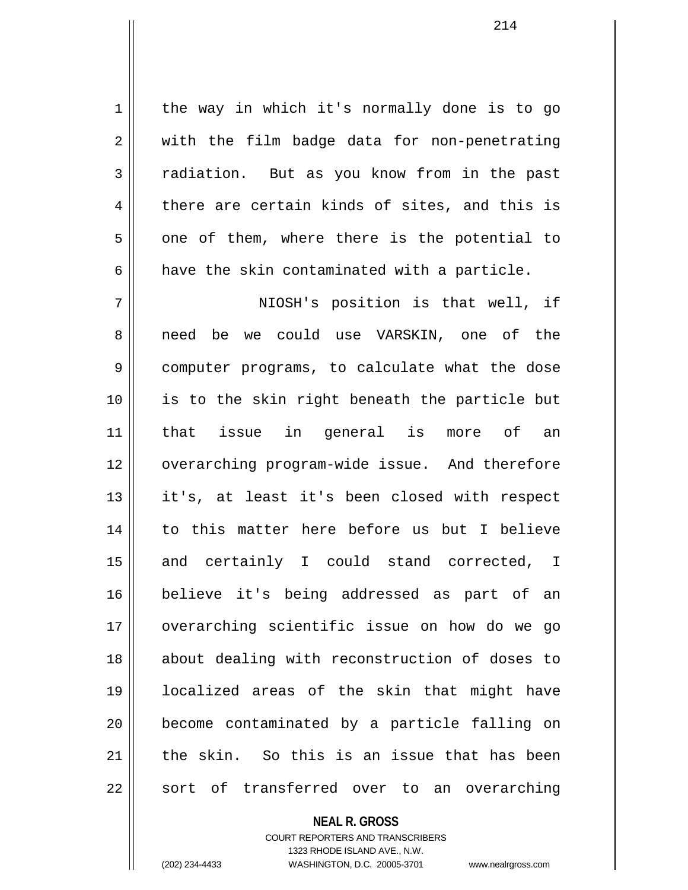the way in which it's normally done is to go with the film badge data for non-penetrating radiation. But as you know from in the past there are certain kinds of sites, and this is one of them, where there is the potential to have the skin contaminated with a particle.

NIOSH's position is that well, if need be we could use VARSKIN, one of the computer programs, to calculate what the dose is to the skin right beneath the particle but that issue in general is more of an overarching program-wide issue. And therefore it's, at least it's been closed with respect to this matter here before us but I believe and certainly I could stand corrected, I believe it's being addressed as part of an overarching scientific issue on how do we go about dealing with reconstruction of doses to localized areas of the skin that might have become contaminated by a particle falling on the skin. So this is an issue that has been sort of transferred over to an overarching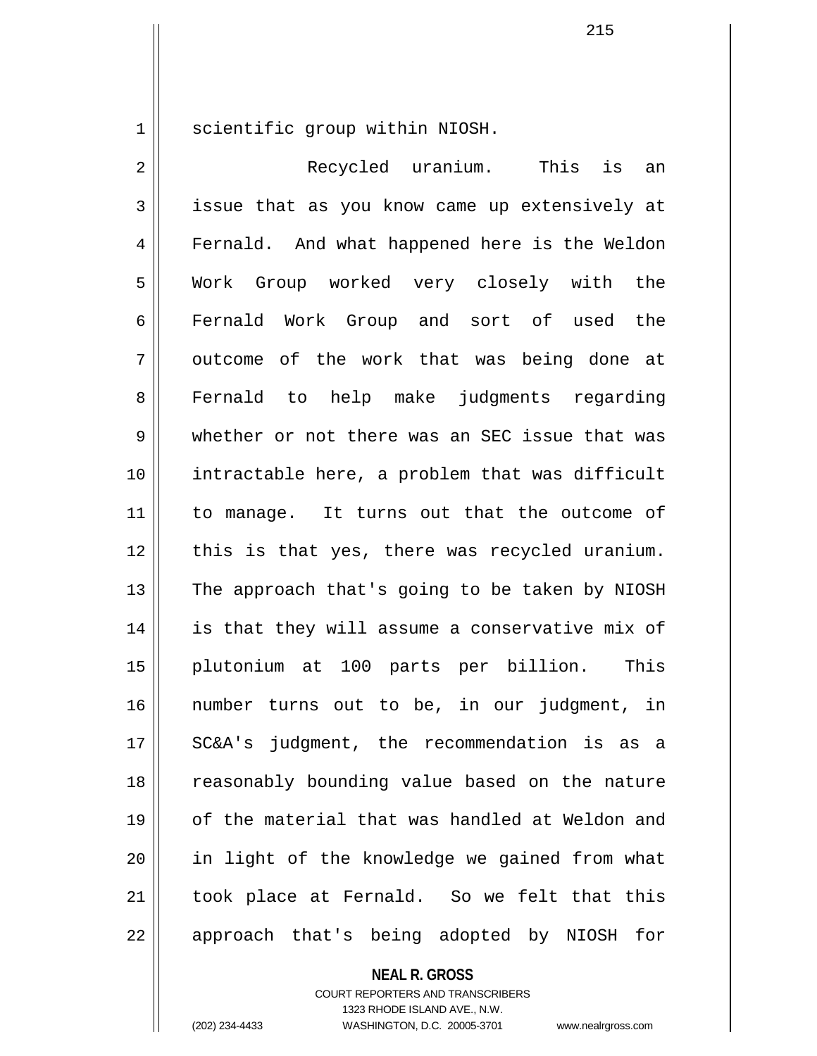scientific group within NIOSH.

Recycled uranium. This is an issue that as you know came up extensively at Fernald. And what happened here is the Weldon Work Group worked very closely with the Fernald Work Group and sort of used the outcome of the work that was being done at Fernald to help make judgments regarding whether or not there was an SEC issue that was intractable here, a problem that was difficult to manage. It turns out that the outcome of this is that yes, there was recycled uranium. The approach that's going to be taken by NIOSH is that they will assume a conservative mix of plutonium at 100 parts per billion. This number turns out to be, in our judgment, in SC&A's judgment, the recommendation is as a reasonably bounding value based on the nature of the material that was handled at Weldon and in light of the knowledge we gained from what took place at Fernald. So we felt that this approach that's being adopted by NIOSH for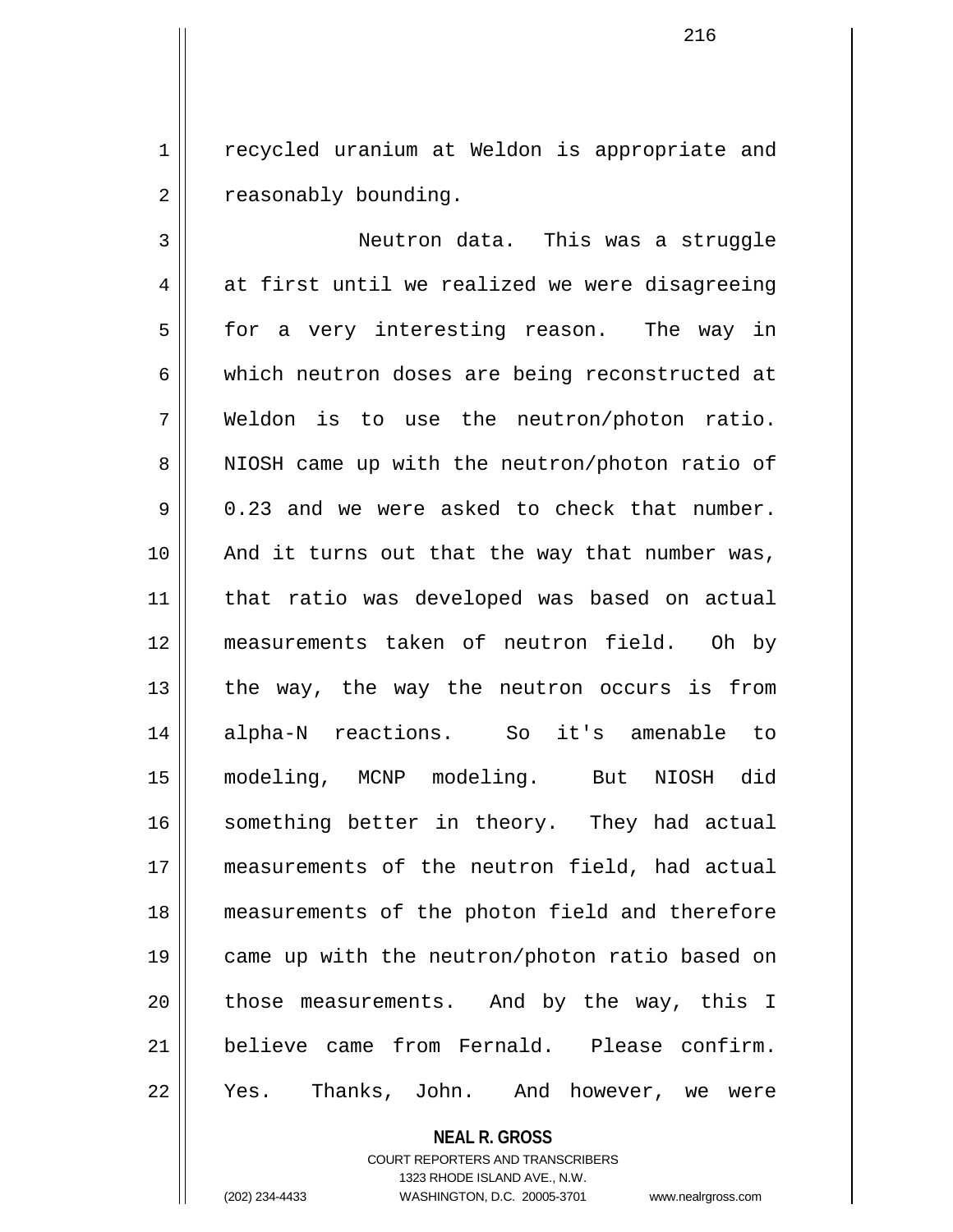recycled uranium at Weldon is appropriate and reasonably bounding.

Neutron data. This was a struggle at first until we realized we were disagreeing for a very interesting reason. The way in which neutron doses are being reconstructed at Weldon is to use the neutron/photon ratio. NIOSH came up with the neutron/photon ratio of 0.23 and we were asked to check that number. And it turns out that the way that number was, that ratio was developed was based on actual measurements taken of neutron field. Oh by the way, the way the neutron occurs is from alpha-N reactions. So it's amenable to modeling, MCNP modeling. But NIOSH did something better in theory. They had actual measurements of the neutron field, had actual measurements of the photon field and therefore came up with the neutron/photon ratio based on those measurements. And by the way, this I believe came from Fernald. Please confirm. Yes. Thanks, John. And however, we were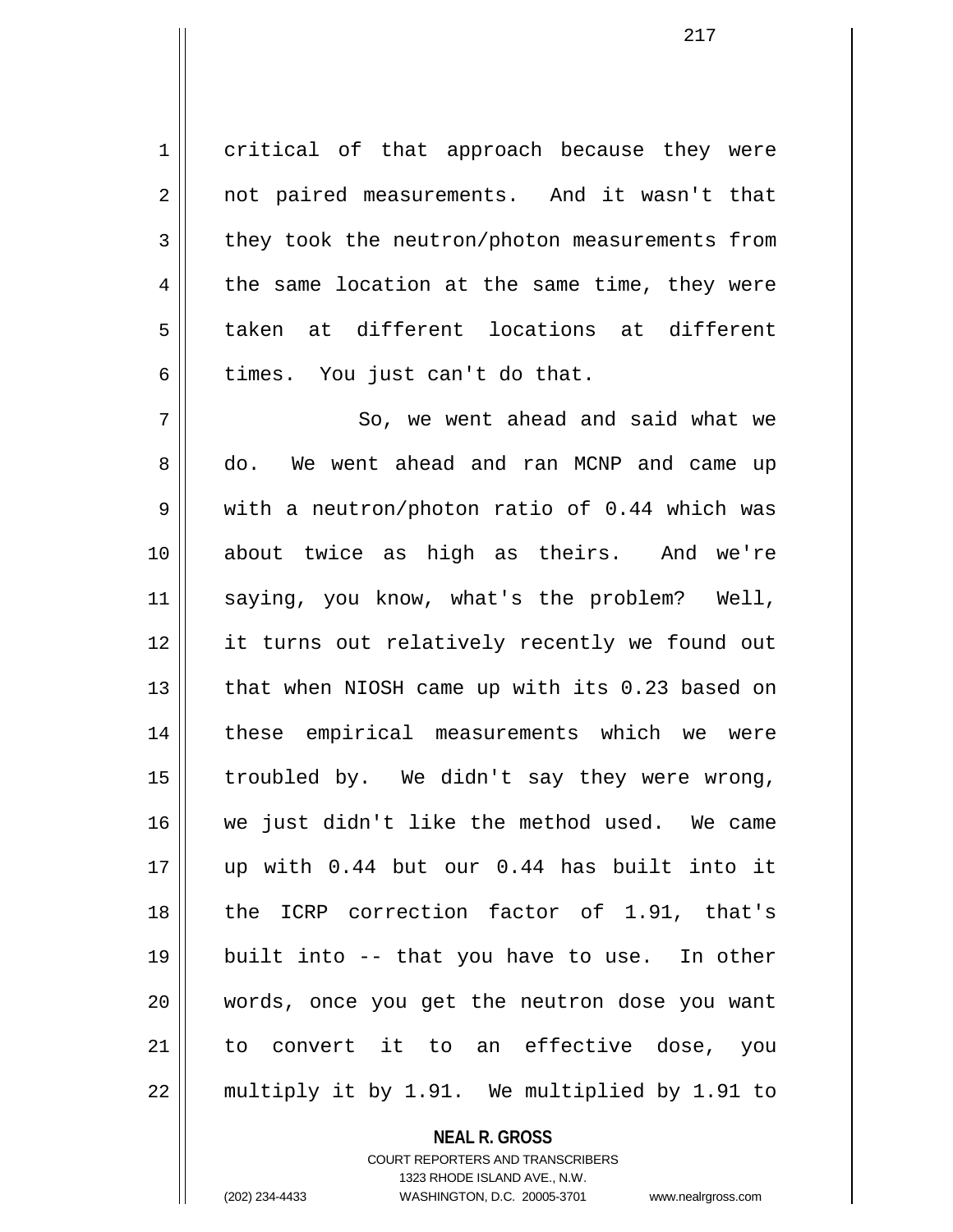critical of that approach because they were not paired measurements. And it wasn't that they took the neutron/photon measurements from the same location at the same time, they were taken at different locations at different times. You just can't do that.

So, we went ahead and said what we do. We went ahead and ran MCNP and came up with a neutron/photon ratio of 0.44 which was about twice as high as theirs. And we're saying, you know, what's the problem? Well, it turns out relatively recently we found out that when NIOSH came up with its 0.23 based on these empirical measurements which we were troubled by. We didn't say they were wrong, we just didn't like the method used. We came up with 0.44 but our 0.44 has built into it the ICRP correction factor of 1.91, that's built into -- that you have to use. In other words, once you get the neutron dose you want to convert it to an effective dose, you multiply it by 1.91. We multiplied by 1.91 to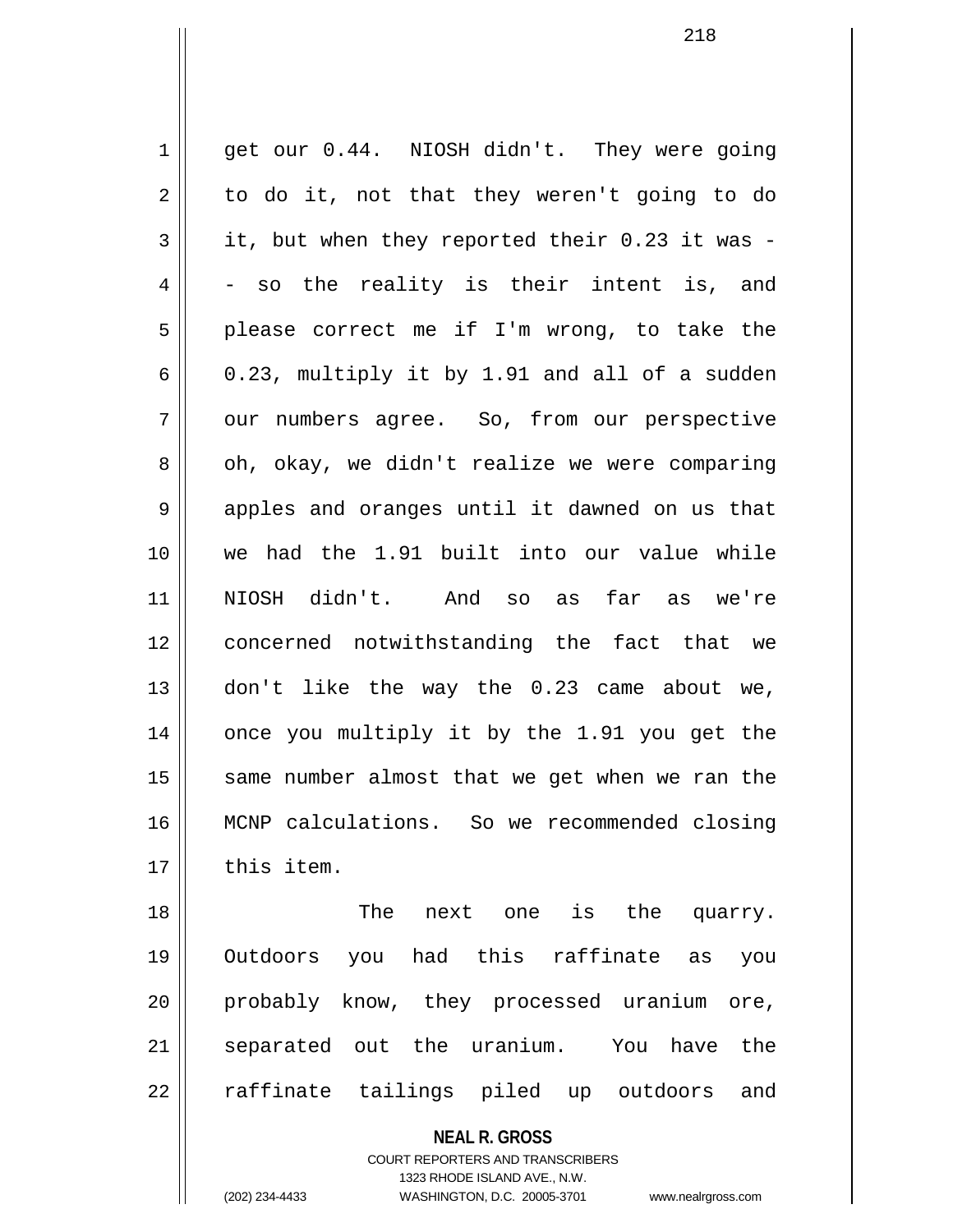get our 0.44. NIOSH didn't. They were going to do it, not that they weren't going to do it, but when they reported their 0.23 it was -- so the reality is their intent is, and please correct me if I'm wrong, to take the 0.23, multiply it by 1.91 and all of a sudden our numbers agree. So, from our perspective oh, okay, we didn't realize we were comparing apples and oranges until it dawned on us that we had the 1.91 built into our value while NIOSH didn't. And so as far as we're concerned notwithstanding the fact that we don't like the way the 0.23 came about we, once you multiply it by the 1.91 you get the same number almost that we get when we ran the MCNP calculations. So we recommended closing this item.

The next one is the quarry. Outdoors you had this raffinate as you probably know, they processed uranium ore, separated out the uranium. You have the raffinate tailings piled up outdoors and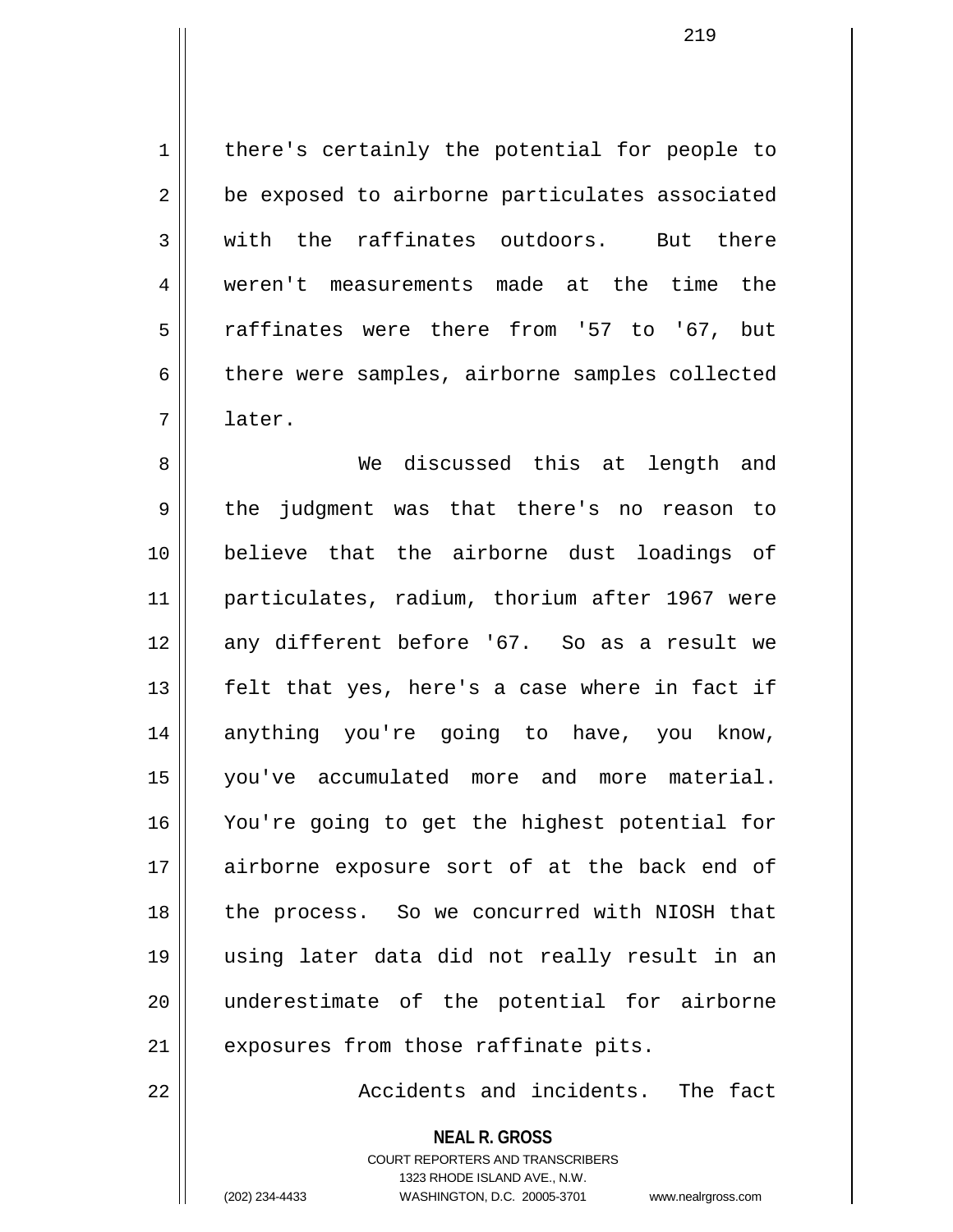there's certainly the potential for people to be exposed to airborne particulates associated with the raffinates outdoors. But there weren't measurements made at the time the raffinates were there from '57 to '67, but there were samples, airborne samples collected later.

We discussed this at length and the judgment was that there's no reason to believe that the airborne dust loadings of particulates, radium, thorium after 1967 were any different before '67. So as a result we felt that yes, here's a case where in fact if anything you're going to have, you know, you've accumulated more and more material. You're going to get the highest potential for airborne exposure sort of at the back end of the process. So we concurred with NIOSH that using later data did not really result in an underestimate of the potential for airborne exposures from those raffinate pits.

Accidents and incidents. The fact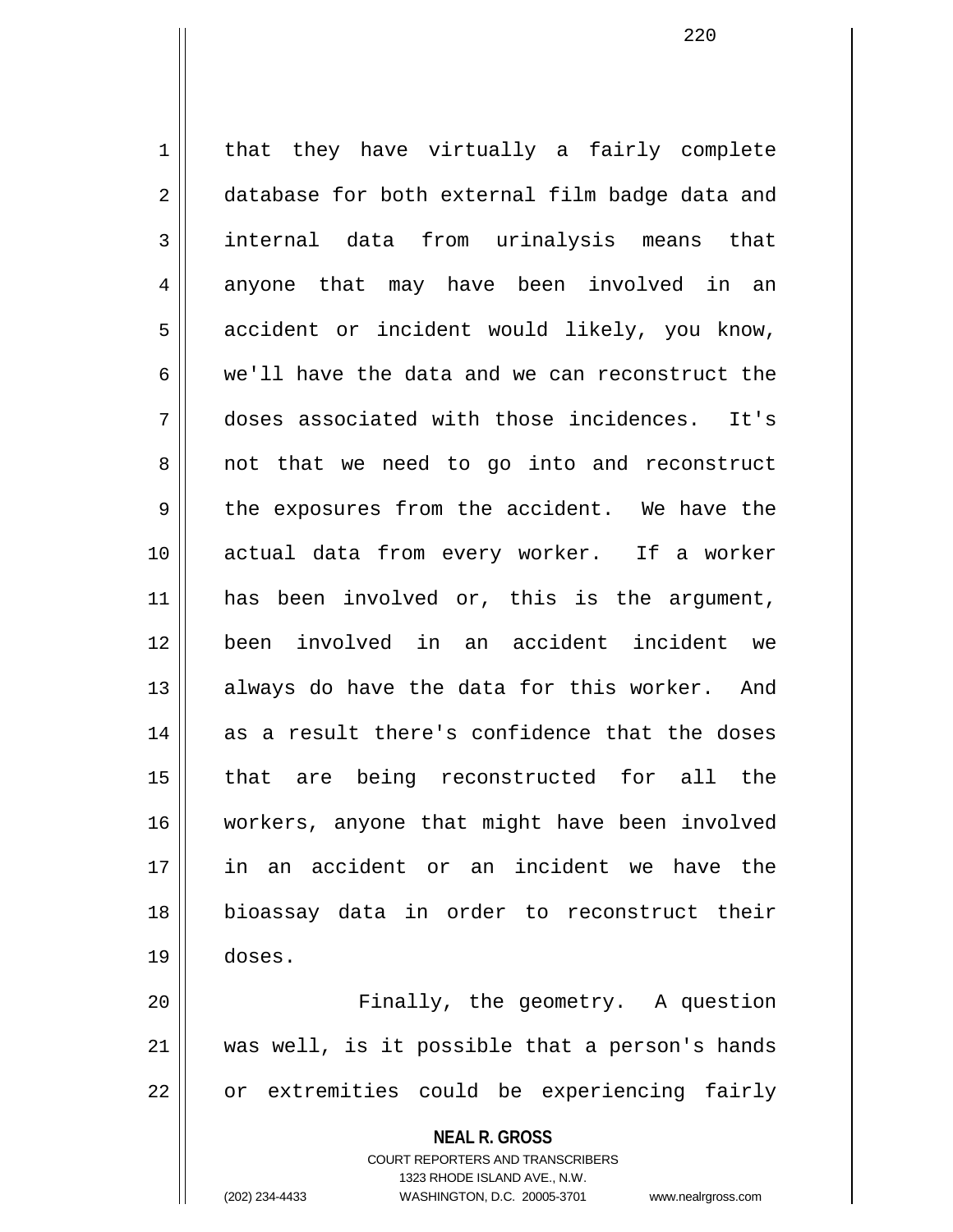that they have virtually a fairly complete database for both external film badge data and internal data from urinalysis means that anyone that may have been involved in an accident or incident would likely, you know, we'll have the data and we can reconstruct the doses associated with those incidences. It's not that we need to go into and reconstruct the exposures from the accident. We have the actual data from every worker. If a worker has been involved or, this is the argument, been involved in an accident incident we always do have the data for this worker. And as a result there's confidence that the doses that are being reconstructed for all the workers, anyone that might have been involved in an accident or an incident we have the bioassay data in order to reconstruct their doses.

Finally, the geometry. A question was well, is it possible that a person's hands or extremities could be experiencing fairly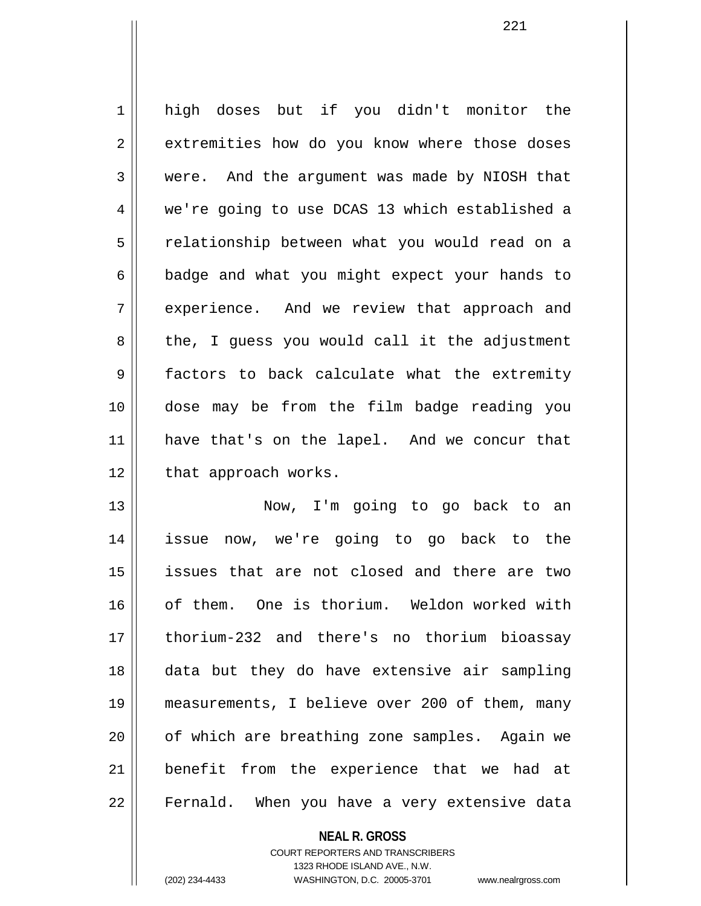high doses but if you didn't monitor the extremities how do you know where those doses were. And the argument was made by NIOSH that we're going to use DCAS 13 which established a relationship between what you would read on a badge and what you might expect your hands to experience. And we review that approach and the, I guess you would call it the adjustment factors to back calculate what the extremity dose may be from the film badge reading you have that's on the lapel. And we concur that that approach works.

Now, I'm going to go back to an issue now, we're going to go back to the issues that are not closed and there are two of them. One is thorium. Weldon worked with thorium-232 and there's no thorium bioassay data but they do have extensive air sampling measurements, I believe over 200 of them, many of which are breathing zone samples. Again we benefit from the experience that we had at Fernald. When you have a very extensive data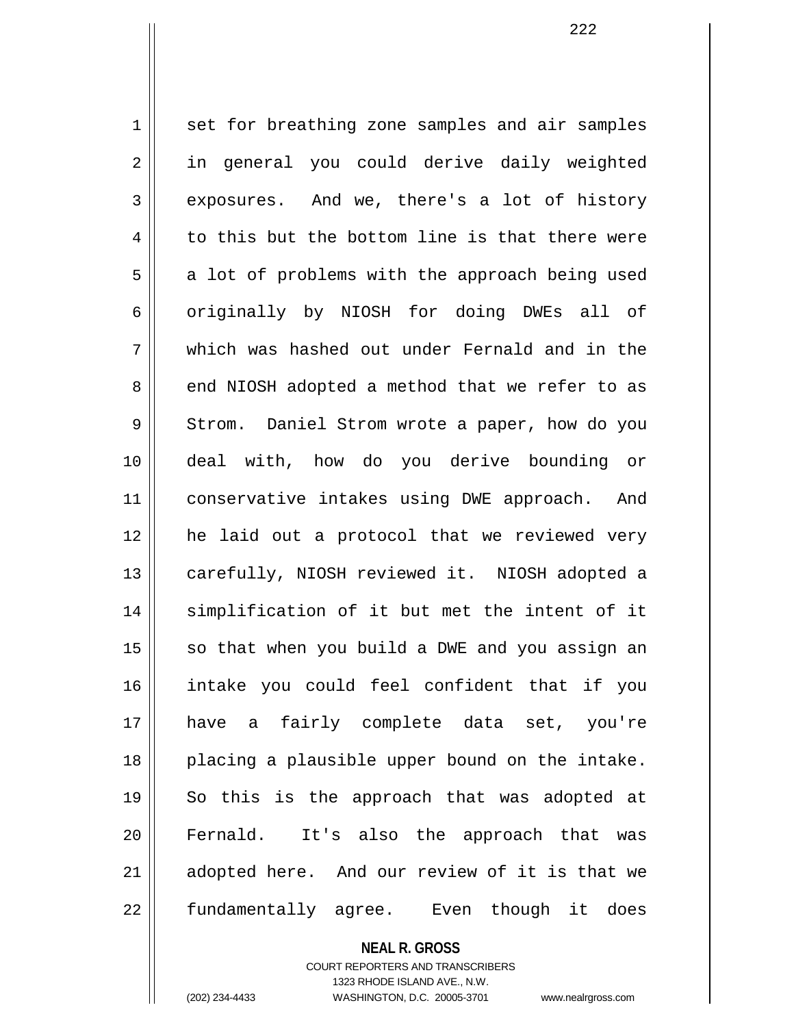set for breathing zone samples and air samples in general you could derive daily weighted exposures. And we, there's a lot of history to this but the bottom line is that there were a lot of problems with the approach being used originally by NIOSH for doing DWEs all of which was hashed out under Fernald and in the end NIOSH adopted a method that we refer to as Strom. Daniel Strom wrote a paper, how do you deal with, how do you derive bounding or conservative intakes using DWE approach. And he laid out a protocol that we reviewed very carefully, NIOSH reviewed it. NIOSH adopted a simplification of it but met the intent of it so that when you build a DWE and you assign an intake you could feel confident that if you have a fairly complete data set, you're placing a plausible upper bound on the intake. So this is the approach that was adopted at Fernald. It's also the approach that was adopted here. And our review of it is that we fundamentally agree. Even though it does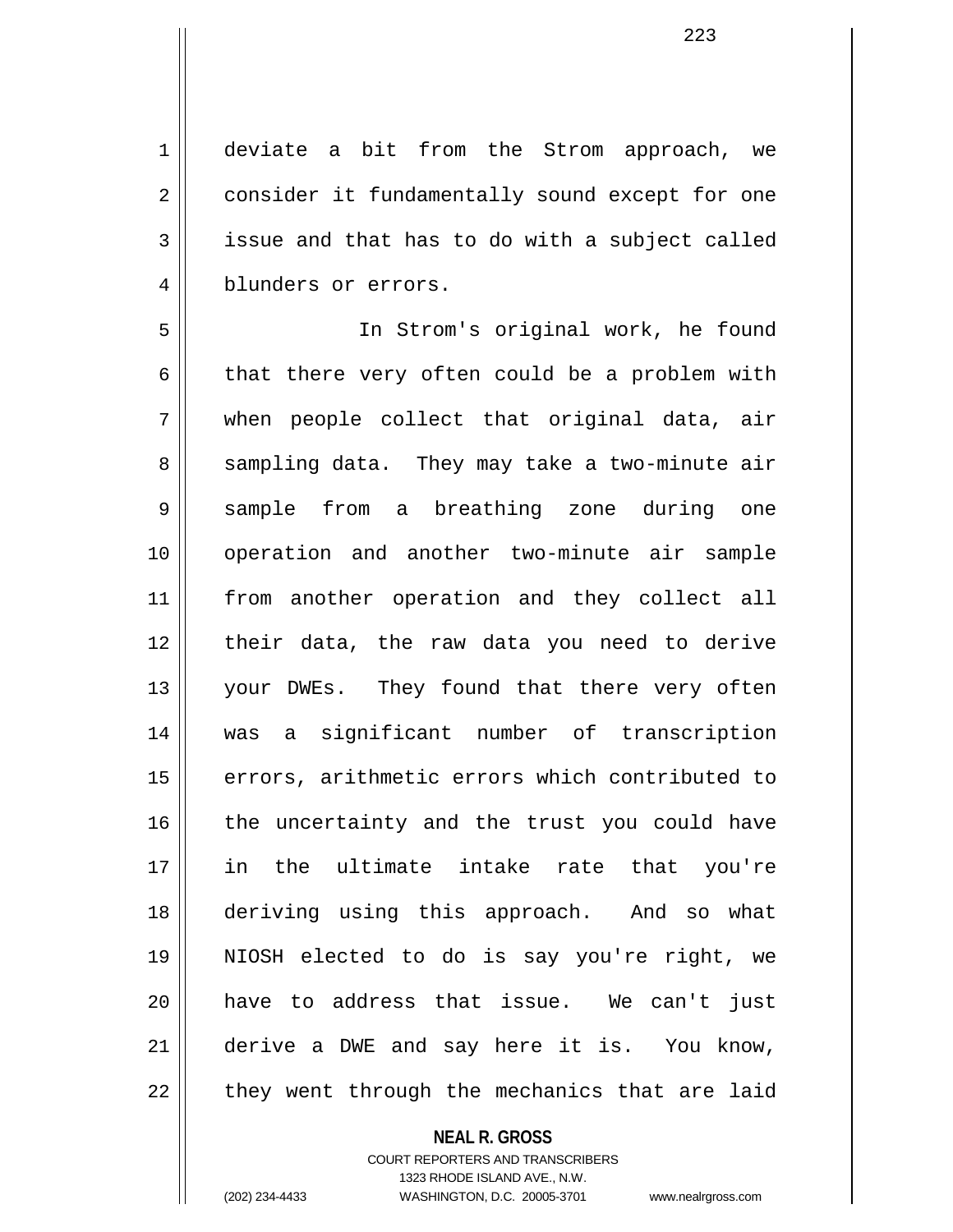deviate a bit from the Strom approach, we consider it fundamentally sound except for one issue and that has to do with a subject called blunders or errors.

In Strom's original work, he found that there very often could be a problem with when people collect that original data, air sampling data. They may take a two-minute air sample from a breathing zone during one operation and another two-minute air sample from another operation and they collect all their data, the raw data you need to derive your DWEs. They found that there very often was a significant number of transcription errors, arithmetic errors which contributed to the uncertainty and the trust you could have in the ultimate intake rate that you're deriving using this approach. And so what NIOSH elected to do is say you're right, we have to address that issue. We can't just derive a DWE and say here it is. You know, they went through the mechanics that are laid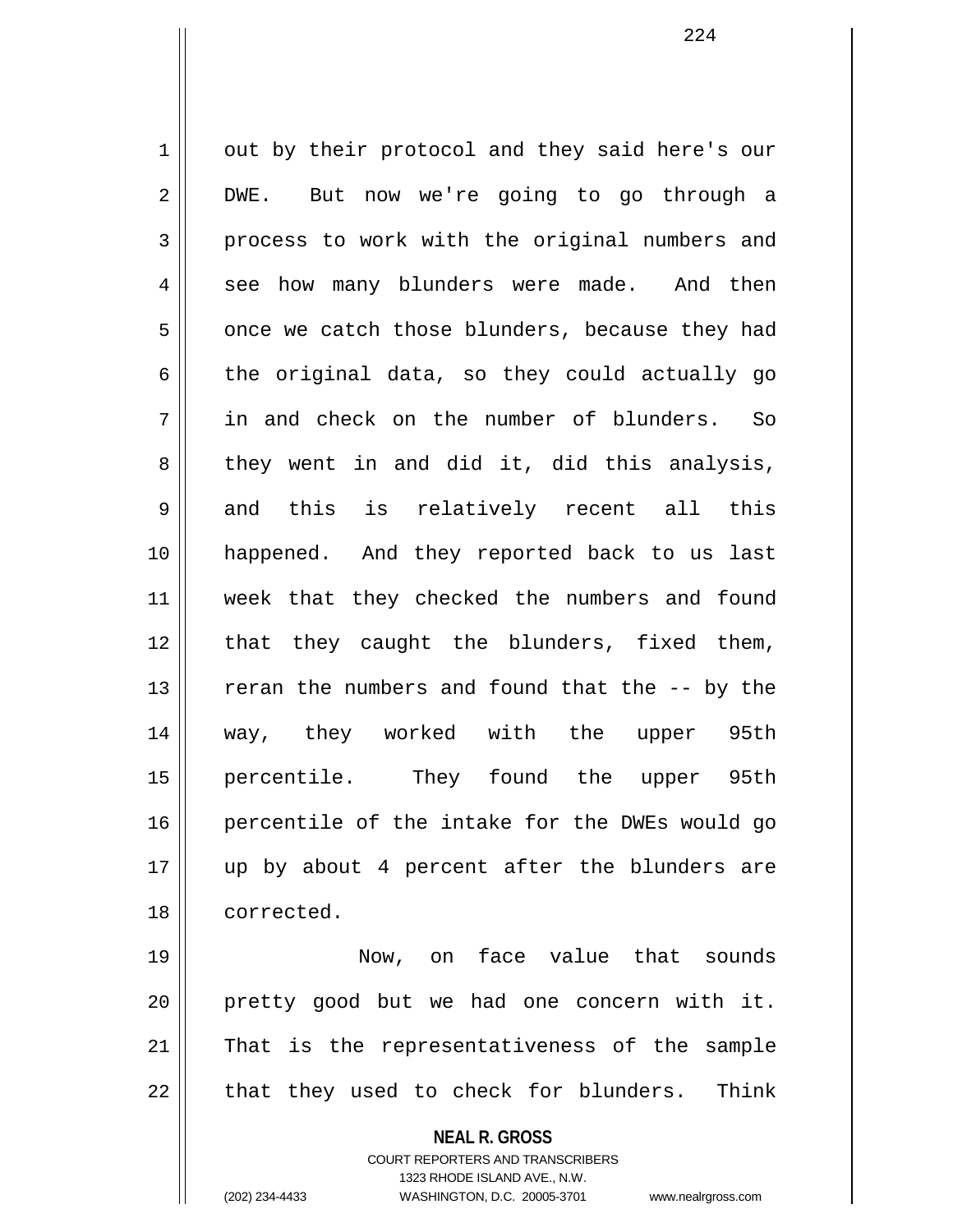out by their protocol and they said here's our DWE. But now we're going to go through a process to work with the original numbers and see how many blunders were made. And then once we catch those blunders, because they had the original data, so they could actually go in and check on the number of blunders. So they went in and did it, did this analysis, and this is relatively recent all this happened. And they reported back to us last week that they checked the numbers and found that they caught the blunders, fixed them, reran the numbers and found that the -- by the way, they worked with the upper 95th percentile. They found the upper 95th percentile of the intake for the DWEs would go up by about 4 percent after the blunders are corrected.

Now, on face value that sounds pretty good but we had one concern with it. That is the representativeness of the sample that they used to check for blunders. Think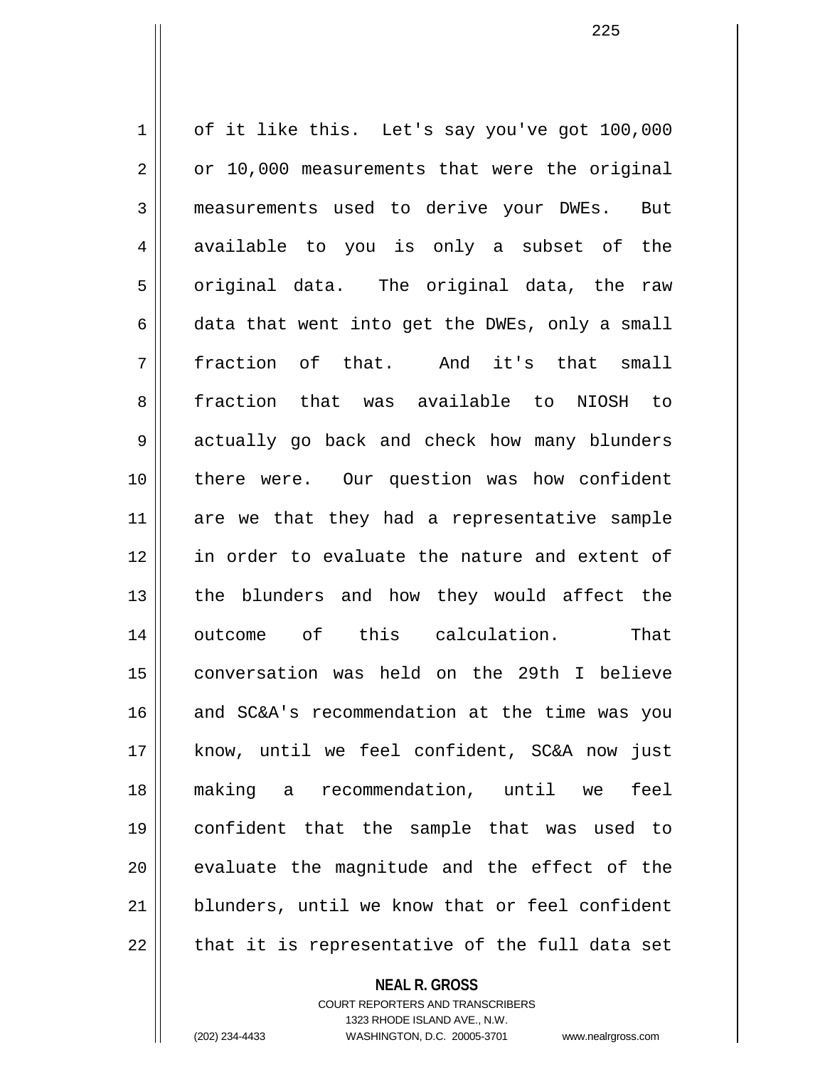of it like this. Let's say you've got 100,000 or 10,000 measurements that were the original measurements used to derive your DWEs. But available to you is only a subset of the original data. The original data, the raw data that went into get the DWEs, only a small fraction of that. And it's that small fraction that was available to NIOSH to actually go back and check how many blunders there were. Our question was how confident are we that they had a representative sample in order to evaluate the nature and extent of the blunders and how they would affect the outcome of this calculation. That conversation was held on the 29th I believe and SC&A's recommendation at the time was you know, until we feel confident, SC&A now just making a recommendation, until we feel confident that the sample that was used to evaluate the magnitude and the effect of the blunders, until we know that or feel confident that it is representative of the full data set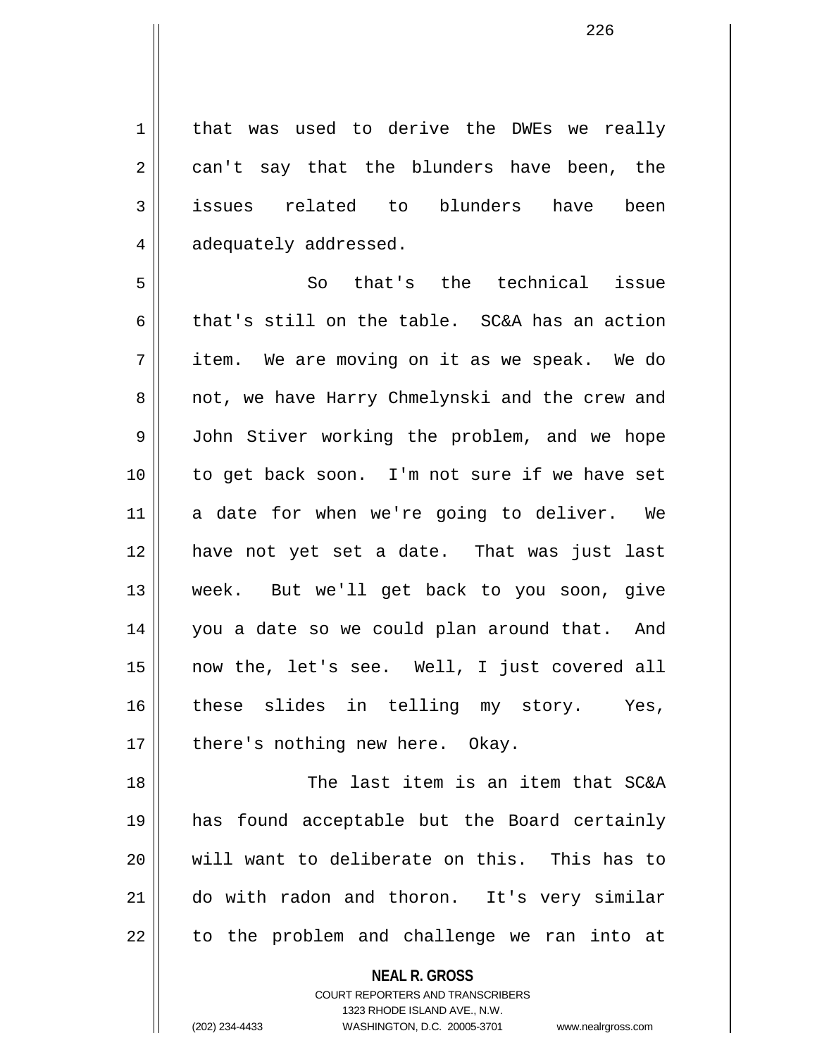that was used to derive the DWEs we really can't say that the blunders have been, the issues related to blunders have been adequately addressed.

So that's the technical issue that's still on the table. SC&A has an action item. We are moving on it as we speak. We do not, we have Harry Chmelynski and the crew and John Stiver working the problem, and we hope to get back soon. I'm not sure if we have set a date for when we're going to deliver. We have not yet set a date. That was just last week. But we'll get back to you soon, give you a date so we could plan around that. And now the, let's see. Well, I just covered all these slides in telling my story. Yes, there's nothing new here. Okay.

The last item is an item that SC&A has found acceptable but the Board certainly will want to deliberate on this. This has to do with radon and thoron. It's very similar to the problem and challenge we ran into at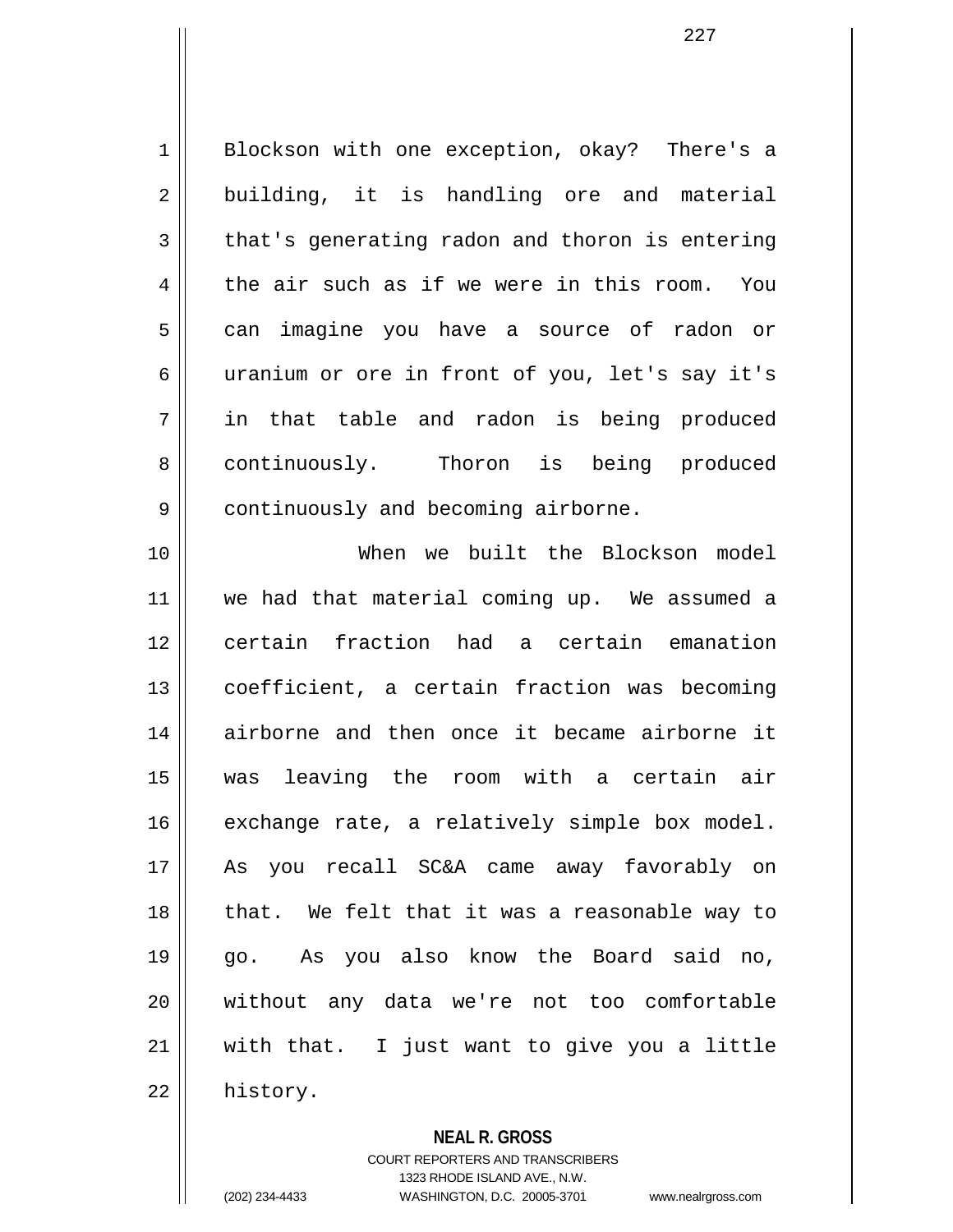Blockson with one exception, okay? There's a building, it is handling ore and material that's generating radon and thoron is entering the air such as if we were in this room. You can imagine you have a source of radon or uranium or ore in front of you, let's say it's in that table and radon is being produced continuously. Thoron is being produced continuously and becoming airborne.

When we built the Blockson model we had that material coming up. We assumed a certain fraction had a certain emanation coefficient, a certain fraction was becoming airborne and then once it became airborne it was leaving the room with a certain air exchange rate, a relatively simple box model. As you recall SC&A came away favorably on that. We felt that it was a reasonable way to go. As you also know the Board said no, without any data we're not too comfortable with that. I just want to give you a little history.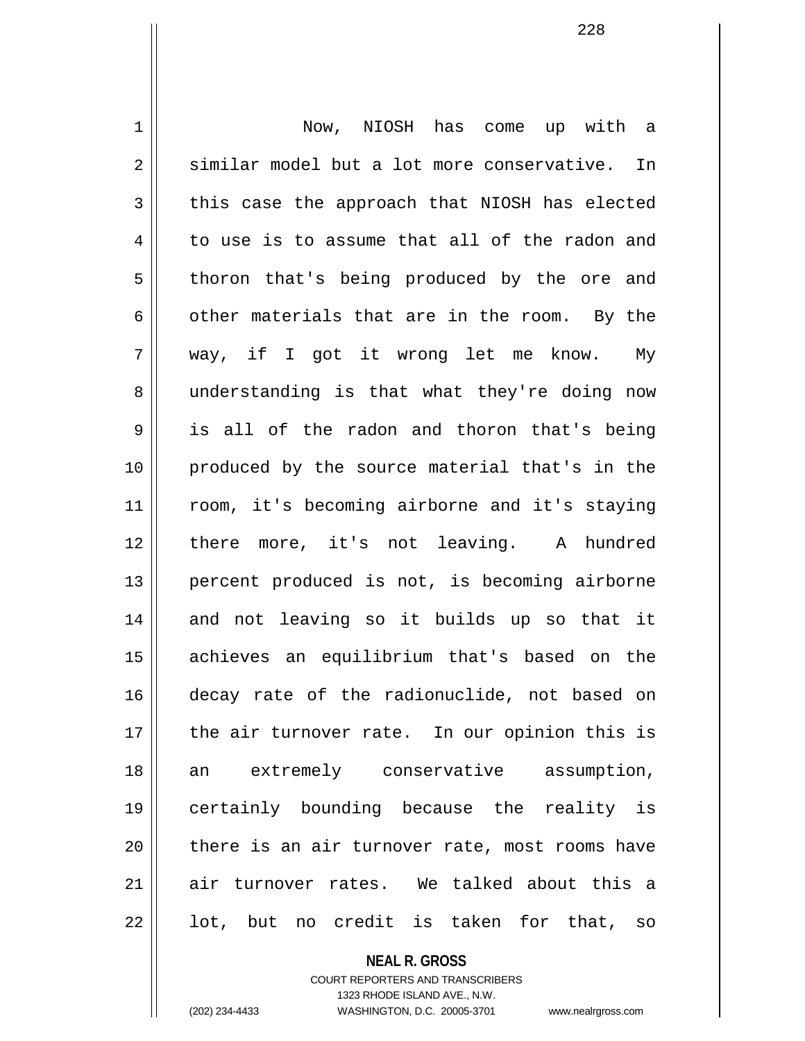Now, NIOSH has come up with a similar model but a lot more conservative. In this case the approach that NIOSH has elected to use is to assume that all of the radon and thoron that's being produced by the ore and other materials that are in the room. By the way, if I got it wrong let me know. My understanding is that what they're doing now is all of the radon and thoron that's being produced by the source material that's in the room, it's becoming airborne and it's staying there more, it's not leaving. A hundred percent produced is not, is becoming airborne and not leaving so it builds up so that it achieves an equilibrium that's based on the decay rate of the radionuclide, not based on the air turnover rate. In our opinion this is an extremely conservative assumption, certainly bounding because the reality is there is an air turnover rate, most rooms have air turnover rates. We talked about this a lot, but no credit is taken for that, so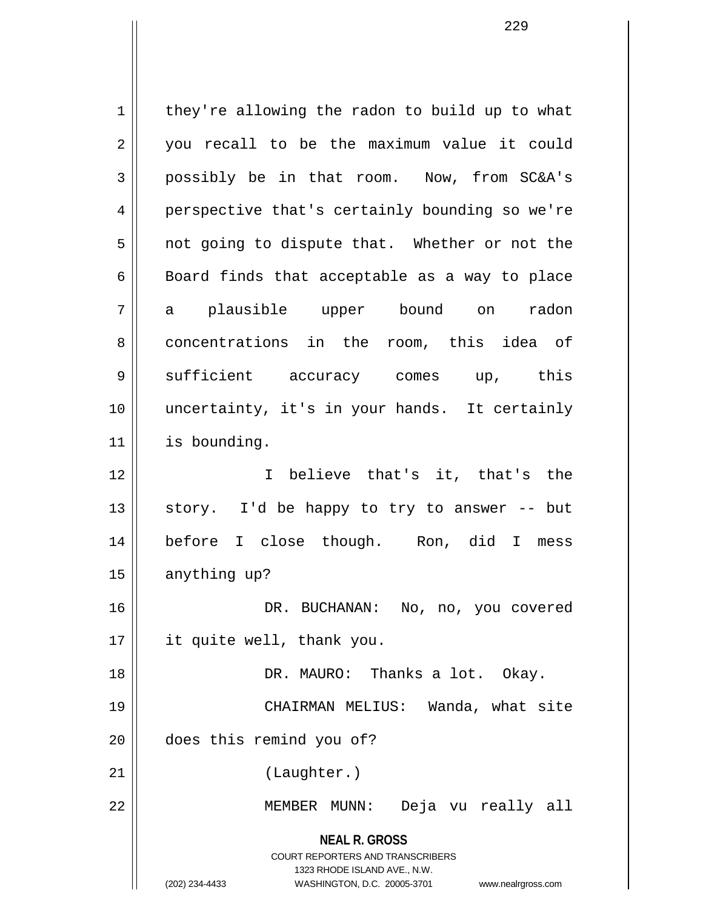they're allowing the radon to build up to what you recall to be the maximum value it could possibly be in that room. Now, from SC&A's perspective that's certainly bounding so we're not going to dispute that. Whether or not the Board finds that acceptable as a way to place a plausible upper bound on radon concentrations in the room, this idea of sufficient accuracy comes up, this uncertainty, it's in your hands. It certainly is bounding.

I believe that's it, that's the story. I'd be happy to try to answer -- but before I close though. Ron, did I mess anything up?

DR. BUCHANAN: No, no, you covered it quite well, thank you.

DR. MAURO: Thanks a lot. Okay.

CHAIRMAN MELIUS: Wanda, what site does this remind you of?

(Laughter.)

MEMBER MUNN: Deja vu really all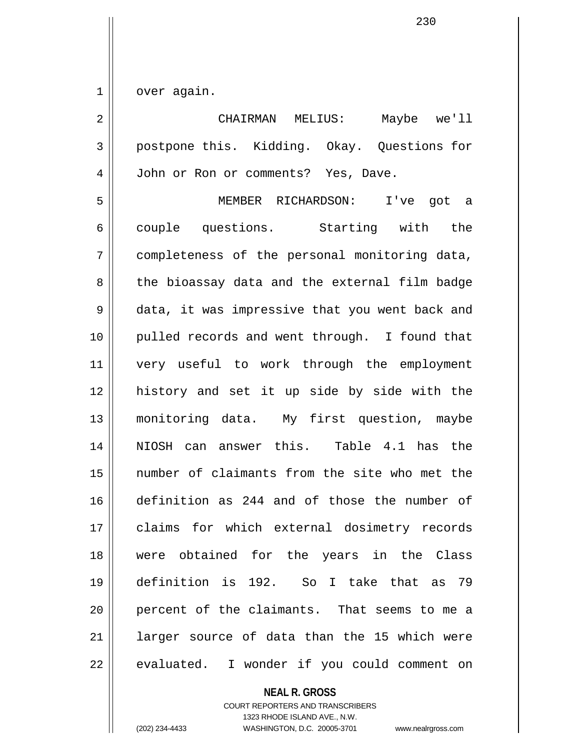over again.

CHAIRMAN MELIUS: Maybe we'll postpone this. Kidding. Okay. Questions for John or Ron or comments? Yes, Dave.

MEMBER RICHARDSON: I've got a couple questions. Starting with the completeness of the personal monitoring data, the bioassay data and the external film badge data, it was impressive that you went back and pulled records and went through. I found that very useful to work through the employment history and set it up side by side with the monitoring data. My first question, maybe NIOSH can answer this. Table 4.1 has the number of claimants from the site who met the definition as 244 and of those the number of claims for which external dosimetry records were obtained for the years in the Class definition is 192. So I take that as 79 percent of the claimants. That seems to me a larger source of data than the 15 which were evaluated. I wonder if you could comment on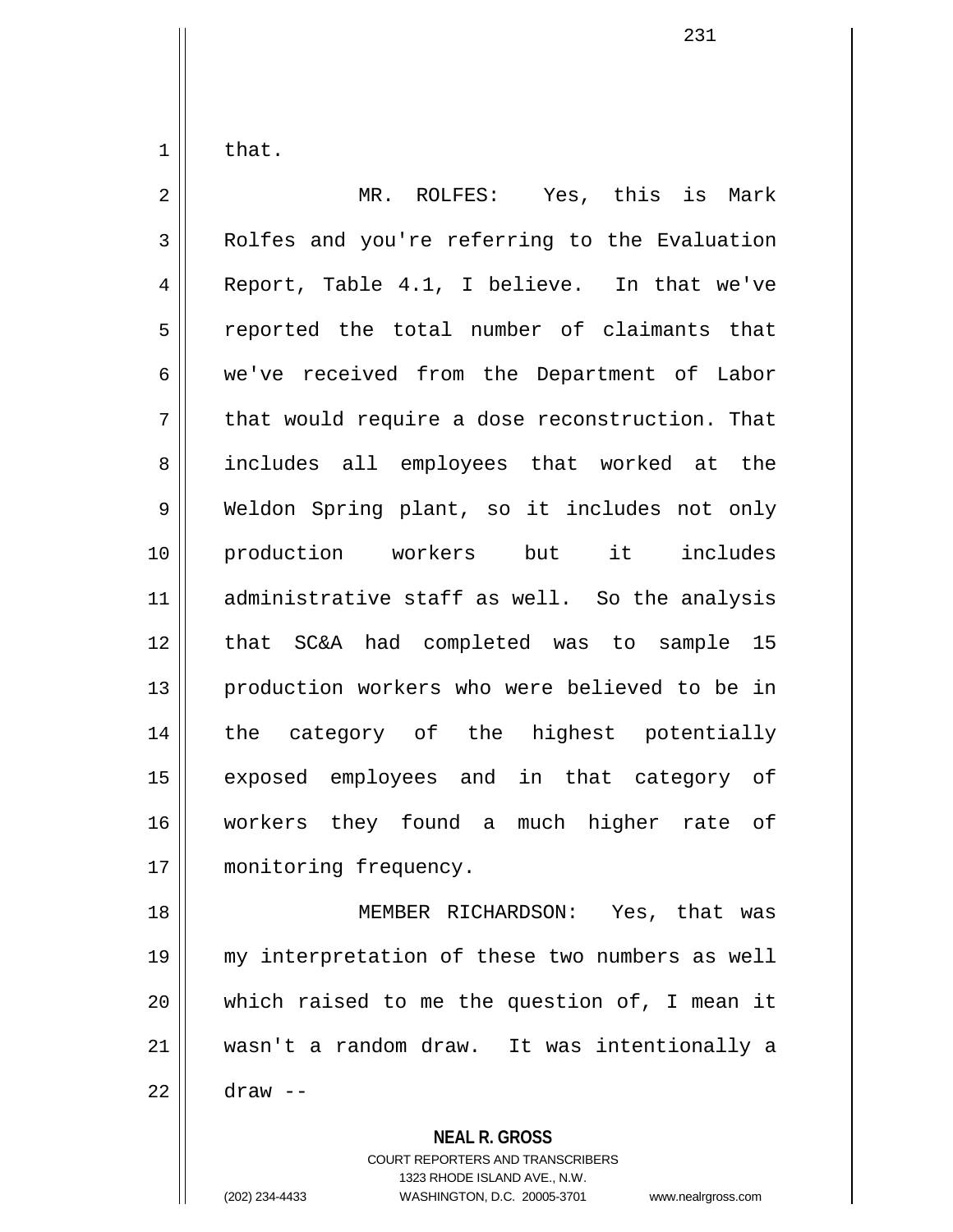that.

MR. ROLFES: Yes, this is Mark Rolfes and you're referring to the Evaluation Report, Table 4.1, I believe. In that we've reported the total number of claimants that we've received from the Department of Labor that would require a dose reconstruction. That includes all employees that worked at the Weldon Spring plant, so it includes not only production workers but it includes administrative staff as well. So the analysis that SC&A had completed was to sample 15 production workers who were believed to be in the category of the highest potentially exposed employees and in that category of workers they found a much higher rate of monitoring frequency.

MEMBER RICHARDSON: Yes, that was my interpretation of these two numbers as well which raised to me the question of, I mean it wasn't a random draw. It was intentionally a draw --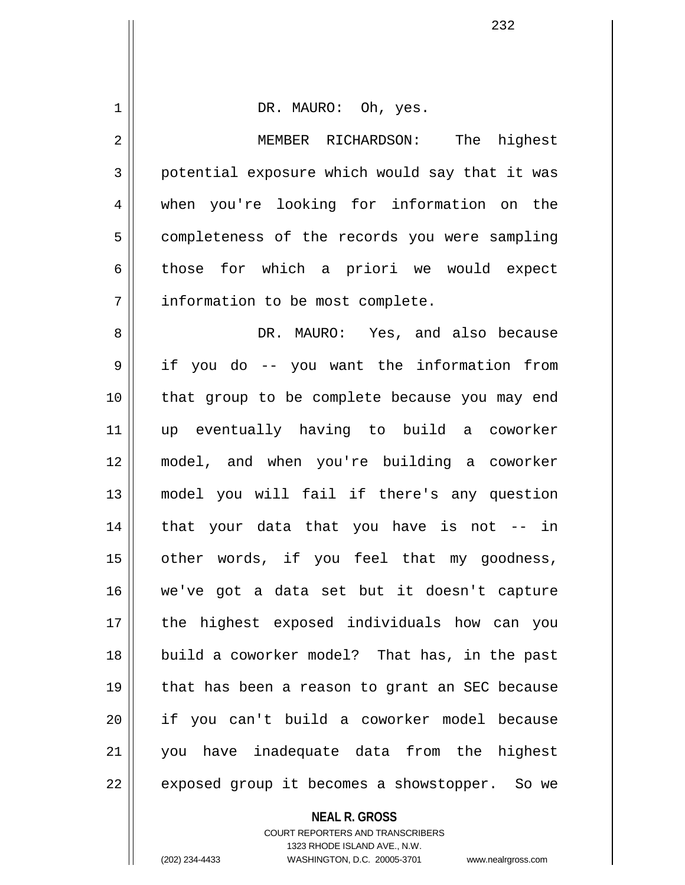DR. MAURO: Oh, yes.

MEMBER RICHARDSON: The highest potential exposure which would say that it was when you're looking for information on the completeness of the records you were sampling those for which a priori we would expect information to be most complete.

DR. MAURO: Yes, and also because if you do -- you want the information from that group to be complete because you may end up eventually having to build a coworker model, and when you're building a coworker model you will fail if there's any question that your data that you have is not -- in other words, if you feel that my goodness, we've got a data set but it doesn't capture the highest exposed individuals how can you build a coworker model? That has, in the past that has been a reason to grant an SEC because if you can't build a coworker model because you have inadequate data from the highest exposed group it becomes a showstopper. So we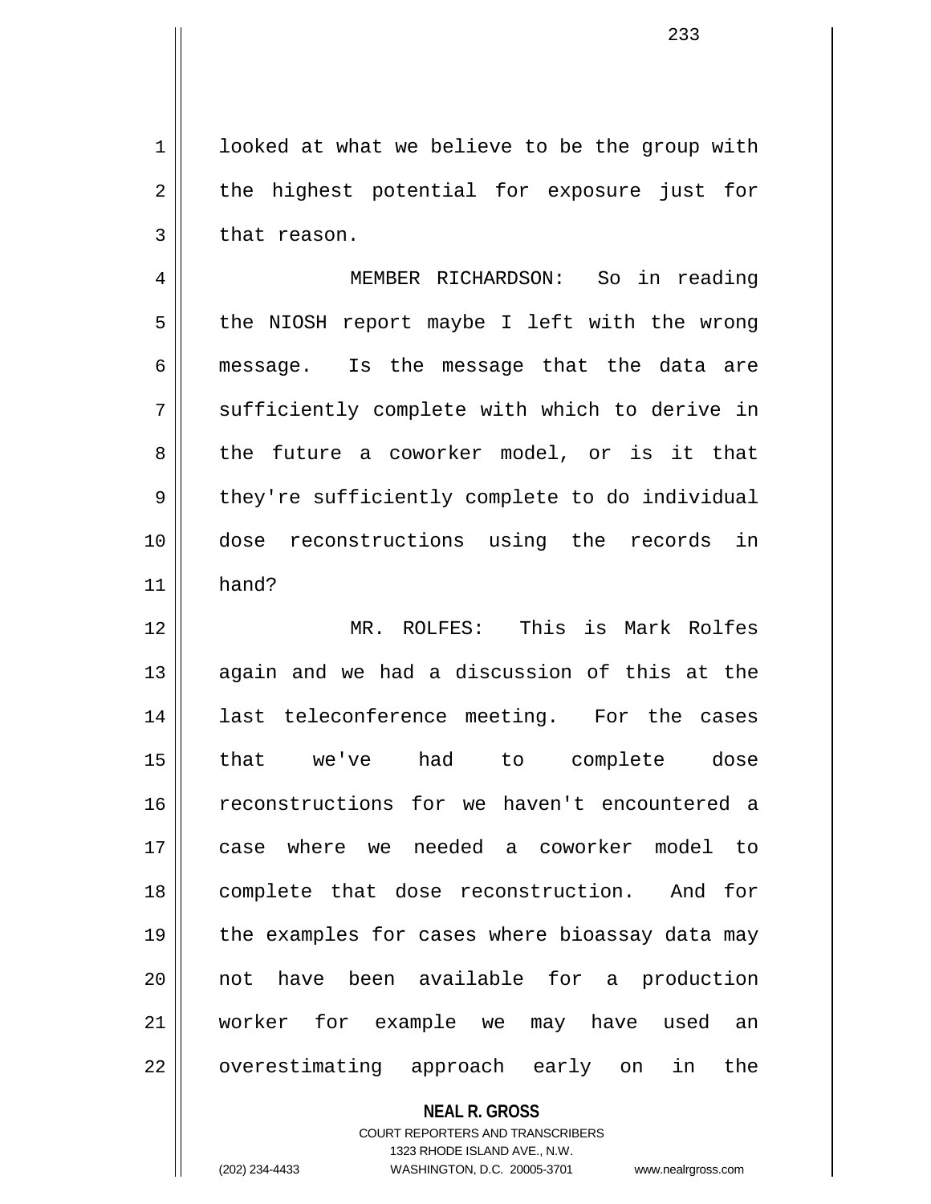looked at what we believe to be the group with the highest potential for exposure just for that reason.

MEMBER RICHARDSON: So in reading the NIOSH report maybe I left with the wrong message. Is the message that the data are sufficiently complete with which to derive in the future a coworker model, or is it that they're sufficiently complete to do individual dose reconstructions using the records in hand?

MR. ROLFES: This is Mark Rolfes again and we had a discussion of this at the last teleconference meeting. For the cases that we've had to complete dose reconstructions for we haven't encountered a case where we needed a coworker model to complete that dose reconstruction. And for the examples for cases where bioassay data may not have been available for a production worker for example we may have used an overestimating approach early on in the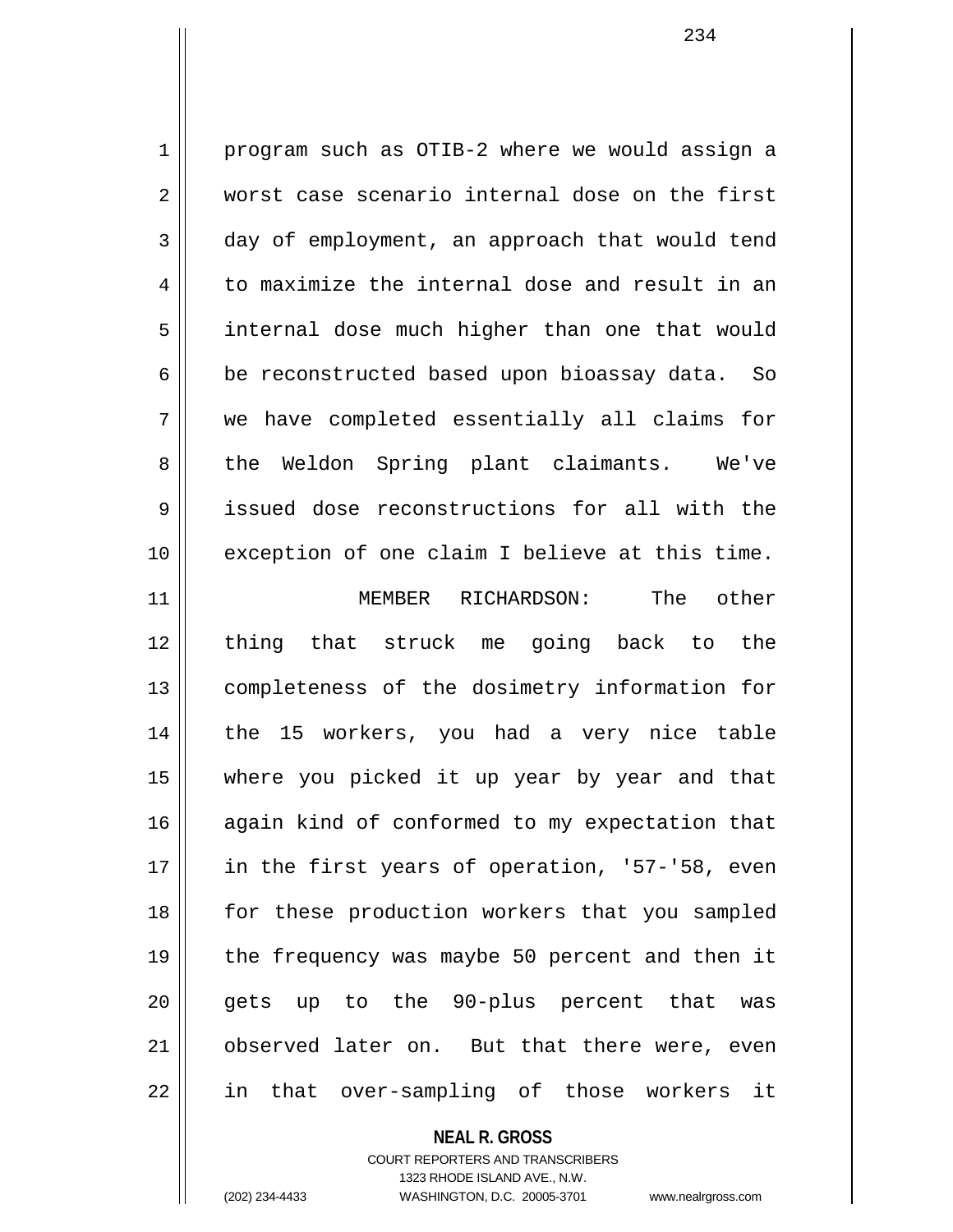program such as OTIB-2 where we would assign a worst case scenario internal dose on the first day of employment, an approach that would tend to maximize the internal dose and result in an internal dose much higher than one that would be reconstructed based upon bioassay data. So we have completed essentially all claims for the Weldon Spring plant claimants. We've issued dose reconstructions for all with the exception of one claim I believe at this time.

MEMBER RICHARDSON: The other thing that struck me going back to the completeness of the dosimetry information for the 15 workers, you had a very nice table where you picked it up year by year and that again kind of conformed to my expectation that in the first years of operation, '57-'58, even for these production workers that you sampled the frequency was maybe 50 percent and then it gets up to the 90-plus percent that was observed later on. But that there were, even in that over-sampling of those workers it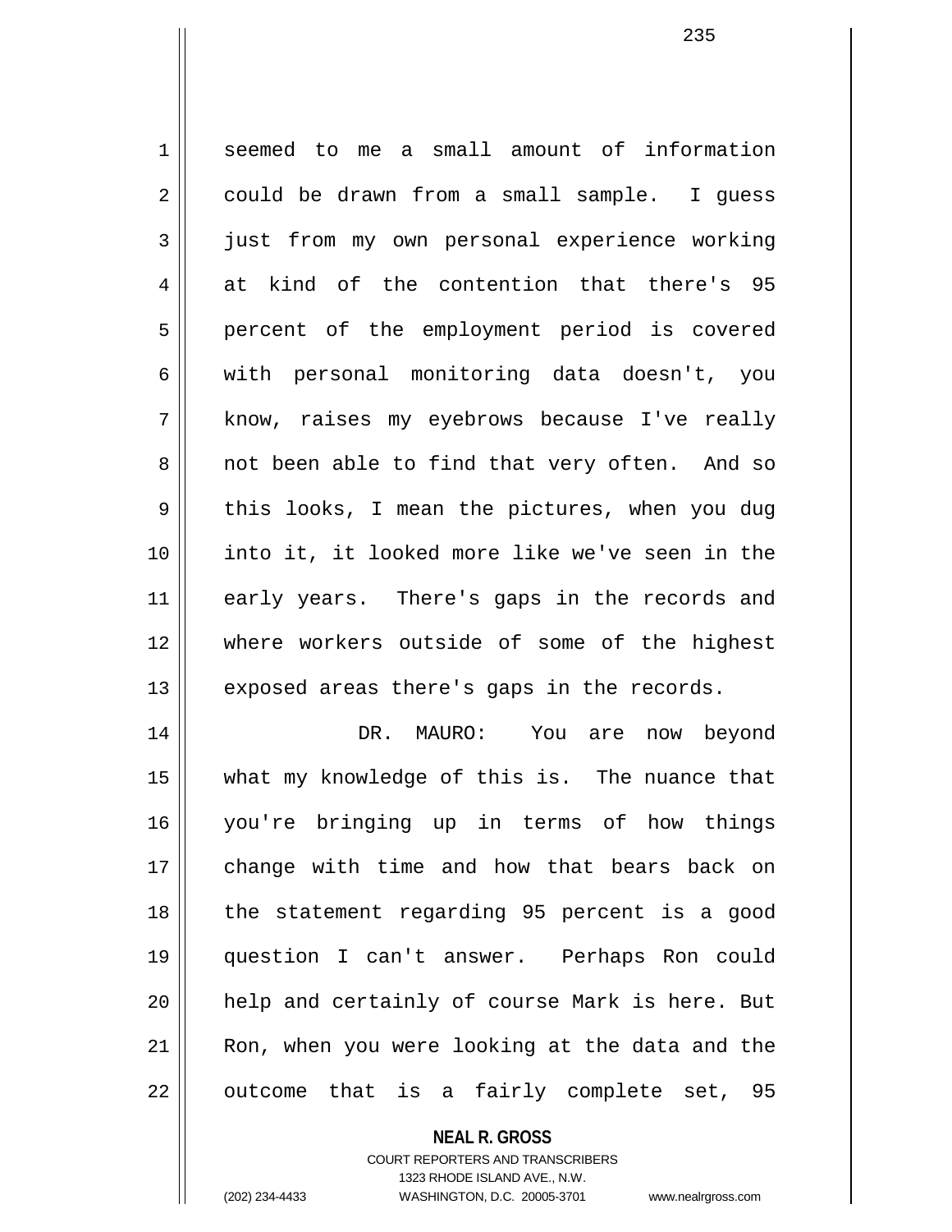seemed to me a small amount of information could be drawn from a small sample. I guess just from my own personal experience working at kind of the contention that there's 95 percent of the employment period is covered with personal monitoring data doesn't, you know, raises my eyebrows because I've really not been able to find that very often. And so this looks, I mean the pictures, when you dug into it, it looked more like we've seen in the early years. There's gaps in the records and where workers outside of some of the highest exposed areas there's gaps in the records.

DR. MAURO: You are now beyond what my knowledge of this is. The nuance that you're bringing up in terms of how things change with time and how that bears back on the statement regarding 95 percent is a good question I can't answer. Perhaps Ron could help and certainly of course Mark is here. But Ron, when you were looking at the data and the outcome that is a fairly complete set, 95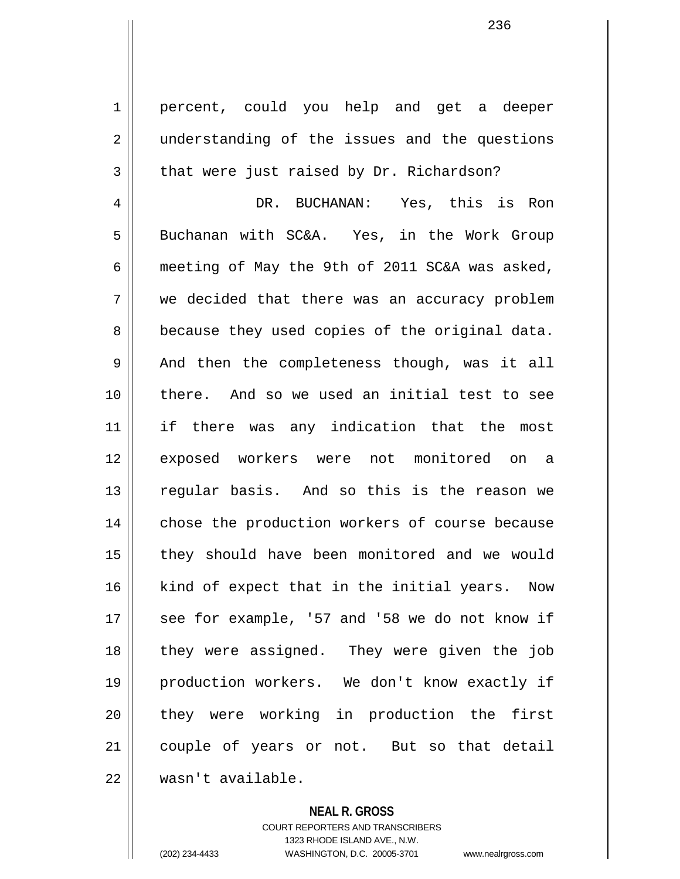percent, could you help and get a deeper understanding of the issues and the questions that were just raised by Dr. Richardson?

DR. BUCHANAN: Yes, this is Ron Buchanan with SC&A. Yes, in the Work Group meeting of May the 9th of 2011 SC&A was asked, we decided that there was an accuracy problem because they used copies of the original data. And then the completeness though, was it all there. And so we used an initial test to see if there was any indication that the most exposed workers were not monitored on a regular basis. And so this is the reason we chose the production workers of course because they should have been monitored and we would kind of expect that in the initial years. Now see for example, '57 and '58 we do not know if they were assigned. They were given the job production workers. We don't know exactly if they were working in production the first couple of years or not. But so that detail wasn't available.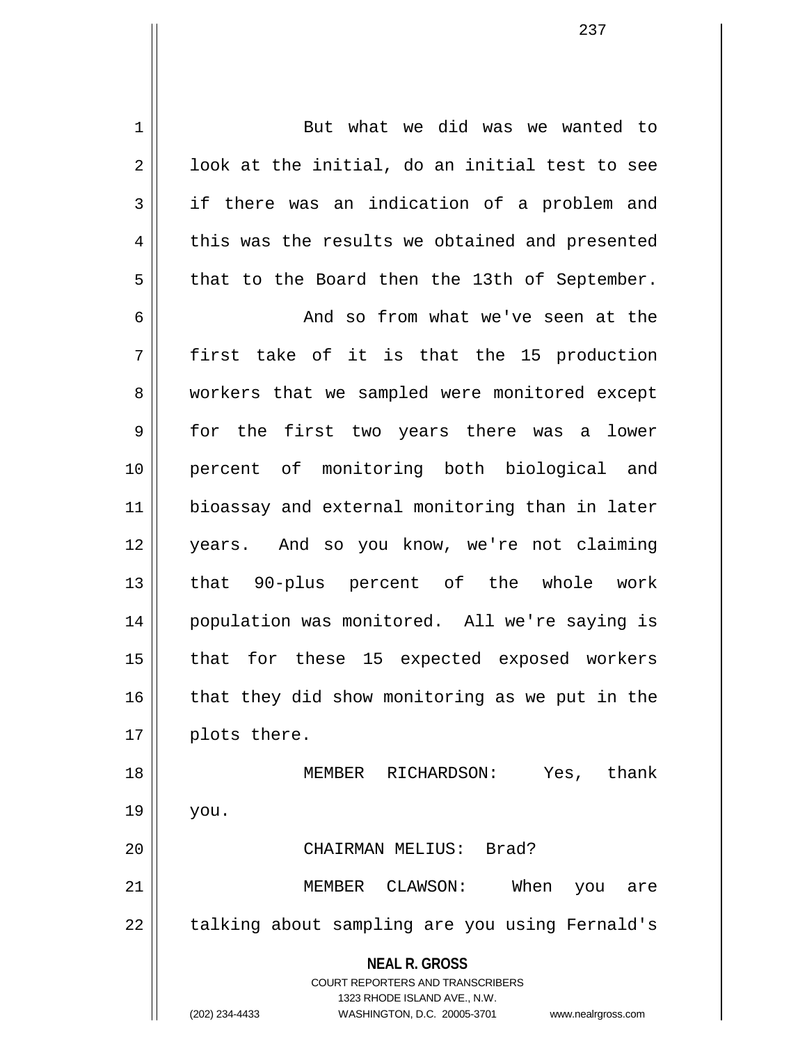But what we did was we wanted to look at the initial, do an initial test to see if there was an indication of a problem and this was the results we obtained and presented that to the Board then the 13th of September.

And so from what we've seen at the first take of it is that the 15 production workers that we sampled were monitored except for the first two years there was a lower percent of monitoring both biological and bioassay and external monitoring than in later years. And so you know, we're not claiming that 90-plus percent of the whole work population was monitored. All we're saying is that for these 15 expected exposed workers that they did show monitoring as we put in the plots there.

MEMBER RICHARDSON: Yes, thank you.

CHAIRMAN MELIUS: Brad?

MEMBER CLAWSON: When you are talking about sampling are you using Fernald's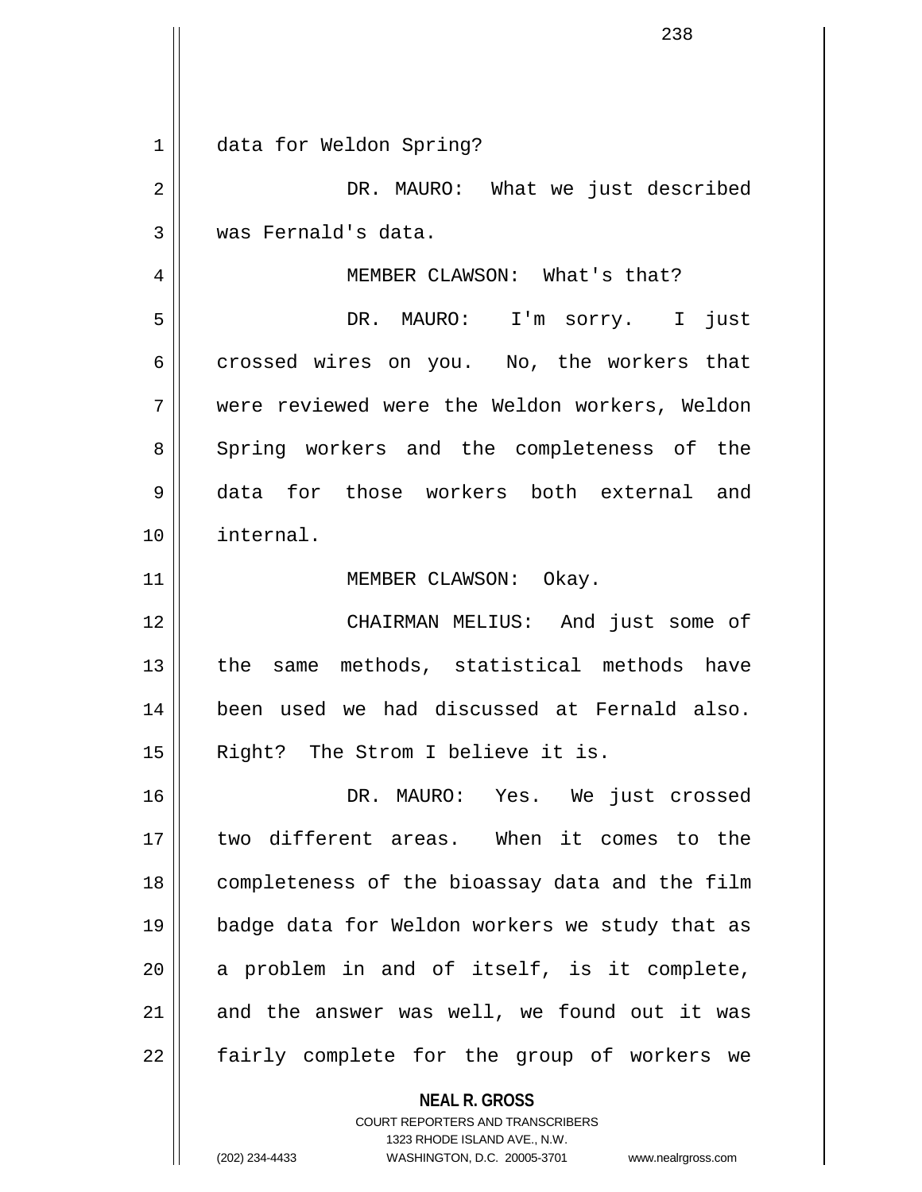data for Weldon Spring?

DR. MAURO: What we just described was Fernald's data.

MEMBER CLAWSON: What's that?

DR. MAURO: I'm sorry. I just crossed wires on you. No, the workers that were reviewed were the Weldon workers, Weldon Spring workers and the completeness of the data for those workers both external and internal.

MEMBER CLAWSON: Okay.

CHAIRMAN MELIUS: And just some of the same methods, statistical methods have been used we had discussed at Fernald also. Right? The Strom I believe it is.

DR. MAURO: Yes. We just crossed two different areas. When it comes to the completeness of the bioassay data and the film badge data for Weldon workers we study that as a problem in and of itself, is it complete, and the answer was well, we found out it was fairly complete for the group of workers we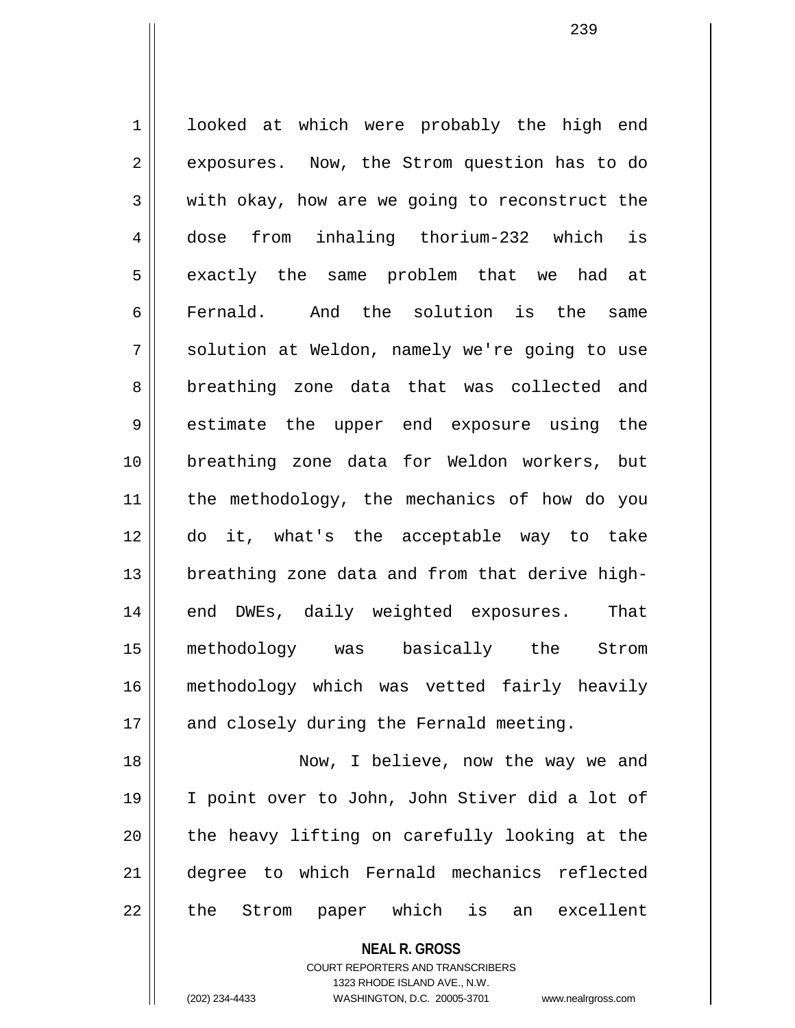looked at which were probably the high end exposures. Now, the Strom question has to do with okay, how are we going to reconstruct the dose from inhaling thorium-232 which is exactly the same problem that we had at Fernald. And the solution is the same solution at Weldon, namely we're going to use breathing zone data that was collected and estimate the upper end exposure using the breathing zone data for Weldon workers, but the methodology, the mechanics of how do you do it, what's the acceptable way to take breathing zone data and from that derive high-end DWEs, daily weighted exposures. That methodology was basically the Strom methodology which was vetted fairly heavily and closely during the Fernald meeting.

Now, I believe, now the way we and I point over to John, John Stiver did a lot of the heavy lifting on carefully looking at the degree to which Fernald mechanics reflected the Strom paper which is an excellent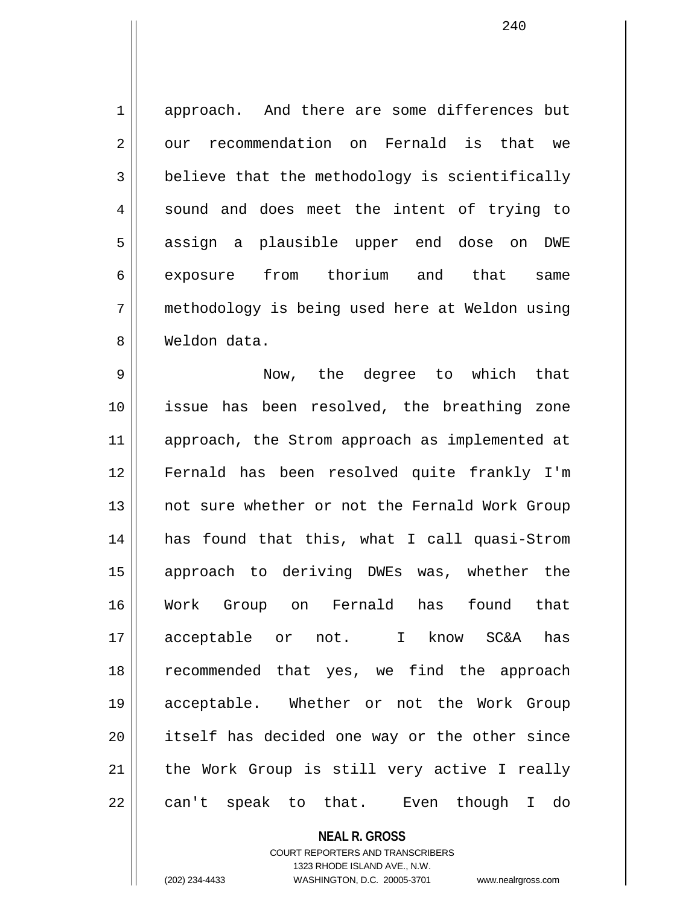approach. And there are some differences but our recommendation on Fernald is that we believe that the methodology is scientifically sound and does meet the intent of trying to assign a plausible upper end dose on DWE exposure from thorium and that same methodology is being used here at Weldon using Weldon data.

Now, the degree to which that issue has been resolved, the breathing zone approach, the Strom approach as implemented at Fernald has been resolved quite frankly I'm not sure whether or not the Fernald Work Group has found that this, what I call quasi-Strom approach to deriving DWEs was, whether the Work Group on Fernald has found that acceptable or not. I know SC&A has recommended that yes, we find the approach acceptable. Whether or not the Work Group itself has decided one way or the other since the Work Group is still very active I really can't speak to that. Even though I do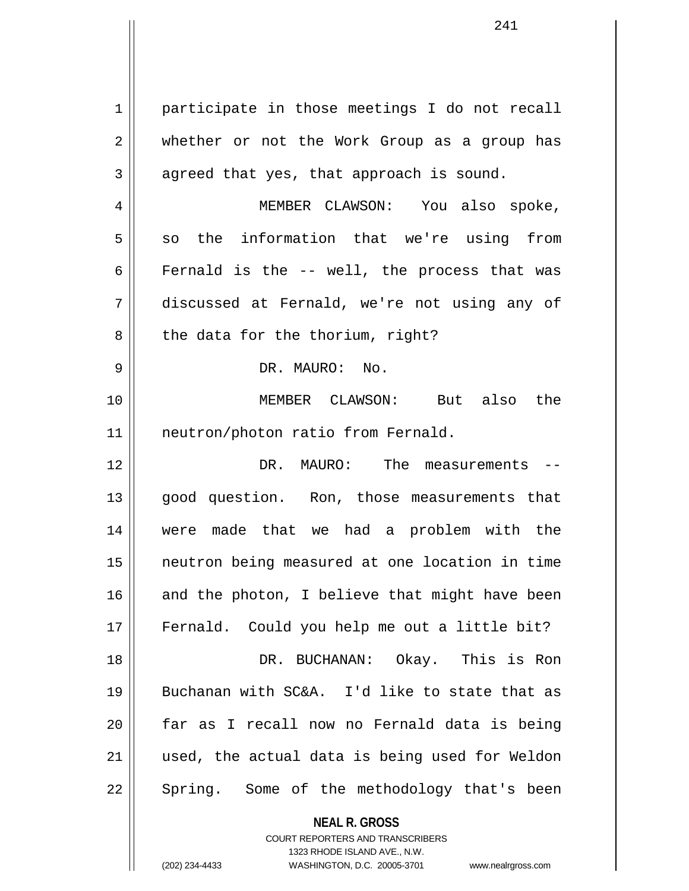participate in those meetings I do not recall whether or not the Work Group as a group has agreed that yes, that approach is sound.

MEMBER CLAWSON: You also spoke, so the information that we're using from Fernald is the -- well, the process that was discussed at Fernald, we're not using any of the data for the thorium, right?

DR. MAURO: No.

MEMBER CLAWSON: But also the neutron/photon ratio from Fernald.

DR. MAURO: The measurements -- good question. Ron, those measurements that were made that we had a problem with the neutron being measured at one location in time and the photon, I believe that might have been Fernald. Could you help me out a little bit?

DR. BUCHANAN: Okay. This is Ron Buchanan with SC&A. I'd like to state that as far as I recall now no Fernald data is being used, the actual data is being used for Weldon Spring. Some of the methodology that's been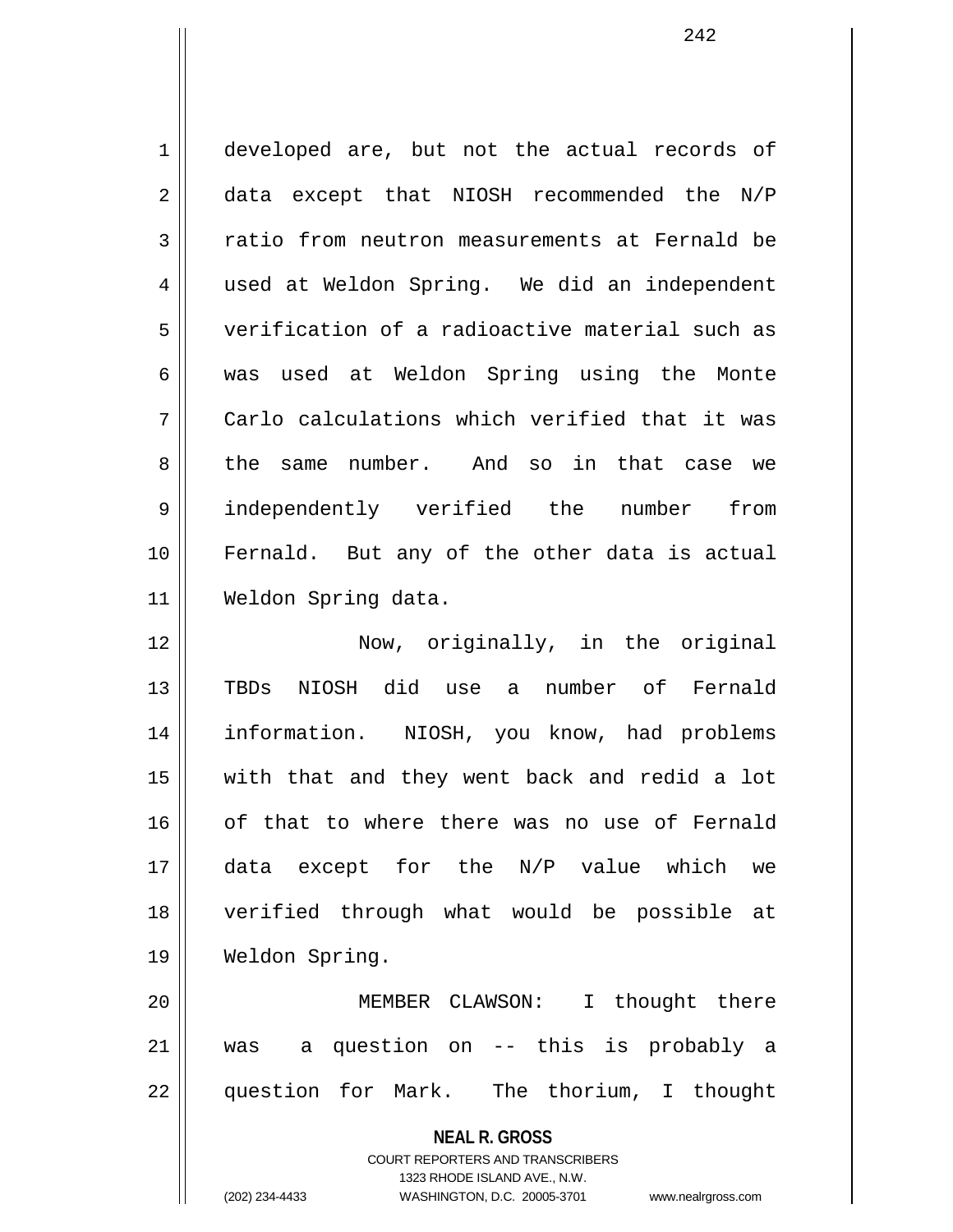developed are, but not the actual records of data except that NIOSH recommended the N/P ratio from neutron measurements at Fernald be used at Weldon Spring. We did an independent verification of a radioactive material such as was used at Weldon Spring using the Monte Carlo calculations which verified that it was the same number. And so in that case we independently verified the number from Fernald. But any of the other data is actual Weldon Spring data.

Now, originally, in the original TBDs NIOSH did use a number of Fernald information. NIOSH, you know, had problems with that and they went back and redid a lot of that to where there was no use of Fernald data except for the N/P value which we verified through what would be possible at Weldon Spring.

MEMBER CLAWSON: I thought there was a question on -- this is probably a question for Mark. The thorium, I thought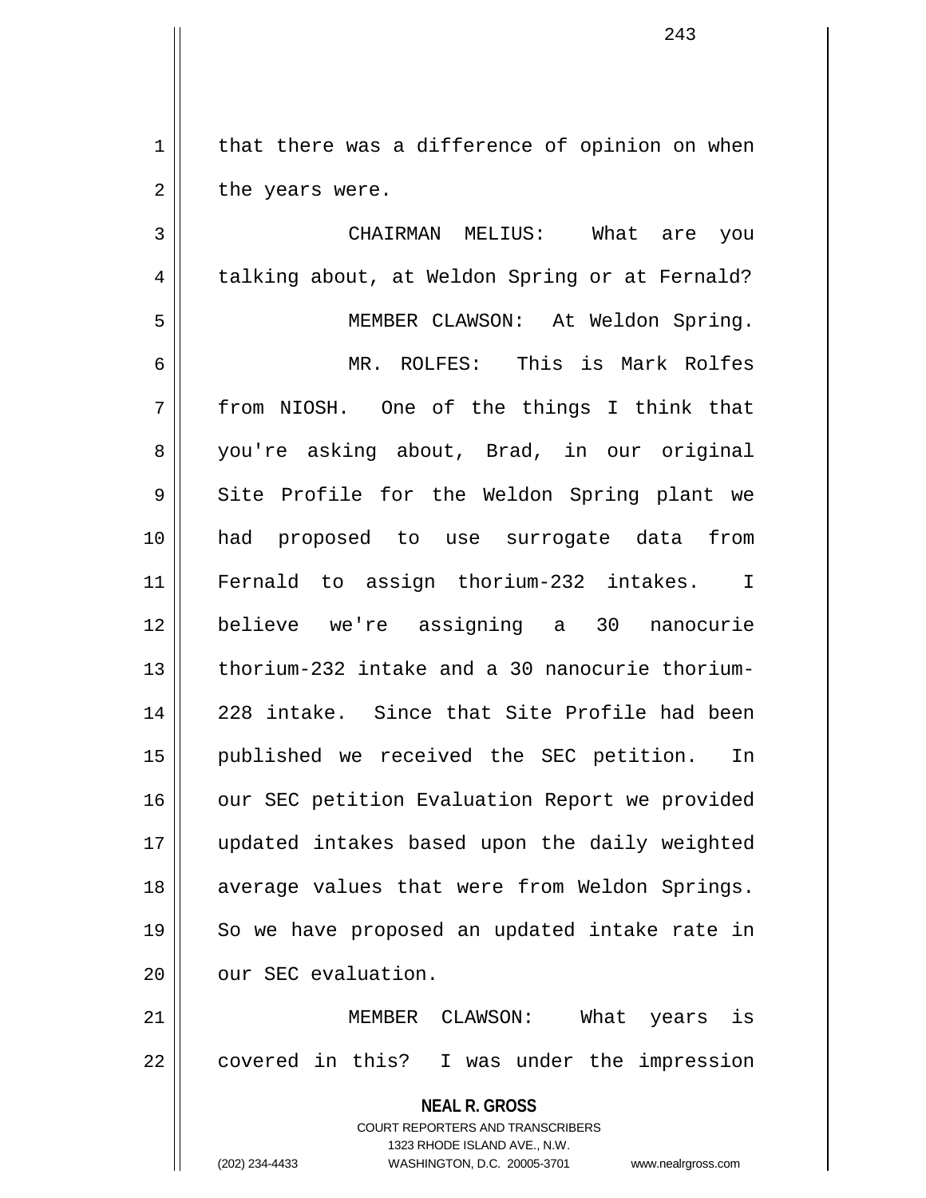that there was a difference of opinion on when the years were.

CHAIRMAN MELIUS: What are you talking about, at Weldon Spring or at Fernald?

MEMBER CLAWSON: At Weldon Spring.

MR. ROLFES: This is Mark Rolfes from NIOSH. One of the things I think that you're asking about, Brad, in our original Site Profile for the Weldon Spring plant we had proposed to use surrogate data from Fernald to assign thorium-232 intakes. I believe we're assigning a 30 nanocurie thorium-232 intake and a 30 nanocurie thorium-228 intake. Since that Site Profile had been published we received the SEC petition. In our SEC petition Evaluation Report we provided updated intakes based upon the daily weighted average values that were from Weldon Springs. So we have proposed an updated intake rate in our SEC evaluation.

MEMBER CLAWSON: What years is covered in this? I was under the impression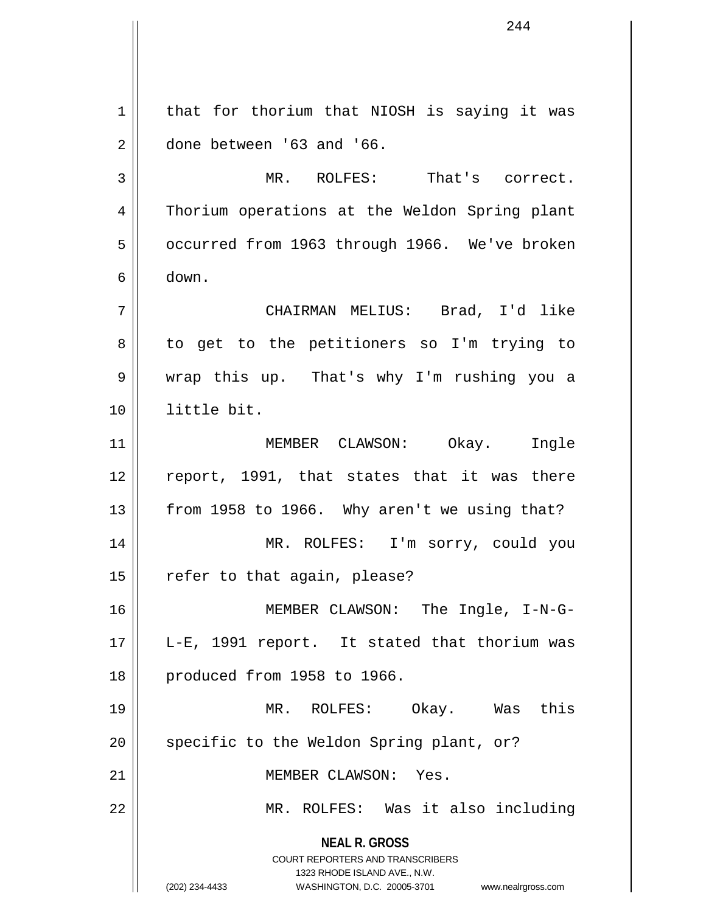that for thorium that NIOSH is saying it was done between '63 and '66.

MR. ROLFES: That's correct. Thorium operations at the Weldon Spring plant occurred from 1963 through 1966. We've broken down.

CHAIRMAN MELIUS: Brad, I'd like to get to the petitioners so I'm trying to wrap this up. That's why I'm rushing you a little bit.

MEMBER CLAWSON: Okay. Ingle report, 1991, that states that it was there from 1958 to 1966. Why aren't we using that?

MR. ROLFES: I'm sorry, could you refer to that again, please?

MEMBER CLAWSON: The Ingle, I-N-G-L-E, 1991 report. It stated that thorium was produced from 1958 to 1966.

MR. ROLFES: Okay. Was this specific to the Weldon Spring plant, or?

MEMBER CLAWSON: Yes.

MR. ROLFES: Was it also including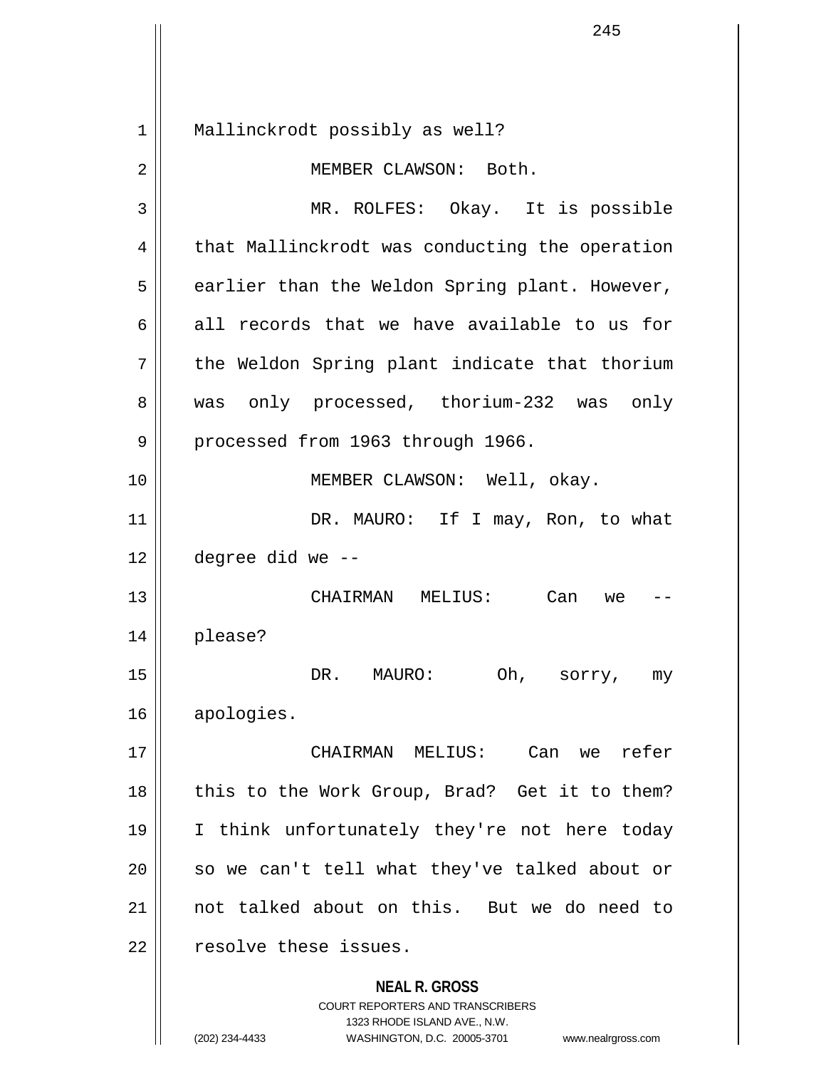Mallinckrodt possibly as well?

MEMBER CLAWSON: Both.

MR. ROLFES: Okay. It is possible that Mallinckrodt was conducting the operation earlier than the Weldon Spring plant. However, all records that we have available to us for the Weldon Spring plant indicate that thorium was only processed, thorium-232 was only processed from 1963 through 1966.

MEMBER CLAWSON: Well, okay.

DR. MAURO: If I may, Ron, to what degree did we --

CHAIRMAN MELIUS: Can we -- please?

DR. MAURO: Oh, sorry, my apologies.

CHAIRMAN MELIUS: Can we refer this to the Work Group, Brad? Get it to them? I think unfortunately they're not here today so we can't tell what they've talked about or not talked about on this. But we do need to resolve these issues.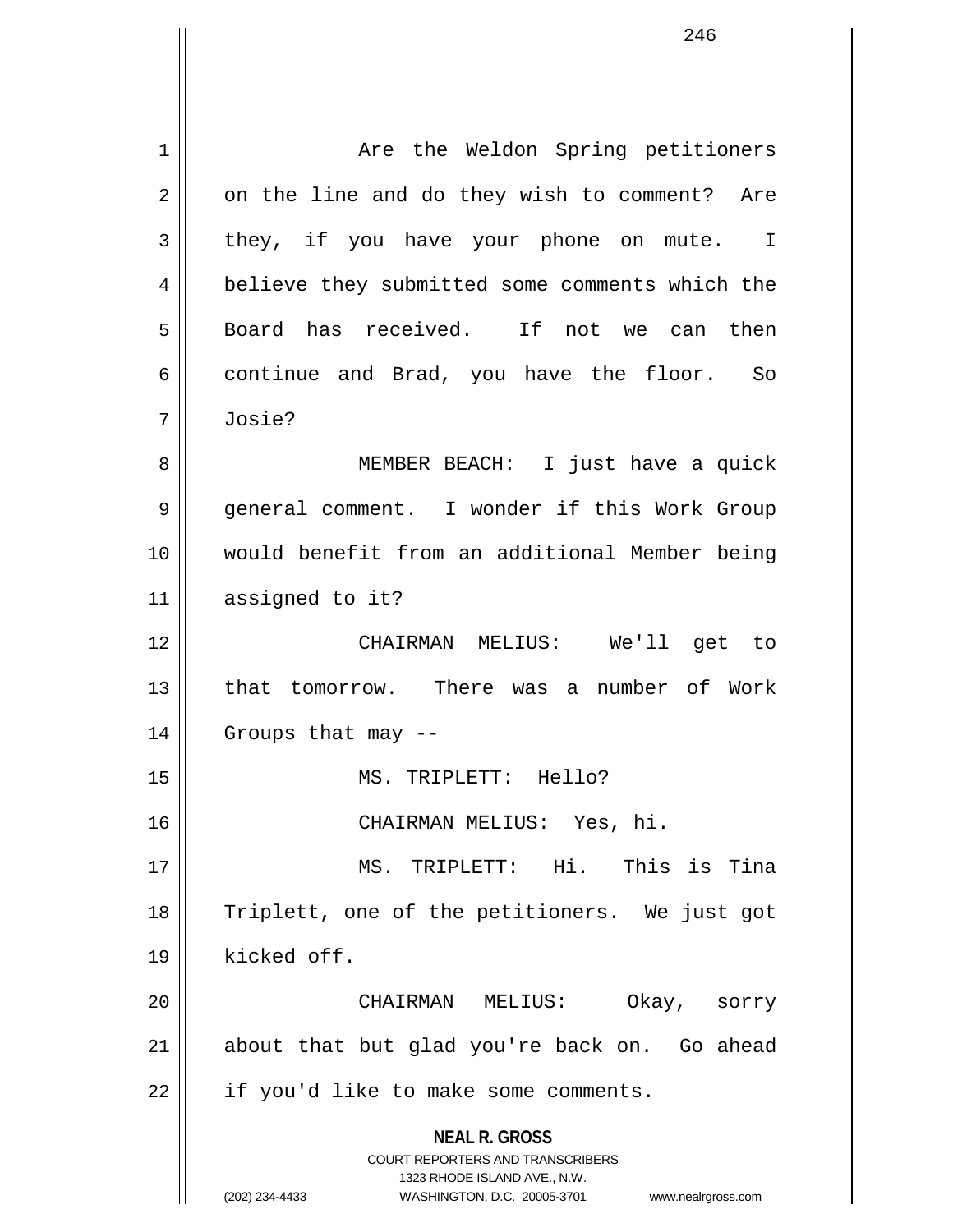Are the Weldon Spring petitioners on the line and do they wish to comment? Are they, if you have your phone on mute. I believe they submitted some comments which the Board has received. If not we can then continue and Brad, you have the floor. So Josie?

MEMBER BEACH: I just have a quick general comment. I wonder if this Work Group would benefit from an additional Member being assigned to it?

CHAIRMAN MELIUS: We'll get to that tomorrow. There was a number of Work Groups that may --

MS. TRIPLETT: Hello?

CHAIRMAN MELIUS: Yes, hi.

MS. TRIPLETT: Hi. This is Tina Triplett, one of the petitioners. We just got kicked off.

CHAIRMAN MELIUS: Okay, sorry about that but glad you're back on. Go ahead if you'd like to make some comments.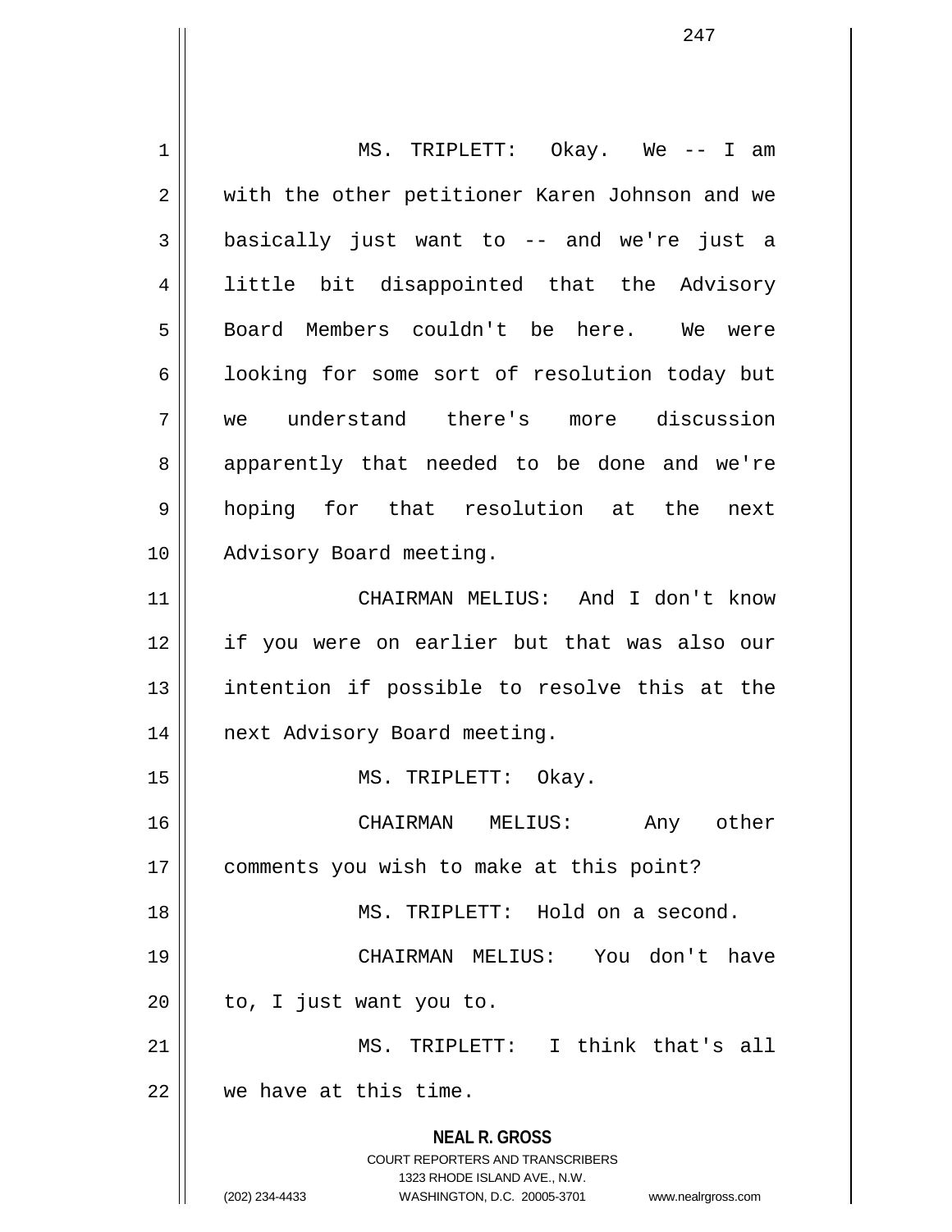MS. TRIPLETT: Okay. We -- I am with the other petitioner Karen Johnson and we basically just want to -- and we're just a little bit disappointed that the Advisory Board Members couldn't be here. We were looking for some sort of resolution today but we understand there's more discussion apparently that needed to be done and we're hoping for that resolution at the next Advisory Board meeting.

CHAIRMAN MELIUS: And I don't know if you were on earlier but that was also our intention if possible to resolve this at the next Advisory Board meeting.

MS. TRIPLETT: Okay.

CHAIRMAN MELIUS: Any other comments you wish to make at this point?

MS. TRIPLETT: Hold on a second.

CHAIRMAN MELIUS: You don't have to, I just want you to.

MS. TRIPLETT: I think that's all we have at this time.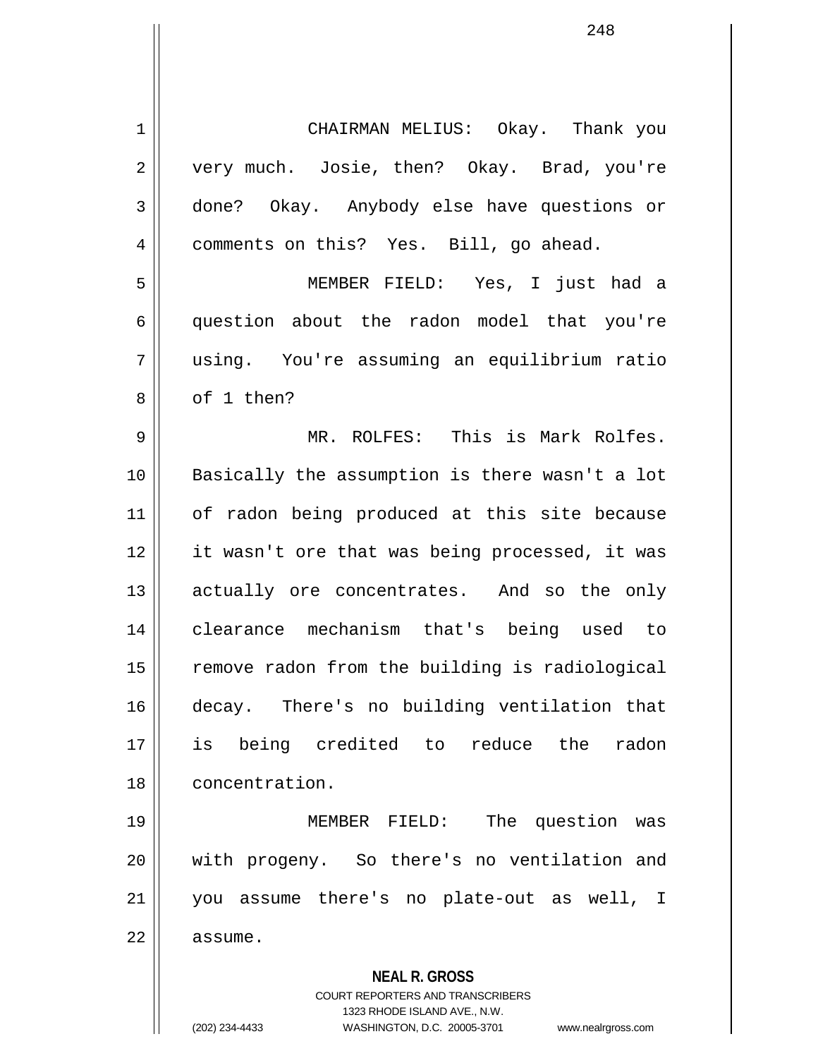CHAIRMAN MELIUS: Okay. Thank you very much. Josie, then? Okay. Brad, you're done? Okay. Anybody else have questions or comments on this? Yes. Bill, go ahead.

MEMBER FIELD: Yes, I just had a question about the radon model that you're using. You're assuming an equilibrium ratio of 1 then?

MR. ROLFES: This is Mark Rolfes. Basically the assumption is there wasn't a lot of radon being produced at this site because it wasn't ore that was being processed, it was actually ore concentrates. And so the only clearance mechanism that's being used to remove radon from the building is radiological decay. There's no building ventilation that is being credited to reduce the radon concentration.

MEMBER FIELD: The question was with progeny. So there's no ventilation and you assume there's no plate-out as well, I assume.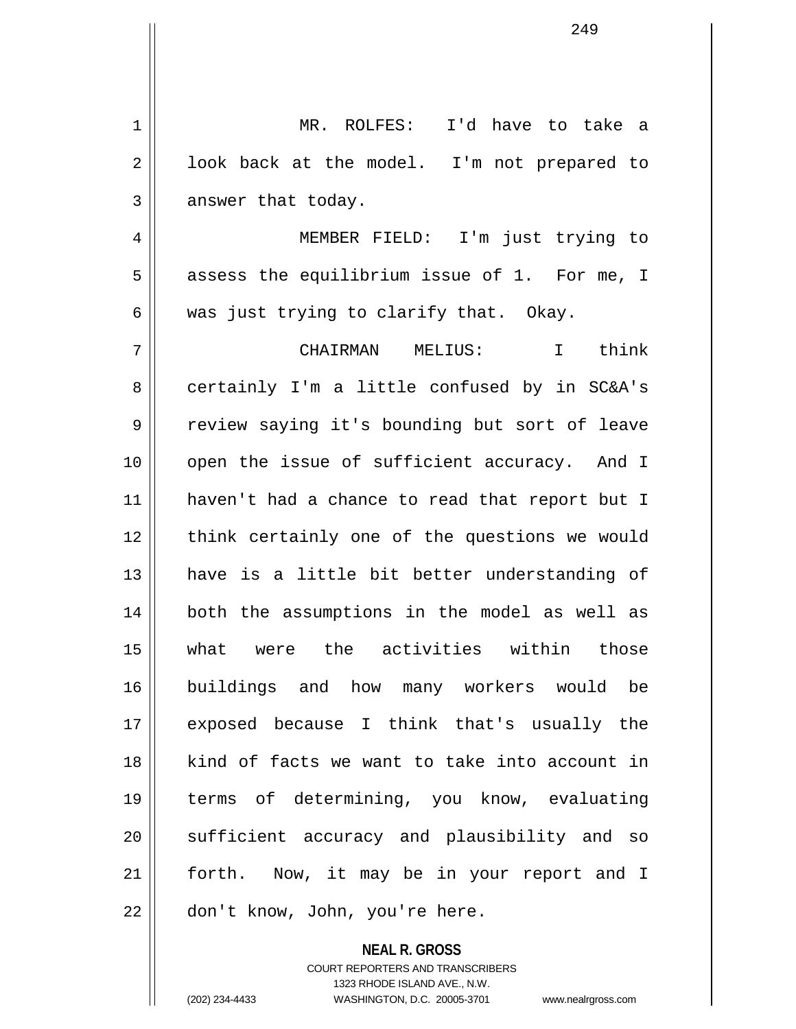MR. ROLFES: I'd have to take a look back at the model. I'm not prepared to answer that today.

MEMBER FIELD: I'm just trying to assess the equilibrium issue of 1. For me, I was just trying to clarify that. Okay.

CHAIRMAN MELIUS: I think certainly I'm a little confused by in SC&A's review saying it's bounding but sort of leave open the issue of sufficient accuracy. And I haven't had a chance to read that report but I think certainly one of the questions we would have is a little bit better understanding of both the assumptions in the model as well as what were the activities within those buildings and how many workers would be exposed because I think that's usually the kind of facts we want to take into account in terms of determining, you know, evaluating sufficient accuracy and plausibility and so forth. Now, it may be in your report and I don't know, John, you're here.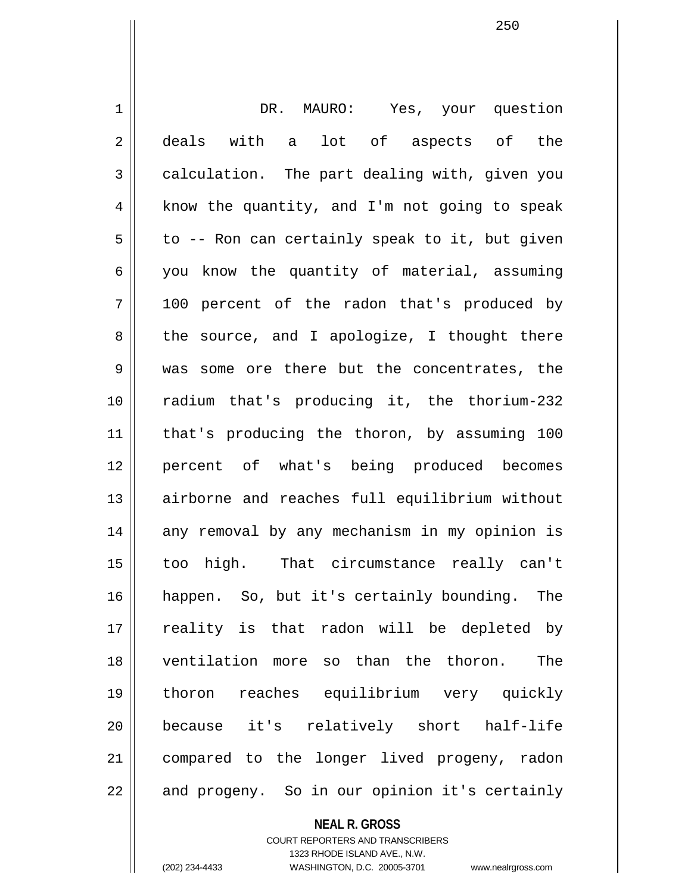DR. MAURO: Yes, your question deals with a lot of aspects of the calculation. The part dealing with, given you know the quantity, and I'm not going to speak to -- Ron can certainly speak to it, but given you know the quantity of material, assuming 100 percent of the radon that's produced by the source, and I apologize, I thought there was some ore there but the concentrates, the radium that's producing it, the thorium-232 that's producing the thoron, by assuming 100 percent of what's being produced becomes airborne and reaches full equilibrium without any removal by any mechanism in my opinion is too high. That circumstance really can't happen. So, but it's certainly bounding. The reality is that radon will be depleted by ventilation more so than the thoron. The thoron reaches equilibrium very quickly because it's relatively short half-life compared to the longer lived progeny, radon and progeny. So in our opinion it's certainly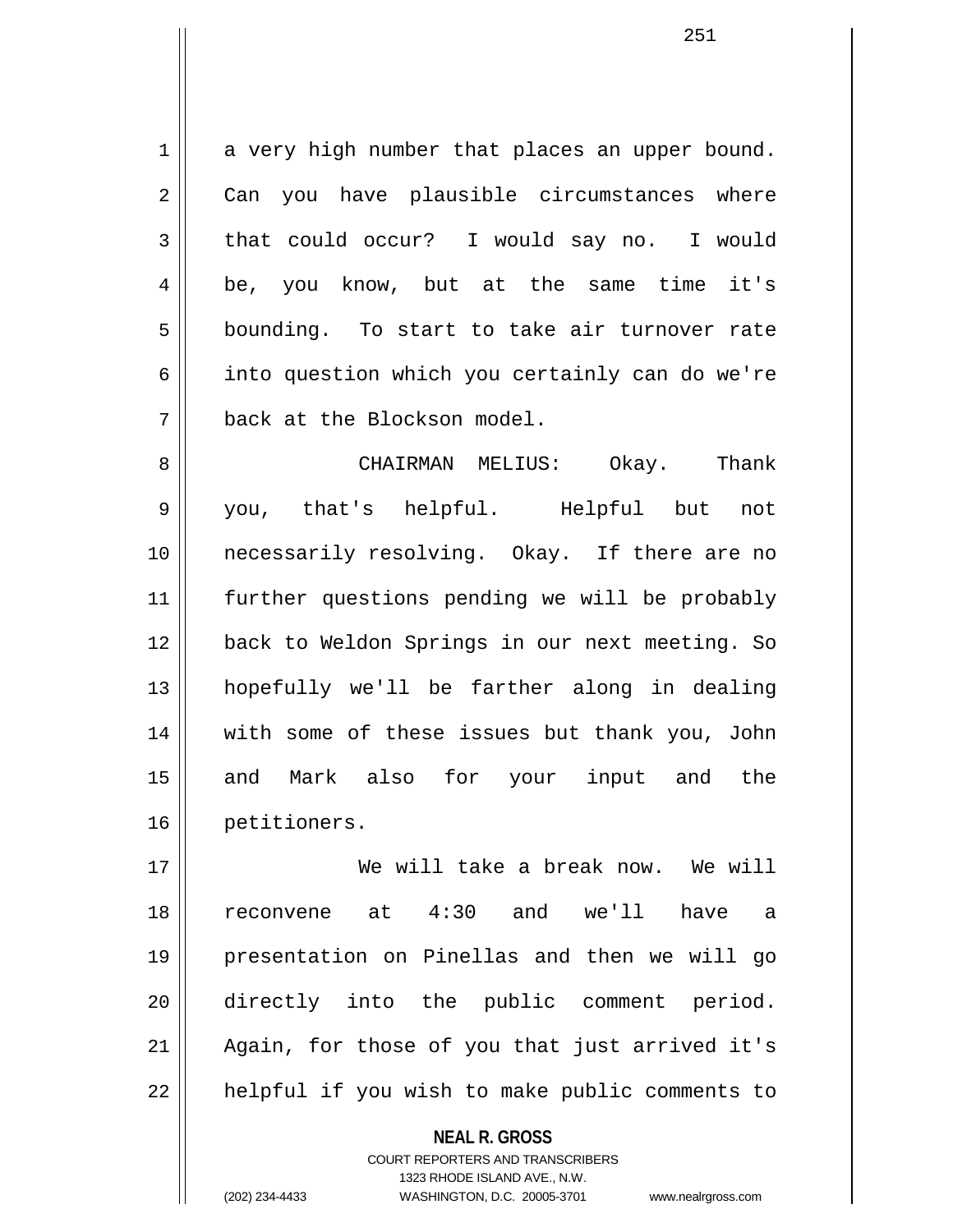a very high number that places an upper bound. Can you have plausible circumstances where that could occur? I would say no. I would be, you know, but at the same time it's bounding. To start to take air turnover rate into question which you certainly can do we're back at the Blockson model.

CHAIRMAN MELIUS: Okay. Thank you, that's helpful. Helpful but not necessarily resolving. Okay. If there are no further questions pending we will be probably back to Weldon Springs in our next meeting. So hopefully we'll be farther along in dealing with some of these issues but thank you, John and Mark also for your input and the petitioners.

We will take a break now. We will reconvene at 4:30 and we'll have a presentation on Pinellas and then we will go directly into the public comment period. Again, for those of you that just arrived it's helpful if you wish to make public comments to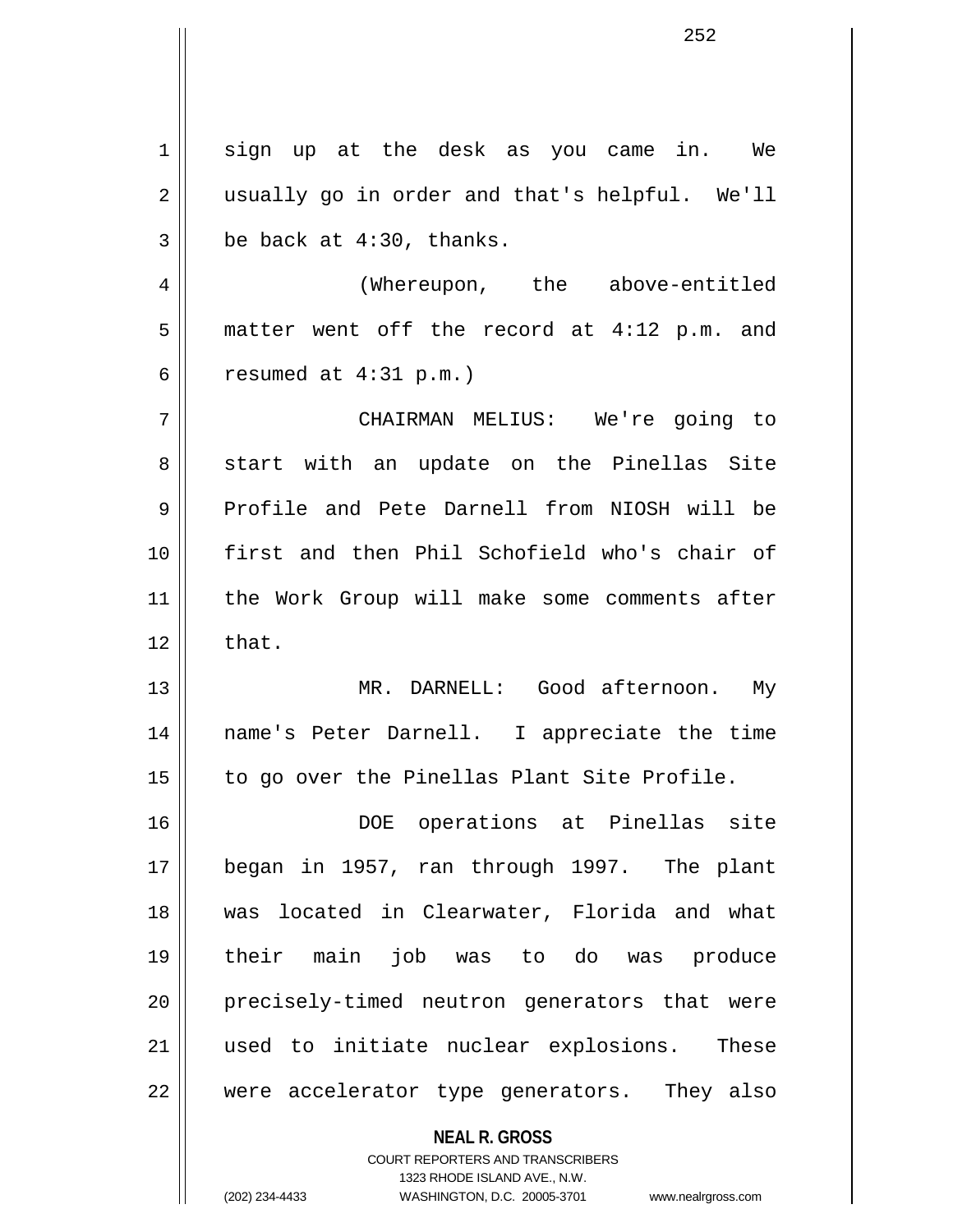sign up at the desk as you came in. We usually go in order and that's helpful. We'll be back at 4:30, thanks.

(Whereupon, the above-entitled matter went off the record at 4:12 p.m. and resumed at 4:31 p.m.)

CHAIRMAN MELIUS: We're going to start with an update on the Pinellas Site Profile and Pete Darnell from NIOSH will be first and then Phil Schofield who's chair of the Work Group will make some comments after that.

MR. DARNELL: Good afternoon. My name's Peter Darnell. I appreciate the time to go over the Pinellas Plant Site Profile.

DOE operations at Pinellas site began in 1957, ran through 1997. The plant was located in Clearwater, Florida and what their main job was to do was produce precisely-timed neutron generators that were used to initiate nuclear explosions. These were accelerator type generators. They also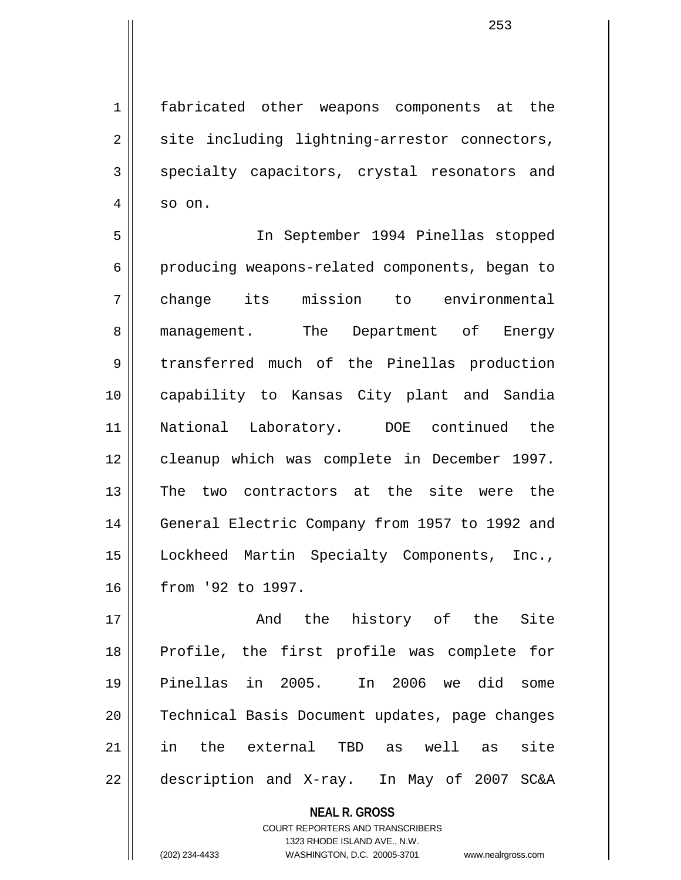fabricated other weapons components at the site including lightning-arrestor connectors, specialty capacitors, crystal resonators and so on.

In September 1994 Pinellas stopped producing weapons-related components, began to change its mission to environmental management. The Department of Energy transferred much of the Pinellas production capability to Kansas City plant and Sandia National Laboratory. DOE continued the cleanup which was complete in December 1997. The two contractors at the site were the General Electric Company from 1957 to 1992 and Lockheed Martin Specialty Components, Inc., from '92 to 1997.

And the history of the Site Profile, the first profile was complete for Pinellas in 2005. In 2006 we did some Technical Basis Document updates, page changes in the external TBD as well as site description and X-ray. In May of 2007 SC&A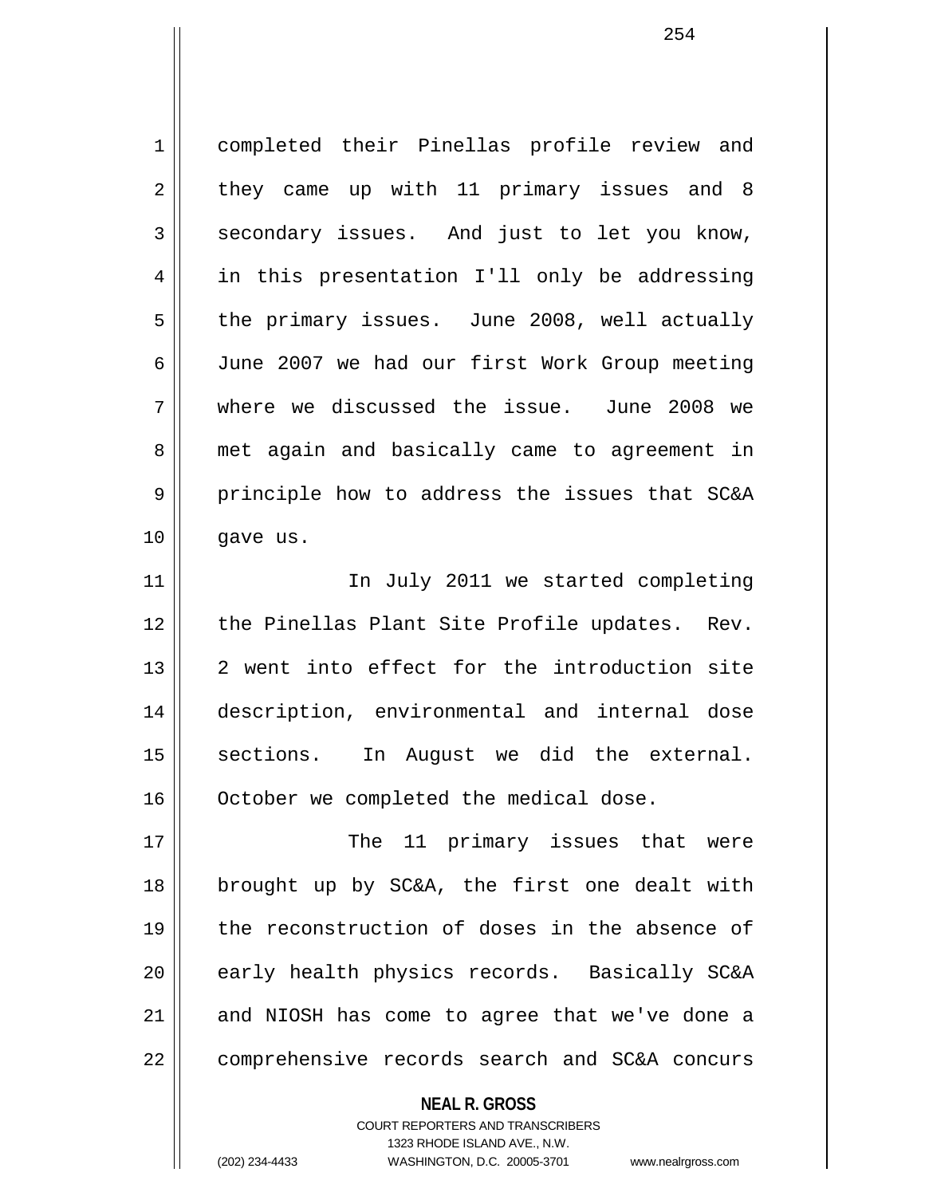completed their Pinellas profile review and they came up with 11 primary issues and 8 secondary issues. And just to let you know, in this presentation I'll only be addressing the primary issues. June 2008, well actually June 2007 we had our first Work Group meeting where we discussed the issue. June 2008 we met again and basically came to agreement in principle how to address the issues that SC&A gave us.

In July 2011 we started completing the Pinellas Plant Site Profile updates. Rev. 2 went into effect for the introduction site description, environmental and internal dose sections. In August we did the external. October we completed the medical dose.

The 11 primary issues that were brought up by SC&A, the first one dealt with the reconstruction of doses in the absence of early health physics records. Basically SC&A and NIOSH has come to agree that we've done a comprehensive records search and SC&A concurs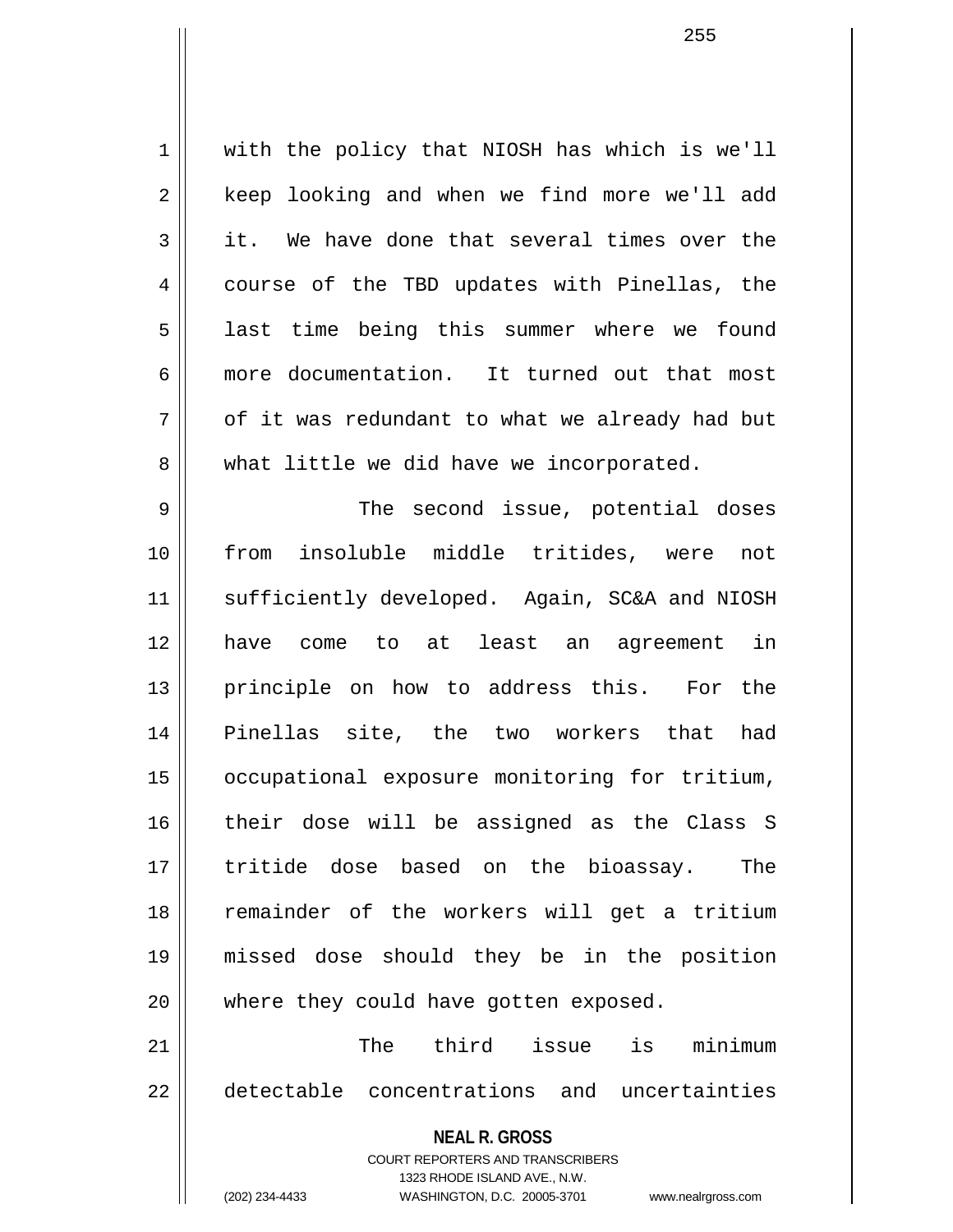with the policy that NIOSH has which is we'll keep looking and when we find more we'll add it. We have done that several times over the course of the TBD updates with Pinellas, the last time being this summer where we found more documentation. It turned out that most of it was redundant to what we already had but what little we did have we incorporated.

The second issue, potential doses from insoluble middle tritides, were not sufficiently developed. Again, SC&A and NIOSH have come to at least an agreement in principle on how to address this. For the Pinellas site, the two workers that had occupational exposure monitoring for tritium, their dose will be assigned as the Class S tritide dose based on the bioassay. The remainder of the workers will get a tritium missed dose should they be in the position where they could have gotten exposed.

The third issue is minimum detectable concentrations and uncertainties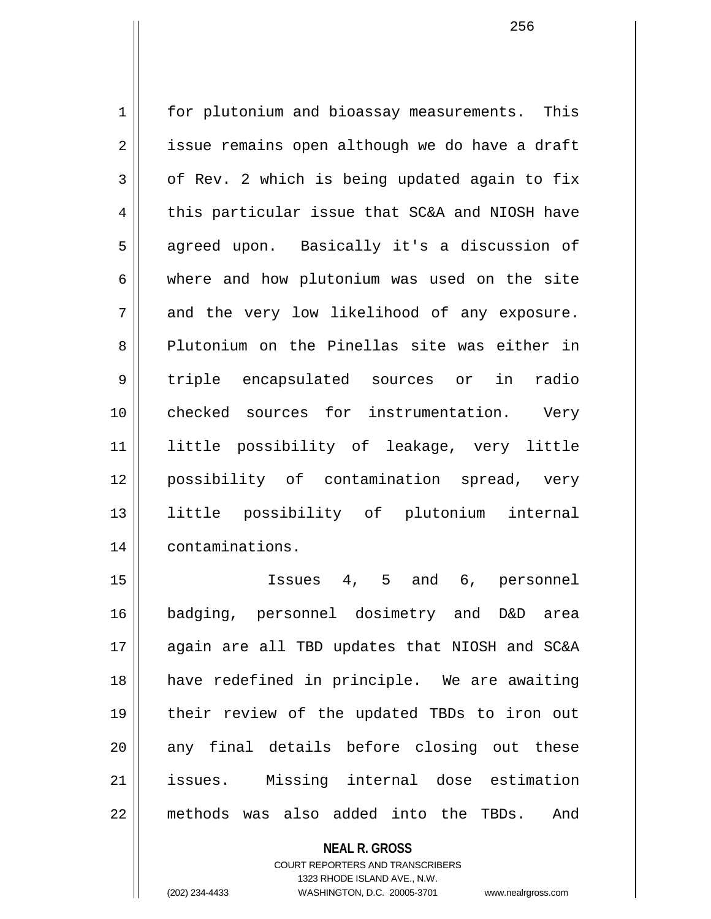for plutonium and bioassay measurements. This issue remains open although we do have a draft of Rev. 2 which is being updated again to fix this particular issue that SC&A and NIOSH have agreed upon. Basically it's a discussion of where and how plutonium was used on the site and the very low likelihood of any exposure. Plutonium on the Pinellas site was either in triple encapsulated sources or in radio checked sources for instrumentation. Very little possibility of leakage, very little possibility of contamination spread, very little possibility of plutonium internal contaminations.

Issues 4, 5 and 6, personnel badging, personnel dosimetry and D&D area again are all TBD updates that NIOSH and SC&A have redefined in principle. We are awaiting their review of the updated TBDs to iron out any final details before closing out these issues. Missing internal dose estimation methods was also added into the TBDs. And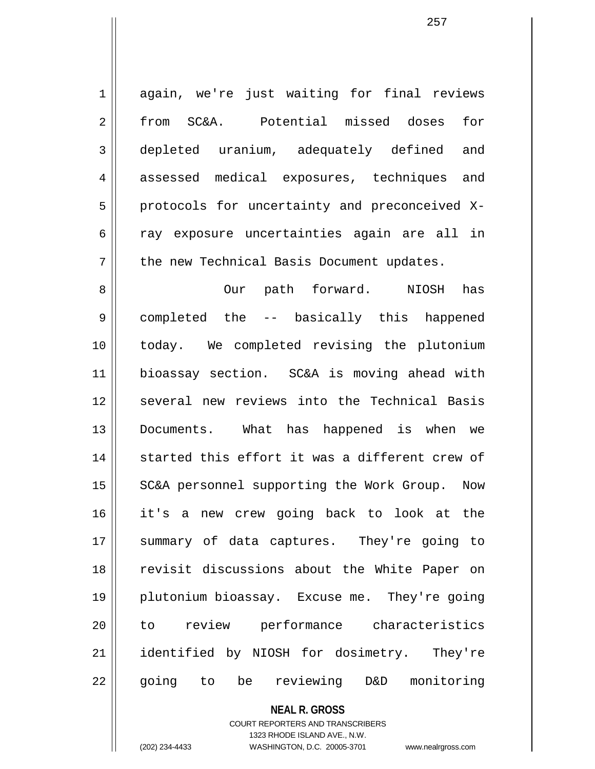again, we're just waiting for final reviews from SC&A. Potential missed doses for depleted uranium, adequately defined and assessed medical exposures, techniques and protocols for uncertainty and preconceived X-ray exposure uncertainties again are all in the new Technical Basis Document updates.

Our path forward. NIOSH has completed the -- basically this happened today. We completed revising the plutonium bioassay section. SC&A is moving ahead with several new reviews into the Technical Basis Documents. What has happened is when we started this effort it was a different crew of SC&A personnel supporting the Work Group. Now it's a new crew going back to look at the summary of data captures. They're going to revisit discussions about the White Paper on plutonium bioassay. Excuse me. They're going to review performance characteristics identified by NIOSH for dosimetry. They're going to be reviewing D&D monitoring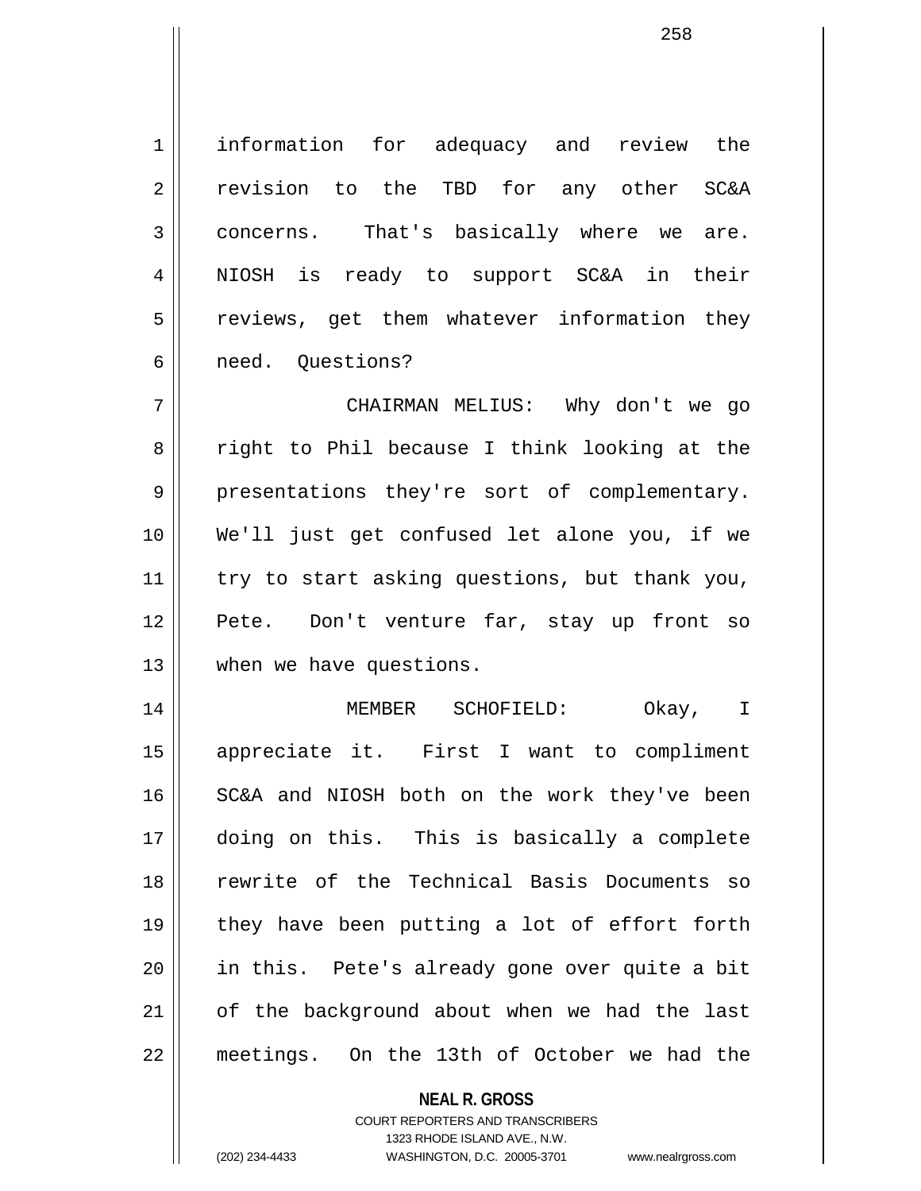information for adequacy and review the revision to the TBD for any other SC&A concerns. That's basically where we are. NIOSH is ready to support SC&A in their reviews, get them whatever information they need. Questions?

CHAIRMAN MELIUS: Why don't we go right to Phil because I think looking at the presentations they're sort of complementary. We'll just get confused let alone you, if we try to start asking questions, but thank you, Pete. Don't venture far, stay up front so when we have questions.

MEMBER SCHOFIELD: Okay, I appreciate it. First I want to compliment SC&A and NIOSH both on the work they've been doing on this. This is basically a complete rewrite of the Technical Basis Documents so they have been putting a lot of effort forth in this. Pete's already gone over quite a bit of the background about when we had the last meetings. On the 13th of October we had the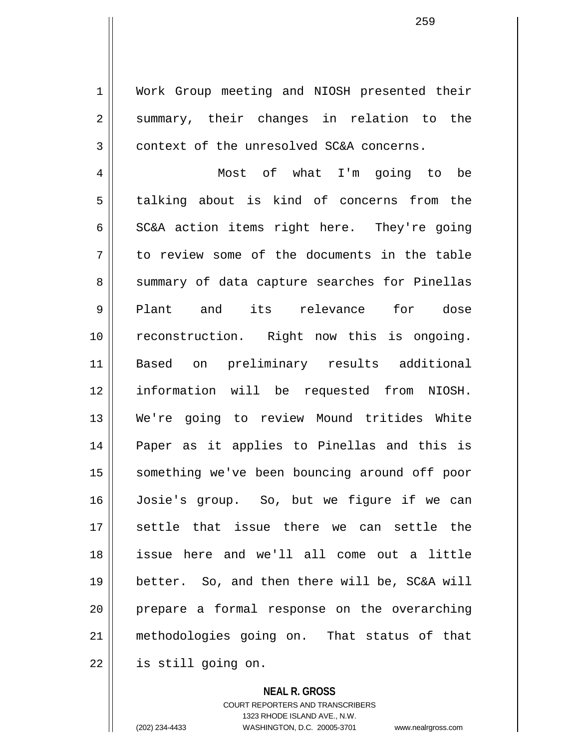Work Group meeting and NIOSH presented their summary, their changes in relation to the context of the unresolved SC&A concerns.

Most of what I'm going to be talking about is kind of concerns from the SC&A action items right here. They're going to review some of the documents in the table summary of data capture searches for Pinellas Plant and its relevance for dose reconstruction. Right now this is ongoing. Based on preliminary results additional information will be requested from NIOSH. We're going to review Mound tritides White Paper as it applies to Pinellas and this is something we've been bouncing around off poor Josie's group. So, but we figure if we can settle that issue there we can settle the issue here and we'll all come out a little better. So, and then there will be, SC&A will prepare a formal response on the overarching methodologies going on. That status of that is still going on.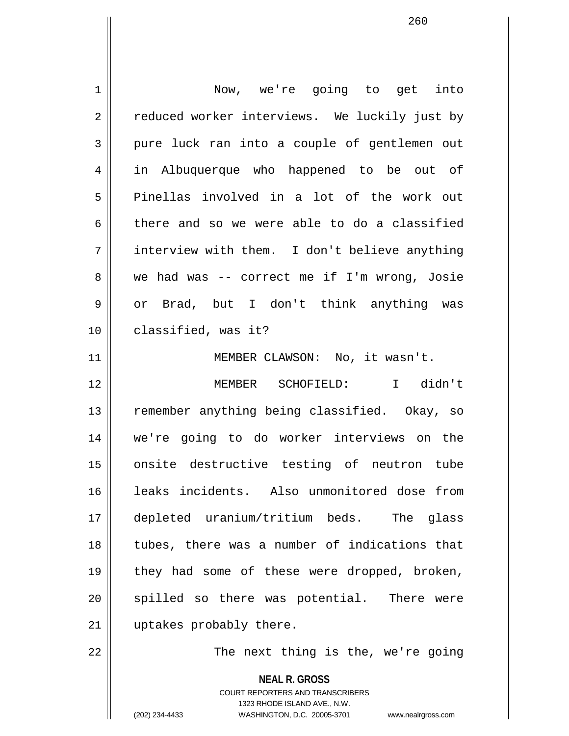Now, we're going to get into reduced worker interviews. We luckily just by pure luck ran into a couple of gentlemen out in Albuquerque who happened to be out of Pinellas involved in a lot of the work out there and so we were able to do a classified interview with them. I don't believe anything we had was -- correct me if I'm wrong, Josie or Brad, but I don't think anything was classified, was it?

MEMBER CLAWSON: No, it wasn't.

MEMBER SCHOFIELD: I didn't remember anything being classified. Okay, so we're going to do worker interviews on the onsite destructive testing of neutron tube leaks incidents. Also unmonitored dose from depleted uranium/tritium beds. The glass tubes, there was a number of indications that they had some of these were dropped, broken, spilled so there was potential. There were uptakes probably there.

The next thing is the, we're going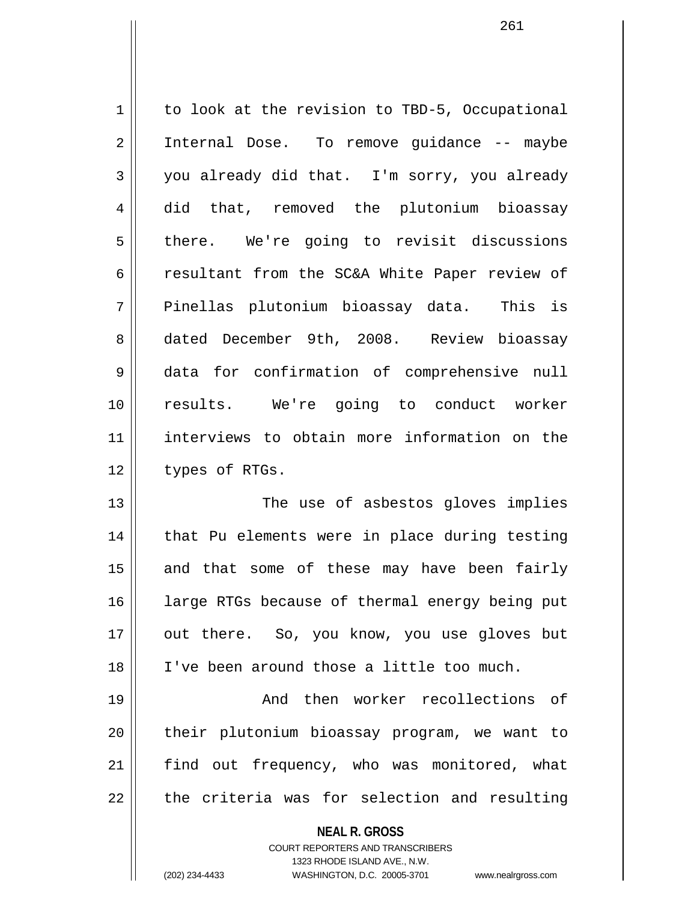to look at the revision to TBD-5, Occupational Internal Dose. To remove guidance -- maybe you already did that. I'm sorry, you already did that, removed the plutonium bioassay there. We're going to revisit discussions resultant from the SC&A White Paper review of Pinellas plutonium bioassay data. This is dated December 9th, 2008. Review bioassay data for confirmation of comprehensive null results. We're going to conduct worker interviews to obtain more information on the types of RTGs.

The use of asbestos gloves implies that Pu elements were in place during testing and that some of these may have been fairly large RTGs because of thermal energy being put out there. So, you know, you use gloves but I've been around those a little too much.

And then worker recollections of their plutonium bioassay program, we want to find out frequency, who was monitored, what the criteria was for selection and resulting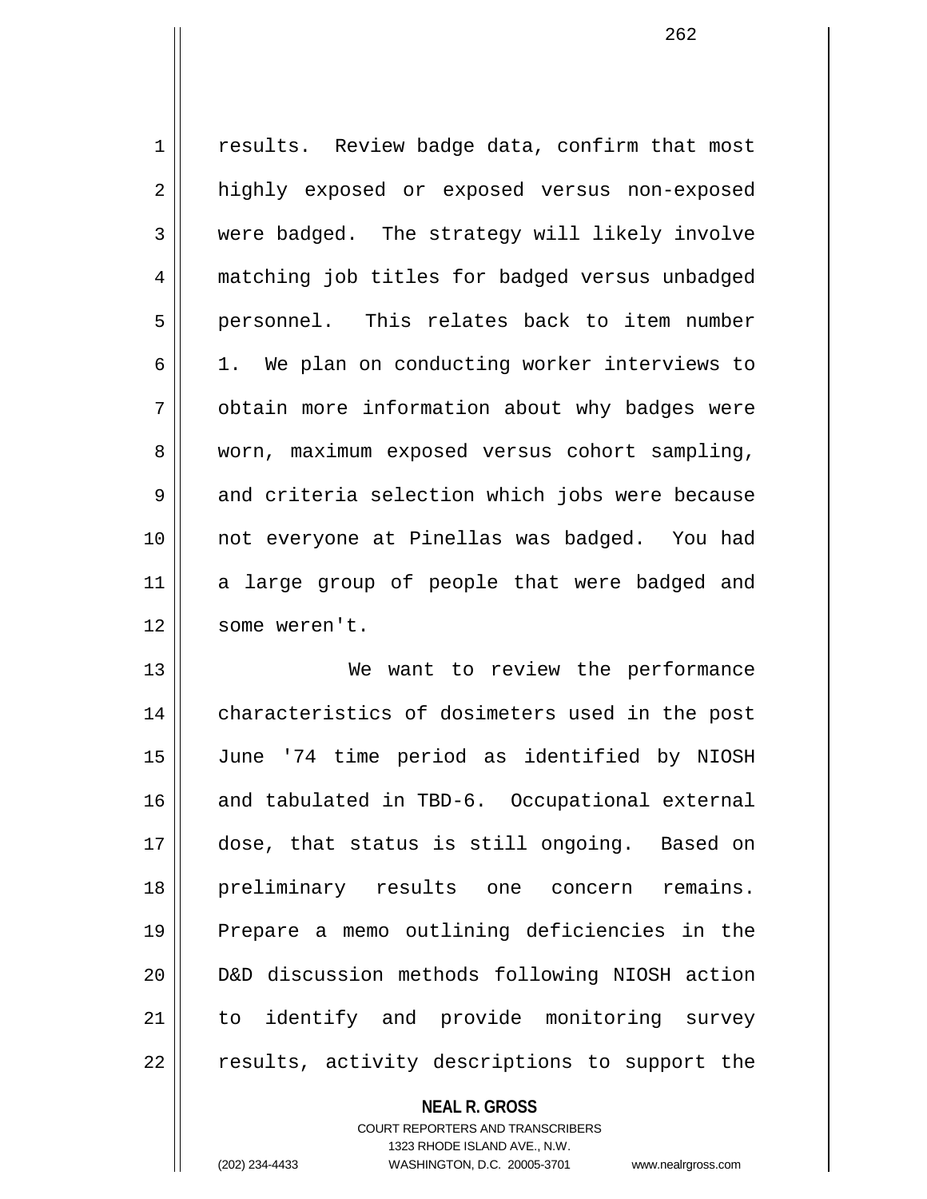results. Review badge data, confirm that most highly exposed or exposed versus non-exposed were badged. The strategy will likely involve matching job titles for badged versus unbadged personnel. This relates back to item number 1. We plan on conducting worker interviews to obtain more information about why badges were worn, maximum exposed versus cohort sampling, and criteria selection which jobs were because not everyone at Pinellas was badged. You had a large group of people that were badged and some weren't.

We want to review the performance characteristics of dosimeters used in the post June '74 time period as identified by NIOSH and tabulated in TBD-6. Occupational external dose, that status is still ongoing. Based on preliminary results one concern remains. Prepare a memo outlining deficiencies in the D&D discussion methods following NIOSH action to identify and provide monitoring survey results, activity descriptions to support the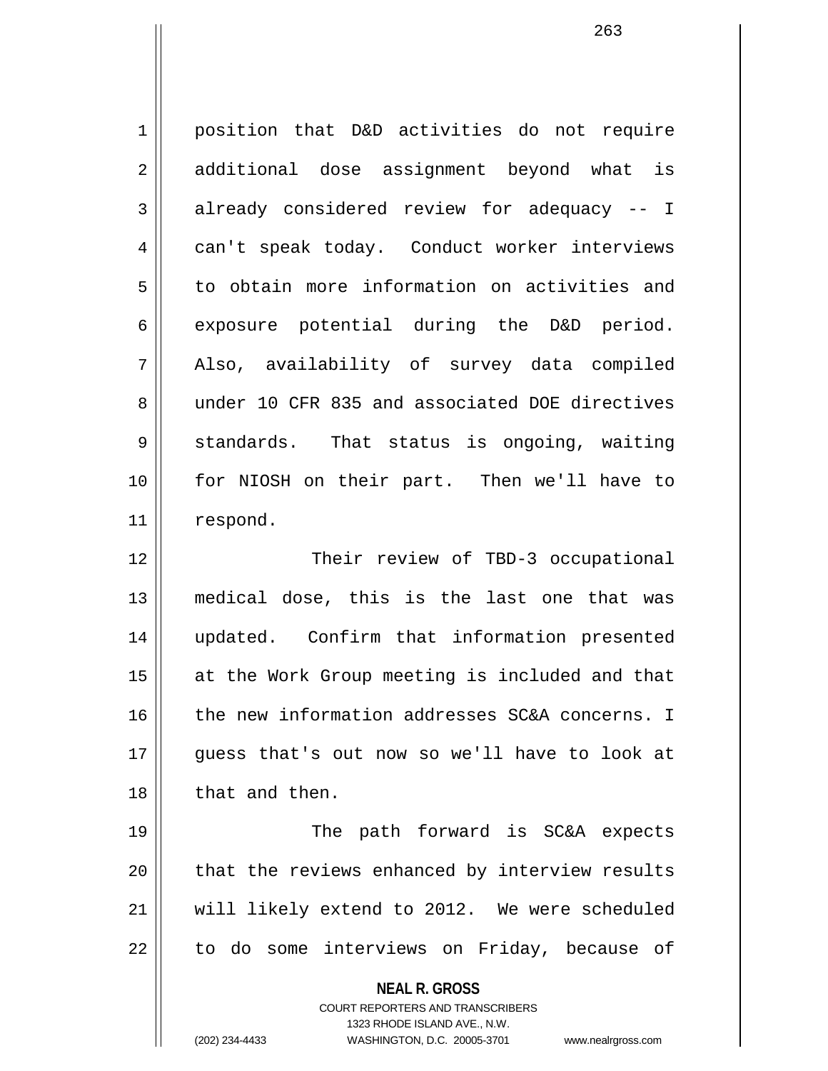position that D&D activities do not require additional dose assignment beyond what is already considered review for adequacy -- I can't speak today. Conduct worker interviews to obtain more information on activities and exposure potential during the D&D period. Also, availability of survey data compiled under 10 CFR 835 and associated DOE directives standards. That status is ongoing, waiting for NIOSH on their part. Then we'll have to respond.

Their review of TBD-3 occupational medical dose, this is the last one that was updated. Confirm that information presented at the Work Group meeting is included and that the new information addresses SC&A concerns. I guess that's out now so we'll have to look at that and then.

The path forward is SC&A expects that the reviews enhanced by interview results will likely extend to 2012. We were scheduled to do some interviews on Friday, because of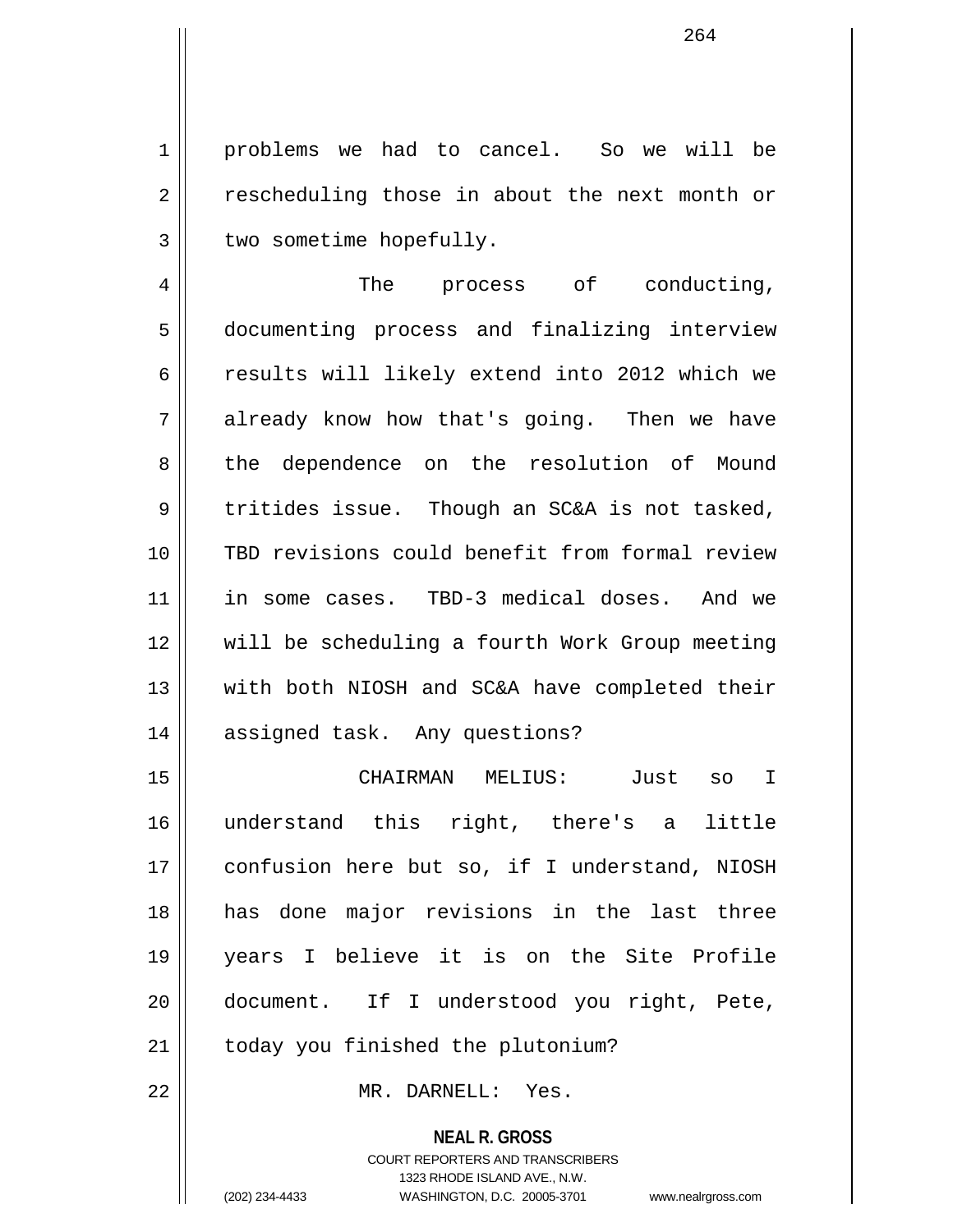problems we had to cancel. So we will be rescheduling those in about the next month or two sometime hopefully.

The process of conducting, documenting process and finalizing interview results will likely extend into 2012 which we already know how that's going. Then we have the dependence on the resolution of Mound tritides issue. Though an SC&A is not tasked, TBD revisions could benefit from formal review in some cases. TBD-3 medical doses. And we will be scheduling a fourth Work Group meeting with both NIOSH and SC&A have completed their assigned task. Any questions?

CHAIRMAN MELIUS: Just so I understand this right, there's a little confusion here but so, if I understand, NIOSH has done major revisions in the last three years I believe it is on the Site Profile document. If I understood you right, Pete, today you finished the plutonium?

MR. DARNELL: Yes.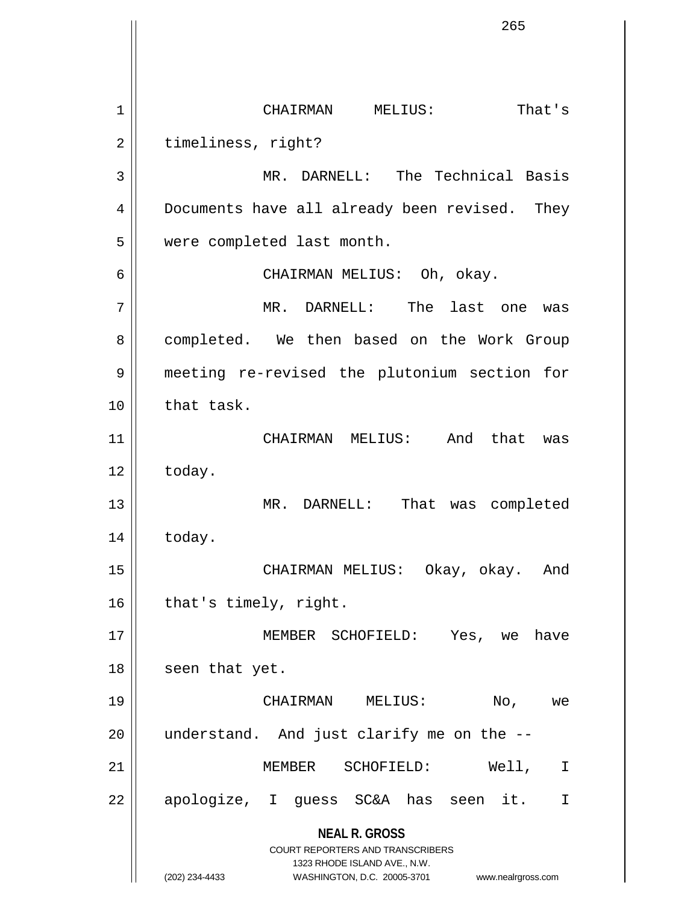CHAIRMAN MELIUS: That's timeliness, right?

MR. DARNELL: The Technical Basis Documents have all already been revised. They were completed last month.

CHAIRMAN MELIUS: Oh, okay.

MR. DARNELL: The last one was completed. We then based on the Work Group meeting re-revised the plutonium section for that task.

CHAIRMAN MELIUS: And that was today.

MR. DARNELL: That was completed today.

CHAIRMAN MELIUS: Okay, okay. And that's timely, right.

MEMBER SCHOFIELD: Yes, we have seen that yet.

CHAIRMAN MELIUS: No, we understand. And just clarify me on the --

MEMBER SCHOFIELD: Well, I apologize, I guess SC&A has seen it. I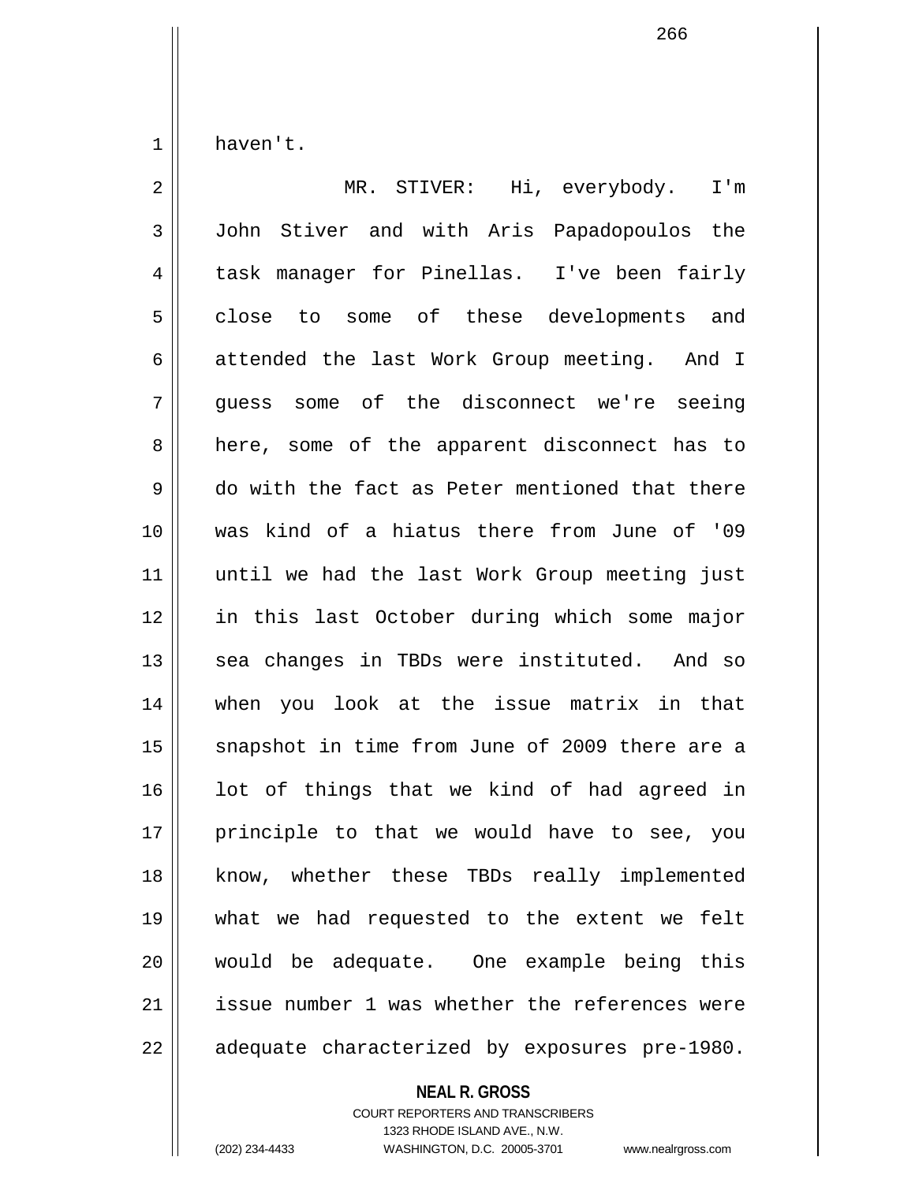haven't.

MR. STIVER: Hi, everybody. I'm John Stiver and with Aris Papadopoulos the task manager for Pinellas. I've been fairly close to some of these developments and attended the last Work Group meeting. And I guess some of the disconnect we're seeing here, some of the apparent disconnect has to do with the fact as Peter mentioned that there was kind of a hiatus there from June of '09 until we had the last Work Group meeting just in this last October during which some major sea changes in TBDs were instituted. And so when you look at the issue matrix in that snapshot in time from June of 2009 there are a lot of things that we kind of had agreed in principle to that we would have to see, you know, whether these TBDs really implemented what we had requested to the extent we felt would be adequate. One example being this issue number 1 was whether the references were adequate characterized by exposures pre-1980.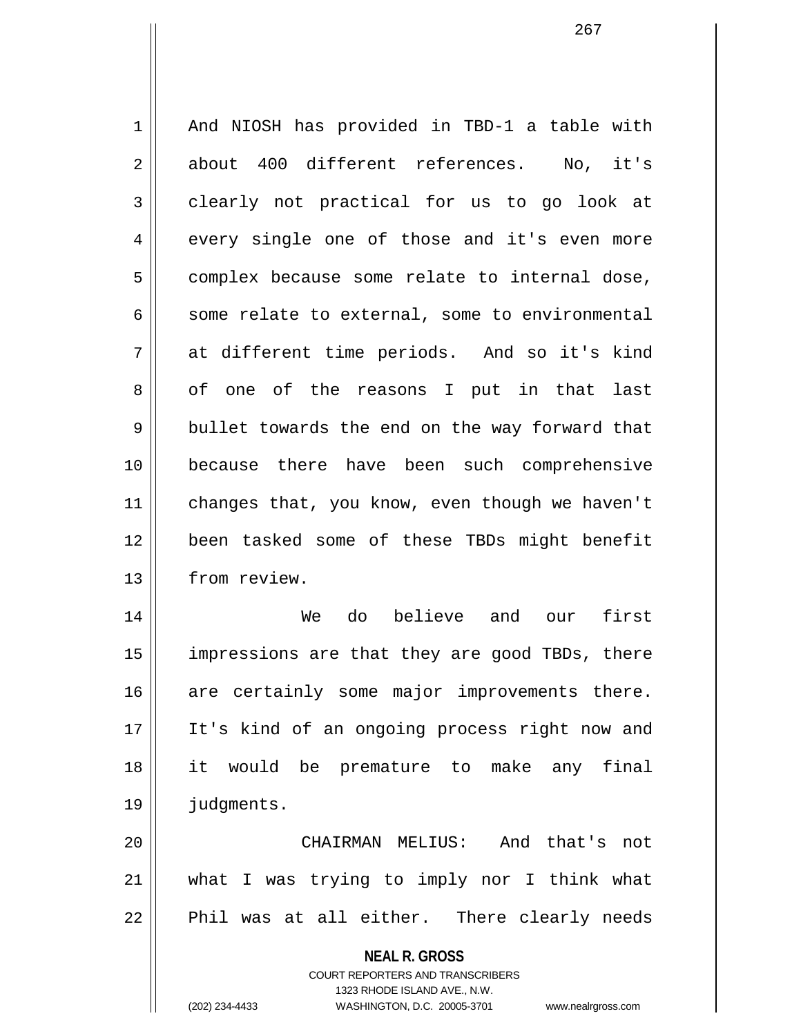And NIOSH has provided in TBD-1 a table with about 400 different references. No, it's clearly not practical for us to go look at every single one of those and it's even more complex because some relate to internal dose, some relate to external, some to environmental at different time periods. And so it's kind of one of the reasons I put in that last bullet towards the end on the way forward that because there have been such comprehensive changes that, you know, even though we haven't been tasked some of these TBDs might benefit from review.

We do believe and our first impressions are that they are good TBDs, there are certainly some major improvements there. It's kind of an ongoing process right now and it would be premature to make any final judgments.

CHAIRMAN MELIUS: And that's not what I was trying to imply nor I think what Phil was at all either. There clearly needs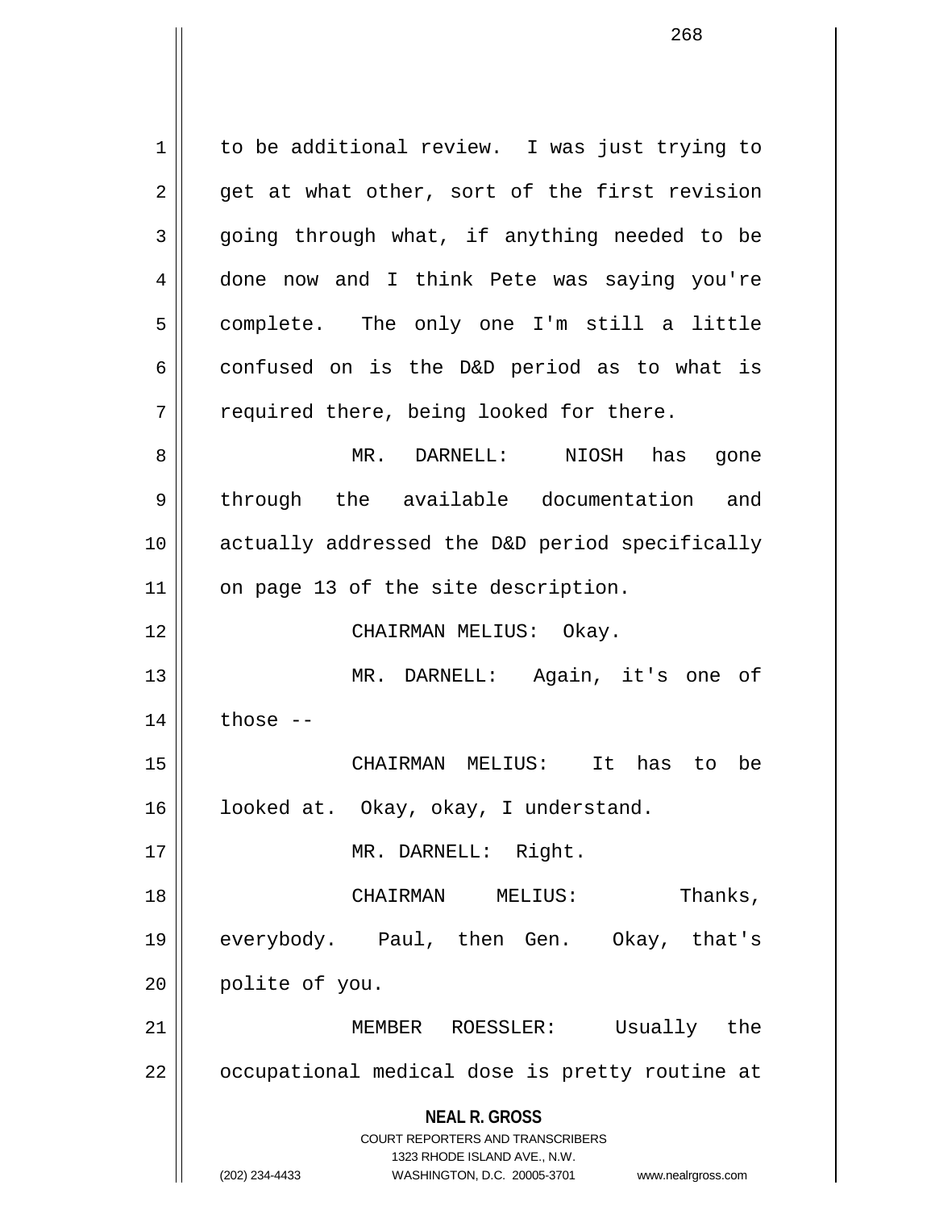to be additional review. I was just trying to get at what other, sort of the first revision going through what, if anything needed to be done now and I think Pete was saying you're complete. The only one I'm still a little confused on is the D&D period as to what is required there, being looked for there.

MR. DARNELL: NIOSH has gone through the available documentation and actually addressed the D&D period specifically on page 13 of the site description.

CHAIRMAN MELIUS: Okay.

MR. DARNELL: Again, it's one of those --

CHAIRMAN MELIUS: It has to be looked at. Okay, okay, I understand.

MR. DARNELL: Right.

CHAIRMAN MELIUS: Thanks, everybody. Paul, then Gen. Okay, that's polite of you.

MEMBER ROESSLER: Usually the occupational medical dose is pretty routine at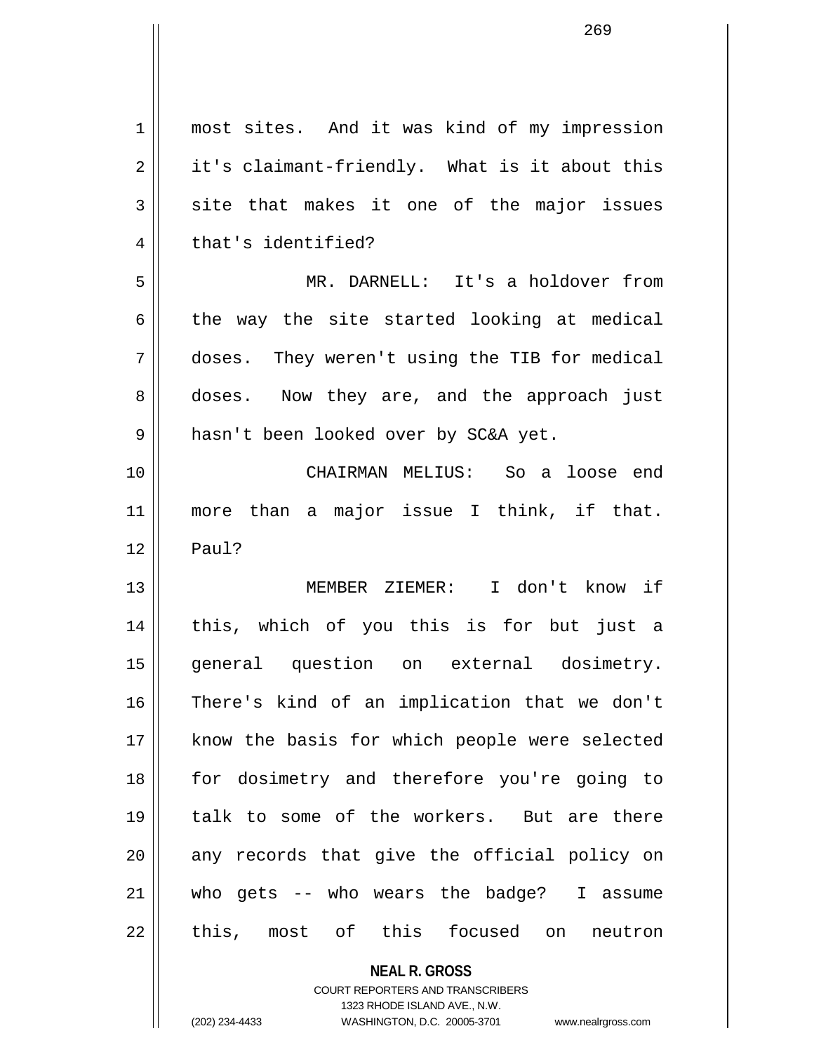most sites. And it was kind of my impression it's claimant-friendly. What is it about this site that makes it one of the major issues that's identified?

MR. DARNELL: It's a holdover from the way the site started looking at medical doses. They weren't using the TIB for medical doses. Now they are, and the approach just hasn't been looked over by SC&A yet.

CHAIRMAN MELIUS: So a loose end more than a major issue I think, if that. Paul?

MEMBER ZIEMER: I don't know if this, which of you this is for but just a general question on external dosimetry. There's kind of an implication that we don't know the basis for which people were selected for dosimetry and therefore you're going to talk to some of the workers. But are there any records that give the official policy on who gets -- who wears the badge? I assume this, most of this focused on neutron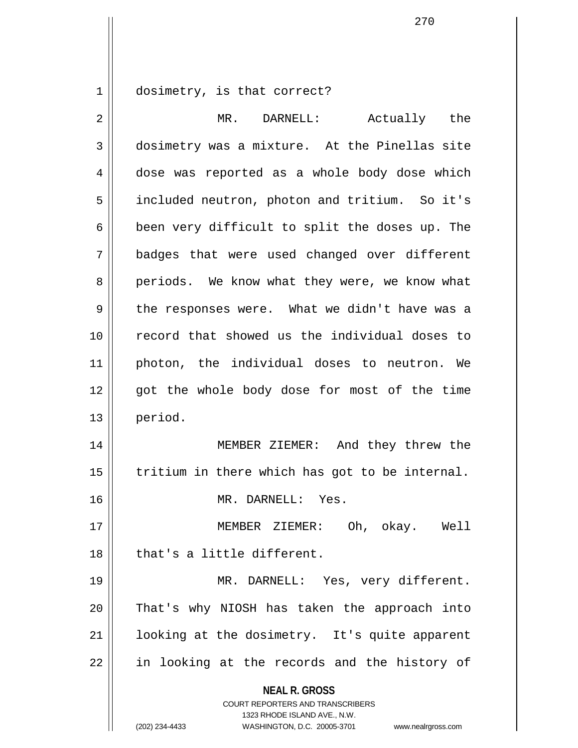dosimetry, is that correct?

MR. DARNELL: Actually the dosimetry was a mixture. At the Pinellas site dose was reported as a whole body dose which included neutron, photon and tritium. So it's been very difficult to split the doses up. The badges that were used changed over different periods. We know what they were, we know what the responses were. What we didn't have was a record that showed us the individual doses to photon, the individual doses to neutron. We got the whole body dose for most of the time period.

MEMBER ZIEMER: And they threw the tritium in there which has got to be internal.

MR. DARNELL: Yes.

MEMBER ZIEMER: Oh, okay. Well that's a little different.

MR. DARNELL: Yes, very different. That's why NIOSH has taken the approach into looking at the dosimetry. It's quite apparent in looking at the records and the history of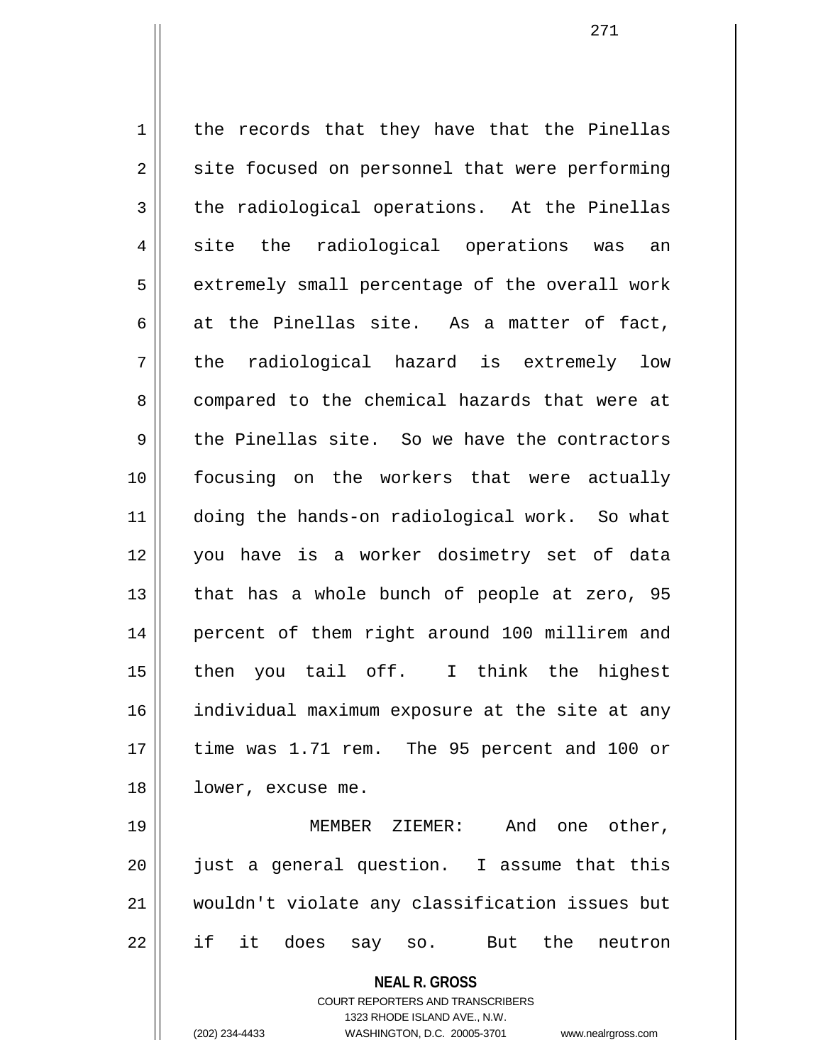the records that they have that the Pinellas site focused on personnel that were performing the radiological operations. At the Pinellas site the radiological operations was an extremely small percentage of the overall work at the Pinellas site. As a matter of fact, the radiological hazard is extremely low compared to the chemical hazards that were at the Pinellas site. So we have the contractors focusing on the workers that were actually doing the hands-on radiological work. So what you have is a worker dosimetry set of data that has a whole bunch of people at zero, 95 percent of them right around 100 millirem and then you tail off. I think the highest individual maximum exposure at the site at any time was 1.71 rem. The 95 percent and 100 or lower, excuse me.

MEMBER ZIEMER: And one other, just a general question. I assume that this wouldn't violate any classification issues but if it does say so. But the neutron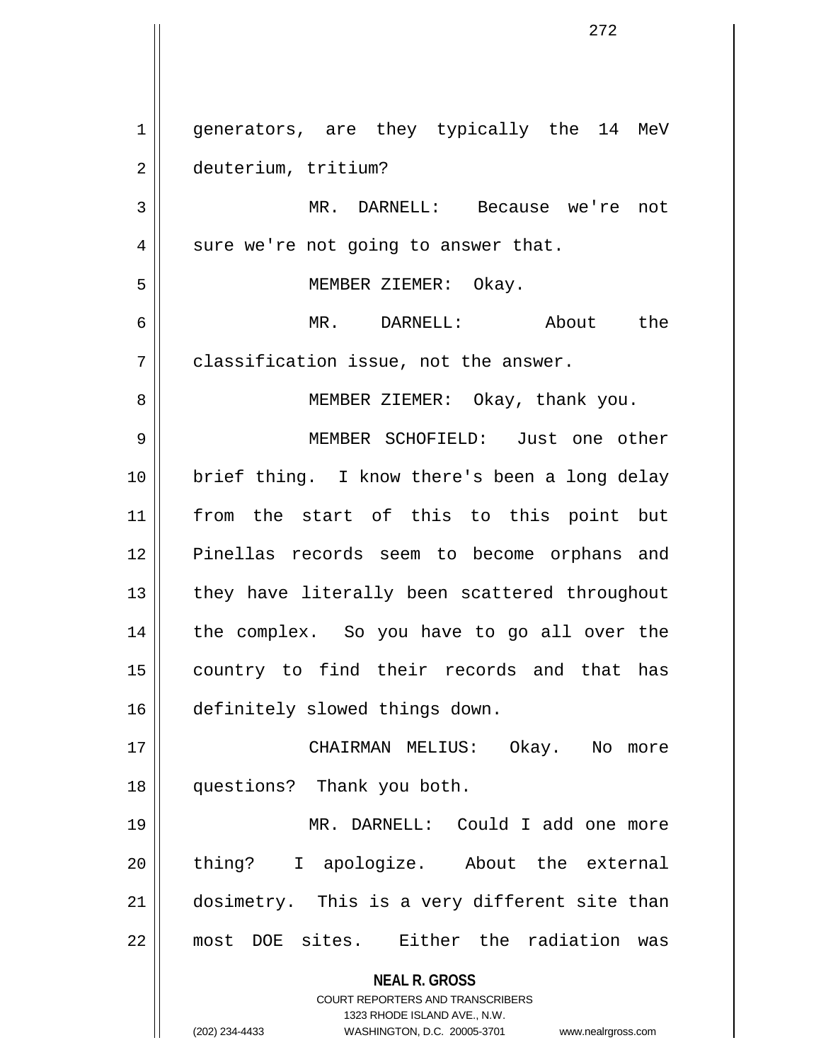generators, are they typically the 14 MeV deuterium, tritium?

MR. DARNELL: Because we're not sure we're not going to answer that.

MEMBER ZIEMER: Okay.

MR. DARNELL: About the classification issue, not the answer.

MEMBER ZIEMER: Okay, thank you.

MEMBER SCHOFIELD: Just one other brief thing. I know there's been a long delay from the start of this to this point but Pinellas records seem to become orphans and they have literally been scattered throughout the complex. So you have to go all over the country to find their records and that has definitely slowed things down.

CHAIRMAN MELIUS: Okay. No more questions? Thank you both.

MR. DARNELL: Could I add one more thing? I apologize. About the external dosimetry. This is a very different site than most DOE sites. Either the radiation was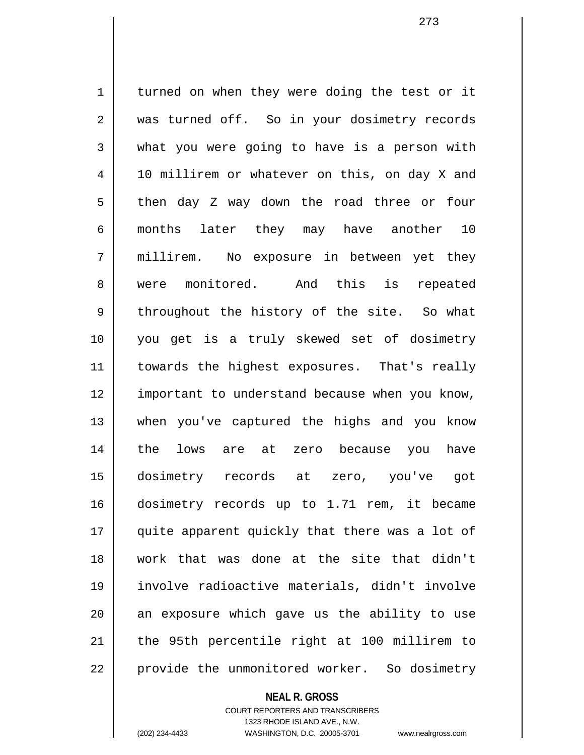turned on when they were doing the test or it was turned off. So in your dosimetry records what you were going to have is a person with 10 millirem or whatever on this, on day X and then day Z way down the road three or four months later they may have another 10 millirem. No exposure in between yet they were monitored. And this is repeated throughout the history of the site. So what you get is a truly skewed set of dosimetry towards the highest exposures. That's really important to understand because when you know, when you've captured the highs and you know the lows are at zero because you have dosimetry records at zero, you've got dosimetry records up to 1.71 rem, it became quite apparent quickly that there was a lot of work that was done at the site that didn't involve radioactive materials, didn't involve an exposure which gave us the ability to use the 95th percentile right at 100 millirem to provide the unmonitored worker. So dosimetry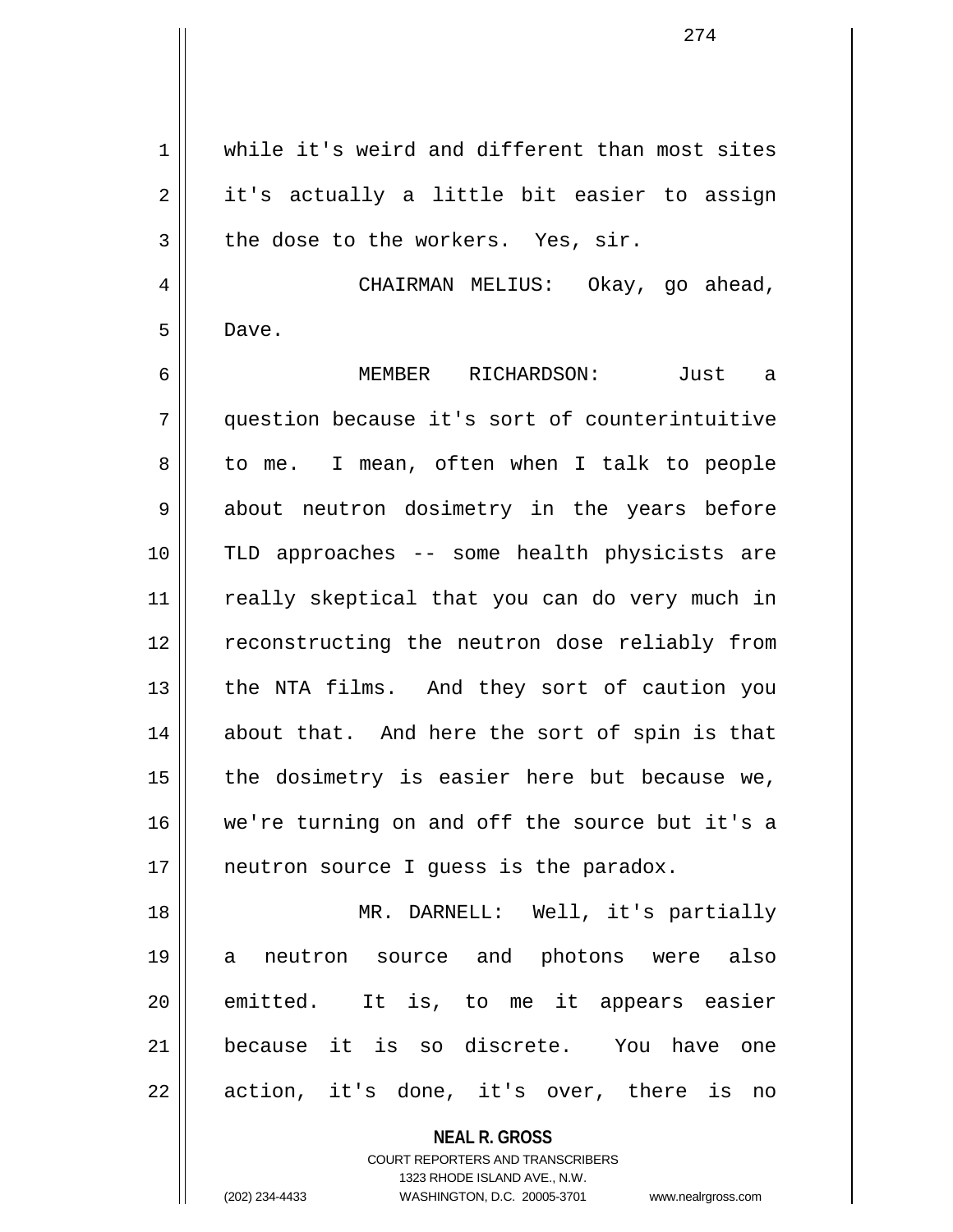while it's weird and different than most sites it's actually a little bit easier to assign the dose to the workers. Yes, sir.

CHAIRMAN MELIUS: Okay, go ahead, Dave.

MEMBER RICHARDSON: Just a question because it's sort of counterintuitive to me. I mean, often when I talk to people about neutron dosimetry in the years before TLD approaches -- some health physicists are really skeptical that you can do very much in reconstructing the neutron dose reliably from the NTA films. And they sort of caution you about that. And here the sort of spin is that the dosimetry is easier here but because we, we're turning on and off the source but it's a neutron source I guess is the paradox.

MR. DARNELL: Well, it's partially a neutron source and photons were also emitted. It is, to me it appears easier because it is so discrete. You have one action, it's done, it's over, there is no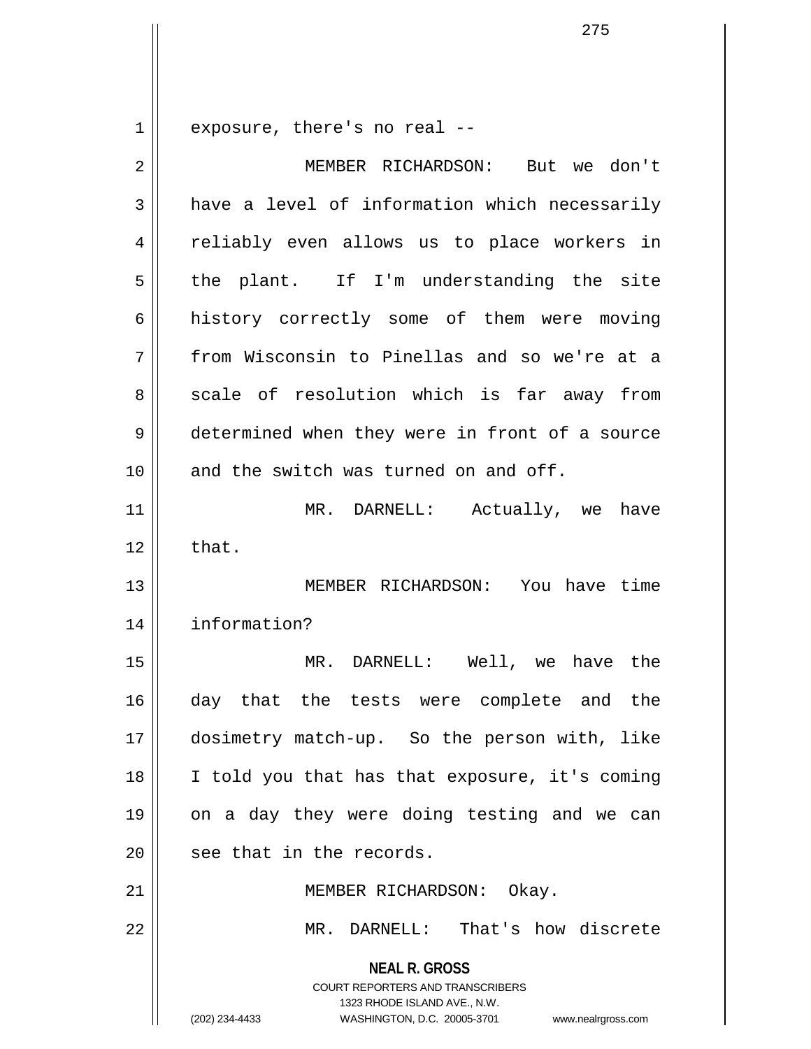exposure, there's no real --

MEMBER RICHARDSON: But we don't have a level of information which necessarily reliably even allows us to place workers in the plant. If I'm understanding the site history correctly some of them were moving from Wisconsin to Pinellas and so we're at a scale of resolution which is far away from determined when they were in front of a source and the switch was turned on and off.

MR. DARNELL: Actually, we have that.

MEMBER RICHARDSON: You have time information?

MR. DARNELL: Well, we have the day that the tests were complete and the dosimetry match-up. So the person with, like I told you that has that exposure, it's coming on a day they were doing testing and we can see that in the records.

MEMBER RICHARDSON: Okay.

MR. DARNELL: That's how discrete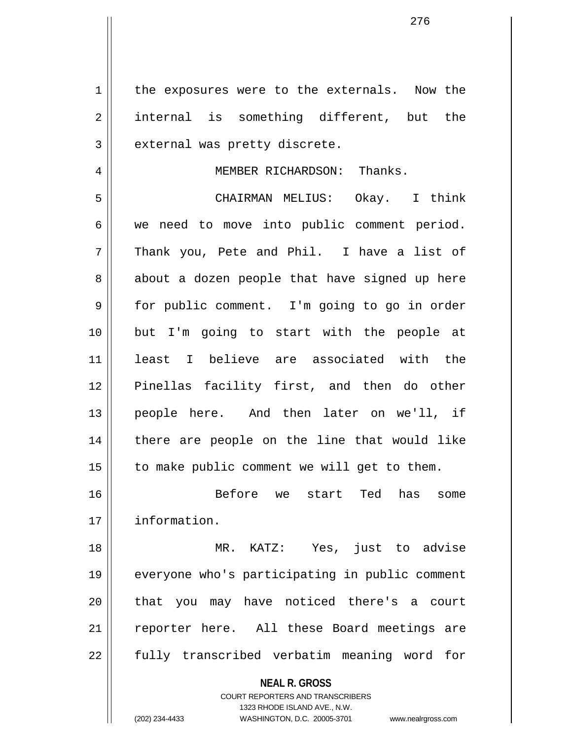the exposures were to the externals. Now the internal is something different, but the external was pretty discrete.

MEMBER RICHARDSON: Thanks.

CHAIRMAN MELIUS: Okay. I think we need to move into public comment period. Thank you, Pete and Phil. I have a list of about a dozen people that have signed up here for public comment. I'm going to go in order but I'm going to start with the people at least I believe are associated with the Pinellas facility first, and then do other people here. And then later on we'll, if there are people on the line that would like to make public comment we will get to them.

Before we start Ted has some information.

MR. KATZ: Yes, just to advise everyone who's participating in public comment that you may have noticed there's a court reporter here. All these Board meetings are fully transcribed verbatim meaning word for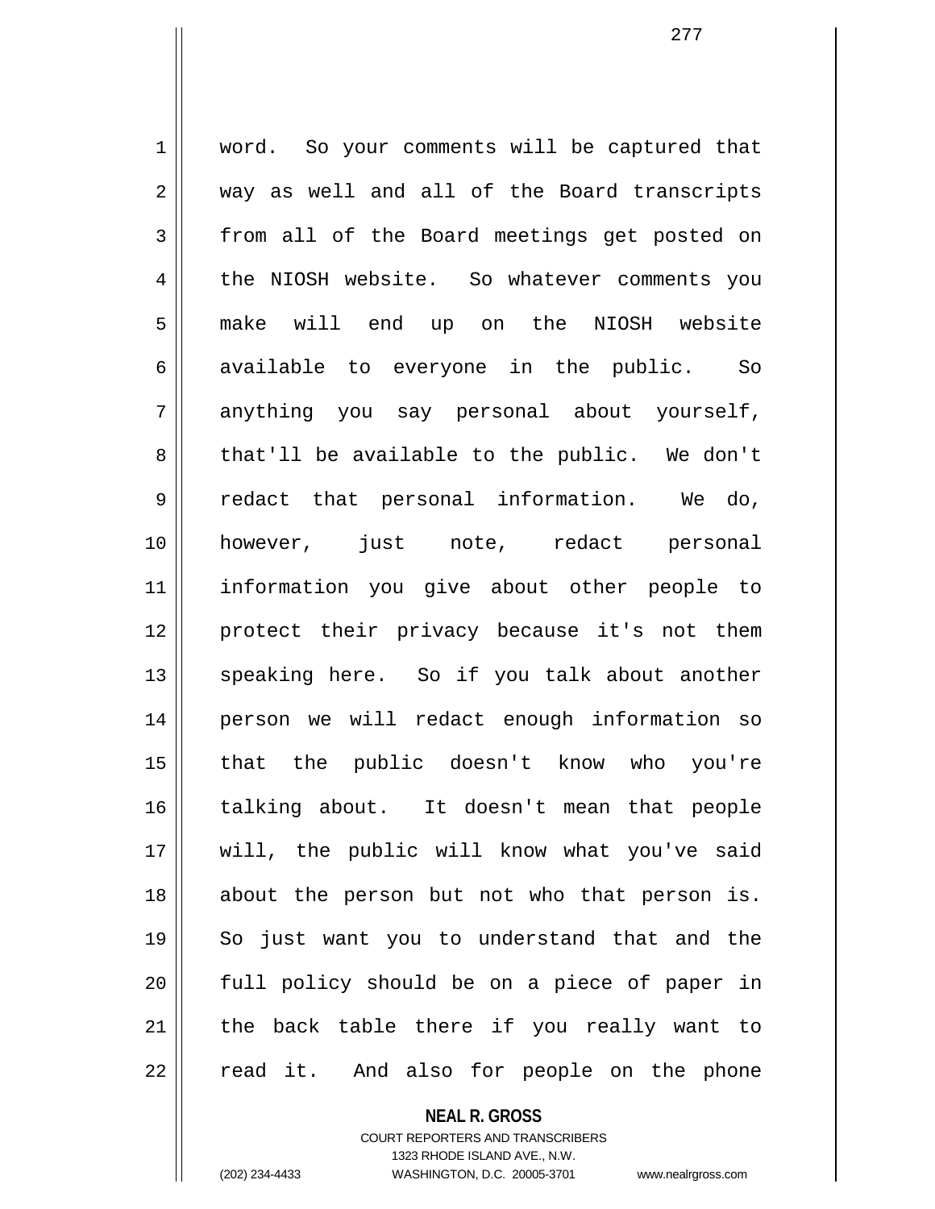word. So your comments will be captured that way as well and all of the Board transcripts from all of the Board meetings get posted on the NIOSH website. So whatever comments you make will end up on the NIOSH website available to everyone in the public. So anything you say personal about yourself, that'll be available to the public. We don't redact that personal information. We do, however, just note, redact personal information you give about other people to protect their privacy because it's not them speaking here. So if you talk about another person we will redact enough information so that the public doesn't know who you're talking about. It doesn't mean that people will, the public will know what you've said about the person but not who that person is. So just want you to understand that and the full policy should be on a piece of paper in the back table there if you really want to read it. And also for people on the phone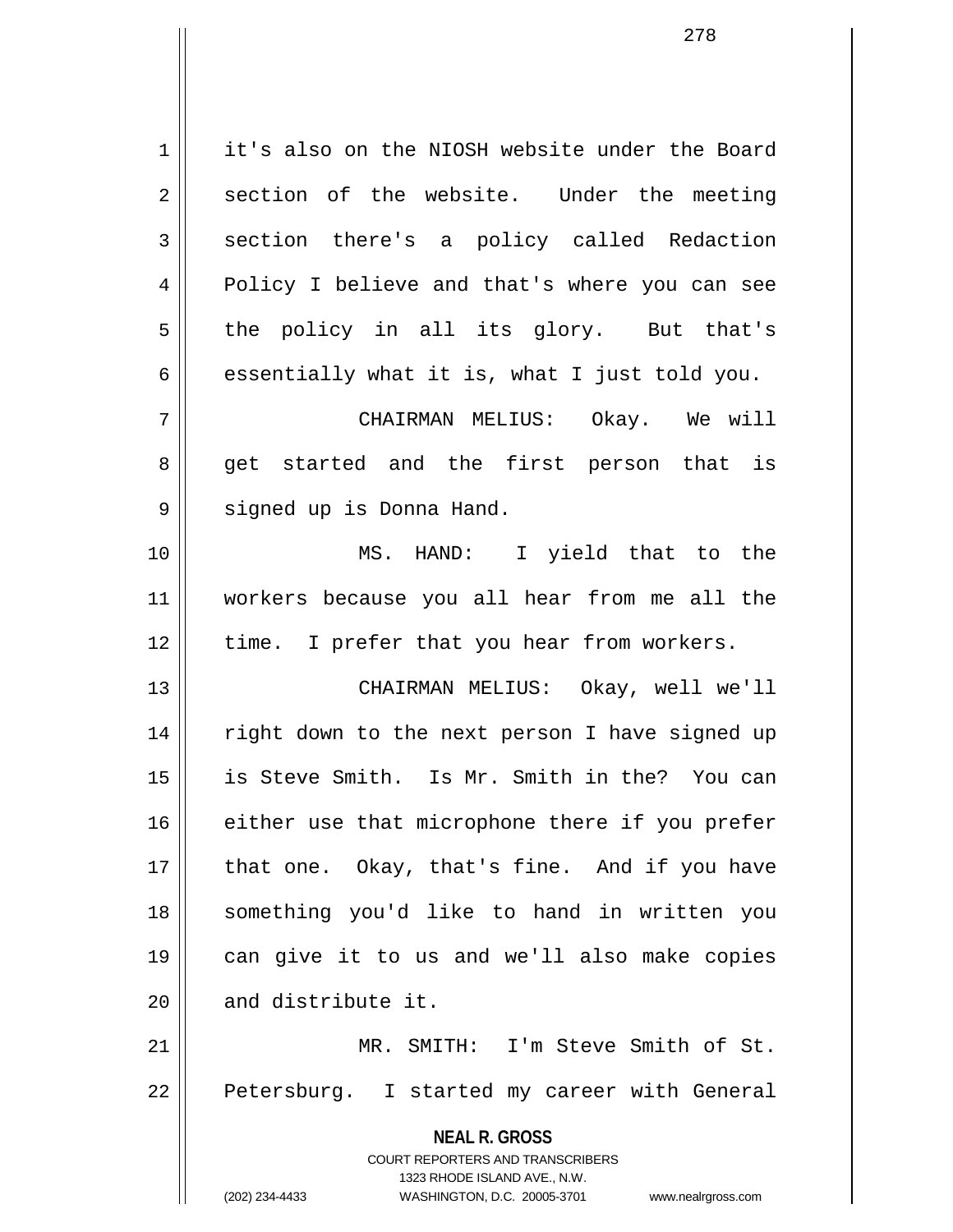it's also on the NIOSH website under the Board section of the website. Under the meeting section there's a policy called Redaction Policy I believe and that's where you can see the policy in all its glory. But that's essentially what it is, what I just told you.

CHAIRMAN MELIUS: Okay. We will get started and the first person that is signed up is Donna Hand.

MS. HAND: I yield that to the workers because you all hear from me all the time. I prefer that you hear from workers.

CHAIRMAN MELIUS: Okay, well we'll right down to the next person I have signed up is Steve Smith. Is Mr. Smith in the? You can either use that microphone there if you prefer that one. Okay, that's fine. And if you have something you'd like to hand in written you can give it to us and we'll also make copies and distribute it.

MR. SMITH: I'm Steve Smith of St. Petersburg. I started my career with General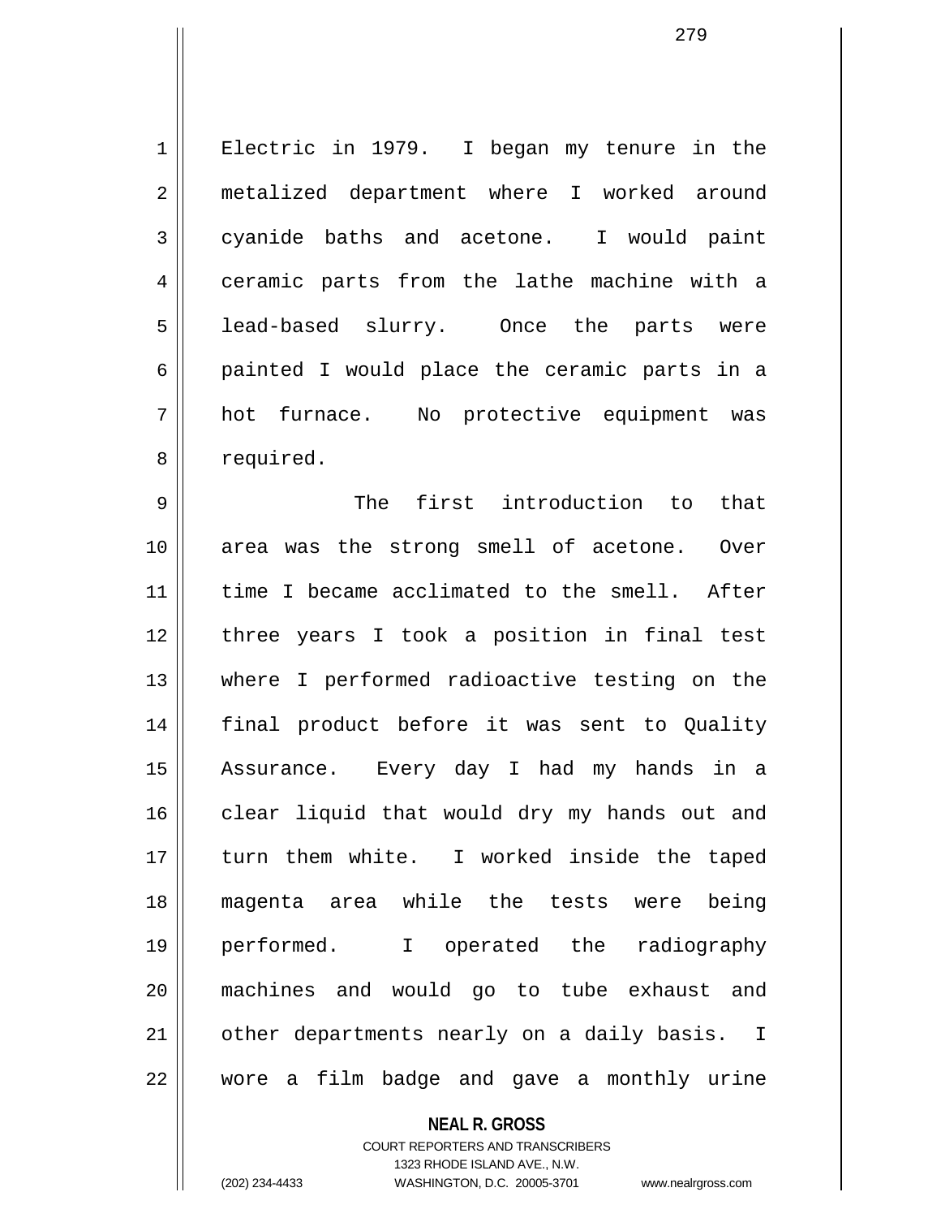Electric in 1979. I began my tenure in the metalized department where I worked around cyanide baths and acetone. I would paint ceramic parts from the lathe machine with a lead-based slurry. Once the parts were painted I would place the ceramic parts in a hot furnace. No protective equipment was required.

The first introduction to that area was the strong smell of acetone. Over time I became acclimated to the smell. After three years I took a position in final test where I performed radioactive testing on the final product before it was sent to Quality Assurance. Every day I had my hands in a clear liquid that would dry my hands out and turn them white. I worked inside the taped magenta area while the tests were being performed. I operated the radiography machines and would go to tube exhaust and other departments nearly on a daily basis. I wore a film badge and gave a monthly urine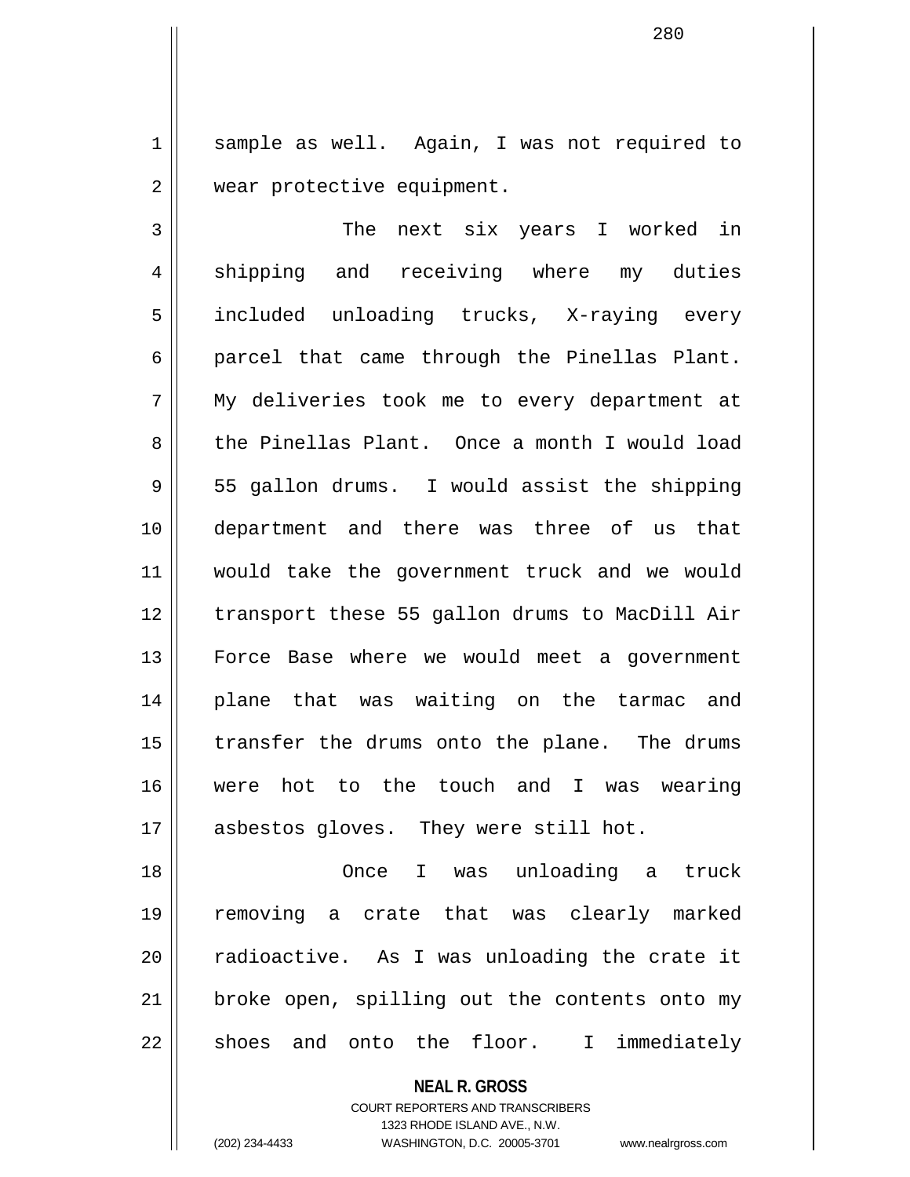sample as well. Again, I was not required to wear protective equipment.

The next six years I worked in shipping and receiving where my duties included unloading trucks, X-raying every parcel that came through the Pinellas Plant. My deliveries took me to every department at the Pinellas Plant. Once a month I would load 55 gallon drums. I would assist the shipping department and there was three of us that would take the government truck and we would transport these 55 gallon drums to MacDill Air Force Base where we would meet a government plane that was waiting on the tarmac and transfer the drums onto the plane. The drums were hot to the touch and I was wearing asbestos gloves. They were still hot.

Once I was unloading a truck removing a crate that was clearly marked radioactive. As I was unloading the crate it broke open, spilling out the contents onto my shoes and onto the floor. I immediately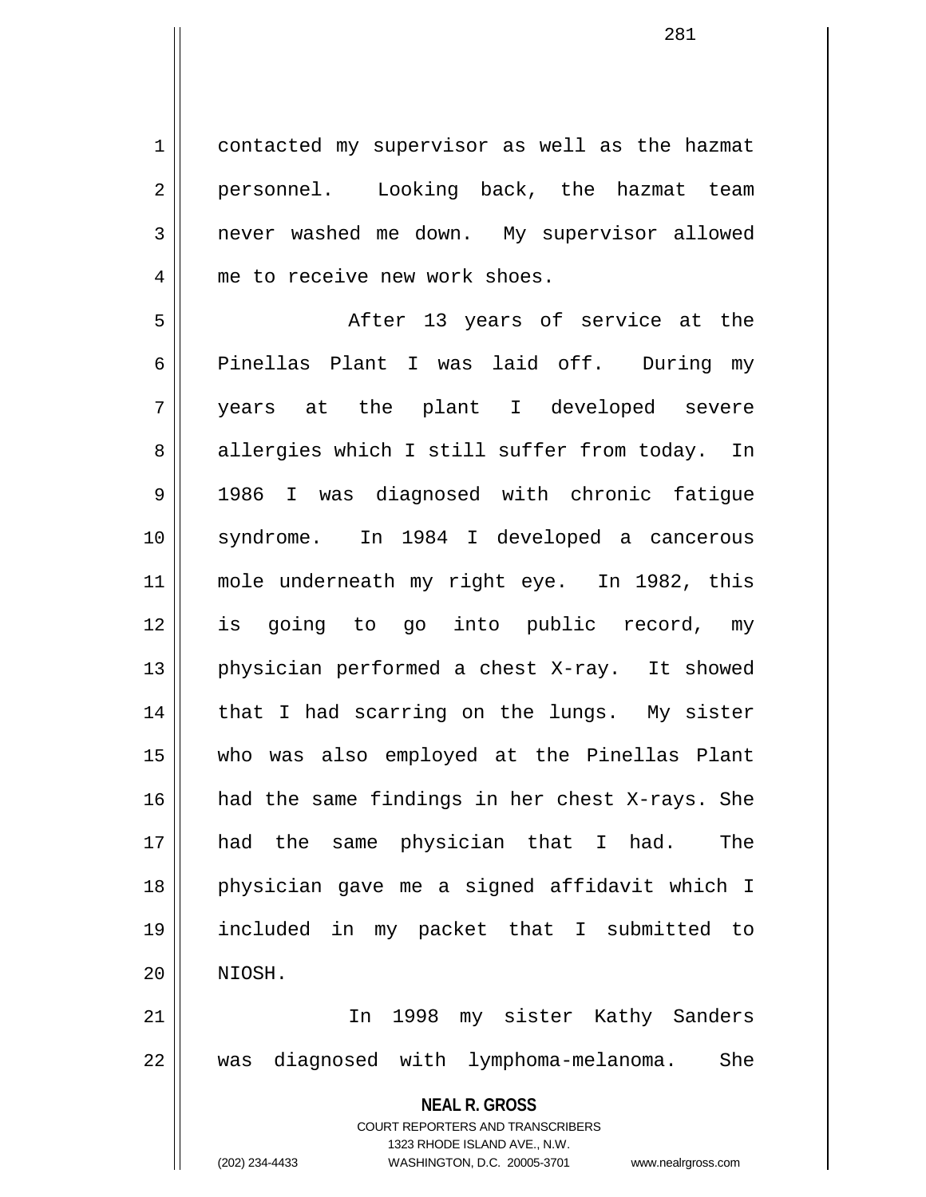contacted my supervisor as well as the hazmat personnel. Looking back, the hazmat team never washed me down. My supervisor allowed me to receive new work shoes.

After 13 years of service at the Pinellas Plant I was laid off. During my years at the plant I developed severe allergies which I still suffer from today. In 1986 I was diagnosed with chronic fatigue syndrome. In 1984 I developed a cancerous mole underneath my right eye. In 1982, this is going to go into public record, my physician performed a chest X-ray. It showed that I had scarring on the lungs. My sister who was also employed at the Pinellas Plant had the same findings in her chest X-rays. She had the same physician that I had. The physician gave me a signed affidavit which I included in my packet that I submitted to NIOSH.

In 1998 my sister Kathy Sanders was diagnosed with lymphoma-melanoma. She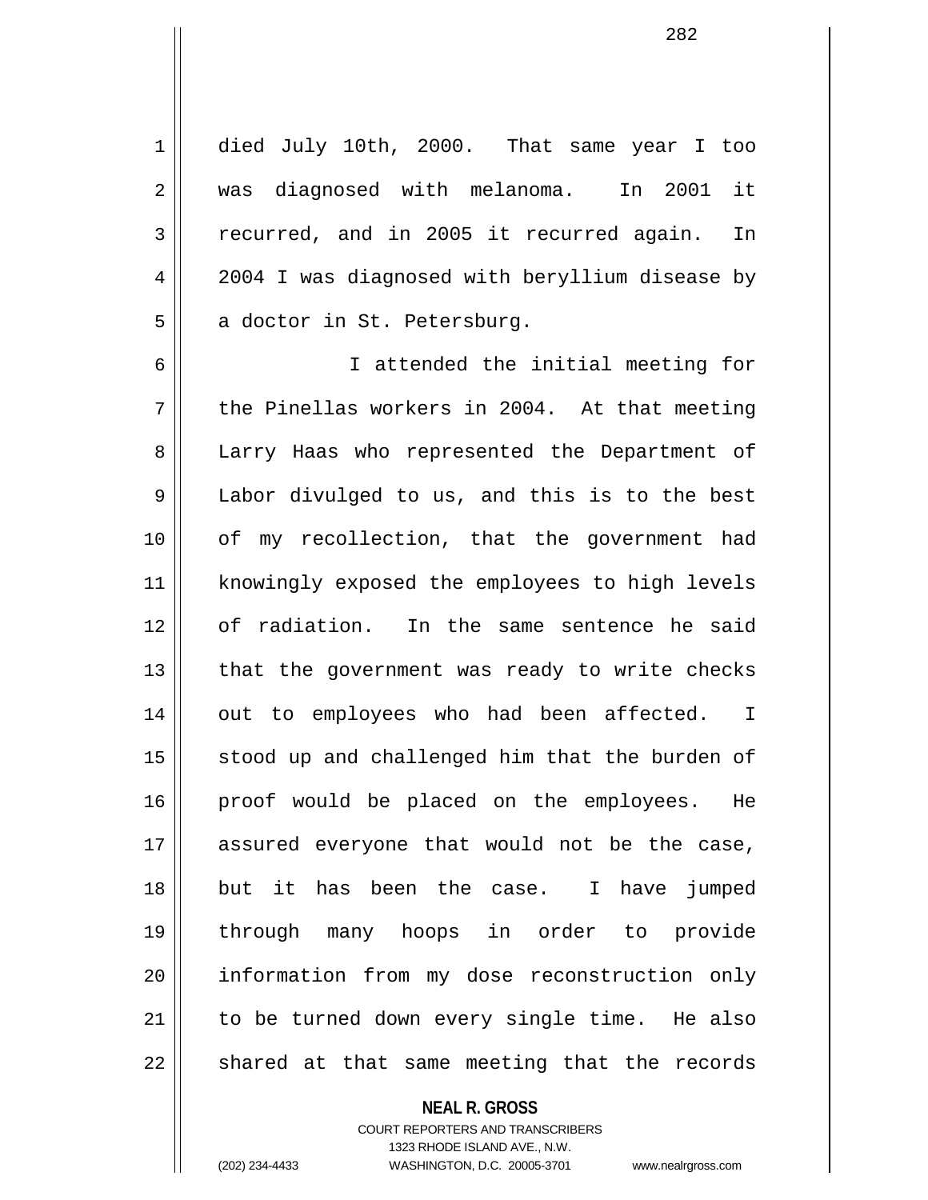died July 10th, 2000. That same year I too was diagnosed with melanoma. In 2001 it recurred, and in 2005 it recurred again. In 2004 I was diagnosed with beryllium disease by a doctor in St. Petersburg.

I attended the initial meeting for the Pinellas workers in 2004. At that meeting Larry Haas who represented the Department of Labor divulged to us, and this is to the best of my recollection, that the government had knowingly exposed the employees to high levels of radiation. In the same sentence he said that the government was ready to write checks out to employees who had been affected. I stood up and challenged him that the burden of proof would be placed on the employees. He assured everyone that would not be the case, but it has been the case. I have jumped through many hoops in order to provide information from my dose reconstruction only to be turned down every single time. He also shared at that same meeting that the records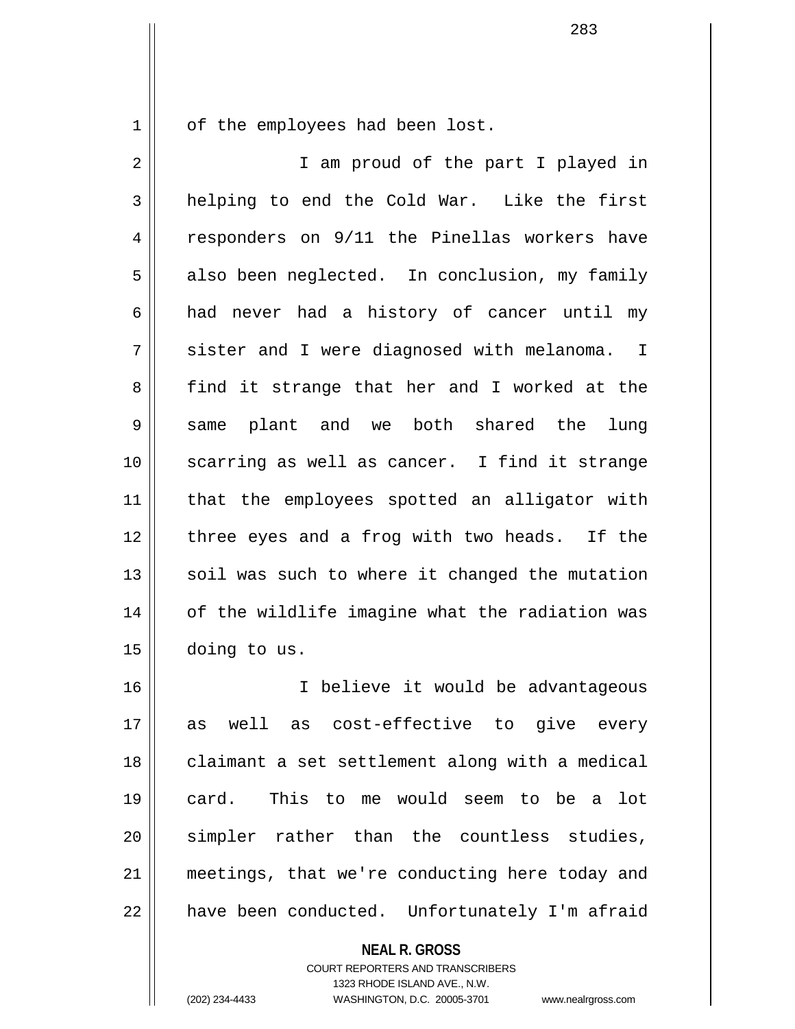of the employees had been lost.

I am proud of the part I played in helping to end the Cold War. Like the first responders on 9/11 the Pinellas workers have also been neglected. In conclusion, my family had never had a history of cancer until my sister and I were diagnosed with melanoma. I find it strange that her and I worked at the same plant and we both shared the lung scarring as well as cancer. I find it strange that the employees spotted an alligator with three eyes and a frog with two heads. If the soil was such to where it changed the mutation of the wildlife imagine what the radiation was doing to us.

I believe it would be advantageous as well as cost-effective to give every claimant a set settlement along with a medical card. This to me would seem to be a lot simpler rather than the countless studies, meetings, that we're conducting here today and have been conducted. Unfortunately I'm afraid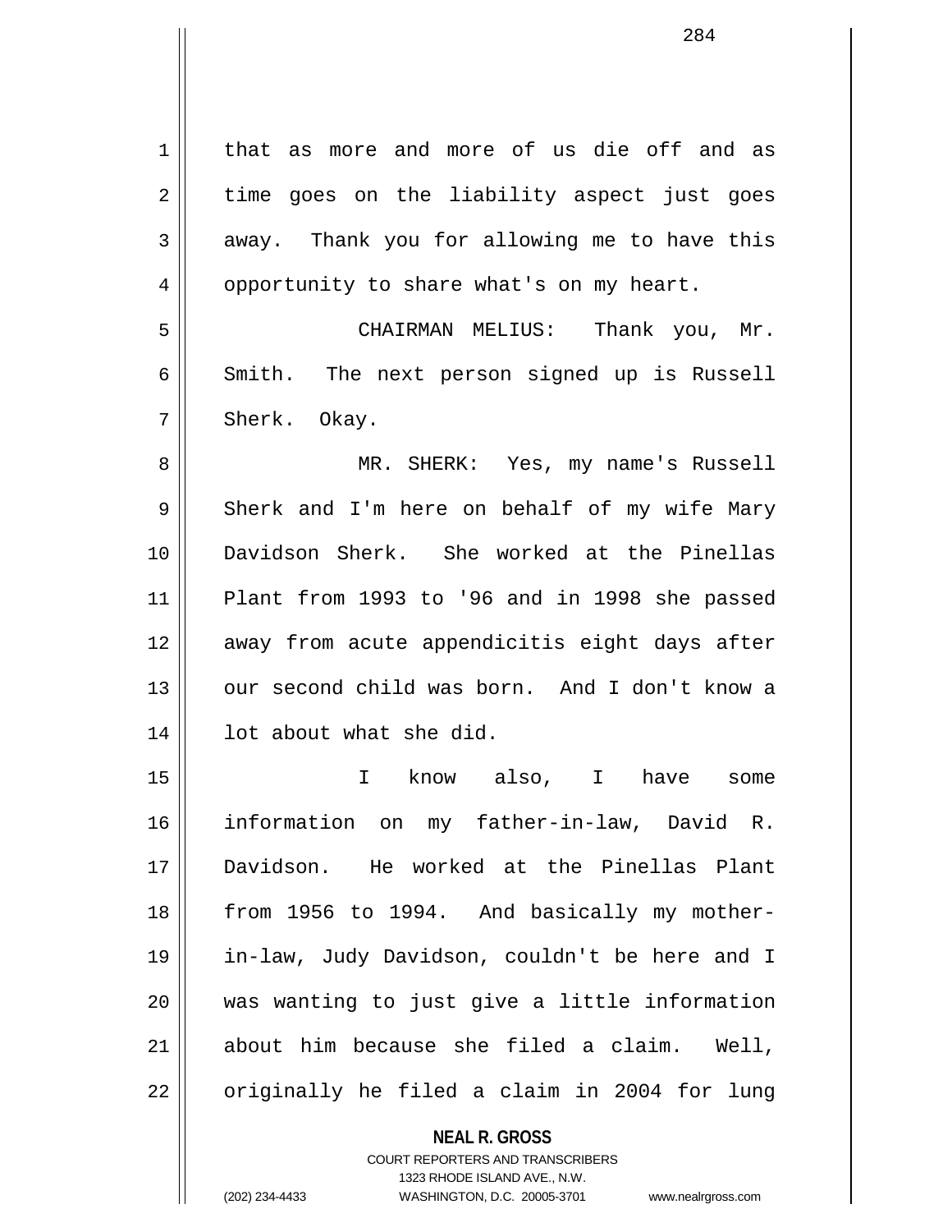that as more and more of us die off and as time goes on the liability aspect just goes away. Thank you for allowing me to have this opportunity to share what's on my heart.

CHAIRMAN MELIUS: Thank you, Mr. Smith. The next person signed up is Russell Sherk. Okay.

MR. SHERK: Yes, my name's Russell Sherk and I'm here on behalf of my wife Mary Davidson Sherk. She worked at the Pinellas Plant from 1993 to '96 and in 1998 she passed away from acute appendicitis eight days after our second child was born. And I don't know a lot about what she did.

I know also, I have some information on my father-in-law, David R. Davidson. He worked at the Pinellas Plant from 1956 to 1994. And basically my mother-in-law, Judy Davidson, couldn't be here and I was wanting to just give a little information about him because she filed a claim. Well, originally he filed a claim in 2004 for lung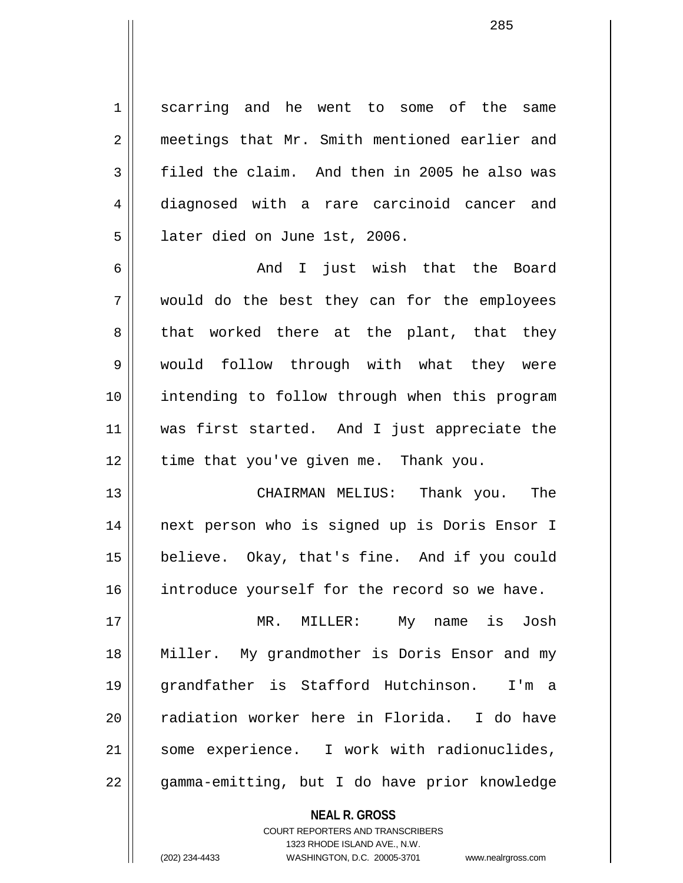scarring and he went to some of the same meetings that Mr. Smith mentioned earlier and filed the claim. And then in 2005 he also was diagnosed with a rare carcinoid cancer and later died on June 1st, 2006.

And I just wish that the Board would do the best they can for the employees that worked there at the plant, that they would follow through with what they were intending to follow through when this program was first started. And I just appreciate the time that you've given me. Thank you.

CHAIRMAN MELIUS: Thank you. The next person who is signed up is Doris Ensor I believe. Okay, that's fine. And if you could introduce yourself for the record so we have.

MR. MILLER: My name is Josh Miller. My grandmother is Doris Ensor and my grandfather is Stafford Hutchinson. I'm a radiation worker here in Florida. I do have some experience. I work with radionuclides, gamma-emitting, but I do have prior knowledge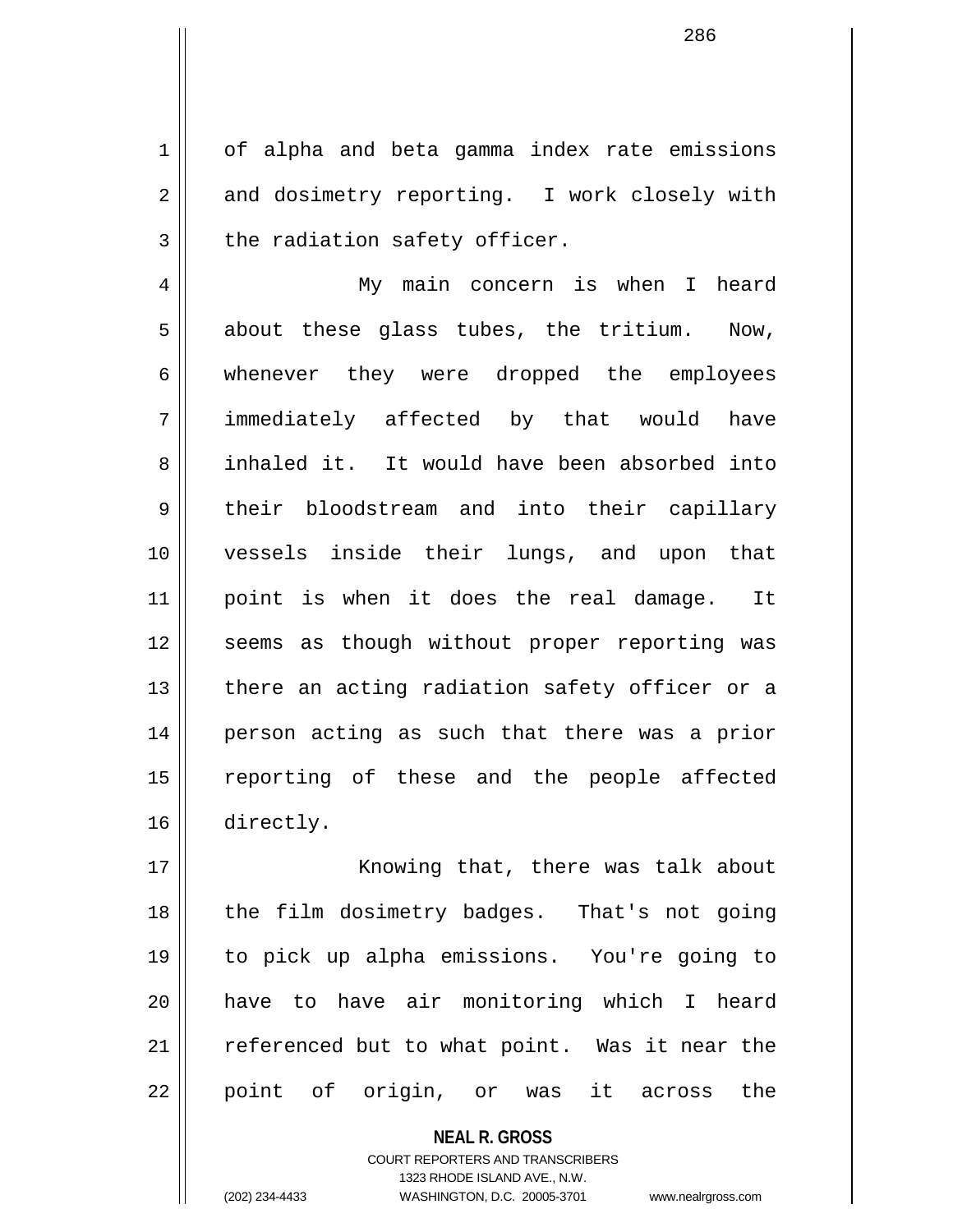of alpha and beta gamma index rate emissions and dosimetry reporting. I work closely with the radiation safety officer.

My main concern is when I heard about these glass tubes, the tritium. Now, whenever they were dropped the employees immediately affected by that would have inhaled it. It would have been absorbed into their bloodstream and into their capillary vessels inside their lungs, and upon that point is when it does the real damage. It seems as though without proper reporting was there an acting radiation safety officer or a person acting as such that there was a prior reporting of these and the people affected directly.

Knowing that, there was talk about the film dosimetry badges. That's not going to pick up alpha emissions. You're going to have to have air monitoring which I heard referenced but to what point. Was it near the point of origin, or was it across the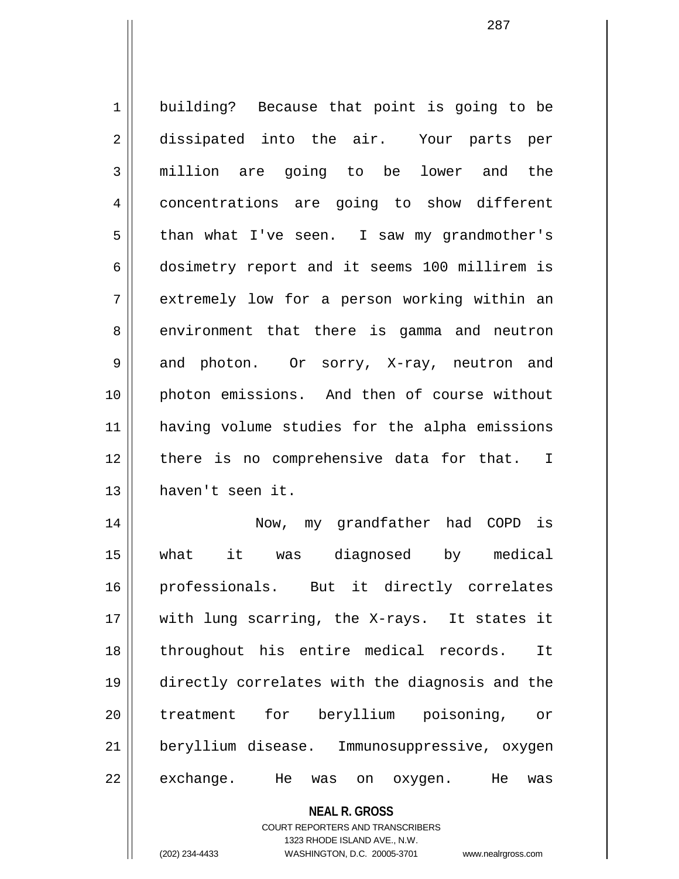building? Because that point is going to be dissipated into the air. Your parts per million are going to be lower and the concentrations are going to show different than what I've seen. I saw my grandmother's dosimetry report and it seems 100 millirem is extremely low for a person working within an environment that there is gamma and neutron and photon. Or sorry, X-ray, neutron and photon emissions. And then of course without having volume studies for the alpha emissions there is no comprehensive data for that. I haven't seen it.

Now, my grandfather had COPD is what it was diagnosed by medical professionals. But it directly correlates with lung scarring, the X-rays. It states it throughout his entire medical records. It directly correlates with the diagnosis and the treatment for beryllium poisoning, or beryllium disease. Immunosuppressive, oxygen exchange. He was on oxygen. He was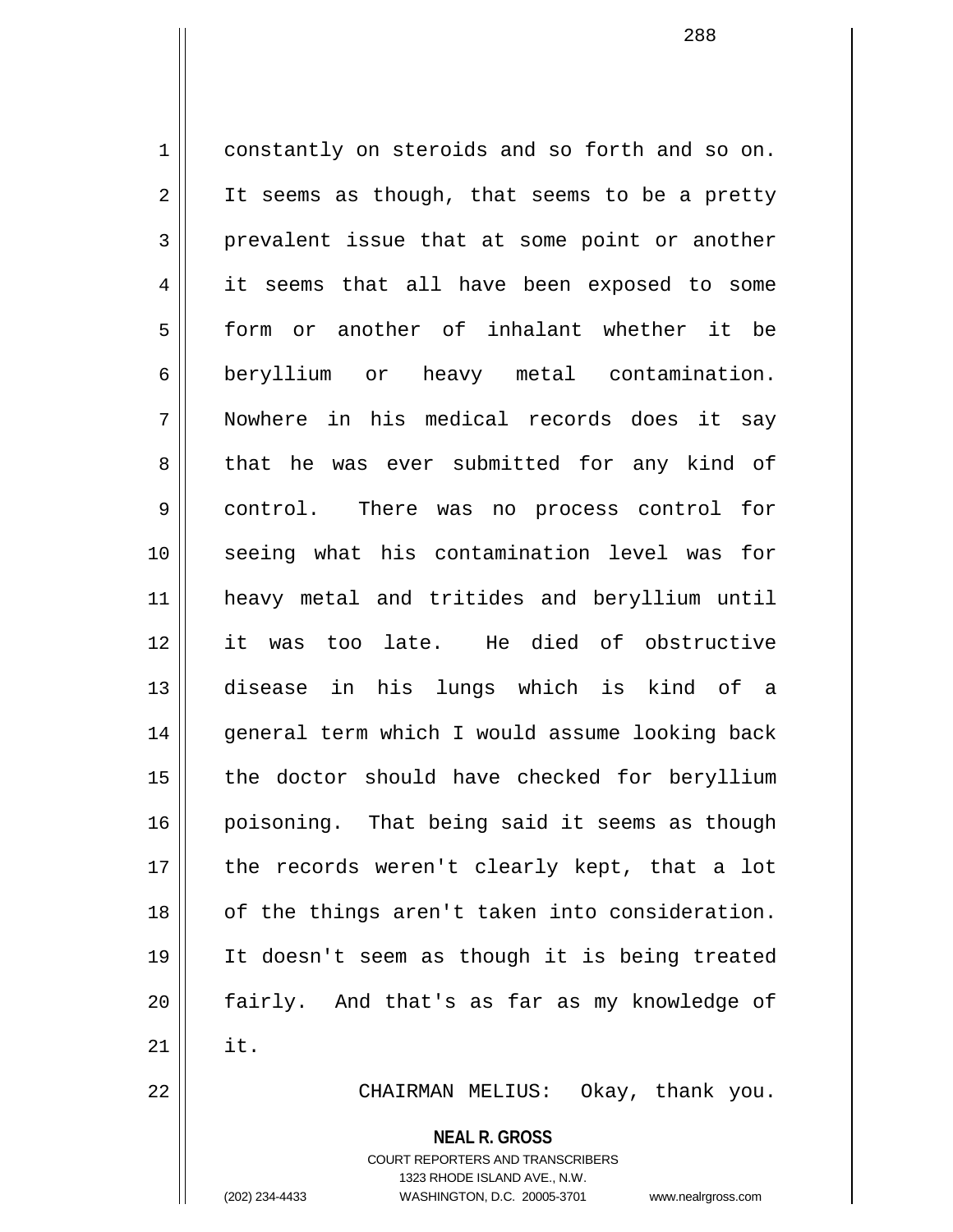constantly on steroids and so forth and so on. It seems as though, that seems to be a pretty prevalent issue that at some point or another it seems that all have been exposed to some form or another of inhalant whether it be beryllium or heavy metal contamination. Nowhere in his medical records does it say that he was ever submitted for any kind of control. There was no process control for seeing what his contamination level was for heavy metal and tritides and beryllium until it was too late. He died of obstructive disease in his lungs which is kind of a general term which I would assume looking back the doctor should have checked for beryllium poisoning. That being said it seems as though the records weren't clearly kept, that a lot of the things aren't taken into consideration. It doesn't seem as though it is being treated fairly. And that's as far as my knowledge of it.

CHAIRMAN MELIUS: Okay, thank you.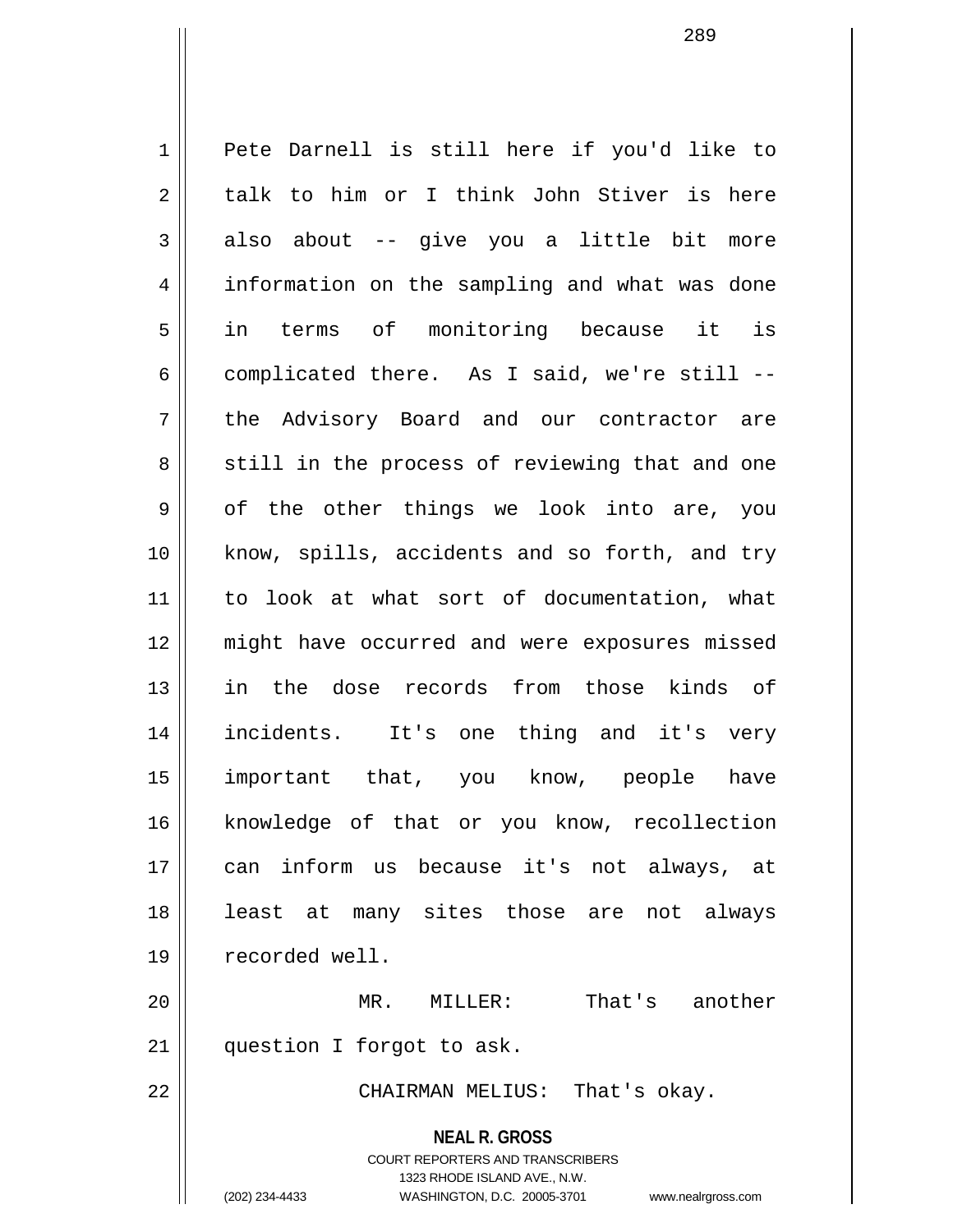Pete Darnell is still here if you'd like to talk to him or I think John Stiver is here also about -- give you a little bit more information on the sampling and what was done in terms of monitoring because it is complicated there. As I said, we're still -- the Advisory Board and our contractor are still in the process of reviewing that and one of the other things we look into are, you know, spills, accidents and so forth, and try to look at what sort of documentation, what might have occurred and were exposures missed in the dose records from those kinds of incidents. It's one thing and it's very important that, you know, people have knowledge of that or you know, recollection can inform us because it's not always, at least at many sites those are not always recorded well.

MR. MILLER: That's another question I forgot to ask.

CHAIRMAN MELIUS: That's okay.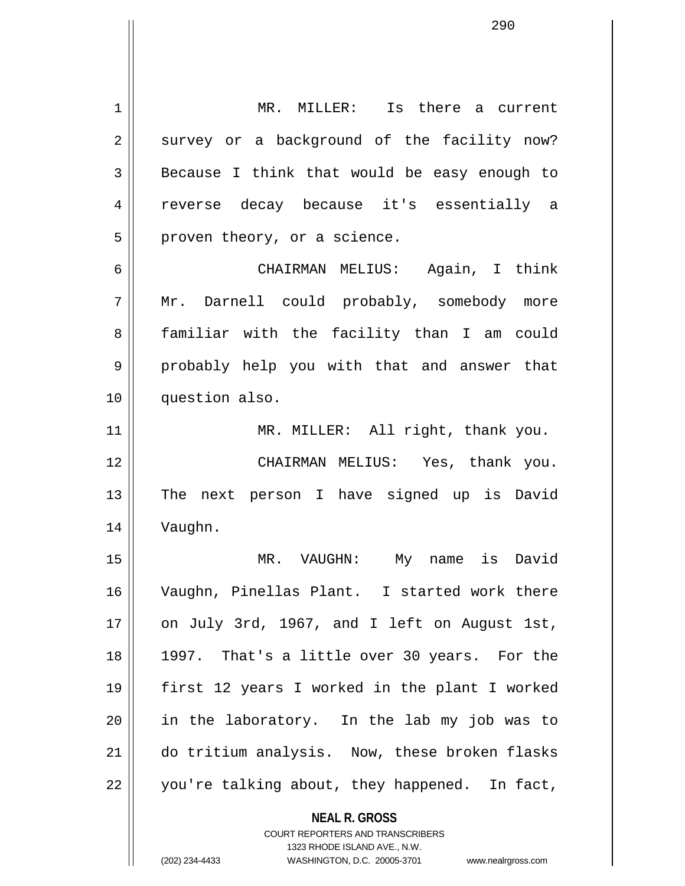MR. MILLER: Is there a current survey or a background of the facility now? Because I think that would be easy enough to reverse decay because it's essentially a proven theory, or a science.

CHAIRMAN MELIUS: Again, I think Mr. Darnell could probably, somebody more familiar with the facility than I am could probably help you with that and answer that question also.

MR. MILLER: All right, thank you.

CHAIRMAN MELIUS: Yes, thank you. The next person I have signed up is David Vaughn.

MR. VAUGHN: My name is David Vaughn, Pinellas Plant. I started work there on July 3rd, 1967, and I left on August 1st, 1997. That's a little over 30 years. For the first 12 years I worked in the plant I worked in the laboratory. In the lab my job was to do tritium analysis. Now, these broken flasks you're talking about, they happened. In fact,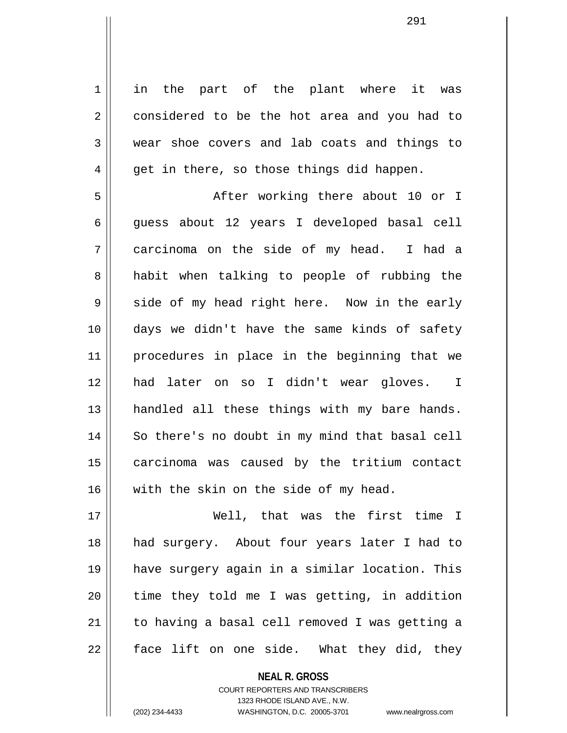in the part of the plant where it was considered to be the hot area and you had to wear shoe covers and lab coats and things to get in there, so those things did happen.

After working there about 10 or I guess about 12 years I developed basal cell carcinoma on the side of my head. I had a habit when talking to people of rubbing the side of my head right here. Now in the early days we didn't have the same kinds of safety procedures in place in the beginning that we had later on so I didn't wear gloves. I handled all these things with my bare hands. So there's no doubt in my mind that basal cell carcinoma was caused by the tritium contact with the skin on the side of my head.

Well, that was the first time I had surgery. About four years later I had to have surgery again in a similar location. This time they told me I was getting, in addition to having a basal cell removed I was getting a face lift on one side. What they did, they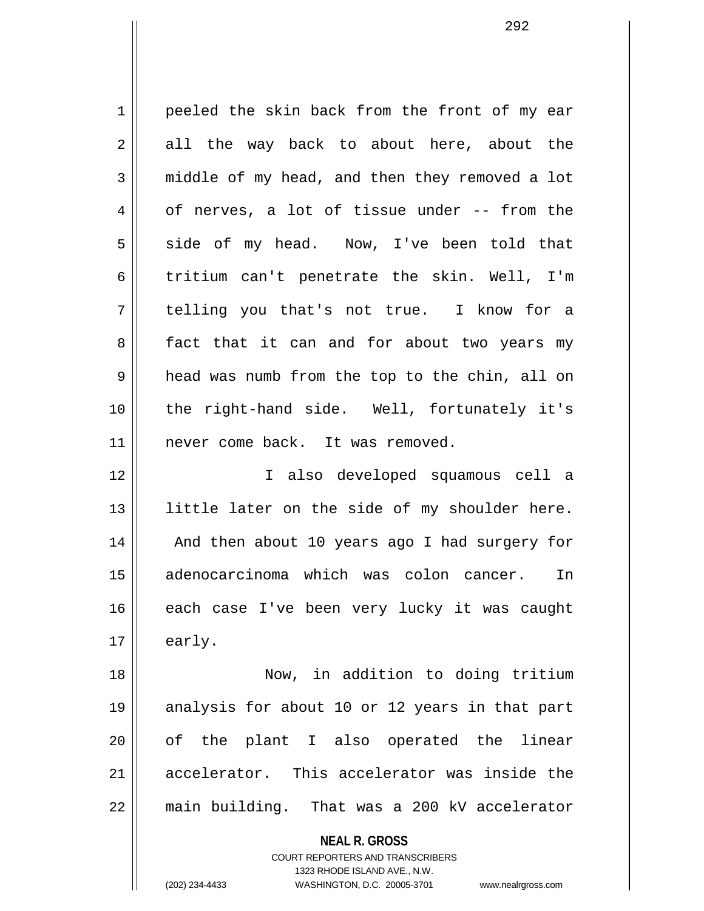peeled the skin back from the front of my ear all the way back to about here, about the middle of my head, and then they removed a lot of nerves, a lot of tissue under -- from the side of my head. Now, I've been told that tritium can't penetrate the skin. Well, I'm telling you that's not true. I know for a fact that it can and for about two years my head was numb from the top to the chin, all on the right-hand side. Well, fortunately it's never come back. It was removed.

I also developed squamous cell a little later on the side of my shoulder here. And then about 10 years ago I had surgery for adenocarcinoma which was colon cancer. In each case I've been very lucky it was caught early.

Now, in addition to doing tritium analysis for about 10 or 12 years in that part of the plant I also operated the linear accelerator. This accelerator was inside the main building. That was a 200 kV accelerator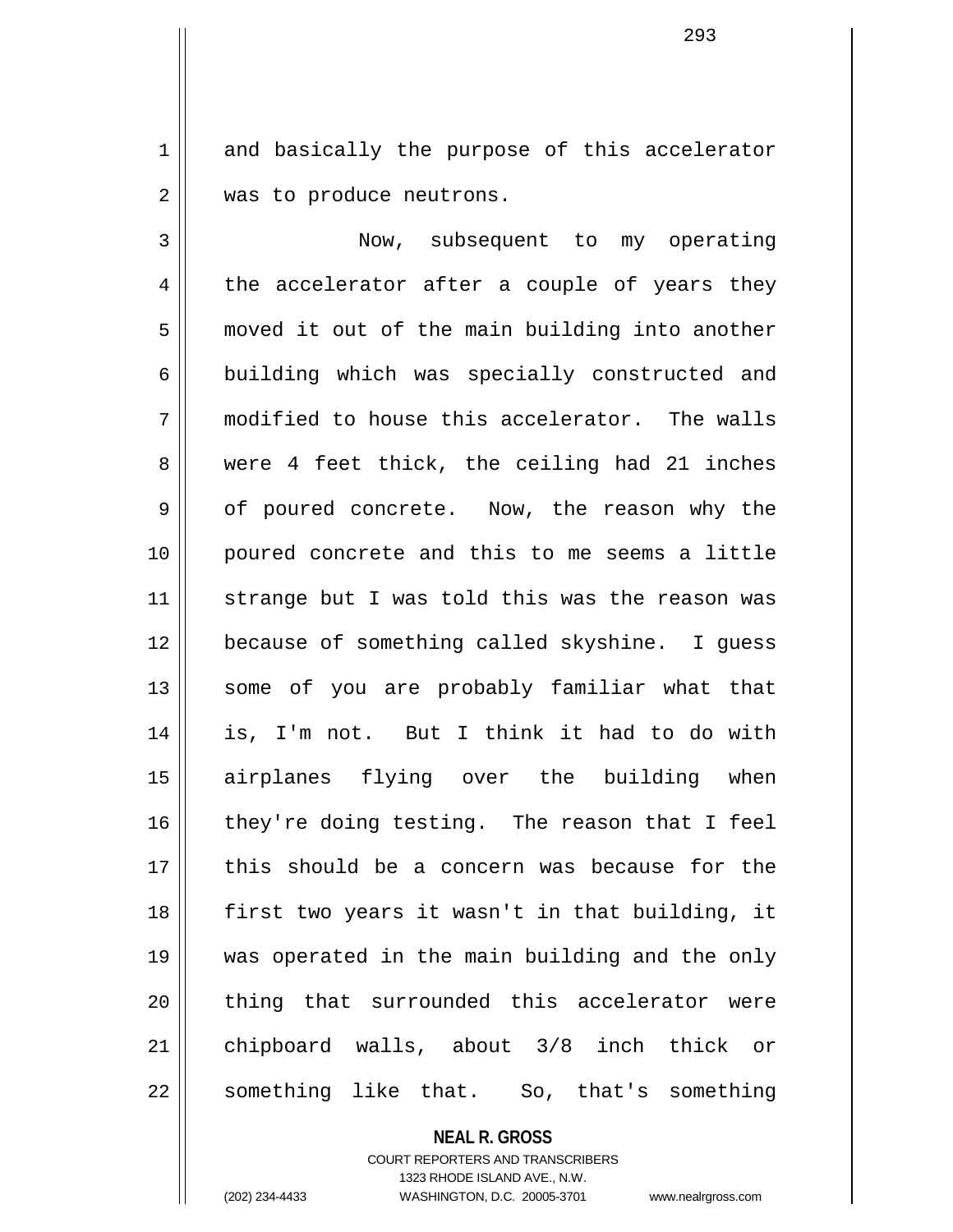and basically the purpose of this accelerator was to produce neutrons.

Now, subsequent to my operating the accelerator after a couple of years they moved it out of the main building into another building which was specially constructed and modified to house this accelerator. The walls were 4 feet thick, the ceiling had 21 inches of poured concrete. Now, the reason why the poured concrete and this to me seems a little strange but I was told this was the reason was because of something called skyshine. I guess some of you are probably familiar what that is, I'm not. But I think it had to do with airplanes flying over the building when they're doing testing. The reason that I feel this should be a concern was because for the first two years it wasn't in that building, it was operated in the main building and the only thing that surrounded this accelerator were chipboard walls, about 3/8 inch thick or something like that. So, that's something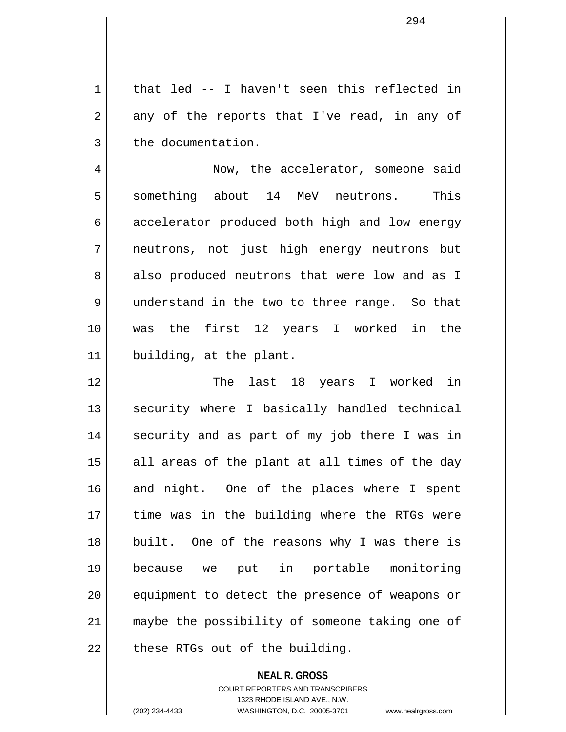that led -- I haven't seen this reflected in any of the reports that I've read, in any of the documentation.

Now, the accelerator, someone said something about 14 MeV neutrons. This accelerator produced both high and low energy neutrons, not just high energy neutrons but also produced neutrons that were low and as I understand in the two to three range. So that was the first 12 years I worked in the building, at the plant.

The last 18 years I worked in security where I basically handled technical security and as part of my job there I was in all areas of the plant at all times of the day and night. One of the places where I spent time was in the building where the RTGs were built. One of the reasons why I was there is because we put in portable monitoring equipment to detect the presence of weapons or maybe the possibility of someone taking one of these RTGs out of the building.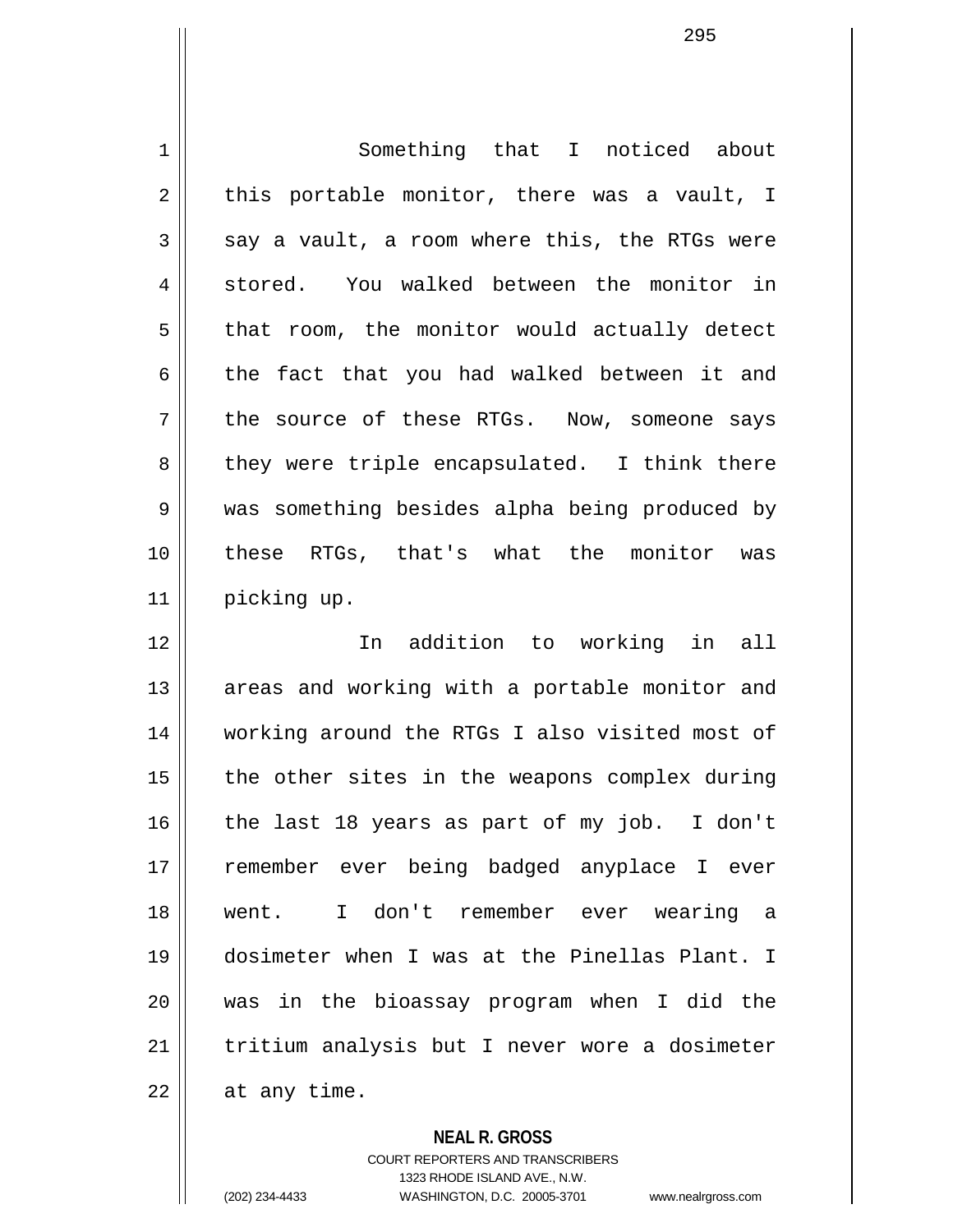Something that I noticed about this portable monitor, there was a vault, I say a vault, a room where this, the RTGs were stored. You walked between the monitor in that room, the monitor would actually detect the fact that you had walked between it and the source of these RTGs. Now, someone says they were triple encapsulated. I think there was something besides alpha being produced by these RTGs, that's what the monitor was picking up.

In addition to working in all areas and working with a portable monitor and working around the RTGs I also visited most of the other sites in the weapons complex during the last 18 years as part of my job. I don't remember ever being badged anyplace I ever went. I don't remember ever wearing a dosimeter when I was at the Pinellas Plant. I was in the bioassay program when I did the tritium analysis but I never wore a dosimeter at any time.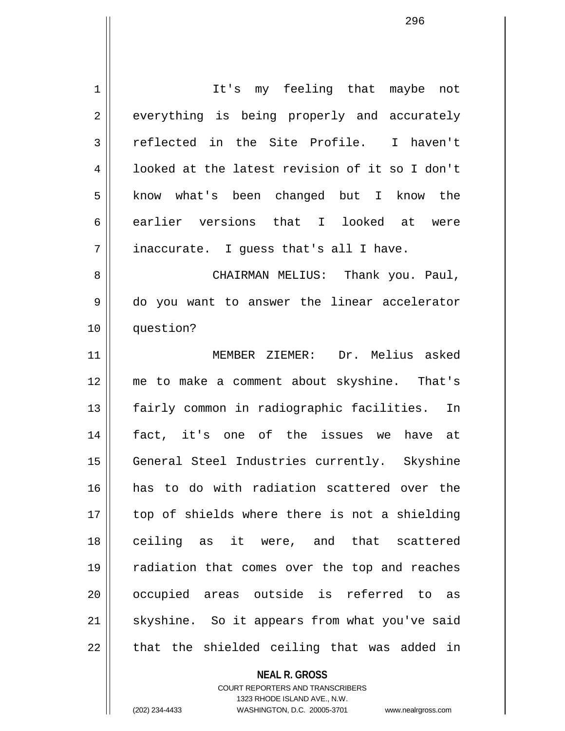It's my feeling that maybe not everything is being properly and accurately reflected in the Site Profile. I haven't looked at the latest revision of it so I don't know what's been changed but I know the earlier versions that I looked at were inaccurate. I guess that's all I have.

CHAIRMAN MELIUS: Thank you. Paul, do you want to answer the linear accelerator question?

MEMBER ZIEMER: Dr. Melius asked me to make a comment about skyshine. That's fairly common in radiographic facilities. In fact, it's one of the issues we have at General Steel Industries currently. Skyshine has to do with radiation scattered over the top of shields where there is not a shielding ceiling as it were, and that scattered radiation that comes over the top and reaches occupied areas outside is referred to as skyshine. So it appears from what you've said that the shielded ceiling that was added in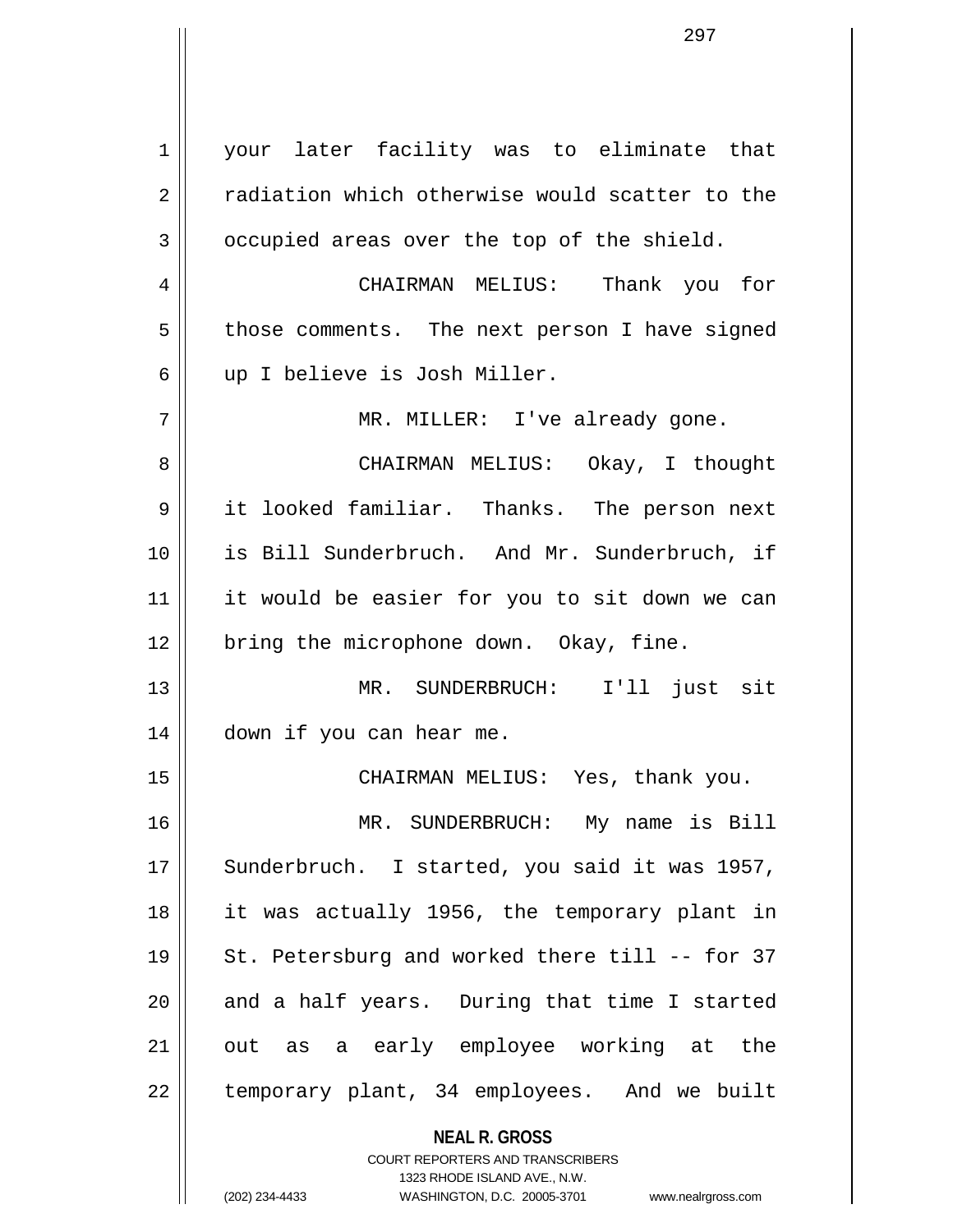your later facility was to eliminate that radiation which otherwise would scatter to the occupied areas over the top of the shield.

CHAIRMAN MELIUS: Thank you for those comments. The next person I have signed up I believe is Josh Miller.

MR. MILLER: I've already gone.

CHAIRMAN MELIUS: Okay, I thought it looked familiar. Thanks. The person next is Bill Sunderbruch. And Mr. Sunderbruch, if it would be easier for you to sit down we can bring the microphone down. Okay, fine.

MR. SUNDERBRUCH: I'll just sit down if you can hear me.

CHAIRMAN MELIUS: Yes, thank you.

MR. SUNDERBRUCH: My name is Bill Sunderbruch. I started, you said it was 1957, it was actually 1956, the temporary plant in St. Petersburg and worked there till -- for 37 and a half years. During that time I started out as a early employee working at the temporary plant, 34 employees. And we built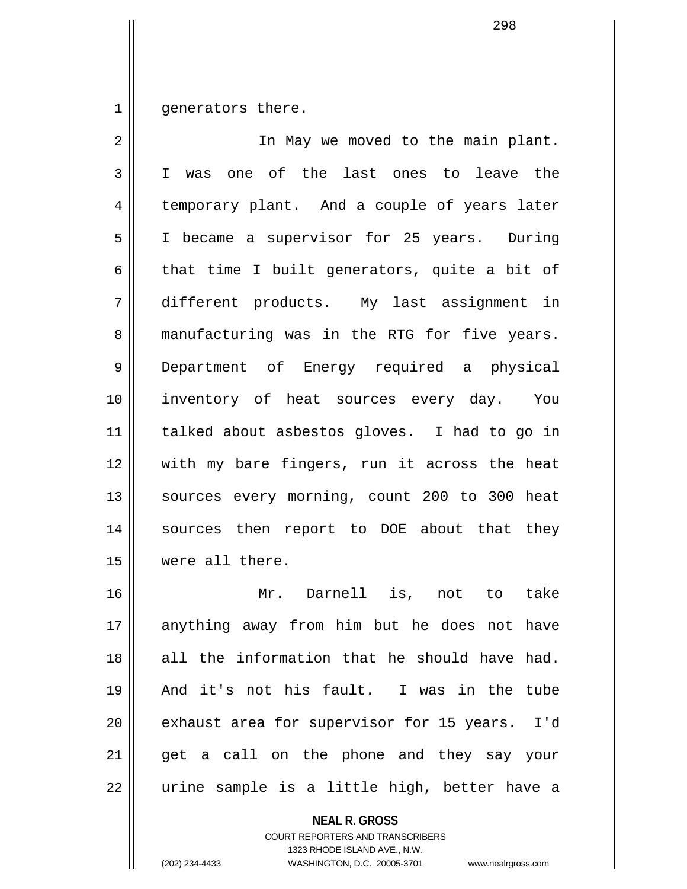generators there.

In May we moved to the main plant. I was one of the last ones to leave the temporary plant. And a couple of years later I became a supervisor for 25 years. During that time I built generators, quite a bit of different products. My last assignment in manufacturing was in the RTG for five years. Department of Energy required a physical inventory of heat sources every day. You talked about asbestos gloves. I had to go in with my bare fingers, run it across the heat sources every morning, count 200 to 300 heat sources then report to DOE about that they were all there.

Mr. Darnell is, not to take anything away from him but he does not have all the information that he should have had. And it's not his fault. I was in the tube exhaust area for supervisor for 15 years. I'd get a call on the phone and they say your urine sample is a little high, better have a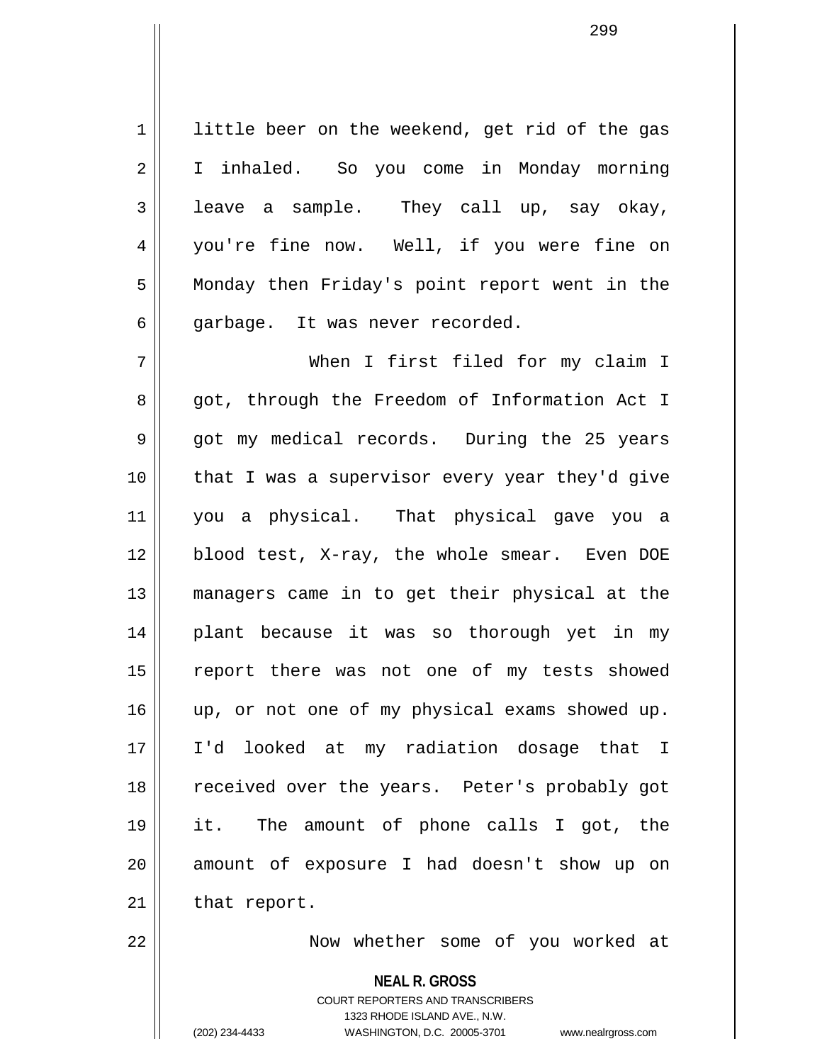little beer on the weekend, get rid of the gas I inhaled. So you come in Monday morning leave a sample. They call up, say okay, you're fine now. Well, if you were fine on Monday then Friday's point report went in the garbage. It was never recorded.

When I first filed for my claim I got, through the Freedom of Information Act I got my medical records. During the 25 years that I was a supervisor every year they'd give you a physical. That physical gave you a blood test, X-ray, the whole smear. Even DOE managers came in to get their physical at the plant because it was so thorough yet in my report there was not one of my tests showed up, or not one of my physical exams showed up. I'd looked at my radiation dosage that I received over the years. Peter's probably got it. The amount of phone calls I got, the amount of exposure I had doesn't show up on that report.

Now whether some of you worked at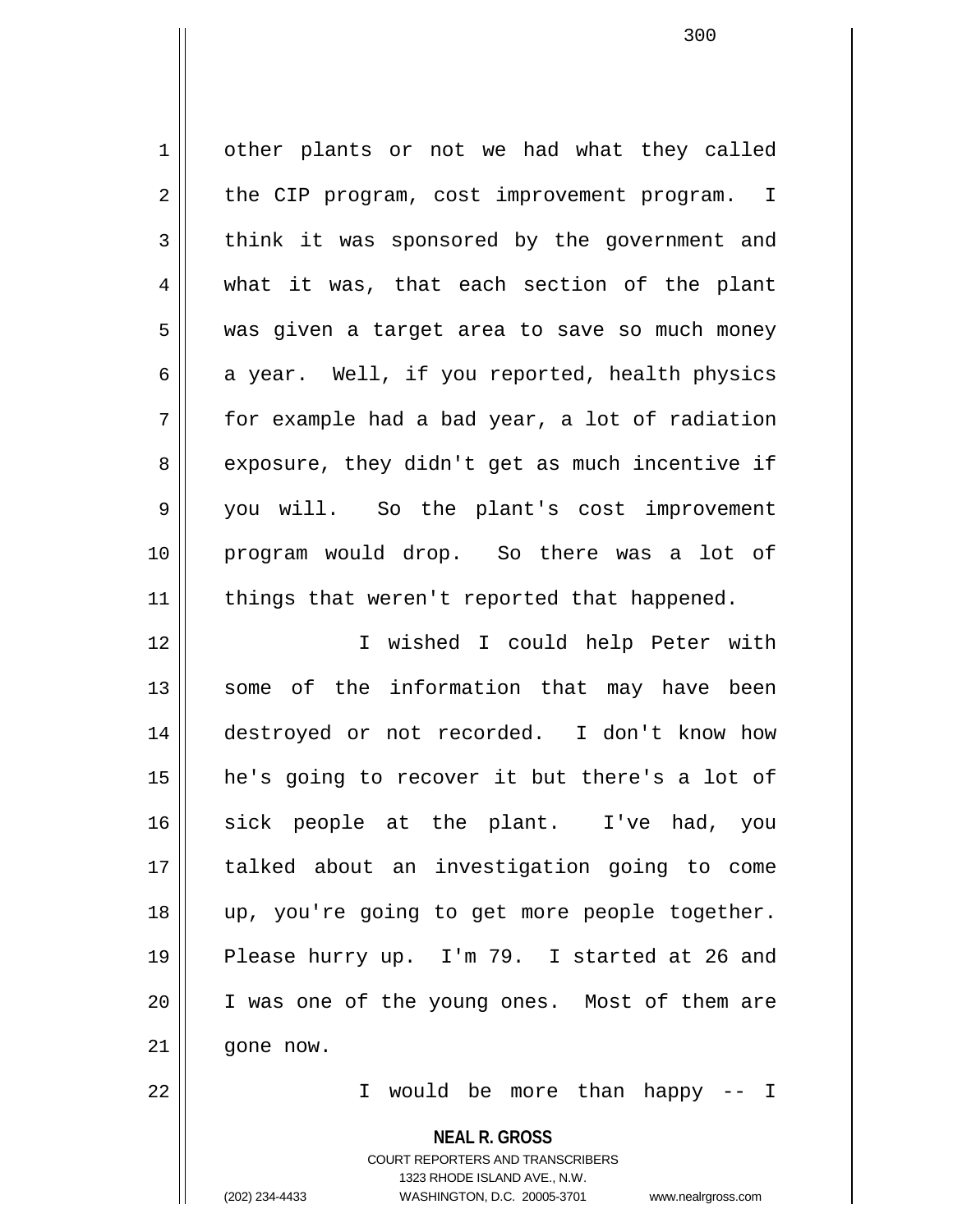other plants or not we had what they called the CIP program, cost improvement program. I think it was sponsored by the government and what it was, that each section of the plant was given a target area to save so much money a year. Well, if you reported, health physics for example had a bad year, a lot of radiation exposure, they didn't get as much incentive if you will. So the plant's cost improvement program would drop. So there was a lot of things that weren't reported that happened.

I wished I could help Peter with some of the information that may have been destroyed or not recorded. I don't know how he's going to recover it but there's a lot of sick people at the plant. I've had, you talked about an investigation going to come up, you're going to get more people together. Please hurry up. I'm 79. I started at 26 and I was one of the young ones. Most of them are gone now.

I would be more than happy -- I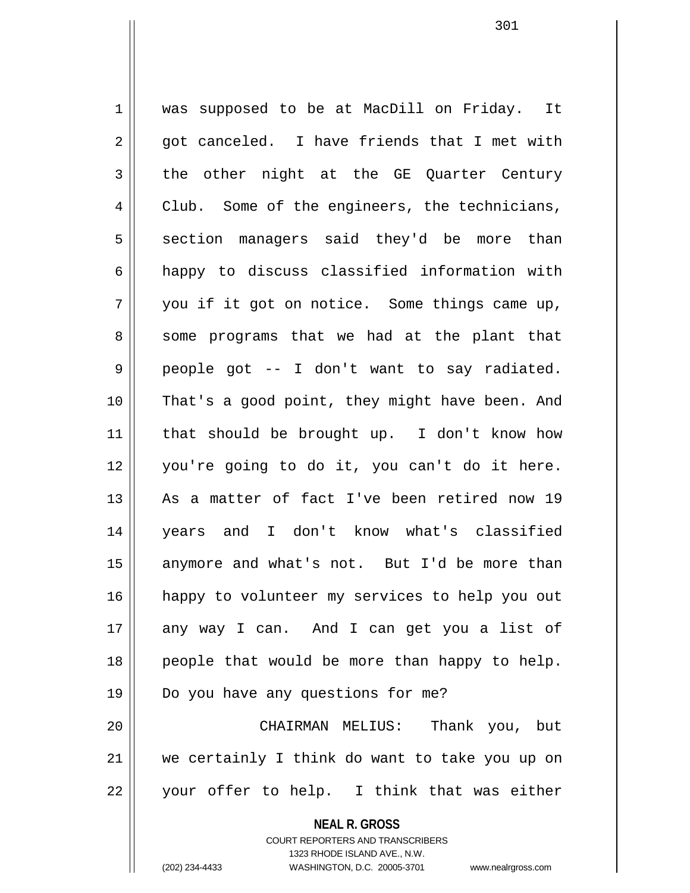was supposed to be at MacDill on Friday. It got canceled. I have friends that I met with the other night at the GE Quarter Century Club. Some of the engineers, the technicians, section managers said they'd be more than happy to discuss classified information with you if it got on notice. Some things came up, some programs that we had at the plant that people got -- I don't want to say radiated. That's a good point, they might have been. And that should be brought up. I don't know how you're going to do it, you can't do it here. As a matter of fact I've been retired now 19 years and I don't know what's classified anymore and what's not. But I'd be more than happy to volunteer my services to help you out any way I can. And I can get you a list of people that would be more than happy to help. Do you have any questions for me?

CHAIRMAN MELIUS: Thank you, but we certainly I think do want to take you up on your offer to help. I think that was either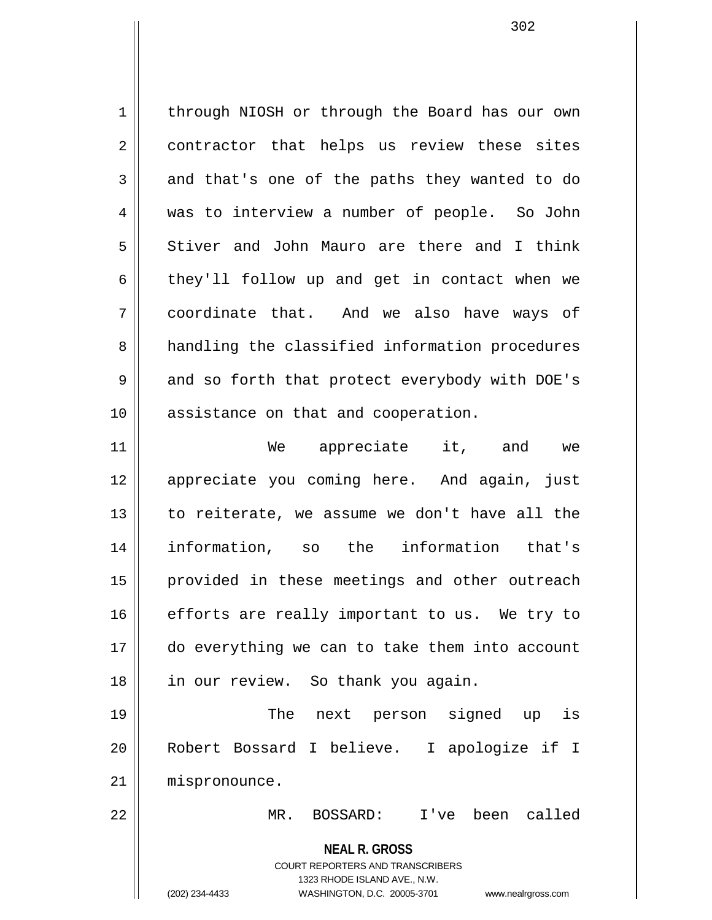through NIOSH or through the Board has our own contractor that helps us review these sites and that's one of the paths they wanted to do was to interview a number of people. So John Stiver and John Mauro are there and I think they'll follow up and get in contact when we coordinate that. And we also have ways of handling the classified information procedures and so forth that protect everybody with DOE's assistance on that and cooperation.

We appreciate it, and we appreciate you coming here. And again, just to reiterate, we assume we don't have all the information, so the information that's provided in these meetings and other outreach efforts are really important to us. We try to do everything we can to take them into account in our review. So thank you again.

The next person signed up is Robert Bossard I believe. I apologize if I mispronounce.

MR. BOSSARD: I've been called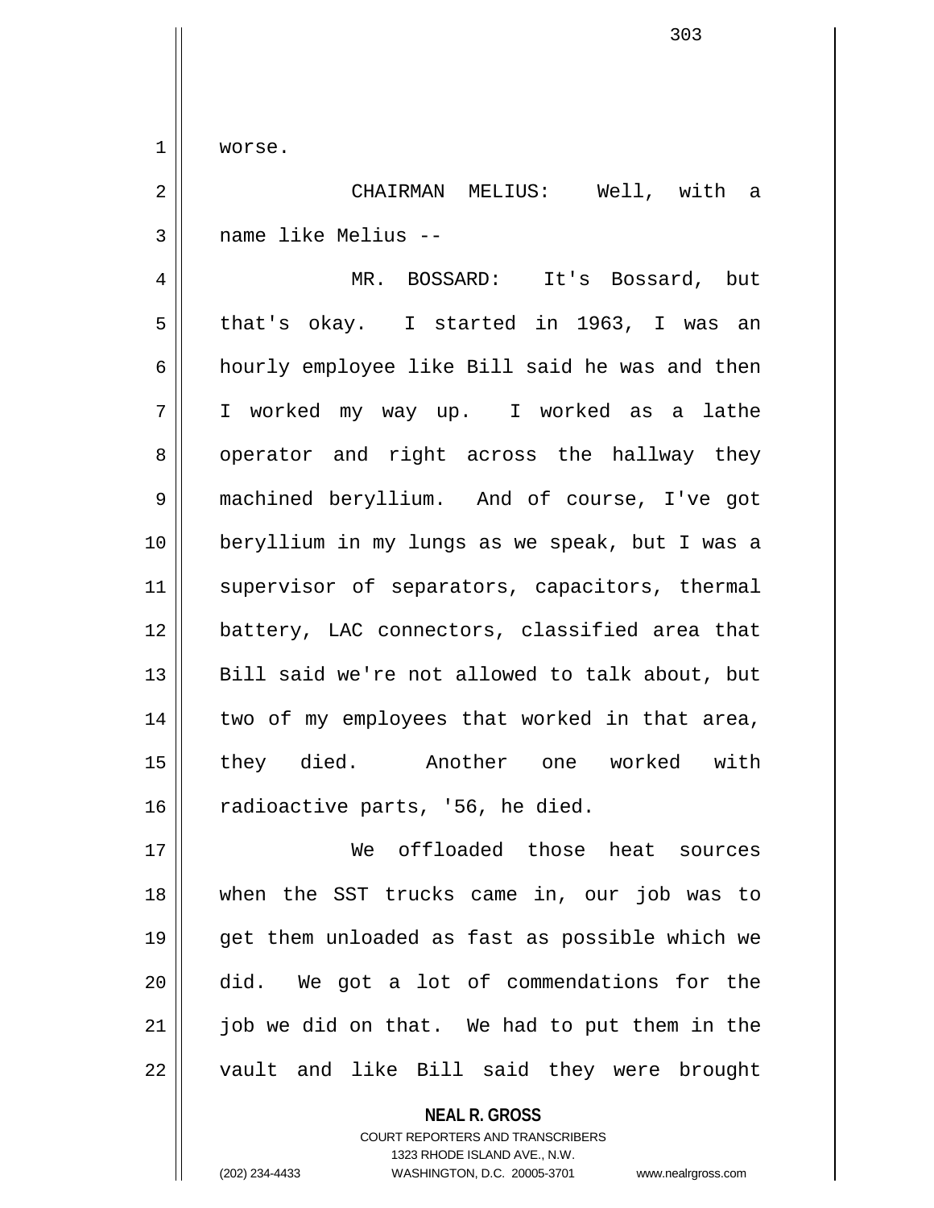worse.

CHAIRMAN MELIUS: Well, with a name like Melius --

MR. BOSSARD: It's Bossard, but that's okay. I started in 1963, I was an hourly employee like Bill said he was and then I worked my way up. I worked as a lathe operator and right across the hallway they machined beryllium. And of course, I've got beryllium in my lungs as we speak, but I was a supervisor of separators, capacitors, thermal battery, LAC connectors, classified area that Bill said we're not allowed to talk about, but two of my employees that worked in that area, they died. Another one worked with radioactive parts, '56, he died.

We offloaded those heat sources when the SST trucks came in, our job was to get them unloaded as fast as possible which we did. We got a lot of commendations for the job we did on that. We had to put them in the vault and like Bill said they were brought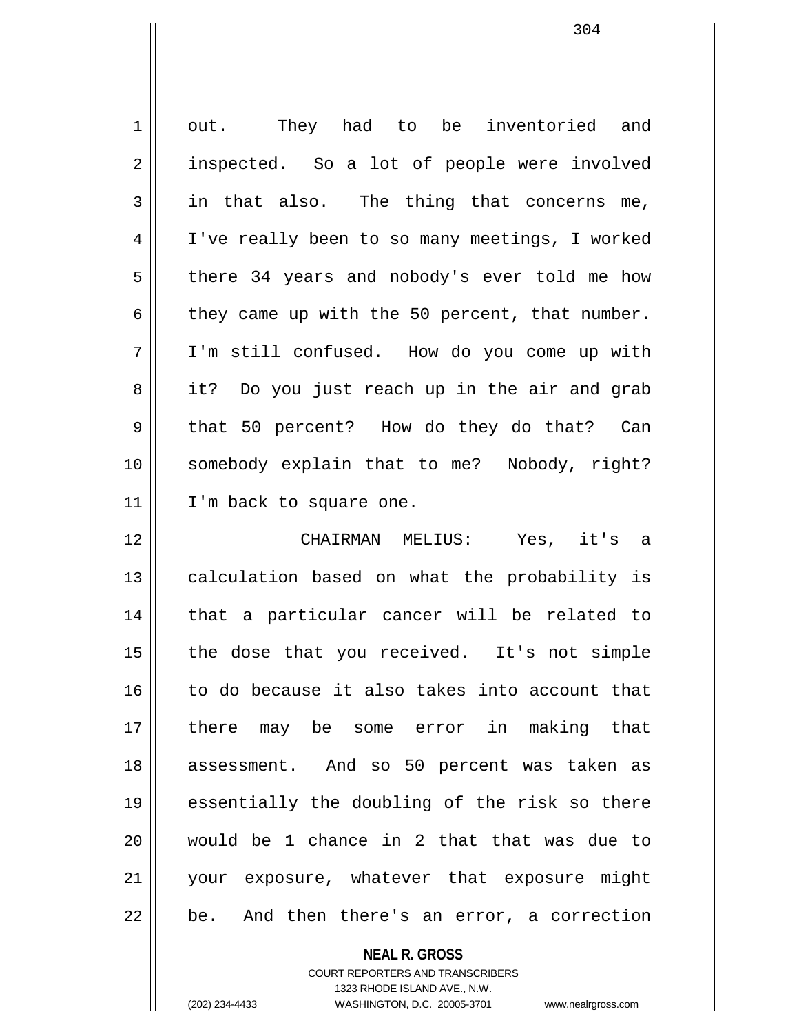out. They had to be inventoried and inspected. So a lot of people were involved in that also. The thing that concerns me, I've really been to so many meetings, I worked there 34 years and nobody's ever told me how they came up with the 50 percent, that number. I'm still confused. How do you come up with it? Do you just reach up in the air and grab that 50 percent? How do they do that? Can somebody explain that to me? Nobody, right? I'm back to square one.

CHAIRMAN MELIUS: Yes, it's a calculation based on what the probability is that a particular cancer will be related to the dose that you received. It's not simple to do because it also takes into account that there may be some error in making that assessment. And so 50 percent was taken as essentially the doubling of the risk so there would be 1 chance in 2 that that was due to your exposure, whatever that exposure might be. And then there's an error, a correction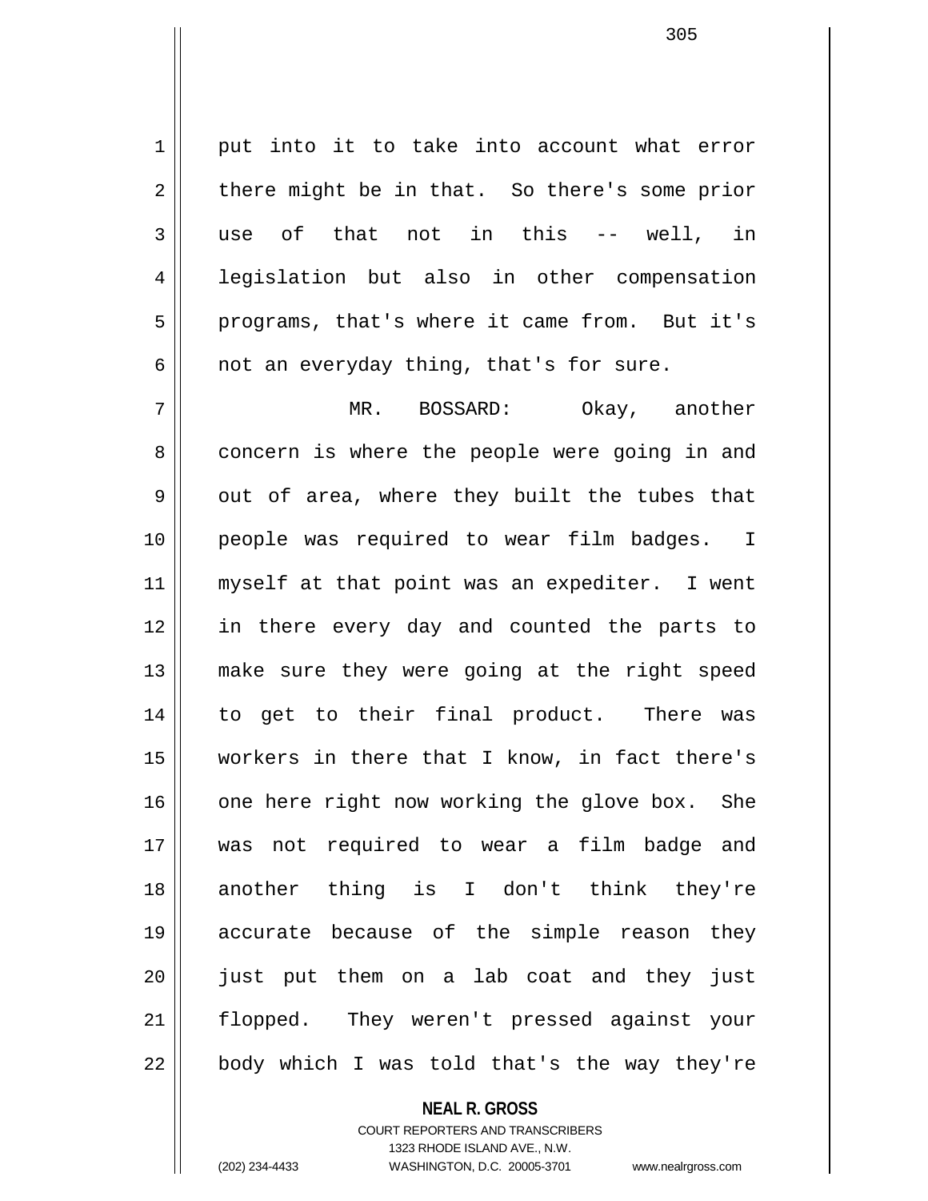put into it to take into account what error there might be in that. So there's some prior use of that not in this -- well, in legislation but also in other compensation programs, that's where it came from. But it's not an everyday thing, that's for sure.

MR. BOSSARD: Okay, another concern is where the people were going in and out of area, where they built the tubes that people was required to wear film badges. I myself at that point was an expediter. I went in there every day and counted the parts to make sure they were going at the right speed to get to their final product. There was workers in there that I know, in fact there's one here right now working the glove box. She was not required to wear a film badge and another thing is I don't think they're accurate because of the simple reason they just put them on a lab coat and they just flopped. They weren't pressed against your body which I was told that's the way they're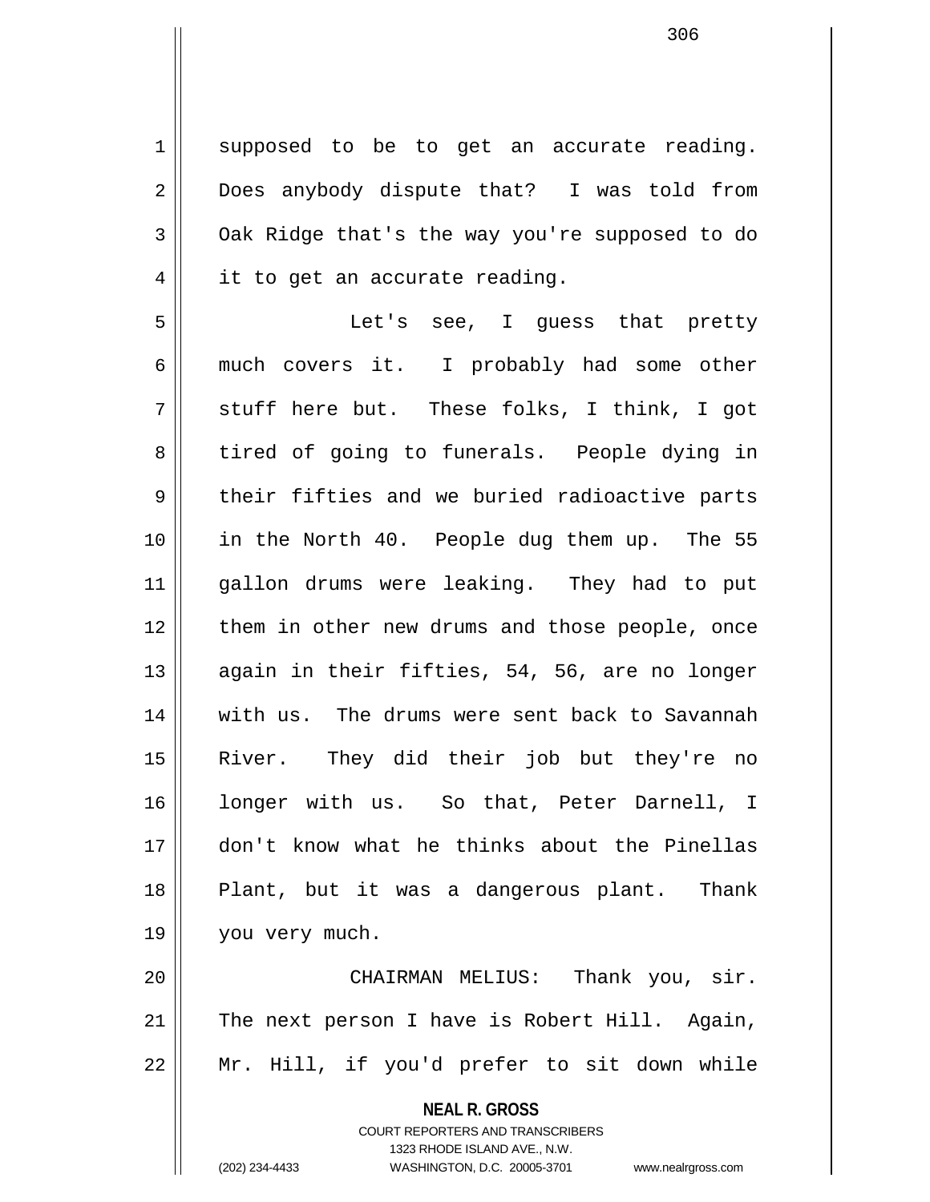supposed to be to get an accurate reading. Does anybody dispute that? I was told from Oak Ridge that's the way you're supposed to do it to get an accurate reading.

Let's see, I guess that pretty much covers it. I probably had some other stuff here but. These folks, I think, I got tired of going to funerals. People dying in their fifties and we buried radioactive parts in the North 40. People dug them up. The 55 gallon drums were leaking. They had to put them in other new drums and those people, once again in their fifties, 54, 56, are no longer with us. The drums were sent back to Savannah River. They did their job but they're no longer with us. So that, Peter Darnell, I don't know what he thinks about the Pinellas Plant, but it was a dangerous plant. Thank you very much.

CHAIRMAN MELIUS: Thank you, sir. The next person I have is Robert Hill. Again, Mr. Hill, if you'd prefer to sit down while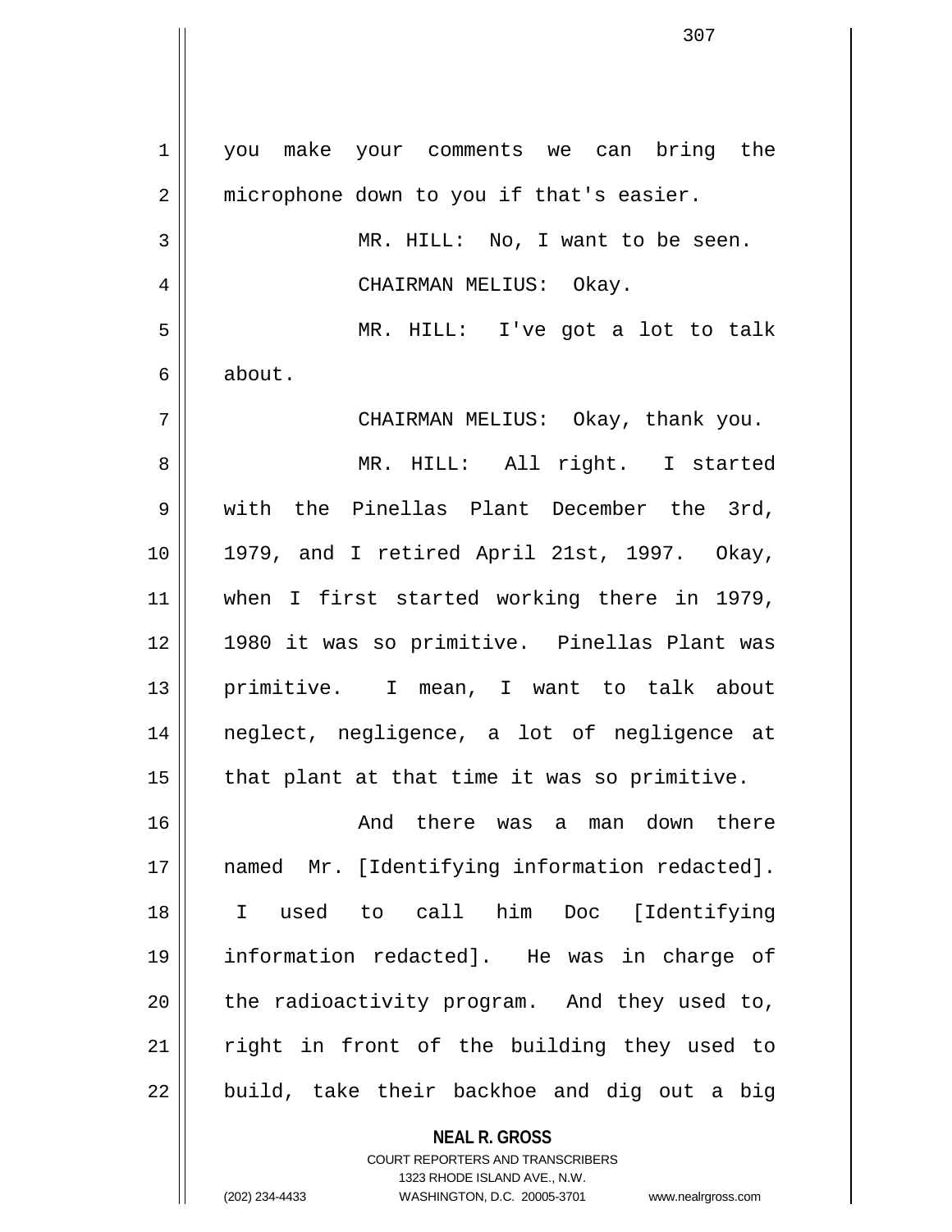you make your comments we can bring the microphone down to you if that's easier.

MR. HILL: No, I want to be seen.

CHAIRMAN MELIUS: Okay.

MR. HILL: I've got a lot to talk about.

CHAIRMAN MELIUS: Okay, thank you.

MR. HILL: All right. I started with the Pinellas Plant December the 3rd, 1979, and I retired April 21st, 1997. Okay, when I first started working there in 1979, 1980 it was so primitive. Pinellas Plant was primitive. I mean, I want to talk about neglect, negligence, a lot of negligence at that plant at that time it was so primitive.

And there was a man down there named Mr. [Identifying information redacted]. I used to call him Doc [Identifying information redacted]. He was in charge of the radioactivity program. And they used to, right in front of the building they used to build, take their backhoe and dig out a big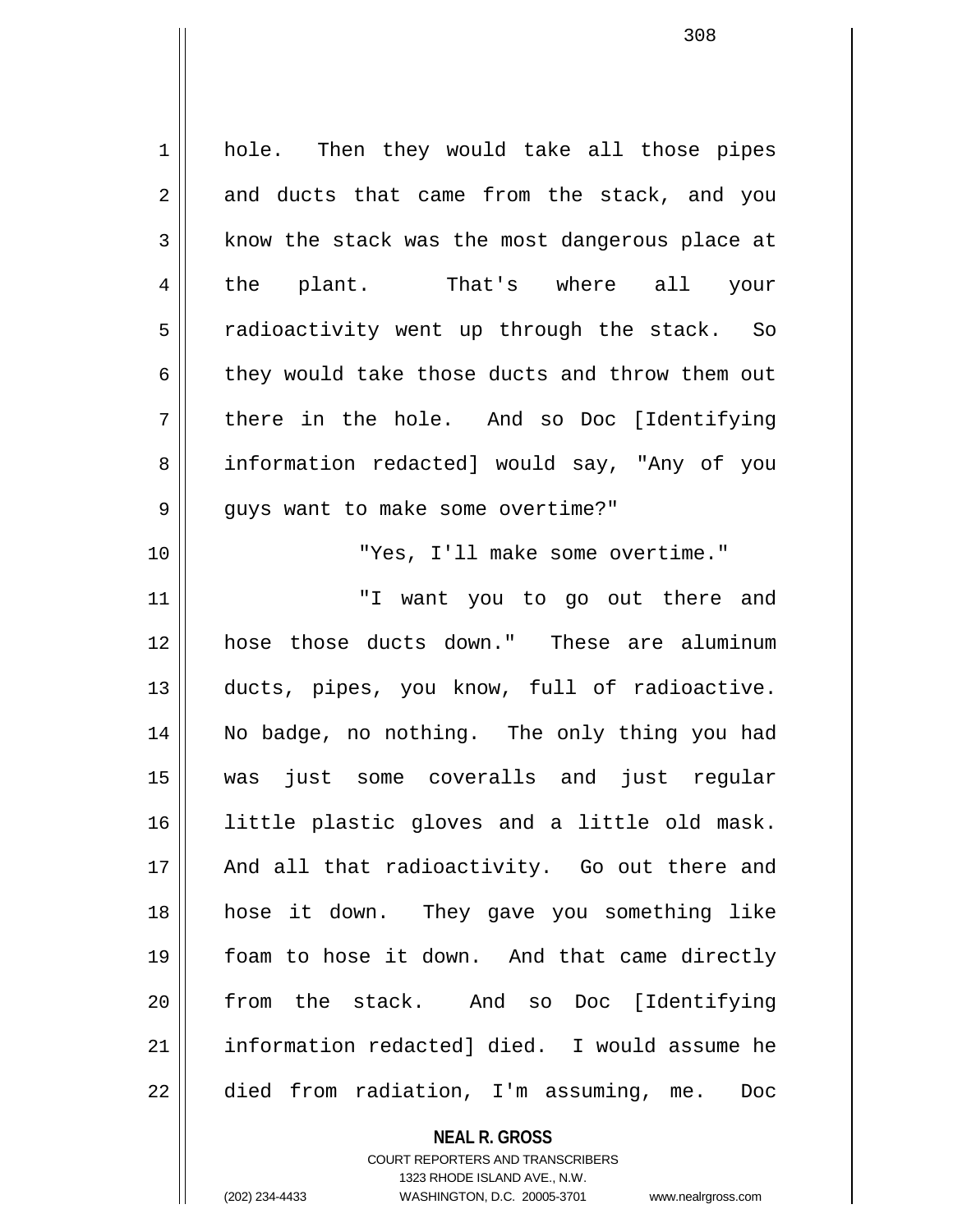hole. Then they would take all those pipes and ducts that came from the stack, and you know the stack was the most dangerous place at the plant. That's where all your radioactivity went up through the stack. So they would take those ducts and throw them out there in the hole. And so Doc [Identifying information redacted] would say, "Any of you guys want to make some overtime?"

"Yes, I'll make some overtime."

"I want you to go out there and hose those ducts down." These are aluminum ducts, pipes, you know, full of radioactive. No badge, no nothing. The only thing you had was just some coveralls and just regular little plastic gloves and a little old mask. And all that radioactivity. Go out there and hose it down. They gave you something like foam to hose it down. And that came directly from the stack. And so Doc [Identifying information redacted] died. I would assume he died from radiation, I'm assuming, me. Doc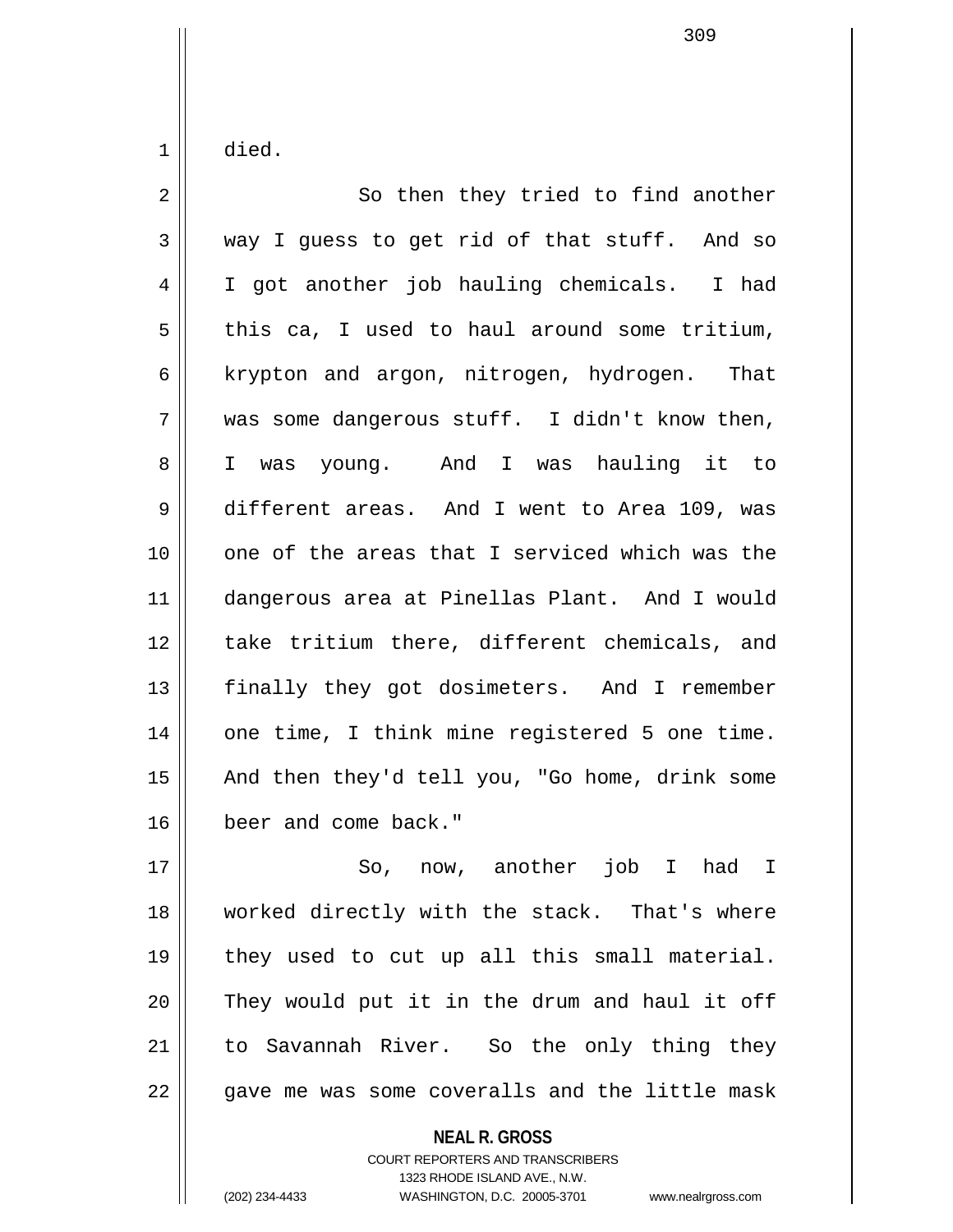died.

So then they tried to find another way I guess to get rid of that stuff. And so I got another job hauling chemicals. I had this ca, I used to haul around some tritium, krypton and argon, nitrogen, hydrogen. That was some dangerous stuff. I didn't know then, I was young. And I was hauling it to different areas. And I went to Area 109, was one of the areas that I serviced which was the dangerous area at Pinellas Plant. And I would take tritium there, different chemicals, and finally they got dosimeters. And I remember one time, I think mine registered 5 one time. And then they'd tell you, "Go home, drink some beer and come back."

So, now, another job I had I worked directly with the stack. That's where they used to cut up all this small material. They would put it in the drum and haul it off to Savannah River. So the only thing they gave me was some coveralls and the little mask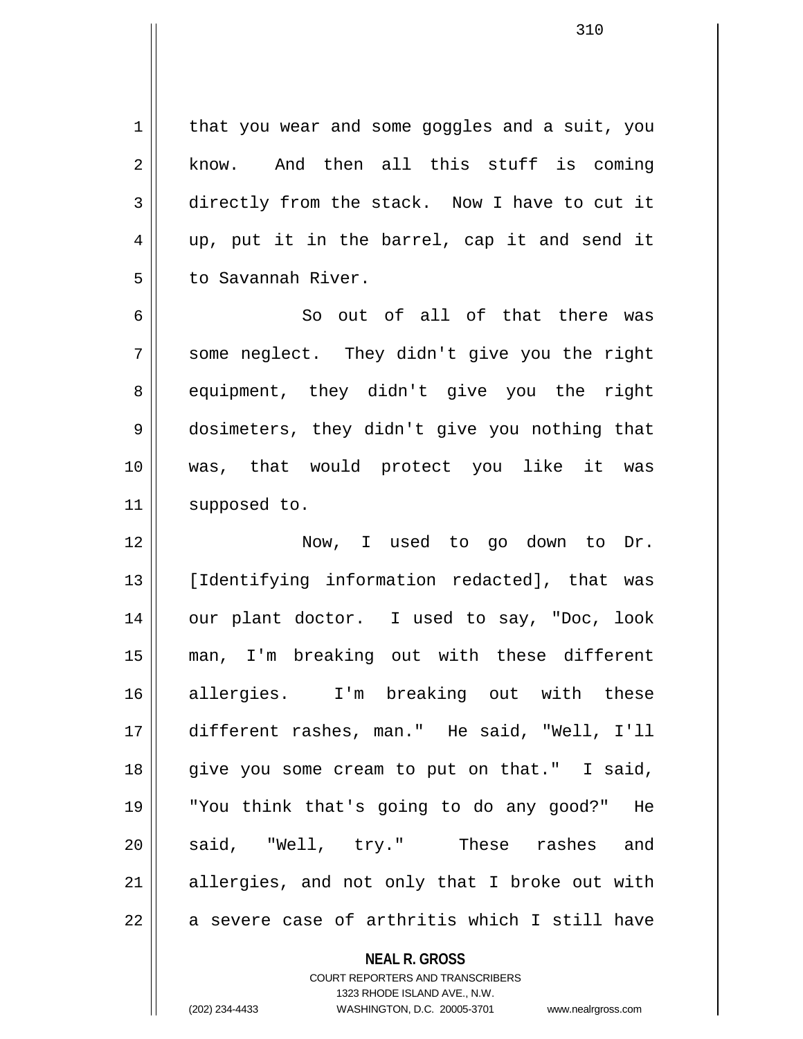that you wear and some goggles and a suit, you know. And then all this stuff is coming directly from the stack. Now I have to cut it up, put it in the barrel, cap it and send it to Savannah River.

So out of all of that there was some neglect. They didn't give you the right equipment, they didn't give you the right dosimeters, they didn't give you nothing that was, that would protect you like it was supposed to.

Now, I used to go down to Dr. [Identifying information redacted], that was our plant doctor. I used to say, "Doc, look man, I'm breaking out with these different allergies. I'm breaking out with these different rashes, man." He said, "Well, I'll give you some cream to put on that." I said, "You think that's going to do any good?" He said, "Well, try." These rashes and allergies, and not only that I broke out with a severe case of arthritis which I still have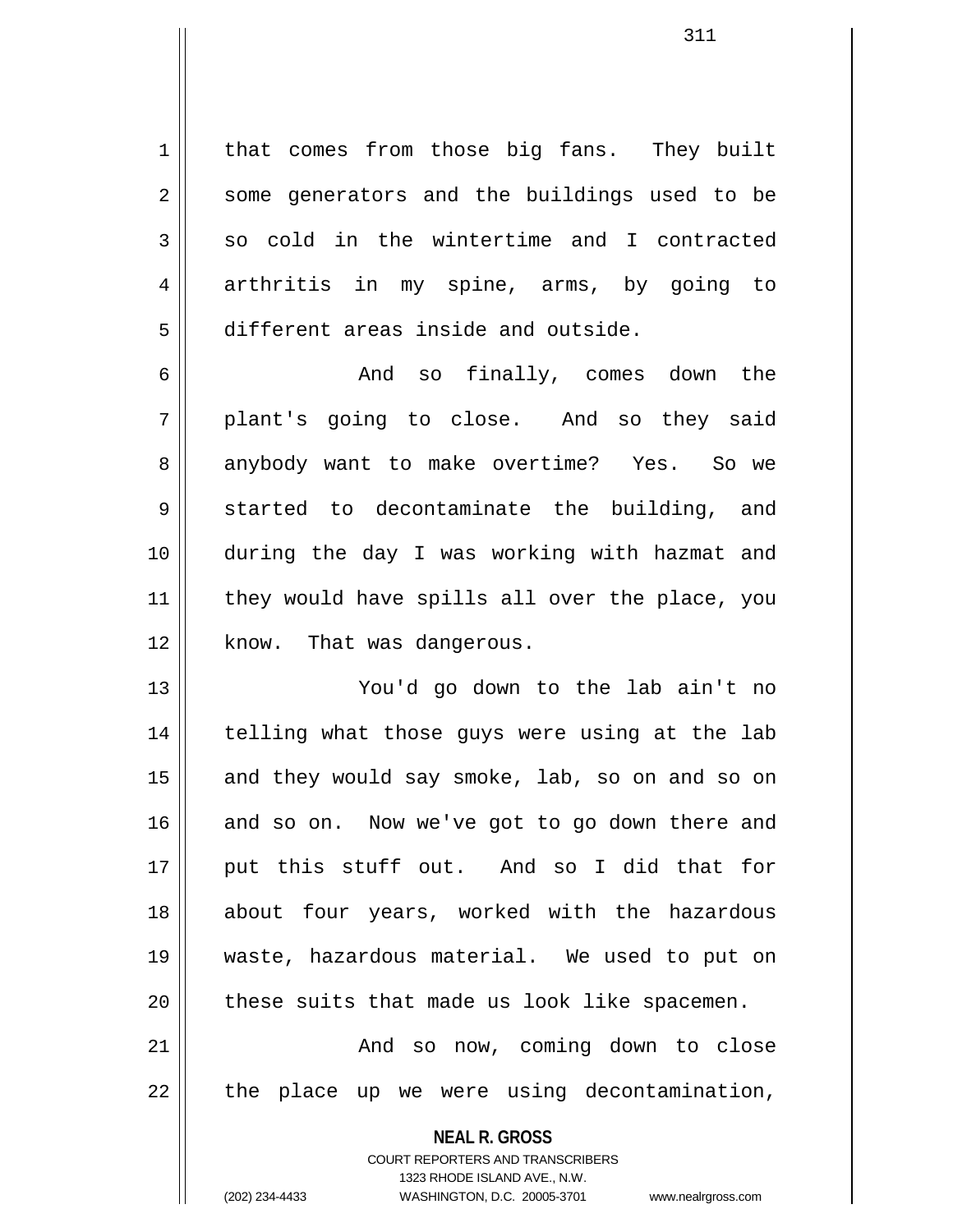that comes from those big fans. They built some generators and the buildings used to be so cold in the wintertime and I contracted arthritis in my spine, arms, by going to different areas inside and outside.

And so finally, comes down the plant's going to close. And so they said anybody want to make overtime? Yes. So we started to decontaminate the building, and during the day I was working with hazmat and they would have spills all over the place, you know. That was dangerous.

You'd go down to the lab ain't no telling what those guys were using at the lab and they would say smoke, lab, so on and so on and so on. Now we've got to go down there and put this stuff out. And so I did that for about four years, worked with the hazardous waste, hazardous material. We used to put on these suits that made us look like spacemen.

And so now, coming down to close the place up we were using decontamination,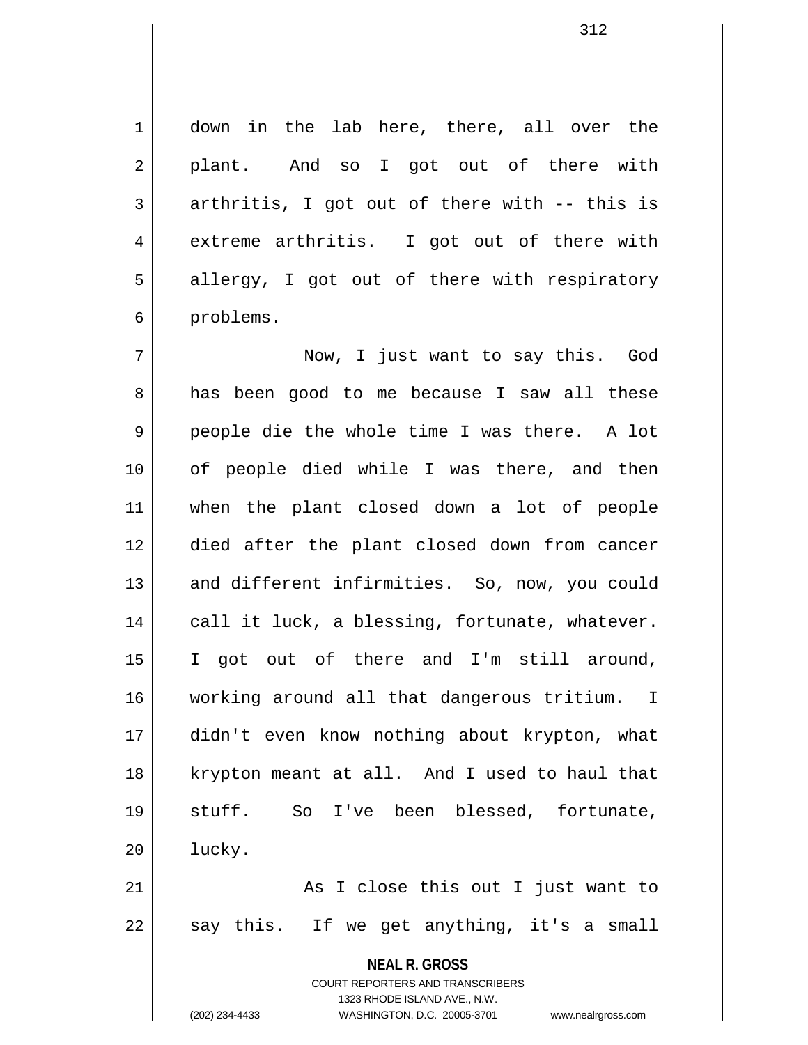down in the lab here, there, all over the plant. And so I got out of there with arthritis, I got out of there with -- this is extreme arthritis. I got out of there with allergy, I got out of there with respiratory problems.

Now, I just want to say this. God has been good to me because I saw all these people die the whole time I was there. A lot of people died while I was there, and then when the plant closed down a lot of people died after the plant closed down from cancer and different infirmities. So, now, you could call it luck, a blessing, fortunate, whatever. I got out of there and I'm still around, working around all that dangerous tritium. I didn't even know nothing about krypton, what krypton meant at all. And I used to haul that stuff. So I've been blessed, fortunate, lucky.

As I close this out I just want to say this. If we get anything, it's a small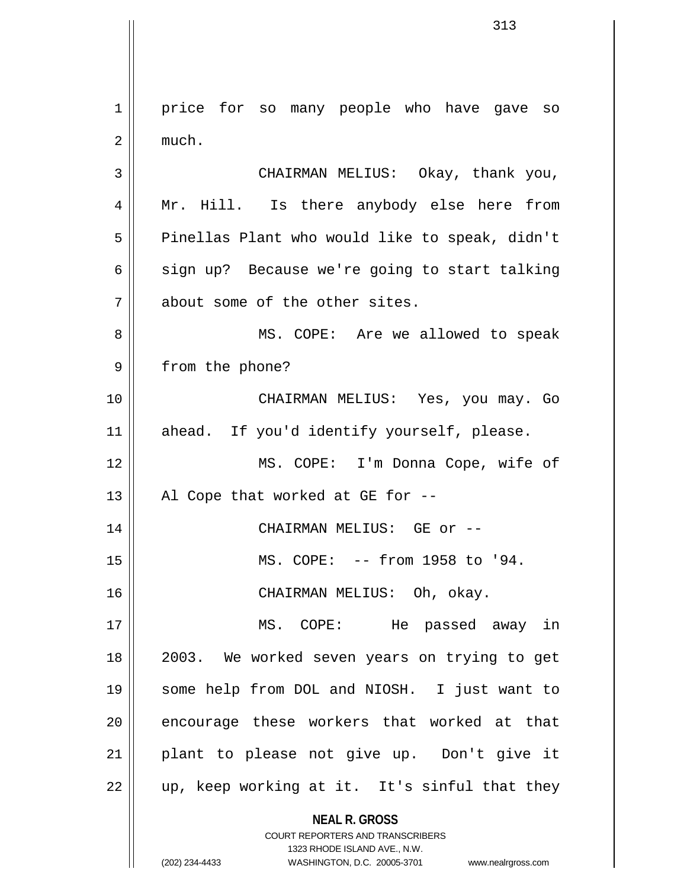price for so many people who have gave so much.

CHAIRMAN MELIUS: Okay, thank you, Mr. Hill. Is there anybody else here from Pinellas Plant who would like to speak, didn't sign up? Because we're going to start talking about some of the other sites.

MS. COPE: Are we allowed to speak from the phone?

CHAIRMAN MELIUS: Yes, you may. Go ahead. If you'd identify yourself, please.

MS. COPE: I'm Donna Cope, wife of Al Cope that worked at GE for --

CHAIRMAN MELIUS: GE or --

MS. COPE: -- from 1958 to '94.

CHAIRMAN MELIUS: Oh, okay.

MS. COPE: He passed away in 2003. We worked seven years on trying to get some help from DOL and NIOSH. I just want to encourage these workers that worked at that plant to please not give up. Don't give it up, keep working at it. It's sinful that they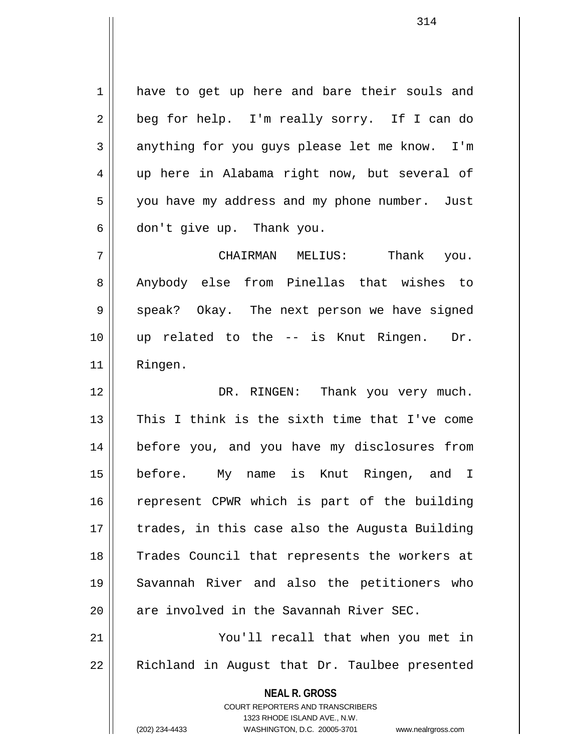have to get up here and bare their souls and beg for help. I'm really sorry. If I can do anything for you guys please let me know. I'm up here in Alabama right now, but several of you have my address and my phone number. Just don't give up. Thank you.

CHAIRMAN MELIUS: Thank you. Anybody else from Pinellas that wishes to speak? Okay. The next person we have signed up related to the -- is Knut Ringen. Dr. Ringen.

DR. RINGEN: Thank you very much. This I think is the sixth time that I've come before you, and you have my disclosures from before. My name is Knut Ringen, and I represent CPWR which is part of the building trades, in this case also the Augusta Building Trades Council that represents the workers at Savannah River and also the petitioners who are involved in the Savannah River SEC.

You'll recall that when you met in Richland in August that Dr. Taulbee presented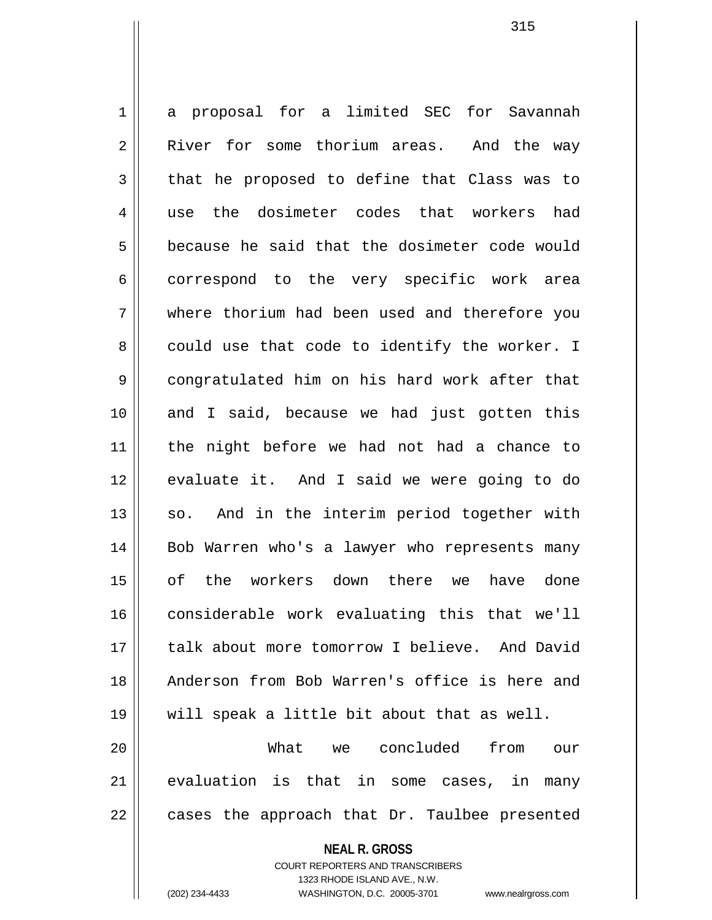a proposal for a limited SEC for Savannah River for some thorium areas. And the way that he proposed to define that Class was to use the dosimeter codes that workers had because he said that the dosimeter code would correspond to the very specific work area where thorium had been used and therefore you could use that code to identify the worker. I congratulated him on his hard work after that and I said, because we had just gotten this the night before we had not had a chance to evaluate it. And I said we were going to do so. And in the interim period together with Bob Warren who's a lawyer who represents many of the workers down there we have done considerable work evaluating this that we'll talk about more tomorrow I believe. And David Anderson from Bob Warren's office is here and will speak a little bit about that as well.

What we concluded from our evaluation is that in some cases, in many cases the approach that Dr. Taulbee presented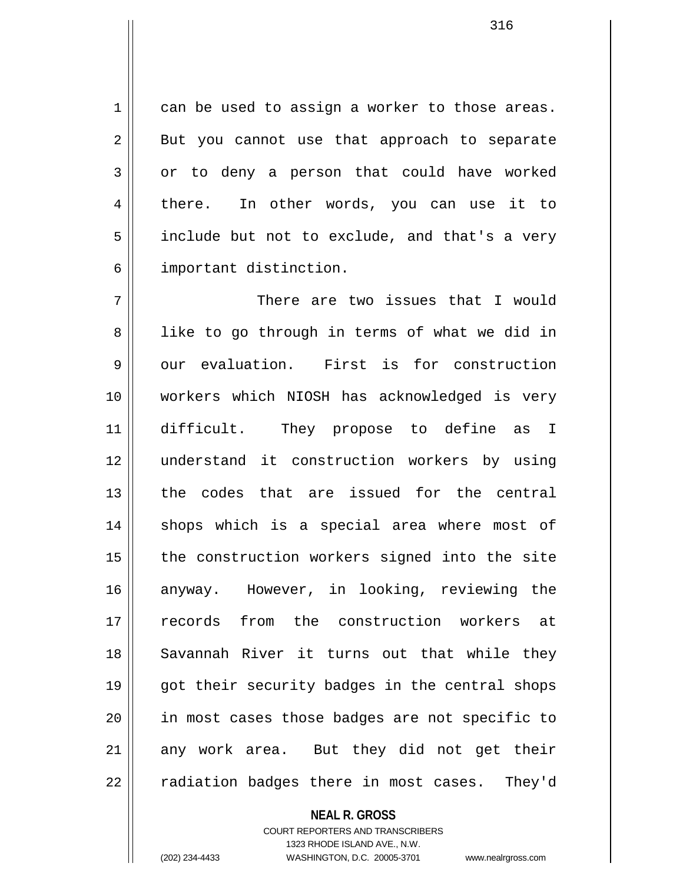can be used to assign a worker to those areas. But you cannot use that approach to separate or to deny a person that could have worked there. In other words, you can use it to include but not to exclude, and that's a very important distinction.

There are two issues that I would like to go through in terms of what we did in our evaluation. First is for construction workers which NIOSH has acknowledged is very difficult. They propose to define as I understand it construction workers by using the codes that are issued for the central shops which is a special area where most of the construction workers signed into the site anyway. However, in looking, reviewing the records from the construction workers at Savannah River it turns out that while they got their security badges in the central shops in most cases those badges are not specific to any work area. But they did not get their radiation badges there in most cases. They'd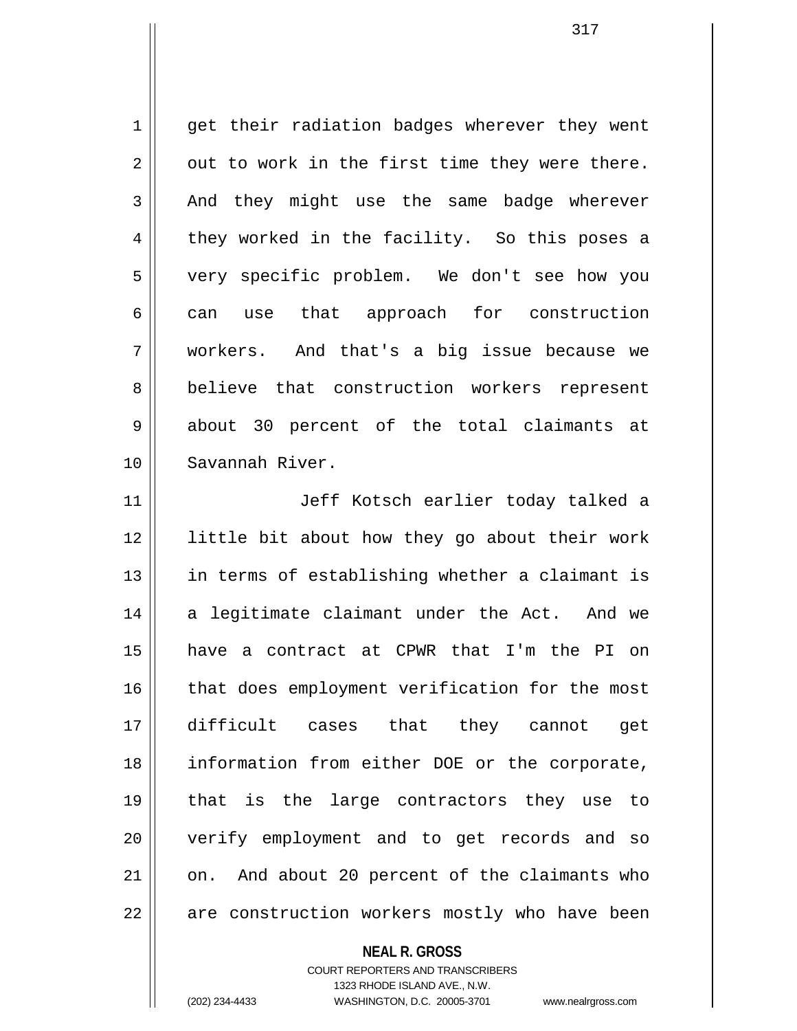get their radiation badges wherever they went out to work in the first time they were there. And they might use the same badge wherever they worked in the facility. So this poses a very specific problem. We don't see how you can use that approach for construction workers. And that's a big issue because we believe that construction workers represent about 30 percent of the total claimants at Savannah River.

Jeff Kotsch earlier today talked a little bit about how they go about their work in terms of establishing whether a claimant is a legitimate claimant under the Act. And we have a contract at CPWR that I'm the PI on that does employment verification for the most difficult cases that they cannot get information from either DOE or the corporate, that is the large contractors they use to verify employment and to get records and so on. And about 20 percent of the claimants who are construction workers mostly who have been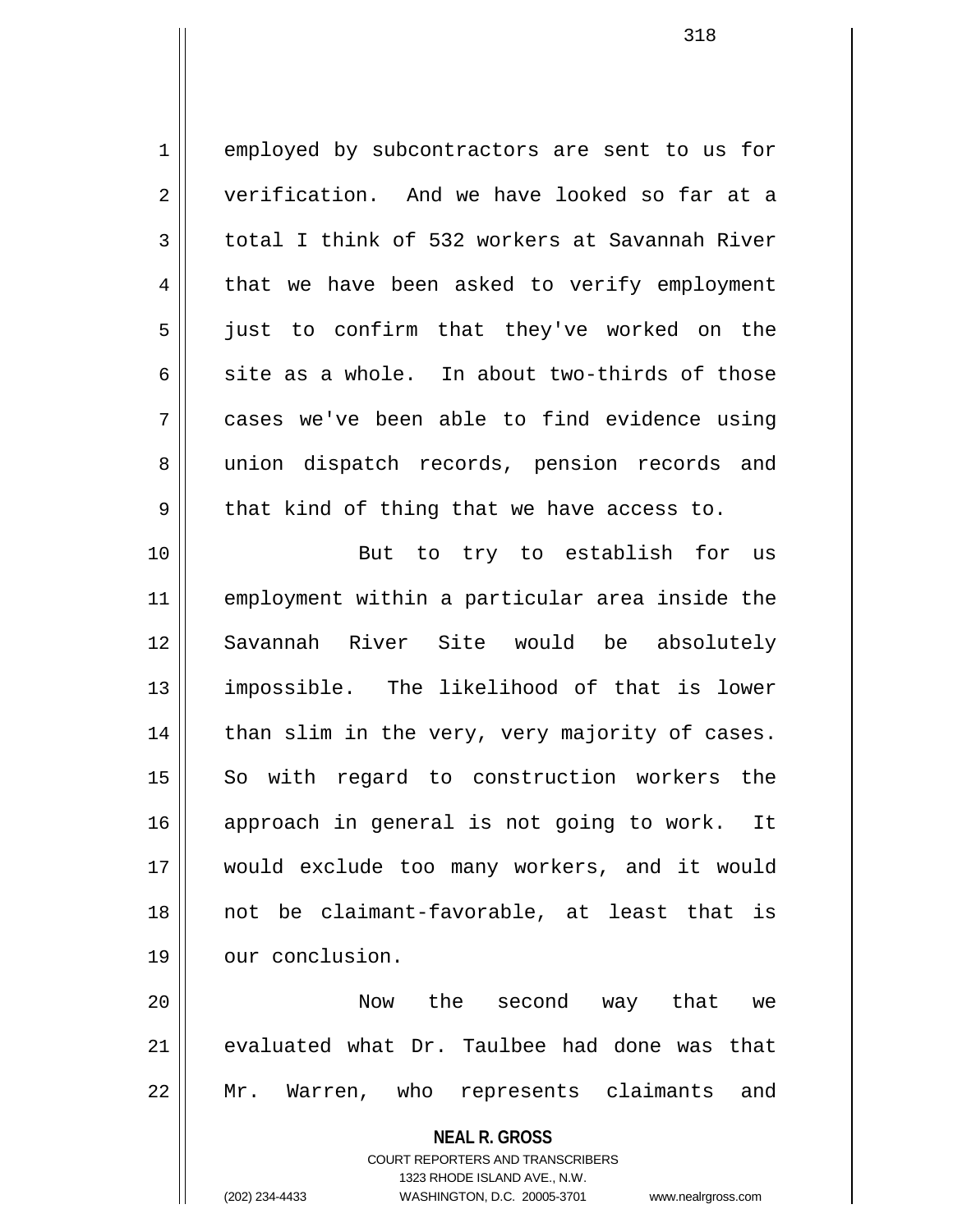employed by subcontractors are sent to us for verification. And we have looked so far at a total I think of 532 workers at Savannah River that we have been asked to verify employment just to confirm that they've worked on the site as a whole. In about two-thirds of those cases we've been able to find evidence using union dispatch records, pension records and that kind of thing that we have access to.

But to try to establish for us employment within a particular area inside the Savannah River Site would be absolutely impossible. The likelihood of that is lower than slim in the very, very majority of cases. So with regard to construction workers the approach in general is not going to work. It would exclude too many workers, and it would not be claimant-favorable, at least that is our conclusion.

Now the second way that we evaluated what Dr. Taulbee had done was that Mr. Warren, who represents claimants and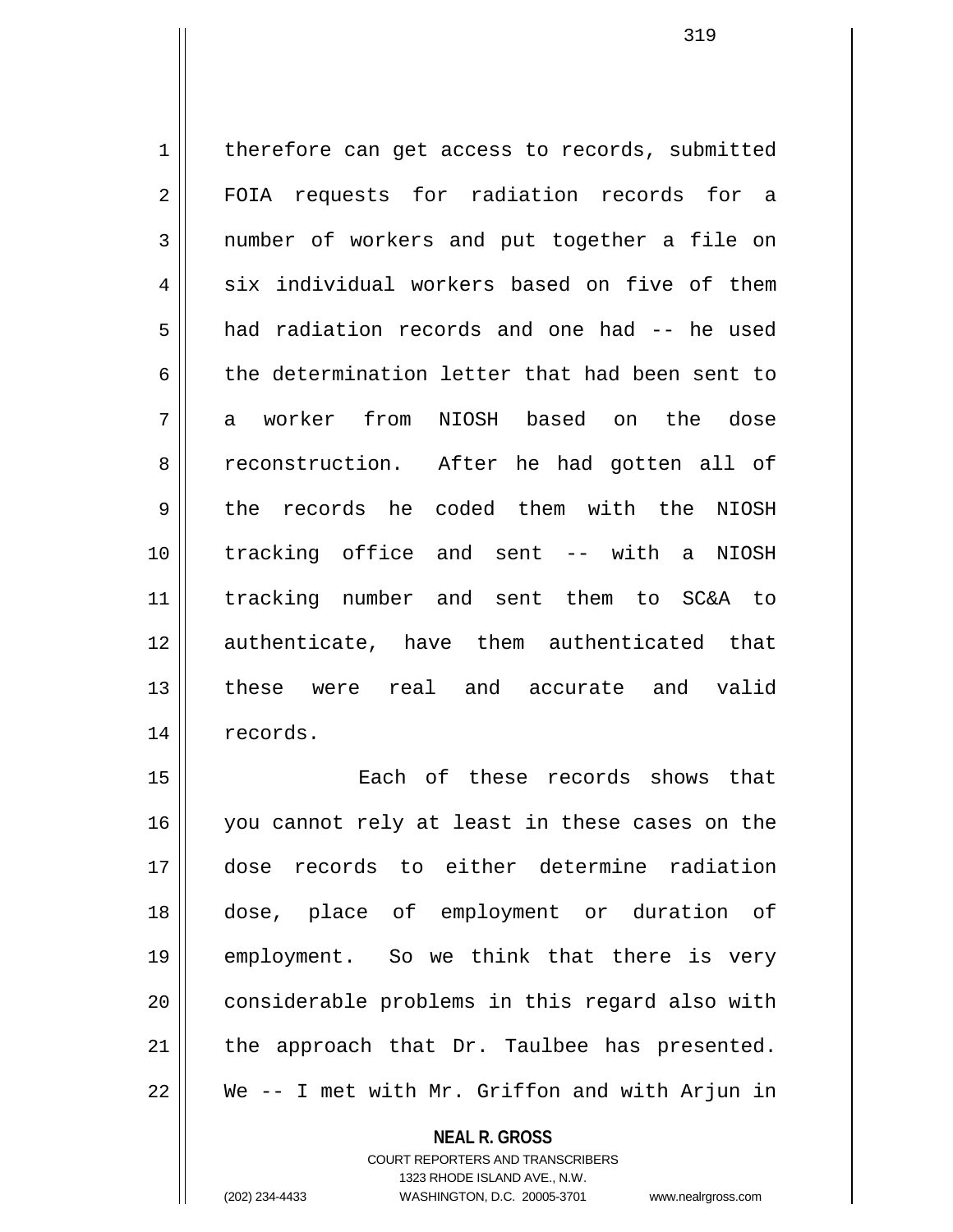therefore can get access to records, submitted FOIA requests for radiation records for a number of workers and put together a file on six individual workers based on five of them had radiation records and one had -- he used the determination letter that had been sent to a worker from NIOSH based on the dose reconstruction. After he had gotten all of the records he coded them with the NIOSH tracking office and sent -- with a NIOSH tracking number and sent them to SC&A to authenticate, have them authenticated that these were real and accurate and valid records.

Each of these records shows that you cannot rely at least in these cases on the dose records to either determine radiation dose, place of employment or duration of employment. So we think that there is very considerable problems in this regard also with the approach that Dr. Taulbee has presented. We -- I met with Mr. Griffon and with Arjun in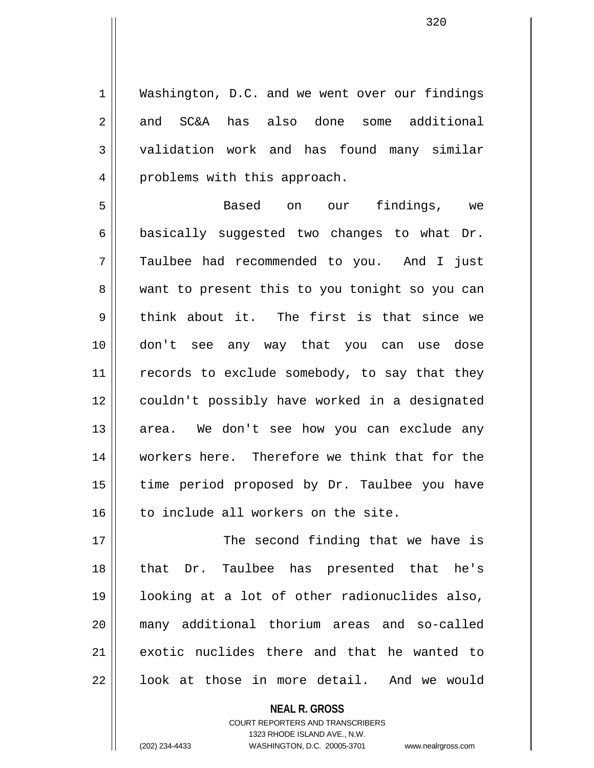Washington, D.C. and we went over our findings and SC&A has also done some additional validation work and has found many similar problems with this approach.

Based on our findings, we basically suggested two changes to what Dr. Taulbee had recommended to you. And I just want to present this to you tonight so you can think about it. The first is that since we don't see any way that you can use dose records to exclude somebody, to say that they couldn't possibly have worked in a designated area. We don't see how you can exclude any workers here. Therefore we think that for the time period proposed by Dr. Taulbee you have to include all workers on the site.

The second finding that we have is that Dr. Taulbee has presented that he's looking at a lot of other radionuclides also, many additional thorium areas and so-called exotic nuclides there and that he wanted to look at those in more detail. And we would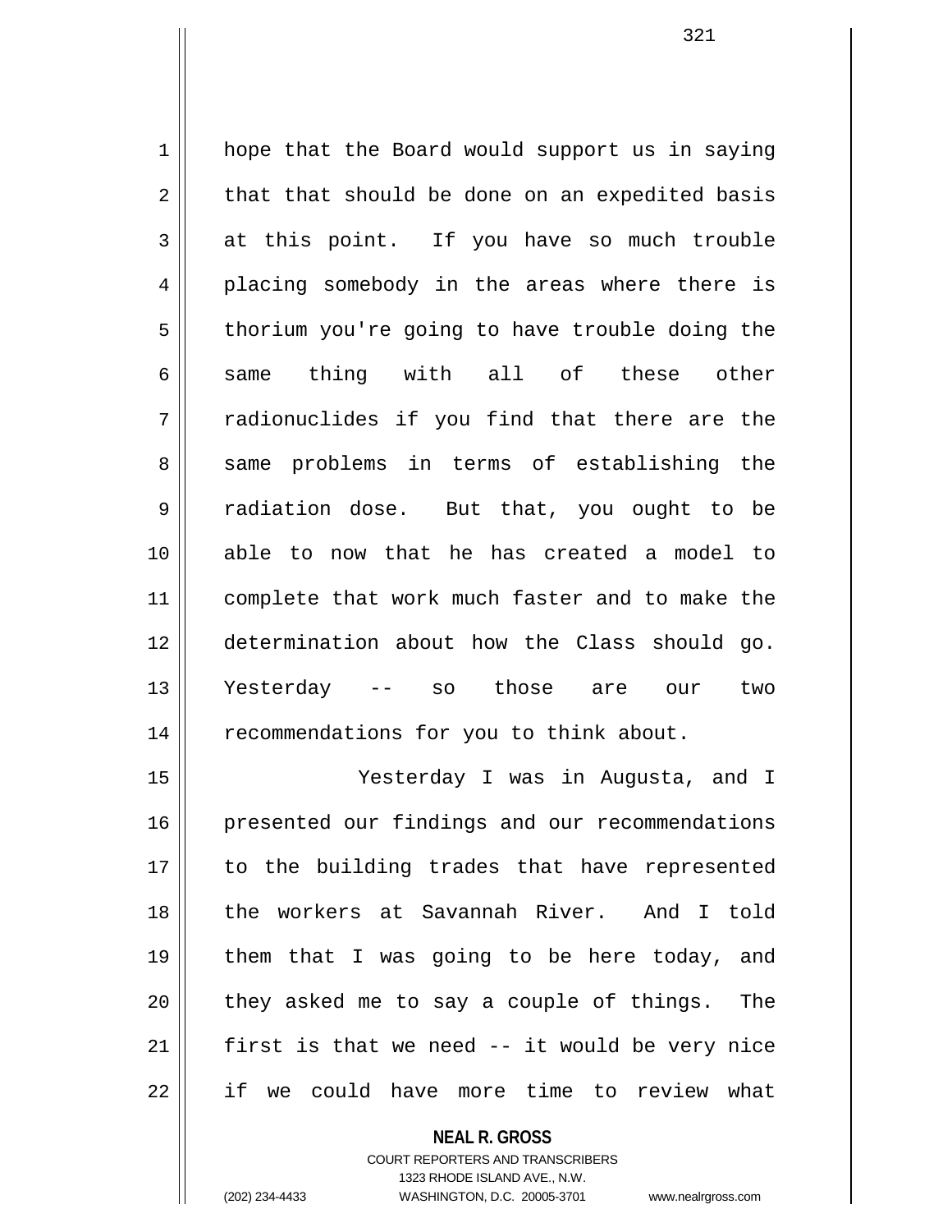hope that the Board would support us in saying that that should be done on an expedited basis at this point. If you have so much trouble placing somebody in the areas where there is thorium you're going to have trouble doing the same thing with all of these other radionuclides if you find that there are the same problems in terms of establishing the radiation dose. But that, you ought to be able to now that he has created a model to complete that work much faster and to make the determination about how the Class should go. Yesterday -- so those are our two recommendations for you to think about.

Yesterday I was in Augusta, and I presented our findings and our recommendations to the building trades that have represented the workers at Savannah River. And I told them that I was going to be here today, and they asked me to say a couple of things. The first is that we need -- it would be very nice if we could have more time to review what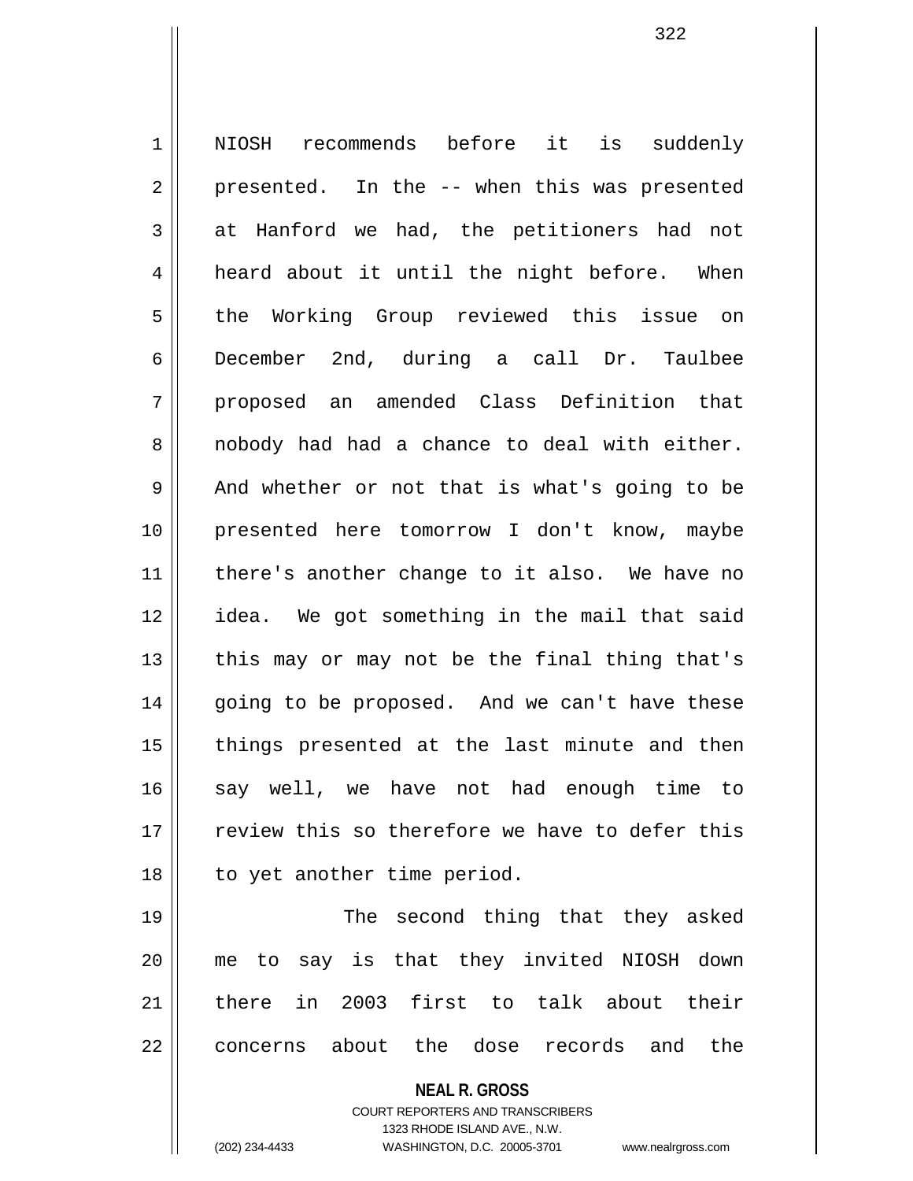NIOSH recommends before it is suddenly presented. In the -- when this was presented at Hanford we had, the petitioners had not heard about it until the night before. When the Working Group reviewed this issue on December 2nd, during a call Dr. Taulbee proposed an amended Class Definition that nobody had had a chance to deal with either. And whether or not that is what's going to be presented here tomorrow I don't know, maybe there's another change to it also. We have no idea. We got something in the mail that said this may or may not be the final thing that's going to be proposed. And we can't have these things presented at the last minute and then say well, we have not had enough time to review this so therefore we have to defer this to yet another time period.

The second thing that they asked me to say is that they invited NIOSH down there in 2003 first to talk about their concerns about the dose records and the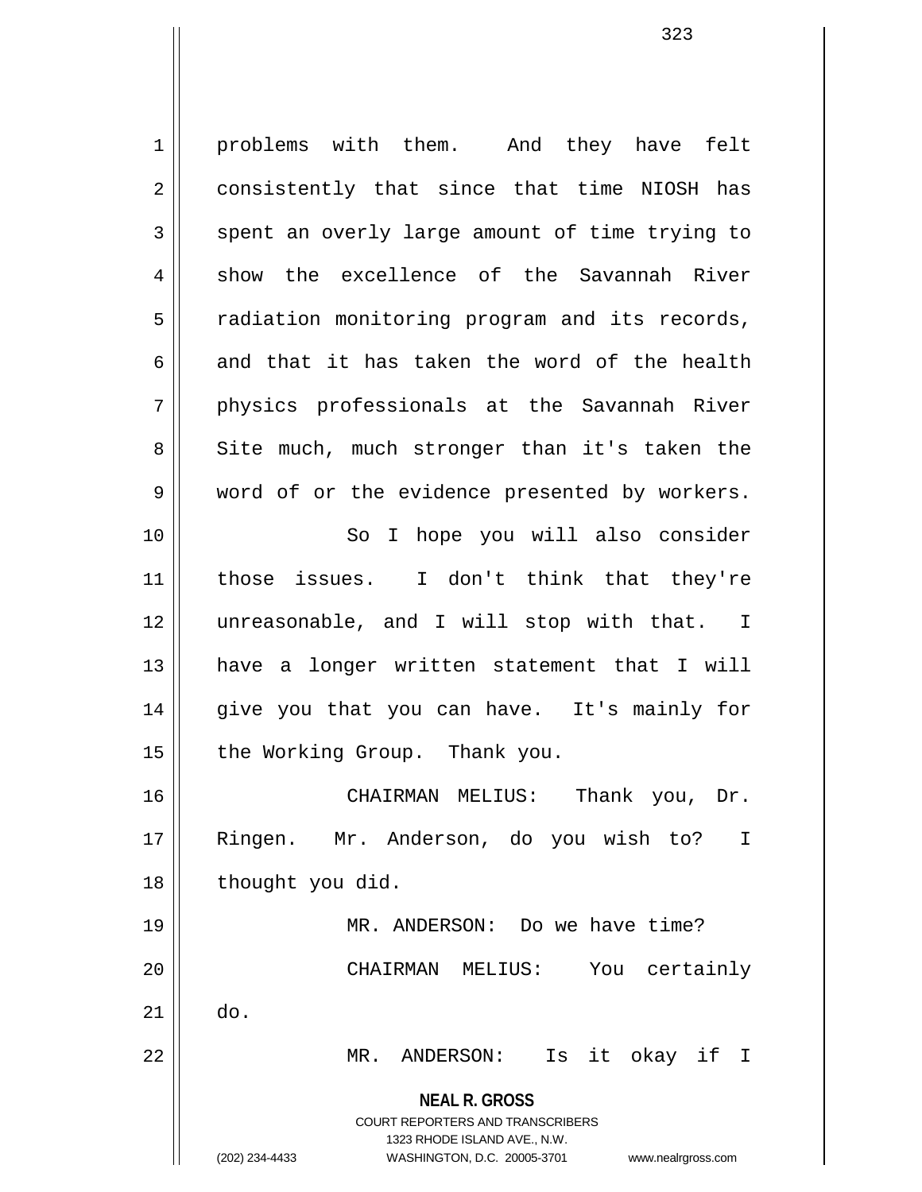problems with them. And they have felt consistently that since that time NIOSH has spent an overly large amount of time trying to show the excellence of the Savannah River radiation monitoring program and its records, and that it has taken the word of the health physics professionals at the Savannah River Site much, much stronger than it's taken the word of or the evidence presented by workers.

So I hope you will also consider those issues. I don't think that they're unreasonable, and I will stop with that. I have a longer written statement that I will give you that you can have. It's mainly for the Working Group. Thank you.

CHAIRMAN MELIUS: Thank you, Dr. Ringen. Mr. Anderson, do you wish to? I thought you did.

MR. ANDERSON: Do we have time?

CHAIRMAN MELIUS: You certainly do.

MR. ANDERSON: Is it okay if I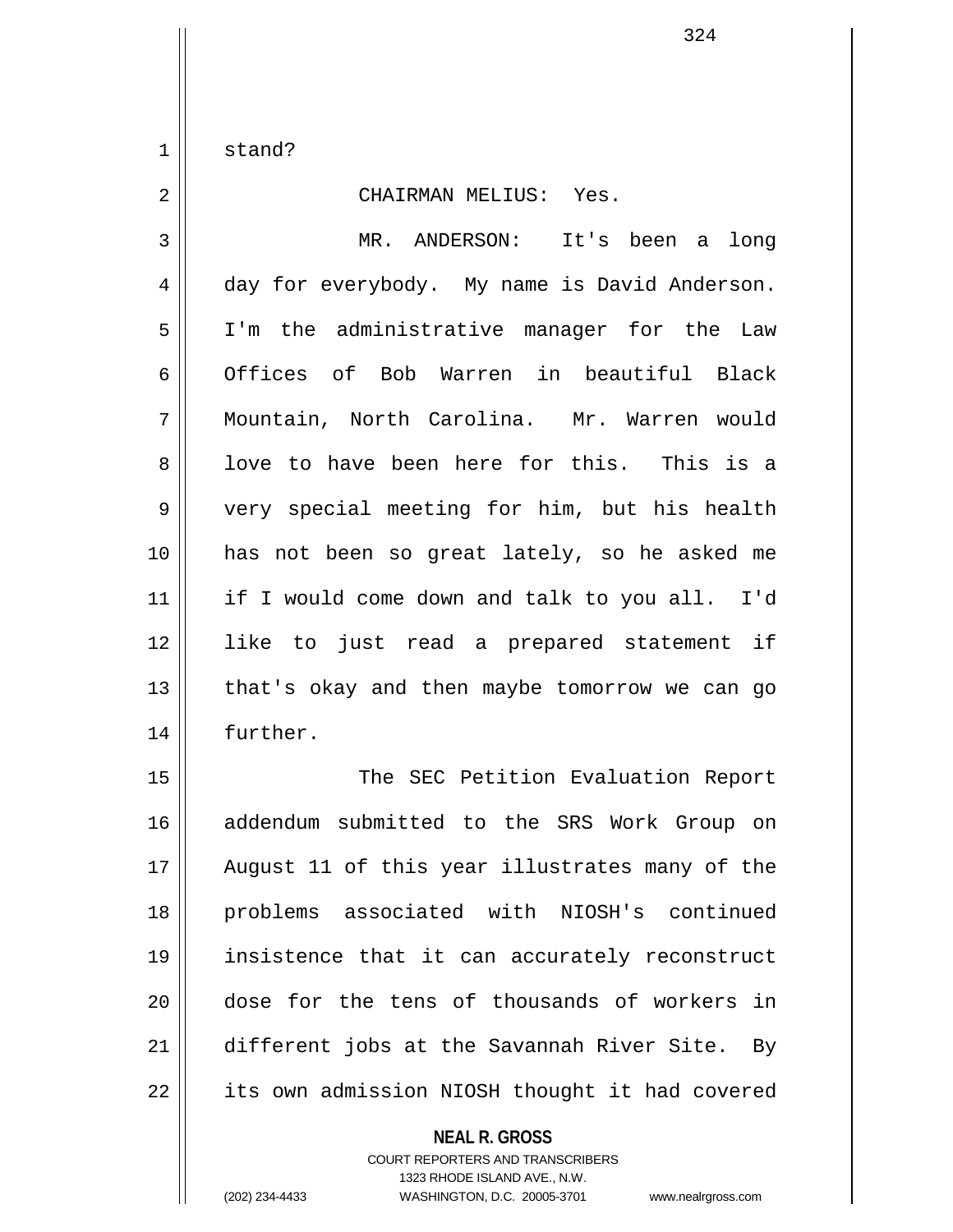stand?

CHAIRMAN MELIUS: Yes.

MR. ANDERSON: It's been a long day for everybody. My name is David Anderson. I'm the administrative manager for the Law Offices of Bob Warren in beautiful Black Mountain, North Carolina. Mr. Warren would love to have been here for this. This is a very special meeting for him, but his health has not been so great lately, so he asked me if I would come down and talk to you all. I'd like to just read a prepared statement if that's okay and then maybe tomorrow we can go further.

The SEC Petition Evaluation Report addendum submitted to the SRS Work Group on August 11 of this year illustrates many of the problems associated with NIOSH's continued insistence that it can accurately reconstruct dose for the tens of thousands of workers in different jobs at the Savannah River Site. By its own admission NIOSH thought it had covered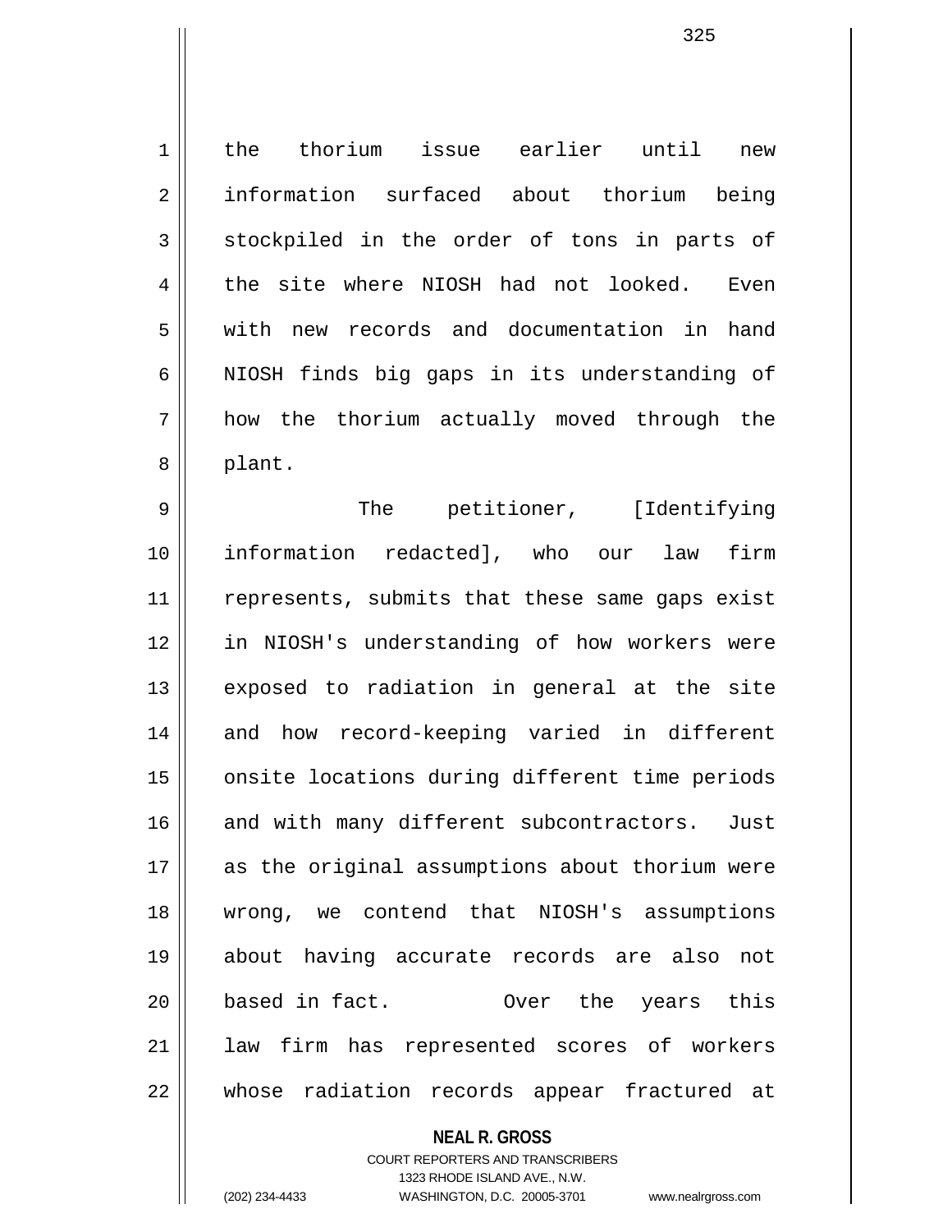the thorium issue earlier until new information surfaced about thorium being stockpiled in the order of tons in parts of the site where NIOSH had not looked. Even with new records and documentation in hand NIOSH finds big gaps in its understanding of how the thorium actually moved through the plant.

The petitioner, [Identifying information redacted], who our law firm represents, submits that these same gaps exist in NIOSH's understanding of how workers were exposed to radiation in general at the site and how record-keeping varied in different onsite locations during different time periods and with many different subcontractors. Just as the original assumptions about thorium were wrong, we contend that NIOSH's assumptions about having accurate records are also not based in fact. Over the years this law firm has represented scores of workers whose radiation records appear fractured at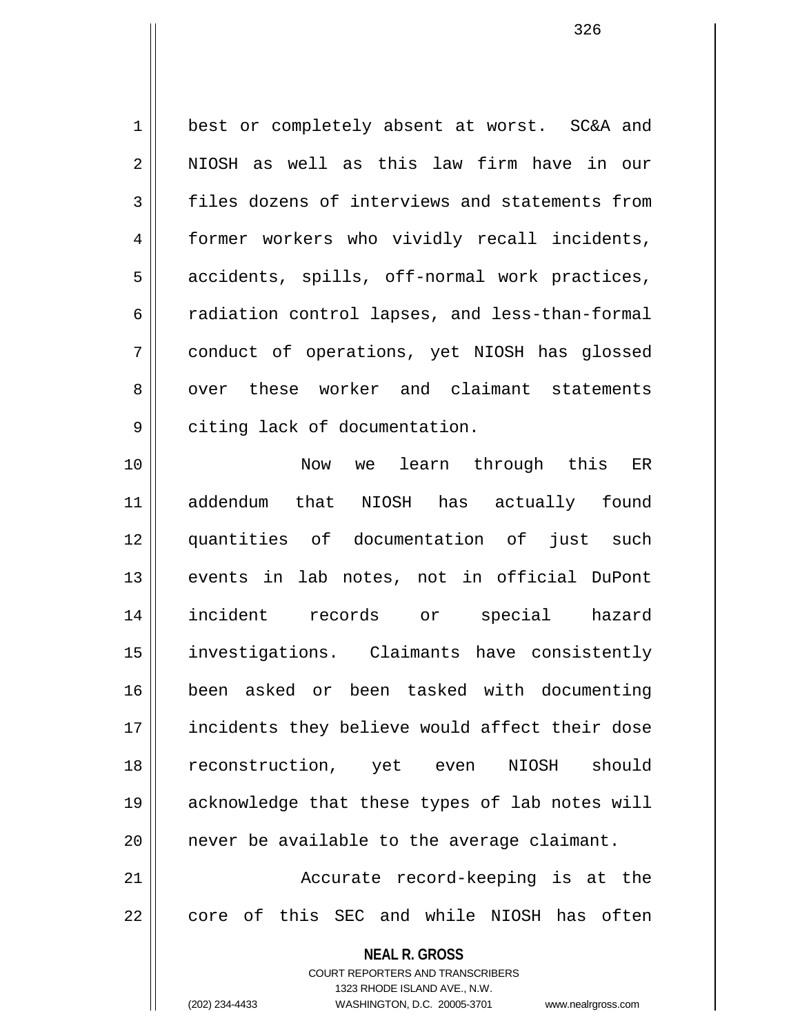best or completely absent at worst. SC&A and NIOSH as well as this law firm have in our files dozens of interviews and statements from former workers who vividly recall incidents, accidents, spills, off-normal work practices, radiation control lapses, and less-than-formal conduct of operations, yet NIOSH has glossed over these worker and claimant statements citing lack of documentation.

Now we learn through this ER addendum that NIOSH has actually found quantities of documentation of just such events in lab notes, not in official DuPont incident records or special hazard investigations. Claimants have consistently been asked or been tasked with documenting incidents they believe would affect their dose reconstruction, yet even NIOSH should acknowledge that these types of lab notes will never be available to the average claimant.

Accurate record-keeping is at the core of this SEC and while NIOSH has often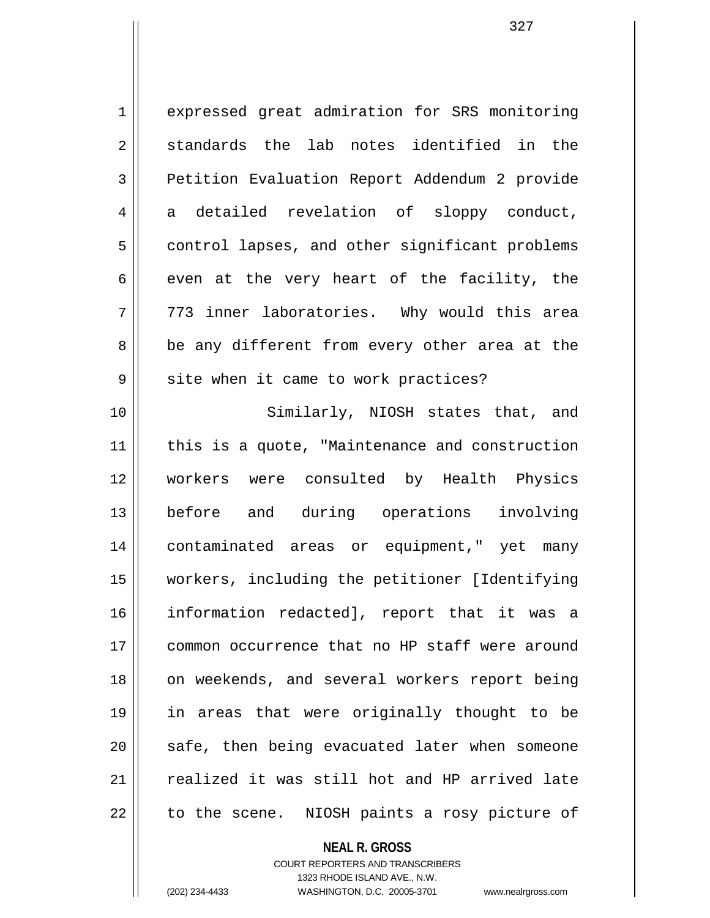expressed great admiration for SRS monitoring standards the lab notes identified in the Petition Evaluation Report Addendum 2 provide a detailed revelation of sloppy conduct, control lapses, and other significant problems even at the very heart of the facility, the 773 inner laboratories. Why would this area be any different from every other area at the site when it came to work practices?

Similarly, NIOSH states that, and this is a quote, "Maintenance and construction workers were consulted by Health Physics before and during operations involving contaminated areas or equipment," yet many workers, including the petitioner [Identifying information redacted], report that it was a common occurrence that no HP staff were around on weekends, and several workers report being in areas that were originally thought to be safe, then being evacuated later when someone realized it was still hot and HP arrived late to the scene. NIOSH paints a rosy picture of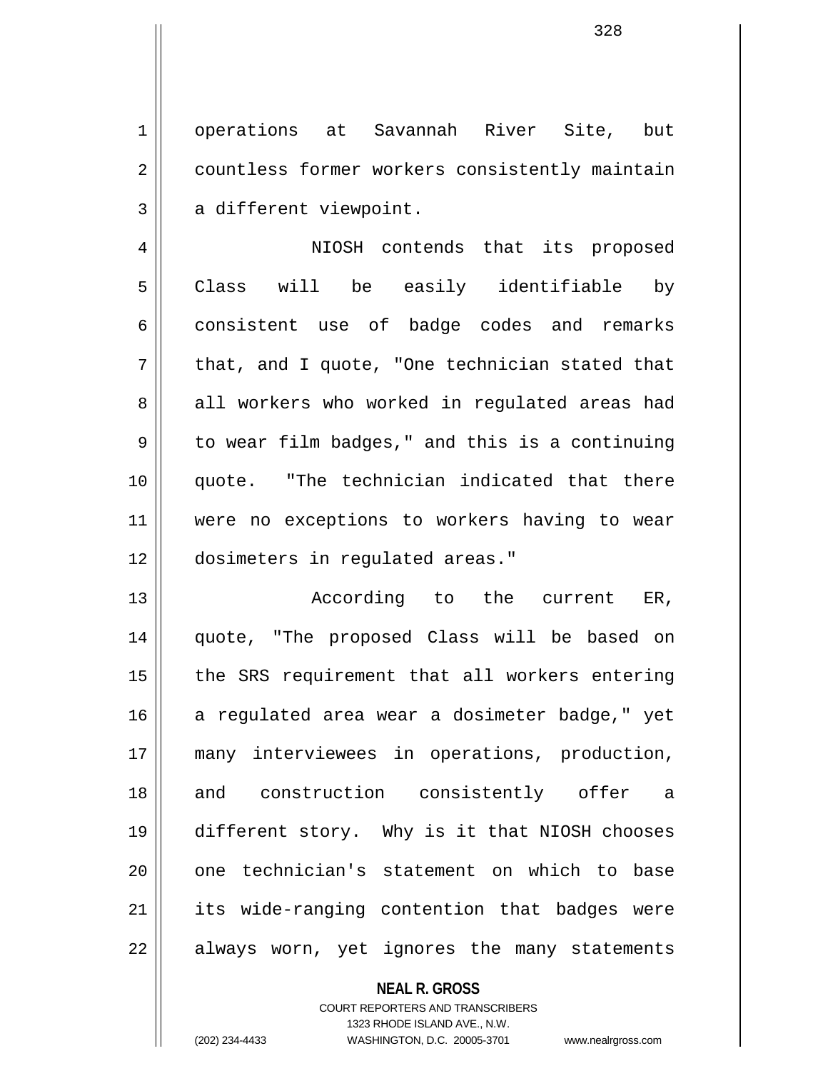operations at Savannah River Site, but countless former workers consistently maintain a different viewpoint.

NIOSH contends that its proposed Class will be easily identifiable by consistent use of badge codes and remarks that, and I quote, "One technician stated that all workers who worked in regulated areas had to wear film badges," and this is a continuing quote. "The technician indicated that there were no exceptions to workers having to wear dosimeters in regulated areas."

According to the current ER, quote, "The proposed Class will be based on the SRS requirement that all workers entering a regulated area wear a dosimeter badge," yet many interviewees in operations, production, and construction consistently offer a different story. Why is it that NIOSH chooses one technician's statement on which to base its wide-ranging contention that badges were always worn, yet ignores the many statements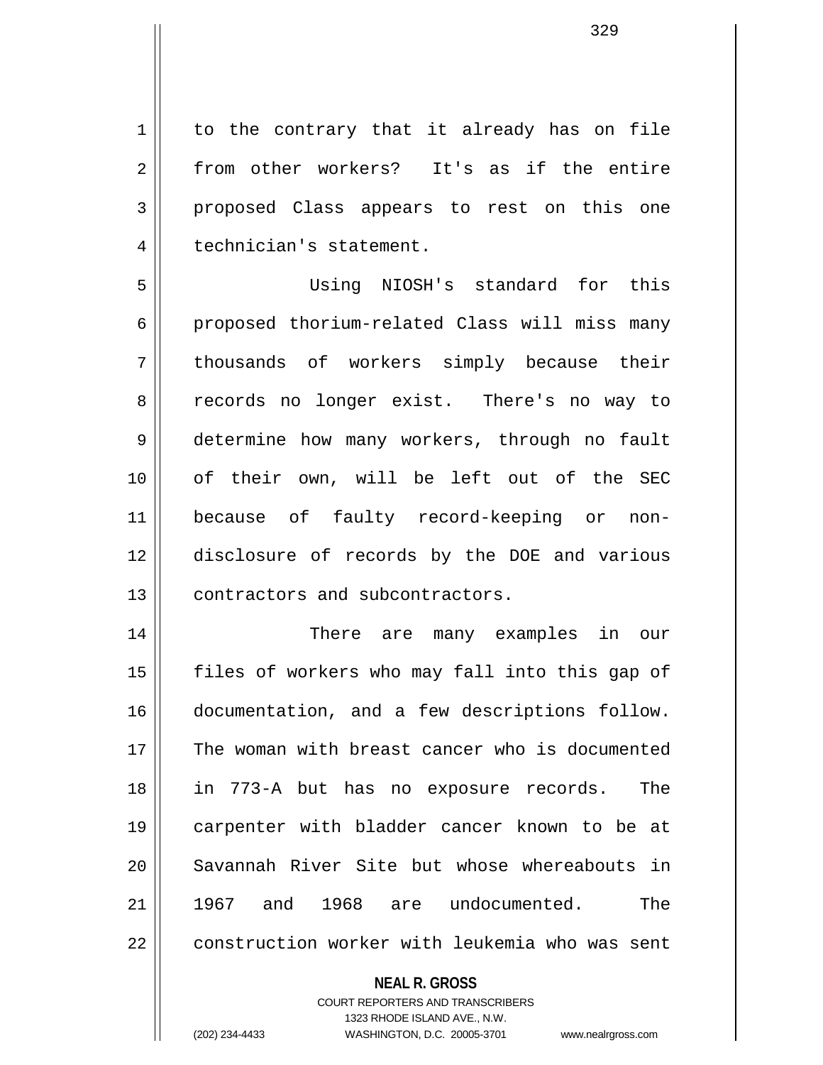to the contrary that it already has on file from other workers? It's as if the entire proposed Class appears to rest on this one technician's statement.

Using NIOSH's standard for this proposed thorium-related Class will miss many thousands of workers simply because their records no longer exist. There's no way to determine how many workers, through no fault of their own, will be left out of the SEC because of faulty record-keeping or non-disclosure of records by the DOE and various contractors and subcontractors.

There are many examples in our files of workers who may fall into this gap of documentation, and a few descriptions follow. The woman with breast cancer who is documented in 773-A but has no exposure records. The carpenter with bladder cancer known to be at Savannah River Site but whose whereabouts in 1967 and 1968 are undocumented. The construction worker with leukemia who was sent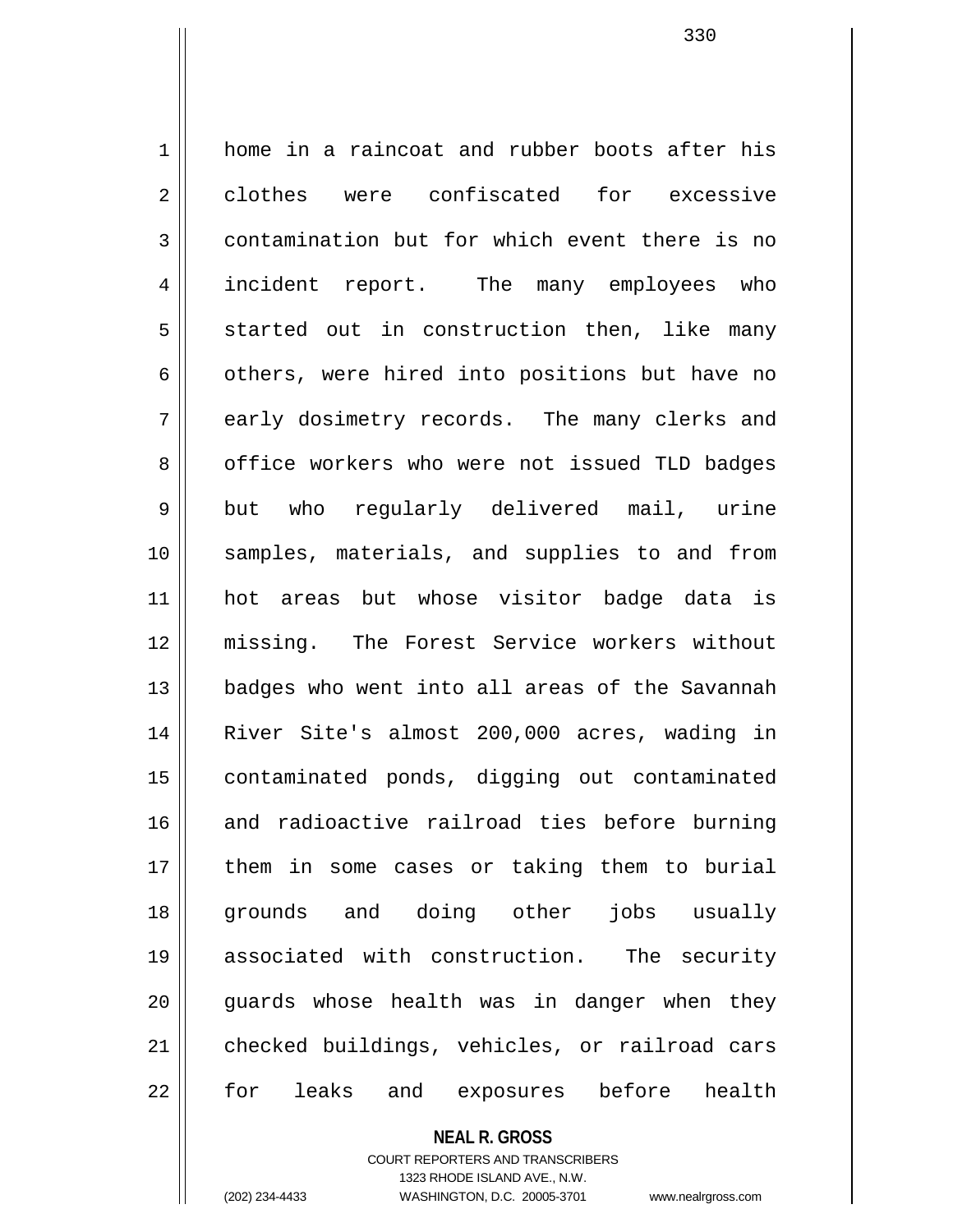home in a raincoat and rubber boots after his clothes were confiscated for excessive contamination but for which event there is no incident report. The many employees who started out in construction then, like many others, were hired into positions but have no early dosimetry records. The many clerks and office workers who were not issued TLD badges but who regularly delivered mail, urine samples, materials, and supplies to and from hot areas but whose visitor badge data is missing. The Forest Service workers without badges who went into all areas of the Savannah River Site's almost 200,000 acres, wading in contaminated ponds, digging out contaminated and radioactive railroad ties before burning them in some cases or taking them to burial grounds and doing other jobs usually associated with construction. The security guards whose health was in danger when they checked buildings, vehicles, or railroad cars for leaks and exposures before health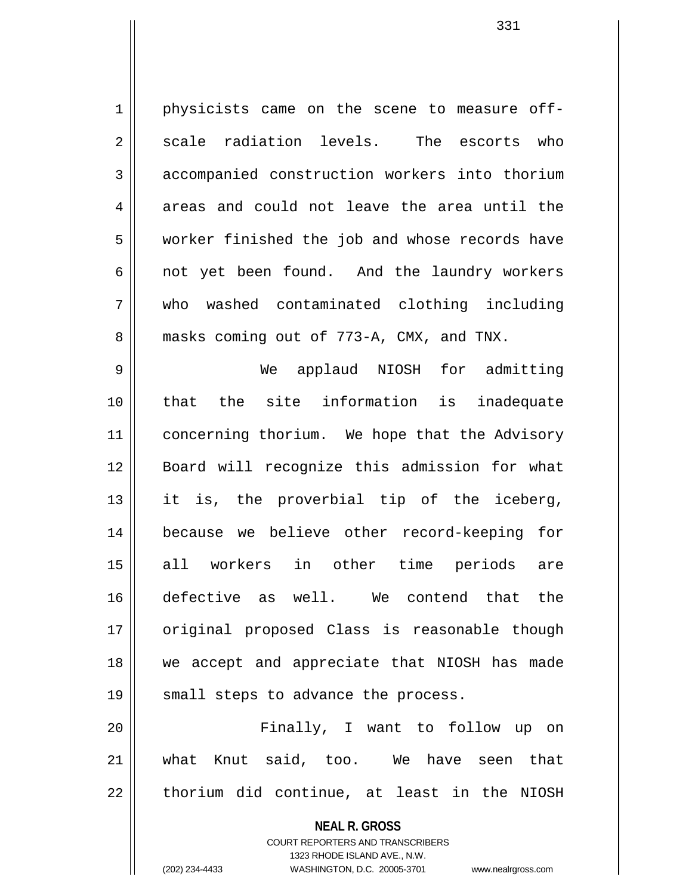physicists came on the scene to measure off-scale radiation levels. The escorts who accompanied construction workers into thorium areas and could not leave the area until the worker finished the job and whose records have not yet been found. And the laundry workers who washed contaminated clothing including masks coming out of 773-A, CMX, and TNX.

We applaud NIOSH for admitting that the site information is inadequate concerning thorium. We hope that the Advisory Board will recognize this admission for what it is, the proverbial tip of the iceberg, because we believe other record-keeping for all workers in other time periods are defective as well. We contend that the original proposed Class is reasonable though we accept and appreciate that NIOSH has made small steps to advance the process.

Finally, I want to follow up on what Knut said, too. We have seen that thorium did continue, at least in the NIOSH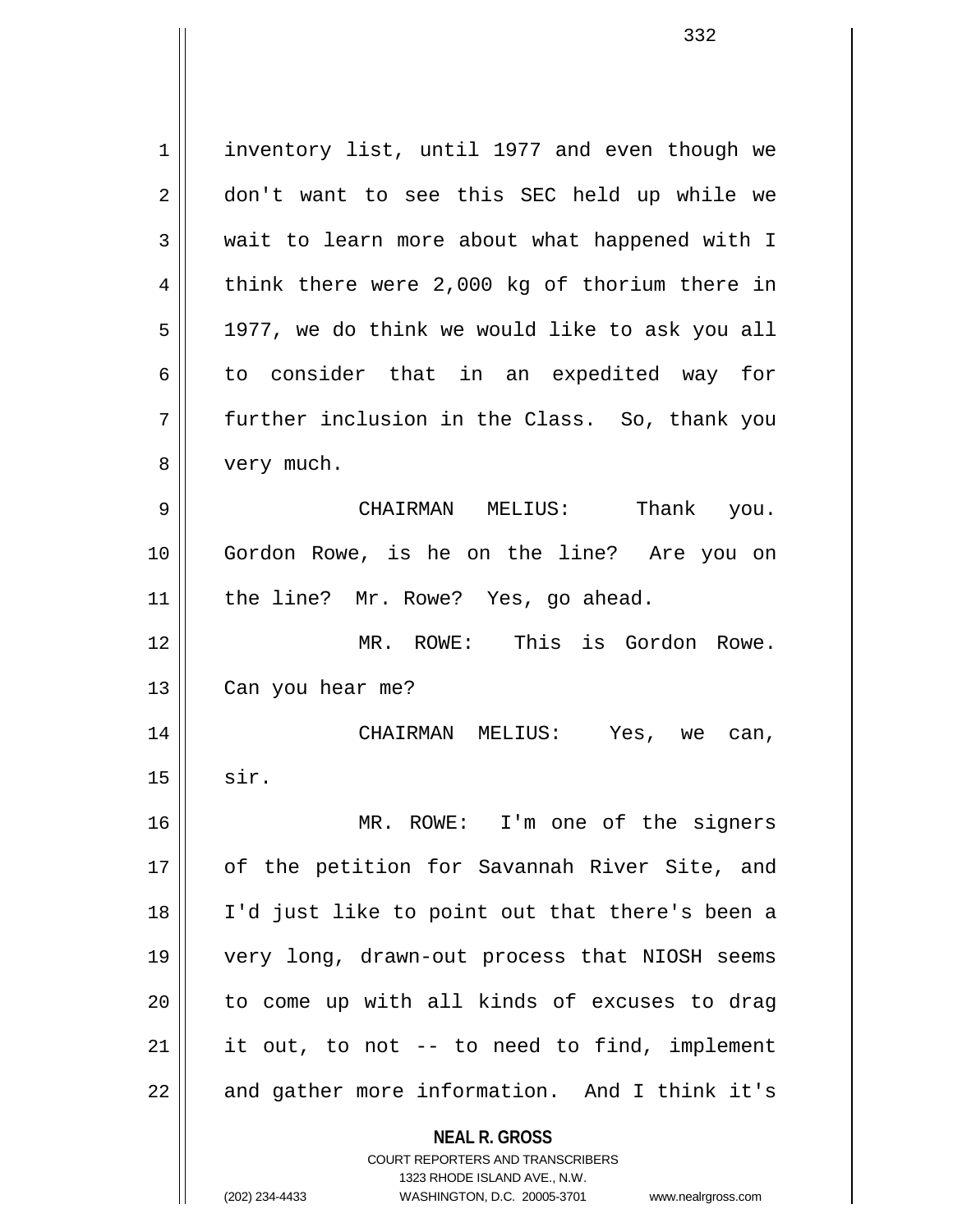inventory list, until 1977 and even though we don't want to see this SEC held up while we wait to learn more about what happened with I think there were 2,000 kg of thorium there in 1977, we do think we would like to ask you all to consider that in an expedited way for further inclusion in the Class. So, thank you very much.

CHAIRMAN MELIUS: Thank you. Gordon Rowe, is he on the line? Are you on the line? Mr. Rowe? Yes, go ahead.

MR. ROWE: This is Gordon Rowe. Can you hear me?

CHAIRMAN MELIUS: Yes, we can, sir.

MR. ROWE: I'm one of the signers of the petition for Savannah River Site, and I'd just like to point out that there's been a very long, drawn-out process that NIOSH seems to come up with all kinds of excuses to drag it out, to not -- to need to find, implement and gather more information. And I think it's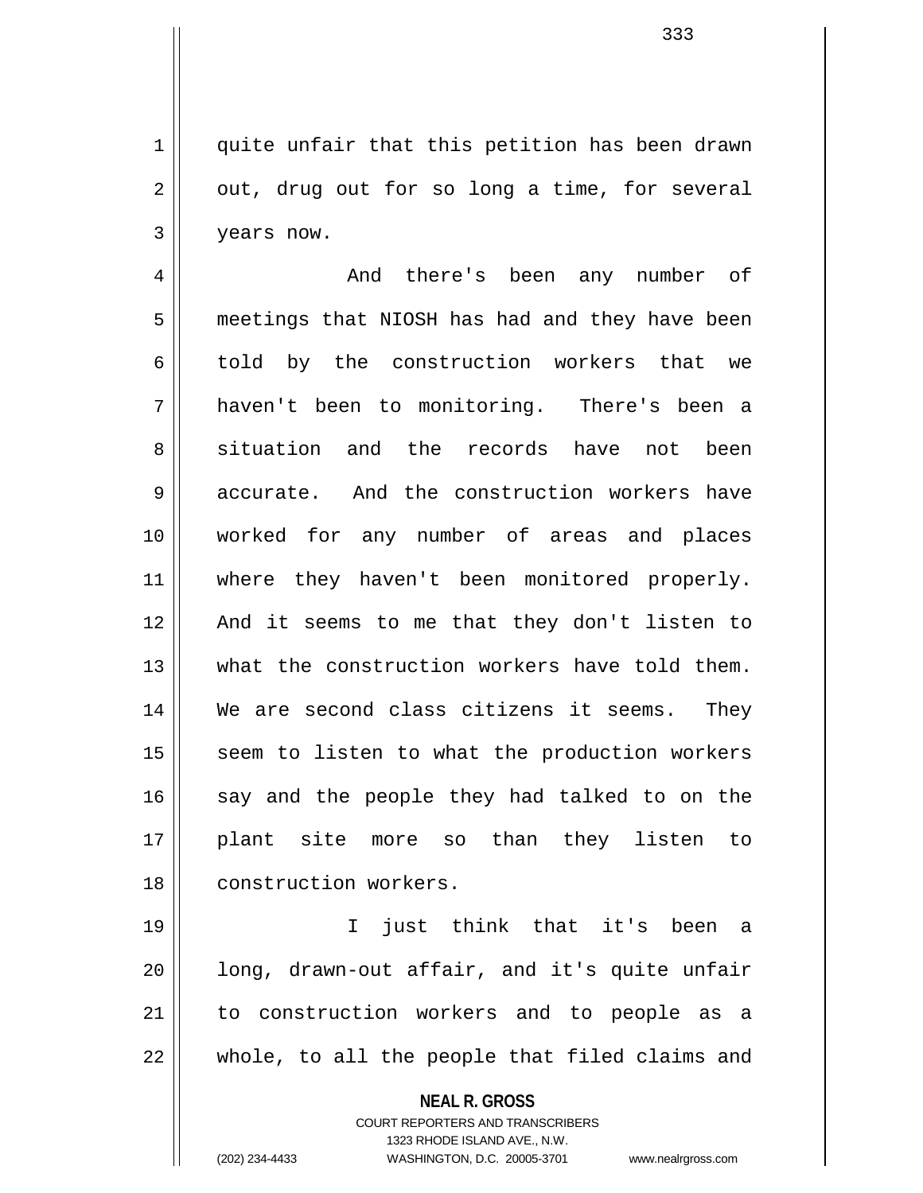quite unfair that this petition has been drawn out, drug out for so long a time, for several years now.

And there's been any number of meetings that NIOSH has had and they have been told by the construction workers that we haven't been to monitoring. There's been a situation and the records have not been accurate. And the construction workers have worked for any number of areas and places where they haven't been monitored properly. And it seems to me that they don't listen to what the construction workers have told them. We are second class citizens it seems. They seem to listen to what the production workers say and the people they had talked to on the plant site more so than they listen to construction workers.

I just think that it's been a long, drawn-out affair, and it's quite unfair to construction workers and to people as a whole, to all the people that filed claims and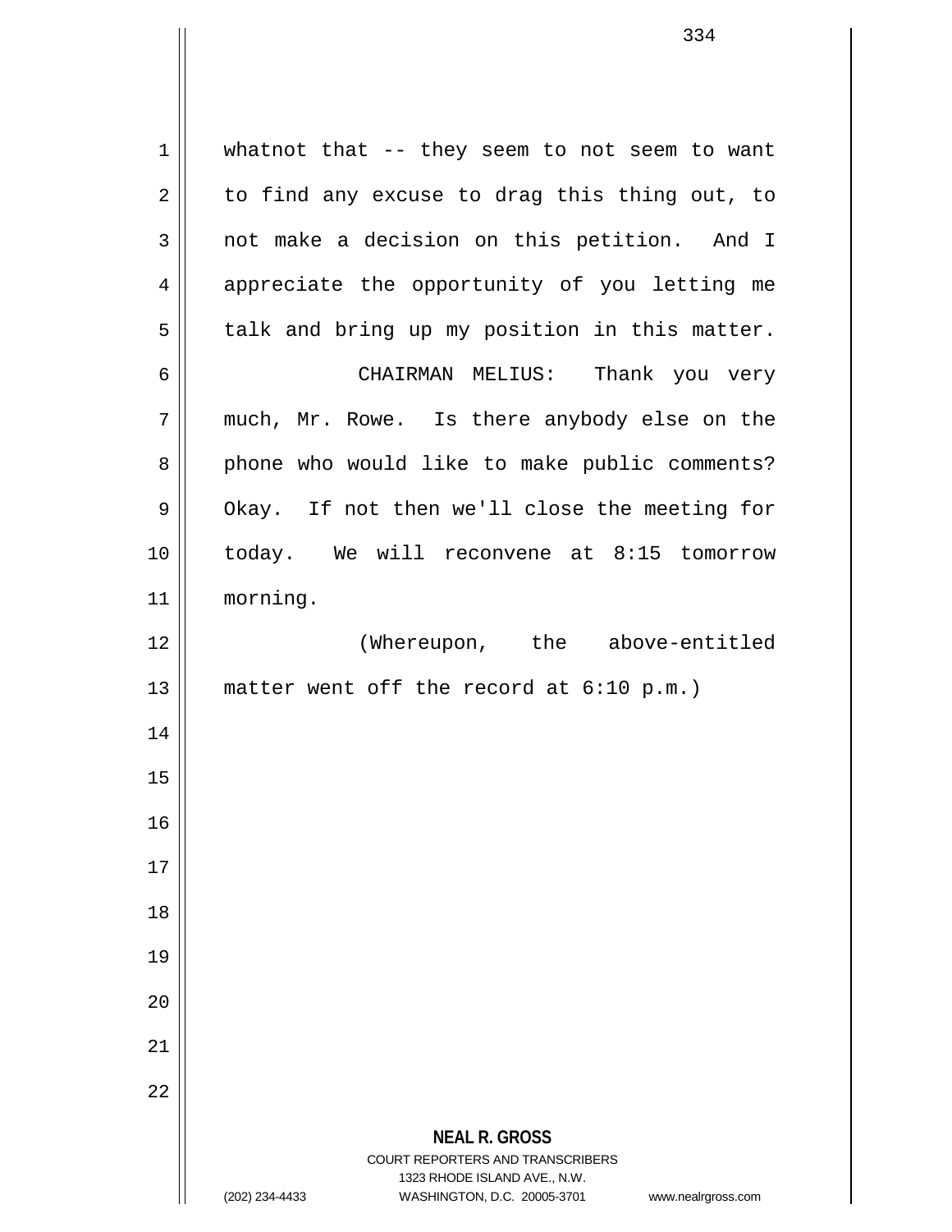whatnot that -- they seem to not seem to want to find any excuse to drag this thing out, to not make a decision on this petition. And I appreciate the opportunity of you letting me talk and bring up my position in this matter.

CHAIRMAN MELIUS: Thank you very much, Mr. Rowe. Is there anybody else on the phone who would like to make public comments? Okay. If not then we'll close the meeting for today. We will reconvene at 8:15 tomorrow morning.

(Whereupon, the above-entitled matter went off the record at 6:10 p.m.)